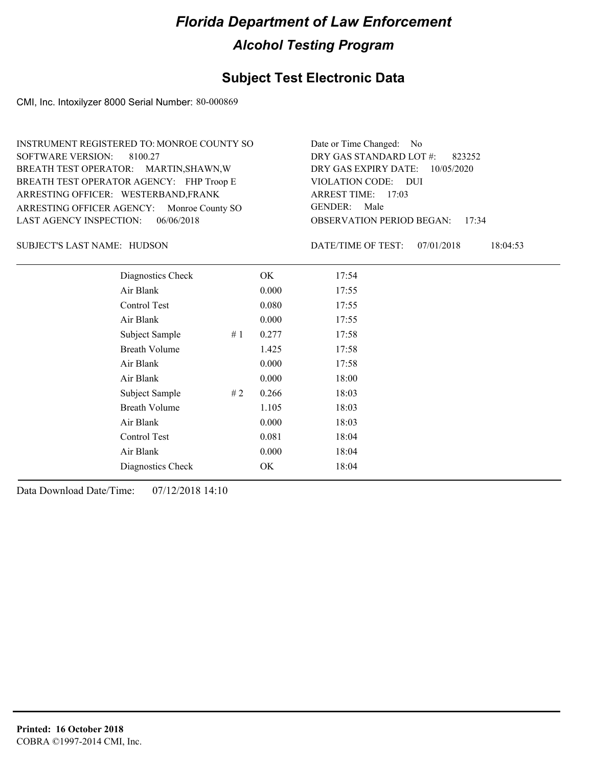# Florida Department of Law Enforcement

## Alcohol Testing Program

### Subject Test Electronic Data

CMI, Inc. Intoxilyzer 8000 Serial Number: 80-000869

INSTRUMENT REGISTERED TO: MONROE COUNTY SO
SOFTWARE VERSION: 8100.27
BREATH TEST OPERATOR: MARTIN,SHAWN,W
BREATH TEST OPERATOR AGENCY: FHP Troop E
ARRESTING OFFICER: WESTERBAND,FRANK
ARRESTING OFFICER AGENCY: Monroe County SO
LAST AGENCY INSPECTION: 06/06/2018

Date or Time Changed: No
DRY GAS STANDARD LOT #: 823252
DRY GAS EXPIRY DATE: 10/05/2020
VIOLATION CODE: DUI
ARREST TIME: 17:03
GENDER: Male
OBSERVATION PERIOD BEGAN: 17:34

SUBJECT'S LAST NAME: HUDSON

DATE/TIME OF TEST: 07/01/2018 18:04:53

| Test | # | Result | Time |
|---|---|---|---|
| Diagnostics Check | | OK | 17:54 |
| Air Blank | | 0.000 | 17:55 |
| Control Test | | 0.080 | 17:55 |
| Air Blank | | 0.000 | 17:55 |
| Subject Sample | # 1 | 0.277 | 17:58 |
| Breath Volume | | 1.425 | 17:58 |
| Air Blank | | 0.000 | 17:58 |
| Air Blank | | 0.000 | 18:00 |
| Subject Sample | # 2 | 0.266 | 18:03 |
| Breath Volume | | 1.105 | 18:03 |
| Air Blank | | 0.000 | 18:03 |
| Control Test | | 0.081 | 18:04 |
| Air Blank | | 0.000 | 18:04 |
| Diagnostics Check | | OK | 18:04 |

Data Download Date/Time: 07/12/2018 14:10

**Printed: 16 October 2018**
COBRA ©1997-2014 CMI, Inc.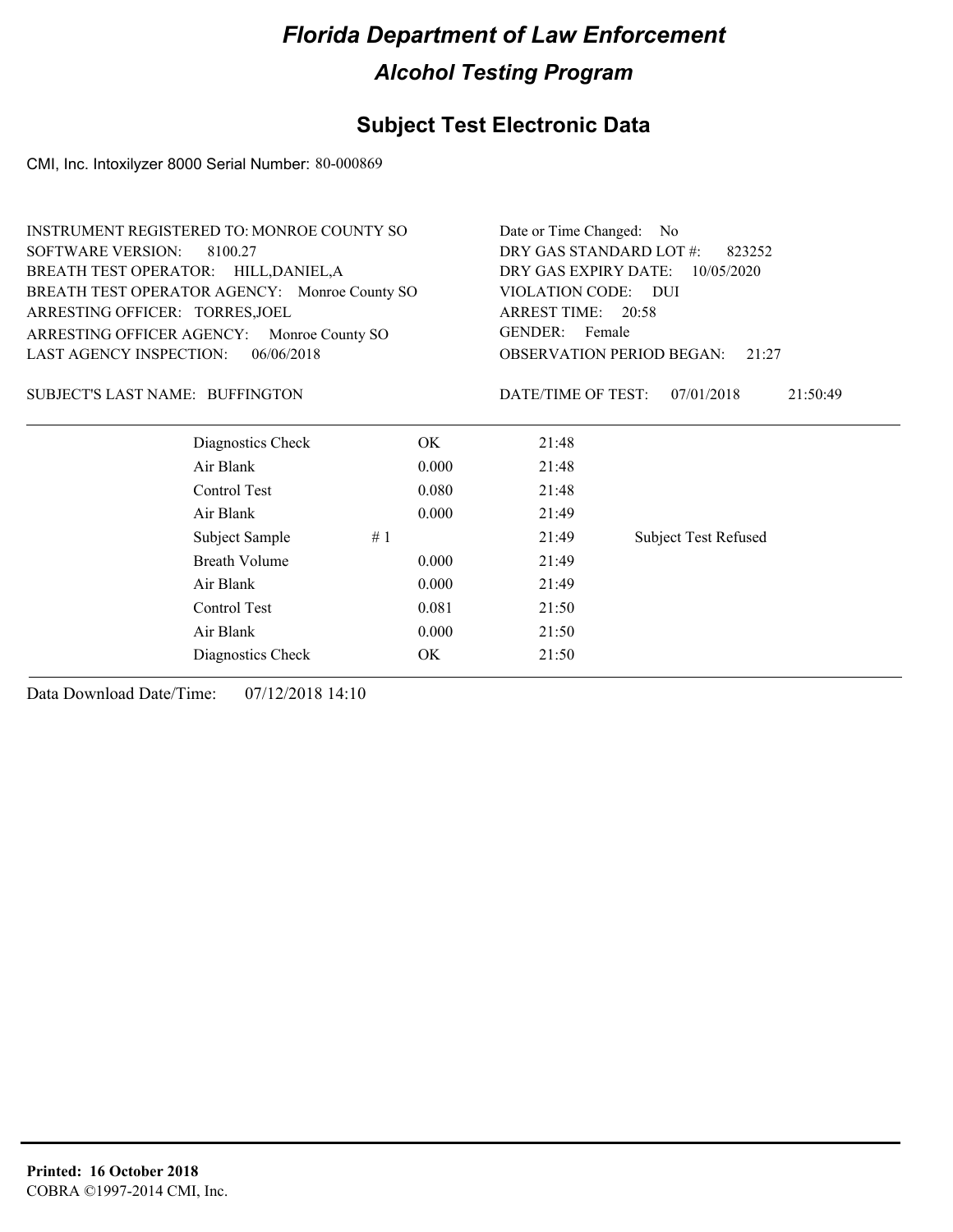# Florida Department of Law Enforcement

## Alcohol Testing Program

### Subject Test Electronic Data

CMI, Inc. Intoxilyzer 8000 Serial Number: 80-000869

INSTRUMENT REGISTERED TO: MONROE COUNTY SO
SOFTWARE VERSION: 8100.27
BREATH TEST OPERATOR: HILL,DANIEL,A
BREATH TEST OPERATOR AGENCY: Monroe County SO
ARRESTING OFFICER: TORRES,JOEL
ARRESTING OFFICER AGENCY: Monroe County SO
LAST AGENCY INSPECTION: 06/06/2018

Date or Time Changed: No
DRY GAS STANDARD LOT #: 823252
DRY GAS EXPIRY DATE: 10/05/2020
VIOLATION CODE: DUI
ARREST TIME: 20:58
GENDER: Female
OBSERVATION PERIOD BEGAN: 21:27

SUBJECT'S LAST NAME: BUFFINGTON

DATE/TIME OF TEST: 07/01/2018 21:50:49

| | | | | |
|---|---|---|---|---|
| Diagnostics Check | | OK | 21:48 | |
| Air Blank | | 0.000 | 21:48 | |
| Control Test | | 0.080 | 21:48 | |
| Air Blank | | 0.000 | 21:49 | |
| Subject Sample | # 1 | | 21:49 | Subject Test Refused |
| Breath Volume | | 0.000 | 21:49 | |
| Air Blank | | 0.000 | 21:49 | |
| Control Test | | 0.081 | 21:50 | |
| Air Blank | | 0.000 | 21:50 | |
| Diagnostics Check | | OK | 21:50 | |

Data Download Date/Time: 07/12/2018 14:10

**Printed: 16 October 2018**
COBRA ©1997-2014 CMI, Inc.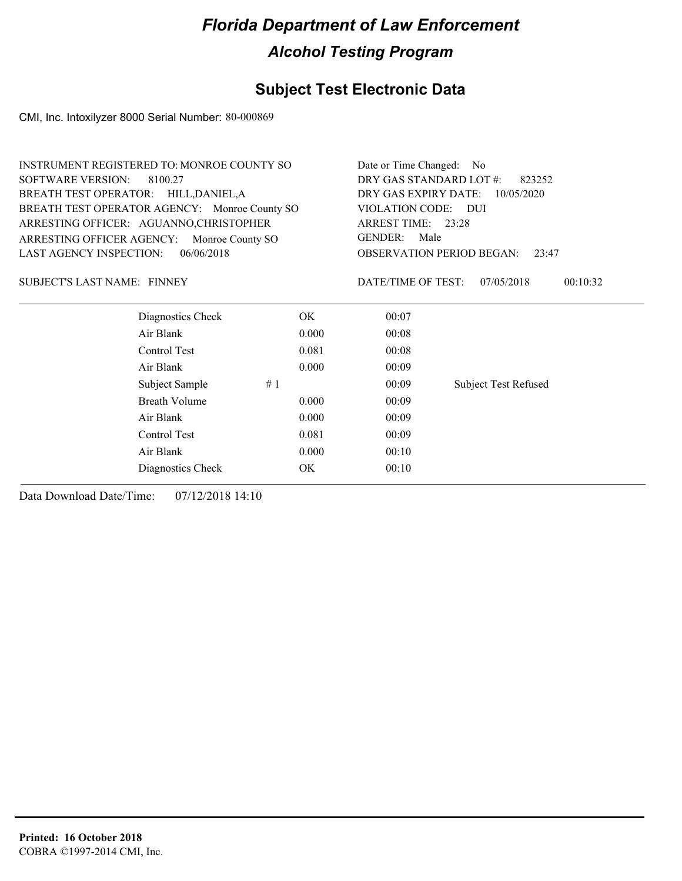# Florida Department of Law Enforcement

## Alcohol Testing Program

## Subject Test Electronic Data

CMI, Inc. Intoxilyzer 8000 Serial Number: 80-000869

INSTRUMENT REGISTERED TO: MONROE COUNTY SO
SOFTWARE VERSION: 8100.27
BREATH TEST OPERATOR: HILL,DANIEL,A
BREATH TEST OPERATOR AGENCY: Monroe County SO
ARRESTING OFFICER: AGUANNO,CHRISTOPHER
ARRESTING OFFICER AGENCY: Monroe County SO
LAST AGENCY INSPECTION: 06/06/2018

Date or Time Changed: No
DRY GAS STANDARD LOT #: 823252
DRY GAS EXPIRY DATE: 10/05/2020
VIOLATION CODE: DUI
ARREST TIME: 23:28
GENDER: Male
OBSERVATION PERIOD BEGAN: 23:47

SUBJECT'S LAST NAME: FINNEY

DATE/TIME OF TEST: 07/05/2018 00:10:32

| | | | |
|---|---|---|---|
| Diagnostics Check | OK | 00:07 | |
| Air Blank | 0.000 | 00:08 | |
| Control Test | 0.081 | 00:08 | |
| Air Blank | 0.000 | 00:09 | |
| Subject Sample # 1 | | 00:09 | Subject Test Refused |
| Breath Volume | 0.000 | 00:09 | |
| Air Blank | 0.000 | 00:09 | |
| Control Test | 0.081 | 00:09 | |
| Air Blank | 0.000 | 00:10 | |
| Diagnostics Check | OK | 00:10 | |

Data Download Date/Time: 07/12/2018 14:10

**Printed: 16 October 2018**
COBRA ©1997-2014 CMI, Inc.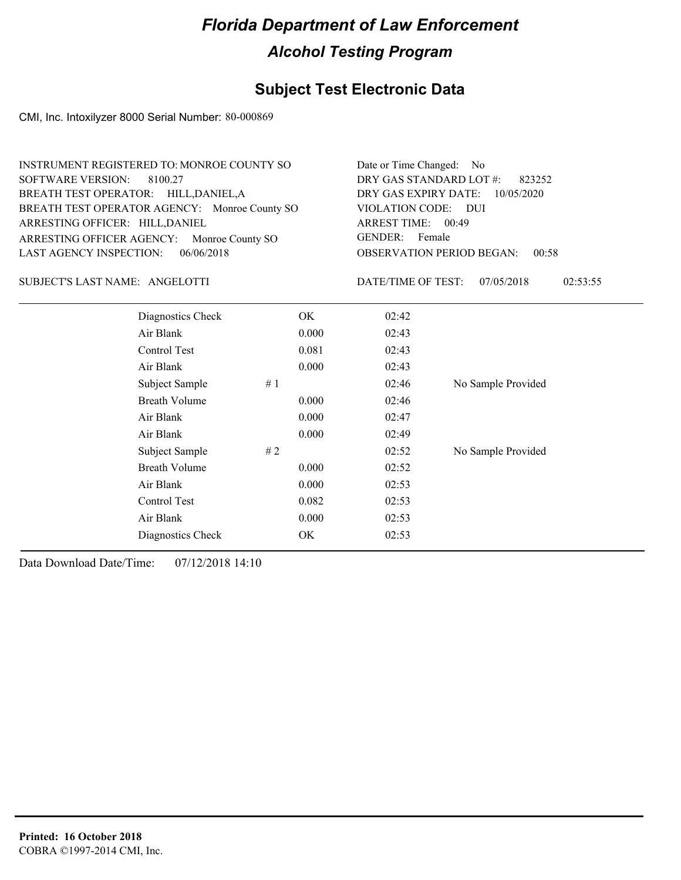# Florida Department of Law Enforcement

## Alcohol Testing Program

### Subject Test Electronic Data

CMI, Inc. Intoxilyzer 8000 Serial Number: 80-000869

INSTRUMENT REGISTERED TO: MONROE COUNTY SO
SOFTWARE VERSION: 8100.27
BREATH TEST OPERATOR: HILL,DANIEL,A
BREATH TEST OPERATOR AGENCY: Monroe County SO
ARRESTING OFFICER: HILL,DANIEL
ARRESTING OFFICER AGENCY: Monroe County SO
LAST AGENCY INSPECTION: 06/06/2018

Date or Time Changed: No
DRY GAS STANDARD LOT #: 823252
DRY GAS EXPIRY DATE: 10/05/2020
VIOLATION CODE: DUI
ARREST TIME: 00:49
GENDER: Female
OBSERVATION PERIOD BEGAN: 00:58

SUBJECT'S LAST NAME: ANGELOTTI

DATE/TIME OF TEST: 07/05/2018 02:53:55

| Test | | Result | Time | Note |
|---|---|---|---|---|
| Diagnostics Check | | OK | 02:42 | |
| Air Blank | | 0.000 | 02:43 | |
| Control Test | | 0.081 | 02:43 | |
| Air Blank | | 0.000 | 02:43 | |
| Subject Sample | # 1 | | 02:46 | No Sample Provided |
| Breath Volume | | 0.000 | 02:46 | |
| Air Blank | | 0.000 | 02:47 | |
| Air Blank | | 0.000 | 02:49 | |
| Subject Sample | # 2 | | 02:52 | No Sample Provided |
| Breath Volume | | 0.000 | 02:52 | |
| Air Blank | | 0.000 | 02:53 | |
| Control Test | | 0.082 | 02:53 | |
| Air Blank | | 0.000 | 02:53 | |
| Diagnostics Check | | OK | 02:53 | |

Data Download Date/Time: 07/12/2018 14:10

**Printed: 16 October 2018**
COBRA ©1997-2014 CMI, Inc.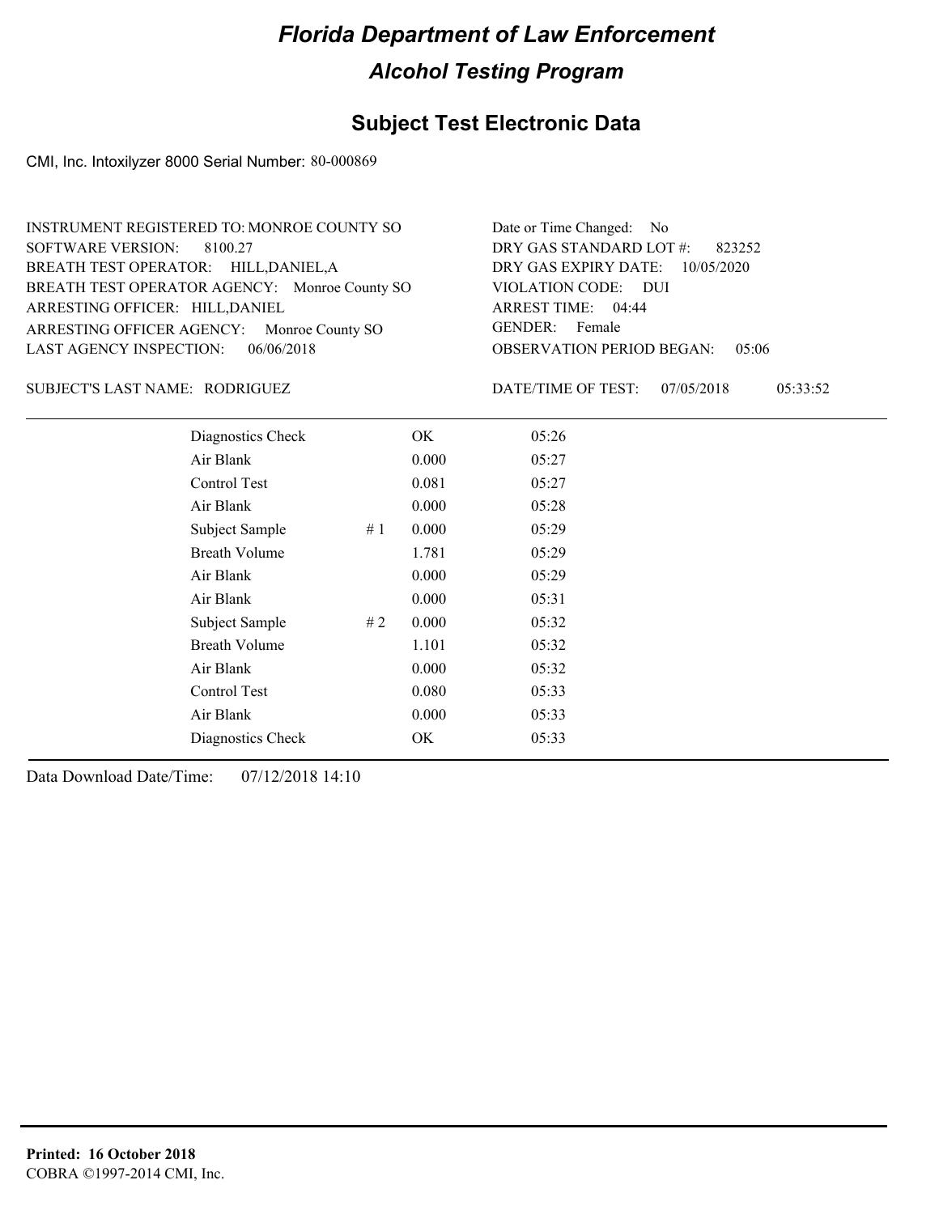# Florida Department of Law Enforcement

## Alcohol Testing Program

### Subject Test Electronic Data

CMI, Inc. Intoxilyzer 8000 Serial Number: 80-000869

INSTRUMENT REGISTERED TO: MONROE COUNTY SO
SOFTWARE VERSION: 8100.27
BREATH TEST OPERATOR: HILL,DANIEL,A
BREATH TEST OPERATOR AGENCY: Monroe County SO
ARRESTING OFFICER: HILL,DANIEL
ARRESTING OFFICER AGENCY: Monroe County SO
LAST AGENCY INSPECTION: 06/06/2018

Date or Time Changed: No
DRY GAS STANDARD LOT #: 823252
DRY GAS EXPIRY DATE: 10/05/2020
VIOLATION CODE: DUI
ARREST TIME: 04:44
GENDER: Female
OBSERVATION PERIOD BEGAN: 05:06

SUBJECT'S LAST NAME: RODRIGUEZ

DATE/TIME OF TEST: 07/05/2018 05:33:52

| Test | # | Result | Time |
|---|---|---|---|
| Diagnostics Check | | OK | 05:26 |
| Air Blank | | 0.000 | 05:27 |
| Control Test | | 0.081 | 05:27 |
| Air Blank | | 0.000 | 05:28 |
| Subject Sample | # 1 | 0.000 | 05:29 |
| Breath Volume | | 1.781 | 05:29 |
| Air Blank | | 0.000 | 05:29 |
| Air Blank | | 0.000 | 05:31 |
| Subject Sample | # 2 | 0.000 | 05:32 |
| Breath Volume | | 1.101 | 05:32 |
| Air Blank | | 0.000 | 05:32 |
| Control Test | | 0.080 | 05:33 |
| Air Blank | | 0.000 | 05:33 |
| Diagnostics Check | | OK | 05:33 |

Data Download Date/Time: 07/12/2018 14:10

**Printed: 16 October 2018**
COBRA ©1997-2014 CMI, Inc.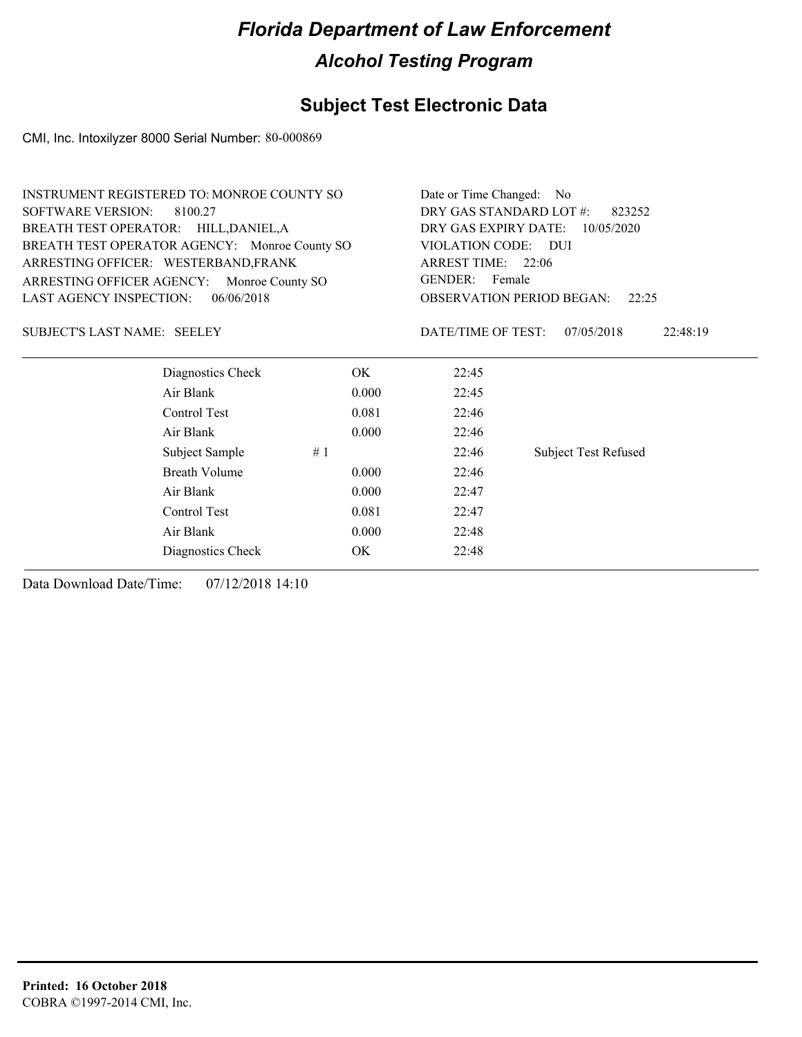# Florida Department of Law Enforcement

## Alcohol Testing Program

### Subject Test Electronic Data

CMI, Inc. Intoxilyzer 8000 Serial Number: 80-000869

INSTRUMENT REGISTERED TO: MONROE COUNTY SO
SOFTWARE VERSION: 8100.27
BREATH TEST OPERATOR: HILL,DANIEL,A
BREATH TEST OPERATOR AGENCY: Monroe County SO
ARRESTING OFFICER: WESTERBAND,FRANK
ARRESTING OFFICER AGENCY: Monroe County SO
LAST AGENCY INSPECTION: 06/06/2018

Date or Time Changed: No
DRY GAS STANDARD LOT #: 823252
DRY GAS EXPIRY DATE: 10/05/2020
VIOLATION CODE: DUI
ARREST TIME: 22:06
GENDER: Female
OBSERVATION PERIOD BEGAN: 22:25

SUBJECT'S LAST NAME: SEELEY

DATE/TIME OF TEST: 07/05/2018 22:48:19

| | | | | |
|---|---|---|---|---|
| Diagnostics Check | | OK | 22:45 | |
| Air Blank | | 0.000 | 22:45 | |
| Control Test | | 0.081 | 22:46 | |
| Air Blank | | 0.000 | 22:46 | |
| Subject Sample | # 1 | | 22:46 | Subject Test Refused |
| Breath Volume | | 0.000 | 22:46 | |
| Air Blank | | 0.000 | 22:47 | |
| Control Test | | 0.081 | 22:47 | |
| Air Blank | | 0.000 | 22:48 | |
| Diagnostics Check | | OK | 22:48 | |

Data Download Date/Time: 07/12/2018 14:10

**Printed: 16 October 2018**
COBRA ©1997-2014 CMI, Inc.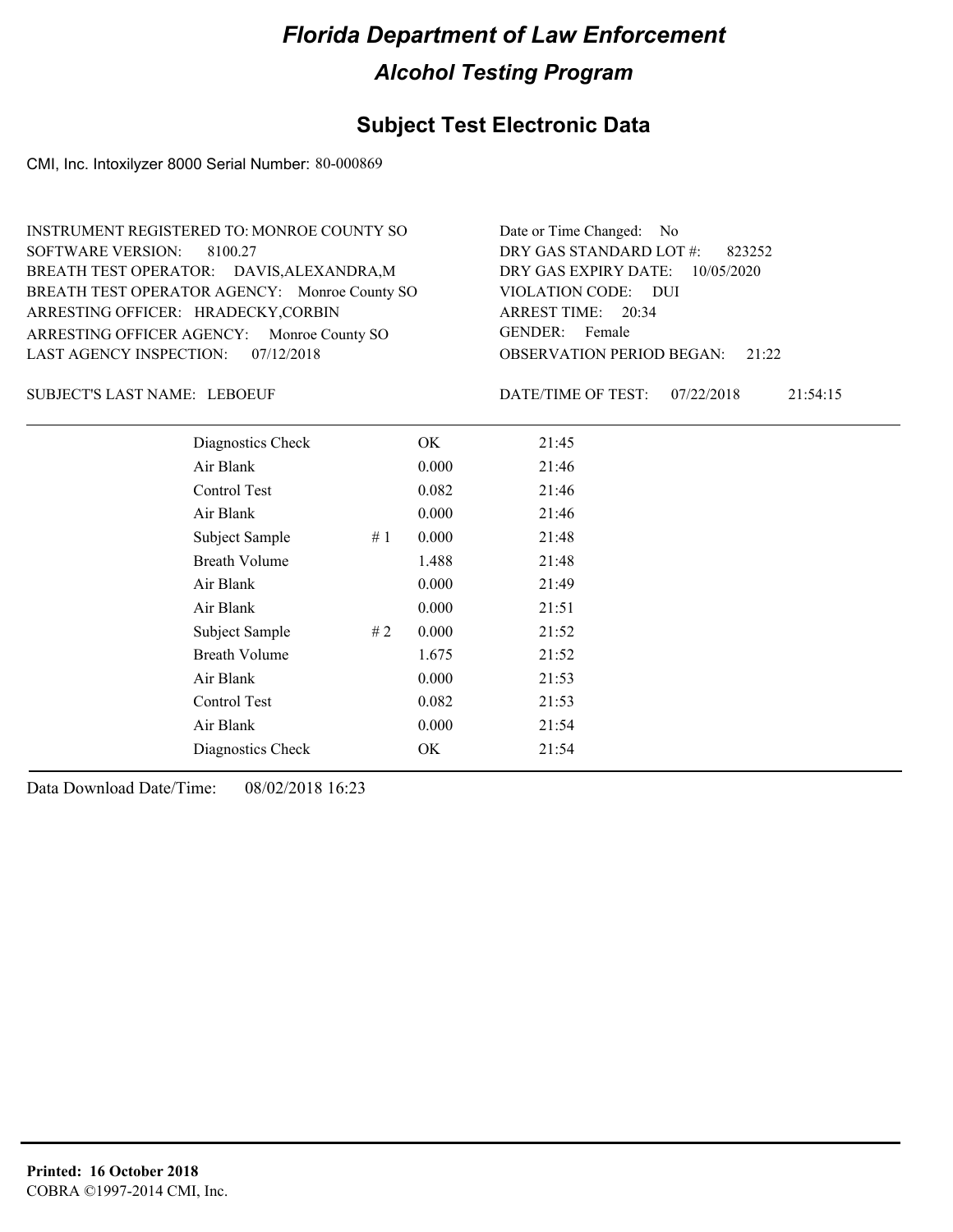# Florida Department of Law Enforcement

## Alcohol Testing Program

## Subject Test Electronic Data

CMI, Inc. Intoxilyzer 8000 Serial Number: 80-000869

INSTRUMENT REGISTERED TO: MONROE COUNTY SO
SOFTWARE VERSION: 8100.27
BREATH TEST OPERATOR: DAVIS,ALEXANDRA,M
BREATH TEST OPERATOR AGENCY: Monroe County SO
ARRESTING OFFICER: HRADECKY,CORBIN
ARRESTING OFFICER AGENCY: Monroe County SO
LAST AGENCY INSPECTION: 07/12/2018

Date or Time Changed: No
DRY GAS STANDARD LOT #: 823252
DRY GAS EXPIRY DATE: 10/05/2020
VIOLATION CODE: DUI
ARREST TIME: 20:34
GENDER: Female
OBSERVATION PERIOD BEGAN: 21:22

SUBJECT'S LAST NAME: LEBOEUF

DATE/TIME OF TEST: 07/22/2018 21:54:15

| | | | |
|---|---|---|---|
| Diagnostics Check | | OK | 21:45 |
| Air Blank | | 0.000 | 21:46 |
| Control Test | | 0.082 | 21:46 |
| Air Blank | | 0.000 | 21:46 |
| Subject Sample | # 1 | 0.000 | 21:48 |
| Breath Volume | | 1.488 | 21:48 |
| Air Blank | | 0.000 | 21:49 |
| Air Blank | | 0.000 | 21:51 |
| Subject Sample | # 2 | 0.000 | 21:52 |
| Breath Volume | | 1.675 | 21:52 |
| Air Blank | | 0.000 | 21:53 |
| Control Test | | 0.082 | 21:53 |
| Air Blank | | 0.000 | 21:54 |
| Diagnostics Check | | OK | 21:54 |

Data Download Date/Time: 08/02/2018 16:23

**Printed: 16 October 2018**
COBRA ©1997-2014 CMI, Inc.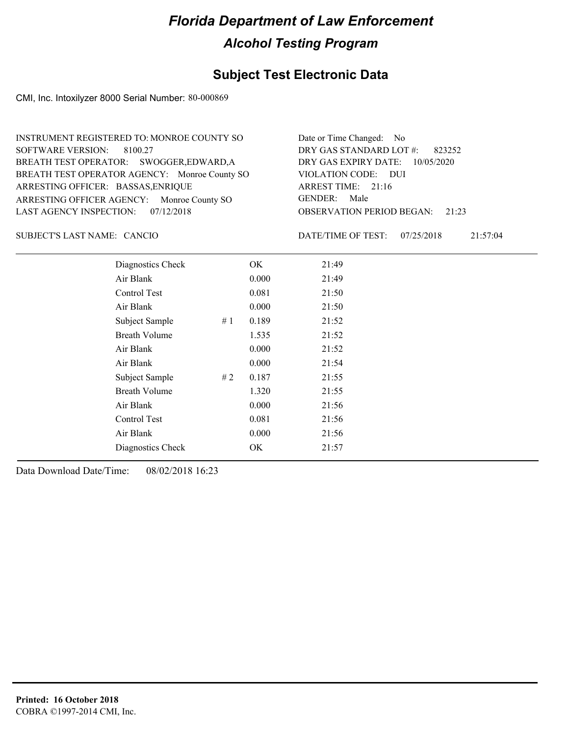# Florida Department of Law Enforcement

## Alcohol Testing Program

### Subject Test Electronic Data

CMI, Inc. Intoxilyzer 8000 Serial Number: 80-000869

INSTRUMENT REGISTERED TO: MONROE COUNTY SO
SOFTWARE VERSION: 8100.27
BREATH TEST OPERATOR: SWOGGER,EDWARD,A
BREATH TEST OPERATOR AGENCY: Monroe County SO
ARRESTING OFFICER: BASSAS,ENRIQUE
ARRESTING OFFICER AGENCY: Monroe County SO
LAST AGENCY INSPECTION: 07/12/2018

Date or Time Changed: No
DRY GAS STANDARD LOT #: 823252
DRY GAS EXPIRY DATE: 10/05/2020
VIOLATION CODE: DUI
ARREST TIME: 21:16
GENDER: Male
OBSERVATION PERIOD BEGAN: 21:23

SUBJECT'S LAST NAME: CANCIO

DATE/TIME OF TEST: 07/25/2018 21:57:04

| | | | |
|---|---|---|---|
| Diagnostics Check | | OK | 21:49 |
| Air Blank | | 0.000 | 21:49 |
| Control Test | | 0.081 | 21:50 |
| Air Blank | | 0.000 | 21:50 |
| Subject Sample | # 1 | 0.189 | 21:52 |
| Breath Volume | | 1.535 | 21:52 |
| Air Blank | | 0.000 | 21:52 |
| Air Blank | | 0.000 | 21:54 |
| Subject Sample | # 2 | 0.187 | 21:55 |
| Breath Volume | | 1.320 | 21:55 |
| Air Blank | | 0.000 | 21:56 |
| Control Test | | 0.081 | 21:56 |
| Air Blank | | 0.000 | 21:56 |
| Diagnostics Check | | OK | 21:57 |

Data Download Date/Time: 08/02/2018 16:23

**Printed: 16 October 2018**
COBRA ©1997-2014 CMI, Inc.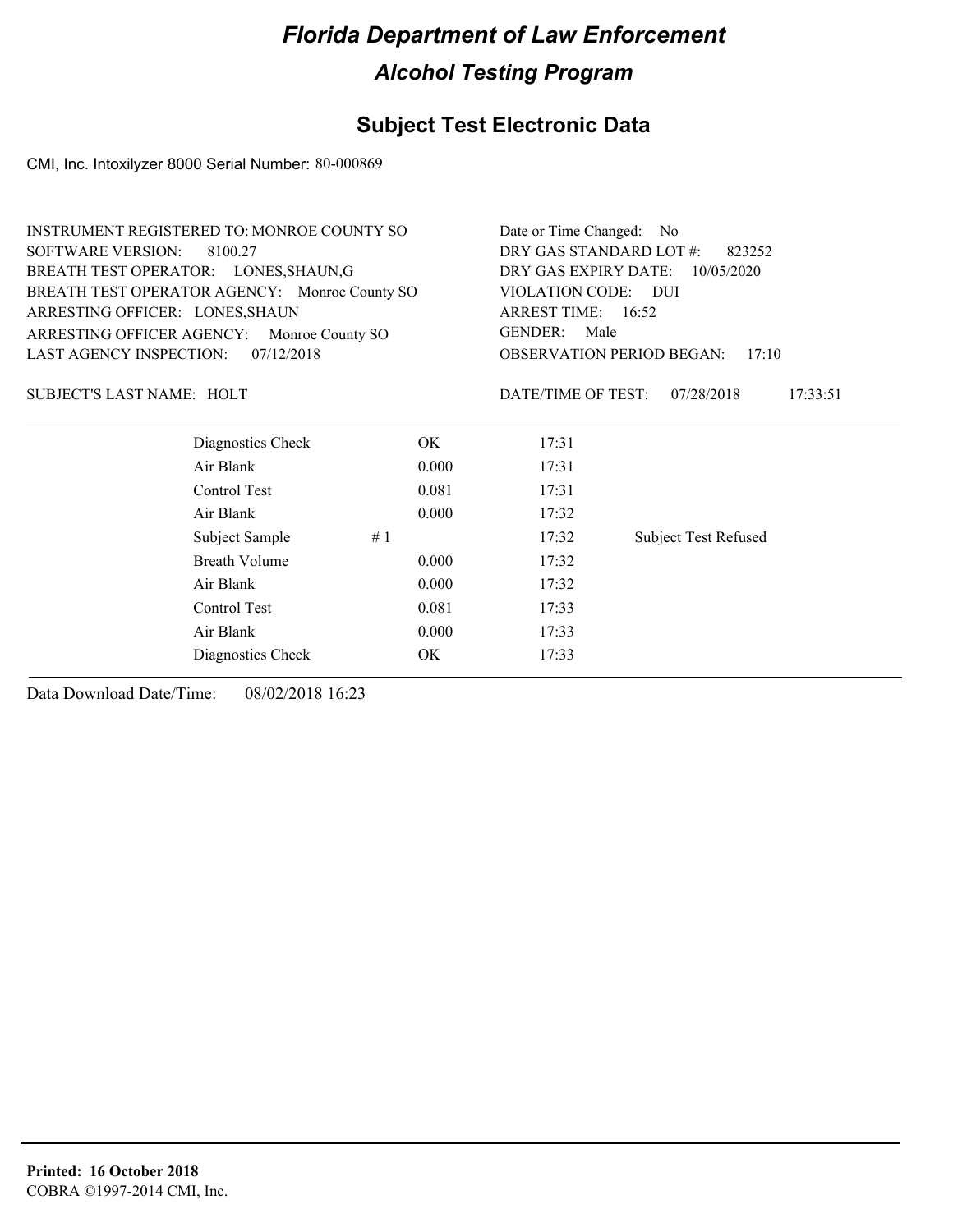# Florida Department of Law Enforcement

## Alcohol Testing Program

## Subject Test Electronic Data

CMI, Inc. Intoxilyzer 8000 Serial Number: 80-000869

INSTRUMENT REGISTERED TO: MONROE COUNTY SO
SOFTWARE VERSION: 8100.27
BREATH TEST OPERATOR: LONES,SHAUN,G
BREATH TEST OPERATOR AGENCY: Monroe County SO
ARRESTING OFFICER: LONES,SHAUN
ARRESTING OFFICER AGENCY: Monroe County SO
LAST AGENCY INSPECTION: 07/12/2018

Date or Time Changed: No
DRY GAS STANDARD LOT #: 823252
DRY GAS EXPIRY DATE: 10/05/2020
VIOLATION CODE: DUI
ARREST TIME: 16:52
GENDER: Male
OBSERVATION PERIOD BEGAN: 17:10

SUBJECT'S LAST NAME: HOLT

DATE/TIME OF TEST: 07/28/2018 17:33:51

| | | | | |
|---|---|---|---|---|
| Diagnostics Check | | OK | 17:31 | |
| Air Blank | | 0.000 | 17:31 | |
| Control Test | | 0.081 | 17:31 | |
| Air Blank | | 0.000 | 17:32 | |
| Subject Sample | # 1 | | 17:32 | Subject Test Refused |
| Breath Volume | | 0.000 | 17:32 | |
| Air Blank | | 0.000 | 17:32 | |
| Control Test | | 0.081 | 17:33 | |
| Air Blank | | 0.000 | 17:33 | |
| Diagnostics Check | | OK | 17:33 | |

Data Download Date/Time: 08/02/2018 16:23

**Printed: 16 October 2018**
COBRA ©1997-2014 CMI, Inc.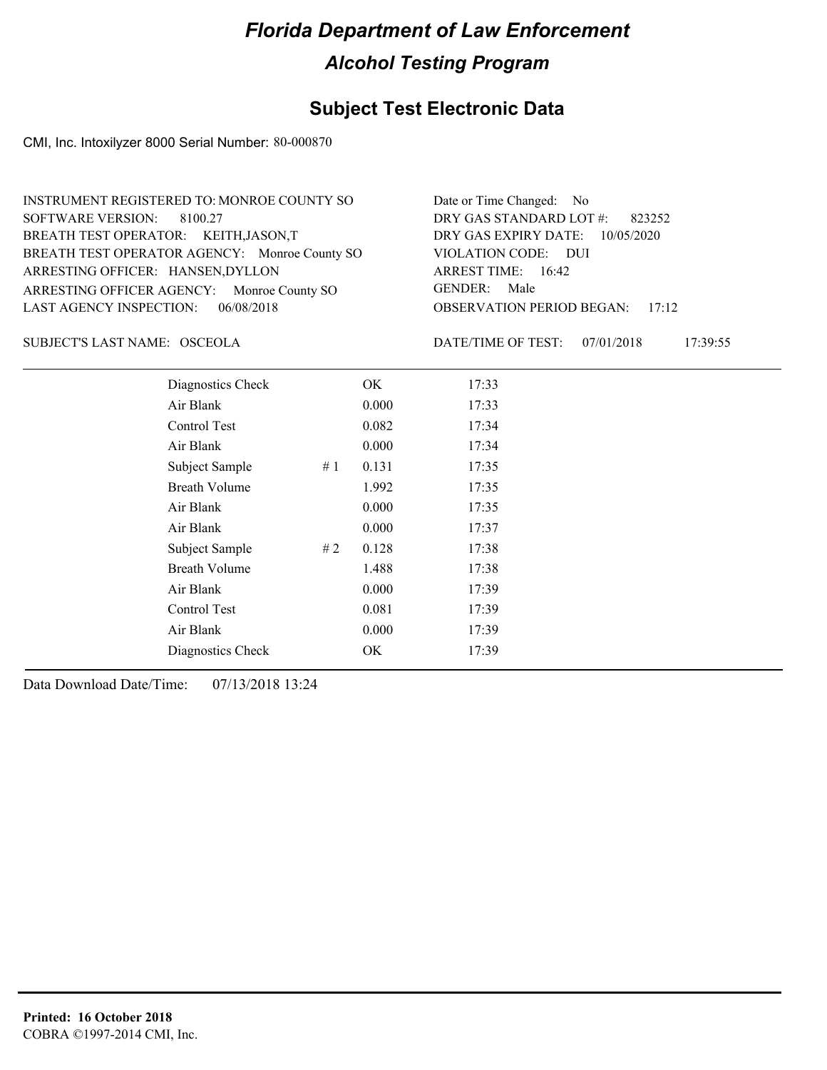# Florida Department of Law Enforcement

## Alcohol Testing Program

### Subject Test Electronic Data

CMI, Inc. Intoxilyzer 8000 Serial Number: 80-000870

INSTRUMENT REGISTERED TO: MONROE COUNTY SO
SOFTWARE VERSION: 8100.27
BREATH TEST OPERATOR: KEITH,JASON,T
BREATH TEST OPERATOR AGENCY: Monroe County SO
ARRESTING OFFICER: HANSEN,DYLLON
ARRESTING OFFICER AGENCY: Monroe County SO
LAST AGENCY INSPECTION: 06/08/2018

Date or Time Changed: No
DRY GAS STANDARD LOT #: 823252
DRY GAS EXPIRY DATE: 10/05/2020
VIOLATION CODE: DUI
ARREST TIME: 16:42
GENDER: Male
OBSERVATION PERIOD BEGAN: 17:12

SUBJECT'S LAST NAME: OSCEOLA

DATE/TIME OF TEST: 07/01/2018 17:39:55

| | | | |
|---|---|---|---|
| Diagnostics Check | | OK | 17:33 |
| Air Blank | | 0.000 | 17:33 |
| Control Test | | 0.082 | 17:34 |
| Air Blank | | 0.000 | 17:34 |
| Subject Sample | # 1 | 0.131 | 17:35 |
| Breath Volume | | 1.992 | 17:35 |
| Air Blank | | 0.000 | 17:35 |
| Air Blank | | 0.000 | 17:37 |
| Subject Sample | # 2 | 0.128 | 17:38 |
| Breath Volume | | 1.488 | 17:38 |
| Air Blank | | 0.000 | 17:39 |
| Control Test | | 0.081 | 17:39 |
| Air Blank | | 0.000 | 17:39 |
| Diagnostics Check | | OK | 17:39 |

Data Download Date/Time: 07/13/2018 13:24

**Printed: 16 October 2018**
COBRA ©1997-2014 CMI, Inc.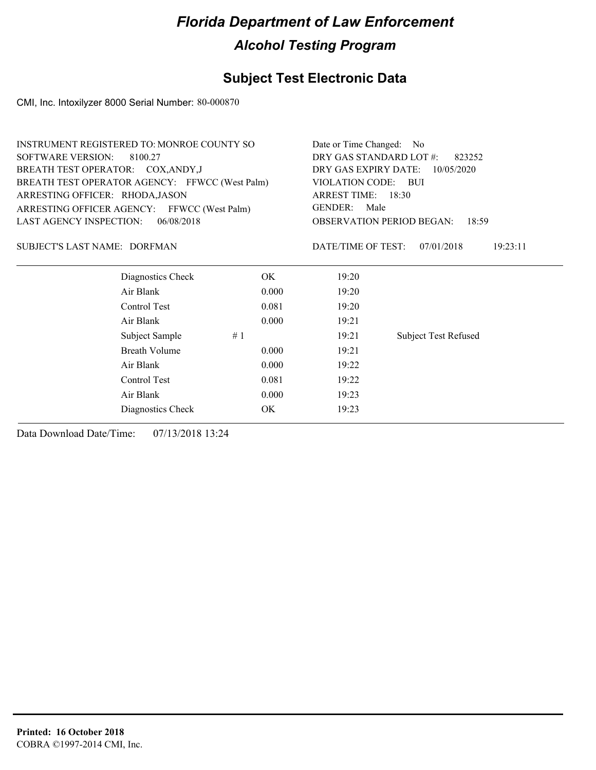# Florida Department of Law Enforcement

## Alcohol Testing Program

### Subject Test Electronic Data

CMI, Inc. Intoxilyzer 8000 Serial Number: 80-000870

INSTRUMENT REGISTERED TO: MONROE COUNTY SO
SOFTWARE VERSION: 8100.27
BREATH TEST OPERATOR: COX,ANDY,J
BREATH TEST OPERATOR AGENCY: FFWCC (West Palm)
ARRESTING OFFICER: RHODA,JASON
ARRESTING OFFICER AGENCY: FFWCC (West Palm)
LAST AGENCY INSPECTION: 06/08/2018

Date or Time Changed: No
DRY GAS STANDARD LOT #: 823252
DRY GAS EXPIRY DATE: 10/05/2020
VIOLATION CODE: BUI
ARREST TIME: 18:30
GENDER: Male
OBSERVATION PERIOD BEGAN: 18:59

SUBJECT'S LAST NAME: DORFMAN

DATE/TIME OF TEST: 07/01/2018 19:23:11

| | | | | |
|---|---|---|---|---|
| Diagnostics Check | | OK | 19:20 | |
| Air Blank | | 0.000 | 19:20 | |
| Control Test | | 0.081 | 19:20 | |
| Air Blank | | 0.000 | 19:21 | |
| Subject Sample | # 1 | | 19:21 | Subject Test Refused |
| Breath Volume | | 0.000 | 19:21 | |
| Air Blank | | 0.000 | 19:22 | |
| Control Test | | 0.081 | 19:22 | |
| Air Blank | | 0.000 | 19:23 | |
| Diagnostics Check | | OK | 19:23 | |

Data Download Date/Time: 07/13/2018 13:24

**Printed: 16 October 2018**
COBRA ©1997-2014 CMI, Inc.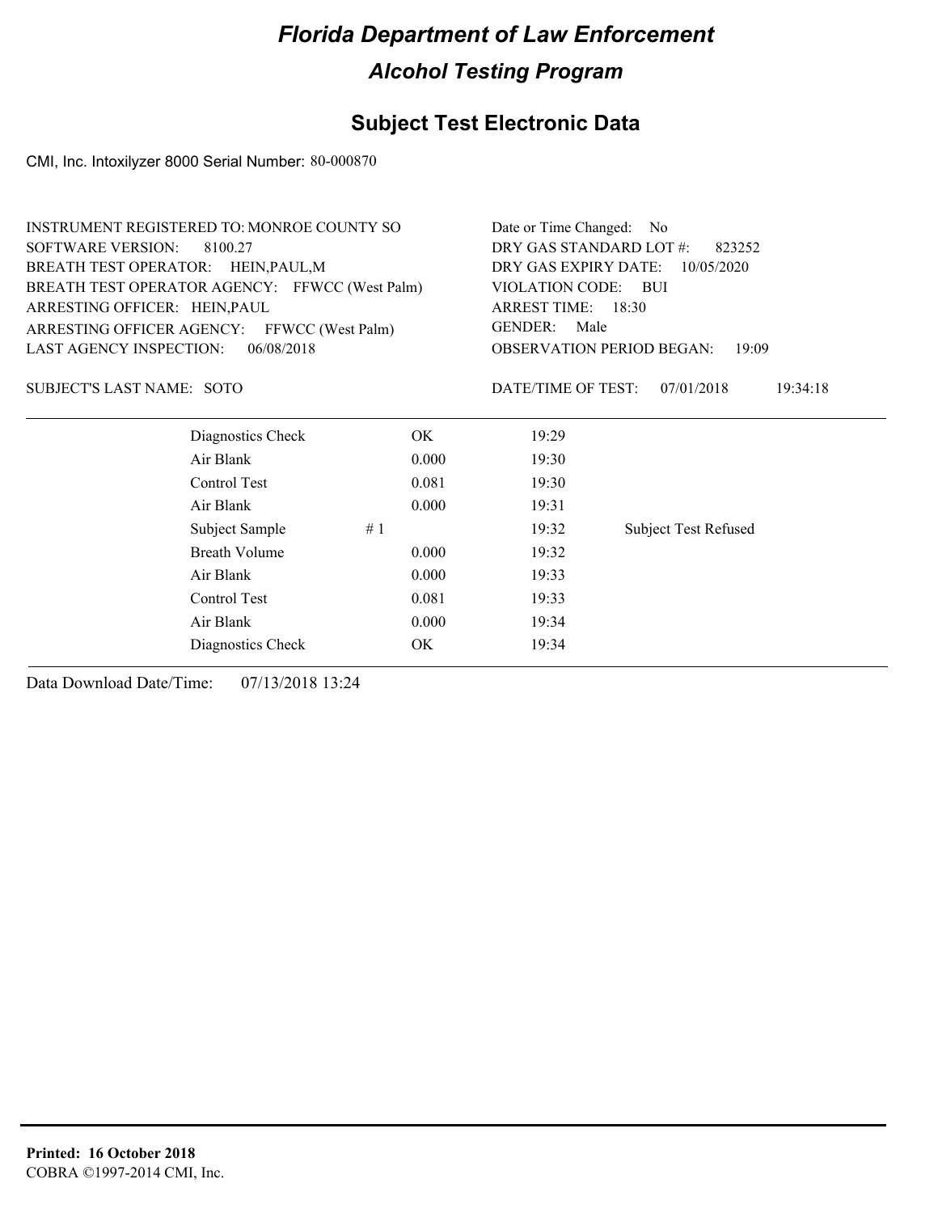# Florida Department of Law Enforcement

## Alcohol Testing Program

### Subject Test Electronic Data

CMI, Inc. Intoxilyzer 8000 Serial Number: 80-000870

INSTRUMENT REGISTERED TO: MONROE COUNTY SO
SOFTWARE VERSION: 8100.27
BREATH TEST OPERATOR: HEIN,PAUL,M
BREATH TEST OPERATOR AGENCY: FFWCC (West Palm)
ARRESTING OFFICER: HEIN,PAUL
ARRESTING OFFICER AGENCY: FFWCC (West Palm)
LAST AGENCY INSPECTION: 06/08/2018

Date or Time Changed: No
DRY GAS STANDARD LOT #: 823252
DRY GAS EXPIRY DATE: 10/05/2020
VIOLATION CODE: BUI
ARREST TIME: 18:30
GENDER: Male
OBSERVATION PERIOD BEGAN: 19:09

SUBJECT'S LAST NAME: SOTO

DATE/TIME OF TEST: 07/01/2018 19:34:18

| | | | | |
|---|---|---|---|---|
| Diagnostics Check | | OK | 19:29 | |
| Air Blank | | 0.000 | 19:30 | |
| Control Test | | 0.081 | 19:30 | |
| Air Blank | | 0.000 | 19:31 | |
| Subject Sample | # 1 | | 19:32 | Subject Test Refused |
| Breath Volume | | 0.000 | 19:32 | |
| Air Blank | | 0.000 | 19:33 | |
| Control Test | | 0.081 | 19:33 | |
| Air Blank | | 0.000 | 19:34 | |
| Diagnostics Check | | OK | 19:34 | |

Data Download Date/Time: 07/13/2018 13:24

**Printed: 16 October 2018**
COBRA ©1997-2014 CMI, Inc.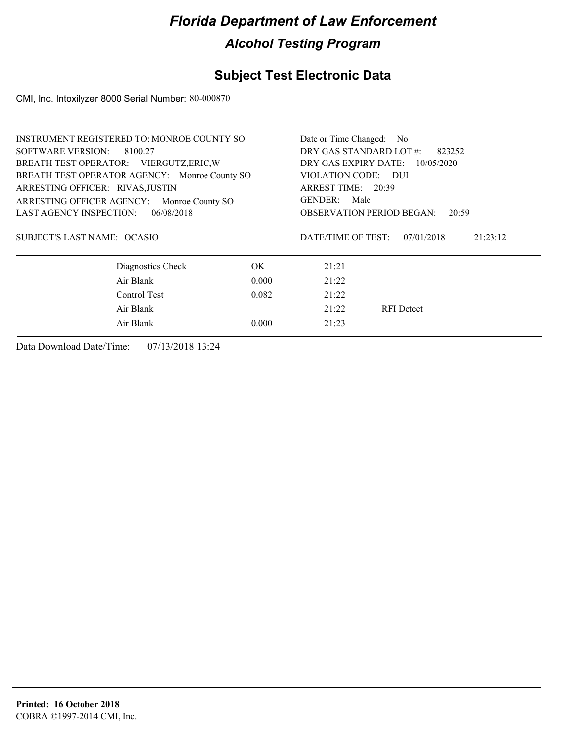# Florida Department of Law Enforcement

## Alcohol Testing Program

## Subject Test Electronic Data

CMI, Inc. Intoxilyzer 8000 Serial Number: 80-000870

INSTRUMENT REGISTERED TO: MONROE COUNTY SO
SOFTWARE VERSION: 8100.27
BREATH TEST OPERATOR: VIERGUTZ,ERIC,W
BREATH TEST OPERATOR AGENCY: Monroe County SO
ARRESTING OFFICER: RIVAS,JUSTIN
ARRESTING OFFICER AGENCY: Monroe County SO
LAST AGENCY INSPECTION: 06/08/2018

Date or Time Changed: No
DRY GAS STANDARD LOT #: 823252
DRY GAS EXPIRY DATE: 10/05/2020
VIOLATION CODE: DUI
ARREST TIME: 20:39
GENDER: Male
OBSERVATION PERIOD BEGAN: 20:59

SUBJECT'S LAST NAME: OCASIO

DATE/TIME OF TEST: 07/01/2018 21:23:12

| | | | |
|---|---|---|---|
| Diagnostics Check | OK | 21:21 | |
| Air Blank | 0.000 | 21:22 | |
| Control Test | 0.082 | 21:22 | |
| Air Blank | | 21:22 | RFI Detect |
| Air Blank | 0.000 | 21:23 | |

Data Download Date/Time: 07/13/2018 13:24

**Printed: 16 October 2018**
COBRA ©1997-2014 CMI, Inc.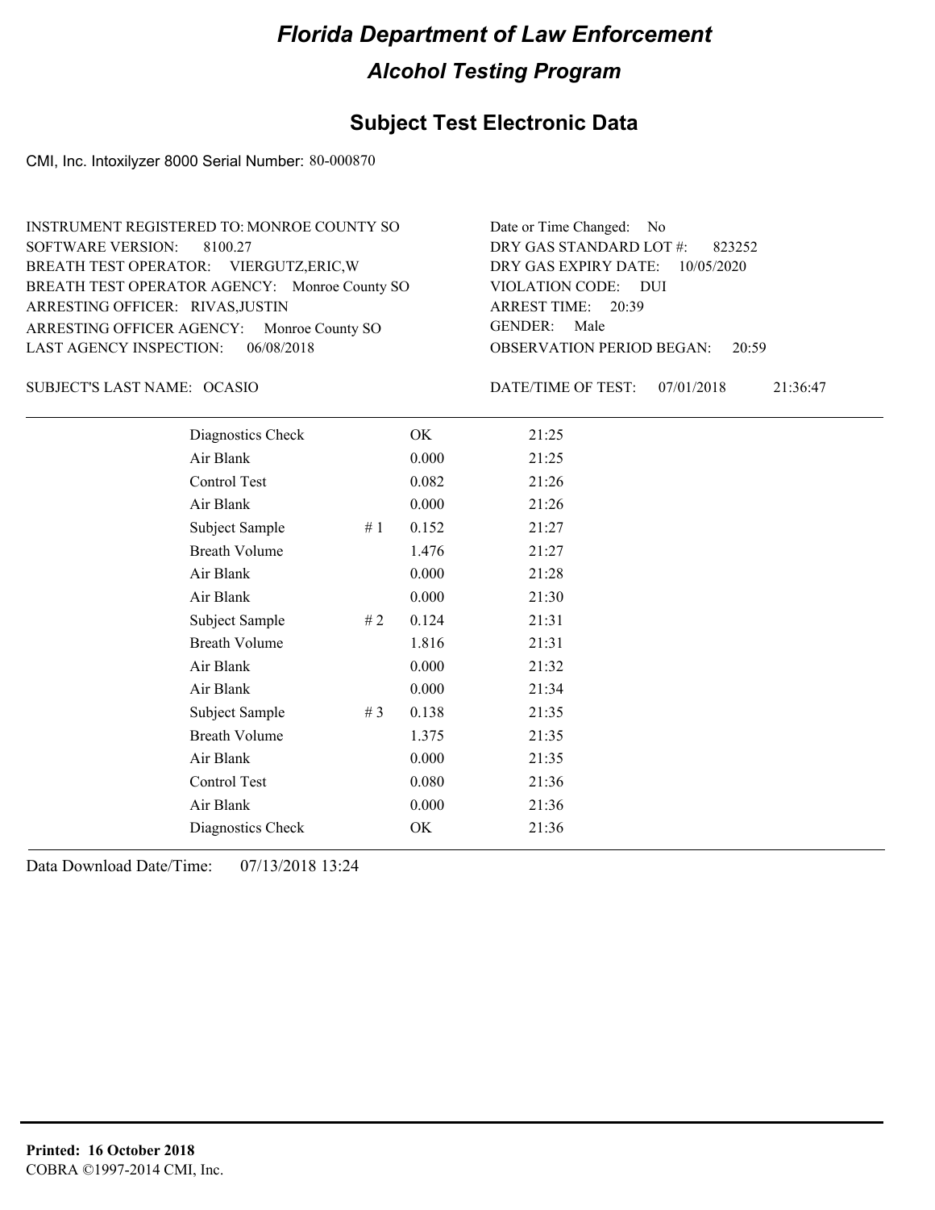# Florida Department of Law Enforcement

## Alcohol Testing Program

## Subject Test Electronic Data

CMI, Inc. Intoxilyzer 8000 Serial Number: 80-000870

INSTRUMENT REGISTERED TO: MONROE COUNTY SO
SOFTWARE VERSION: 8100.27
BREATH TEST OPERATOR: VIERGUTZ,ERIC,W
BREATH TEST OPERATOR AGENCY: Monroe County SO
ARRESTING OFFICER: RIVAS,JUSTIN
ARRESTING OFFICER AGENCY: Monroe County SO
LAST AGENCY INSPECTION: 06/08/2018

Date or Time Changed: No
DRY GAS STANDARD LOT #: 823252
DRY GAS EXPIRY DATE: 10/05/2020
VIOLATION CODE: DUI
ARREST TIME: 20:39
GENDER: Male
OBSERVATION PERIOD BEGAN: 20:59

SUBJECT'S LAST NAME: OCASIO

DATE/TIME OF TEST: 07/01/2018 21:36:47

| | | | |
|---|---|---|---|
| Diagnostics Check | | OK | 21:25 |
| Air Blank | | 0.000 | 21:25 |
| Control Test | | 0.082 | 21:26 |
| Air Blank | | 0.000 | 21:26 |
| Subject Sample | # 1 | 0.152 | 21:27 |
| Breath Volume | | 1.476 | 21:27 |
| Air Blank | | 0.000 | 21:28 |
| Air Blank | | 0.000 | 21:30 |
| Subject Sample | # 2 | 0.124 | 21:31 |
| Breath Volume | | 1.816 | 21:31 |
| Air Blank | | 0.000 | 21:32 |
| Air Blank | | 0.000 | 21:34 |
| Subject Sample | # 3 | 0.138 | 21:35 |
| Breath Volume | | 1.375 | 21:35 |
| Air Blank | | 0.000 | 21:35 |
| Control Test | | 0.080 | 21:36 |
| Air Blank | | 0.000 | 21:36 |
| Diagnostics Check | | OK | 21:36 |

Data Download Date/Time: 07/13/2018 13:24

**Printed: 16 October 2018**
COBRA ©1997-2014 CMI, Inc.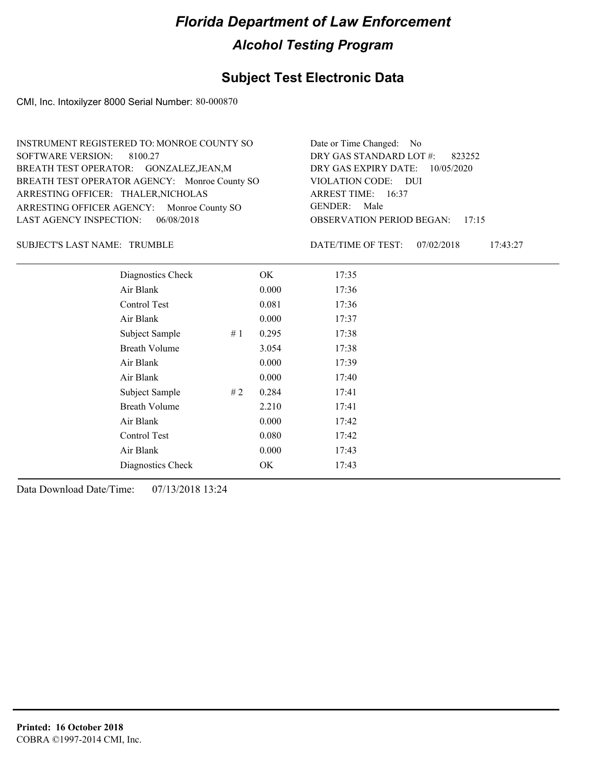# Florida Department of Law Enforcement

## Alcohol Testing Program

### Subject Test Electronic Data

CMI, Inc. Intoxilyzer 8000 Serial Number: 80-000870

INSTRUMENT REGISTERED TO: MONROE COUNTY SO
SOFTWARE VERSION: 8100.27
BREATH TEST OPERATOR: GONZALEZ,JEAN,M
BREATH TEST OPERATOR AGENCY: Monroe County SO
ARRESTING OFFICER: THALER,NICHOLAS
ARRESTING OFFICER AGENCY: Monroe County SO
LAST AGENCY INSPECTION: 06/08/2018

Date or Time Changed: No
DRY GAS STANDARD LOT #: 823252
DRY GAS EXPIRY DATE: 10/05/2020
VIOLATION CODE: DUI
ARREST TIME: 16:37
GENDER: Male
OBSERVATION PERIOD BEGAN: 17:15

SUBJECT'S LAST NAME: TRUMBLE

DATE/TIME OF TEST: 07/02/2018 17:43:27

| | | | |
|---|---|---|---|
| Diagnostics Check | | OK | 17:35 |
| Air Blank | | 0.000 | 17:36 |
| Control Test | | 0.081 | 17:36 |
| Air Blank | | 0.000 | 17:37 |
| Subject Sample | # 1 | 0.295 | 17:38 |
| Breath Volume | | 3.054 | 17:38 |
| Air Blank | | 0.000 | 17:39 |
| Air Blank | | 0.000 | 17:40 |
| Subject Sample | # 2 | 0.284 | 17:41 |
| Breath Volume | | 2.210 | 17:41 |
| Air Blank | | 0.000 | 17:42 |
| Control Test | | 0.080 | 17:42 |
| Air Blank | | 0.000 | 17:43 |
| Diagnostics Check | | OK | 17:43 |

Data Download Date/Time: 07/13/2018 13:24

**Printed: 16 October 2018**
COBRA ©1997-2014 CMI, Inc.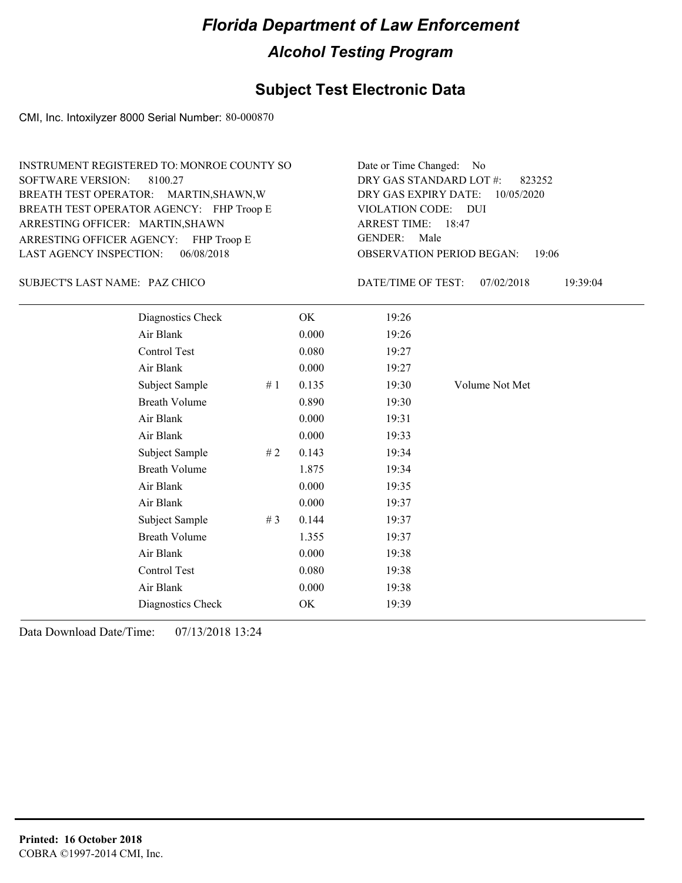# Florida Department of Law Enforcement

## Alcohol Testing Program

### Subject Test Electronic Data

CMI, Inc. Intoxilyzer 8000 Serial Number: 80-000870

INSTRUMENT REGISTERED TO: MONROE COUNTY SO
SOFTWARE VERSION: 8100.27
BREATH TEST OPERATOR: MARTIN,SHAWN,W
BREATH TEST OPERATOR AGENCY: FHP Troop E
ARRESTING OFFICER: MARTIN,SHAWN
ARRESTING OFFICER AGENCY: FHP Troop E
LAST AGENCY INSPECTION: 06/08/2018

Date or Time Changed: No
DRY GAS STANDARD LOT #: 823252
DRY GAS EXPIRY DATE: 10/05/2020
VIOLATION CODE: DUI
ARREST TIME: 18:47
GENDER: Male
OBSERVATION PERIOD BEGAN: 19:06

SUBJECT'S LAST NAME: PAZ CHICO

DATE/TIME OF TEST: 07/02/2018 19:39:04

| | | | | |
|---|---|---|---|---|
| Diagnostics Check | | OK | 19:26 | |
| Air Blank | | 0.000 | 19:26 | |
| Control Test | | 0.080 | 19:27 | |
| Air Blank | | 0.000 | 19:27 | |
| Subject Sample | # 1 | 0.135 | 19:30 | Volume Not Met |
| Breath Volume | | 0.890 | 19:30 | |
| Air Blank | | 0.000 | 19:31 | |
| Air Blank | | 0.000 | 19:33 | |
| Subject Sample | # 2 | 0.143 | 19:34 | |
| Breath Volume | | 1.875 | 19:34 | |
| Air Blank | | 0.000 | 19:35 | |
| Air Blank | | 0.000 | 19:37 | |
| Subject Sample | # 3 | 0.144 | 19:37 | |
| Breath Volume | | 1.355 | 19:37 | |
| Air Blank | | 0.000 | 19:38 | |
| Control Test | | 0.080 | 19:38 | |
| Air Blank | | 0.000 | 19:38 | |
| Diagnostics Check | | OK | 19:39 | |

Data Download Date/Time: 07/13/2018 13:24

**Printed: 16 October 2018**
COBRA ©1997-2014 CMI, Inc.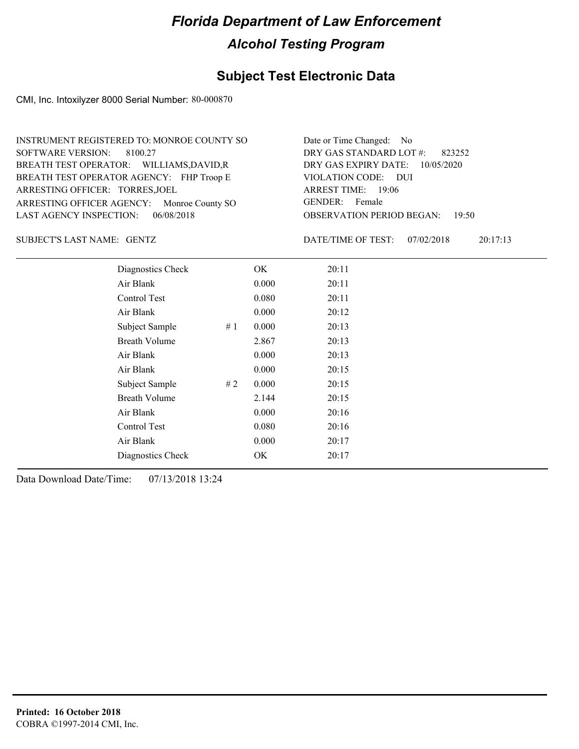# Florida Department of Law Enforcement

## Alcohol Testing Program

## Subject Test Electronic Data

CMI, Inc. Intoxilyzer 8000 Serial Number: 80-000870

INSTRUMENT REGISTERED TO: MONROE COUNTY SO
SOFTWARE VERSION: 8100.27
BREATH TEST OPERATOR: WILLIAMS,DAVID,R
BREATH TEST OPERATOR AGENCY: FHP Troop E
ARRESTING OFFICER: TORRES,JOEL
ARRESTING OFFICER AGENCY: Monroe County SO
LAST AGENCY INSPECTION: 06/08/2018

Date or Time Changed: No
DRY GAS STANDARD LOT #: 823252
DRY GAS EXPIRY DATE: 10/05/2020
VIOLATION CODE: DUI
ARREST TIME: 19:06
GENDER: Female
OBSERVATION PERIOD BEGAN: 19:50

SUBJECT'S LAST NAME: GENTZ

DATE/TIME OF TEST: 07/02/2018 20:17:13

| | | | |
|---|---|---|---|
| Diagnostics Check | | OK | 20:11 |
| Air Blank | | 0.000 | 20:11 |
| Control Test | | 0.080 | 20:11 |
| Air Blank | | 0.000 | 20:12 |
| Subject Sample | # 1 | 0.000 | 20:13 |
| Breath Volume | | 2.867 | 20:13 |
| Air Blank | | 0.000 | 20:13 |
| Air Blank | | 0.000 | 20:15 |
| Subject Sample | # 2 | 0.000 | 20:15 |
| Breath Volume | | 2.144 | 20:15 |
| Air Blank | | 0.000 | 20:16 |
| Control Test | | 0.080 | 20:16 |
| Air Blank | | 0.000 | 20:17 |
| Diagnostics Check | | OK | 20:17 |

Data Download Date/Time: 07/13/2018 13:24

**Printed: 16 October 2018**
COBRA ©1997-2014 CMI, Inc.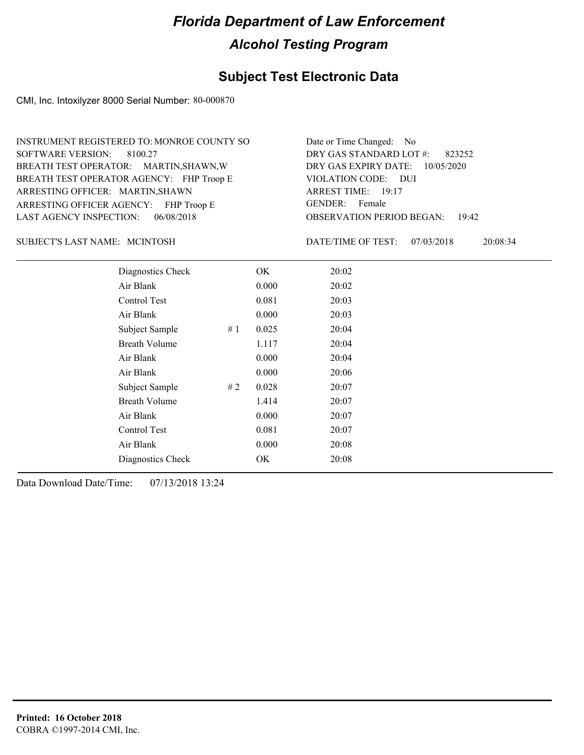# Florida Department of Law Enforcement

## Alcohol Testing Program

### Subject Test Electronic Data

CMI, Inc. Intoxilyzer 8000 Serial Number: 80-000870

INSTRUMENT REGISTERED TO: MONROE COUNTY SO
SOFTWARE VERSION: 8100.27
BREATH TEST OPERATOR: MARTIN,SHAWN,W
BREATH TEST OPERATOR AGENCY: FHP Troop E
ARRESTING OFFICER: MARTIN,SHAWN
ARRESTING OFFICER AGENCY: FHP Troop E
LAST AGENCY INSPECTION: 06/08/2018

Date or Time Changed: No
DRY GAS STANDARD LOT #: 823252
DRY GAS EXPIRY DATE: 10/05/2020
VIOLATION CODE: DUI
ARREST TIME: 19:17
GENDER: Female
OBSERVATION PERIOD BEGAN: 19:42

SUBJECT'S LAST NAME: MCINTOSH

DATE/TIME OF TEST: 07/03/2018 20:08:34

| | | | |
|---|---|---|---|
| Diagnostics Check | | OK | 20:02 |
| Air Blank | | 0.000 | 20:02 |
| Control Test | | 0.081 | 20:03 |
| Air Blank | | 0.000 | 20:03 |
| Subject Sample | # 1 | 0.025 | 20:04 |
| Breath Volume | | 1.117 | 20:04 |
| Air Blank | | 0.000 | 20:04 |
| Air Blank | | 0.000 | 20:06 |
| Subject Sample | # 2 | 0.028 | 20:07 |
| Breath Volume | | 1.414 | 20:07 |
| Air Blank | | 0.000 | 20:07 |
| Control Test | | 0.081 | 20:07 |
| Air Blank | | 0.000 | 20:08 |
| Diagnostics Check | | OK | 20:08 |

Data Download Date/Time: 07/13/2018 13:24

**Printed: 16 October 2018**
COBRA ©1997-2014 CMI, Inc.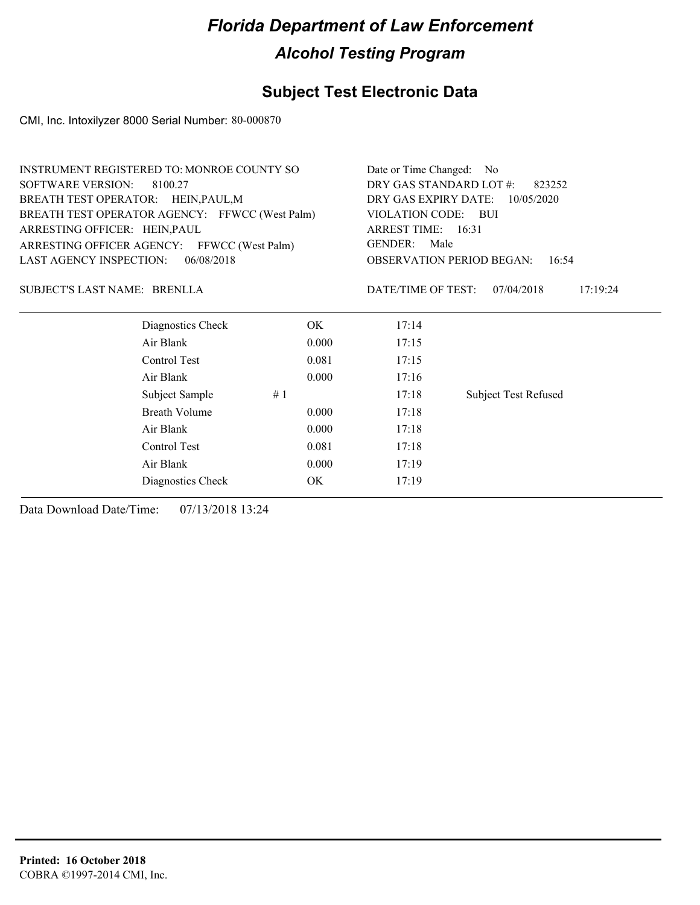# Florida Department of Law Enforcement

## Alcohol Testing Program

### Subject Test Electronic Data

CMI, Inc. Intoxilyzer 8000 Serial Number: 80-000870

INSTRUMENT REGISTERED TO: MONROE COUNTY SO
SOFTWARE VERSION: 8100.27
BREATH TEST OPERATOR: HEIN,PAUL,M
BREATH TEST OPERATOR AGENCY: FFWCC (West Palm)
ARRESTING OFFICER: HEIN,PAUL
ARRESTING OFFICER AGENCY: FFWCC (West Palm)
LAST AGENCY INSPECTION: 06/08/2018

Date or Time Changed: No
DRY GAS STANDARD LOT #: 823252
DRY GAS EXPIRY DATE: 10/05/2020
VIOLATION CODE: BUI
ARREST TIME: 16:31
GENDER: Male
OBSERVATION PERIOD BEGAN: 16:54

SUBJECT'S LAST NAME: BRENLLA

DATE/TIME OF TEST: 07/04/2018 17:19:24

| | | | | |
|---|---|---|---|---|
| Diagnostics Check | | OK | 17:14 | |
| Air Blank | | 0.000 | 17:15 | |
| Control Test | | 0.081 | 17:15 | |
| Air Blank | | 0.000 | 17:16 | |
| Subject Sample | # 1 | | 17:18 | Subject Test Refused |
| Breath Volume | | 0.000 | 17:18 | |
| Air Blank | | 0.000 | 17:18 | |
| Control Test | | 0.081 | 17:18 | |
| Air Blank | | 0.000 | 17:19 | |
| Diagnostics Check | | OK | 17:19 | |

Data Download Date/Time: 07/13/2018 13:24

**Printed: 16 October 2018**
COBRA ©1997-2014 CMI, Inc.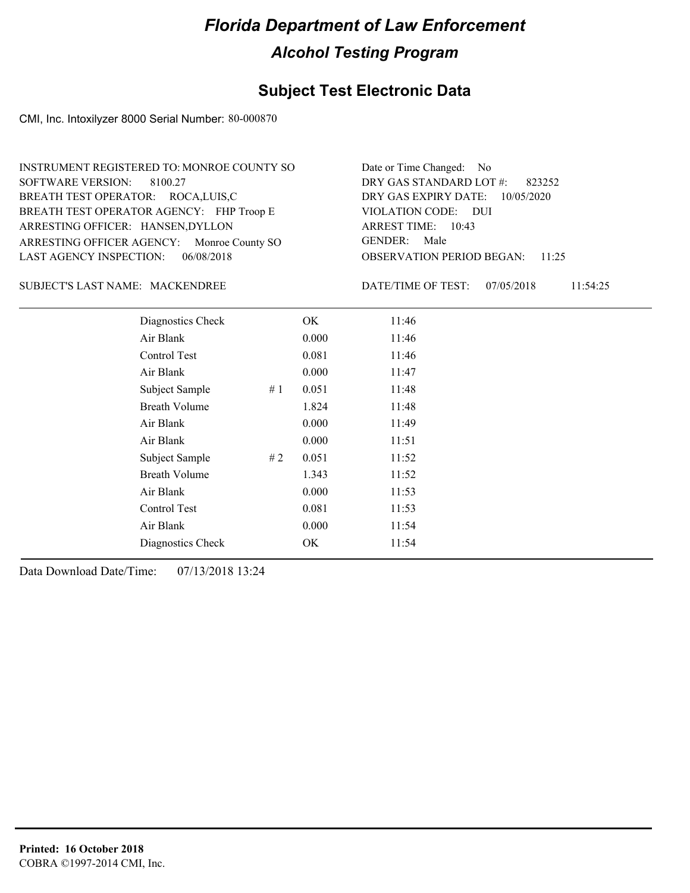# Florida Department of Law Enforcement

## Alcohol Testing Program

## Subject Test Electronic Data

CMI, Inc. Intoxilyzer 8000 Serial Number: 80-000870

INSTRUMENT REGISTERED TO: MONROE COUNTY SO
SOFTWARE VERSION: 8100.27
BREATH TEST OPERATOR: ROCA,LUIS,C
BREATH TEST OPERATOR AGENCY: FHP Troop E
ARRESTING OFFICER: HANSEN,DYLLON
ARRESTING OFFICER AGENCY: Monroe County SO
LAST AGENCY INSPECTION: 06/08/2018

Date or Time Changed: No
DRY GAS STANDARD LOT #: 823252
DRY GAS EXPIRY DATE: 10/05/2020
VIOLATION CODE: DUI
ARREST TIME: 10:43
GENDER: Male
OBSERVATION PERIOD BEGAN: 11:25

SUBJECT'S LAST NAME: MACKENDREE

DATE/TIME OF TEST: 07/05/2018 11:54:25

| | | | |
|---|---|---|---|
| Diagnostics Check | | OK | 11:46 |
| Air Blank | | 0.000 | 11:46 |
| Control Test | | 0.081 | 11:46 |
| Air Blank | | 0.000 | 11:47 |
| Subject Sample | # 1 | 0.051 | 11:48 |
| Breath Volume | | 1.824 | 11:48 |
| Air Blank | | 0.000 | 11:49 |
| Air Blank | | 0.000 | 11:51 |
| Subject Sample | # 2 | 0.051 | 11:52 |
| Breath Volume | | 1.343 | 11:52 |
| Air Blank | | 0.000 | 11:53 |
| Control Test | | 0.081 | 11:53 |
| Air Blank | | 0.000 | 11:54 |
| Diagnostics Check | | OK | 11:54 |

Data Download Date/Time: 07/13/2018 13:24

**Printed: 16 October 2018**
COBRA ©1997-2014 CMI, Inc.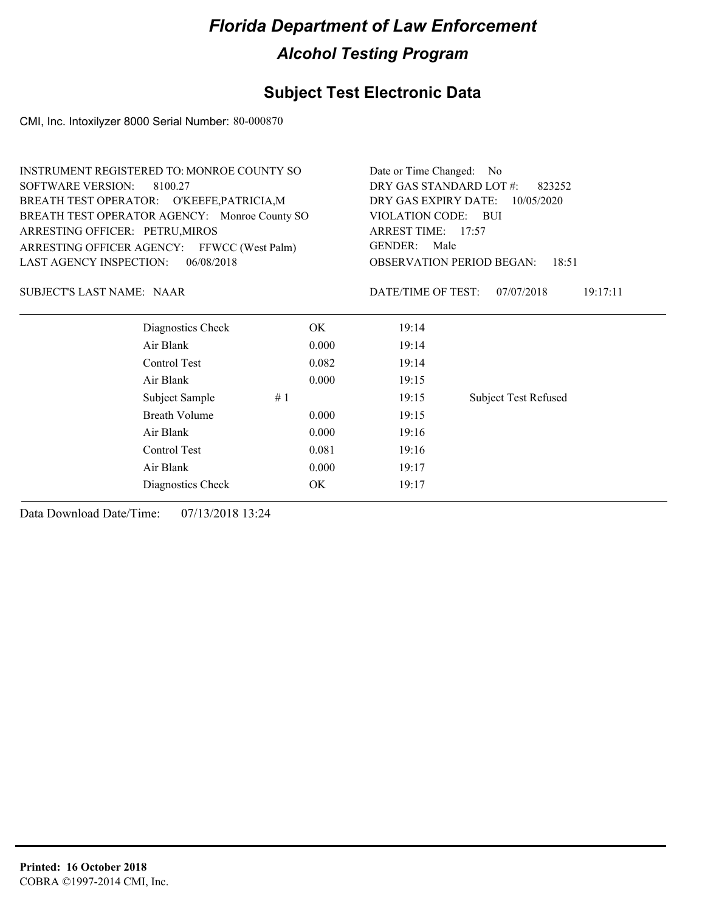# Florida Department of Law Enforcement

## Alcohol Testing Program

### Subject Test Electronic Data

CMI, Inc. Intoxilyzer 8000 Serial Number: 80-000870

INSTRUMENT REGISTERED TO: MONROE COUNTY SO
SOFTWARE VERSION: 8100.27
BREATH TEST OPERATOR: O'KEEFE,PATRICIA,M
BREATH TEST OPERATOR AGENCY: Monroe County SO
ARRESTING OFFICER: PETRU,MIROS
ARRESTING OFFICER AGENCY: FFWCC (West Palm)
LAST AGENCY INSPECTION: 06/08/2018

Date or Time Changed: No
DRY GAS STANDARD LOT #: 823252
DRY GAS EXPIRY DATE: 10/05/2020
VIOLATION CODE: BUI
ARREST TIME: 17:57
GENDER: Male
OBSERVATION PERIOD BEGAN: 18:51

SUBJECT'S LAST NAME: NAAR

DATE/TIME OF TEST: 07/07/2018 19:17:11

| | | | | |
|---|---|---|---|---|
| Diagnostics Check | | OK | 19:14 | |
| Air Blank | | 0.000 | 19:14 | |
| Control Test | | 0.082 | 19:14 | |
| Air Blank | | 0.000 | 19:15 | |
| Subject Sample | # 1 | | 19:15 | Subject Test Refused |
| Breath Volume | | 0.000 | 19:15 | |
| Air Blank | | 0.000 | 19:16 | |
| Control Test | | 0.081 | 19:16 | |
| Air Blank | | 0.000 | 19:17 | |
| Diagnostics Check | | OK | 19:17 | |

Data Download Date/Time: 07/13/2018 13:24

**Printed: 16 October 2018**
COBRA ©1997-2014 CMI, Inc.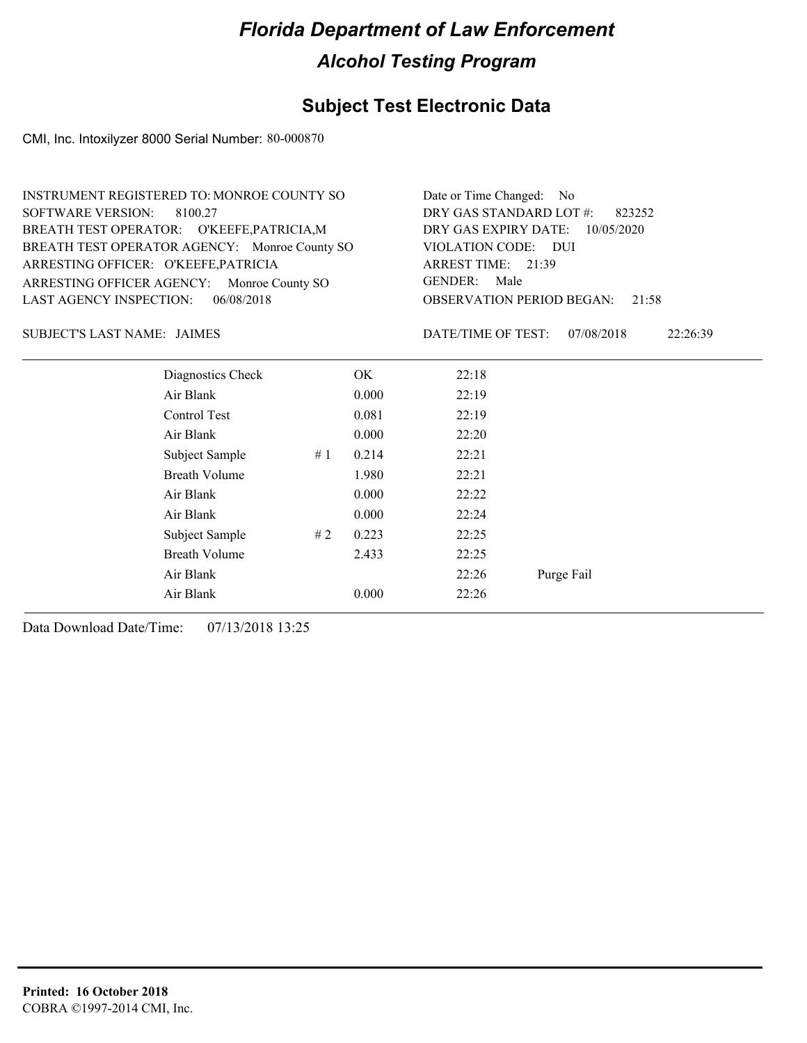# Florida Department of Law Enforcement

## Alcohol Testing Program

### Subject Test Electronic Data

CMI, Inc. Intoxilyzer 8000 Serial Number: 80-000870

INSTRUMENT REGISTERED TO: MONROE COUNTY SO
SOFTWARE VERSION: 8100.27
BREATH TEST OPERATOR: O'KEEFE,PATRICIA,M
BREATH TEST OPERATOR AGENCY: Monroe County SO
ARRESTING OFFICER: O'KEEFE,PATRICIA
ARRESTING OFFICER AGENCY: Monroe County SO
LAST AGENCY INSPECTION: 06/08/2018

Date or Time Changed: No
DRY GAS STANDARD LOT #: 823252
DRY GAS EXPIRY DATE: 10/05/2020
VIOLATION CODE: DUI
ARREST TIME: 21:39
GENDER: Male
OBSERVATION PERIOD BEGAN: 21:58

SUBJECT'S LAST NAME: JAIMES

DATE/TIME OF TEST: 07/08/2018 22:26:39

| | | | | |
|---|---|---|---|---|
| Diagnostics Check | | OK | 22:18 | |
| Air Blank | | 0.000 | 22:19 | |
| Control Test | | 0.081 | 22:19 | |
| Air Blank | | 0.000 | 22:20 | |
| Subject Sample | # 1 | 0.214 | 22:21 | |
| Breath Volume | | 1.980 | 22:21 | |
| Air Blank | | 0.000 | 22:22 | |
| Air Blank | | 0.000 | 22:24 | |
| Subject Sample | # 2 | 0.223 | 22:25 | |
| Breath Volume | | 2.433 | 22:25 | |
| Air Blank | | | 22:26 | Purge Fail |
| Air Blank | | 0.000 | 22:26 | |

Data Download Date/Time: 07/13/2018 13:25

**Printed: 16 October 2018**
COBRA ©1997-2014 CMI, Inc.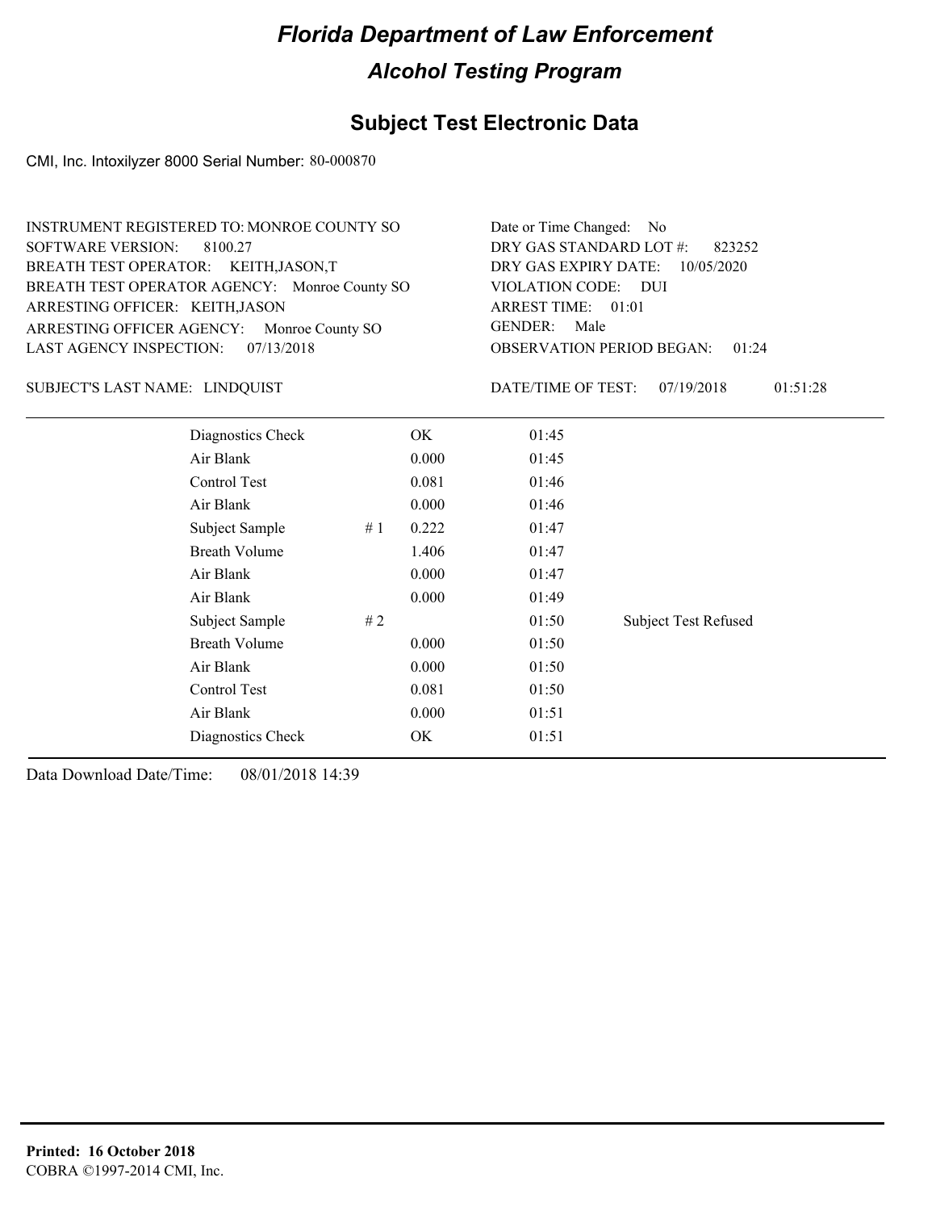# Florida Department of Law Enforcement

## Alcohol Testing Program

## Subject Test Electronic Data

CMI, Inc. Intoxilyzer 8000 Serial Number: 80-000870

INSTRUMENT REGISTERED TO: MONROE COUNTY SO
SOFTWARE VERSION: 8100.27
BREATH TEST OPERATOR: KEITH,JASON,T
BREATH TEST OPERATOR AGENCY: Monroe County SO
ARRESTING OFFICER: KEITH,JASON
ARRESTING OFFICER AGENCY: Monroe County SO
LAST AGENCY INSPECTION: 07/13/2018

Date or Time Changed: No
DRY GAS STANDARD LOT #: 823252
DRY GAS EXPIRY DATE: 10/05/2020
VIOLATION CODE: DUI
ARREST TIME: 01:01
GENDER: Male
OBSERVATION PERIOD BEGAN: 01:24

SUBJECT'S LAST NAME: LINDQUIST

DATE/TIME OF TEST: 07/19/2018 01:51:28

| Test | # | Result | Time | Note |
|---|---|---|---|---|
| Diagnostics Check | | OK | 01:45 | |
| Air Blank | | 0.000 | 01:45 | |
| Control Test | | 0.081 | 01:46 | |
| Air Blank | | 0.000 | 01:46 | |
| Subject Sample | # 1 | 0.222 | 01:47 | |
| Breath Volume | | 1.406 | 01:47 | |
| Air Blank | | 0.000 | 01:47 | |
| Air Blank | | 0.000 | 01:49 | |
| Subject Sample | # 2 | | 01:50 | Subject Test Refused |
| Breath Volume | | 0.000 | 01:50 | |
| Air Blank | | 0.000 | 01:50 | |
| Control Test | | 0.081 | 01:50 | |
| Air Blank | | 0.000 | 01:51 | |
| Diagnostics Check | | OK | 01:51 | |

Data Download Date/Time: 08/01/2018 14:39

**Printed: 16 October 2018**
COBRA ©1997-2014 CMI, Inc.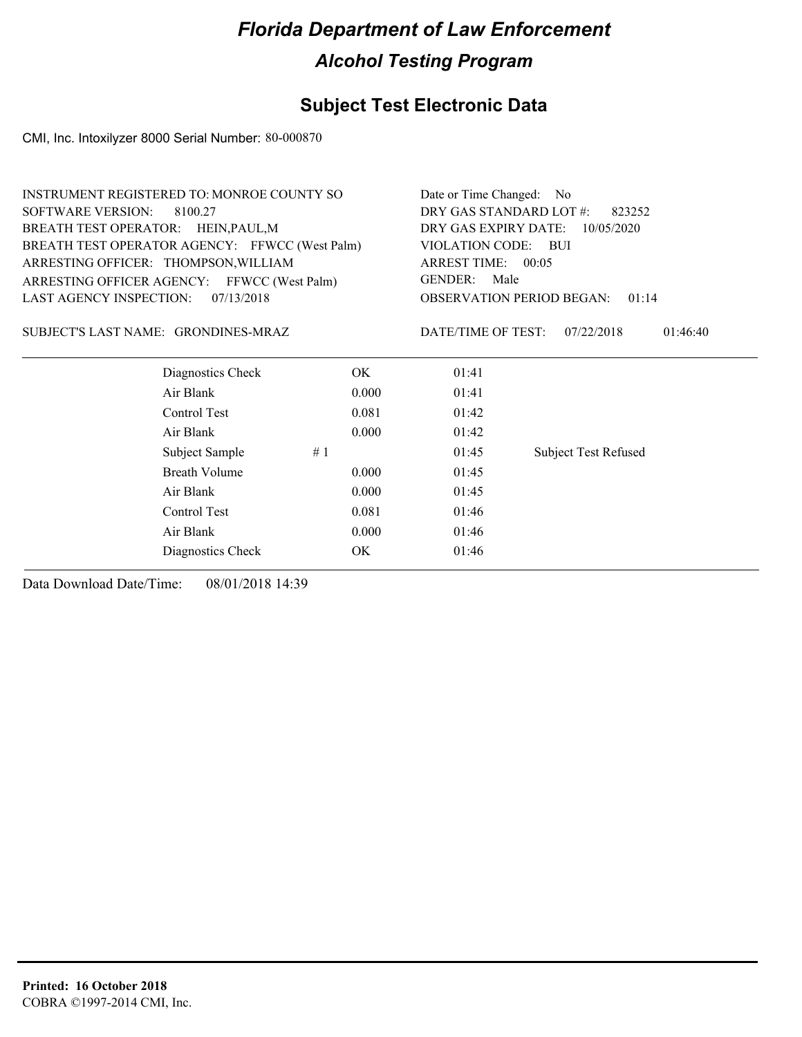# Florida Department of Law Enforcement

## Alcohol Testing Program

### Subject Test Electronic Data

CMI, Inc. Intoxilyzer 8000 Serial Number: 80-000870

INSTRUMENT REGISTERED TO: MONROE COUNTY SO
SOFTWARE VERSION: 8100.27
BREATH TEST OPERATOR: HEIN,PAUL,M
BREATH TEST OPERATOR AGENCY: FFWCC (West Palm)
ARRESTING OFFICER: THOMPSON,WILLIAM
ARRESTING OFFICER AGENCY: FFWCC (West Palm)
LAST AGENCY INSPECTION: 07/13/2018

Date or Time Changed: No
DRY GAS STANDARD LOT #: 823252
DRY GAS EXPIRY DATE: 10/05/2020
VIOLATION CODE: BUI
ARREST TIME: 00:05
GENDER: Male
OBSERVATION PERIOD BEGAN: 01:14

SUBJECT'S LAST NAME: GRONDINES-MRAZ

DATE/TIME OF TEST: 07/22/2018 01:46:40

| Test | | Result | Time | Note |
|---|---|---|---|---|
| Diagnostics Check | | OK | 01:41 | |
| Air Blank | | 0.000 | 01:41 | |
| Control Test | | 0.081 | 01:42 | |
| Air Blank | | 0.000 | 01:42 | |
| Subject Sample | # 1 | | 01:45 | Subject Test Refused |
| Breath Volume | | 0.000 | 01:45 | |
| Air Blank | | 0.000 | 01:45 | |
| Control Test | | 0.081 | 01:46 | |
| Air Blank | | 0.000 | 01:46 | |
| Diagnostics Check | | OK | 01:46 | |

Data Download Date/Time: 08/01/2018 14:39

**Printed: 16 October 2018**
COBRA ©1997-2014 CMI, Inc.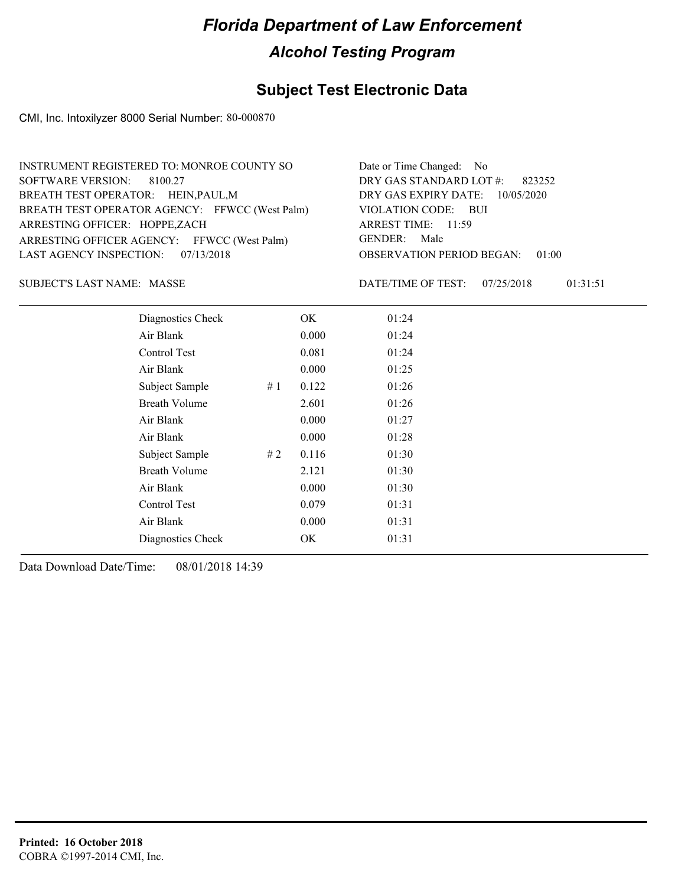# Florida Department of Law Enforcement

## Alcohol Testing Program

### Subject Test Electronic Data

CMI, Inc. Intoxilyzer 8000 Serial Number: 80-000870

INSTRUMENT REGISTERED TO: MONROE COUNTY SO
SOFTWARE VERSION: 8100.27
BREATH TEST OPERATOR: HEIN,PAUL,M
BREATH TEST OPERATOR AGENCY: FFWCC (West Palm)
ARRESTING OFFICER: HOPPE,ZACH
ARRESTING OFFICER AGENCY: FFWCC (West Palm)
LAST AGENCY INSPECTION: 07/13/2018

Date or Time Changed: No
DRY GAS STANDARD LOT #: 823252
DRY GAS EXPIRY DATE: 10/05/2020
VIOLATION CODE: BUI
ARREST TIME: 11:59
GENDER: Male
OBSERVATION PERIOD BEGAN: 01:00

SUBJECT'S LAST NAME: MASSE

DATE/TIME OF TEST: 07/25/2018 01:31:51

| | | | |
|---|---|---|---|
| Diagnostics Check | | OK | 01:24 |
| Air Blank | | 0.000 | 01:24 |
| Control Test | | 0.081 | 01:24 |
| Air Blank | | 0.000 | 01:25 |
| Subject Sample | # 1 | 0.122 | 01:26 |
| Breath Volume | | 2.601 | 01:26 |
| Air Blank | | 0.000 | 01:27 |
| Air Blank | | 0.000 | 01:28 |
| Subject Sample | # 2 | 0.116 | 01:30 |
| Breath Volume | | 2.121 | 01:30 |
| Air Blank | | 0.000 | 01:30 |
| Control Test | | 0.079 | 01:31 |
| Air Blank | | 0.000 | 01:31 |
| Diagnostics Check | | OK | 01:31 |

Data Download Date/Time: 08/01/2018 14:39

**Printed: 16 October 2018**
COBRA ©1997-2014 CMI, Inc.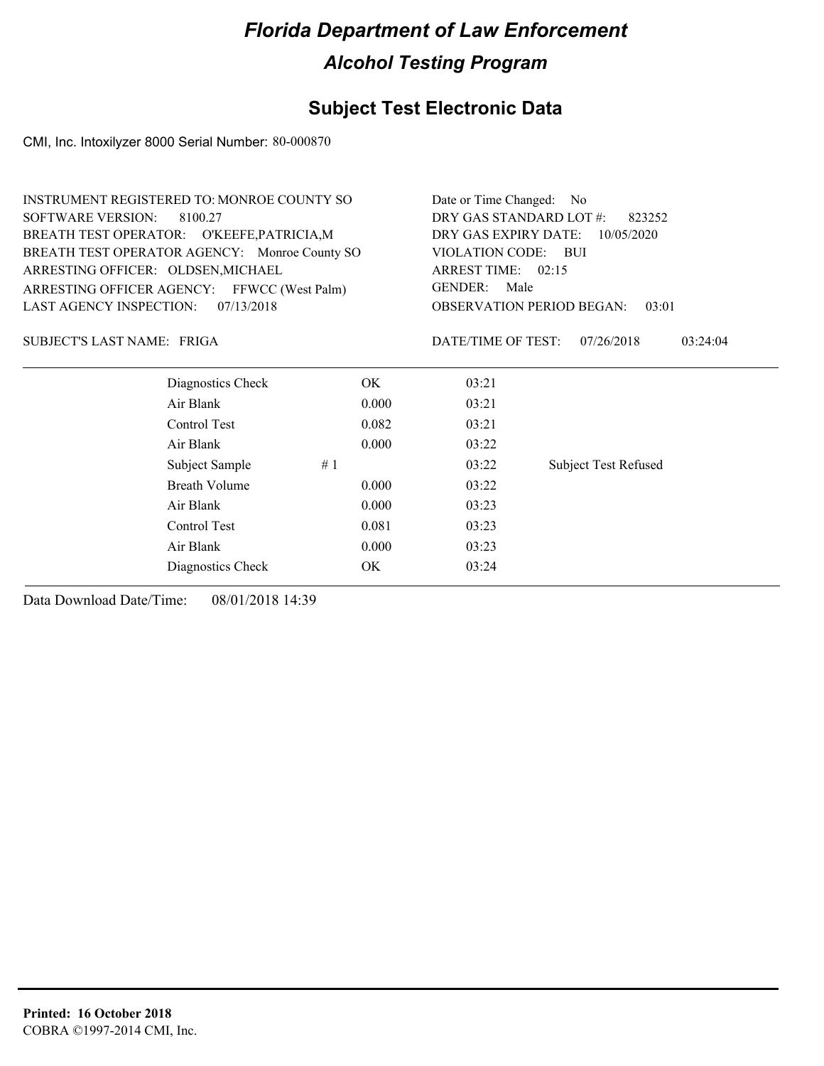# Florida Department of Law Enforcement

## Alcohol Testing Program

### Subject Test Electronic Data

CMI, Inc. Intoxilyzer 8000 Serial Number: 80-000870

INSTRUMENT REGISTERED TO: MONROE COUNTY SO
SOFTWARE VERSION: 8100.27
BREATH TEST OPERATOR: O'KEEFE,PATRICIA,M
BREATH TEST OPERATOR AGENCY: Monroe County SO
ARRESTING OFFICER: OLDSEN,MICHAEL
ARRESTING OFFICER AGENCY: FFWCC (West Palm)
LAST AGENCY INSPECTION: 07/13/2018

Date or Time Changed: No
DRY GAS STANDARD LOT #: 823252
DRY GAS EXPIRY DATE: 10/05/2020
VIOLATION CODE: BUI
ARREST TIME: 02:15
GENDER: Male
OBSERVATION PERIOD BEGAN: 03:01

SUBJECT'S LAST NAME: FRIGA

DATE/TIME OF TEST: 07/26/2018 03:24:04

| | | | |
|---|---|---|---|
| Diagnostics Check | OK | 03:21 | |
| Air Blank | 0.000 | 03:21 | |
| Control Test | 0.082 | 03:21 | |
| Air Blank | 0.000 | 03:22 | |
| Subject Sample #1 | | 03:22 | Subject Test Refused |
| Breath Volume | 0.000 | 03:22 | |
| Air Blank | 0.000 | 03:23 | |
| Control Test | 0.081 | 03:23 | |
| Air Blank | 0.000 | 03:23 | |
| Diagnostics Check | OK | 03:24 | |

Data Download Date/Time: 08/01/2018 14:39

**Printed: 16 October 2018**
COBRA ©1997-2014 CMI, Inc.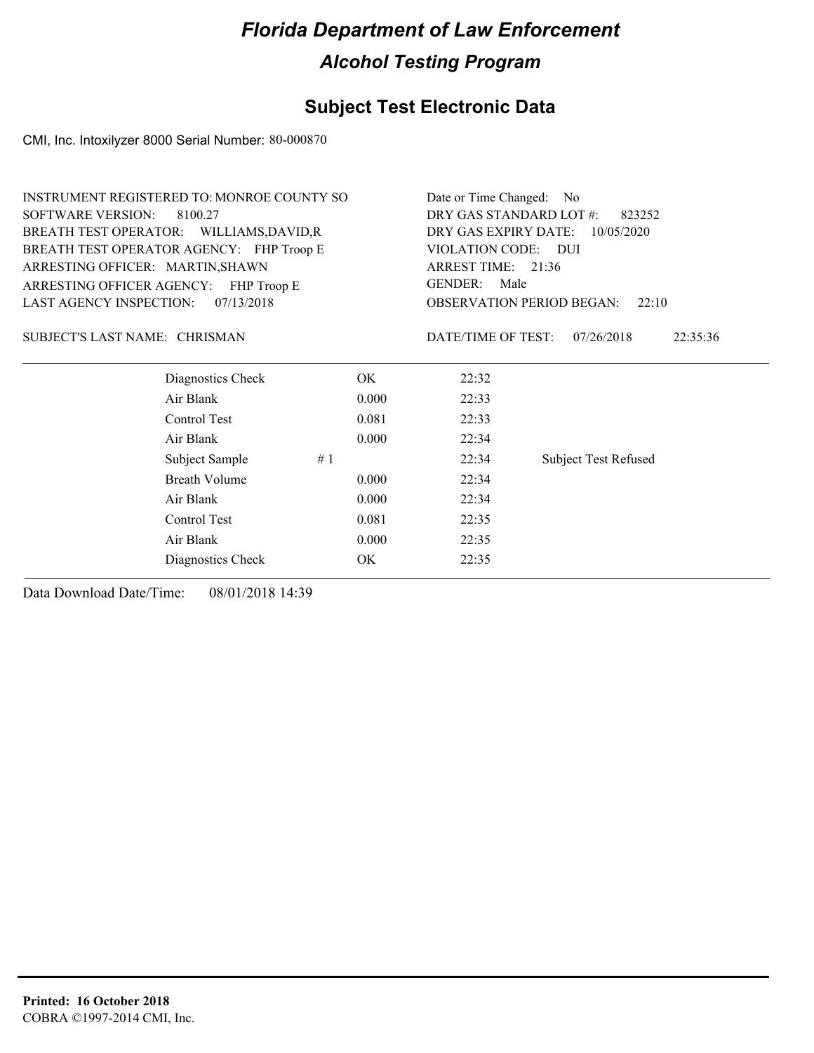# Florida Department of Law Enforcement

## Alcohol Testing Program

### Subject Test Electronic Data

CMI, Inc. Intoxilyzer 8000 Serial Number: 80-000870

INSTRUMENT REGISTERED TO: MONROE COUNTY SO
SOFTWARE VERSION: 8100.27
BREATH TEST OPERATOR: WILLIAMS,DAVID,R
BREATH TEST OPERATOR AGENCY: FHP Troop E
ARRESTING OFFICER: MARTIN,SHAWN
ARRESTING OFFICER AGENCY: FHP Troop E
LAST AGENCY INSPECTION: 07/13/2018

Date or Time Changed: No
DRY GAS STANDARD LOT #: 823252
DRY GAS EXPIRY DATE: 10/05/2020
VIOLATION CODE: DUI
ARREST TIME: 21:36
GENDER: Male
OBSERVATION PERIOD BEGAN: 22:10

SUBJECT'S LAST NAME: CHRISMAN

DATE/TIME OF TEST: 07/26/2018 22:35:36

| | | | |
|---|---|---|---|
| Diagnostics Check | OK | 22:32 | |
| Air Blank | 0.000 | 22:33 | |
| Control Test | 0.081 | 22:33 | |
| Air Blank | 0.000 | 22:34 | |
| Subject Sample # 1 | | 22:34 | Subject Test Refused |
| Breath Volume | 0.000 | 22:34 | |
| Air Blank | 0.000 | 22:34 | |
| Control Test | 0.081 | 22:35 | |
| Air Blank | 0.000 | 22:35 | |
| Diagnostics Check | OK | 22:35 | |

Data Download Date/Time: 08/01/2018 14:39

**Printed: 16 October 2018**
COBRA ©1997-2014 CMI, Inc.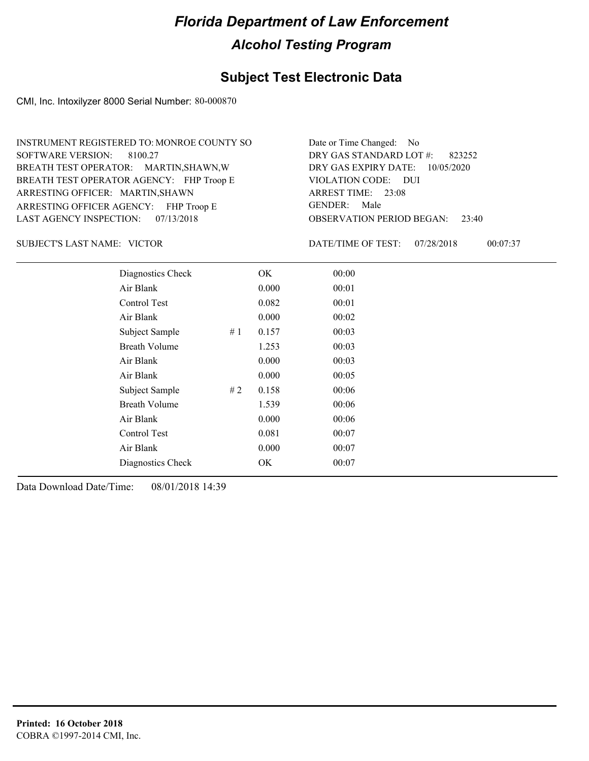# Florida Department of Law Enforcement

## Alcohol Testing Program

## Subject Test Electronic Data

CMI, Inc. Intoxilyzer 8000 Serial Number: 80-000870

INSTRUMENT REGISTERED TO: MONROE COUNTY SO
SOFTWARE VERSION: 8100.27
BREATH TEST OPERATOR: MARTIN,SHAWN,W
BREATH TEST OPERATOR AGENCY: FHP Troop E
ARRESTING OFFICER: MARTIN,SHAWN
ARRESTING OFFICER AGENCY: FHP Troop E
LAST AGENCY INSPECTION: 07/13/2018

Date or Time Changed: No
DRY GAS STANDARD LOT #: 823252
DRY GAS EXPIRY DATE: 10/05/2020
VIOLATION CODE: DUI
ARREST TIME: 23:08
GENDER: Male
OBSERVATION PERIOD BEGAN: 23:40

SUBJECT'S LAST NAME: VICTOR

DATE/TIME OF TEST: 07/28/2018 00:07:37

| | | | |
|---|---|---|---|
| Diagnostics Check | | OK | 00:00 |
| Air Blank | | 0.000 | 00:01 |
| Control Test | | 0.082 | 00:01 |
| Air Blank | | 0.000 | 00:02 |
| Subject Sample | # 1 | 0.157 | 00:03 |
| Breath Volume | | 1.253 | 00:03 |
| Air Blank | | 0.000 | 00:03 |
| Air Blank | | 0.000 | 00:05 |
| Subject Sample | # 2 | 0.158 | 00:06 |
| Breath Volume | | 1.539 | 00:06 |
| Air Blank | | 0.000 | 00:06 |
| Control Test | | 0.081 | 00:07 |
| Air Blank | | 0.000 | 00:07 |
| Diagnostics Check | | OK | 00:07 |

Data Download Date/Time: 08/01/2018 14:39

**Printed: 16 October 2018**
COBRA ©1997-2014 CMI, Inc.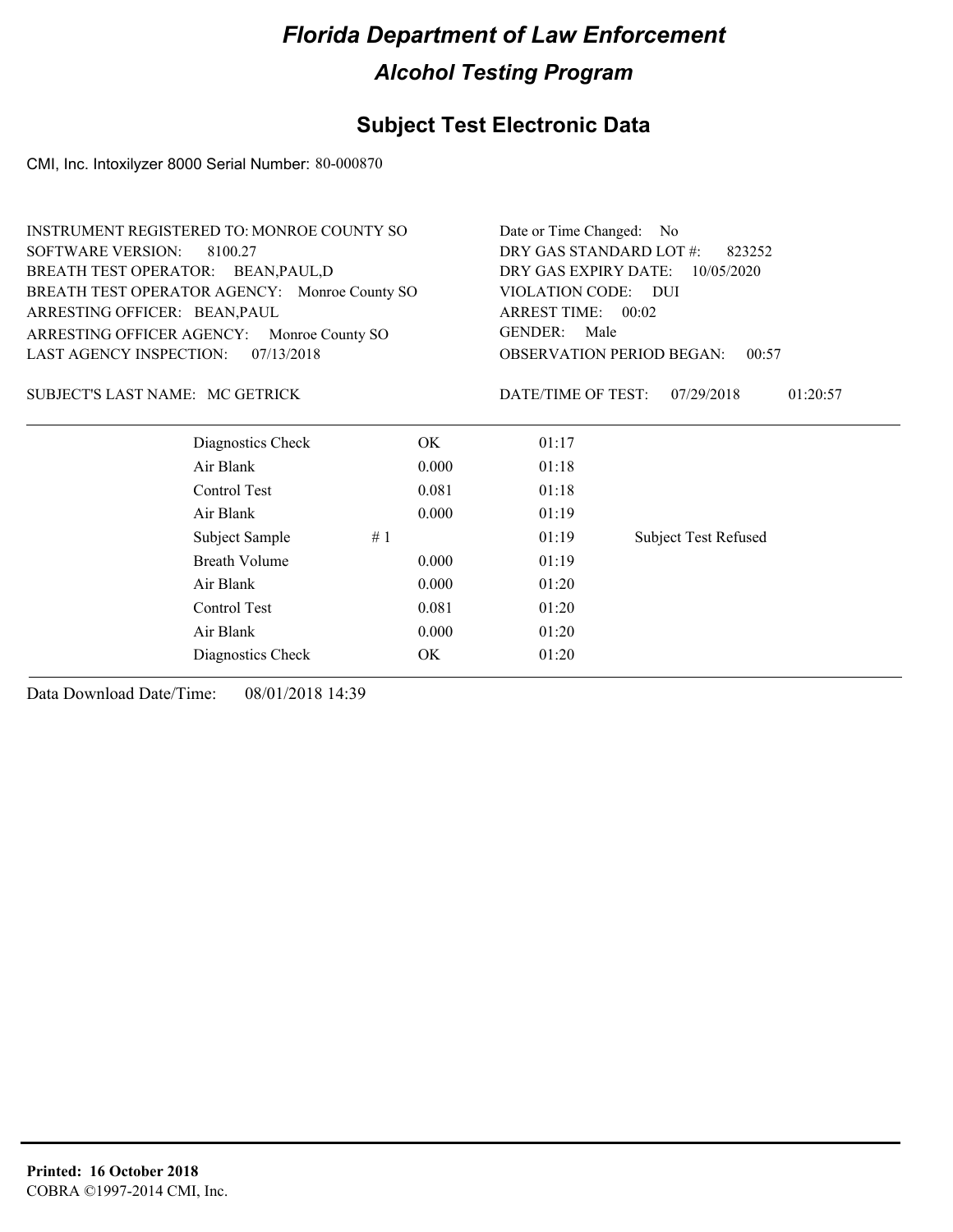# Florida Department of Law Enforcement

## Alcohol Testing Program

### Subject Test Electronic Data

CMI, Inc. Intoxilyzer 8000 Serial Number: 80-000870

| | |
|---|---|
| INSTRUMENT REGISTERED TO: MONROE COUNTY SO | Date or Time Changed: No |
| SOFTWARE VERSION: 8100.27 | DRY GAS STANDARD LOT #: 823252 |
| BREATH TEST OPERATOR: BEAN,PAUL,D | DRY GAS EXPIRY DATE: 10/05/2020 |
| BREATH TEST OPERATOR AGENCY: Monroe County SO | VIOLATION CODE: DUI |
| ARRESTING OFFICER: BEAN,PAUL | ARREST TIME: 00:02 |
| ARRESTING OFFICER AGENCY: Monroe County SO | GENDER: Male |
| LAST AGENCY INSPECTION: 07/13/2018 | OBSERVATION PERIOD BEGAN: 00:57 |
| SUBJECT'S LAST NAME: MC GETRICK | DATE/TIME OF TEST: 07/29/2018 01:20:57 |

| Test | | Result | Time | Note |
|---|---|---|---|---|
| Diagnostics Check | | OK | 01:17 | |
| Air Blank | | 0.000 | 01:18 | |
| Control Test | | 0.081 | 01:18 | |
| Air Blank | | 0.000 | 01:19 | |
| Subject Sample | # 1 | | 01:19 | Subject Test Refused |
| Breath Volume | | 0.000 | 01:19 | |
| Air Blank | | 0.000 | 01:20 | |
| Control Test | | 0.081 | 01:20 | |
| Air Blank | | 0.000 | 01:20 | |
| Diagnostics Check | | OK | 01:20 | |

Data Download Date/Time: 08/01/2018 14:39

**Printed: 16 October 2018**
COBRA ©1997-2014 CMI, Inc.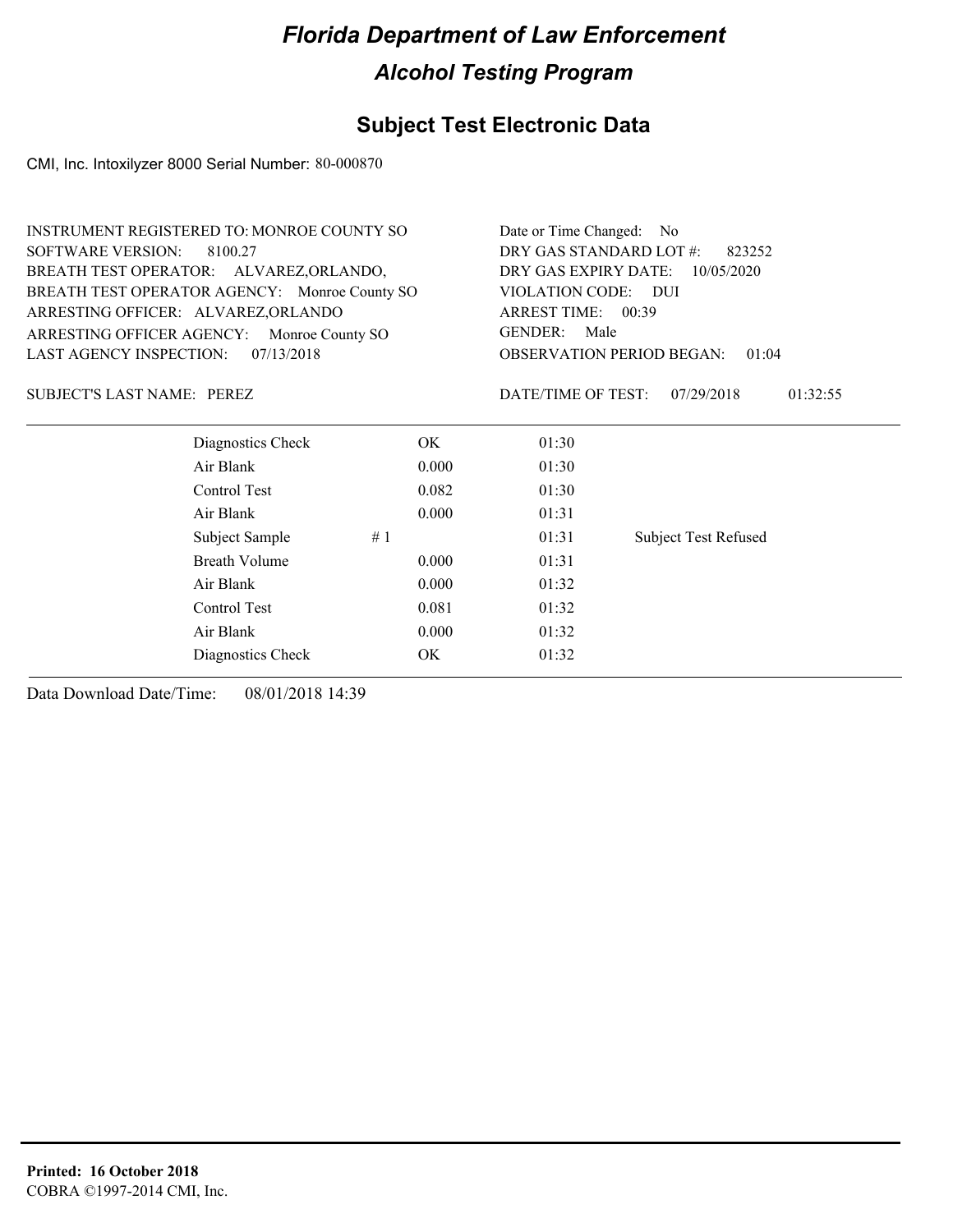# Florida Department of Law Enforcement

## Alcohol Testing Program

### Subject Test Electronic Data

CMI, Inc. Intoxilyzer 8000 Serial Number: 80-000870

INSTRUMENT REGISTERED TO: MONROE COUNTY SO
SOFTWARE VERSION: 8100.27
BREATH TEST OPERATOR: ALVAREZ,ORLANDO,
BREATH TEST OPERATOR AGENCY: Monroe County SO
ARRESTING OFFICER: ALVAREZ,ORLANDO
ARRESTING OFFICER AGENCY: Monroe County SO
LAST AGENCY INSPECTION: 07/13/2018

Date or Time Changed: No
DRY GAS STANDARD LOT #: 823252
DRY GAS EXPIRY DATE: 10/05/2020
VIOLATION CODE: DUI
ARREST TIME: 00:39
GENDER: Male
OBSERVATION PERIOD BEGAN: 01:04

SUBJECT'S LAST NAME: PEREZ

DATE/TIME OF TEST: 07/29/2018 01:32:55

| | | | | |
|---|---|---|---|---|
| Diagnostics Check | | OK | 01:30 | |
| Air Blank | | 0.000 | 01:30 | |
| Control Test | | 0.082 | 01:30 | |
| Air Blank | | 0.000 | 01:31 | |
| Subject Sample | # 1 | | 01:31 | Subject Test Refused |
| Breath Volume | | 0.000 | 01:31 | |
| Air Blank | | 0.000 | 01:32 | |
| Control Test | | 0.081 | 01:32 | |
| Air Blank | | 0.000 | 01:32 | |
| Diagnostics Check | | OK | 01:32 | |

Data Download Date/Time: 08/01/2018 14:39

**Printed: 16 October 2018**
COBRA ©1997-2014 CMI, Inc.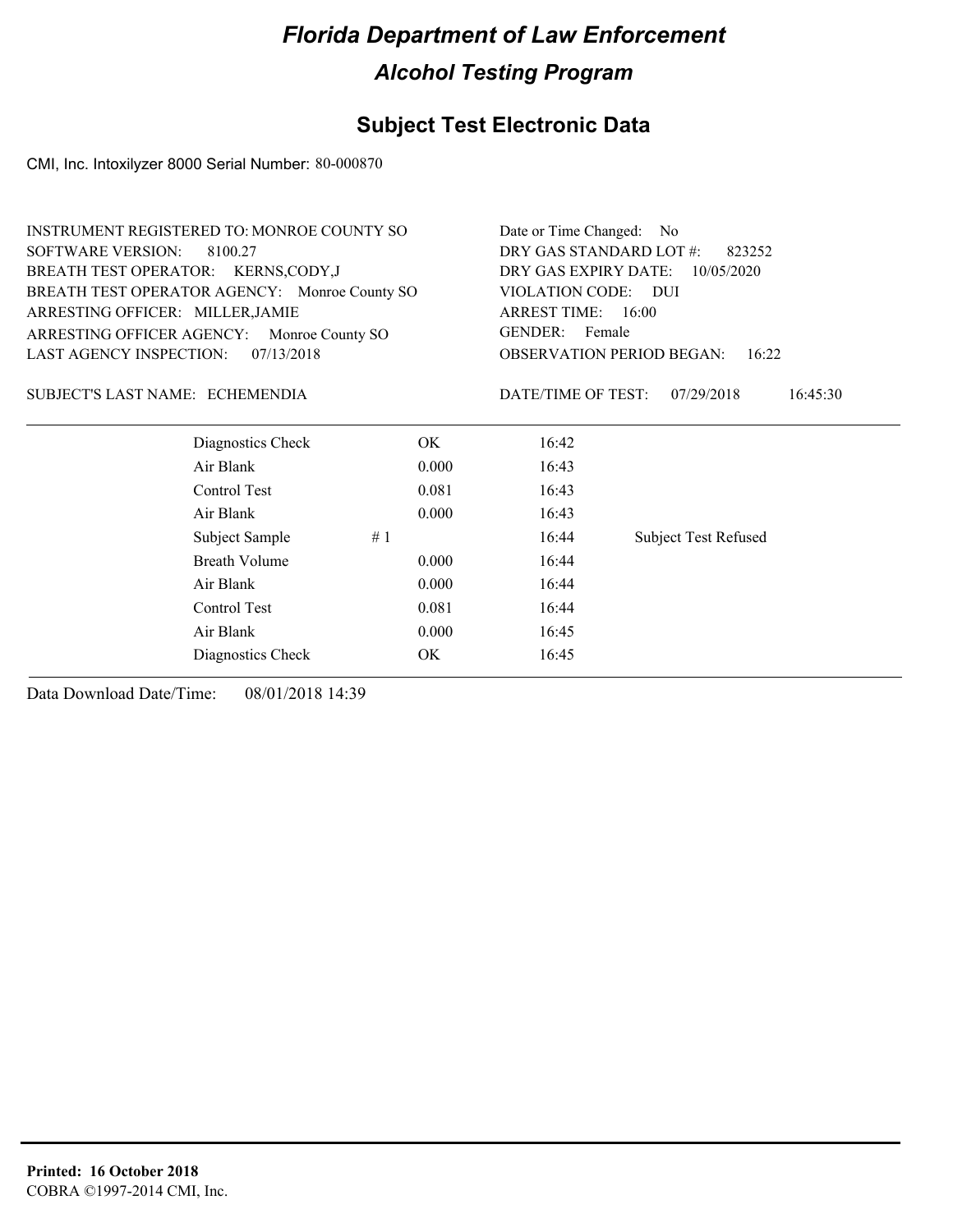# Florida Department of Law Enforcement

## Alcohol Testing Program

### Subject Test Electronic Data

CMI, Inc. Intoxilyzer 8000 Serial Number: 80-000870

INSTRUMENT REGISTERED TO: MONROE COUNTY SO
SOFTWARE VERSION: 8100.27
BREATH TEST OPERATOR: KERNS,CODY,J
BREATH TEST OPERATOR AGENCY: Monroe County SO
ARRESTING OFFICER: MILLER,JAMIE
ARRESTING OFFICER AGENCY: Monroe County SO
LAST AGENCY INSPECTION: 07/13/2018

Date or Time Changed: No
DRY GAS STANDARD LOT #: 823252
DRY GAS EXPIRY DATE: 10/05/2020
VIOLATION CODE: DUI
ARREST TIME: 16:00
GENDER: Female
OBSERVATION PERIOD BEGAN: 16:22

SUBJECT'S LAST NAME: ECHEMENDIA

DATE/TIME OF TEST: 07/29/2018 16:45:30

| | | | | |
|---|---|---|---|---|
| Diagnostics Check | | OK | 16:42 | |
| Air Blank | | 0.000 | 16:43 | |
| Control Test | | 0.081 | 16:43 | |
| Air Blank | | 0.000 | 16:43 | |
| Subject Sample | # 1 | | 16:44 | Subject Test Refused |
| Breath Volume | | 0.000 | 16:44 | |
| Air Blank | | 0.000 | 16:44 | |
| Control Test | | 0.081 | 16:44 | |
| Air Blank | | 0.000 | 16:45 | |
| Diagnostics Check | | OK | 16:45 | |

Data Download Date/Time: 08/01/2018 14:39

**Printed: 16 October 2018**
COBRA ©1997-2014 CMI, Inc.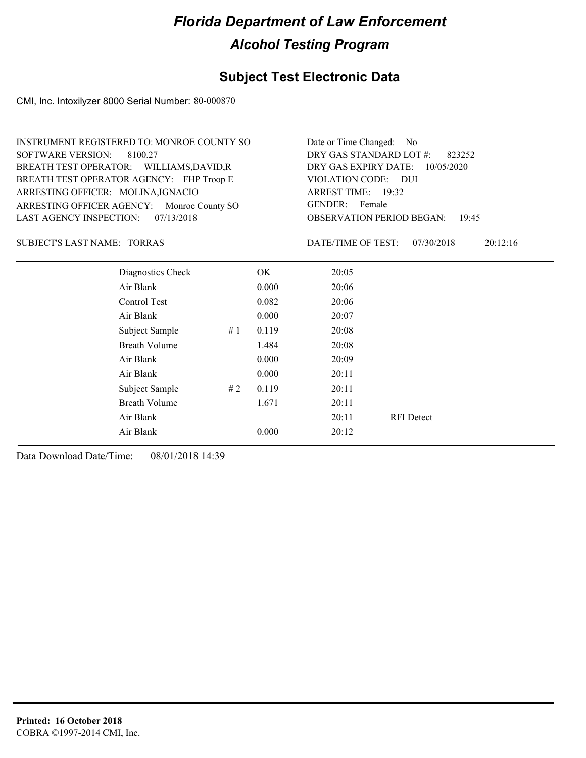# Florida Department of Law Enforcement

## Alcohol Testing Program

## Subject Test Electronic Data

CMI, Inc. Intoxilyzer 8000 Serial Number: 80-000870

INSTRUMENT REGISTERED TO: MONROE COUNTY SO
SOFTWARE VERSION: 8100.27
BREATH TEST OPERATOR: WILLIAMS,DAVID,R
BREATH TEST OPERATOR AGENCY: FHP Troop E
ARRESTING OFFICER: MOLINA,IGNACIO
ARRESTING OFFICER AGENCY: Monroe County SO
LAST AGENCY INSPECTION: 07/13/2018

Date or Time Changed: No
DRY GAS STANDARD LOT #: 823252
DRY GAS EXPIRY DATE: 10/05/2020
VIOLATION CODE: DUI
ARREST TIME: 19:32
GENDER: Female
OBSERVATION PERIOD BEGAN: 19:45

SUBJECT'S LAST NAME: TORRAS

DATE/TIME OF TEST: 07/30/2018 20:12:16

| | | | | |
|---|---|---|---|---|
| Diagnostics Check | | OK | 20:05 | |
| Air Blank | | 0.000 | 20:06 | |
| Control Test | | 0.082 | 20:06 | |
| Air Blank | | 0.000 | 20:07 | |
| Subject Sample | # 1 | 0.119 | 20:08 | |
| Breath Volume | | 1.484 | 20:08 | |
| Air Blank | | 0.000 | 20:09 | |
| Air Blank | | 0.000 | 20:11 | |
| Subject Sample | # 2 | 0.119 | 20:11 | |
| Breath Volume | | 1.671 | 20:11 | |
| Air Blank | | | 20:11 | RFI Detect |
| Air Blank | | 0.000 | 20:12 | |

Data Download Date/Time: 08/01/2018 14:39

**Printed: 16 October 2018**
COBRA ©1997-2014 CMI, Inc.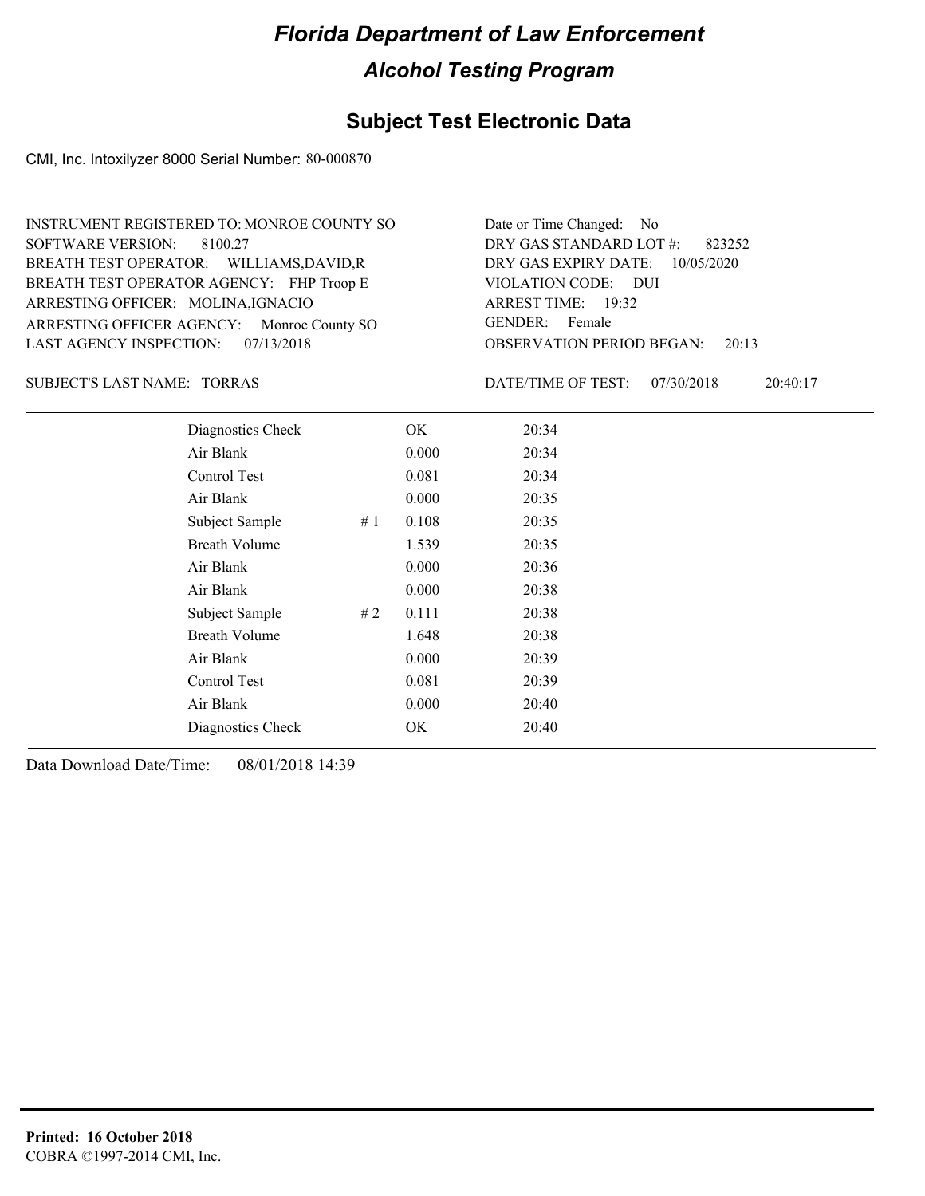# Florida Department of Law Enforcement

## Alcohol Testing Program

### Subject Test Electronic Data

CMI, Inc. Intoxilyzer 8000 Serial Number: 80-000870

INSTRUMENT REGISTERED TO: MONROE COUNTY SO
SOFTWARE VERSION: 8100.27
BREATH TEST OPERATOR: WILLIAMS,DAVID,R
BREATH TEST OPERATOR AGENCY: FHP Troop E
ARRESTING OFFICER: MOLINA,IGNACIO
ARRESTING OFFICER AGENCY: Monroe County SO
LAST AGENCY INSPECTION: 07/13/2018

Date or Time Changed: No
DRY GAS STANDARD LOT #: 823252
DRY GAS EXPIRY DATE: 10/05/2020
VIOLATION CODE: DUI
ARREST TIME: 19:32
GENDER: Female
OBSERVATION PERIOD BEGAN: 20:13

SUBJECT'S LAST NAME: TORRAS

DATE/TIME OF TEST: 07/30/2018 20:40:17

| | | | |
|---|---|---|---|
| Diagnostics Check | | OK | 20:34 |
| Air Blank | | 0.000 | 20:34 |
| Control Test | | 0.081 | 20:34 |
| Air Blank | | 0.000 | 20:35 |
| Subject Sample | # 1 | 0.108 | 20:35 |
| Breath Volume | | 1.539 | 20:35 |
| Air Blank | | 0.000 | 20:36 |
| Air Blank | | 0.000 | 20:38 |
| Subject Sample | # 2 | 0.111 | 20:38 |
| Breath Volume | | 1.648 | 20:38 |
| Air Blank | | 0.000 | 20:39 |
| Control Test | | 0.081 | 20:39 |
| Air Blank | | 0.000 | 20:40 |
| Diagnostics Check | | OK | 20:40 |

Data Download Date/Time: 08/01/2018 14:39

**Printed: 16 October 2018**
COBRA ©1997-2014 CMI, Inc.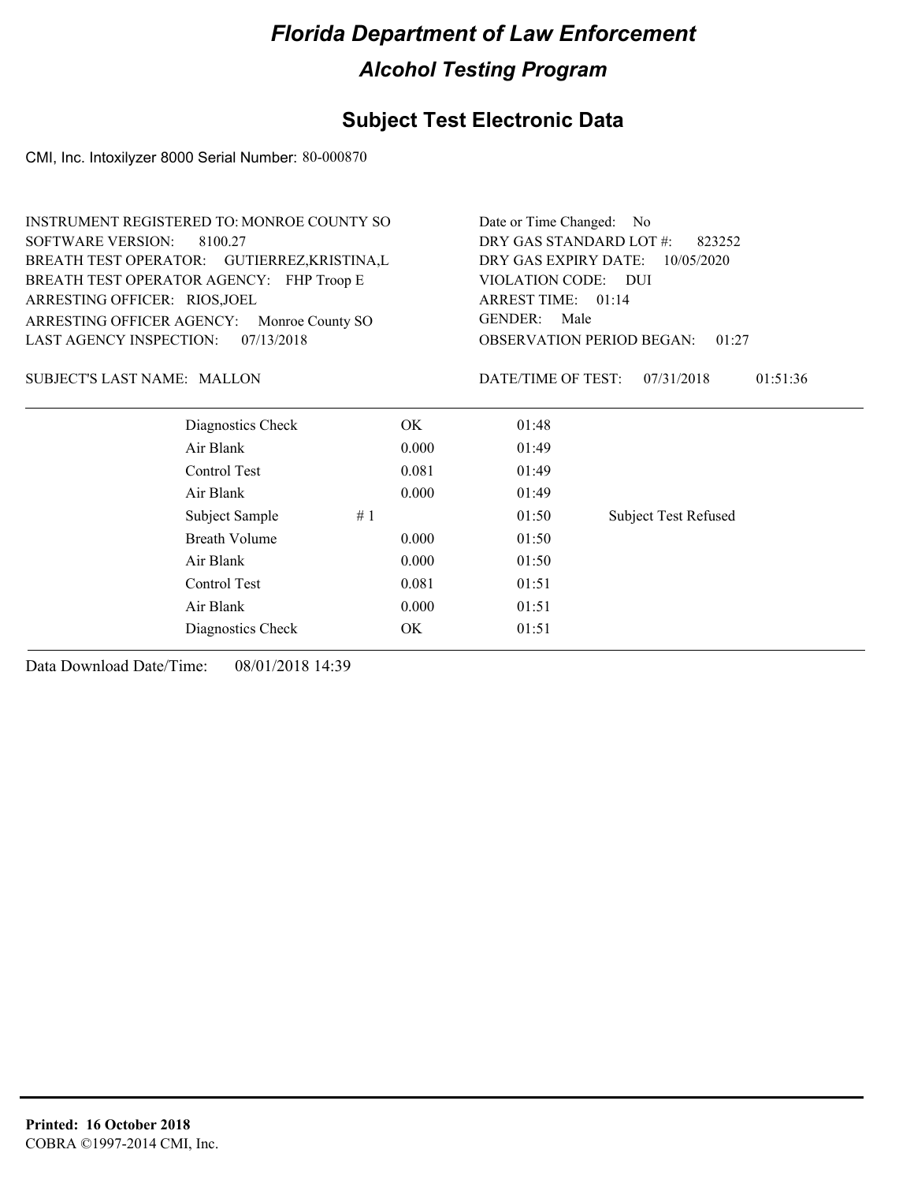# Florida Department of Law Enforcement

## Alcohol Testing Program

### Subject Test Electronic Data

CMI, Inc. Intoxilyzer 8000 Serial Number: 80-000870

INSTRUMENT REGISTERED TO: MONROE COUNTY SO
SOFTWARE VERSION: 8100.27
BREATH TEST OPERATOR: GUTIERREZ,KRISTINA,L
BREATH TEST OPERATOR AGENCY: FHP Troop E
ARRESTING OFFICER: RIOS,JOEL
ARRESTING OFFICER AGENCY: Monroe County SO
LAST AGENCY INSPECTION: 07/13/2018

Date or Time Changed: No
DRY GAS STANDARD LOT #: 823252
DRY GAS EXPIRY DATE: 10/05/2020
VIOLATION CODE: DUI
ARREST TIME: 01:14
GENDER: Male
OBSERVATION PERIOD BEGAN: 01:27

SUBJECT'S LAST NAME: MALLON

DATE/TIME OF TEST: 07/31/2018 01:51:36

| | | | | |
|---|---|---|---|---|
| Diagnostics Check | | OK | 01:48 | |
| Air Blank | | 0.000 | 01:49 | |
| Control Test | | 0.081 | 01:49 | |
| Air Blank | | 0.000 | 01:49 | |
| Subject Sample | # 1 | | 01:50 | Subject Test Refused |
| Breath Volume | | 0.000 | 01:50 | |
| Air Blank | | 0.000 | 01:50 | |
| Control Test | | 0.081 | 01:51 | |
| Air Blank | | 0.000 | 01:51 | |
| Diagnostics Check | | OK | 01:51 | |

Data Download Date/Time: 08/01/2018 14:39

**Printed: 16 October 2018**
COBRA ©1997-2014 CMI, Inc.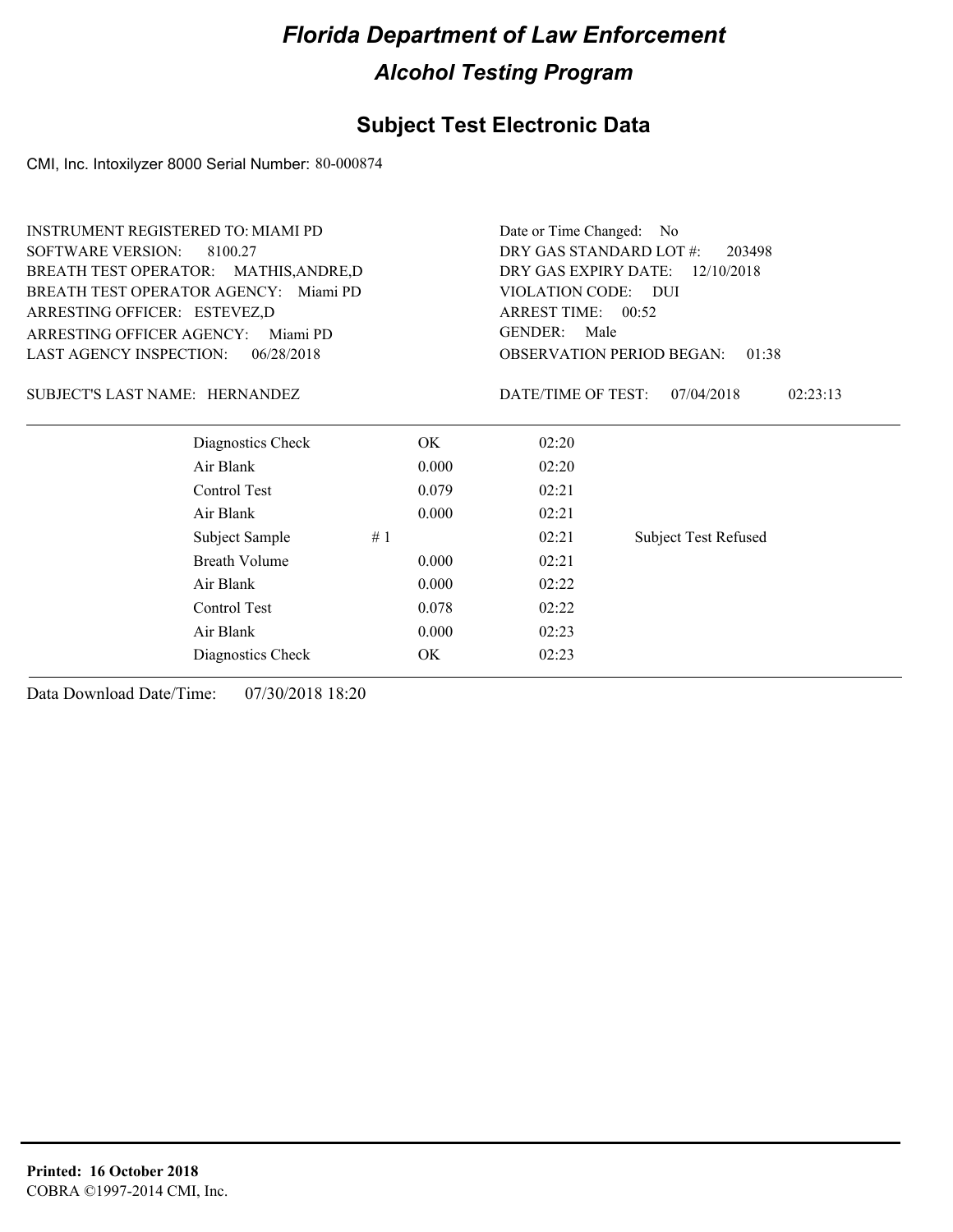# Florida Department of Law Enforcement

## Alcohol Testing Program

### Subject Test Electronic Data

CMI, Inc. Intoxilyzer 8000 Serial Number: 80-000874

INSTRUMENT REGISTERED TO: MIAMI PD
SOFTWARE VERSION: 8100.27
BREATH TEST OPERATOR: MATHIS,ANDRE,D
BREATH TEST OPERATOR AGENCY: Miami PD
ARRESTING OFFICER: ESTEVEZ,D
ARRESTING OFFICER AGENCY: Miami PD
LAST AGENCY INSPECTION: 06/28/2018

Date or Time Changed: No
DRY GAS STANDARD LOT #: 203498
DRY GAS EXPIRY DATE: 12/10/2018
VIOLATION CODE: DUI
ARREST TIME: 00:52
GENDER: Male
OBSERVATION PERIOD BEGAN: 01:38

SUBJECT'S LAST NAME: HERNANDEZ

DATE/TIME OF TEST: 07/04/2018 02:23:13

| | | | | |
|---|---|---|---|---|
| Diagnostics Check | | OK | 02:20 | |
| Air Blank | | 0.000 | 02:20 | |
| Control Test | | 0.079 | 02:21 | |
| Air Blank | | 0.000 | 02:21 | |
| Subject Sample | # 1 | | 02:21 | Subject Test Refused |
| Breath Volume | | 0.000 | 02:21 | |
| Air Blank | | 0.000 | 02:22 | |
| Control Test | | 0.078 | 02:22 | |
| Air Blank | | 0.000 | 02:23 | |
| Diagnostics Check | | OK | 02:23 | |

Data Download Date/Time: 07/30/2018 18:20

**Printed: 16 October 2018**
COBRA ©1997-2014 CMI, Inc.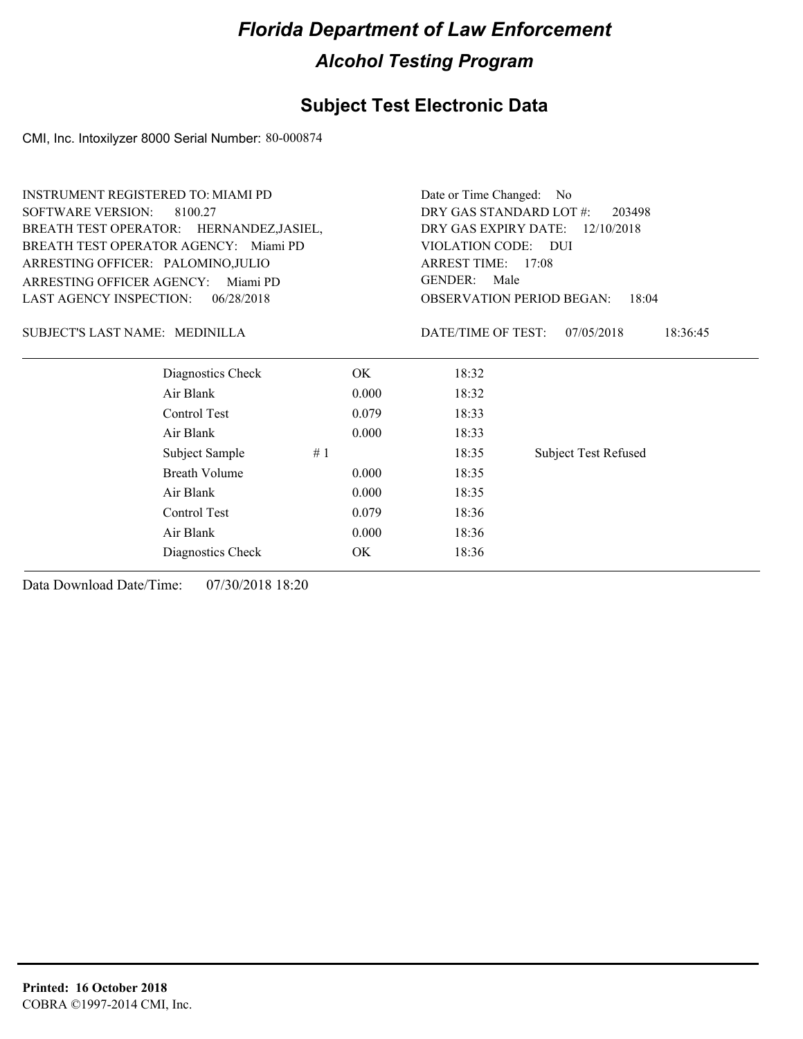# Florida Department of Law Enforcement

## Alcohol Testing Program

## Subject Test Electronic Data

CMI, Inc. Intoxilyzer 8000 Serial Number: 80-000874

INSTRUMENT REGISTERED TO: MIAMI PD
SOFTWARE VERSION: 8100.27
BREATH TEST OPERATOR: HERNANDEZ,JASIEL,
BREATH TEST OPERATOR AGENCY: Miami PD
ARRESTING OFFICER: PALOMINO,JULIO
ARRESTING OFFICER AGENCY: Miami PD
LAST AGENCY INSPECTION: 06/28/2018

Date or Time Changed: No
DRY GAS STANDARD LOT #: 203498
DRY GAS EXPIRY DATE: 12/10/2018
VIOLATION CODE: DUI
ARREST TIME: 17:08
GENDER: Male
OBSERVATION PERIOD BEGAN: 18:04

SUBJECT'S LAST NAME: MEDINILLA

DATE/TIME OF TEST: 07/05/2018 18:36:45

| | | | |
|---|---|---|---|
| Diagnostics Check | OK | 18:32 | |
| Air Blank | 0.000 | 18:32 | |
| Control Test | 0.079 | 18:33 | |
| Air Blank | 0.000 | 18:33 | |
| Subject Sample # 1 | | 18:35 | Subject Test Refused |
| Breath Volume | 0.000 | 18:35 | |
| Air Blank | 0.000 | 18:35 | |
| Control Test | 0.079 | 18:36 | |
| Air Blank | 0.000 | 18:36 | |
| Diagnostics Check | OK | 18:36 | |

Data Download Date/Time: 07/30/2018 18:20

**Printed: 16 October 2018**
COBRA ©1997-2014 CMI, Inc.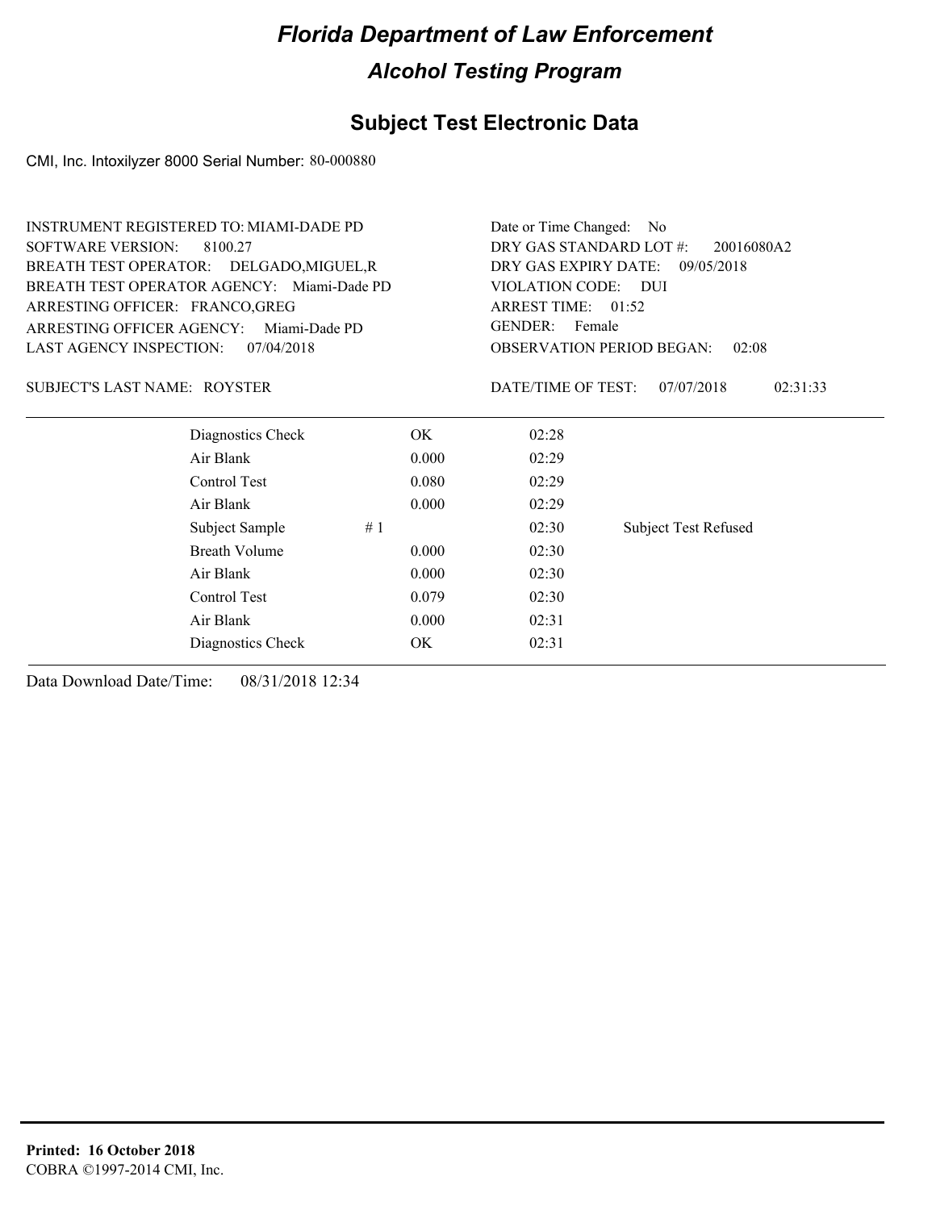# Florida Department of Law Enforcement

## Alcohol Testing Program

### Subject Test Electronic Data

CMI, Inc. Intoxilyzer 8000 Serial Number: 80-000880

INSTRUMENT REGISTERED TO: MIAMI-DADE PD
SOFTWARE VERSION: 8100.27
BREATH TEST OPERATOR: DELGADO,MIGUEL,R
BREATH TEST OPERATOR AGENCY: Miami-Dade PD
ARRESTING OFFICER: FRANCO,GREG
ARRESTING OFFICER AGENCY: Miami-Dade PD
LAST AGENCY INSPECTION: 07/04/2018

Date or Time Changed: No
DRY GAS STANDARD LOT #: 20016080A2
DRY GAS EXPIRY DATE: 09/05/2018
VIOLATION CODE: DUI
ARREST TIME: 01:52
GENDER: Female
OBSERVATION PERIOD BEGAN: 02:08

SUBJECT'S LAST NAME: ROYSTER

DATE/TIME OF TEST: 07/07/2018 02:31:33

| | | | | |
|---|---|---|---|---|
| Diagnostics Check | | OK | 02:28 | |
| Air Blank | | 0.000 | 02:29 | |
| Control Test | | 0.080 | 02:29 | |
| Air Blank | | 0.000 | 02:29 | |
| Subject Sample | # 1 | | 02:30 | Subject Test Refused |
| Breath Volume | | 0.000 | 02:30 | |
| Air Blank | | 0.000 | 02:30 | |
| Control Test | | 0.079 | 02:30 | |
| Air Blank | | 0.000 | 02:31 | |
| Diagnostics Check | | OK | 02:31 | |

Data Download Date/Time: 08/31/2018 12:34

**Printed: 16 October 2018**
COBRA ©1997-2014 CMI, Inc.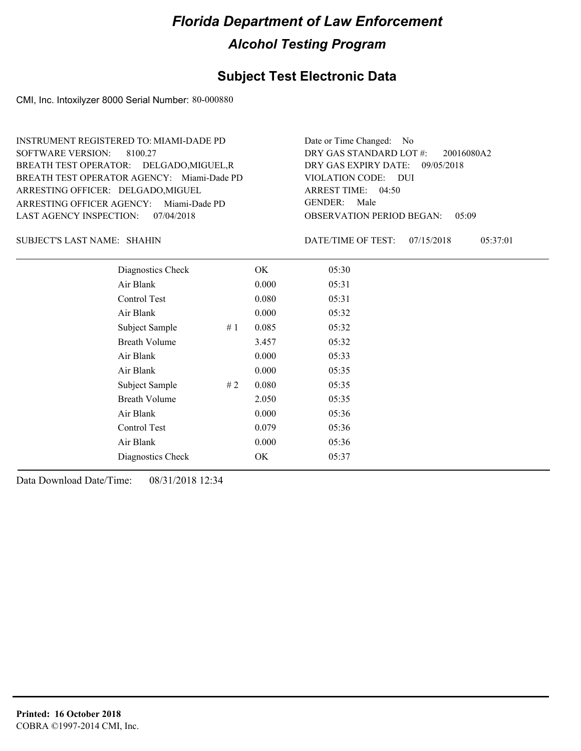# Florida Department of Law Enforcement

## Alcohol Testing Program

## Subject Test Electronic Data

CMI, Inc. Intoxilyzer 8000 Serial Number: 80-000880

INSTRUMENT REGISTERED TO: MIAMI-DADE PD
SOFTWARE VERSION: 8100.27
BREATH TEST OPERATOR: DELGADO,MIGUEL,R
BREATH TEST OPERATOR AGENCY: Miami-Dade PD
ARRESTING OFFICER: DELGADO,MIGUEL
ARRESTING OFFICER AGENCY: Miami-Dade PD
LAST AGENCY INSPECTION: 07/04/2018

Date or Time Changed: No
DRY GAS STANDARD LOT #: 20016080A2
DRY GAS EXPIRY DATE: 09/05/2018
VIOLATION CODE: DUI
ARREST TIME: 04:50
GENDER: Male
OBSERVATION PERIOD BEGAN: 05:09

SUBJECT'S LAST NAME: SHAHIN

DATE/TIME OF TEST: 07/15/2018 05:37:01

| | | | |
|---|---|---|---|
| Diagnostics Check | | OK | 05:30 |
| Air Blank | | 0.000 | 05:31 |
| Control Test | | 0.080 | 05:31 |
| Air Blank | | 0.000 | 05:32 |
| Subject Sample | # 1 | 0.085 | 05:32 |
| Breath Volume | | 3.457 | 05:32 |
| Air Blank | | 0.000 | 05:33 |
| Air Blank | | 0.000 | 05:35 |
| Subject Sample | # 2 | 0.080 | 05:35 |
| Breath Volume | | 2.050 | 05:35 |
| Air Blank | | 0.000 | 05:36 |
| Control Test | | 0.079 | 05:36 |
| Air Blank | | 0.000 | 05:36 |
| Diagnostics Check | | OK | 05:37 |

Data Download Date/Time: 08/31/2018 12:34

**Printed: 16 October 2018**
COBRA ©1997-2014 CMI, Inc.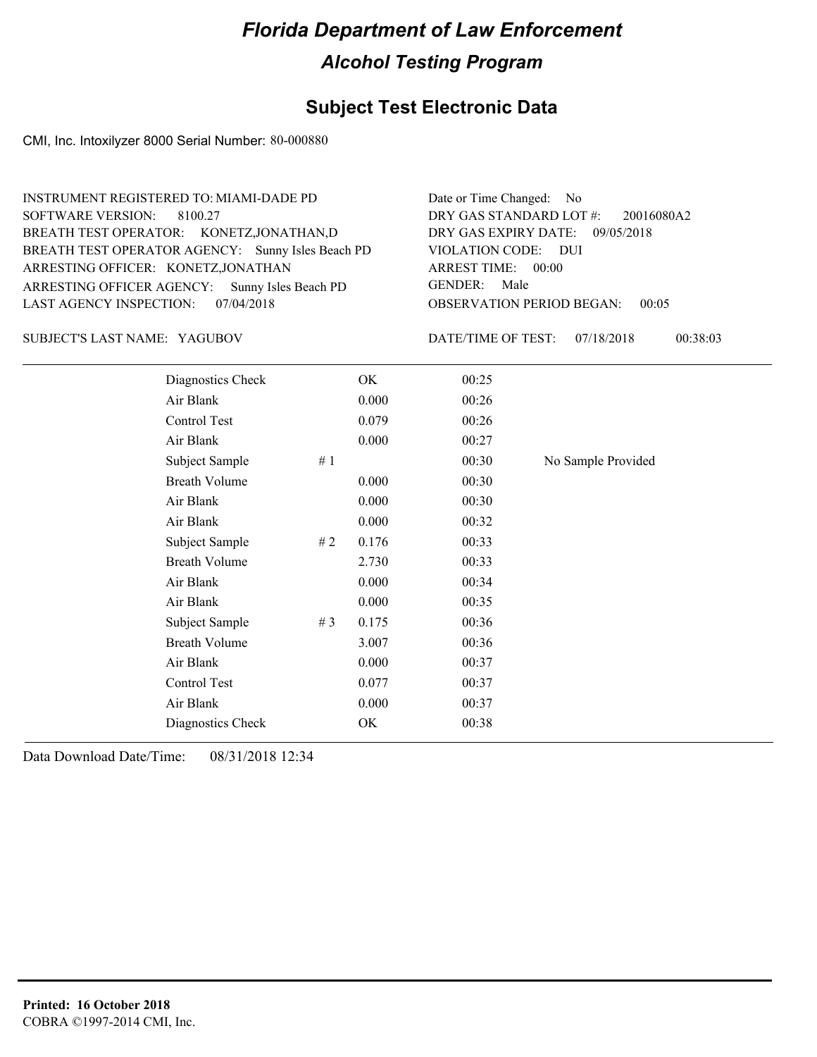# Florida Department of Law Enforcement

## Alcohol Testing Program

### Subject Test Electronic Data

CMI, Inc. Intoxilyzer 8000 Serial Number: 80-000880

INSTRUMENT REGISTERED TO: MIAMI-DADE PD
SOFTWARE VERSION: 8100.27
BREATH TEST OPERATOR: KONETZ,JONATHAN,D
BREATH TEST OPERATOR AGENCY: Sunny Isles Beach PD
ARRESTING OFFICER: KONETZ,JONATHAN
ARRESTING OFFICER AGENCY: Sunny Isles Beach PD
LAST AGENCY INSPECTION: 07/04/2018

Date or Time Changed: No
DRY GAS STANDARD LOT #: 20016080A2
DRY GAS EXPIRY DATE: 09/05/2018
VIOLATION CODE: DUI
ARREST TIME: 00:00
GENDER: Male
OBSERVATION PERIOD BEGAN: 00:05

SUBJECT'S LAST NAME: YAGUBOV

DATE/TIME OF TEST: 07/18/2018 00:38:03

| | | | | |
|---|---|---|---|---|
| Diagnostics Check | | OK | 00:25 | |
| Air Blank | | 0.000 | 00:26 | |
| Control Test | | 0.079 | 00:26 | |
| Air Blank | | 0.000 | 00:27 | |
| Subject Sample | # 1 | | 00:30 | No Sample Provided |
| Breath Volume | | 0.000 | 00:30 | |
| Air Blank | | 0.000 | 00:30 | |
| Air Blank | | 0.000 | 00:32 | |
| Subject Sample | # 2 | 0.176 | 00:33 | |
| Breath Volume | | 2.730 | 00:33 | |
| Air Blank | | 0.000 | 00:34 | |
| Air Blank | | 0.000 | 00:35 | |
| Subject Sample | # 3 | 0.175 | 00:36 | |
| Breath Volume | | 3.007 | 00:36 | |
| Air Blank | | 0.000 | 00:37 | |
| Control Test | | 0.077 | 00:37 | |
| Air Blank | | 0.000 | 00:37 | |
| Diagnostics Check | | OK | 00:38 | |

Data Download Date/Time: 08/31/2018 12:34

**Printed: 16 October 2018**
COBRA ©1997-2014 CMI, Inc.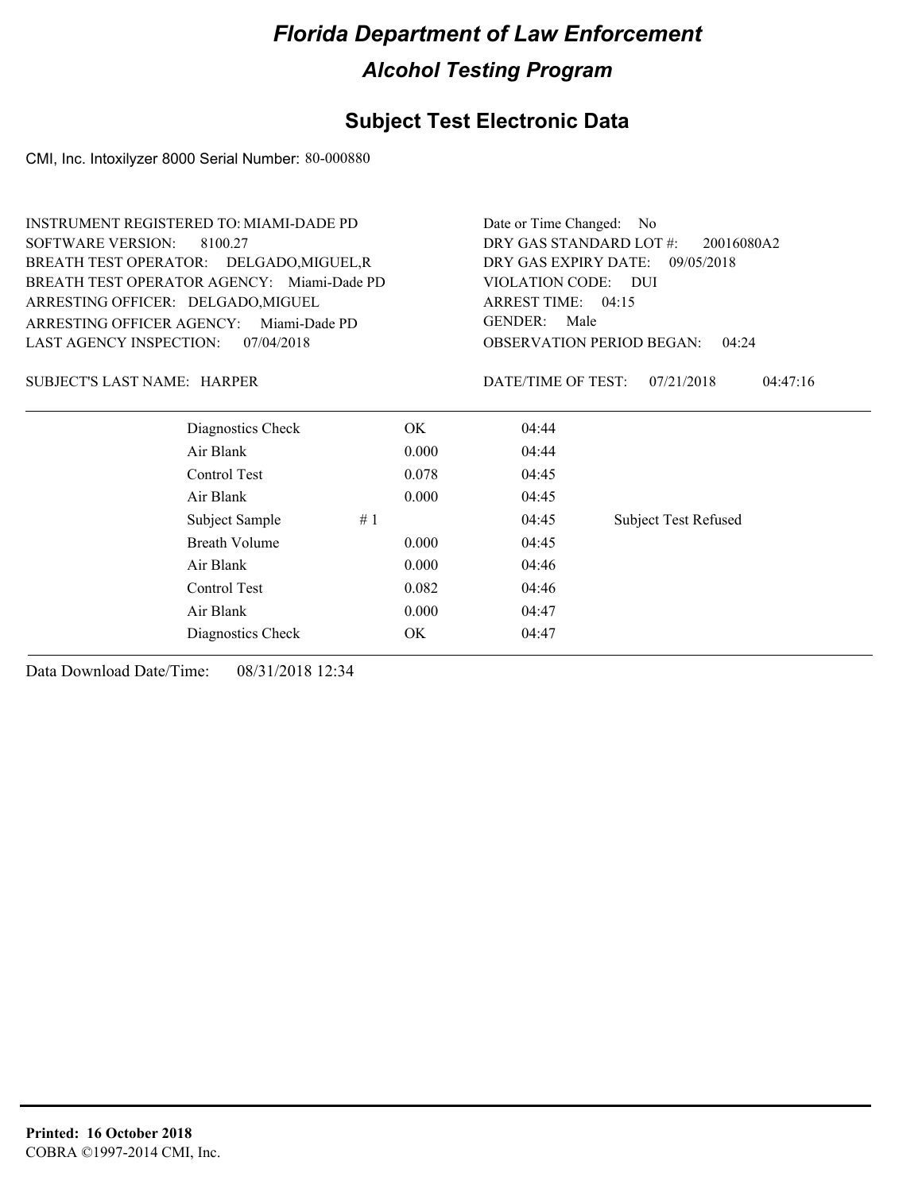# Florida Department of Law Enforcement

## Alcohol Testing Program

### Subject Test Electronic Data

CMI, Inc. Intoxilyzer 8000 Serial Number: 80-000880

INSTRUMENT REGISTERED TO: MIAMI-DADE PD
SOFTWARE VERSION: 8100.27
BREATH TEST OPERATOR: DELGADO,MIGUEL,R
BREATH TEST OPERATOR AGENCY: Miami-Dade PD
ARRESTING OFFICER: DELGADO,MIGUEL
ARRESTING OFFICER AGENCY: Miami-Dade PD
LAST AGENCY INSPECTION: 07/04/2018

Date or Time Changed: No
DRY GAS STANDARD LOT #: 20016080A2
DRY GAS EXPIRY DATE: 09/05/2018
VIOLATION CODE: DUI
ARREST TIME: 04:15
GENDER: Male
OBSERVATION PERIOD BEGAN: 04:24

SUBJECT'S LAST NAME: HARPER

DATE/TIME OF TEST: 07/21/2018 04:47:16

| Test | | Result | Time | Note |
|---|---|---|---|---|
| Diagnostics Check | | OK | 04:44 | |
| Air Blank | | 0.000 | 04:44 | |
| Control Test | | 0.078 | 04:45 | |
| Air Blank | | 0.000 | 04:45 | |
| Subject Sample | # 1 | | 04:45 | Subject Test Refused |
| Breath Volume | | 0.000 | 04:45 | |
| Air Blank | | 0.000 | 04:46 | |
| Control Test | | 0.082 | 04:46 | |
| Air Blank | | 0.000 | 04:47 | |
| Diagnostics Check | | OK | 04:47 | |

Data Download Date/Time: 08/31/2018 12:34

**Printed: 16 October 2018**
COBRA ©1997-2014 CMI, Inc.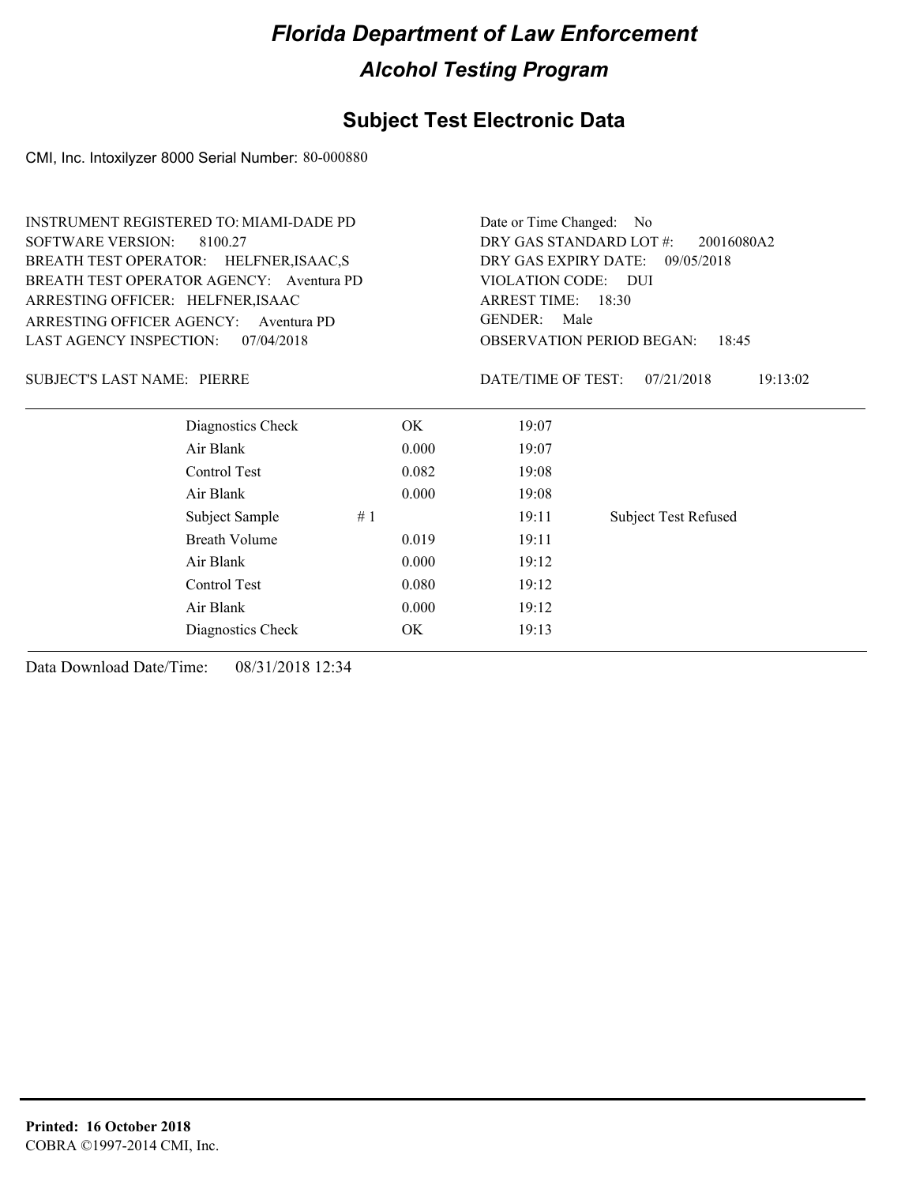# Florida Department of Law Enforcement

## Alcohol Testing Program

### Subject Test Electronic Data

CMI, Inc. Intoxilyzer 8000 Serial Number: 80-000880

INSTRUMENT REGISTERED TO: MIAMI-DADE PD
SOFTWARE VERSION: 8100.27
BREATH TEST OPERATOR: HELFNER,ISAAC,S
BREATH TEST OPERATOR AGENCY: Aventura PD
ARRESTING OFFICER: HELFNER,ISAAC
ARRESTING OFFICER AGENCY: Aventura PD
LAST AGENCY INSPECTION: 07/04/2018

Date or Time Changed: No
DRY GAS STANDARD LOT #: 20016080A2
DRY GAS EXPIRY DATE: 09/05/2018
VIOLATION CODE: DUI
ARREST TIME: 18:30
GENDER: Male
OBSERVATION PERIOD BEGAN: 18:45

SUBJECT'S LAST NAME: PIERRE

DATE/TIME OF TEST: 07/21/2018 19:13:02

| | | | | |
|---|---|---|---|---|
| Diagnostics Check | | OK | 19:07 | |
| Air Blank | | 0.000 | 19:07 | |
| Control Test | | 0.082 | 19:08 | |
| Air Blank | | 0.000 | 19:08 | |
| Subject Sample | # 1 | | 19:11 | Subject Test Refused |
| Breath Volume | | 0.019 | 19:11 | |
| Air Blank | | 0.000 | 19:12 | |
| Control Test | | 0.080 | 19:12 | |
| Air Blank | | 0.000 | 19:12 | |
| Diagnostics Check | | OK | 19:13 | |

Data Download Date/Time: 08/31/2018 12:34

**Printed: 16 October 2018**
COBRA ©1997-2014 CMI, Inc.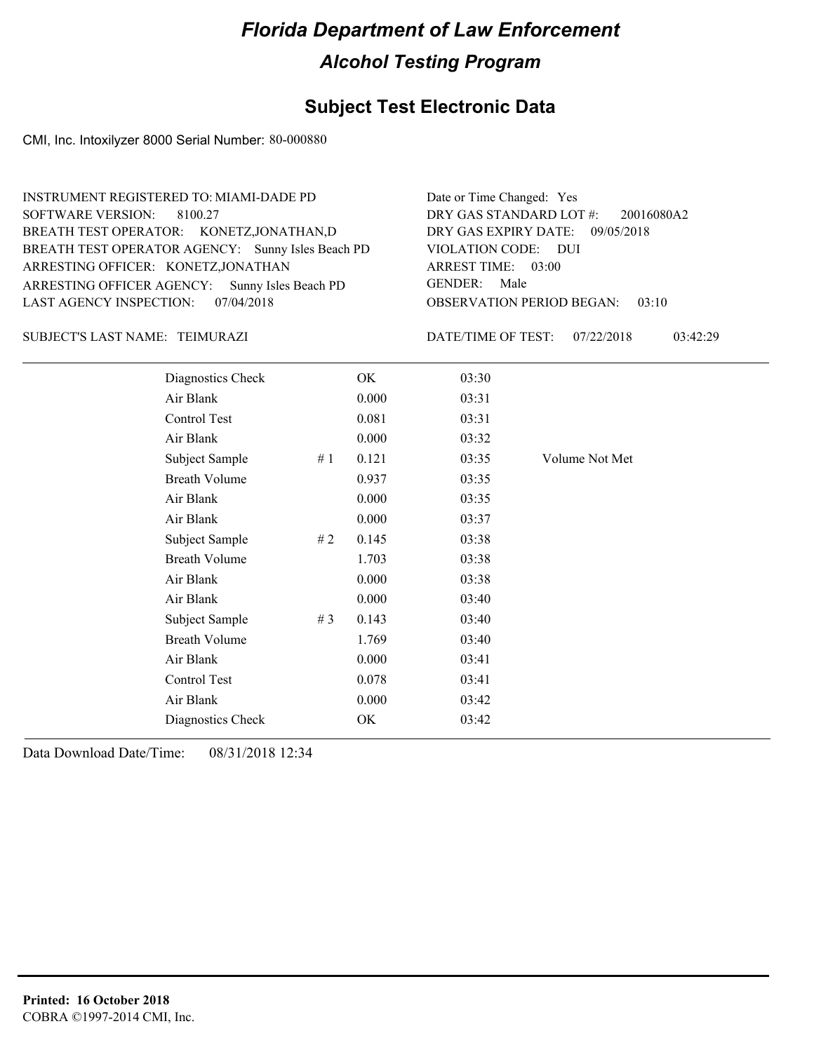# Florida Department of Law Enforcement

## Alcohol Testing Program

### Subject Test Electronic Data

CMI, Inc. Intoxilyzer 8000 Serial Number: 80-000880

INSTRUMENT REGISTERED TO: MIAMI-DADE PD
SOFTWARE VERSION: 8100.27
BREATH TEST OPERATOR: KONETZ,JONATHAN,D
BREATH TEST OPERATOR AGENCY: Sunny Isles Beach PD
ARRESTING OFFICER: KONETZ,JONATHAN
ARRESTING OFFICER AGENCY: Sunny Isles Beach PD
LAST AGENCY INSPECTION: 07/04/2018

Date or Time Changed: Yes
DRY GAS STANDARD LOT #: 20016080A2
DRY GAS EXPIRY DATE: 09/05/2018
VIOLATION CODE: DUI
ARREST TIME: 03:00
GENDER: Male
OBSERVATION PERIOD BEGAN: 03:10

SUBJECT'S LAST NAME: TEIMURAZI

DATE/TIME OF TEST: 07/22/2018 03:42:29

| | | | | |
|---|---|---|---|---|
| Diagnostics Check | | OK | 03:30 | |
| Air Blank | | 0.000 | 03:31 | |
| Control Test | | 0.081 | 03:31 | |
| Air Blank | | 0.000 | 03:32 | |
| Subject Sample | # 1 | 0.121 | 03:35 | Volume Not Met |
| Breath Volume | | 0.937 | 03:35 | |
| Air Blank | | 0.000 | 03:35 | |
| Air Blank | | 0.000 | 03:37 | |
| Subject Sample | # 2 | 0.145 | 03:38 | |
| Breath Volume | | 1.703 | 03:38 | |
| Air Blank | | 0.000 | 03:38 | |
| Air Blank | | 0.000 | 03:40 | |
| Subject Sample | # 3 | 0.143 | 03:40 | |
| Breath Volume | | 1.769 | 03:40 | |
| Air Blank | | 0.000 | 03:41 | |
| Control Test | | 0.078 | 03:41 | |
| Air Blank | | 0.000 | 03:42 | |
| Diagnostics Check | | OK | 03:42 | |

Data Download Date/Time: 08/31/2018 12:34

**Printed: 16 October 2018**
COBRA ©1997-2014 CMI, Inc.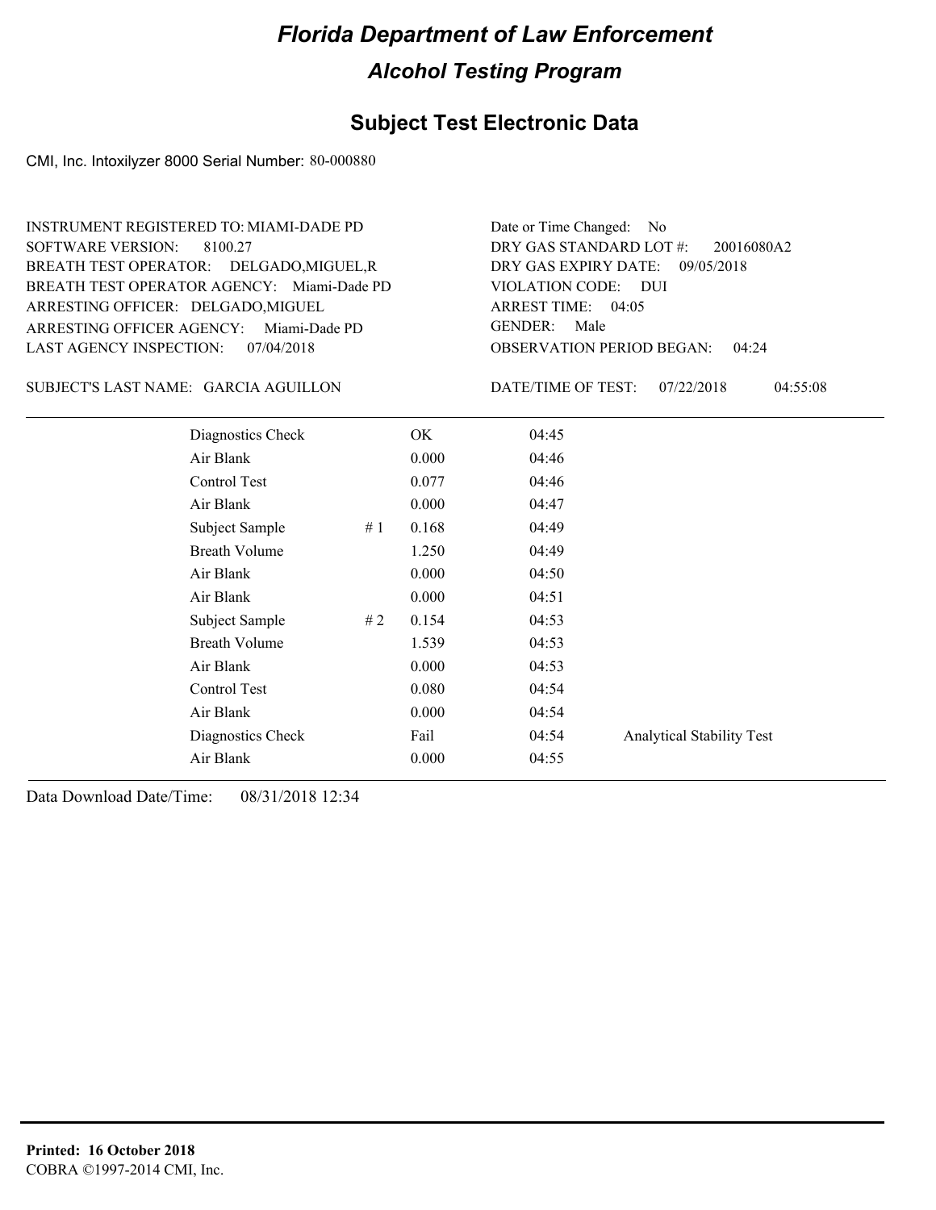# Florida Department of Law Enforcement

## Alcohol Testing Program

### Subject Test Electronic Data

CMI, Inc. Intoxilyzer 8000 Serial Number: 80-000880

INSTRUMENT REGISTERED TO: MIAMI-DADE PD
SOFTWARE VERSION: 8100.27
BREATH TEST OPERATOR: DELGADO,MIGUEL,R
BREATH TEST OPERATOR AGENCY: Miami-Dade PD
ARRESTING OFFICER: DELGADO,MIGUEL
ARRESTING OFFICER AGENCY: Miami-Dade PD
LAST AGENCY INSPECTION: 07/04/2018

Date or Time Changed: No
DRY GAS STANDARD LOT #: 20016080A2
DRY GAS EXPIRY DATE: 09/05/2018
VIOLATION CODE: DUI
ARREST TIME: 04:05
GENDER: Male
OBSERVATION PERIOD BEGAN: 04:24

SUBJECT'S LAST NAME: GARCIA AGUILLON

DATE/TIME OF TEST: 07/22/2018 04:55:08

| | | | | |
|---|---|---|---|---|
| Diagnostics Check | | OK | 04:45 | |
| Air Blank | | 0.000 | 04:46 | |
| Control Test | | 0.077 | 04:46 | |
| Air Blank | | 0.000 | 04:47 | |
| Subject Sample | # 1 | 0.168 | 04:49 | |
| Breath Volume | | 1.250 | 04:49 | |
| Air Blank | | 0.000 | 04:50 | |
| Air Blank | | 0.000 | 04:51 | |
| Subject Sample | # 2 | 0.154 | 04:53 | |
| Breath Volume | | 1.539 | 04:53 | |
| Air Blank | | 0.000 | 04:53 | |
| Control Test | | 0.080 | 04:54 | |
| Air Blank | | 0.000 | 04:54 | |
| Diagnostics Check | | Fail | 04:54 | Analytical Stability Test |
| Air Blank | | 0.000 | 04:55 | |

Data Download Date/Time: 08/31/2018 12:34

**Printed: 16 October 2018**
COBRA ©1997-2014 CMI, Inc.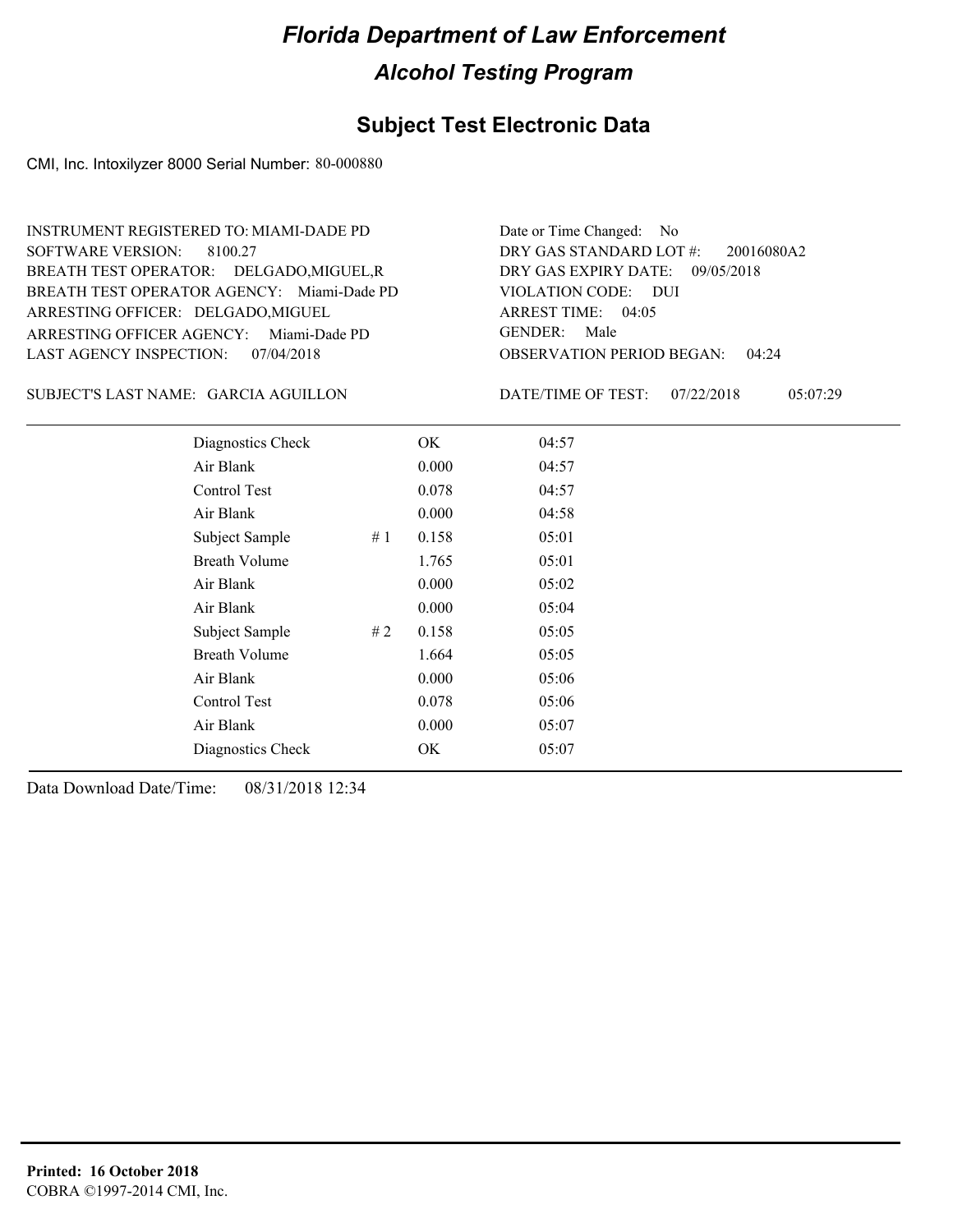# Florida Department of Law Enforcement

## Alcohol Testing Program

## Subject Test Electronic Data

CMI, Inc. Intoxilyzer 8000 Serial Number: 80-000880

INSTRUMENT REGISTERED TO: MIAMI-DADE PD
SOFTWARE VERSION: 8100.27
BREATH TEST OPERATOR: DELGADO,MIGUEL,R
BREATH TEST OPERATOR AGENCY: Miami-Dade PD
ARRESTING OFFICER: DELGADO,MIGUEL
ARRESTING OFFICER AGENCY: Miami-Dade PD
LAST AGENCY INSPECTION: 07/04/2018

Date or Time Changed: No
DRY GAS STANDARD LOT #: 20016080A2
DRY GAS EXPIRY DATE: 09/05/2018
VIOLATION CODE: DUI
ARREST TIME: 04:05
GENDER: Male
OBSERVATION PERIOD BEGAN: 04:24

SUBJECT'S LAST NAME: GARCIA AGUILLON

DATE/TIME OF TEST: 07/22/2018 05:07:29

| | | | |
|---|---|---|---|
| Diagnostics Check | | OK | 04:57 |
| Air Blank | | 0.000 | 04:57 |
| Control Test | | 0.078 | 04:57 |
| Air Blank | | 0.000 | 04:58 |
| Subject Sample | # 1 | 0.158 | 05:01 |
| Breath Volume | | 1.765 | 05:01 |
| Air Blank | | 0.000 | 05:02 |
| Air Blank | | 0.000 | 05:04 |
| Subject Sample | # 2 | 0.158 | 05:05 |
| Breath Volume | | 1.664 | 05:05 |
| Air Blank | | 0.000 | 05:06 |
| Control Test | | 0.078 | 05:06 |
| Air Blank | | 0.000 | 05:07 |
| Diagnostics Check | | OK | 05:07 |

Data Download Date/Time: 08/31/2018 12:34

**Printed: 16 October 2018**
COBRA ©1997-2014 CMI, Inc.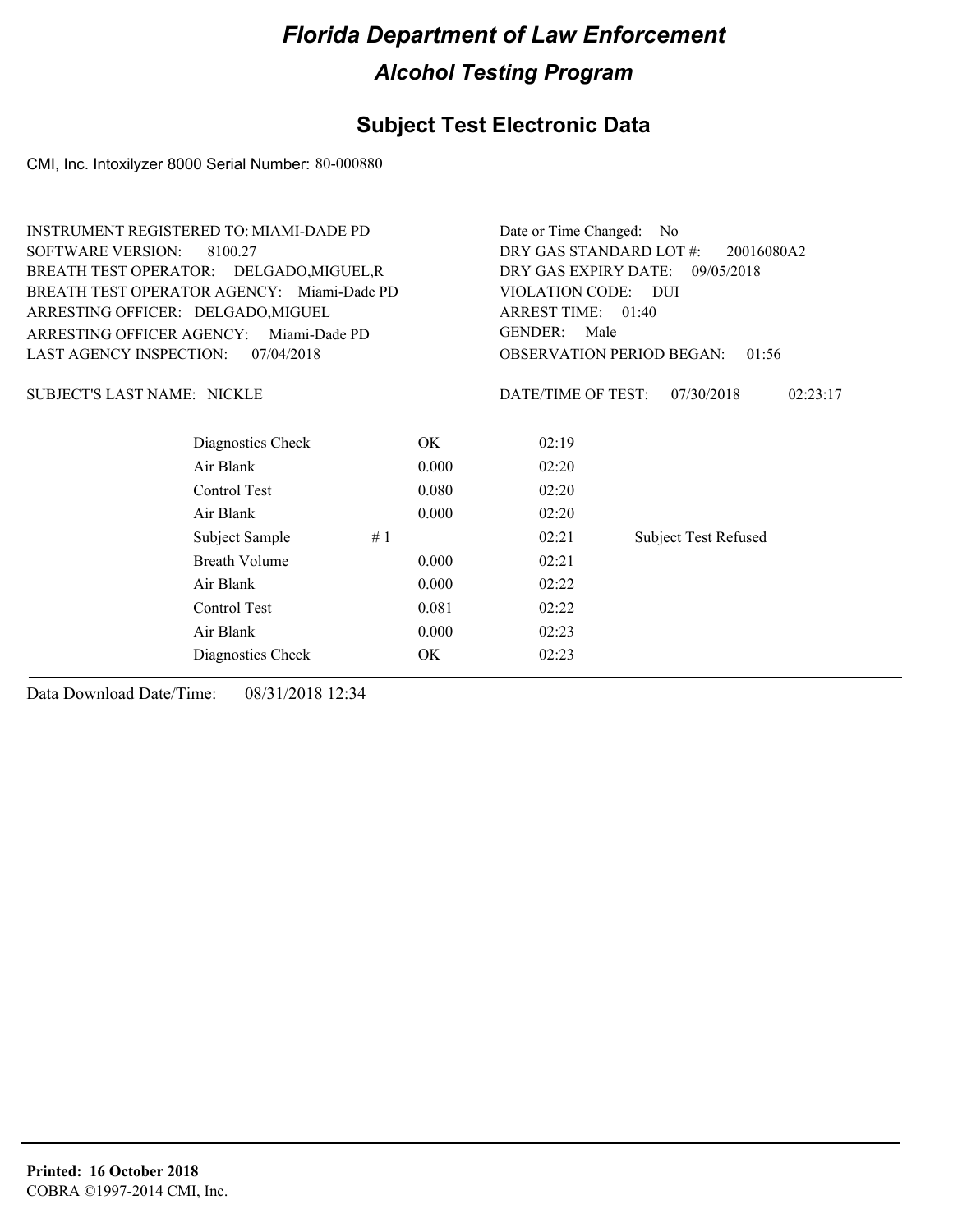# Florida Department of Law Enforcement

## Alcohol Testing Program

### Subject Test Electronic Data

CMI, Inc. Intoxilyzer 8000 Serial Number: 80-000880

INSTRUMENT REGISTERED TO: MIAMI-DADE PD
SOFTWARE VERSION: 8100.27
BREATH TEST OPERATOR: DELGADO,MIGUEL,R
BREATH TEST OPERATOR AGENCY: Miami-Dade PD
ARRESTING OFFICER: DELGADO,MIGUEL
ARRESTING OFFICER AGENCY: Miami-Dade PD
LAST AGENCY INSPECTION: 07/04/2018

Date or Time Changed: No
DRY GAS STANDARD LOT #: 20016080A2
DRY GAS EXPIRY DATE: 09/05/2018
VIOLATION CODE: DUI
ARREST TIME: 01:40
GENDER: Male
OBSERVATION PERIOD BEGAN: 01:56

SUBJECT'S LAST NAME: NICKLE

DATE/TIME OF TEST: 07/30/2018 02:23:17

| | | | | |
|---|---|---|---|---|
| Diagnostics Check | | OK | 02:19 | |
| Air Blank | | 0.000 | 02:20 | |
| Control Test | | 0.080 | 02:20 | |
| Air Blank | | 0.000 | 02:20 | |
| Subject Sample | # 1 | | 02:21 | Subject Test Refused |
| Breath Volume | | 0.000 | 02:21 | |
| Air Blank | | 0.000 | 02:22 | |
| Control Test | | 0.081 | 02:22 | |
| Air Blank | | 0.000 | 02:23 | |
| Diagnostics Check | | OK | 02:23 | |

Data Download Date/Time: 08/31/2018 12:34

**Printed: 16 October 2018**
COBRA ©1997-2014 CMI, Inc.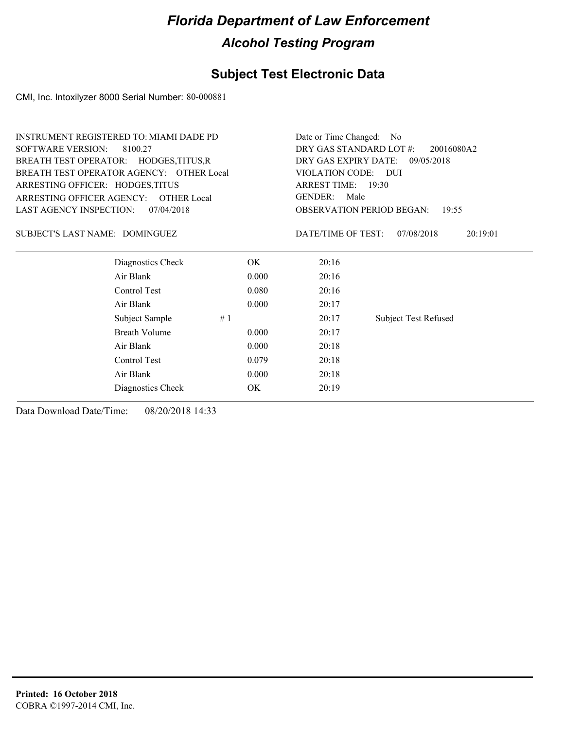# Florida Department of Law Enforcement

## Alcohol Testing Program

### Subject Test Electronic Data

CMI, Inc. Intoxilyzer 8000 Serial Number: 80-000881

INSTRUMENT REGISTERED TO: MIAMI DADE PD
SOFTWARE VERSION: 8100.27
BREATH TEST OPERATOR: HODGES,TITUS,R
BREATH TEST OPERATOR AGENCY: OTHER Local
ARRESTING OFFICER: HODGES,TITUS
ARRESTING OFFICER AGENCY: OTHER Local
LAST AGENCY INSPECTION: 07/04/2018

Date or Time Changed: No
DRY GAS STANDARD LOT #: 20016080A2
DRY GAS EXPIRY DATE: 09/05/2018
VIOLATION CODE: DUI
ARREST TIME: 19:30
GENDER: Male
OBSERVATION PERIOD BEGAN: 19:55

SUBJECT'S LAST NAME: DOMINGUEZ

DATE/TIME OF TEST: 07/08/2018 20:19:01

| Test | | Result | Time | Note |
|---|---|---|---|---|
| Diagnostics Check | | OK | 20:16 | |
| Air Blank | | 0.000 | 20:16 | |
| Control Test | | 0.080 | 20:16 | |
| Air Blank | | 0.000 | 20:17 | |
| Subject Sample | # 1 | | 20:17 | Subject Test Refused |
| Breath Volume | | 0.000 | 20:17 | |
| Air Blank | | 0.000 | 20:18 | |
| Control Test | | 0.079 | 20:18 | |
| Air Blank | | 0.000 | 20:18 | |
| Diagnostics Check | | OK | 20:19 | |

Data Download Date/Time: 08/20/2018 14:33

**Printed: 16 October 2018**
COBRA ©1997-2014 CMI, Inc.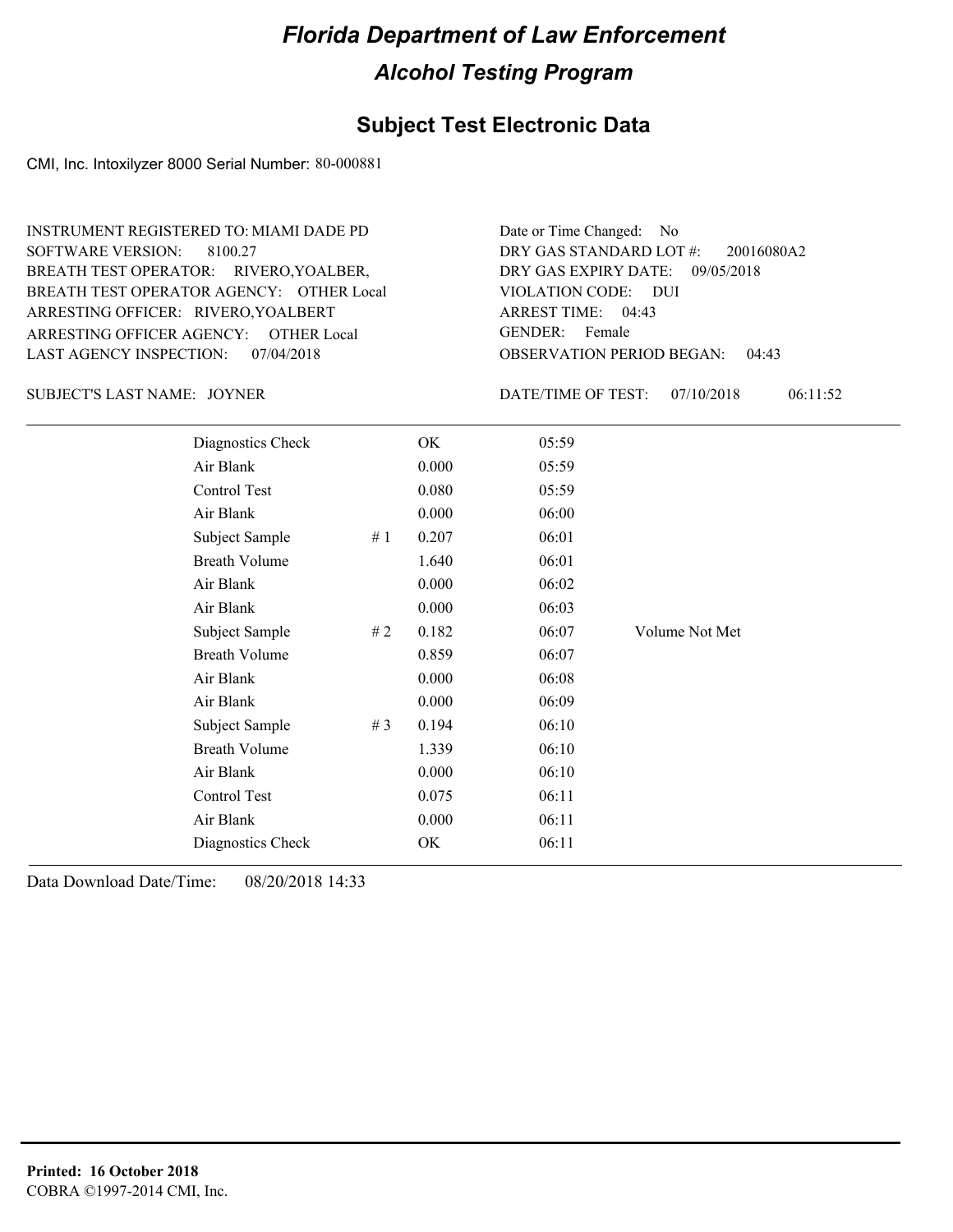# Florida Department of Law Enforcement

## Alcohol Testing Program

### Subject Test Electronic Data

CMI, Inc. Intoxilyzer 8000 Serial Number: 80-000881

INSTRUMENT REGISTERED TO: MIAMI DADE PD
SOFTWARE VERSION: 8100.27
BREATH TEST OPERATOR: RIVERO,YOALBER,
BREATH TEST OPERATOR AGENCY: OTHER Local
ARRESTING OFFICER: RIVERO,YOALBERT
ARRESTING OFFICER AGENCY: OTHER Local
LAST AGENCY INSPECTION: 07/04/2018

Date or Time Changed: No
DRY GAS STANDARD LOT #: 20016080A2
DRY GAS EXPIRY DATE: 09/05/2018
VIOLATION CODE: DUI
ARREST TIME: 04:43
GENDER: Female
OBSERVATION PERIOD BEGAN: 04:43

SUBJECT'S LAST NAME: JOYNER

DATE/TIME OF TEST: 07/10/2018 06:11:52

| | | | | |
|---|---|---|---|---|
| Diagnostics Check | | OK | 05:59 | |
| Air Blank | | 0.000 | 05:59 | |
| Control Test | | 0.080 | 05:59 | |
| Air Blank | | 0.000 | 06:00 | |
| Subject Sample | # 1 | 0.207 | 06:01 | |
| Breath Volume | | 1.640 | 06:01 | |
| Air Blank | | 0.000 | 06:02 | |
| Air Blank | | 0.000 | 06:03 | |
| Subject Sample | # 2 | 0.182 | 06:07 | Volume Not Met |
| Breath Volume | | 0.859 | 06:07 | |
| Air Blank | | 0.000 | 06:08 | |
| Air Blank | | 0.000 | 06:09 | |
| Subject Sample | # 3 | 0.194 | 06:10 | |
| Breath Volume | | 1.339 | 06:10 | |
| Air Blank | | 0.000 | 06:10 | |
| Control Test | | 0.075 | 06:11 | |
| Air Blank | | 0.000 | 06:11 | |
| Diagnostics Check | | OK | 06:11 | |

Data Download Date/Time: 08/20/2018 14:33

**Printed: 16 October 2018**
COBRA ©1997-2014 CMI, Inc.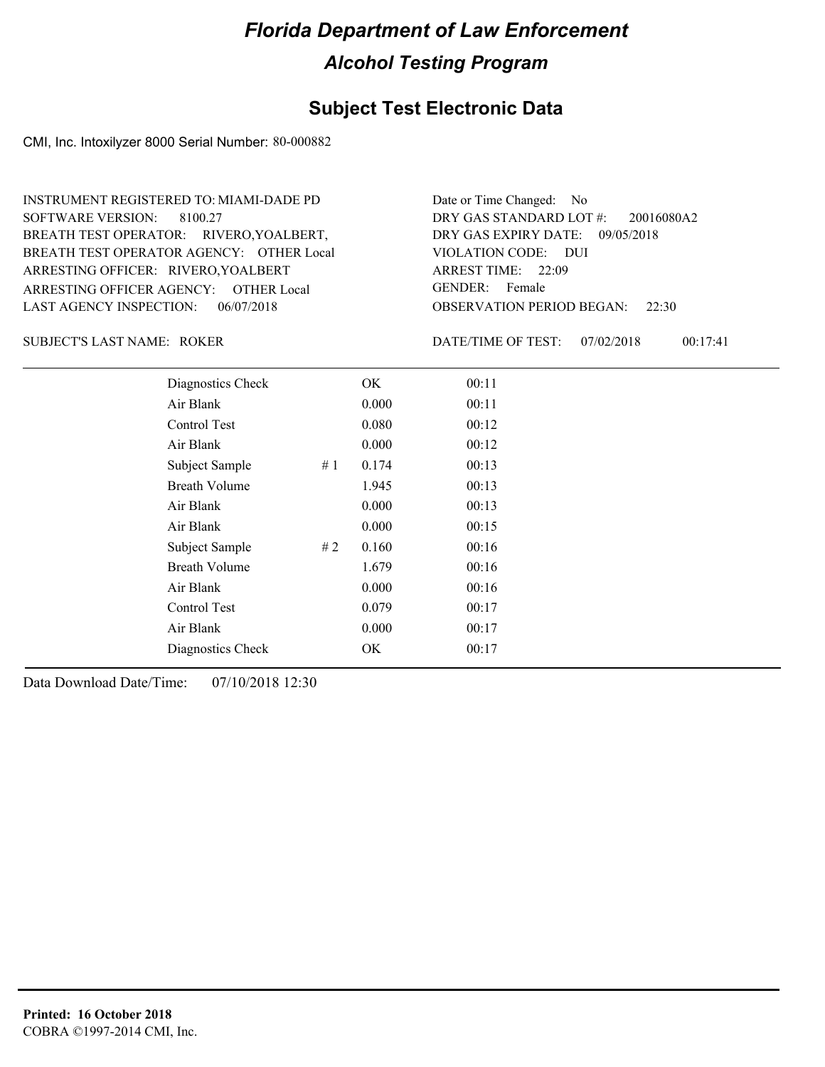# Florida Department of Law Enforcement

## Alcohol Testing Program

## Subject Test Electronic Data

CMI, Inc. Intoxilyzer 8000 Serial Number: 80-000882

INSTRUMENT REGISTERED TO: MIAMI-DADE PD
SOFTWARE VERSION: 8100.27
BREATH TEST OPERATOR: RIVERO,YOALBERT,
BREATH TEST OPERATOR AGENCY: OTHER Local
ARRESTING OFFICER: RIVERO,YOALBERT
ARRESTING OFFICER AGENCY: OTHER Local
LAST AGENCY INSPECTION: 06/07/2018

Date or Time Changed: No
DRY GAS STANDARD LOT #: 20016080A2
DRY GAS EXPIRY DATE: 09/05/2018
VIOLATION CODE: DUI
ARREST TIME: 22:09
GENDER: Female
OBSERVATION PERIOD BEGAN: 22:30

SUBJECT'S LAST NAME: ROKER

DATE/TIME OF TEST: 07/02/2018 00:17:41

| Test | # | Result | Time |
|---|---|---|---|
| Diagnostics Check | | OK | 00:11 |
| Air Blank | | 0.000 | 00:11 |
| Control Test | | 0.080 | 00:12 |
| Air Blank | | 0.000 | 00:12 |
| Subject Sample | # 1 | 0.174 | 00:13 |
| Breath Volume | | 1.945 | 00:13 |
| Air Blank | | 0.000 | 00:13 |
| Air Blank | | 0.000 | 00:15 |
| Subject Sample | # 2 | 0.160 | 00:16 |
| Breath Volume | | 1.679 | 00:16 |
| Air Blank | | 0.000 | 00:16 |
| Control Test | | 0.079 | 00:17 |
| Air Blank | | 0.000 | 00:17 |
| Diagnostics Check | | OK | 00:17 |

Data Download Date/Time: 07/10/2018 12:30

**Printed: 16 October 2018**
COBRA ©1997-2014 CMI, Inc.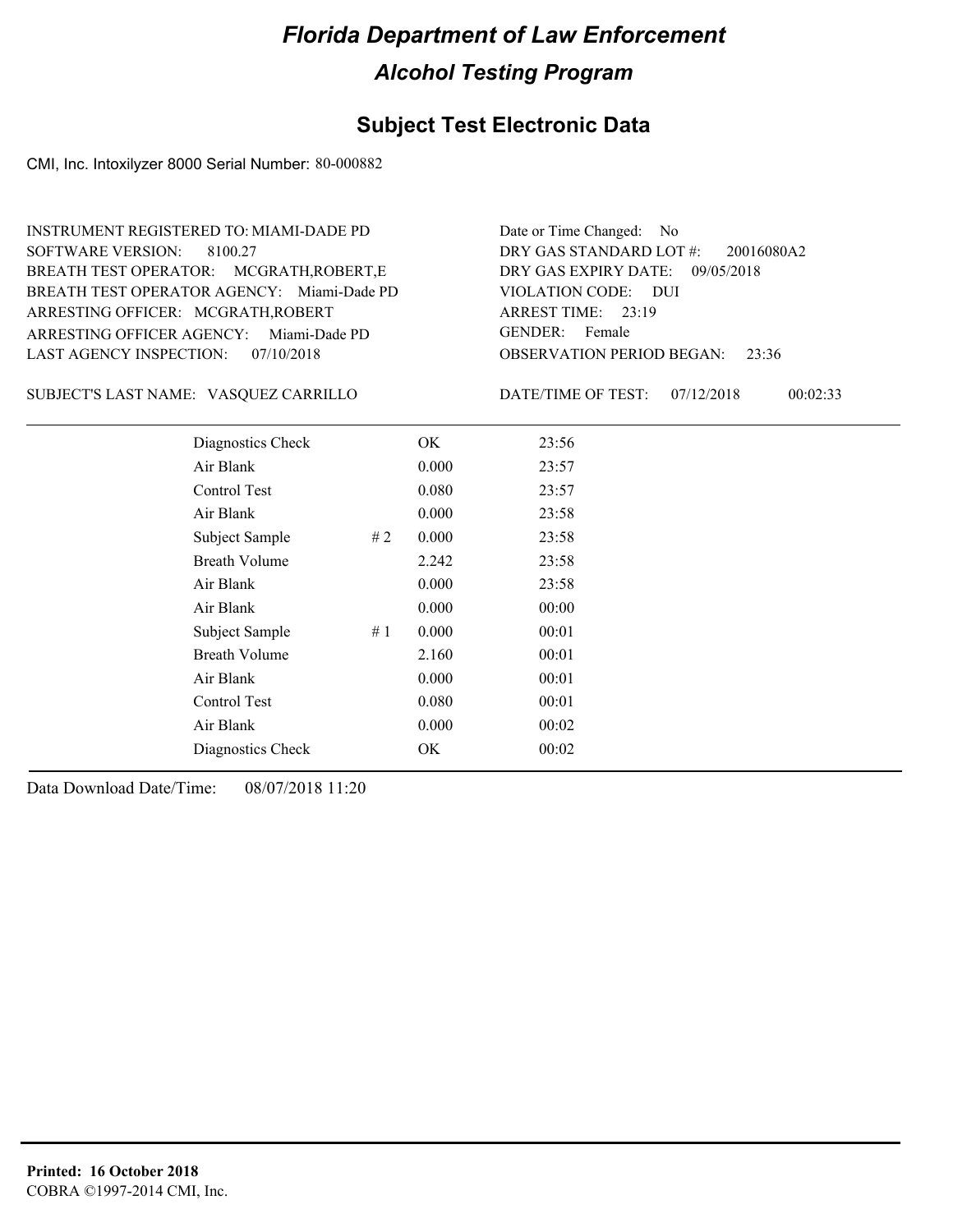# Florida Department of Law Enforcement

## Alcohol Testing Program

### Subject Test Electronic Data

CMI, Inc. Intoxilyzer 8000 Serial Number: 80-000882

INSTRUMENT REGISTERED TO: MIAMI-DADE PD
SOFTWARE VERSION: 8100.27
BREATH TEST OPERATOR: MCGRATH,ROBERT,E
BREATH TEST OPERATOR AGENCY: Miami-Dade PD
ARRESTING OFFICER: MCGRATH,ROBERT
ARRESTING OFFICER AGENCY: Miami-Dade PD
LAST AGENCY INSPECTION: 07/10/2018

Date or Time Changed: No
DRY GAS STANDARD LOT #: 20016080A2
DRY GAS EXPIRY DATE: 09/05/2018
VIOLATION CODE: DUI
ARREST TIME: 23:19
GENDER: Female
OBSERVATION PERIOD BEGAN: 23:36

SUBJECT'S LAST NAME: VASQUEZ CARRILLO

DATE/TIME OF TEST: 07/12/2018 00:02:33

| Test | # | Result | Time |
|---|---|---|---|
| Diagnostics Check | | OK | 23:56 |
| Air Blank | | 0.000 | 23:57 |
| Control Test | | 0.080 | 23:57 |
| Air Blank | | 0.000 | 23:58 |
| Subject Sample | # 2 | 0.000 | 23:58 |
| Breath Volume | | 2.242 | 23:58 |
| Air Blank | | 0.000 | 23:58 |
| Air Blank | | 0.000 | 00:00 |
| Subject Sample | # 1 | 0.000 | 00:01 |
| Breath Volume | | 2.160 | 00:01 |
| Air Blank | | 0.000 | 00:01 |
| Control Test | | 0.080 | 00:01 |
| Air Blank | | 0.000 | 00:02 |
| Diagnostics Check | | OK | 00:02 |

Data Download Date/Time: 08/07/2018 11:20

**Printed: 16 October 2018**
COBRA ©1997-2014 CMI, Inc.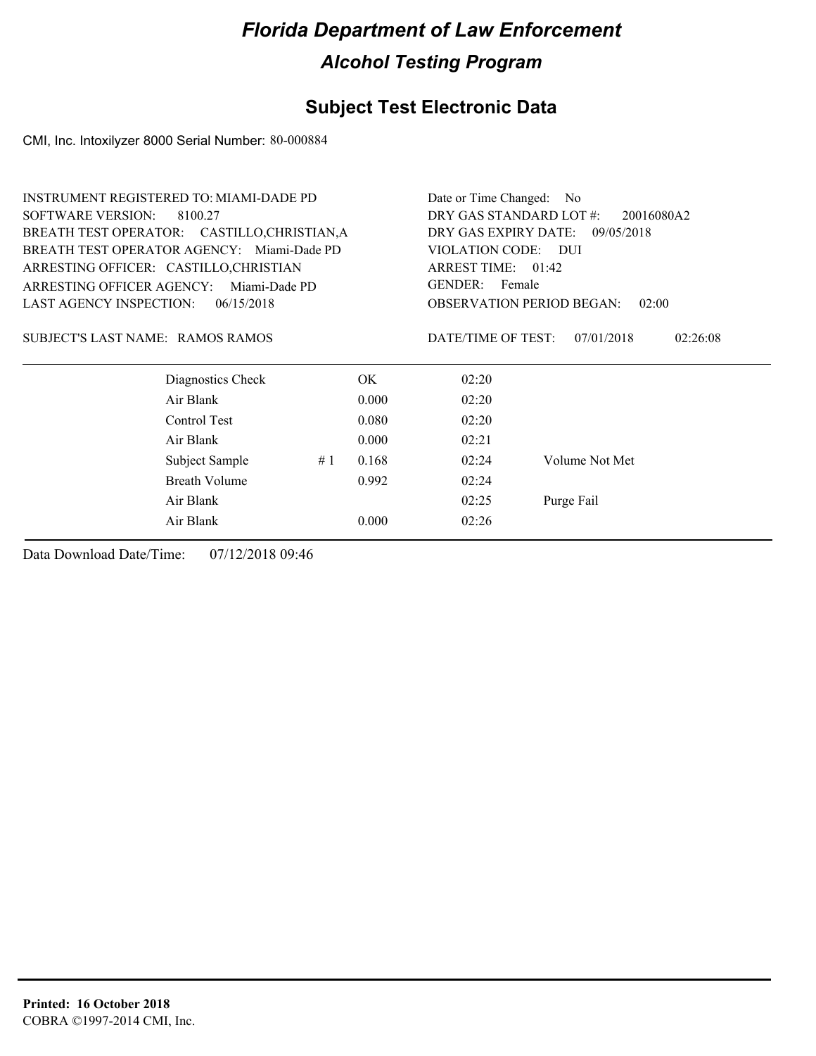# Florida Department of Law Enforcement

## Alcohol Testing Program

## Subject Test Electronic Data

CMI, Inc. Intoxilyzer 8000 Serial Number: 80-000884

INSTRUMENT REGISTERED TO: MIAMI-DADE PD
SOFTWARE VERSION: 8100.27
BREATH TEST OPERATOR: CASTILLO,CHRISTIAN,A
BREATH TEST OPERATOR AGENCY: Miami-Dade PD
ARRESTING OFFICER: CASTILLO,CHRISTIAN
ARRESTING OFFICER AGENCY: Miami-Dade PD
LAST AGENCY INSPECTION: 06/15/2018

Date or Time Changed: No
DRY GAS STANDARD LOT #: 20016080A2
DRY GAS EXPIRY DATE: 09/05/2018
VIOLATION CODE: DUI
ARREST TIME: 01:42
GENDER: Female
OBSERVATION PERIOD BEGAN: 02:00

SUBJECT'S LAST NAME: RAMOS RAMOS

DATE/TIME OF TEST: 07/01/2018 02:26:08

| Test | | Result | Time | Note |
|---|---|---|---|---|
| Diagnostics Check | | OK | 02:20 | |
| Air Blank | | 0.000 | 02:20 | |
| Control Test | | 0.080 | 02:20 | |
| Air Blank | | 0.000 | 02:21 | |
| Subject Sample | # 1 | 0.168 | 02:24 | Volume Not Met |
| Breath Volume | | 0.992 | 02:24 | |
| Air Blank | | | 02:25 | Purge Fail |
| Air Blank | | 0.000 | 02:26 | |

Data Download Date/Time: 07/12/2018 09:46

**Printed: 16 October 2018**
COBRA ©1997-2014 CMI, Inc.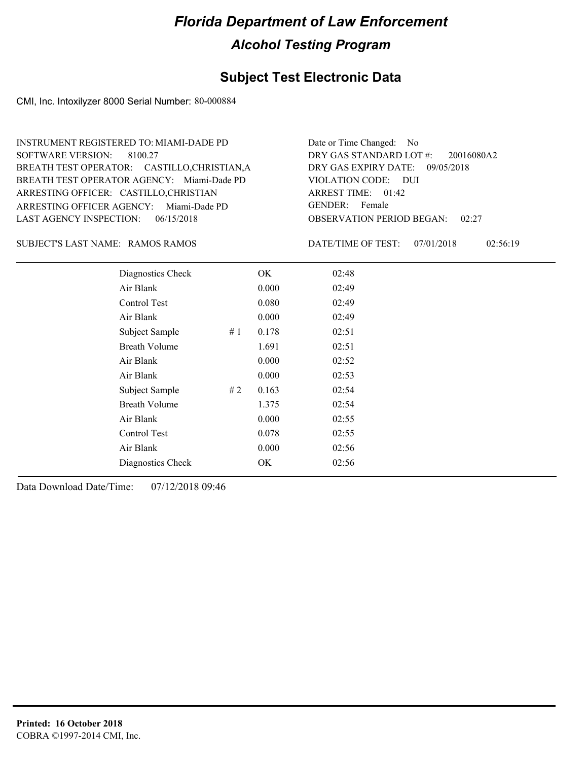# Florida Department of Law Enforcement

## Alcohol Testing Program

### Subject Test Electronic Data

CMI, Inc. Intoxilyzer 8000 Serial Number: 80-000884

INSTRUMENT REGISTERED TO: MIAMI-DADE PD
SOFTWARE VERSION: 8100.27
BREATH TEST OPERATOR: CASTILLO,CHRISTIAN,A
BREATH TEST OPERATOR AGENCY: Miami-Dade PD
ARRESTING OFFICER: CASTILLO,CHRISTIAN
ARRESTING OFFICER AGENCY: Miami-Dade PD
LAST AGENCY INSPECTION: 06/15/2018

Date or Time Changed: No
DRY GAS STANDARD LOT #: 20016080A2
DRY GAS EXPIRY DATE: 09/05/2018
VIOLATION CODE: DUI
ARREST TIME: 01:42
GENDER: Female
OBSERVATION PERIOD BEGAN: 02:27

SUBJECT'S LAST NAME: RAMOS RAMOS

DATE/TIME OF TEST: 07/01/2018 02:56:19

| | | | |
|---|---|---|---|
| Diagnostics Check | | OK | 02:48 |
| Air Blank | | 0.000 | 02:49 |
| Control Test | | 0.080 | 02:49 |
| Air Blank | | 0.000 | 02:49 |
| Subject Sample | # 1 | 0.178 | 02:51 |
| Breath Volume | | 1.691 | 02:51 |
| Air Blank | | 0.000 | 02:52 |
| Air Blank | | 0.000 | 02:53 |
| Subject Sample | # 2 | 0.163 | 02:54 |
| Breath Volume | | 1.375 | 02:54 |
| Air Blank | | 0.000 | 02:55 |
| Control Test | | 0.078 | 02:55 |
| Air Blank | | 0.000 | 02:56 |
| Diagnostics Check | | OK | 02:56 |

Data Download Date/Time: 07/12/2018 09:46

**Printed: 16 October 2018**
COBRA ©1997-2014 CMI, Inc.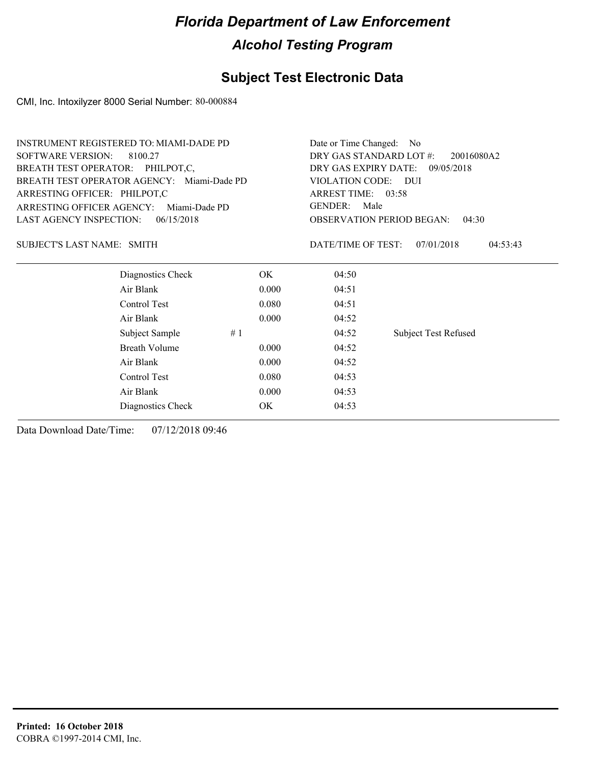# Florida Department of Law Enforcement

## Alcohol Testing Program

### Subject Test Electronic Data

CMI, Inc. Intoxilyzer 8000 Serial Number: 80-000884

INSTRUMENT REGISTERED TO: MIAMI-DADE PD
SOFTWARE VERSION: 8100.27
BREATH TEST OPERATOR: PHILPOT,C,
BREATH TEST OPERATOR AGENCY: Miami-Dade PD
ARRESTING OFFICER: PHILPOT,C
ARRESTING OFFICER AGENCY: Miami-Dade PD
LAST AGENCY INSPECTION: 06/15/2018

Date or Time Changed: No
DRY GAS STANDARD LOT #: 20016080A2
DRY GAS EXPIRY DATE: 09/05/2018
VIOLATION CODE: DUI
ARREST TIME: 03:58
GENDER: Male
OBSERVATION PERIOD BEGAN: 04:30

SUBJECT'S LAST NAME: SMITH

DATE/TIME OF TEST: 07/01/2018 04:53:43

| | | | | |
|---|---|---|---|---|
| Diagnostics Check | | OK | 04:50 | |
| Air Blank | | 0.000 | 04:51 | |
| Control Test | | 0.080 | 04:51 | |
| Air Blank | | 0.000 | 04:52 | |
| Subject Sample | # 1 | | 04:52 | Subject Test Refused |
| Breath Volume | | 0.000 | 04:52 | |
| Air Blank | | 0.000 | 04:52 | |
| Control Test | | 0.080 | 04:53 | |
| Air Blank | | 0.000 | 04:53 | |
| Diagnostics Check | | OK | 04:53 | |

Data Download Date/Time: 07/12/2018 09:46

**Printed: 16 October 2018**
COBRA ©1997-2014 CMI, Inc.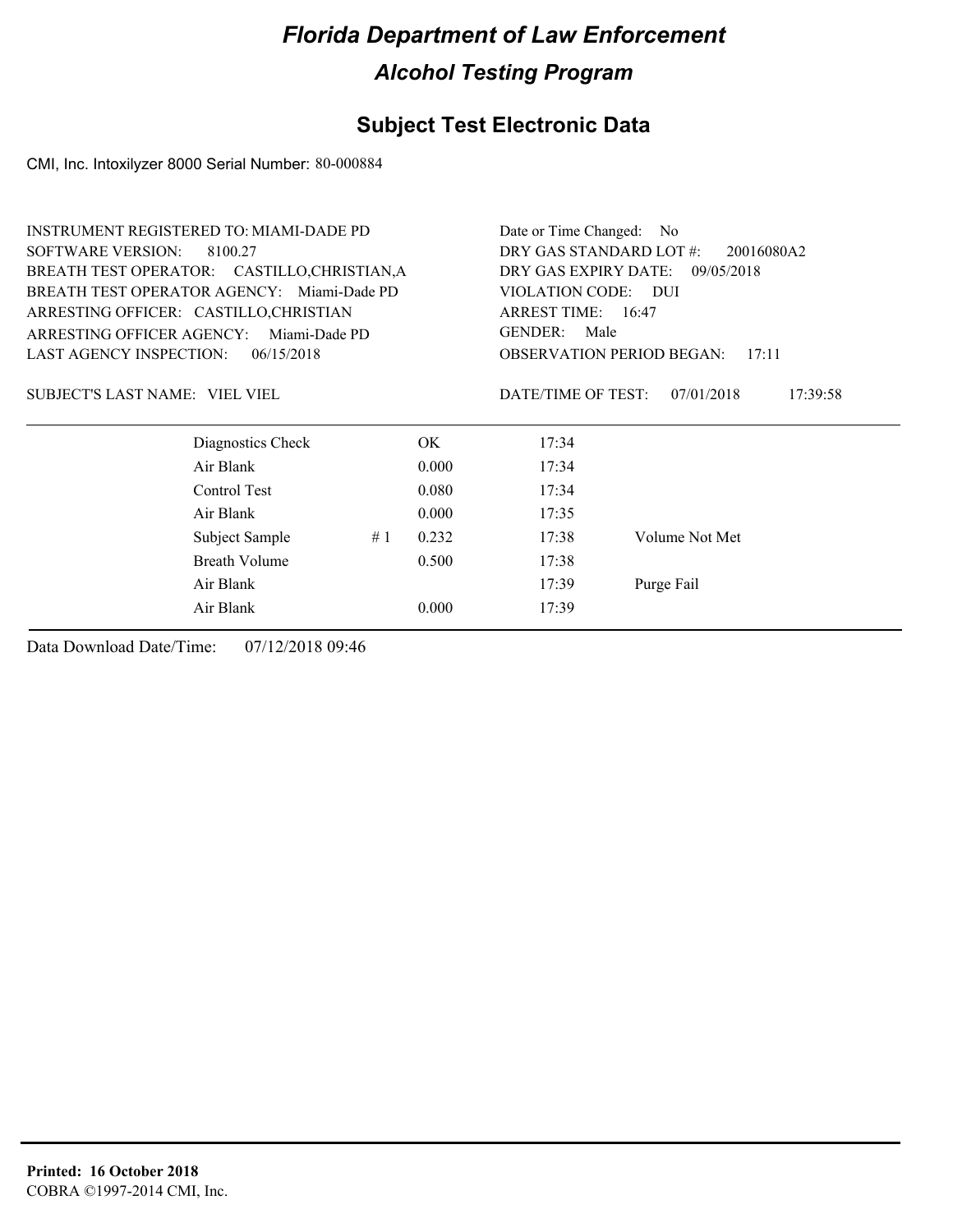# Florida Department of Law Enforcement

## Alcohol Testing Program

## Subject Test Electronic Data

CMI, Inc. Intoxilyzer 8000 Serial Number: 80-000884

INSTRUMENT REGISTERED TO: MIAMI-DADE PD
SOFTWARE VERSION: 8100.27
BREATH TEST OPERATOR: CASTILLO,CHRISTIAN,A
BREATH TEST OPERATOR AGENCY: Miami-Dade PD
ARRESTING OFFICER: CASTILLO,CHRISTIAN
ARRESTING OFFICER AGENCY: Miami-Dade PD
LAST AGENCY INSPECTION: 06/15/2018

Date or Time Changed: No
DRY GAS STANDARD LOT #: 20016080A2
DRY GAS EXPIRY DATE: 09/05/2018
VIOLATION CODE: DUI
ARREST TIME: 16:47
GENDER: Male
OBSERVATION PERIOD BEGAN: 17:11

SUBJECT'S LAST NAME: VIEL VIEL

DATE/TIME OF TEST: 07/01/2018 17:39:58

| | | | | |
|---|---|---|---|---|
| Diagnostics Check | | OK | 17:34 | |
| Air Blank | | 0.000 | 17:34 | |
| Control Test | | 0.080 | 17:34 | |
| Air Blank | | 0.000 | 17:35 | |
| Subject Sample | # 1 | 0.232 | 17:38 | Volume Not Met |
| Breath Volume | | 0.500 | 17:38 | |
| Air Blank | | | 17:39 | Purge Fail |
| Air Blank | | 0.000 | 17:39 | |

Data Download Date/Time: 07/12/2018 09:46

**Printed: 16 October 2018**
COBRA ©1997-2014 CMI, Inc.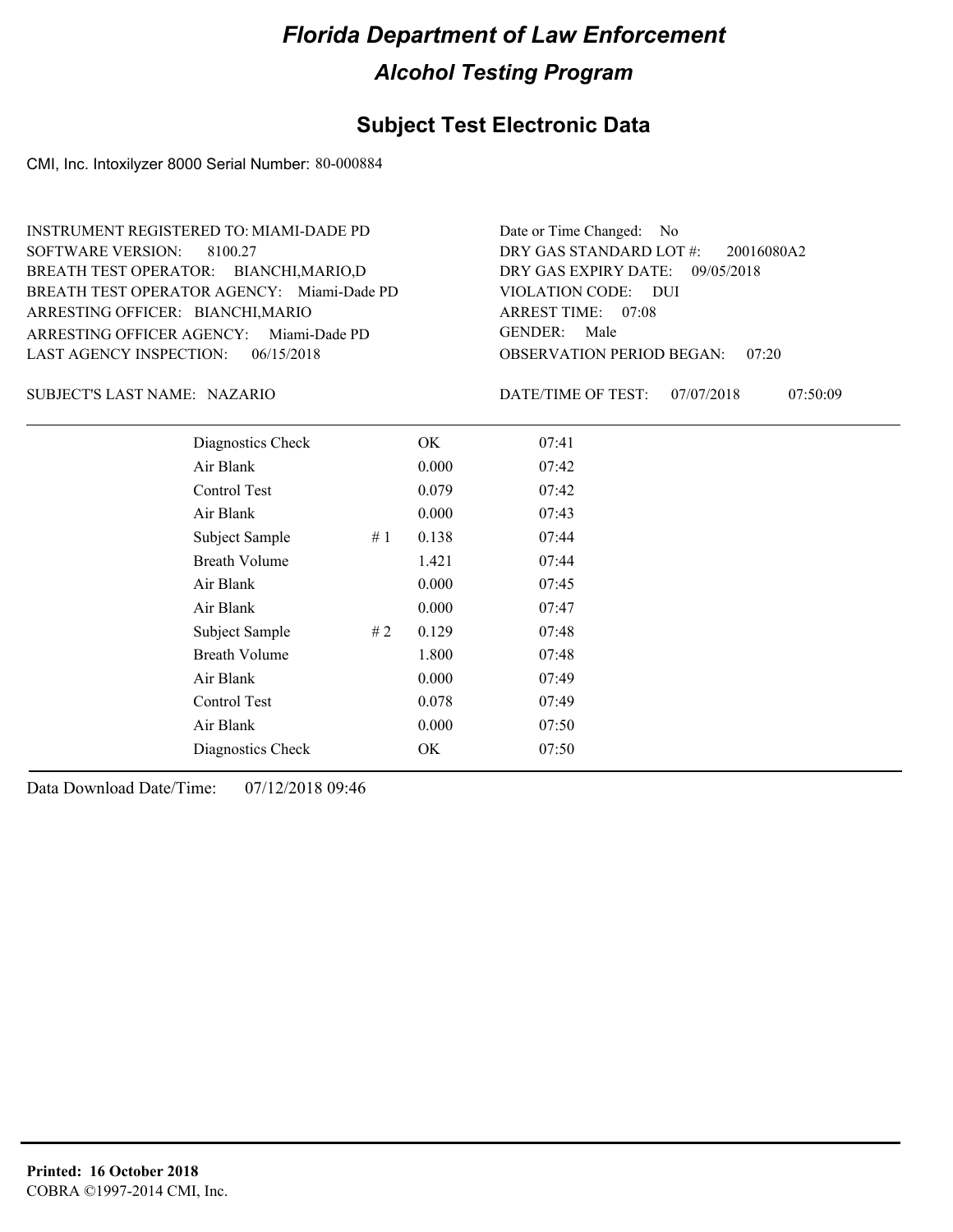# Florida Department of Law Enforcement

## Alcohol Testing Program

### Subject Test Electronic Data

CMI, Inc. Intoxilyzer 8000 Serial Number: 80-000884

INSTRUMENT REGISTERED TO: MIAMI-DADE PD
SOFTWARE VERSION: 8100.27
BREATH TEST OPERATOR: BIANCHI,MARIO,D
BREATH TEST OPERATOR AGENCY: Miami-Dade PD
ARRESTING OFFICER: BIANCHI,MARIO
ARRESTING OFFICER AGENCY: Miami-Dade PD
LAST AGENCY INSPECTION: 06/15/2018

Date or Time Changed: No
DRY GAS STANDARD LOT #: 20016080A2
DRY GAS EXPIRY DATE: 09/05/2018
VIOLATION CODE: DUI
ARREST TIME: 07:08
GENDER: Male
OBSERVATION PERIOD BEGAN: 07:20

SUBJECT'S LAST NAME: NAZARIO

DATE/TIME OF TEST: 07/07/2018 07:50:09

| | | | |
|---|---|---|---|
| Diagnostics Check | | OK | 07:41 |
| Air Blank | | 0.000 | 07:42 |
| Control Test | | 0.079 | 07:42 |
| Air Blank | | 0.000 | 07:43 |
| Subject Sample | # 1 | 0.138 | 07:44 |
| Breath Volume | | 1.421 | 07:44 |
| Air Blank | | 0.000 | 07:45 |
| Air Blank | | 0.000 | 07:47 |
| Subject Sample | # 2 | 0.129 | 07:48 |
| Breath Volume | | 1.800 | 07:48 |
| Air Blank | | 0.000 | 07:49 |
| Control Test | | 0.078 | 07:49 |
| Air Blank | | 0.000 | 07:50 |
| Diagnostics Check | | OK | 07:50 |

Data Download Date/Time: 07/12/2018 09:46

**Printed: 16 October 2018**
COBRA ©1997-2014 CMI, Inc.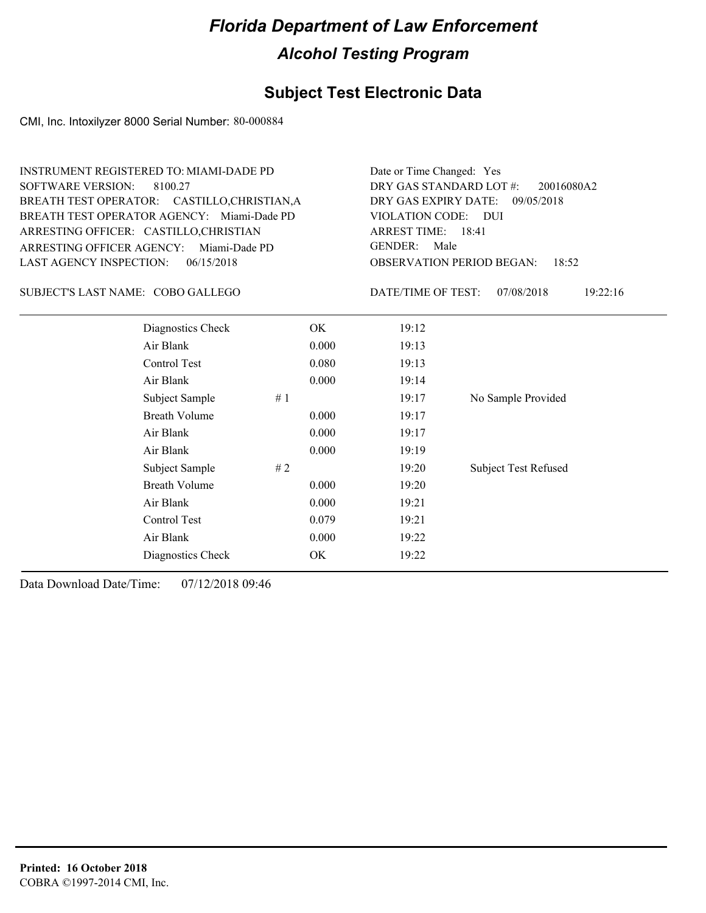# Florida Department of Law Enforcement

## Alcohol Testing Program

### Subject Test Electronic Data

CMI, Inc. Intoxilyzer 8000 Serial Number: 80-000884

INSTRUMENT REGISTERED TO: MIAMI-DADE PD
SOFTWARE VERSION: 8100.27
BREATH TEST OPERATOR: CASTILLO,CHRISTIAN,A
BREATH TEST OPERATOR AGENCY: Miami-Dade PD
ARRESTING OFFICER: CASTILLO,CHRISTIAN
ARRESTING OFFICER AGENCY: Miami-Dade PD
LAST AGENCY INSPECTION: 06/15/2018

Date or Time Changed: Yes
DRY GAS STANDARD LOT #: 20016080A2
DRY GAS EXPIRY DATE: 09/05/2018
VIOLATION CODE: DUI
ARREST TIME: 18:41
GENDER: Male
OBSERVATION PERIOD BEGAN: 18:52

SUBJECT'S LAST NAME: COBO GALLEGO

DATE/TIME OF TEST: 07/08/2018 19:22:16

| | | | | |
|---|---|---|---|---|
| Diagnostics Check | | OK | 19:12 | |
| Air Blank | | 0.000 | 19:13 | |
| Control Test | | 0.080 | 19:13 | |
| Air Blank | | 0.000 | 19:14 | |
| Subject Sample | # 1 | | 19:17 | No Sample Provided |
| Breath Volume | | 0.000 | 19:17 | |
| Air Blank | | 0.000 | 19:17 | |
| Air Blank | | 0.000 | 19:19 | |
| Subject Sample | # 2 | | 19:20 | Subject Test Refused |
| Breath Volume | | 0.000 | 19:20 | |
| Air Blank | | 0.000 | 19:21 | |
| Control Test | | 0.079 | 19:21 | |
| Air Blank | | 0.000 | 19:22 | |
| Diagnostics Check | | OK | 19:22 | |

Data Download Date/Time: 07/12/2018 09:46

**Printed: 16 October 2018**
COBRA ©1997-2014 CMI, Inc.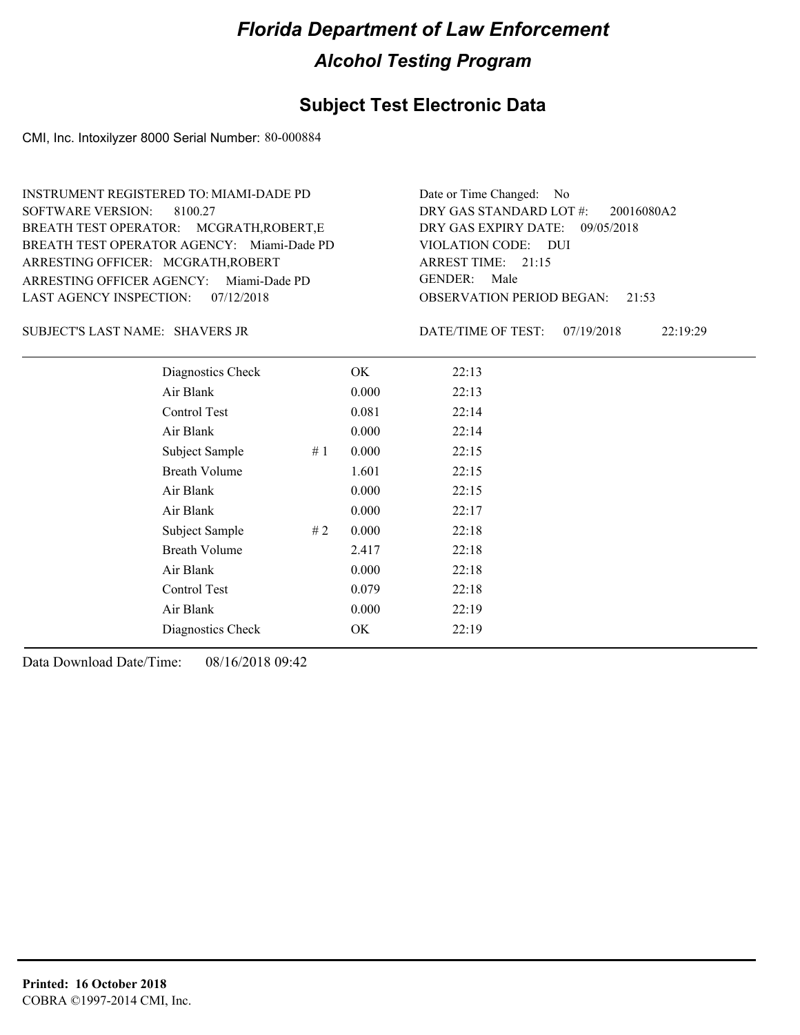# Florida Department of Law Enforcement

## Alcohol Testing Program

### Subject Test Electronic Data

CMI, Inc. Intoxilyzer 8000 Serial Number: 80-000884

INSTRUMENT REGISTERED TO: MIAMI-DADE PD
SOFTWARE VERSION: 8100.27
BREATH TEST OPERATOR: MCGRATH,ROBERT,E
BREATH TEST OPERATOR AGENCY: Miami-Dade PD
ARRESTING OFFICER: MCGRATH,ROBERT
ARRESTING OFFICER AGENCY: Miami-Dade PD
LAST AGENCY INSPECTION: 07/12/2018

Date or Time Changed: No
DRY GAS STANDARD LOT #: 20016080A2
DRY GAS EXPIRY DATE: 09/05/2018
VIOLATION CODE: DUI
ARREST TIME: 21:15
GENDER: Male
OBSERVATION PERIOD BEGAN: 21:53

SUBJECT'S LAST NAME: SHAVERS JR

DATE/TIME OF TEST: 07/19/2018 22:19:29

| | | | |
|---|---|---|---|
| Diagnostics Check | | OK | 22:13 |
| Air Blank | | 0.000 | 22:13 |
| Control Test | | 0.081 | 22:14 |
| Air Blank | | 0.000 | 22:14 |
| Subject Sample | # 1 | 0.000 | 22:15 |
| Breath Volume | | 1.601 | 22:15 |
| Air Blank | | 0.000 | 22:15 |
| Air Blank | | 0.000 | 22:17 |
| Subject Sample | # 2 | 0.000 | 22:18 |
| Breath Volume | | 2.417 | 22:18 |
| Air Blank | | 0.000 | 22:18 |
| Control Test | | 0.079 | 22:18 |
| Air Blank | | 0.000 | 22:19 |
| Diagnostics Check | | OK | 22:19 |

Data Download Date/Time: 08/16/2018 09:42

**Printed: 16 October 2018**
COBRA ©1997-2014 CMI, Inc.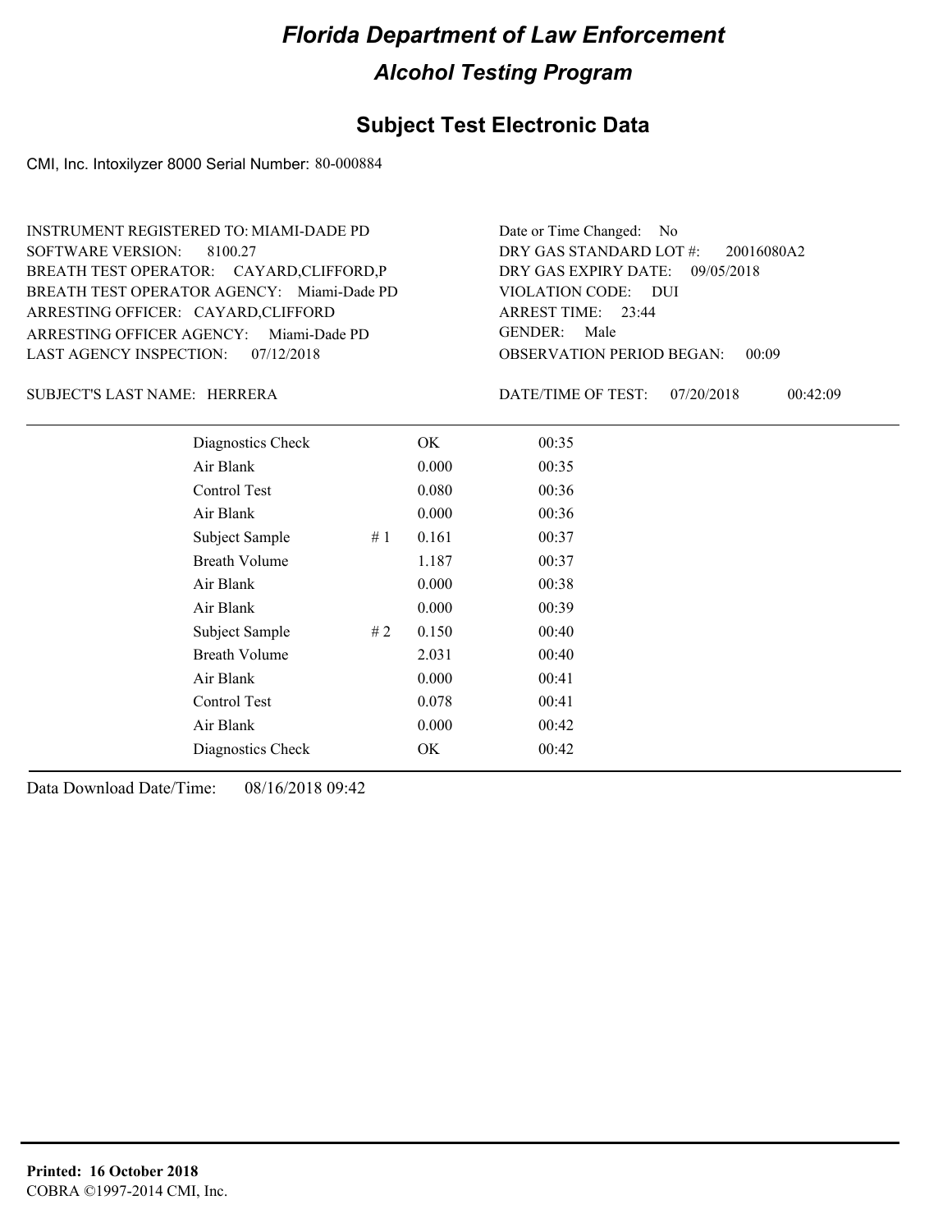# Florida Department of Law Enforcement

## Alcohol Testing Program

## Subject Test Electronic Data

CMI, Inc. Intoxilyzer 8000 Serial Number: 80-000884

INSTRUMENT REGISTERED TO: MIAMI-DADE PD
SOFTWARE VERSION: 8100.27
BREATH TEST OPERATOR: CAYARD,CLIFFORD,P
BREATH TEST OPERATOR AGENCY: Miami-Dade PD
ARRESTING OFFICER: CAYARD,CLIFFORD
ARRESTING OFFICER AGENCY: Miami-Dade PD
LAST AGENCY INSPECTION: 07/12/2018

Date or Time Changed: No
DRY GAS STANDARD LOT #: 20016080A2
DRY GAS EXPIRY DATE: 09/05/2018
VIOLATION CODE: DUI
ARREST TIME: 23:44
GENDER: Male
OBSERVATION PERIOD BEGAN: 00:09

SUBJECT'S LAST NAME: HERRERA

DATE/TIME OF TEST: 07/20/2018 00:42:09

| | | | |
|---|---|---|---|
| Diagnostics Check | | OK | 00:35 |
| Air Blank | | 0.000 | 00:35 |
| Control Test | | 0.080 | 00:36 |
| Air Blank | | 0.000 | 00:36 |
| Subject Sample | # 1 | 0.161 | 00:37 |
| Breath Volume | | 1.187 | 00:37 |
| Air Blank | | 0.000 | 00:38 |
| Air Blank | | 0.000 | 00:39 |
| Subject Sample | # 2 | 0.150 | 00:40 |
| Breath Volume | | 2.031 | 00:40 |
| Air Blank | | 0.000 | 00:41 |
| Control Test | | 0.078 | 00:41 |
| Air Blank | | 0.000 | 00:42 |
| Diagnostics Check | | OK | 00:42 |

Data Download Date/Time: 08/16/2018 09:42

**Printed: 16 October 2018**
COBRA ©1997-2014 CMI, Inc.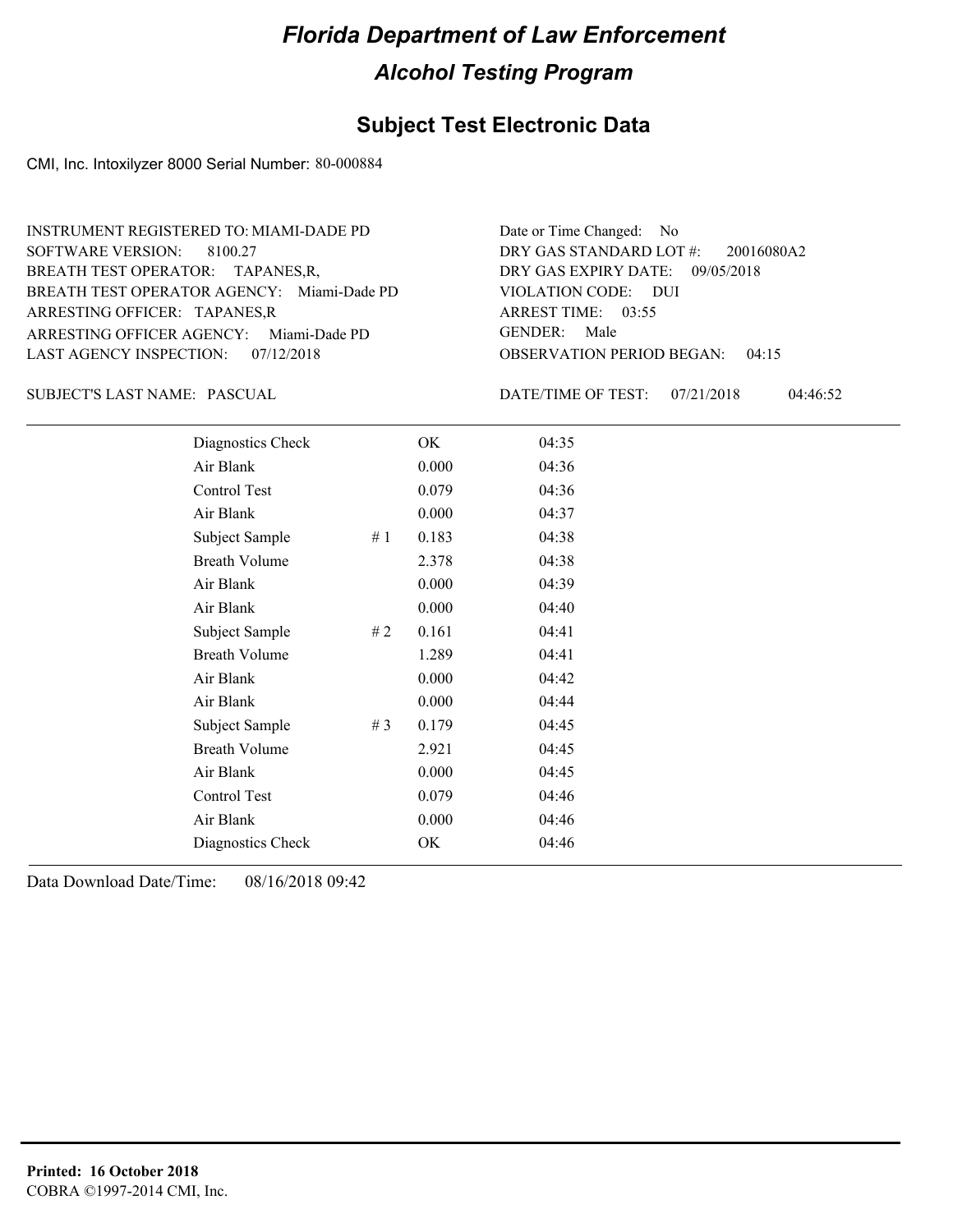# Florida Department of Law Enforcement

## Alcohol Testing Program

## Subject Test Electronic Data

CMI, Inc. Intoxilyzer 8000 Serial Number: 80-000884

INSTRUMENT REGISTERED TO: MIAMI-DADE PD
SOFTWARE VERSION: 8100.27
BREATH TEST OPERATOR: TAPANES,R,
BREATH TEST OPERATOR AGENCY: Miami-Dade PD
ARRESTING OFFICER: TAPANES,R
ARRESTING OFFICER AGENCY: Miami-Dade PD
LAST AGENCY INSPECTION: 07/12/2018

Date or Time Changed: No
DRY GAS STANDARD LOT #: 20016080A2
DRY GAS EXPIRY DATE: 09/05/2018
VIOLATION CODE: DUI
ARREST TIME: 03:55
GENDER: Male
OBSERVATION PERIOD BEGAN: 04:15

SUBJECT'S LAST NAME: PASCUAL

DATE/TIME OF TEST: 07/21/2018 04:46:52

| | | | |
|---|---|---|---|
| Diagnostics Check | | OK | 04:35 |
| Air Blank | | 0.000 | 04:36 |
| Control Test | | 0.079 | 04:36 |
| Air Blank | | 0.000 | 04:37 |
| Subject Sample | # 1 | 0.183 | 04:38 |
| Breath Volume | | 2.378 | 04:38 |
| Air Blank | | 0.000 | 04:39 |
| Air Blank | | 0.000 | 04:40 |
| Subject Sample | # 2 | 0.161 | 04:41 |
| Breath Volume | | 1.289 | 04:41 |
| Air Blank | | 0.000 | 04:42 |
| Air Blank | | 0.000 | 04:44 |
| Subject Sample | # 3 | 0.179 | 04:45 |
| Breath Volume | | 2.921 | 04:45 |
| Air Blank | | 0.000 | 04:45 |
| Control Test | | 0.079 | 04:46 |
| Air Blank | | 0.000 | 04:46 |
| Diagnostics Check | | OK | 04:46 |

Data Download Date/Time: 08/16/2018 09:42

**Printed: 16 October 2018**
COBRA ©1997-2014 CMI, Inc.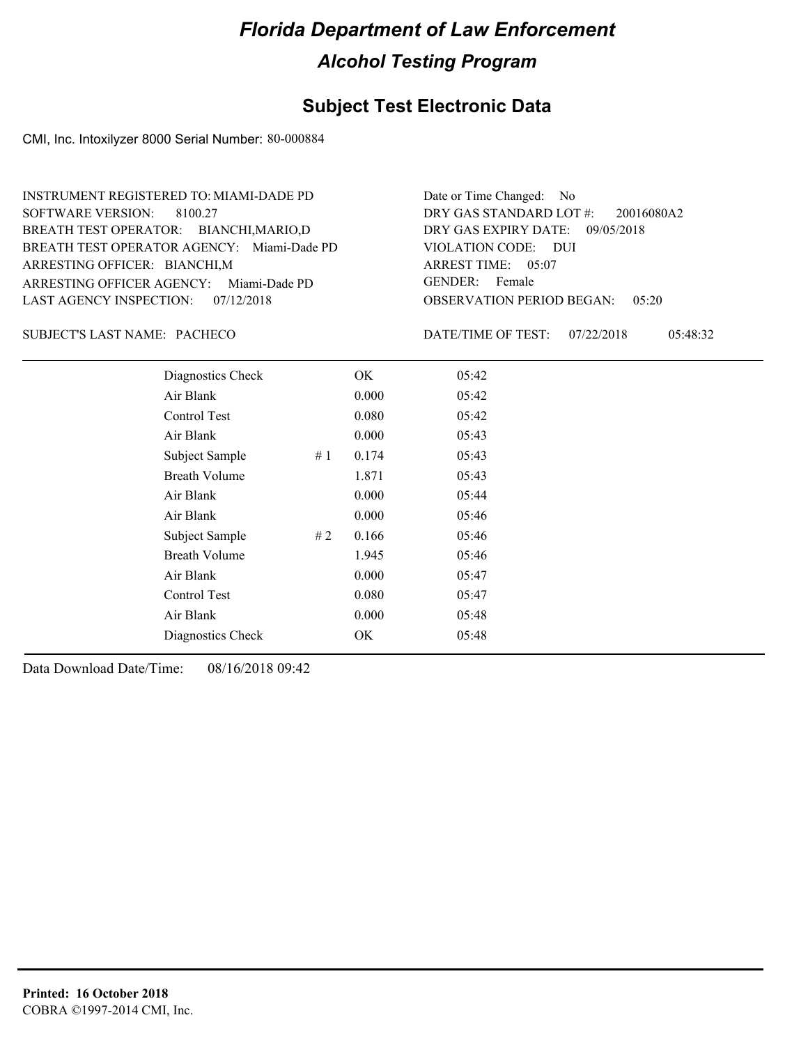# Florida Department of Law Enforcement

## Alcohol Testing Program

### Subject Test Electronic Data

CMI, Inc. Intoxilyzer 8000 Serial Number: 80-000884

INSTRUMENT REGISTERED TO: MIAMI-DADE PD
SOFTWARE VERSION: 8100.27
BREATH TEST OPERATOR: BIANCHI,MARIO,D
BREATH TEST OPERATOR AGENCY: Miami-Dade PD
ARRESTING OFFICER: BIANCHI,M
ARRESTING OFFICER AGENCY: Miami-Dade PD
LAST AGENCY INSPECTION: 07/12/2018

Date or Time Changed: No
DRY GAS STANDARD LOT #: 20016080A2
DRY GAS EXPIRY DATE: 09/05/2018
VIOLATION CODE: DUI
ARREST TIME: 05:07
GENDER: Female
OBSERVATION PERIOD BEGAN: 05:20

SUBJECT'S LAST NAME: PACHECO

DATE/TIME OF TEST: 07/22/2018 05:48:32

| Test | # | Result | Time |
|---|---|---|---|
| Diagnostics Check | | OK | 05:42 |
| Air Blank | | 0.000 | 05:42 |
| Control Test | | 0.080 | 05:42 |
| Air Blank | | 0.000 | 05:43 |
| Subject Sample | # 1 | 0.174 | 05:43 |
| Breath Volume | | 1.871 | 05:43 |
| Air Blank | | 0.000 | 05:44 |
| Air Blank | | 0.000 | 05:46 |
| Subject Sample | # 2 | 0.166 | 05:46 |
| Breath Volume | | 1.945 | 05:46 |
| Air Blank | | 0.000 | 05:47 |
| Control Test | | 0.080 | 05:47 |
| Air Blank | | 0.000 | 05:48 |
| Diagnostics Check | | OK | 05:48 |

Data Download Date/Time: 08/16/2018 09:42

**Printed: 16 October 2018**
COBRA ©1997-2014 CMI, Inc.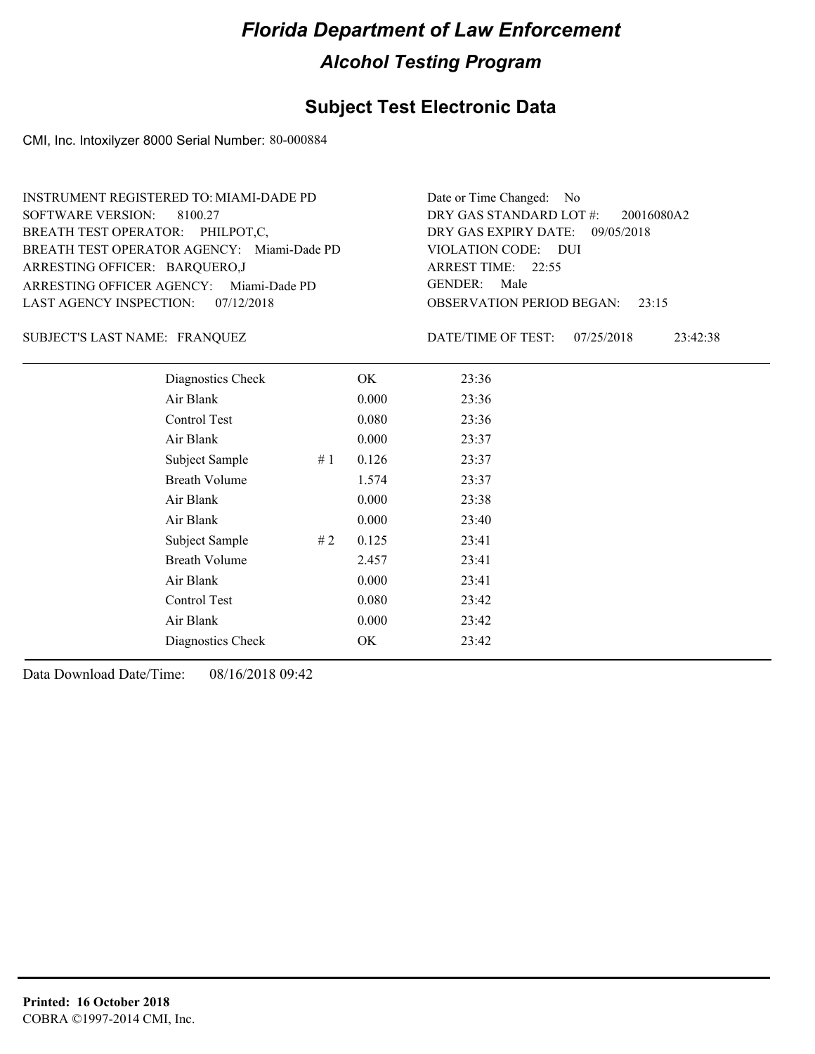# Florida Department of Law Enforcement

## Alcohol Testing Program

## Subject Test Electronic Data

CMI, Inc. Intoxilyzer 8000 Serial Number: 80-000884

INSTRUMENT REGISTERED TO: MIAMI-DADE PD
SOFTWARE VERSION: 8100.27
BREATH TEST OPERATOR: PHILPOT,C,
BREATH TEST OPERATOR AGENCY: Miami-Dade PD
ARRESTING OFFICER: BARQUERO,J
ARRESTING OFFICER AGENCY: Miami-Dade PD
LAST AGENCY INSPECTION: 07/12/2018

Date or Time Changed: No
DRY GAS STANDARD LOT #: 20016080A2
DRY GAS EXPIRY DATE: 09/05/2018
VIOLATION CODE: DUI
ARREST TIME: 22:55
GENDER: Male
OBSERVATION PERIOD BEGAN: 23:15

SUBJECT'S LAST NAME: FRANQUEZ

DATE/TIME OF TEST: 07/25/2018 23:42:38

| | | | |
|---|---|---|---|
| Diagnostics Check | | OK | 23:36 |
| Air Blank | | 0.000 | 23:36 |
| Control Test | | 0.080 | 23:36 |
| Air Blank | | 0.000 | 23:37 |
| Subject Sample | # 1 | 0.126 | 23:37 |
| Breath Volume | | 1.574 | 23:37 |
| Air Blank | | 0.000 | 23:38 |
| Air Blank | | 0.000 | 23:40 |
| Subject Sample | # 2 | 0.125 | 23:41 |
| Breath Volume | | 2.457 | 23:41 |
| Air Blank | | 0.000 | 23:41 |
| Control Test | | 0.080 | 23:42 |
| Air Blank | | 0.000 | 23:42 |
| Diagnostics Check | | OK | 23:42 |

Data Download Date/Time: 08/16/2018 09:42

**Printed: 16 October 2018**
COBRA ©1997-2014 CMI, Inc.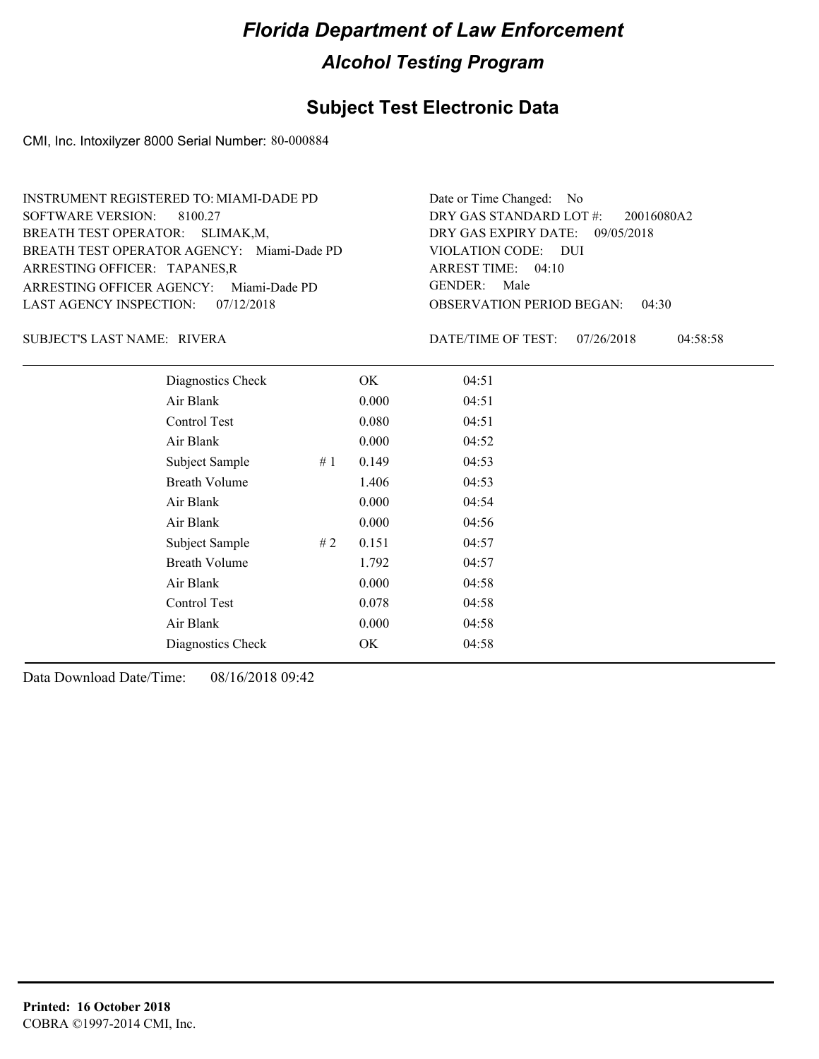# Florida Department of Law Enforcement

## Alcohol Testing Program

## Subject Test Electronic Data

CMI, Inc. Intoxilyzer 8000 Serial Number: 80-000884

INSTRUMENT REGISTERED TO: MIAMI-DADE PD
SOFTWARE VERSION: 8100.27
BREATH TEST OPERATOR: SLIMAK,M,
BREATH TEST OPERATOR AGENCY: Miami-Dade PD
ARRESTING OFFICER: TAPANES,R
ARRESTING OFFICER AGENCY: Miami-Dade PD
LAST AGENCY INSPECTION: 07/12/2018

Date or Time Changed: No
DRY GAS STANDARD LOT #: 20016080A2
DRY GAS EXPIRY DATE: 09/05/2018
VIOLATION CODE: DUI
ARREST TIME: 04:10
GENDER: Male
OBSERVATION PERIOD BEGAN: 04:30

SUBJECT'S LAST NAME: RIVERA

DATE/TIME OF TEST: 07/26/2018 04:58:58

| | | | |
|---|---|---|---|
| Diagnostics Check | | OK | 04:51 |
| Air Blank | | 0.000 | 04:51 |
| Control Test | | 0.080 | 04:51 |
| Air Blank | | 0.000 | 04:52 |
| Subject Sample | # 1 | 0.149 | 04:53 |
| Breath Volume | | 1.406 | 04:53 |
| Air Blank | | 0.000 | 04:54 |
| Air Blank | | 0.000 | 04:56 |
| Subject Sample | # 2 | 0.151 | 04:57 |
| Breath Volume | | 1.792 | 04:57 |
| Air Blank | | 0.000 | 04:58 |
| Control Test | | 0.078 | 04:58 |
| Air Blank | | 0.000 | 04:58 |
| Diagnostics Check | | OK | 04:58 |

Data Download Date/Time: 08/16/2018 09:42

**Printed: 16 October 2018**
COBRA ©1997-2014 CMI, Inc.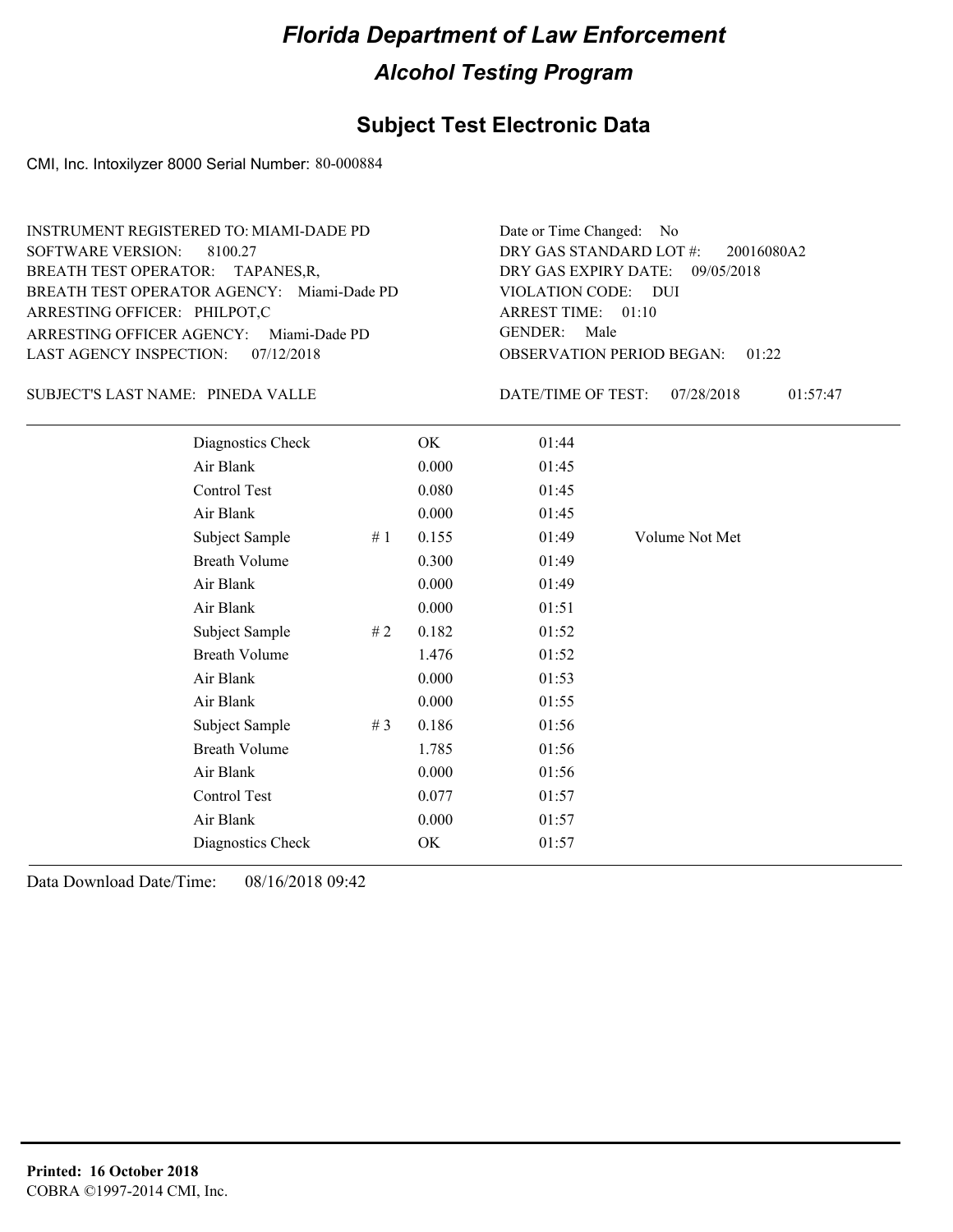# Florida Department of Law Enforcement

## Alcohol Testing Program

### Subject Test Electronic Data

CMI, Inc. Intoxilyzer 8000 Serial Number: 80-000884

INSTRUMENT REGISTERED TO: MIAMI-DADE PD
SOFTWARE VERSION: 8100.27
BREATH TEST OPERATOR: TAPANES,R,
BREATH TEST OPERATOR AGENCY: Miami-Dade PD
ARRESTING OFFICER: PHILPOT,C
ARRESTING OFFICER AGENCY: Miami-Dade PD
LAST AGENCY INSPECTION: 07/12/2018

Date or Time Changed: No
DRY GAS STANDARD LOT #: 20016080A2
DRY GAS EXPIRY DATE: 09/05/2018
VIOLATION CODE: DUI
ARREST TIME: 01:10
GENDER: Male
OBSERVATION PERIOD BEGAN: 01:22

SUBJECT'S LAST NAME: PINEDA VALLE

DATE/TIME OF TEST: 07/28/2018 01:57:47

| | | | | |
|---|---|---|---|---|
| Diagnostics Check | | OK | 01:44 | |
| Air Blank | | 0.000 | 01:45 | |
| Control Test | | 0.080 | 01:45 | |
| Air Blank | | 0.000 | 01:45 | |
| Subject Sample | # 1 | 0.155 | 01:49 | Volume Not Met |
| Breath Volume | | 0.300 | 01:49 | |
| Air Blank | | 0.000 | 01:49 | |
| Air Blank | | 0.000 | 01:51 | |
| Subject Sample | # 2 | 0.182 | 01:52 | |
| Breath Volume | | 1.476 | 01:52 | |
| Air Blank | | 0.000 | 01:53 | |
| Air Blank | | 0.000 | 01:55 | |
| Subject Sample | # 3 | 0.186 | 01:56 | |
| Breath Volume | | 1.785 | 01:56 | |
| Air Blank | | 0.000 | 01:56 | |
| Control Test | | 0.077 | 01:57 | |
| Air Blank | | 0.000 | 01:57 | |
| Diagnostics Check | | OK | 01:57 | |

Data Download Date/Time: 08/16/2018 09:42

**Printed: 16 October 2018**
COBRA ©1997-2014 CMI, Inc.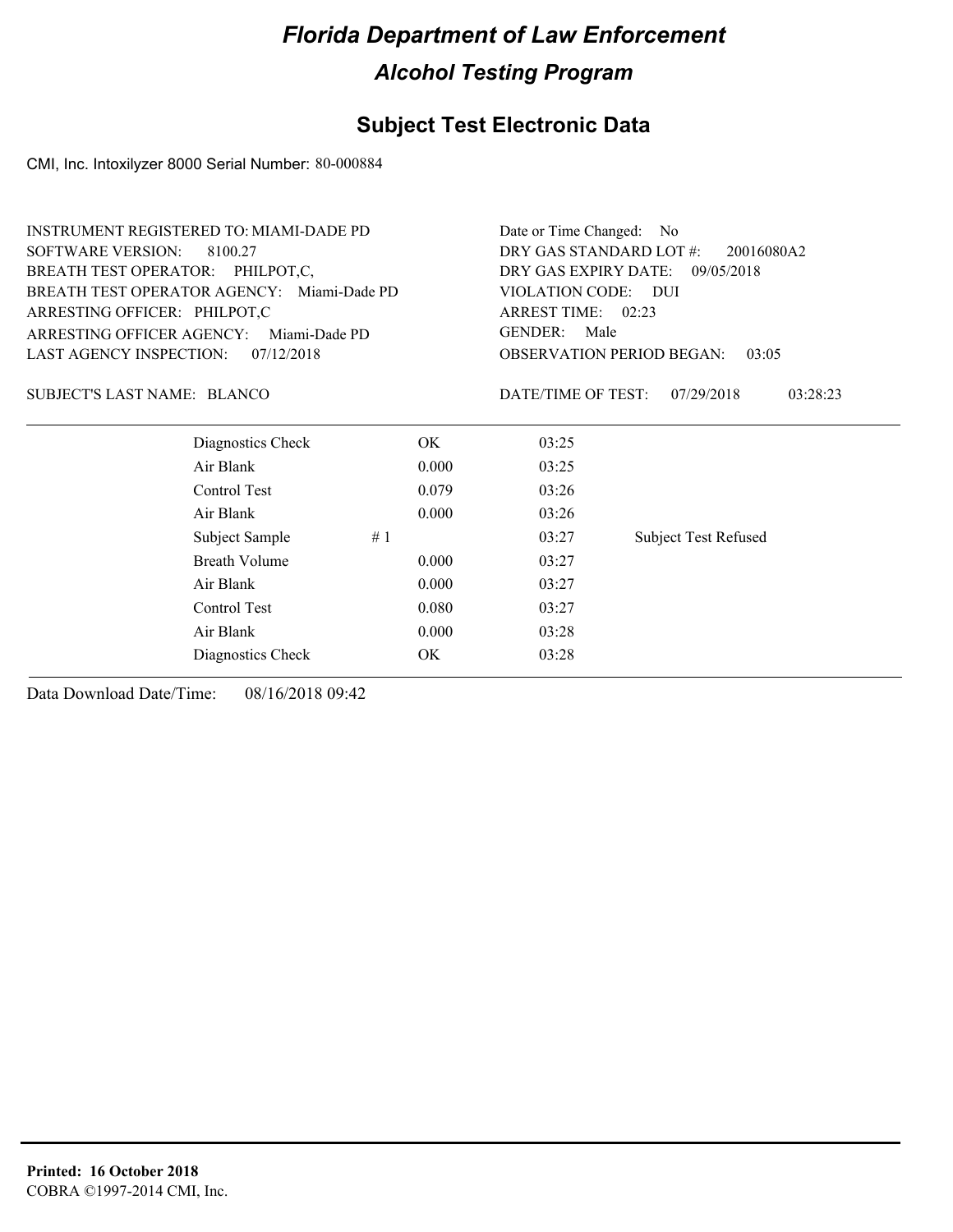# Florida Department of Law Enforcement

## Alcohol Testing Program

### Subject Test Electronic Data

CMI, Inc. Intoxilyzer 8000 Serial Number: 80-000884

INSTRUMENT REGISTERED TO: MIAMI-DADE PD
SOFTWARE VERSION: 8100.27
BREATH TEST OPERATOR: PHILPOT,C,
BREATH TEST OPERATOR AGENCY: Miami-Dade PD
ARRESTING OFFICER: PHILPOT,C
ARRESTING OFFICER AGENCY: Miami-Dade PD
LAST AGENCY INSPECTION: 07/12/2018

Date or Time Changed: No
DRY GAS STANDARD LOT #: 20016080A2
DRY GAS EXPIRY DATE: 09/05/2018
VIOLATION CODE: DUI
ARREST TIME: 02:23
GENDER: Male
OBSERVATION PERIOD BEGAN: 03:05

SUBJECT'S LAST NAME: BLANCO

DATE/TIME OF TEST: 07/29/2018 03:28:23

| | | | | |
|---|---|---|---|---|
| Diagnostics Check | | OK | 03:25 | |
| Air Blank | | 0.000 | 03:25 | |
| Control Test | | 0.079 | 03:26 | |
| Air Blank | | 0.000 | 03:26 | |
| Subject Sample | # 1 | | 03:27 | Subject Test Refused |
| Breath Volume | | 0.000 | 03:27 | |
| Air Blank | | 0.000 | 03:27 | |
| Control Test | | 0.080 | 03:27 | |
| Air Blank | | 0.000 | 03:28 | |
| Diagnostics Check | | OK | 03:28 | |

Data Download Date/Time: 08/16/2018 09:42

**Printed: 16 October 2018**
COBRA ©1997-2014 CMI, Inc.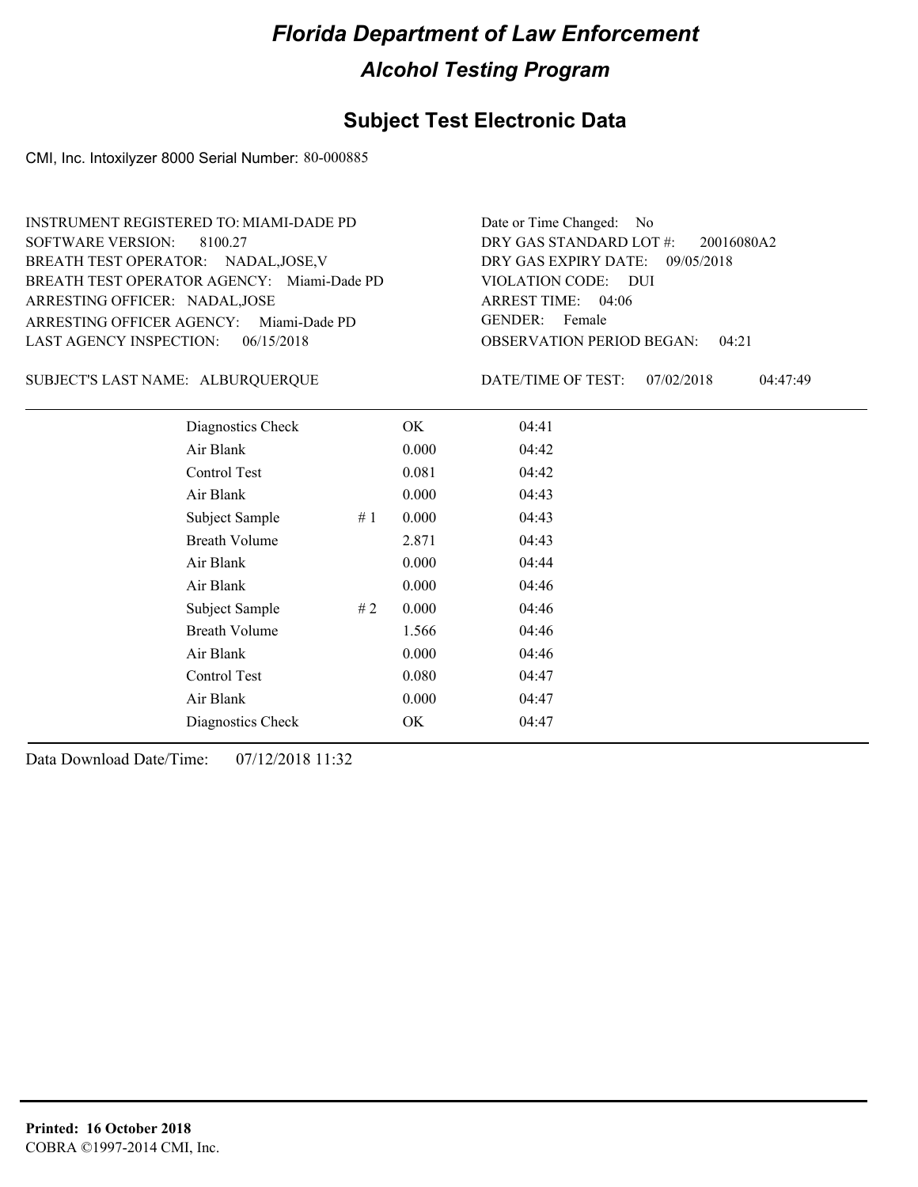# Florida Department of Law Enforcement

## Alcohol Testing Program

## Subject Test Electronic Data

CMI, Inc. Intoxilyzer 8000 Serial Number: 80-000885

INSTRUMENT REGISTERED TO: MIAMI-DADE PD
SOFTWARE VERSION: 8100.27
BREATH TEST OPERATOR: NADAL,JOSE,V
BREATH TEST OPERATOR AGENCY: Miami-Dade PD
ARRESTING OFFICER: NADAL,JOSE
ARRESTING OFFICER AGENCY: Miami-Dade PD
LAST AGENCY INSPECTION: 06/15/2018

Date or Time Changed: No
DRY GAS STANDARD LOT #: 20016080A2
DRY GAS EXPIRY DATE: 09/05/2018
VIOLATION CODE: DUI
ARREST TIME: 04:06
GENDER: Female
OBSERVATION PERIOD BEGAN: 04:21

SUBJECT'S LAST NAME: ALBURQUERQUE

DATE/TIME OF TEST: 07/02/2018 04:47:49

| Test | # | Result | Time |
|---|---|---|---|
| Diagnostics Check | | OK | 04:41 |
| Air Blank | | 0.000 | 04:42 |
| Control Test | | 0.081 | 04:42 |
| Air Blank | | 0.000 | 04:43 |
| Subject Sample | # 1 | 0.000 | 04:43 |
| Breath Volume | | 2.871 | 04:43 |
| Air Blank | | 0.000 | 04:44 |
| Air Blank | | 0.000 | 04:46 |
| Subject Sample | # 2 | 0.000 | 04:46 |
| Breath Volume | | 1.566 | 04:46 |
| Air Blank | | 0.000 | 04:46 |
| Control Test | | 0.080 | 04:47 |
| Air Blank | | 0.000 | 04:47 |
| Diagnostics Check | | OK | 04:47 |

Data Download Date/Time: 07/12/2018 11:32

**Printed: 16 October 2018**
COBRA ©1997-2014 CMI, Inc.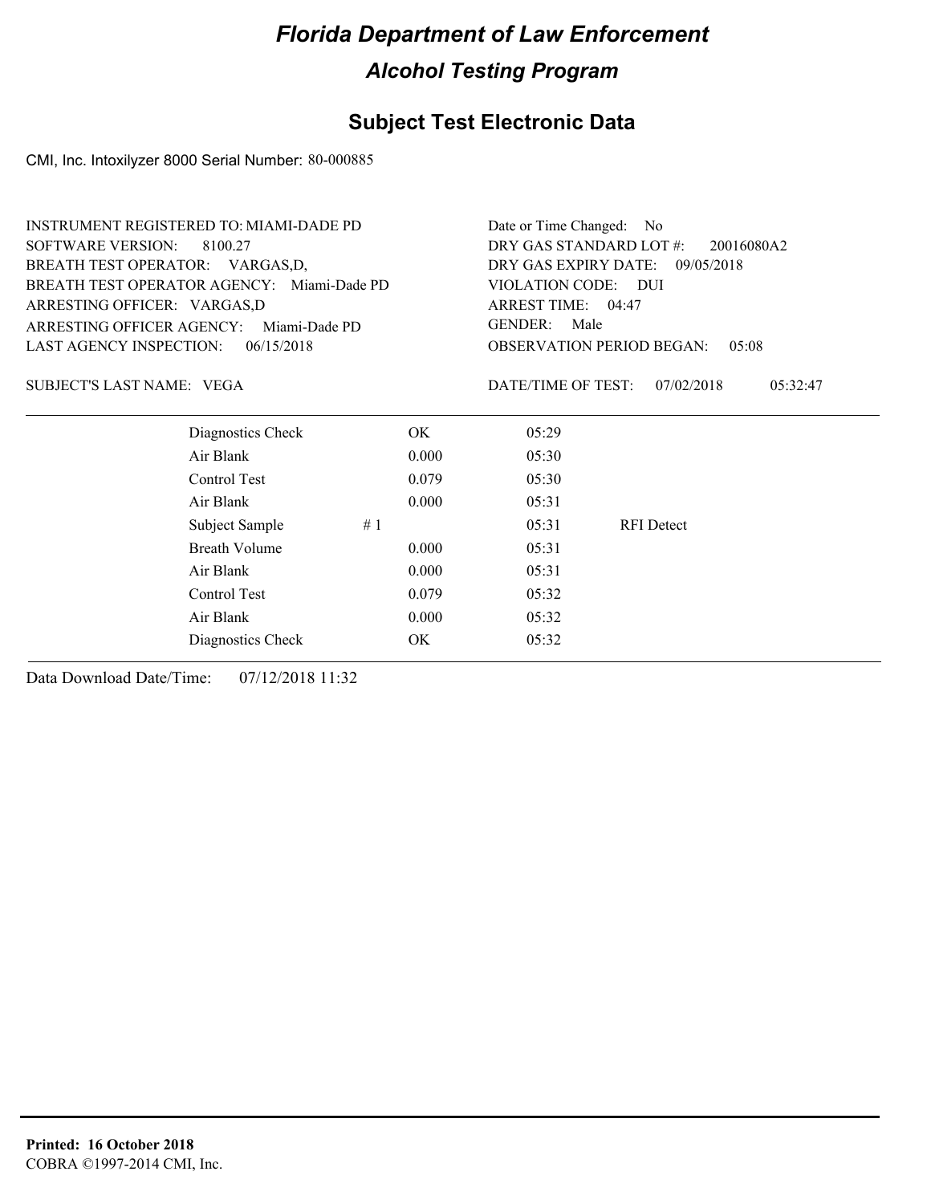# Florida Department of Law Enforcement

## Alcohol Testing Program

### Subject Test Electronic Data

CMI, Inc. Intoxilyzer 8000 Serial Number: 80-000885

INSTRUMENT REGISTERED TO: MIAMI-DADE PD
SOFTWARE VERSION: 8100.27
BREATH TEST OPERATOR: VARGAS,D,
BREATH TEST OPERATOR AGENCY: Miami-Dade PD
ARRESTING OFFICER: VARGAS,D
ARRESTING OFFICER AGENCY: Miami-Dade PD
LAST AGENCY INSPECTION: 06/15/2018

Date or Time Changed: No
DRY GAS STANDARD LOT #: 20016080A2
DRY GAS EXPIRY DATE: 09/05/2018
VIOLATION CODE: DUI
ARREST TIME: 04:47
GENDER: Male
OBSERVATION PERIOD BEGAN: 05:08

SUBJECT'S LAST NAME: VEGA

DATE/TIME OF TEST: 07/02/2018 05:32:47

| | | | | |
|---|---|---|---|---|
| Diagnostics Check | | OK | 05:29 | |
| Air Blank | | 0.000 | 05:30 | |
| Control Test | | 0.079 | 05:30 | |
| Air Blank | | 0.000 | 05:31 | |
| Subject Sample | # 1 | | 05:31 | RFI Detect |
| Breath Volume | | 0.000 | 05:31 | |
| Air Blank | | 0.000 | 05:31 | |
| Control Test | | 0.079 | 05:32 | |
| Air Blank | | 0.000 | 05:32 | |
| Diagnostics Check | | OK | 05:32 | |

Data Download Date/Time: 07/12/2018 11:32

**Printed: 16 October 2018**
COBRA ©1997-2014 CMI, Inc.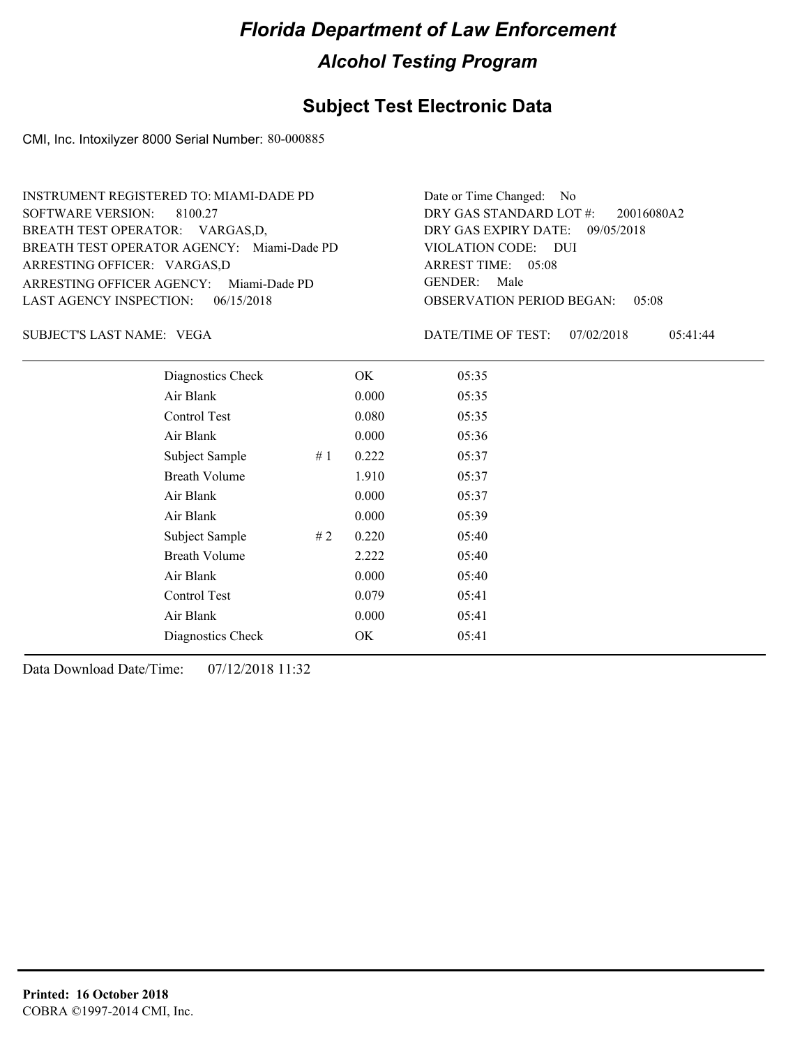# Florida Department of Law Enforcement

## Alcohol Testing Program

### Subject Test Electronic Data

CMI, Inc. Intoxilyzer 8000 Serial Number: 80-000885

INSTRUMENT REGISTERED TO: MIAMI-DADE PD
SOFTWARE VERSION: 8100.27
BREATH TEST OPERATOR: VARGAS,D,
BREATH TEST OPERATOR AGENCY: Miami-Dade PD
ARRESTING OFFICER: VARGAS,D
ARRESTING OFFICER AGENCY: Miami-Dade PD
LAST AGENCY INSPECTION: 06/15/2018

Date or Time Changed: No
DRY GAS STANDARD LOT #: 20016080A2
DRY GAS EXPIRY DATE: 09/05/2018
VIOLATION CODE: DUI
ARREST TIME: 05:08
GENDER: Male
OBSERVATION PERIOD BEGAN: 05:08

SUBJECT'S LAST NAME: VEGA

DATE/TIME OF TEST: 07/02/2018 05:41:44

| | | | |
|---|---|---|---|
| Diagnostics Check | | OK | 05:35 |
| Air Blank | | 0.000 | 05:35 |
| Control Test | | 0.080 | 05:35 |
| Air Blank | | 0.000 | 05:36 |
| Subject Sample | # 1 | 0.222 | 05:37 |
| Breath Volume | | 1.910 | 05:37 |
| Air Blank | | 0.000 | 05:37 |
| Air Blank | | 0.000 | 05:39 |
| Subject Sample | # 2 | 0.220 | 05:40 |
| Breath Volume | | 2.222 | 05:40 |
| Air Blank | | 0.000 | 05:40 |
| Control Test | | 0.079 | 05:41 |
| Air Blank | | 0.000 | 05:41 |
| Diagnostics Check | | OK | 05:41 |

Data Download Date/Time: 07/12/2018 11:32

**Printed: 16 October 2018**
COBRA ©1997-2014 CMI, Inc.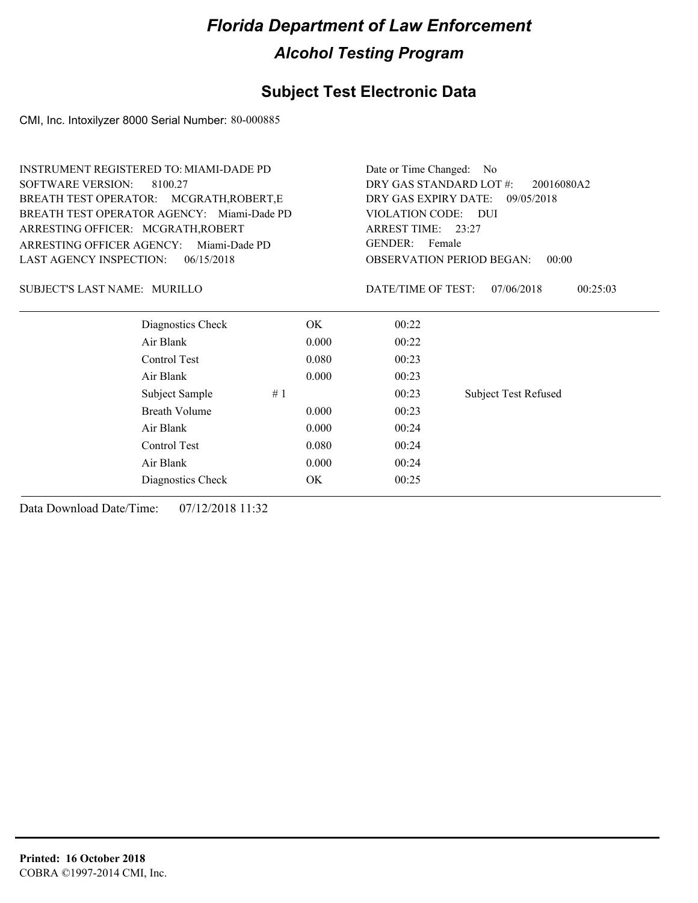# Florida Department of Law Enforcement

## Alcohol Testing Program

### Subject Test Electronic Data

CMI, Inc. Intoxilyzer 8000 Serial Number: 80-000885

INSTRUMENT REGISTERED TO: MIAMI-DADE PD
SOFTWARE VERSION: 8100.27
BREATH TEST OPERATOR: MCGRATH,ROBERT,E
BREATH TEST OPERATOR AGENCY: Miami-Dade PD
ARRESTING OFFICER: MCGRATH,ROBERT
ARRESTING OFFICER AGENCY: Miami-Dade PD
LAST AGENCY INSPECTION: 06/15/2018

Date or Time Changed: No
DRY GAS STANDARD LOT #: 20016080A2
DRY GAS EXPIRY DATE: 09/05/2018
VIOLATION CODE: DUI
ARREST TIME: 23:27
GENDER: Female
OBSERVATION PERIOD BEGAN: 00:00

SUBJECT'S LAST NAME: MURILLO

DATE/TIME OF TEST: 07/06/2018 00:25:03

| | | | | |
|---|---|---|---|---|
| Diagnostics Check | | OK | 00:22 | |
| Air Blank | | 0.000 | 00:22 | |
| Control Test | | 0.080 | 00:23 | |
| Air Blank | | 0.000 | 00:23 | |
| Subject Sample | # 1 | | 00:23 | Subject Test Refused |
| Breath Volume | | 0.000 | 00:23 | |
| Air Blank | | 0.000 | 00:24 | |
| Control Test | | 0.080 | 00:24 | |
| Air Blank | | 0.000 | 00:24 | |
| Diagnostics Check | | OK | 00:25 | |

Data Download Date/Time: 07/12/2018 11:32

**Printed: 16 October 2018**
COBRA ©1997-2014 CMI, Inc.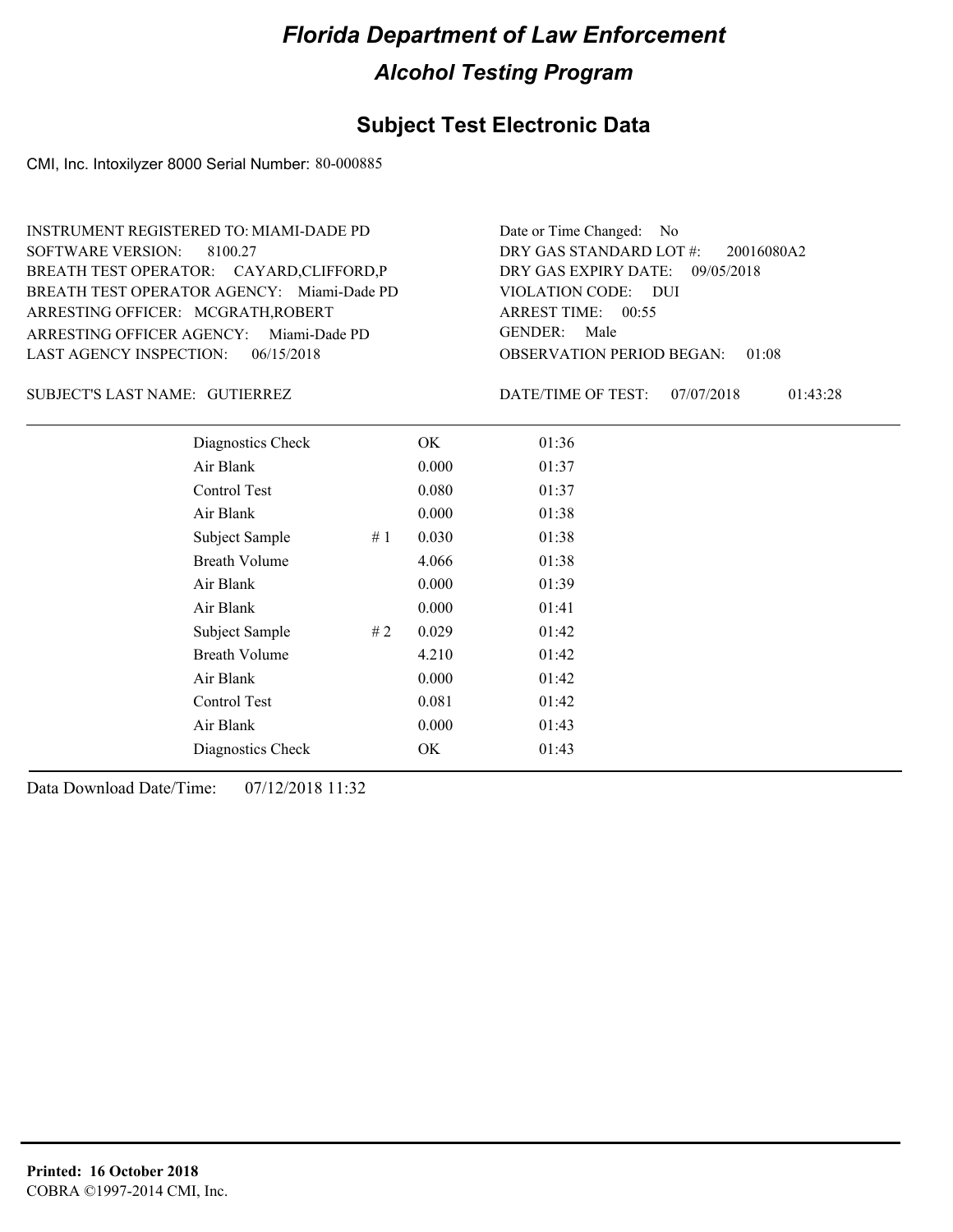# Florida Department of Law Enforcement

## Alcohol Testing Program

## Subject Test Electronic Data

CMI, Inc. Intoxilyzer 8000 Serial Number: 80-000885

INSTRUMENT REGISTERED TO: MIAMI-DADE PD
SOFTWARE VERSION: 8100.27
BREATH TEST OPERATOR: CAYARD,CLIFFORD,P
BREATH TEST OPERATOR AGENCY: Miami-Dade PD
ARRESTING OFFICER: MCGRATH,ROBERT
ARRESTING OFFICER AGENCY: Miami-Dade PD
LAST AGENCY INSPECTION: 06/15/2018

Date or Time Changed: No
DRY GAS STANDARD LOT #: 20016080A2
DRY GAS EXPIRY DATE: 09/05/2018
VIOLATION CODE: DUI
ARREST TIME: 00:55
GENDER: Male
OBSERVATION PERIOD BEGAN: 01:08

SUBJECT'S LAST NAME: GUTIERREZ

DATE/TIME OF TEST: 07/07/2018 01:43:28

| | | | |
|---|---|---|---|
| Diagnostics Check | | OK | 01:36 |
| Air Blank | | 0.000 | 01:37 |
| Control Test | | 0.080 | 01:37 |
| Air Blank | | 0.000 | 01:38 |
| Subject Sample | # 1 | 0.030 | 01:38 |
| Breath Volume | | 4.066 | 01:38 |
| Air Blank | | 0.000 | 01:39 |
| Air Blank | | 0.000 | 01:41 |
| Subject Sample | # 2 | 0.029 | 01:42 |
| Breath Volume | | 4.210 | 01:42 |
| Air Blank | | 0.000 | 01:42 |
| Control Test | | 0.081 | 01:42 |
| Air Blank | | 0.000 | 01:43 |
| Diagnostics Check | | OK | 01:43 |

Data Download Date/Time: 07/12/2018 11:32

**Printed: 16 October 2018**
COBRA ©1997-2014 CMI, Inc.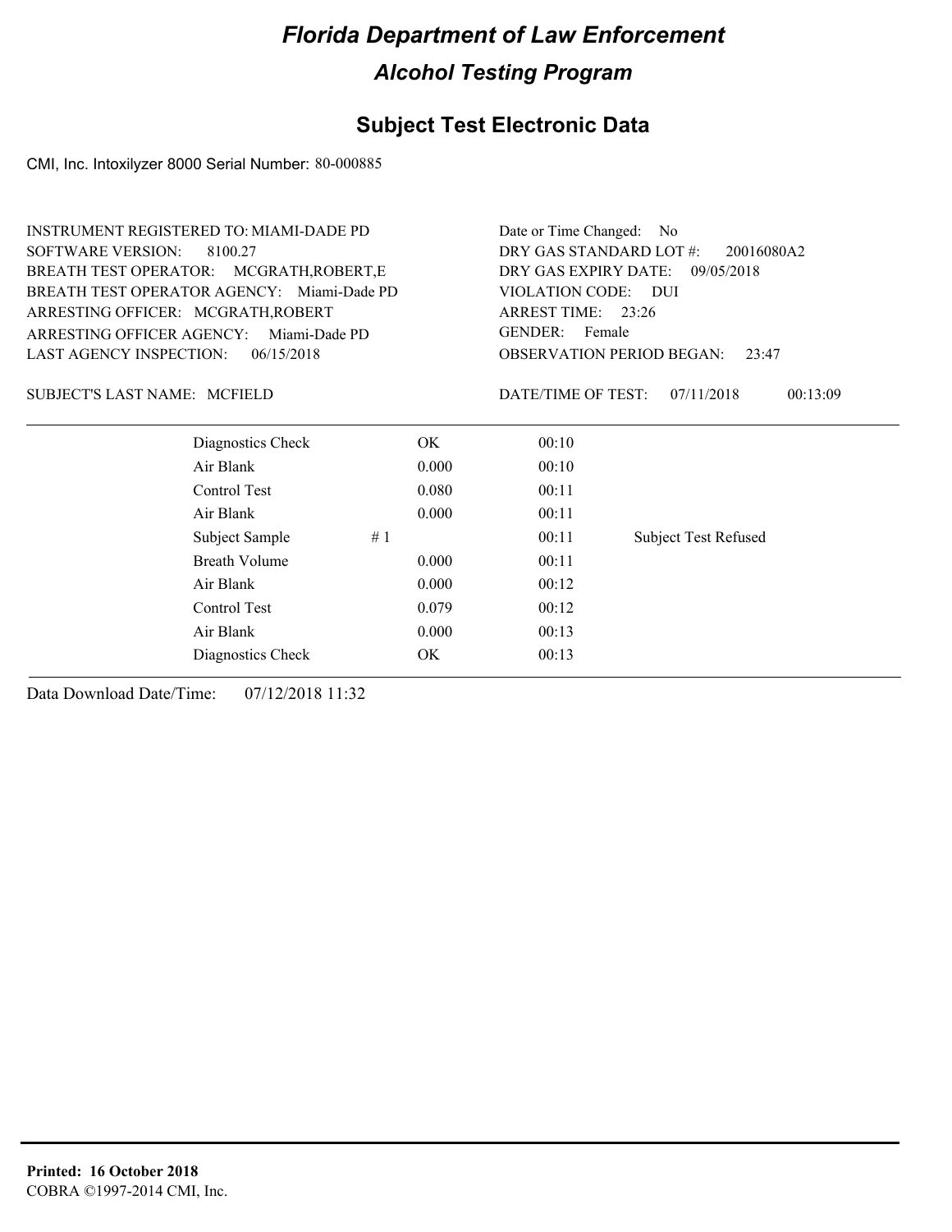# Florida Department of Law Enforcement

## Alcohol Testing Program

### Subject Test Electronic Data

CMI, Inc. Intoxilyzer 8000 Serial Number: 80-000885

INSTRUMENT REGISTERED TO: MIAMI-DADE PD
SOFTWARE VERSION: 8100.27
BREATH TEST OPERATOR: MCGRATH,ROBERT,E
BREATH TEST OPERATOR AGENCY: Miami-Dade PD
ARRESTING OFFICER: MCGRATH,ROBERT
ARRESTING OFFICER AGENCY: Miami-Dade PD
LAST AGENCY INSPECTION: 06/15/2018

Date or Time Changed: No
DRY GAS STANDARD LOT #: 20016080A2
DRY GAS EXPIRY DATE: 09/05/2018
VIOLATION CODE: DUI
ARREST TIME: 23:26
GENDER: Female
OBSERVATION PERIOD BEGAN: 23:47

SUBJECT'S LAST NAME: MCFIELD

DATE/TIME OF TEST: 07/11/2018 00:13:09

| | | | |
|---|---|---|---|
| Diagnostics Check | OK | 00:10 | |
| Air Blank | 0.000 | 00:10 | |
| Control Test | 0.080 | 00:11 | |
| Air Blank | 0.000 | 00:11 | |
| Subject Sample # 1 | | 00:11 | Subject Test Refused |
| Breath Volume | 0.000 | 00:11 | |
| Air Blank | 0.000 | 00:12 | |
| Control Test | 0.079 | 00:12 | |
| Air Blank | 0.000 | 00:13 | |
| Diagnostics Check | OK | 00:13 | |

Data Download Date/Time: 07/12/2018 11:32

**Printed: 16 October 2018**
COBRA ©1997-2014 CMI, Inc.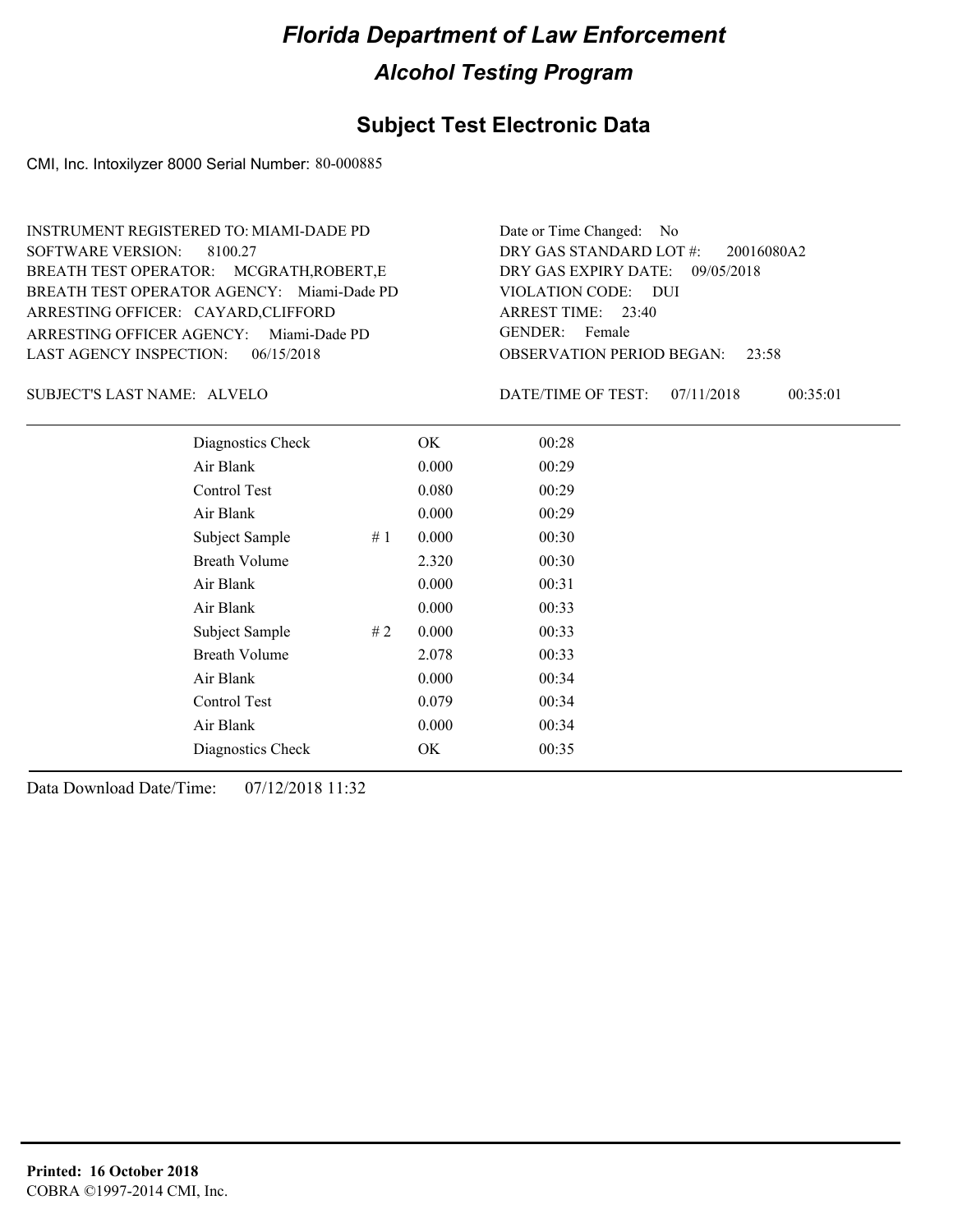# Florida Department of Law Enforcement

## Alcohol Testing Program

### Subject Test Electronic Data

CMI, Inc. Intoxilyzer 8000 Serial Number: 80-000885

INSTRUMENT REGISTERED TO: MIAMI-DADE PD
SOFTWARE VERSION: 8100.27
BREATH TEST OPERATOR: MCGRATH,ROBERT,E
BREATH TEST OPERATOR AGENCY: Miami-Dade PD
ARRESTING OFFICER: CAYARD,CLIFFORD
ARRESTING OFFICER AGENCY: Miami-Dade PD
LAST AGENCY INSPECTION: 06/15/2018

Date or Time Changed: No
DRY GAS STANDARD LOT #: 20016080A2
DRY GAS EXPIRY DATE: 09/05/2018
VIOLATION CODE: DUI
ARREST TIME: 23:40
GENDER: Female
OBSERVATION PERIOD BEGAN: 23:58

SUBJECT'S LAST NAME: ALVELO

DATE/TIME OF TEST: 07/11/2018 00:35:01

| | | | |
|---|---|---|---|
| Diagnostics Check | | OK | 00:28 |
| Air Blank | | 0.000 | 00:29 |
| Control Test | | 0.080 | 00:29 |
| Air Blank | | 0.000 | 00:29 |
| Subject Sample | # 1 | 0.000 | 00:30 |
| Breath Volume | | 2.320 | 00:30 |
| Air Blank | | 0.000 | 00:31 |
| Air Blank | | 0.000 | 00:33 |
| Subject Sample | # 2 | 0.000 | 00:33 |
| Breath Volume | | 2.078 | 00:33 |
| Air Blank | | 0.000 | 00:34 |
| Control Test | | 0.079 | 00:34 |
| Air Blank | | 0.000 | 00:34 |
| Diagnostics Check | | OK | 00:35 |

Data Download Date/Time: 07/12/2018 11:32

**Printed: 16 October 2018**
COBRA ©1997-2014 CMI, Inc.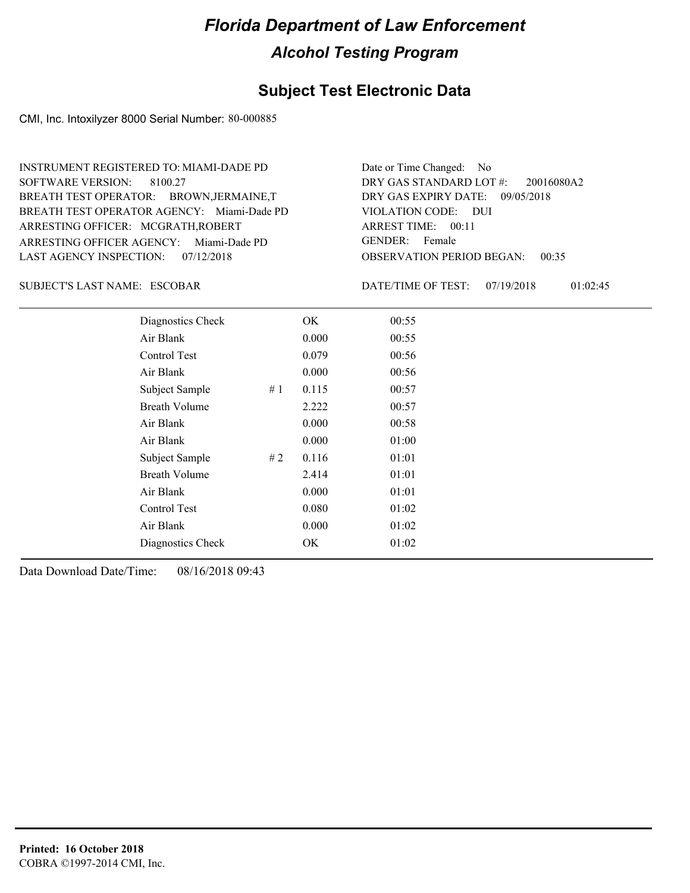# Florida Department of Law Enforcement

## Alcohol Testing Program

### Subject Test Electronic Data

CMI, Inc. Intoxilyzer 8000 Serial Number: 80-000885

INSTRUMENT REGISTERED TO: MIAMI-DADE PD
SOFTWARE VERSION: 8100.27
BREATH TEST OPERATOR: BROWN,JERMAINE,T
BREATH TEST OPERATOR AGENCY: Miami-Dade PD
ARRESTING OFFICER: MCGRATH,ROBERT
ARRESTING OFFICER AGENCY: Miami-Dade PD
LAST AGENCY INSPECTION: 07/12/2018

Date or Time Changed: No
DRY GAS STANDARD LOT #: 20016080A2
DRY GAS EXPIRY DATE: 09/05/2018
VIOLATION CODE: DUI
ARREST TIME: 00:11
GENDER: Female
OBSERVATION PERIOD BEGAN: 00:35

SUBJECT'S LAST NAME: ESCOBAR

DATE/TIME OF TEST: 07/19/2018 01:02:45

| | | | |
|---|---|---|---|
| Diagnostics Check | | OK | 00:55 |
| Air Blank | | 0.000 | 00:55 |
| Control Test | | 0.079 | 00:56 |
| Air Blank | | 0.000 | 00:56 |
| Subject Sample | # 1 | 0.115 | 00:57 |
| Breath Volume | | 2.222 | 00:57 |
| Air Blank | | 0.000 | 00:58 |
| Air Blank | | 0.000 | 01:00 |
| Subject Sample | # 2 | 0.116 | 01:01 |
| Breath Volume | | 2.414 | 01:01 |
| Air Blank | | 0.000 | 01:01 |
| Control Test | | 0.080 | 01:02 |
| Air Blank | | 0.000 | 01:02 |
| Diagnostics Check | | OK | 01:02 |

Data Download Date/Time: 08/16/2018 09:43

**Printed: 16 October 2018**
COBRA ©1997-2014 CMI, Inc.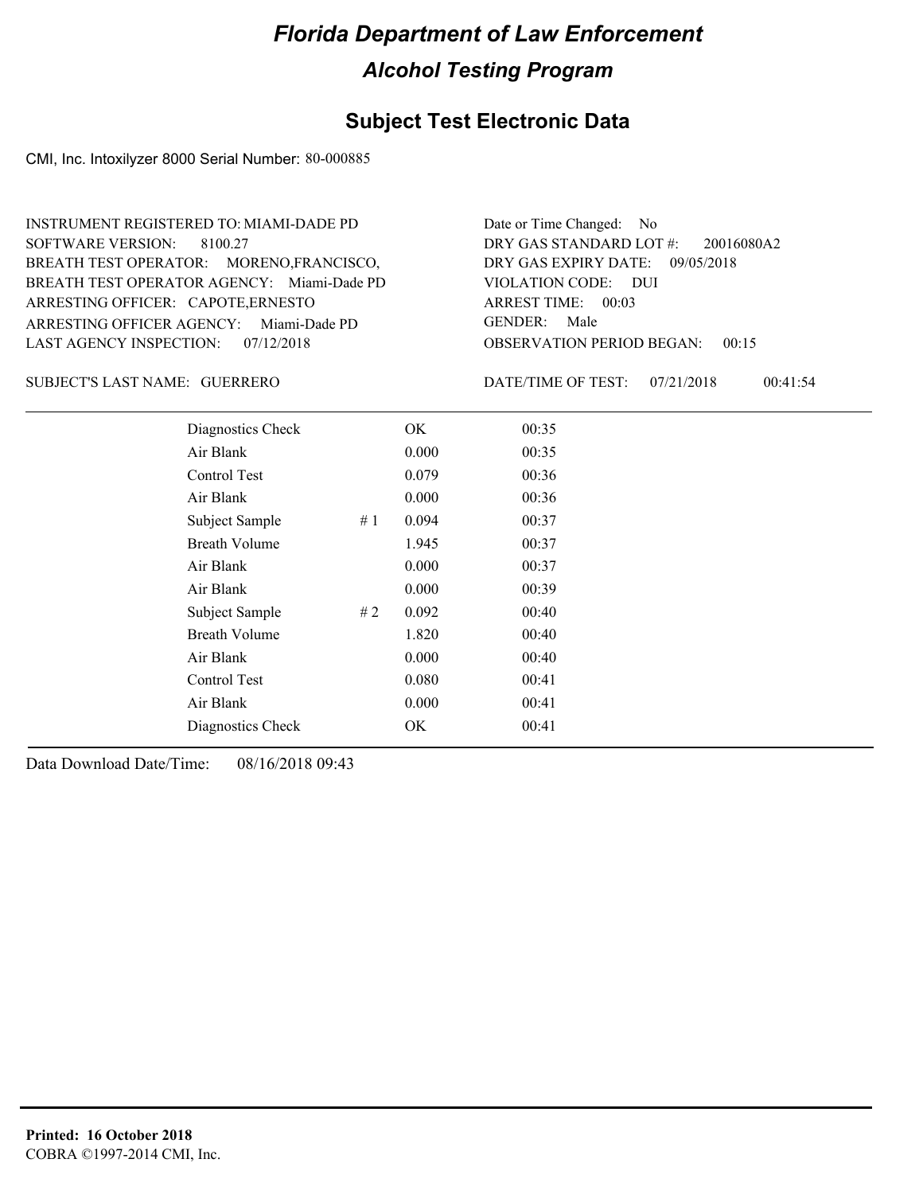# Florida Department of Law Enforcement

## Alcohol Testing Program

### Subject Test Electronic Data

CMI, Inc. Intoxilyzer 8000 Serial Number: 80-000885

INSTRUMENT REGISTERED TO: MIAMI-DADE PD
SOFTWARE VERSION: 8100.27
BREATH TEST OPERATOR: MORENO,FRANCISCO,
BREATH TEST OPERATOR AGENCY: Miami-Dade PD
ARRESTING OFFICER: CAPOTE,ERNESTO
ARRESTING OFFICER AGENCY: Miami-Dade PD
LAST AGENCY INSPECTION: 07/12/2018

Date or Time Changed: No
DRY GAS STANDARD LOT #: 20016080A2
DRY GAS EXPIRY DATE: 09/05/2018
VIOLATION CODE: DUI
ARREST TIME: 00:03
GENDER: Male
OBSERVATION PERIOD BEGAN: 00:15

SUBJECT'S LAST NAME: GUERRERO

DATE/TIME OF TEST: 07/21/2018 00:41:54

| | | | |
|---|---|---|---|
| Diagnostics Check | | OK | 00:35 |
| Air Blank | | 0.000 | 00:35 |
| Control Test | | 0.079 | 00:36 |
| Air Blank | | 0.000 | 00:36 |
| Subject Sample | # 1 | 0.094 | 00:37 |
| Breath Volume | | 1.945 | 00:37 |
| Air Blank | | 0.000 | 00:37 |
| Air Blank | | 0.000 | 00:39 |
| Subject Sample | # 2 | 0.092 | 00:40 |
| Breath Volume | | 1.820 | 00:40 |
| Air Blank | | 0.000 | 00:40 |
| Control Test | | 0.080 | 00:41 |
| Air Blank | | 0.000 | 00:41 |
| Diagnostics Check | | OK | 00:41 |

Data Download Date/Time: 08/16/2018 09:43

**Printed: 16 October 2018**
COBRA ©1997-2014 CMI, Inc.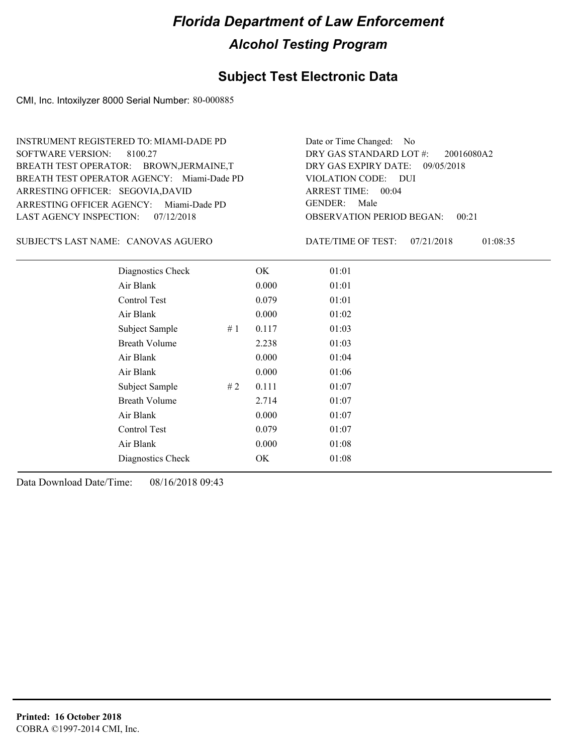# Florida Department of Law Enforcement

## Alcohol Testing Program

### Subject Test Electronic Data

CMI, Inc. Intoxilyzer 8000 Serial Number: 80-000885

INSTRUMENT REGISTERED TO: MIAMI-DADE PD
SOFTWARE VERSION: 8100.27
BREATH TEST OPERATOR: BROWN,JERMAINE,T
BREATH TEST OPERATOR AGENCY: Miami-Dade PD
ARRESTING OFFICER: SEGOVIA,DAVID
ARRESTING OFFICER AGENCY: Miami-Dade PD
LAST AGENCY INSPECTION: 07/12/2018

Date or Time Changed: No
DRY GAS STANDARD LOT #: 20016080A2
DRY GAS EXPIRY DATE: 09/05/2018
VIOLATION CODE: DUI
ARREST TIME: 00:04
GENDER: Male
OBSERVATION PERIOD BEGAN: 00:21

SUBJECT'S LAST NAME: CANOVAS AGUERO

DATE/TIME OF TEST: 07/21/2018 01:08:35

| | | | |
|---|---|---|---|
| Diagnostics Check | | OK | 01:01 |
| Air Blank | | 0.000 | 01:01 |
| Control Test | | 0.079 | 01:01 |
| Air Blank | | 0.000 | 01:02 |
| Subject Sample | # 1 | 0.117 | 01:03 |
| Breath Volume | | 2.238 | 01:03 |
| Air Blank | | 0.000 | 01:04 |
| Air Blank | | 0.000 | 01:06 |
| Subject Sample | # 2 | 0.111 | 01:07 |
| Breath Volume | | 2.714 | 01:07 |
| Air Blank | | 0.000 | 01:07 |
| Control Test | | 0.079 | 01:07 |
| Air Blank | | 0.000 | 01:08 |
| Diagnostics Check | | OK | 01:08 |

Data Download Date/Time: 08/16/2018 09:43

**Printed: 16 October 2018**
COBRA ©1997-2014 CMI, Inc.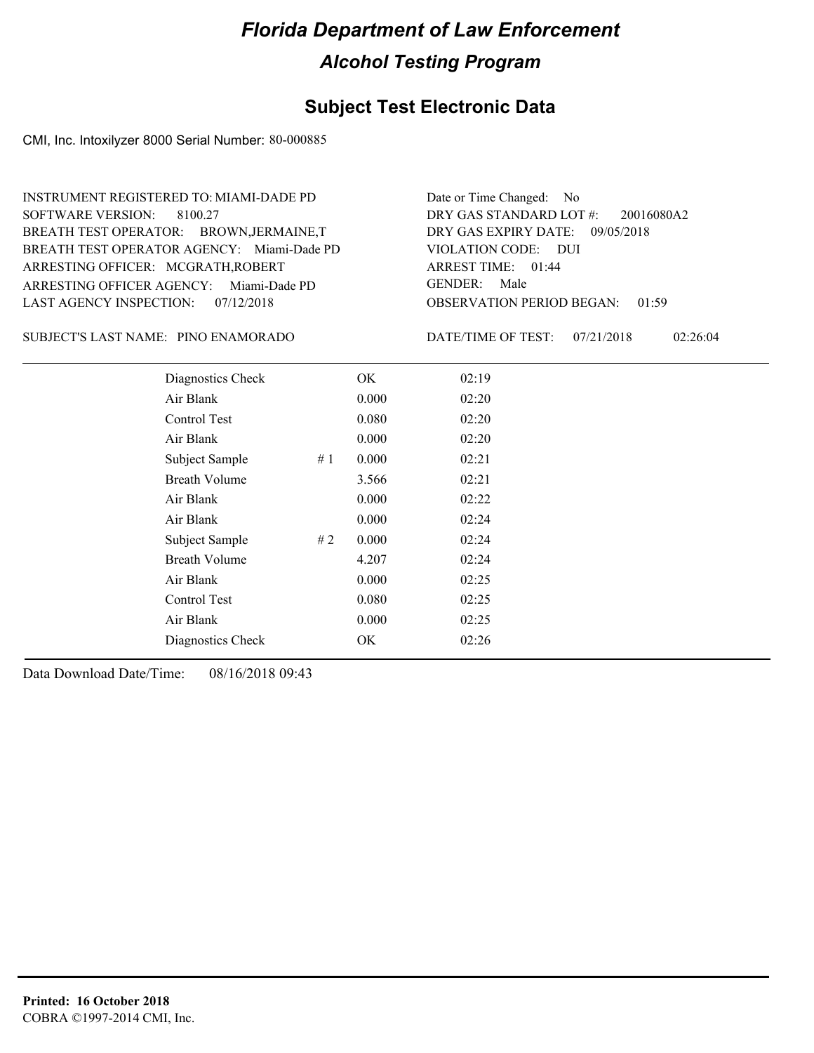# Florida Department of Law Enforcement

## Alcohol Testing Program

### Subject Test Electronic Data

CMI, Inc. Intoxilyzer 8000 Serial Number: 80-000885

INSTRUMENT REGISTERED TO: MIAMI-DADE PD
SOFTWARE VERSION: 8100.27
BREATH TEST OPERATOR: BROWN,JERMAINE,T
BREATH TEST OPERATOR AGENCY: Miami-Dade PD
ARRESTING OFFICER: MCGRATH,ROBERT
ARRESTING OFFICER AGENCY: Miami-Dade PD
LAST AGENCY INSPECTION: 07/12/2018

Date or Time Changed: No
DRY GAS STANDARD LOT #: 20016080A2
DRY GAS EXPIRY DATE: 09/05/2018
VIOLATION CODE: DUI
ARREST TIME: 01:44
GENDER: Male
OBSERVATION PERIOD BEGAN: 01:59

SUBJECT'S LAST NAME: PINO ENAMORADO

DATE/TIME OF TEST: 07/21/2018 02:26:04

| Test | | Result | Time |
|---|---|---|---|
| Diagnostics Check | | OK | 02:19 |
| Air Blank | | 0.000 | 02:20 |
| Control Test | | 0.080 | 02:20 |
| Air Blank | | 0.000 | 02:20 |
| Subject Sample | # 1 | 0.000 | 02:21 |
| Breath Volume | | 3.566 | 02:21 |
| Air Blank | | 0.000 | 02:22 |
| Air Blank | | 0.000 | 02:24 |
| Subject Sample | # 2 | 0.000 | 02:24 |
| Breath Volume | | 4.207 | 02:24 |
| Air Blank | | 0.000 | 02:25 |
| Control Test | | 0.080 | 02:25 |
| Air Blank | | 0.000 | 02:25 |
| Diagnostics Check | | OK | 02:26 |

Data Download Date/Time: 08/16/2018 09:43

**Printed: 16 October 2018**
COBRA ©1997-2014 CMI, Inc.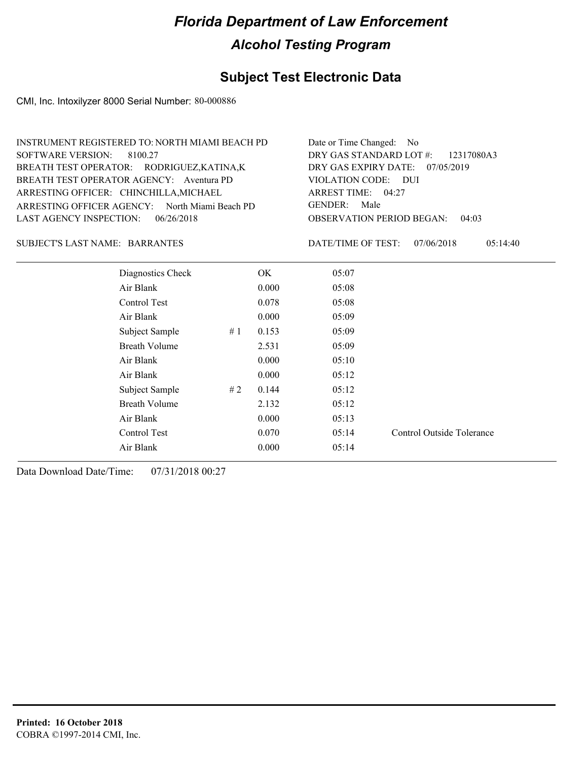# Florida Department of Law Enforcement

## Alcohol Testing Program

### Subject Test Electronic Data

CMI, Inc. Intoxilyzer 8000 Serial Number: 80-000886

INSTRUMENT REGISTERED TO: NORTH MIAMI BEACH PD
SOFTWARE VERSION: 8100.27
BREATH TEST OPERATOR: RODRIGUEZ,KATINA,K
BREATH TEST OPERATOR AGENCY: Aventura PD
ARRESTING OFFICER: CHINCHILLA,MICHAEL
ARRESTING OFFICER AGENCY: North Miami Beach PD
LAST AGENCY INSPECTION: 06/26/2018

Date or Time Changed: No
DRY GAS STANDARD LOT #: 12317080A3
DRY GAS EXPIRY DATE: 07/05/2019
VIOLATION CODE: DUI
ARREST TIME: 04:27
GENDER: Male
OBSERVATION PERIOD BEGAN: 04:03

SUBJECT'S LAST NAME: BARRANTES

DATE/TIME OF TEST: 07/06/2018 05:14:40

| | | | | |
|---|---|---|---|---|
| Diagnostics Check | | OK | 05:07 | |
| Air Blank | | 0.000 | 05:08 | |
| Control Test | | 0.078 | 05:08 | |
| Air Blank | | 0.000 | 05:09 | |
| Subject Sample | # 1 | 0.153 | 05:09 | |
| Breath Volume | | 2.531 | 05:09 | |
| Air Blank | | 0.000 | 05:10 | |
| Air Blank | | 0.000 | 05:12 | |
| Subject Sample | # 2 | 0.144 | 05:12 | |
| Breath Volume | | 2.132 | 05:12 | |
| Air Blank | | 0.000 | 05:13 | |
| Control Test | | 0.070 | 05:14 | Control Outside Tolerance |
| Air Blank | | 0.000 | 05:14 | |

Data Download Date/Time: 07/31/2018 00:27

**Printed: 16 October 2018**
COBRA ©1997-2014 CMI, Inc.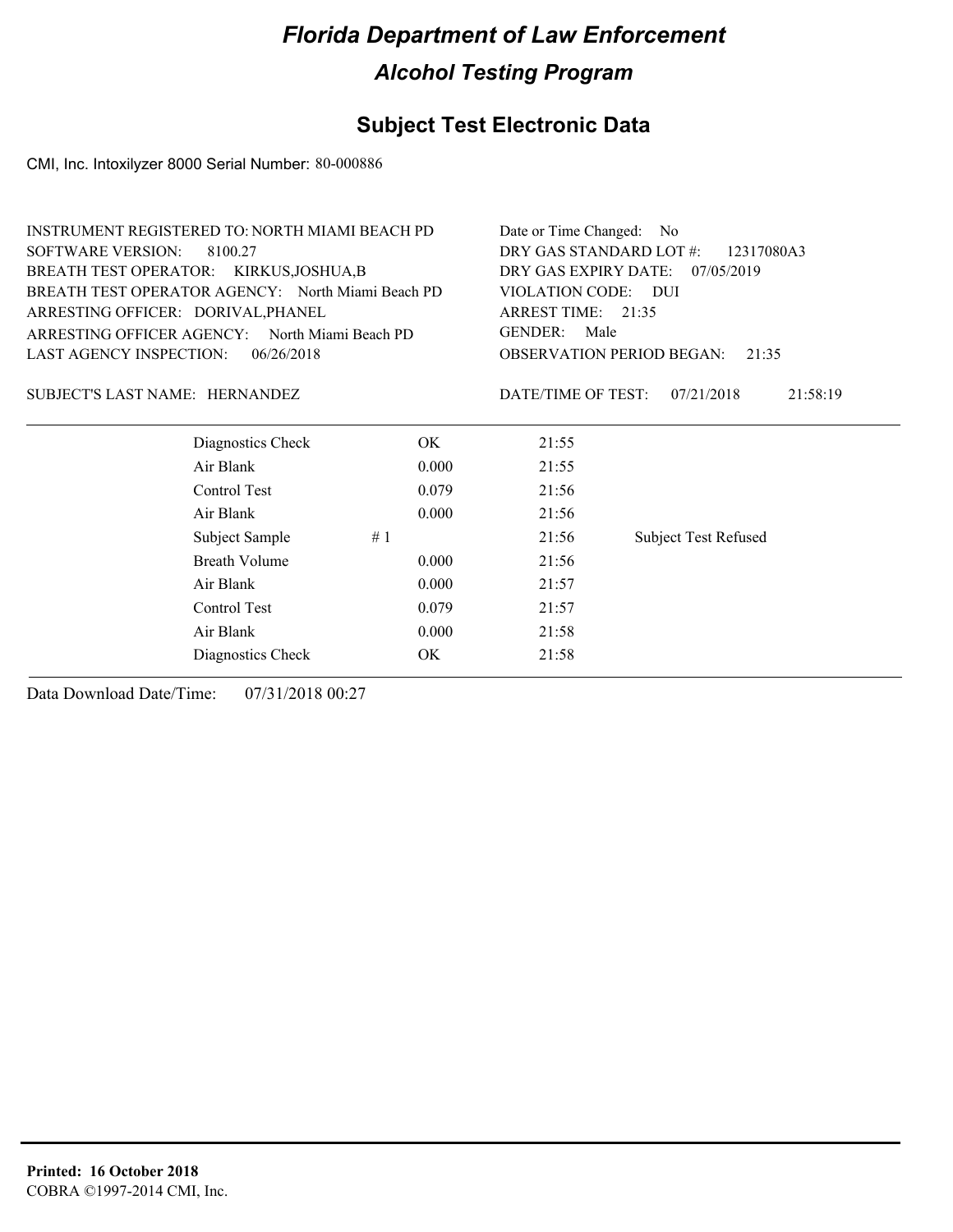# Florida Department of Law Enforcement

## Alcohol Testing Program

### Subject Test Electronic Data

CMI, Inc. Intoxilyzer 8000 Serial Number: 80-000886

INSTRUMENT REGISTERED TO: NORTH MIAMI BEACH PD
SOFTWARE VERSION: 8100.27
BREATH TEST OPERATOR: KIRKUS,JOSHUA,B
BREATH TEST OPERATOR AGENCY: North Miami Beach PD
ARRESTING OFFICER: DORIVAL,PHANEL
ARRESTING OFFICER AGENCY: North Miami Beach PD
LAST AGENCY INSPECTION: 06/26/2018

Date or Time Changed: No
DRY GAS STANDARD LOT #: 12317080A3
DRY GAS EXPIRY DATE: 07/05/2019
VIOLATION CODE: DUI
ARREST TIME: 21:35
GENDER: Male
OBSERVATION PERIOD BEGAN: 21:35

SUBJECT'S LAST NAME: HERNANDEZ

DATE/TIME OF TEST: 07/21/2018 21:58:19

| Test | | Result | Time | Note |
|---|---|---|---|---|
| Diagnostics Check | | OK | 21:55 | |
| Air Blank | | 0.000 | 21:55 | |
| Control Test | | 0.079 | 21:56 | |
| Air Blank | | 0.000 | 21:56 | |
| Subject Sample | # 1 | | 21:56 | Subject Test Refused |
| Breath Volume | | 0.000 | 21:56 | |
| Air Blank | | 0.000 | 21:57 | |
| Control Test | | 0.079 | 21:57 | |
| Air Blank | | 0.000 | 21:58 | |
| Diagnostics Check | | OK | 21:58 | |

Data Download Date/Time: 07/31/2018 00:27

**Printed: 16 October 2018**
COBRA ©1997-2014 CMI, Inc.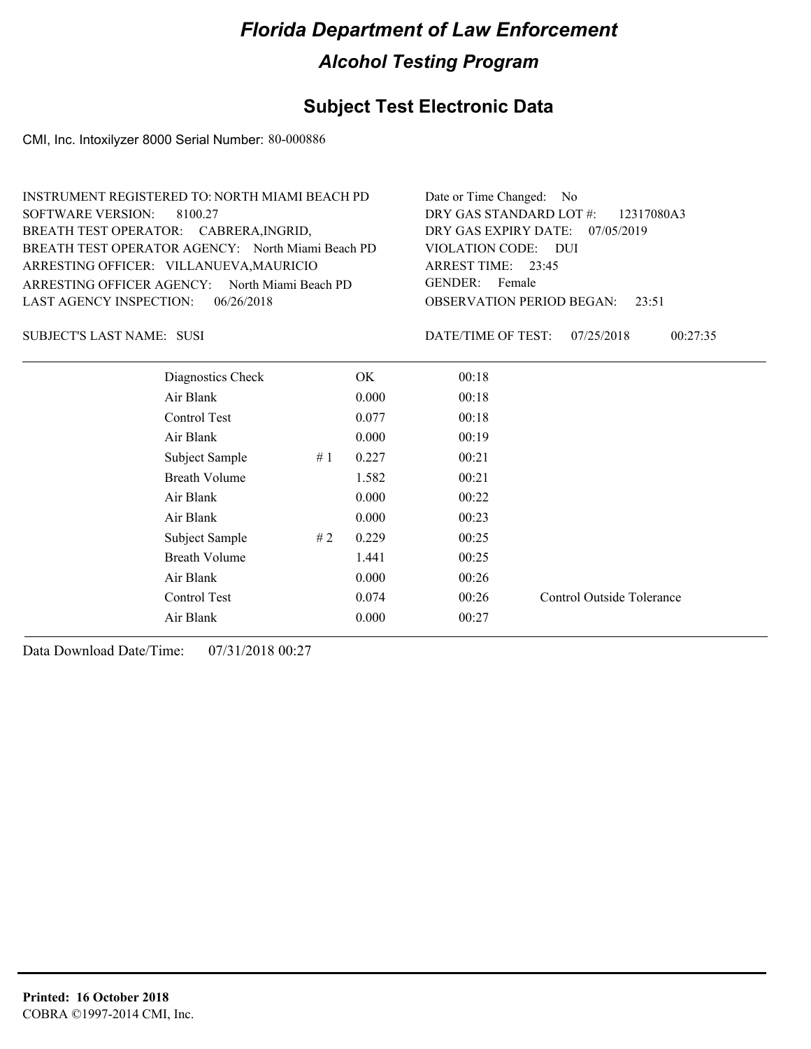# Florida Department of Law Enforcement

## Alcohol Testing Program

### Subject Test Electronic Data

CMI, Inc. Intoxilyzer 8000 Serial Number: 80-000886

INSTRUMENT REGISTERED TO: NORTH MIAMI BEACH PD
SOFTWARE VERSION: 8100.27
BREATH TEST OPERATOR: CABRERA,INGRID,
BREATH TEST OPERATOR AGENCY: North Miami Beach PD
ARRESTING OFFICER: VILLANUEVA,MAURICIO
ARRESTING OFFICER AGENCY: North Miami Beach PD
LAST AGENCY INSPECTION: 06/26/2018

Date or Time Changed: No
DRY GAS STANDARD LOT #: 12317080A3
DRY GAS EXPIRY DATE: 07/05/2019
VIOLATION CODE: DUI
ARREST TIME: 23:45
GENDER: Female
OBSERVATION PERIOD BEGAN: 23:51

SUBJECT'S LAST NAME: SUSI

DATE/TIME OF TEST: 07/25/2018 00:27:35

| | | | | |
|---|---|---|---|---|
| Diagnostics Check | | OK | 00:18 | |
| Air Blank | | 0.000 | 00:18 | |
| Control Test | | 0.077 | 00:18 | |
| Air Blank | | 0.000 | 00:19 | |
| Subject Sample | # 1 | 0.227 | 00:21 | |
| Breath Volume | | 1.582 | 00:21 | |
| Air Blank | | 0.000 | 00:22 | |
| Air Blank | | 0.000 | 00:23 | |
| Subject Sample | # 2 | 0.229 | 00:25 | |
| Breath Volume | | 1.441 | 00:25 | |
| Air Blank | | 0.000 | 00:26 | |
| Control Test | | 0.074 | 00:26 | Control Outside Tolerance |
| Air Blank | | 0.000 | 00:27 | |

Data Download Date/Time: 07/31/2018 00:27

**Printed: 16 October 2018**
COBRA ©1997-2014 CMI, Inc.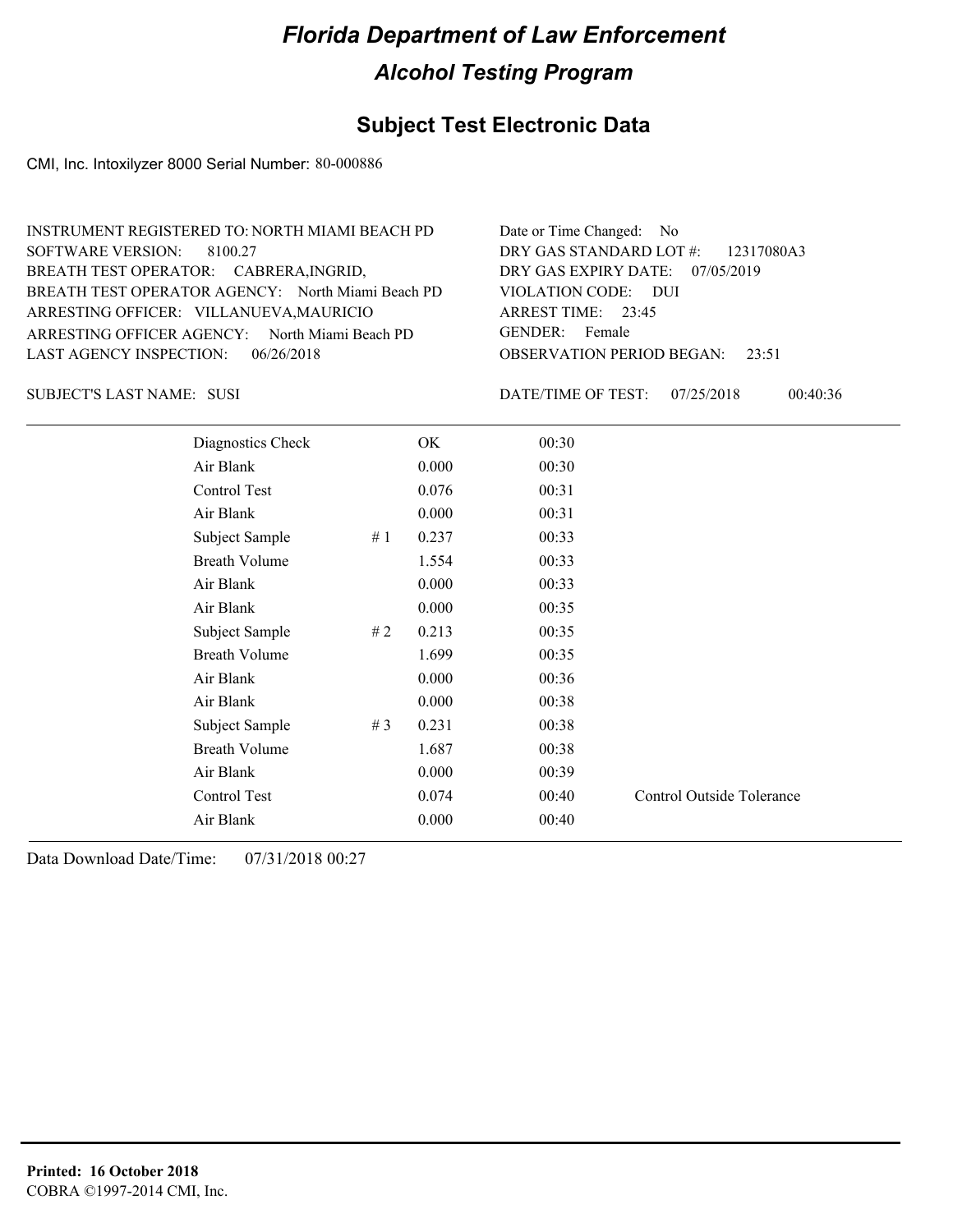# Florida Department of Law Enforcement

## Alcohol Testing Program

## Subject Test Electronic Data

CMI, Inc. Intoxilyzer 8000 Serial Number: 80-000886

INSTRUMENT REGISTERED TO: NORTH MIAMI BEACH PD
SOFTWARE VERSION: 8100.27
BREATH TEST OPERATOR: CABRERA,INGRID,
BREATH TEST OPERATOR AGENCY: North Miami Beach PD
ARRESTING OFFICER: VILLANUEVA,MAURICIO
ARRESTING OFFICER AGENCY: North Miami Beach PD
LAST AGENCY INSPECTION: 06/26/2018

Date or Time Changed: No
DRY GAS STANDARD LOT #: 12317080A3
DRY GAS EXPIRY DATE: 07/05/2019
VIOLATION CODE: DUI
ARREST TIME: 23:45
GENDER: Female
OBSERVATION PERIOD BEGAN: 23:51

SUBJECT'S LAST NAME: SUSI

DATE/TIME OF TEST: 07/25/2018 00:40:36

| | | | | |
|---|---|---|---|---|
| Diagnostics Check | | OK | 00:30 | |
| Air Blank | | 0.000 | 00:30 | |
| Control Test | | 0.076 | 00:31 | |
| Air Blank | | 0.000 | 00:31 | |
| Subject Sample | # 1 | 0.237 | 00:33 | |
| Breath Volume | | 1.554 | 00:33 | |
| Air Blank | | 0.000 | 00:33 | |
| Air Blank | | 0.000 | 00:35 | |
| Subject Sample | # 2 | 0.213 | 00:35 | |
| Breath Volume | | 1.699 | 00:35 | |
| Air Blank | | 0.000 | 00:36 | |
| Air Blank | | 0.000 | 00:38 | |
| Subject Sample | # 3 | 0.231 | 00:38 | |
| Breath Volume | | 1.687 | 00:38 | |
| Air Blank | | 0.000 | 00:39 | |
| Control Test | | 0.074 | 00:40 | Control Outside Tolerance |
| Air Blank | | 0.000 | 00:40 | |

Data Download Date/Time: 07/31/2018 00:27

**Printed: 16 October 2018**
COBRA ©1997-2014 CMI, Inc.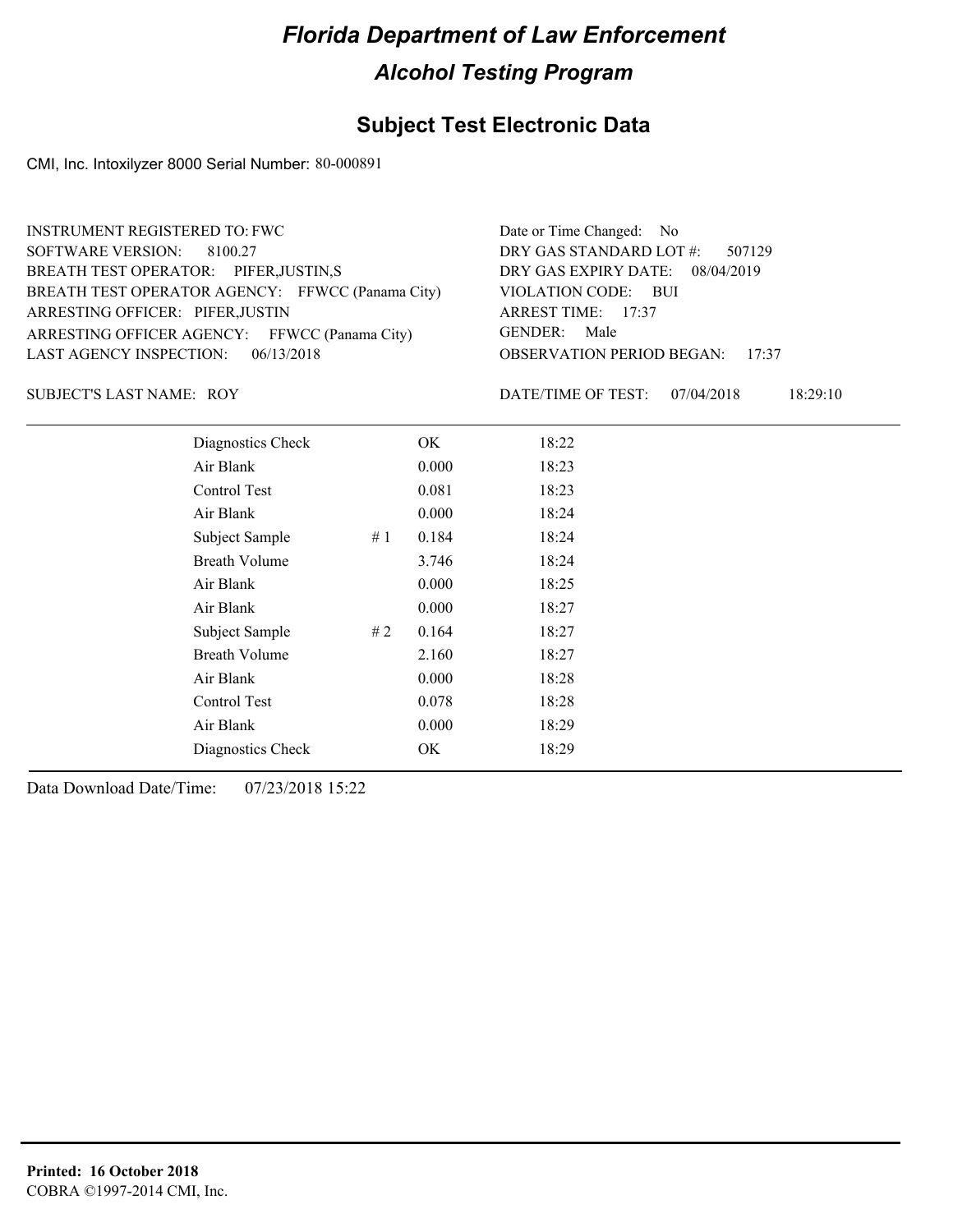# Florida Department of Law Enforcement

## Alcohol Testing Program

## Subject Test Electronic Data

CMI, Inc. Intoxilyzer 8000 Serial Number: 80-000891

INSTRUMENT REGISTERED TO: FWC
SOFTWARE VERSION: 8100.27
BREATH TEST OPERATOR: PIFER,JUSTIN,S
BREATH TEST OPERATOR AGENCY: FFWCC (Panama City)
ARRESTING OFFICER: PIFER,JUSTIN
ARRESTING OFFICER AGENCY: FFWCC (Panama City)
LAST AGENCY INSPECTION: 06/13/2018

Date or Time Changed: No
DRY GAS STANDARD LOT #: 507129
DRY GAS EXPIRY DATE: 08/04/2019
VIOLATION CODE: BUI
ARREST TIME: 17:37
GENDER: Male
OBSERVATION PERIOD BEGAN: 17:37

SUBJECT'S LAST NAME: ROY

DATE/TIME OF TEST: 07/04/2018 18:29:10

| | | | |
|---|---|---|---|
| Diagnostics Check | | OK | 18:22 |
| Air Blank | | 0.000 | 18:23 |
| Control Test | | 0.081 | 18:23 |
| Air Blank | | 0.000 | 18:24 |
| Subject Sample | # 1 | 0.184 | 18:24 |
| Breath Volume | | 3.746 | 18:24 |
| Air Blank | | 0.000 | 18:25 |
| Air Blank | | 0.000 | 18:27 |
| Subject Sample | # 2 | 0.164 | 18:27 |
| Breath Volume | | 2.160 | 18:27 |
| Air Blank | | 0.000 | 18:28 |
| Control Test | | 0.078 | 18:28 |
| Air Blank | | 0.000 | 18:29 |
| Diagnostics Check | | OK | 18:29 |

Data Download Date/Time: 07/23/2018 15:22

**Printed: 16 October 2018**
COBRA ©1997-2014 CMI, Inc.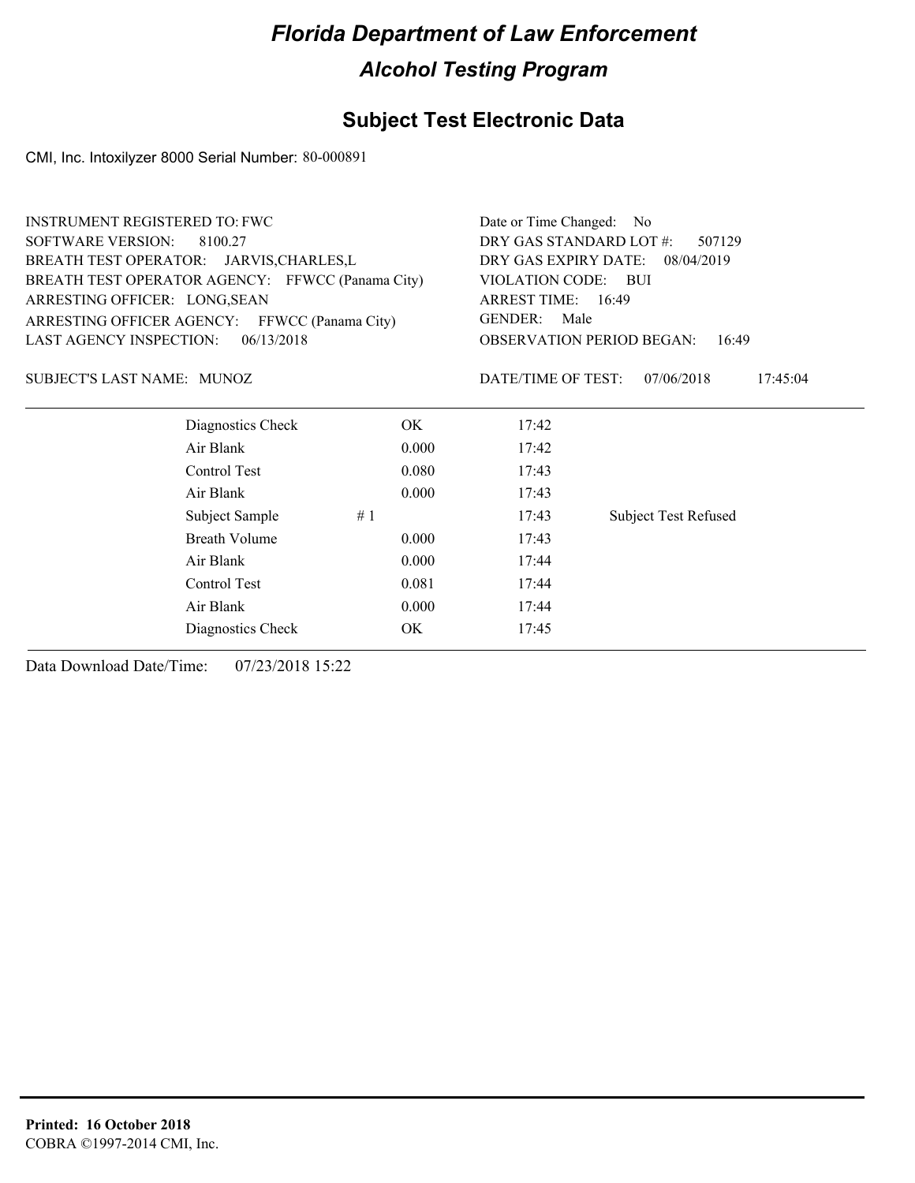# Florida Department of Law Enforcement

## Alcohol Testing Program

### Subject Test Electronic Data

CMI, Inc. Intoxilyzer 8000 Serial Number: 80-000891

INSTRUMENT REGISTERED TO: FWC
SOFTWARE VERSION: 8100.27
BREATH TEST OPERATOR: JARVIS,CHARLES,L
BREATH TEST OPERATOR AGENCY: FFWCC (Panama City)
ARRESTING OFFICER: LONG,SEAN
ARRESTING OFFICER AGENCY: FFWCC (Panama City)
LAST AGENCY INSPECTION: 06/13/2018

Date or Time Changed: No
DRY GAS STANDARD LOT #: 507129
DRY GAS EXPIRY DATE: 08/04/2019
VIOLATION CODE: BUI
ARREST TIME: 16:49
GENDER: Male
OBSERVATION PERIOD BEGAN: 16:49

SUBJECT'S LAST NAME: MUNOZ

DATE/TIME OF TEST: 07/06/2018 17:45:04

| | | | | |
|---|---|---|---|---|
| Diagnostics Check | | OK | 17:42 | |
| Air Blank | | 0.000 | 17:42 | |
| Control Test | | 0.080 | 17:43 | |
| Air Blank | | 0.000 | 17:43 | |
| Subject Sample | # 1 | | 17:43 | Subject Test Refused |
| Breath Volume | | 0.000 | 17:43 | |
| Air Blank | | 0.000 | 17:44 | |
| Control Test | | 0.081 | 17:44 | |
| Air Blank | | 0.000 | 17:44 | |
| Diagnostics Check | | OK | 17:45 | |

Data Download Date/Time: 07/23/2018 15:22

**Printed: 16 October 2018**
COBRA ©1997-2014 CMI, Inc.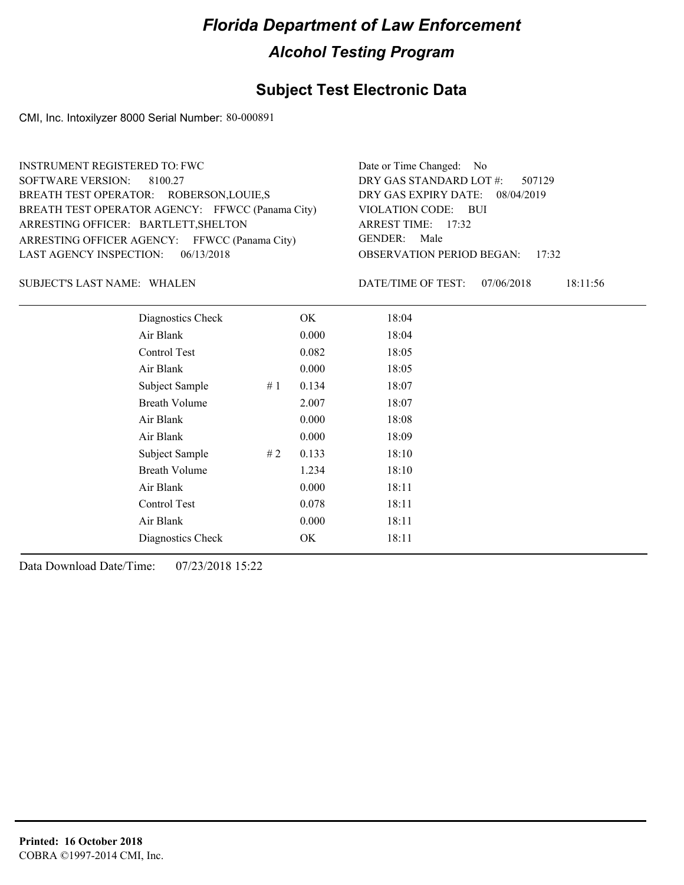# Florida Department of Law Enforcement

## Alcohol Testing Program

## Subject Test Electronic Data

CMI, Inc. Intoxilyzer 8000 Serial Number: 80-000891

INSTRUMENT REGISTERED TO: FWC
SOFTWARE VERSION: 8100.27
BREATH TEST OPERATOR: ROBERSON,LOUIE,S
BREATH TEST OPERATOR AGENCY: FFWCC (Panama City)
ARRESTING OFFICER: BARTLETT,SHELTON
ARRESTING OFFICER AGENCY: FFWCC (Panama City)
LAST AGENCY INSPECTION: 06/13/2018

Date or Time Changed: No
DRY GAS STANDARD LOT #: 507129
DRY GAS EXPIRY DATE: 08/04/2019
VIOLATION CODE: BUI
ARREST TIME: 17:32
GENDER: Male
OBSERVATION PERIOD BEGAN: 17:32

SUBJECT'S LAST NAME: WHALEN

DATE/TIME OF TEST: 07/06/2018 18:11:56

| | | | |
|---|---|---|---|
| Diagnostics Check | | OK | 18:04 |
| Air Blank | | 0.000 | 18:04 |
| Control Test | | 0.082 | 18:05 |
| Air Blank | | 0.000 | 18:05 |
| Subject Sample | # 1 | 0.134 | 18:07 |
| Breath Volume | | 2.007 | 18:07 |
| Air Blank | | 0.000 | 18:08 |
| Air Blank | | 0.000 | 18:09 |
| Subject Sample | # 2 | 0.133 | 18:10 |
| Breath Volume | | 1.234 | 18:10 |
| Air Blank | | 0.000 | 18:11 |
| Control Test | | 0.078 | 18:11 |
| Air Blank | | 0.000 | 18:11 |
| Diagnostics Check | | OK | 18:11 |

Data Download Date/Time: 07/23/2018 15:22

**Printed: 16 October 2018**
COBRA ©1997-2014 CMI, Inc.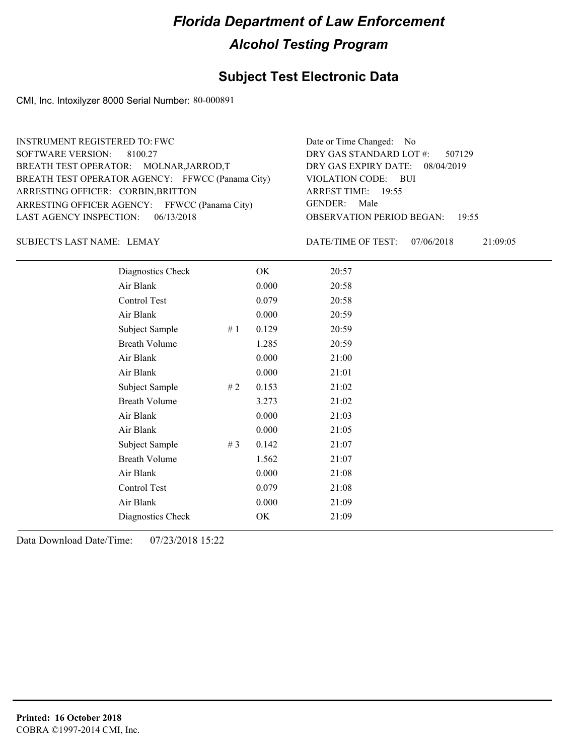# Florida Department of Law Enforcement

## Alcohol Testing Program

### Subject Test Electronic Data

CMI, Inc. Intoxilyzer 8000 Serial Number: 80-000891

INSTRUMENT REGISTERED TO: FWC
SOFTWARE VERSION: 8100.27
BREATH TEST OPERATOR: MOLNAR,JARROD,T
BREATH TEST OPERATOR AGENCY: FFWCC (Panama City)
ARRESTING OFFICER: CORBIN,BRITTON
ARRESTING OFFICER AGENCY: FFWCC (Panama City)
LAST AGENCY INSPECTION: 06/13/2018

Date or Time Changed: No
DRY GAS STANDARD LOT #: 507129
DRY GAS EXPIRY DATE: 08/04/2019
VIOLATION CODE: BUI
ARREST TIME: 19:55
GENDER: Male
OBSERVATION PERIOD BEGAN: 19:55

SUBJECT'S LAST NAME: LEMAY

DATE/TIME OF TEST: 07/06/2018 21:09:05

| | | | |
|---|---|---|---|
| Diagnostics Check | | OK | 20:57 |
| Air Blank | | 0.000 | 20:58 |
| Control Test | | 0.079 | 20:58 |
| Air Blank | | 0.000 | 20:59 |
| Subject Sample | # 1 | 0.129 | 20:59 |
| Breath Volume | | 1.285 | 20:59 |
| Air Blank | | 0.000 | 21:00 |
| Air Blank | | 0.000 | 21:01 |
| Subject Sample | # 2 | 0.153 | 21:02 |
| Breath Volume | | 3.273 | 21:02 |
| Air Blank | | 0.000 | 21:03 |
| Air Blank | | 0.000 | 21:05 |
| Subject Sample | # 3 | 0.142 | 21:07 |
| Breath Volume | | 1.562 | 21:07 |
| Air Blank | | 0.000 | 21:08 |
| Control Test | | 0.079 | 21:08 |
| Air Blank | | 0.000 | 21:09 |
| Diagnostics Check | | OK | 21:09 |

Data Download Date/Time: 07/23/2018 15:22

**Printed: 16 October 2018**
COBRA ©1997-2014 CMI, Inc.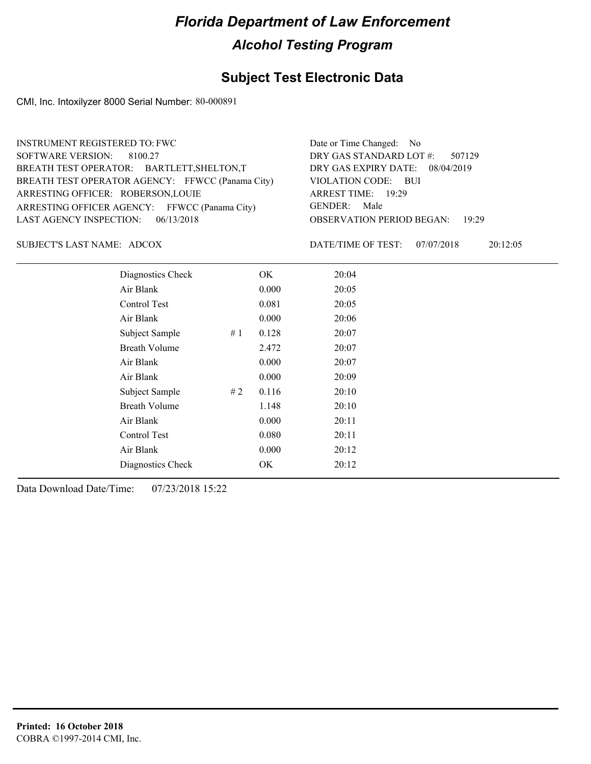# Florida Department of Law Enforcement

## Alcohol Testing Program

## Subject Test Electronic Data

CMI, Inc. Intoxilyzer 8000 Serial Number: 80-000891

INSTRUMENT REGISTERED TO: FWC
SOFTWARE VERSION: 8100.27
BREATH TEST OPERATOR: BARTLETT,SHELTON,T
BREATH TEST OPERATOR AGENCY: FFWCC (Panama City)
ARRESTING OFFICER: ROBERSON,LOUIE
ARRESTING OFFICER AGENCY: FFWCC (Panama City)
LAST AGENCY INSPECTION: 06/13/2018

Date or Time Changed: No
DRY GAS STANDARD LOT #: 507129
DRY GAS EXPIRY DATE: 08/04/2019
VIOLATION CODE: BUI
ARREST TIME: 19:29
GENDER: Male
OBSERVATION PERIOD BEGAN: 19:29

SUBJECT'S LAST NAME: ADCOX

DATE/TIME OF TEST: 07/07/2018 20:12:05

| | | | |
|---|---|---|---|
| Diagnostics Check | | OK | 20:04 |
| Air Blank | | 0.000 | 20:05 |
| Control Test | | 0.081 | 20:05 |
| Air Blank | | 0.000 | 20:06 |
| Subject Sample | # 1 | 0.128 | 20:07 |
| Breath Volume | | 2.472 | 20:07 |
| Air Blank | | 0.000 | 20:07 |
| Air Blank | | 0.000 | 20:09 |
| Subject Sample | # 2 | 0.116 | 20:10 |
| Breath Volume | | 1.148 | 20:10 |
| Air Blank | | 0.000 | 20:11 |
| Control Test | | 0.080 | 20:11 |
| Air Blank | | 0.000 | 20:12 |
| Diagnostics Check | | OK | 20:12 |

Data Download Date/Time: 07/23/2018 15:22

**Printed: 16 October 2018**
COBRA ©1997-2014 CMI, Inc.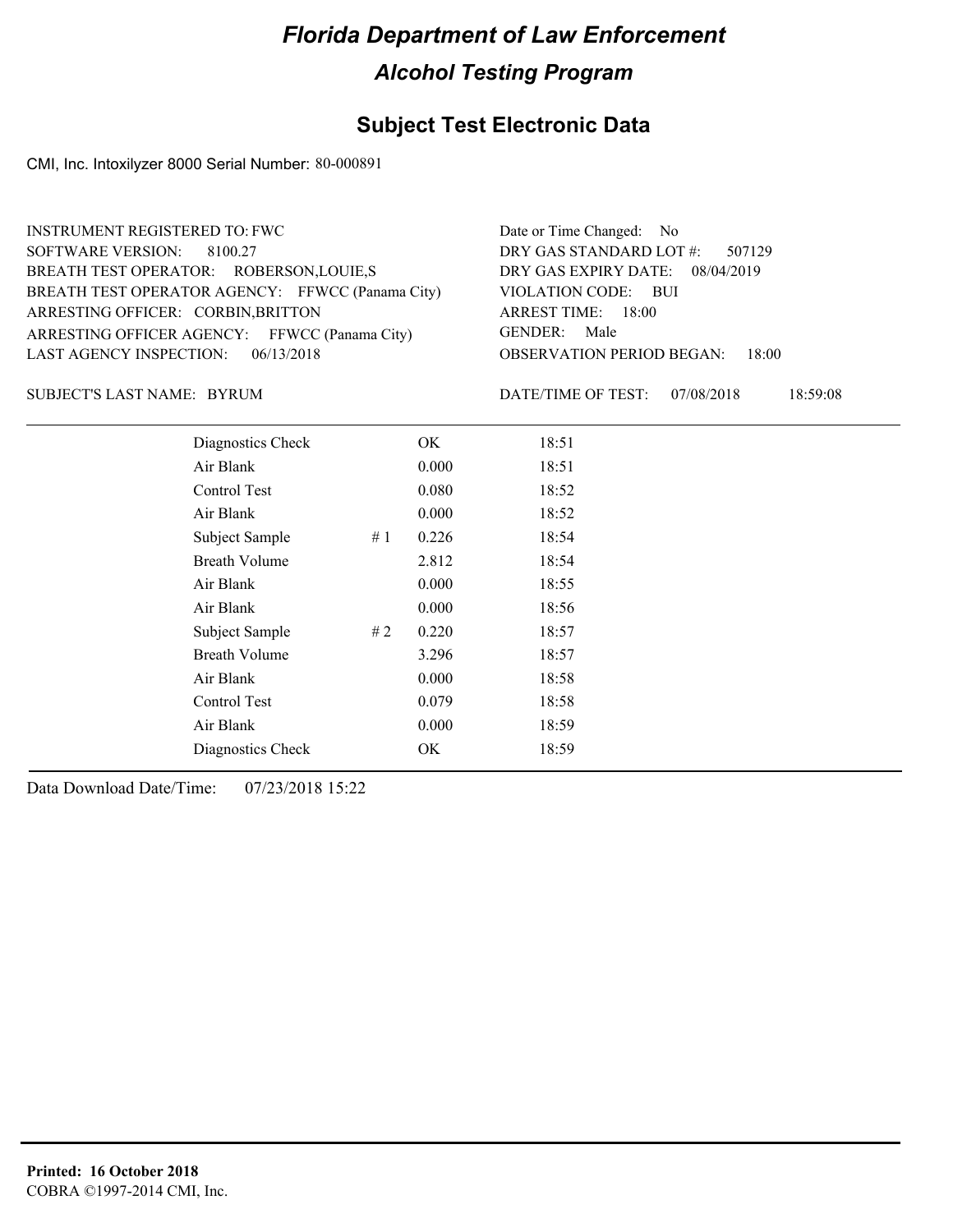# *Florida Department of Law Enforcement*

## *Alcohol Testing Program*

### Subject Test Electronic Data

CMI, Inc. Intoxilyzer 8000 Serial Number: 80-000891

INSTRUMENT REGISTERED TO: FWC
SOFTWARE VERSION: 8100.27
BREATH TEST OPERATOR: ROBERSON,LOUIE,S
BREATH TEST OPERATOR AGENCY: FFWCC (Panama City)
ARRESTING OFFICER: CORBIN,BRITTON
ARRESTING OFFICER AGENCY: FFWCC (Panama City)
LAST AGENCY INSPECTION: 06/13/2018

Date or Time Changed: No
DRY GAS STANDARD LOT #: 507129
DRY GAS EXPIRY DATE: 08/04/2019
VIOLATION CODE: BUI
ARREST TIME: 18:00
GENDER: Male
OBSERVATION PERIOD BEGAN: 18:00

SUBJECT'S LAST NAME: BYRUM

DATE/TIME OF TEST: 07/08/2018 18:59:08

| | | | |
|---|---|---|---|
| Diagnostics Check | | OK | 18:51 |
| Air Blank | | 0.000 | 18:51 |
| Control Test | | 0.080 | 18:52 |
| Air Blank | | 0.000 | 18:52 |
| Subject Sample | # 1 | 0.226 | 18:54 |
| Breath Volume | | 2.812 | 18:54 |
| Air Blank | | 0.000 | 18:55 |
| Air Blank | | 0.000 | 18:56 |
| Subject Sample | # 2 | 0.220 | 18:57 |
| Breath Volume | | 3.296 | 18:57 |
| Air Blank | | 0.000 | 18:58 |
| Control Test | | 0.079 | 18:58 |
| Air Blank | | 0.000 | 18:59 |
| Diagnostics Check | | OK | 18:59 |

Data Download Date/Time: 07/23/2018 15:22

**Printed: 16 October 2018**
COBRA ©1997-2014 CMI, Inc.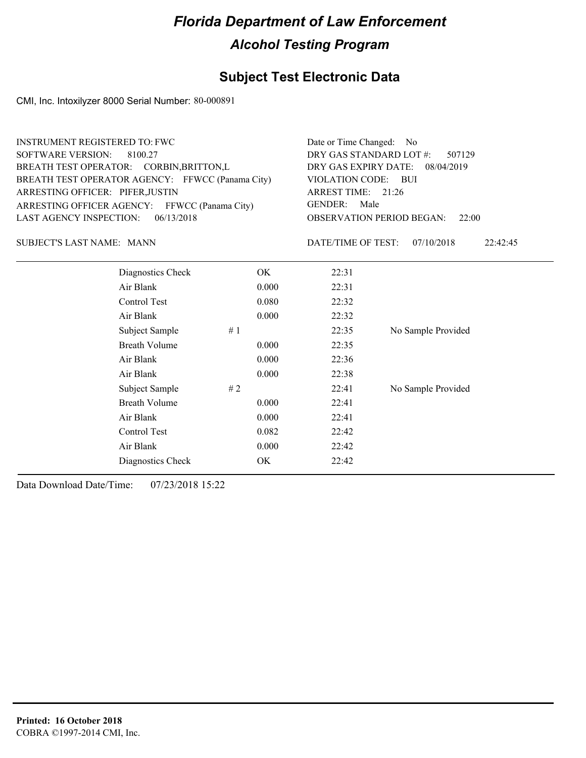# Florida Department of Law Enforcement

## Alcohol Testing Program

### Subject Test Electronic Data

CMI, Inc. Intoxilyzer 8000 Serial Number: 80-000891

INSTRUMENT REGISTERED TO: FWC
SOFTWARE VERSION: 8100.27
BREATH TEST OPERATOR: CORBIN,BRITTON,L
BREATH TEST OPERATOR AGENCY: FFWCC (Panama City)
ARRESTING OFFICER: PIFER,JUSTIN
ARRESTING OFFICER AGENCY: FFWCC (Panama City)
LAST AGENCY INSPECTION: 06/13/2018

Date or Time Changed: No
DRY GAS STANDARD LOT #: 507129
DRY GAS EXPIRY DATE: 08/04/2019
VIOLATION CODE: BUI
ARREST TIME: 21:26
GENDER: Male
OBSERVATION PERIOD BEGAN: 22:00

SUBJECT'S LAST NAME: MANN

DATE/TIME OF TEST: 07/10/2018 22:42:45

| | | | |
|---|---|---|---|
| Diagnostics Check | OK | 22:31 | |
| Air Blank | 0.000 | 22:31 | |
| Control Test | 0.080 | 22:32 | |
| Air Blank | 0.000 | 22:32 | |
| Subject Sample | # 1 | 22:35 | No Sample Provided |
| Breath Volume | 0.000 | 22:35 | |
| Air Blank | 0.000 | 22:36 | |
| Air Blank | 0.000 | 22:38 | |
| Subject Sample | # 2 | 22:41 | No Sample Provided |
| Breath Volume | 0.000 | 22:41 | |
| Air Blank | 0.000 | 22:41 | |
| Control Test | 0.082 | 22:42 | |
| Air Blank | 0.000 | 22:42 | |
| Diagnostics Check | OK | 22:42 | |

Data Download Date/Time: 07/23/2018 15:22

**Printed: 16 October 2018**
COBRA ©1997-2014 CMI, Inc.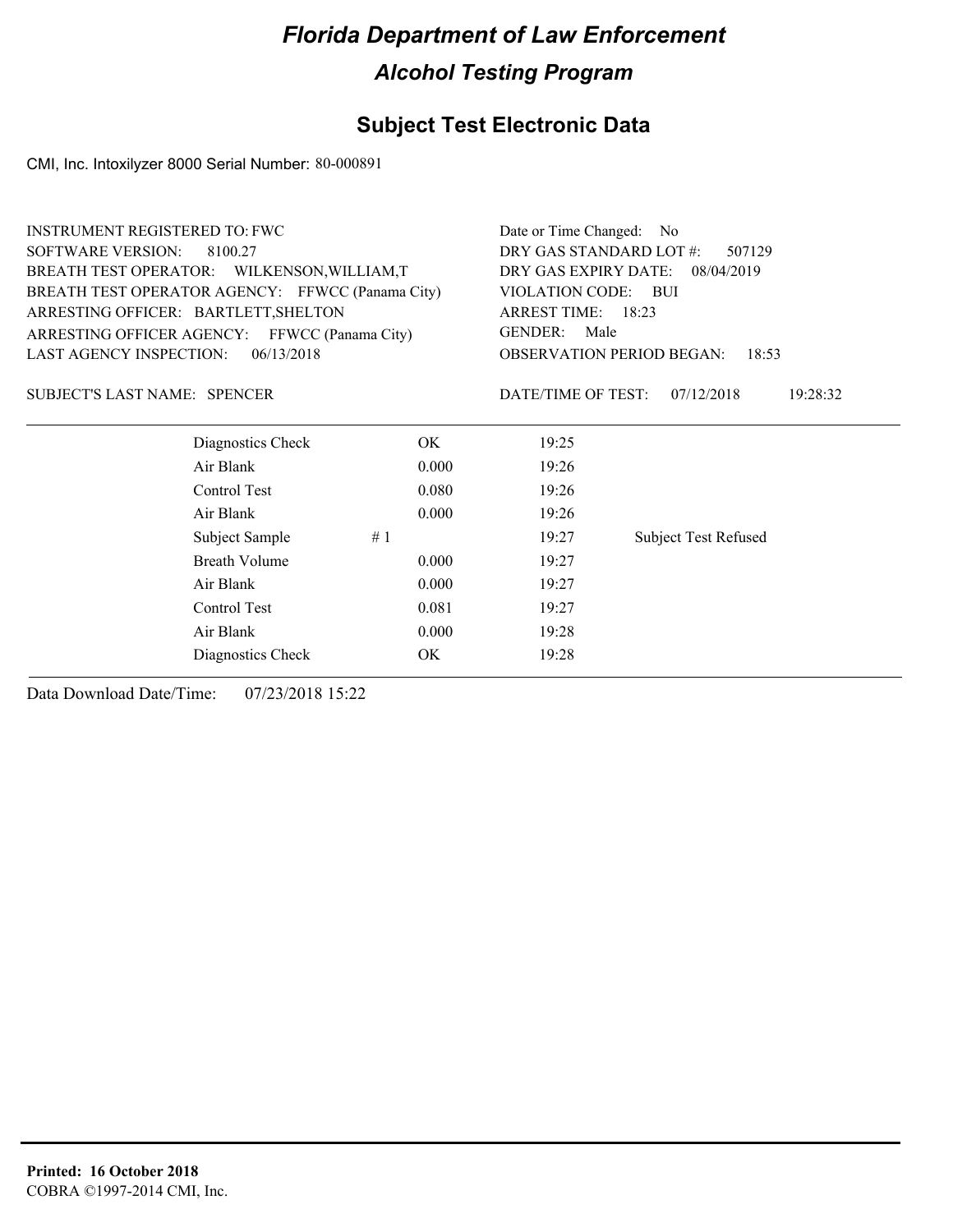# Florida Department of Law Enforcement

## Alcohol Testing Program

### Subject Test Electronic Data

CMI, Inc. Intoxilyzer 8000 Serial Number: 80-000891

INSTRUMENT REGISTERED TO: FWC
SOFTWARE VERSION: 8100.27
BREATH TEST OPERATOR: WILKENSON,WILLIAM,T
BREATH TEST OPERATOR AGENCY: FFWCC (Panama City)
ARRESTING OFFICER: BARTLETT,SHELTON
ARRESTING OFFICER AGENCY: FFWCC (Panama City)
LAST AGENCY INSPECTION: 06/13/2018

Date or Time Changed: No
DRY GAS STANDARD LOT #: 507129
DRY GAS EXPIRY DATE: 08/04/2019
VIOLATION CODE: BUI
ARREST TIME: 18:23
GENDER: Male
OBSERVATION PERIOD BEGAN: 18:53

SUBJECT'S LAST NAME: SPENCER

DATE/TIME OF TEST: 07/12/2018 19:28:32

| | | | | |
|---|---|---|---|---|
| Diagnostics Check | | OK | 19:25 | |
| Air Blank | | 0.000 | 19:26 | |
| Control Test | | 0.080 | 19:26 | |
| Air Blank | | 0.000 | 19:26 | |
| Subject Sample | # 1 | | 19:27 | Subject Test Refused |
| Breath Volume | | 0.000 | 19:27 | |
| Air Blank | | 0.000 | 19:27 | |
| Control Test | | 0.081 | 19:27 | |
| Air Blank | | 0.000 | 19:28 | |
| Diagnostics Check | | OK | 19:28 | |

Data Download Date/Time: 07/23/2018 15:22

**Printed: 16 October 2018**
COBRA ©1997-2014 CMI, Inc.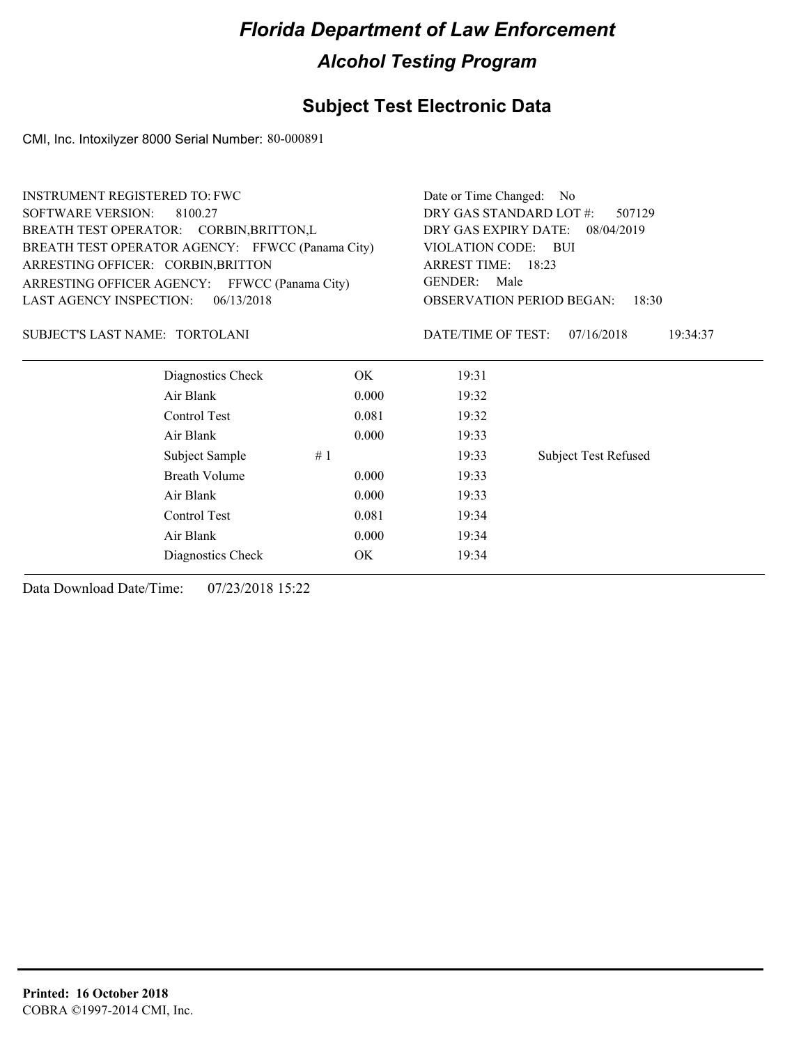# Florida Department of Law Enforcement

## Alcohol Testing Program

### Subject Test Electronic Data

CMI, Inc. Intoxilyzer 8000 Serial Number: 80-000891

INSTRUMENT REGISTERED TO: FWC
SOFTWARE VERSION: 8100.27
BREATH TEST OPERATOR: CORBIN,BRITTON,L
BREATH TEST OPERATOR AGENCY: FFWCC (Panama City)
ARRESTING OFFICER: CORBIN,BRITTON
ARRESTING OFFICER AGENCY: FFWCC (Panama City)
LAST AGENCY INSPECTION: 06/13/2018

Date or Time Changed: No
DRY GAS STANDARD LOT #: 507129
DRY GAS EXPIRY DATE: 08/04/2019
VIOLATION CODE: BUI
ARREST TIME: 18:23
GENDER: Male
OBSERVATION PERIOD BEGAN: 18:30

SUBJECT'S LAST NAME: TORTOLANI

DATE/TIME OF TEST: 07/16/2018 19:34:37

| | | | | |
|---|---|---|---|---|
| Diagnostics Check | | OK | 19:31 | |
| Air Blank | | 0.000 | 19:32 | |
| Control Test | | 0.081 | 19:32 | |
| Air Blank | | 0.000 | 19:33 | |
| Subject Sample | # 1 | | 19:33 | Subject Test Refused |
| Breath Volume | | 0.000 | 19:33 | |
| Air Blank | | 0.000 | 19:33 | |
| Control Test | | 0.081 | 19:34 | |
| Air Blank | | 0.000 | 19:34 | |
| Diagnostics Check | | OK | 19:34 | |

Data Download Date/Time: 07/23/2018 15:22

**Printed: 16 October 2018**
COBRA ©1997-2014 CMI, Inc.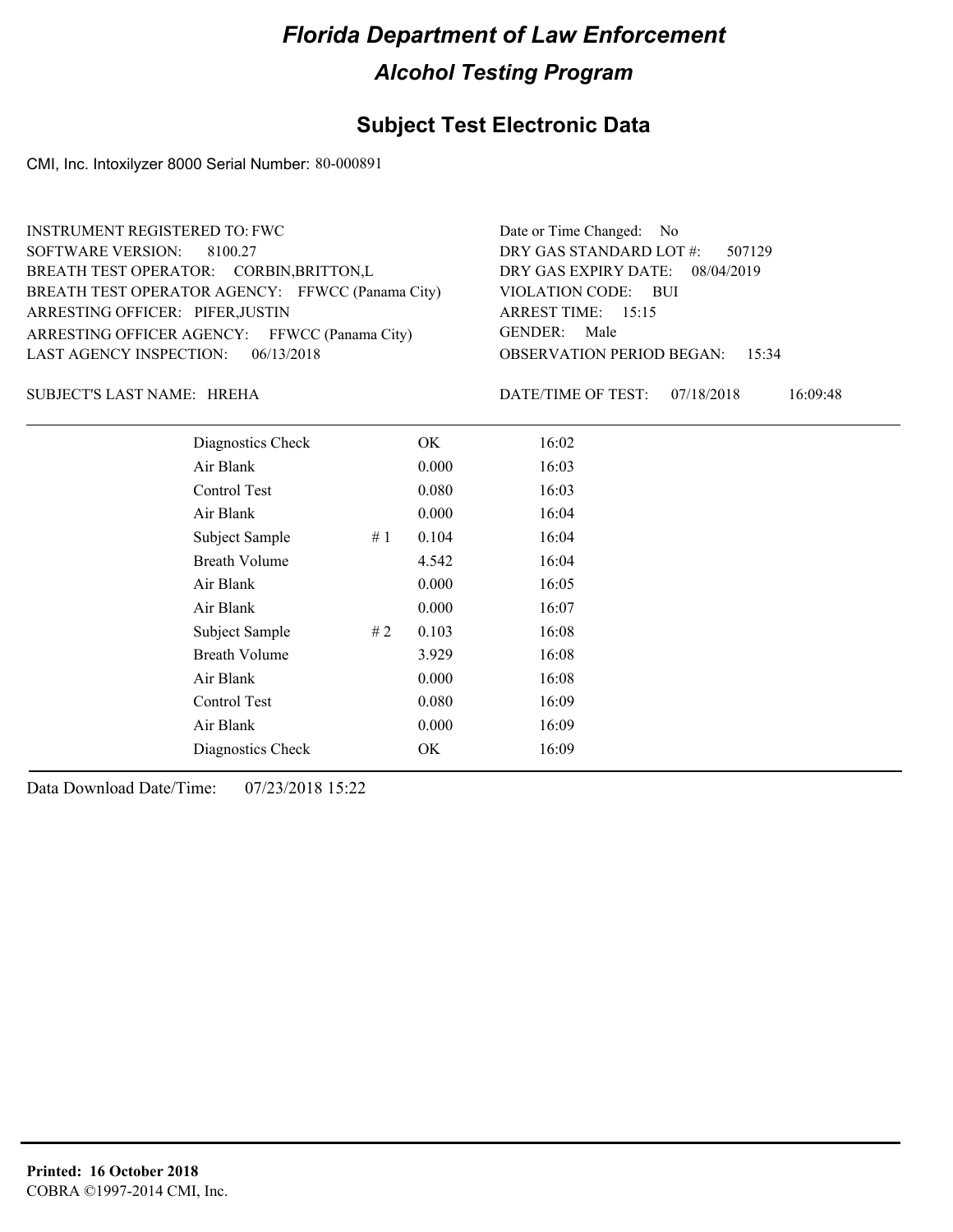# Florida Department of Law Enforcement

## Alcohol Testing Program

## Subject Test Electronic Data

CMI, Inc. Intoxilyzer 8000 Serial Number: 80-000891

INSTRUMENT REGISTERED TO: FWC
SOFTWARE VERSION: 8100.27
BREATH TEST OPERATOR: CORBIN,BRITTON,L
BREATH TEST OPERATOR AGENCY: FFWCC (Panama City)
ARRESTING OFFICER: PIFER,JUSTIN
ARRESTING OFFICER AGENCY: FFWCC (Panama City)
LAST AGENCY INSPECTION: 06/13/2018

Date or Time Changed: No
DRY GAS STANDARD LOT #: 507129
DRY GAS EXPIRY DATE: 08/04/2019
VIOLATION CODE: BUI
ARREST TIME: 15:15
GENDER: Male
OBSERVATION PERIOD BEGAN: 15:34

SUBJECT'S LAST NAME: HREHA

DATE/TIME OF TEST: 07/18/2018 16:09:48

| | | | |
|---|---|---|---|
| Diagnostics Check | | OK | 16:02 |
| Air Blank | | 0.000 | 16:03 |
| Control Test | | 0.080 | 16:03 |
| Air Blank | | 0.000 | 16:04 |
| Subject Sample | # 1 | 0.104 | 16:04 |
| Breath Volume | | 4.542 | 16:04 |
| Air Blank | | 0.000 | 16:05 |
| Air Blank | | 0.000 | 16:07 |
| Subject Sample | # 2 | 0.103 | 16:08 |
| Breath Volume | | 3.929 | 16:08 |
| Air Blank | | 0.000 | 16:08 |
| Control Test | | 0.080 | 16:09 |
| Air Blank | | 0.000 | 16:09 |
| Diagnostics Check | | OK | 16:09 |

Data Download Date/Time: 07/23/2018 15:22

**Printed: 16 October 2018**
COBRA ©1997-2014 CMI, Inc.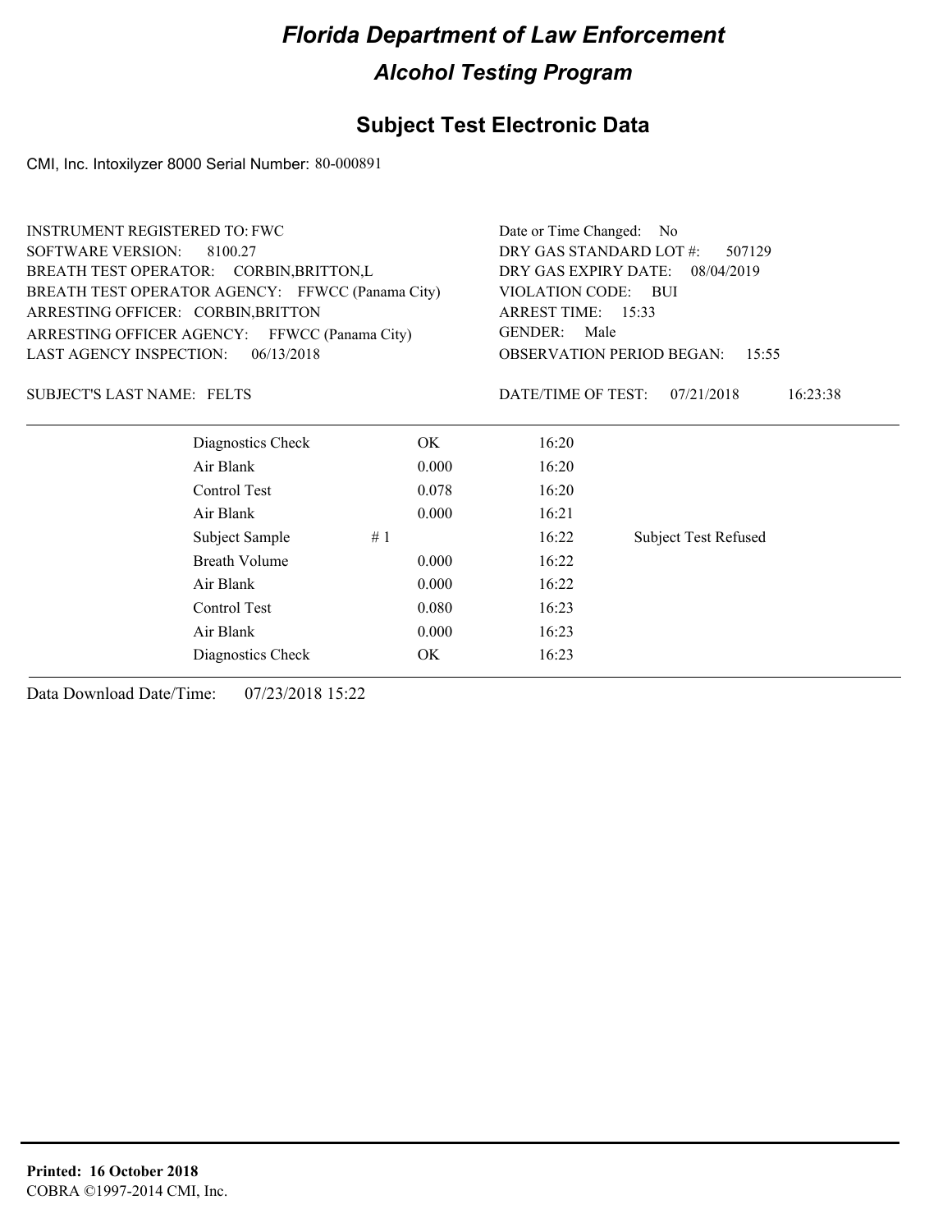# Florida Department of Law Enforcement

## Alcohol Testing Program

### Subject Test Electronic Data

CMI, Inc. Intoxilyzer 8000 Serial Number: 80-000891

INSTRUMENT REGISTERED TO: FWC
SOFTWARE VERSION: 8100.27
BREATH TEST OPERATOR: CORBIN,BRITTON,L
BREATH TEST OPERATOR AGENCY: FFWCC (Panama City)
ARRESTING OFFICER: CORBIN,BRITTON
ARRESTING OFFICER AGENCY: FFWCC (Panama City)
LAST AGENCY INSPECTION: 06/13/2018

Date or Time Changed: No
DRY GAS STANDARD LOT #: 507129
DRY GAS EXPIRY DATE: 08/04/2019
VIOLATION CODE: BUI
ARREST TIME: 15:33
GENDER: Male
OBSERVATION PERIOD BEGAN: 15:55

SUBJECT'S LAST NAME: FELTS

DATE/TIME OF TEST: 07/21/2018 16:23:38

| | | | |
|---|---|---|---|
| Diagnostics Check | OK | 16:20 | |
| Air Blank | 0.000 | 16:20 | |
| Control Test | 0.078 | 16:20 | |
| Air Blank | 0.000 | 16:21 | |
| Subject Sample # 1 | | 16:22 | Subject Test Refused |
| Breath Volume | 0.000 | 16:22 | |
| Air Blank | 0.000 | 16:22 | |
| Control Test | 0.080 | 16:23 | |
| Air Blank | 0.000 | 16:23 | |
| Diagnostics Check | OK | 16:23 | |

Data Download Date/Time: 07/23/2018 15:22

**Printed: 16 October 2018**
COBRA ©1997-2014 CMI, Inc.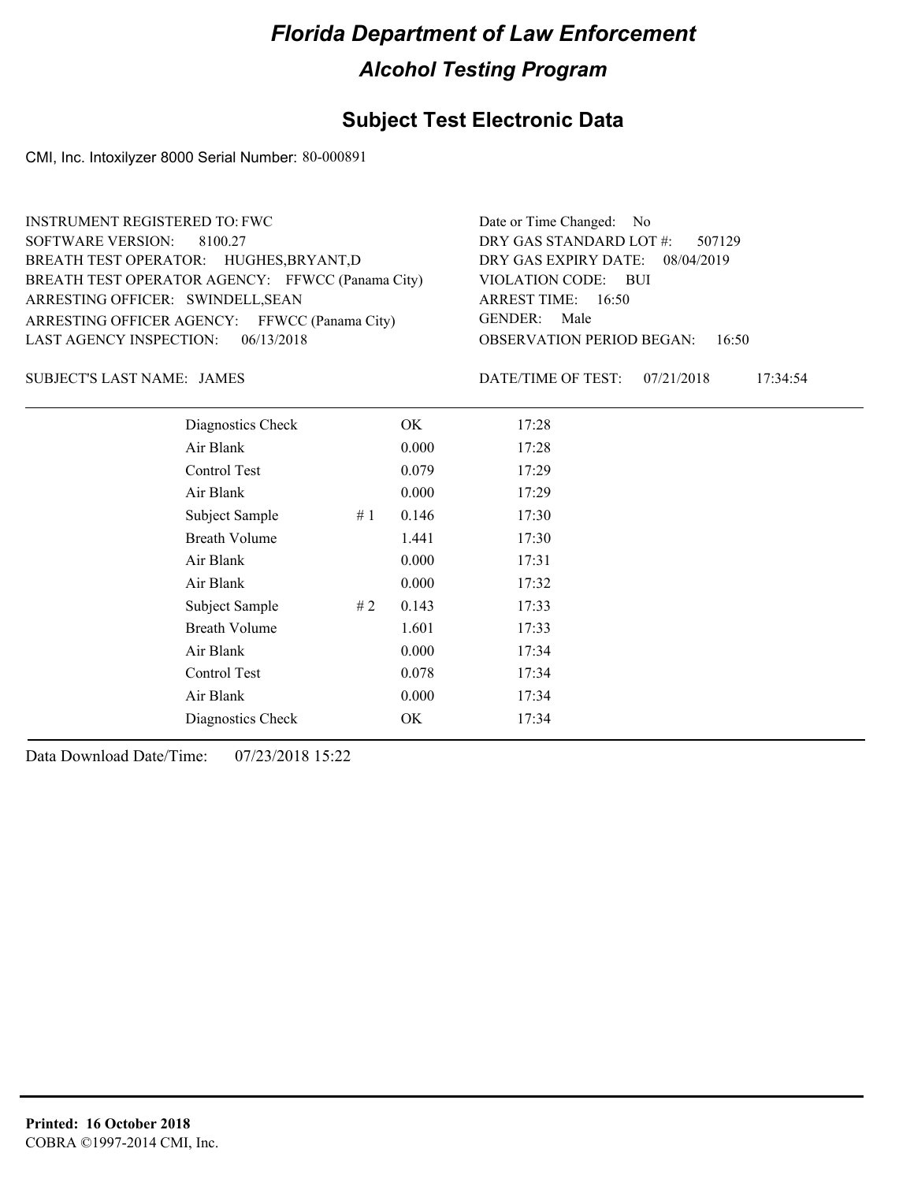# Florida Department of Law Enforcement

## Alcohol Testing Program

### Subject Test Electronic Data

CMI, Inc. Intoxilyzer 8000 Serial Number: 80-000891

INSTRUMENT REGISTERED TO: FWC
SOFTWARE VERSION: 8100.27
BREATH TEST OPERATOR: HUGHES,BRYANT,D
BREATH TEST OPERATOR AGENCY: FFWCC (Panama City)
ARRESTING OFFICER: SWINDELL,SEAN
ARRESTING OFFICER AGENCY: FFWCC (Panama City)
LAST AGENCY INSPECTION: 06/13/2018

Date or Time Changed: No
DRY GAS STANDARD LOT #: 507129
DRY GAS EXPIRY DATE: 08/04/2019
VIOLATION CODE: BUI
ARREST TIME: 16:50
GENDER: Male
OBSERVATION PERIOD BEGAN: 16:50

SUBJECT'S LAST NAME: JAMES

DATE/TIME OF TEST: 07/21/2018 17:34:54

| | | | |
|---|---|---|---|
| Diagnostics Check | | OK | 17:28 |
| Air Blank | | 0.000 | 17:28 |
| Control Test | | 0.079 | 17:29 |
| Air Blank | | 0.000 | 17:29 |
| Subject Sample | # 1 | 0.146 | 17:30 |
| Breath Volume | | 1.441 | 17:30 |
| Air Blank | | 0.000 | 17:31 |
| Air Blank | | 0.000 | 17:32 |
| Subject Sample | # 2 | 0.143 | 17:33 |
| Breath Volume | | 1.601 | 17:33 |
| Air Blank | | 0.000 | 17:34 |
| Control Test | | 0.078 | 17:34 |
| Air Blank | | 0.000 | 17:34 |
| Diagnostics Check | | OK | 17:34 |

Data Download Date/Time: 07/23/2018 15:22

**Printed: 16 October 2018**
COBRA ©1997-2014 CMI, Inc.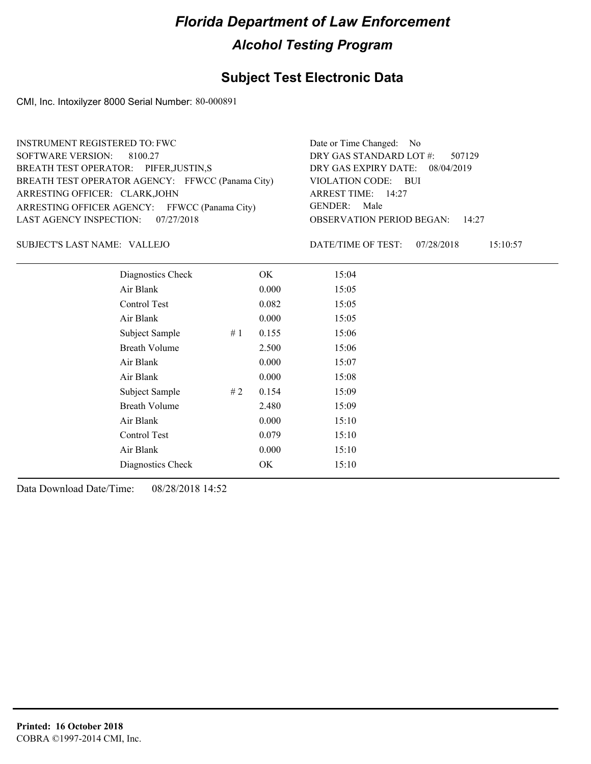# Florida Department of Law Enforcement

## Alcohol Testing Program

### Subject Test Electronic Data

CMI, Inc. Intoxilyzer 8000 Serial Number: 80-000891

INSTRUMENT REGISTERED TO: FWC
SOFTWARE VERSION: 8100.27
BREATH TEST OPERATOR: PIFER,JUSTIN,S
BREATH TEST OPERATOR AGENCY: FFWCC (Panama City)
ARRESTING OFFICER: CLARK,JOHN
ARRESTING OFFICER AGENCY: FFWCC (Panama City)
LAST AGENCY INSPECTION: 07/27/2018

Date or Time Changed: No
DRY GAS STANDARD LOT #: 507129
DRY GAS EXPIRY DATE: 08/04/2019
VIOLATION CODE: BUI
ARREST TIME: 14:27
GENDER: Male
OBSERVATION PERIOD BEGAN: 14:27

SUBJECT'S LAST NAME: VALLEJO

DATE/TIME OF TEST: 07/28/2018 15:10:57

| | | | |
|---|---|---|---|
| Diagnostics Check | | OK | 15:04 |
| Air Blank | | 0.000 | 15:05 |
| Control Test | | 0.082 | 15:05 |
| Air Blank | | 0.000 | 15:05 |
| Subject Sample | # 1 | 0.155 | 15:06 |
| Breath Volume | | 2.500 | 15:06 |
| Air Blank | | 0.000 | 15:07 |
| Air Blank | | 0.000 | 15:08 |
| Subject Sample | # 2 | 0.154 | 15:09 |
| Breath Volume | | 2.480 | 15:09 |
| Air Blank | | 0.000 | 15:10 |
| Control Test | | 0.079 | 15:10 |
| Air Blank | | 0.000 | 15:10 |
| Diagnostics Check | | OK | 15:10 |

Data Download Date/Time: 08/28/2018 14:52

**Printed: 16 October 2018**
COBRA ©1997-2014 CMI, Inc.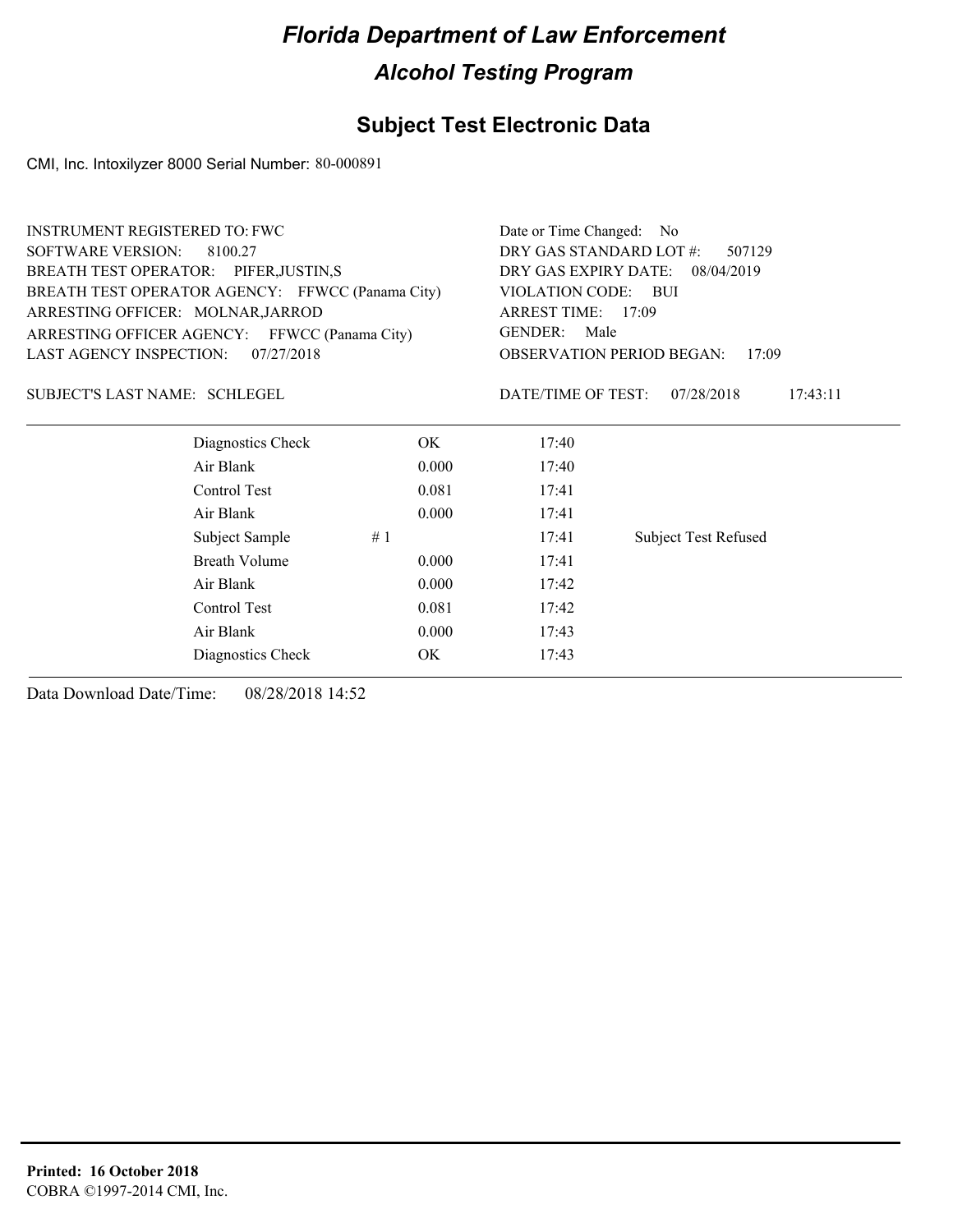# Florida Department of Law Enforcement

## Alcohol Testing Program

## Subject Test Electronic Data

CMI, Inc. Intoxilyzer 8000 Serial Number: 80-000891

INSTRUMENT REGISTERED TO: FWC
SOFTWARE VERSION: 8100.27
BREATH TEST OPERATOR: PIFER,JUSTIN,S
BREATH TEST OPERATOR AGENCY: FFWCC (Panama City)
ARRESTING OFFICER: MOLNAR,JARROD
ARRESTING OFFICER AGENCY: FFWCC (Panama City)
LAST AGENCY INSPECTION: 07/27/2018

Date or Time Changed: No
DRY GAS STANDARD LOT #: 507129
DRY GAS EXPIRY DATE: 08/04/2019
VIOLATION CODE: BUI
ARREST TIME: 17:09
GENDER: Male
OBSERVATION PERIOD BEGAN: 17:09

SUBJECT'S LAST NAME: SCHLEGEL

DATE/TIME OF TEST: 07/28/2018 17:43:11

| | | | |
|---|---|---|---|
| Diagnostics Check | OK | 17:40 | |
| Air Blank | 0.000 | 17:40 | |
| Control Test | 0.081 | 17:41 | |
| Air Blank | 0.000 | 17:41 | |
| Subject Sample # 1 | | 17:41 | Subject Test Refused |
| Breath Volume | 0.000 | 17:41 | |
| Air Blank | 0.000 | 17:42 | |
| Control Test | 0.081 | 17:42 | |
| Air Blank | 0.000 | 17:43 | |
| Diagnostics Check | OK | 17:43 | |

Data Download Date/Time: 08/28/2018 14:52

**Printed: 16 October 2018**
COBRA ©1997-2014 CMI, Inc.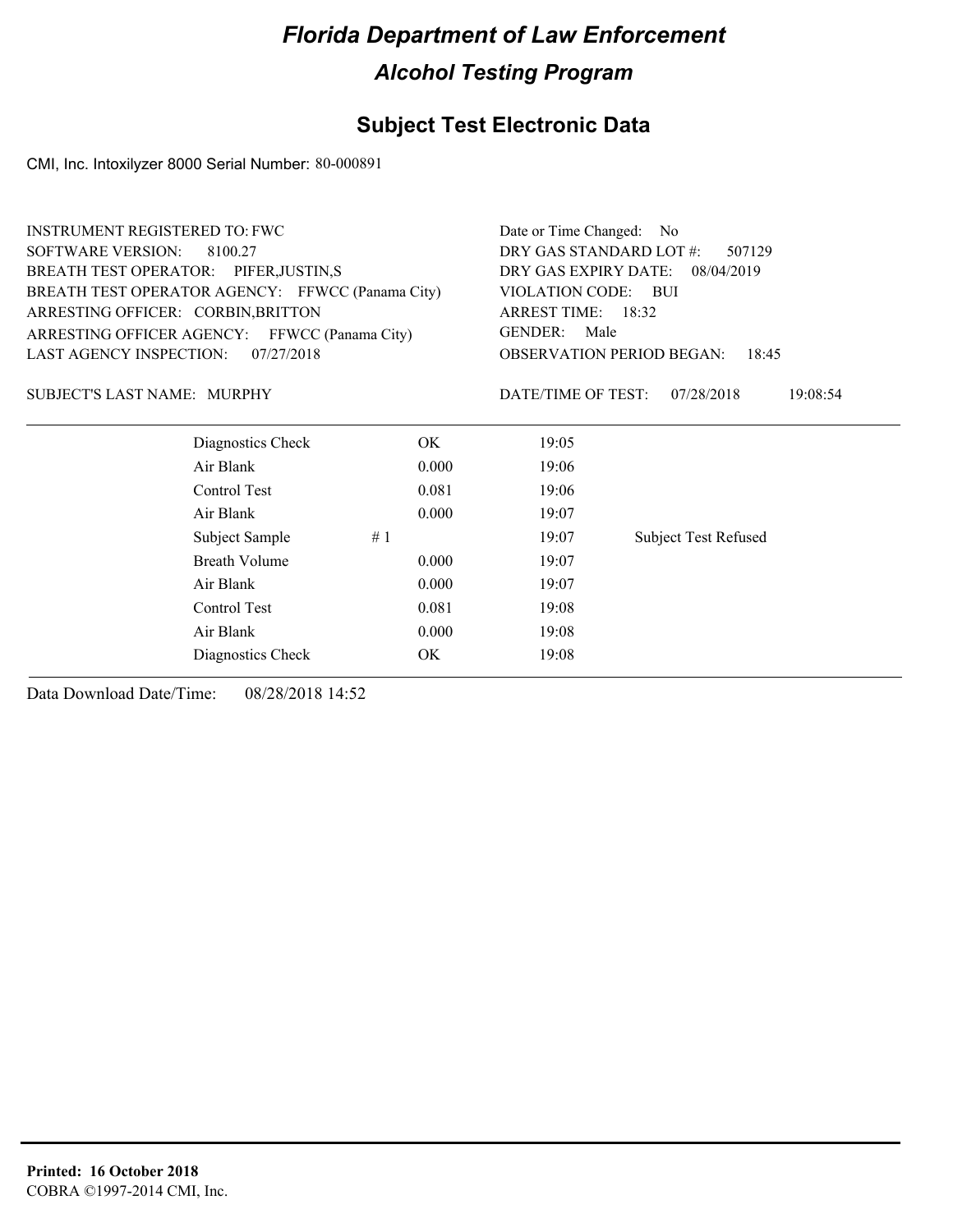# Florida Department of Law Enforcement

## Alcohol Testing Program

## Subject Test Electronic Data

CMI, Inc. Intoxilyzer 8000 Serial Number: 80-000891

INSTRUMENT REGISTERED TO: FWC
SOFTWARE VERSION: 8100.27
BREATH TEST OPERATOR: PIFER,JUSTIN,S
BREATH TEST OPERATOR AGENCY: FFWCC (Panama City)
ARRESTING OFFICER: CORBIN,BRITTON
ARRESTING OFFICER AGENCY: FFWCC (Panama City)
LAST AGENCY INSPECTION: 07/27/2018

Date or Time Changed: No
DRY GAS STANDARD LOT #: 507129
DRY GAS EXPIRY DATE: 08/04/2019
VIOLATION CODE: BUI
ARREST TIME: 18:32
GENDER: Male
OBSERVATION PERIOD BEGAN: 18:45

SUBJECT'S LAST NAME: MURPHY

DATE/TIME OF TEST: 07/28/2018 19:08:54

| | | | |
|---|---|---|---|
| Diagnostics Check | OK | 19:05 | |
| Air Blank | 0.000 | 19:06 | |
| Control Test | 0.081 | 19:06 | |
| Air Blank | 0.000 | 19:07 | |
| Subject Sample # 1 | | 19:07 | Subject Test Refused |
| Breath Volume | 0.000 | 19:07 | |
| Air Blank | 0.000 | 19:07 | |
| Control Test | 0.081 | 19:08 | |
| Air Blank | 0.000 | 19:08 | |
| Diagnostics Check | OK | 19:08 | |

Data Download Date/Time: 08/28/2018 14:52

**Printed: 16 October 2018**
COBRA ©1997-2014 CMI, Inc.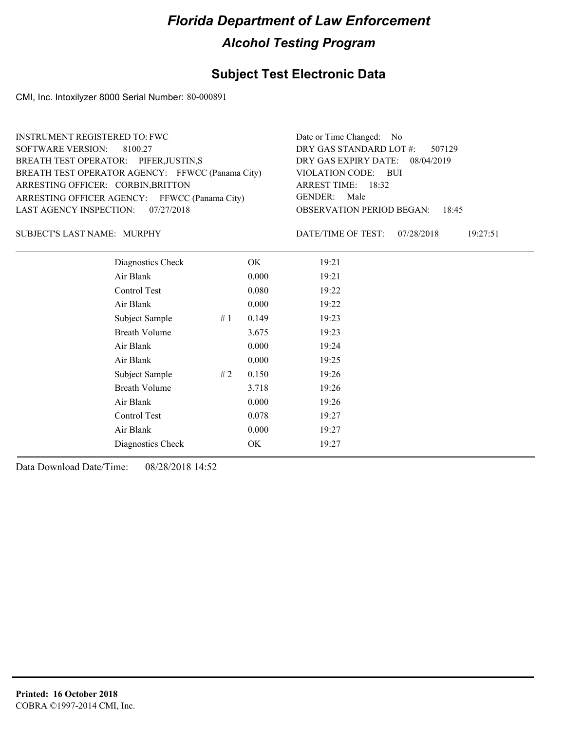# Florida Department of Law Enforcement

## Alcohol Testing Program

## Subject Test Electronic Data

CMI, Inc. Intoxilyzer 8000 Serial Number: 80-000891

INSTRUMENT REGISTERED TO: FWC
SOFTWARE VERSION: 8100.27
BREATH TEST OPERATOR: PIFER,JUSTIN,S
BREATH TEST OPERATOR AGENCY: FFWCC (Panama City)
ARRESTING OFFICER: CORBIN,BRITTON
ARRESTING OFFICER AGENCY: FFWCC (Panama City)
LAST AGENCY INSPECTION: 07/27/2018

Date or Time Changed: No
DRY GAS STANDARD LOT #: 507129
DRY GAS EXPIRY DATE: 08/04/2019
VIOLATION CODE: BUI
ARREST TIME: 18:32
GENDER: Male
OBSERVATION PERIOD BEGAN: 18:45

SUBJECT'S LAST NAME: MURPHY

DATE/TIME OF TEST: 07/28/2018 19:27:51

| | | | |
|---|---|---|---|
| Diagnostics Check | | OK | 19:21 |
| Air Blank | | 0.000 | 19:21 |
| Control Test | | 0.080 | 19:22 |
| Air Blank | | 0.000 | 19:22 |
| Subject Sample | # 1 | 0.149 | 19:23 |
| Breath Volume | | 3.675 | 19:23 |
| Air Blank | | 0.000 | 19:24 |
| Air Blank | | 0.000 | 19:25 |
| Subject Sample | # 2 | 0.150 | 19:26 |
| Breath Volume | | 3.718 | 19:26 |
| Air Blank | | 0.000 | 19:26 |
| Control Test | | 0.078 | 19:27 |
| Air Blank | | 0.000 | 19:27 |
| Diagnostics Check | | OK | 19:27 |

Data Download Date/Time: 08/28/2018 14:52

**Printed: 16 October 2018**
COBRA ©1997-2014 CMI, Inc.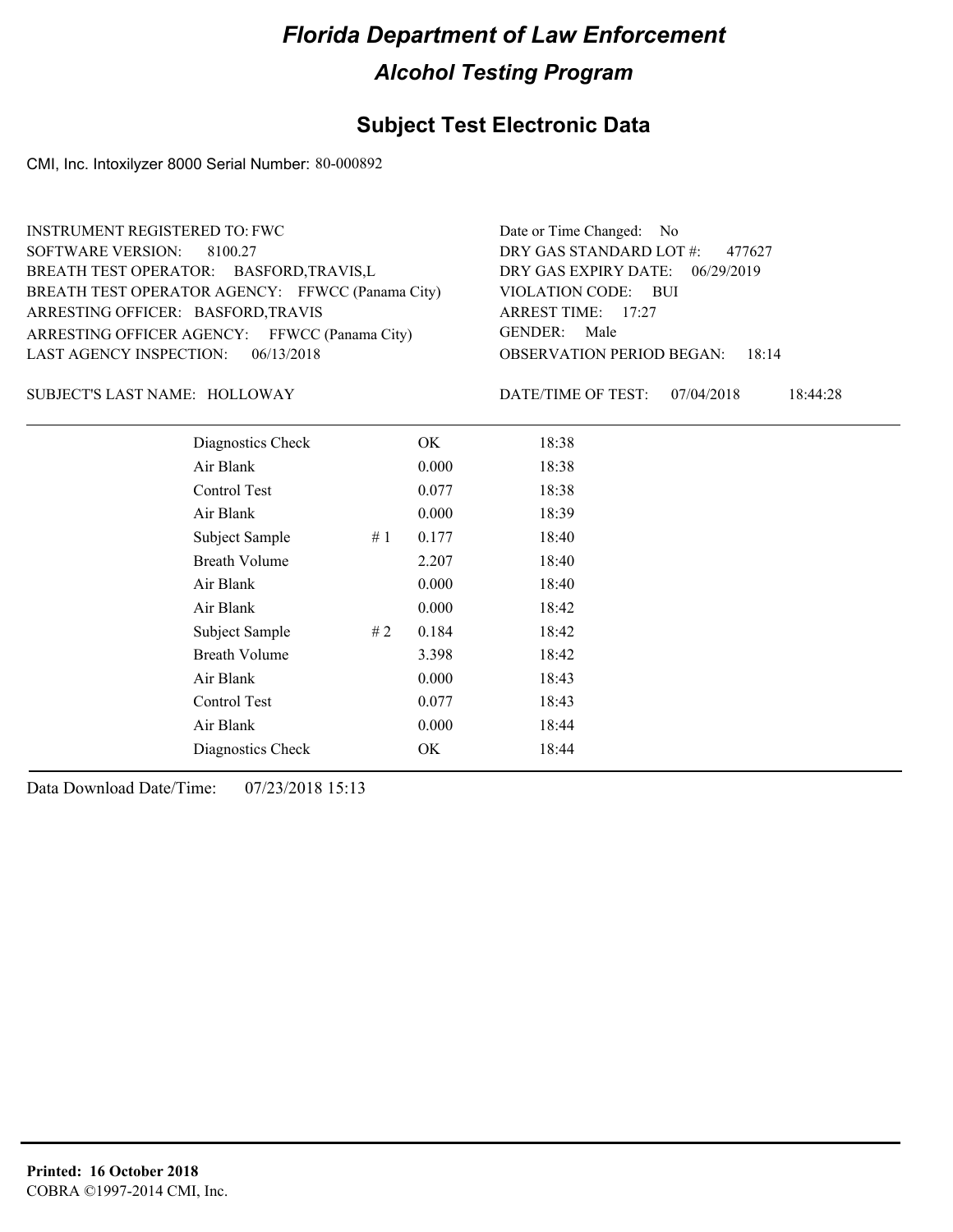# Florida Department of Law Enforcement

## Alcohol Testing Program

### Subject Test Electronic Data

CMI, Inc. Intoxilyzer 8000 Serial Number: 80-000892

INSTRUMENT REGISTERED TO: FWC
SOFTWARE VERSION: 8100.27
BREATH TEST OPERATOR: BASFORD,TRAVIS,L
BREATH TEST OPERATOR AGENCY: FFWCC (Panama City)
ARRESTING OFFICER: BASFORD,TRAVIS
ARRESTING OFFICER AGENCY: FFWCC (Panama City)
LAST AGENCY INSPECTION: 06/13/2018

Date or Time Changed: No
DRY GAS STANDARD LOT #: 477627
DRY GAS EXPIRY DATE: 06/29/2019
VIOLATION CODE: BUI
ARREST TIME: 17:27
GENDER: Male
OBSERVATION PERIOD BEGAN: 18:14

SUBJECT'S LAST NAME: HOLLOWAY

DATE/TIME OF TEST: 07/04/2018 18:44:28

| Test | # | Result | Time |
|---|---|---|---|
| Diagnostics Check | | OK | 18:38 |
| Air Blank | | 0.000 | 18:38 |
| Control Test | | 0.077 | 18:38 |
| Air Blank | | 0.000 | 18:39 |
| Subject Sample | # 1 | 0.177 | 18:40 |
| Breath Volume | | 2.207 | 18:40 |
| Air Blank | | 0.000 | 18:40 |
| Air Blank | | 0.000 | 18:42 |
| Subject Sample | # 2 | 0.184 | 18:42 |
| Breath Volume | | 3.398 | 18:42 |
| Air Blank | | 0.000 | 18:43 |
| Control Test | | 0.077 | 18:43 |
| Air Blank | | 0.000 | 18:44 |
| Diagnostics Check | | OK | 18:44 |

Data Download Date/Time: 07/23/2018 15:13

**Printed: 16 October 2018**
COBRA ©1997-2014 CMI, Inc.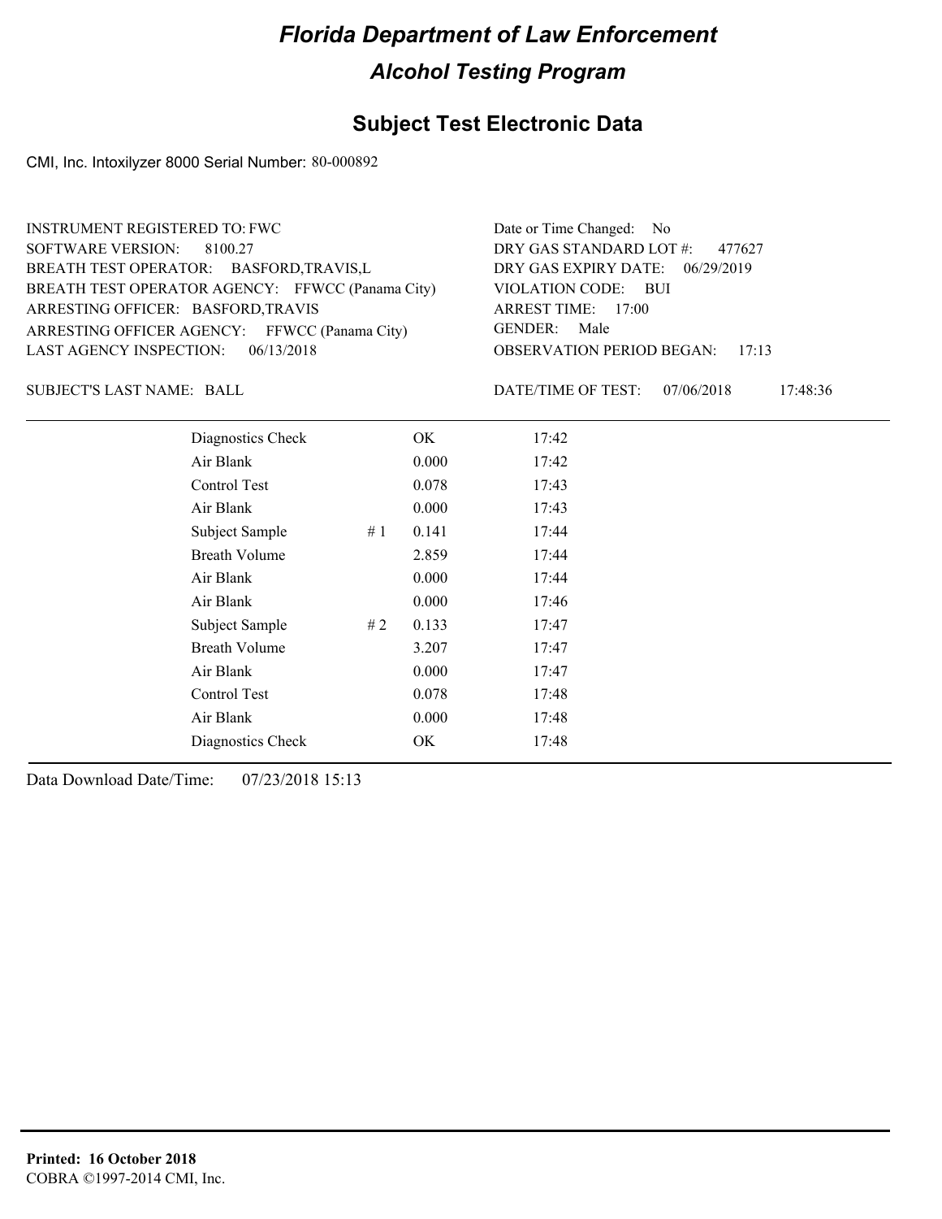# Florida Department of Law Enforcement

## Alcohol Testing Program

### Subject Test Electronic Data

CMI, Inc. Intoxilyzer 8000 Serial Number: 80-000892

INSTRUMENT REGISTERED TO: FWC
SOFTWARE VERSION: 8100.27
BREATH TEST OPERATOR: BASFORD,TRAVIS,L
BREATH TEST OPERATOR AGENCY: FFWCC (Panama City)
ARRESTING OFFICER: BASFORD,TRAVIS
ARRESTING OFFICER AGENCY: FFWCC (Panama City)
LAST AGENCY INSPECTION: 06/13/2018

Date or Time Changed: No
DRY GAS STANDARD LOT #: 477627
DRY GAS EXPIRY DATE: 06/29/2019
VIOLATION CODE: BUI
ARREST TIME: 17:00
GENDER: Male
OBSERVATION PERIOD BEGAN: 17:13

SUBJECT'S LAST NAME: BALL

DATE/TIME OF TEST: 07/06/2018 17:48:36

| | | | |
|---|---|---|---|
| Diagnostics Check | | OK | 17:42 |
| Air Blank | | 0.000 | 17:42 |
| Control Test | | 0.078 | 17:43 |
| Air Blank | | 0.000 | 17:43 |
| Subject Sample | # 1 | 0.141 | 17:44 |
| Breath Volume | | 2.859 | 17:44 |
| Air Blank | | 0.000 | 17:44 |
| Air Blank | | 0.000 | 17:46 |
| Subject Sample | # 2 | 0.133 | 17:47 |
| Breath Volume | | 3.207 | 17:47 |
| Air Blank | | 0.000 | 17:47 |
| Control Test | | 0.078 | 17:48 |
| Air Blank | | 0.000 | 17:48 |
| Diagnostics Check | | OK | 17:48 |

Data Download Date/Time: 07/23/2018 15:13

**Printed: 16 October 2018**
COBRA ©1997-2014 CMI, Inc.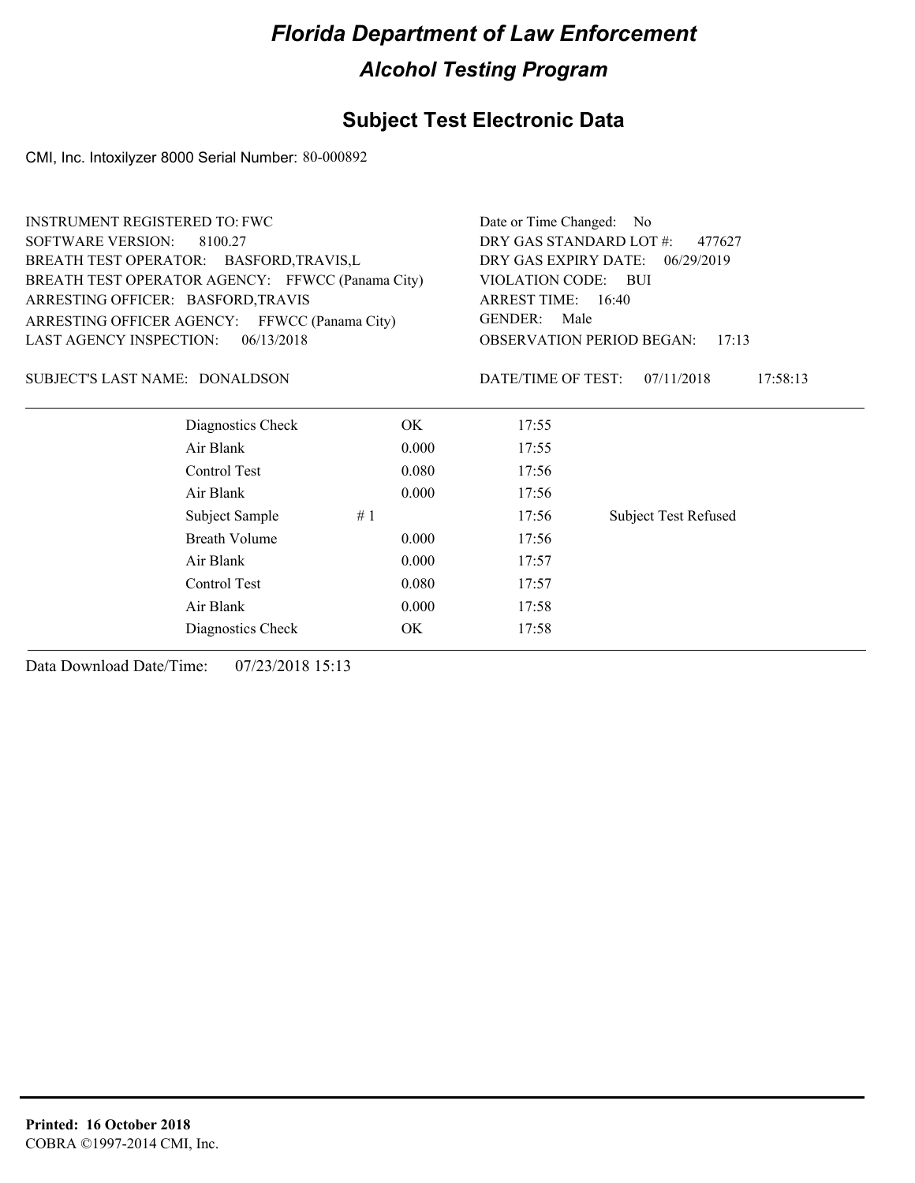# Florida Department of Law Enforcement

## Alcohol Testing Program

### Subject Test Electronic Data

CMI, Inc. Intoxilyzer 8000 Serial Number: 80-000892

INSTRUMENT REGISTERED TO: FWC
SOFTWARE VERSION: 8100.27
BREATH TEST OPERATOR: BASFORD,TRAVIS,L
BREATH TEST OPERATOR AGENCY: FFWCC (Panama City)
ARRESTING OFFICER: BASFORD,TRAVIS
ARRESTING OFFICER AGENCY: FFWCC (Panama City)
LAST AGENCY INSPECTION: 06/13/2018

Date or Time Changed: No
DRY GAS STANDARD LOT #: 477627
DRY GAS EXPIRY DATE: 06/29/2019
VIOLATION CODE: BUI
ARREST TIME: 16:40
GENDER: Male
OBSERVATION PERIOD BEGAN: 17:13

SUBJECT'S LAST NAME: DONALDSON

DATE/TIME OF TEST: 07/11/2018 17:58:13

| | | | |
|---|---|---|---|
| Diagnostics Check | OK | 17:55 | |
| Air Blank | 0.000 | 17:55 | |
| Control Test | 0.080 | 17:56 | |
| Air Blank | 0.000 | 17:56 | |
| Subject Sample | # 1 | 17:56 | Subject Test Refused |
| Breath Volume | 0.000 | 17:56 | |
| Air Blank | 0.000 | 17:57 | |
| Control Test | 0.080 | 17:57 | |
| Air Blank | 0.000 | 17:58 | |
| Diagnostics Check | OK | 17:58 | |

Data Download Date/Time: 07/23/2018 15:13

**Printed: 16 October 2018**
COBRA ©1997-2014 CMI, Inc.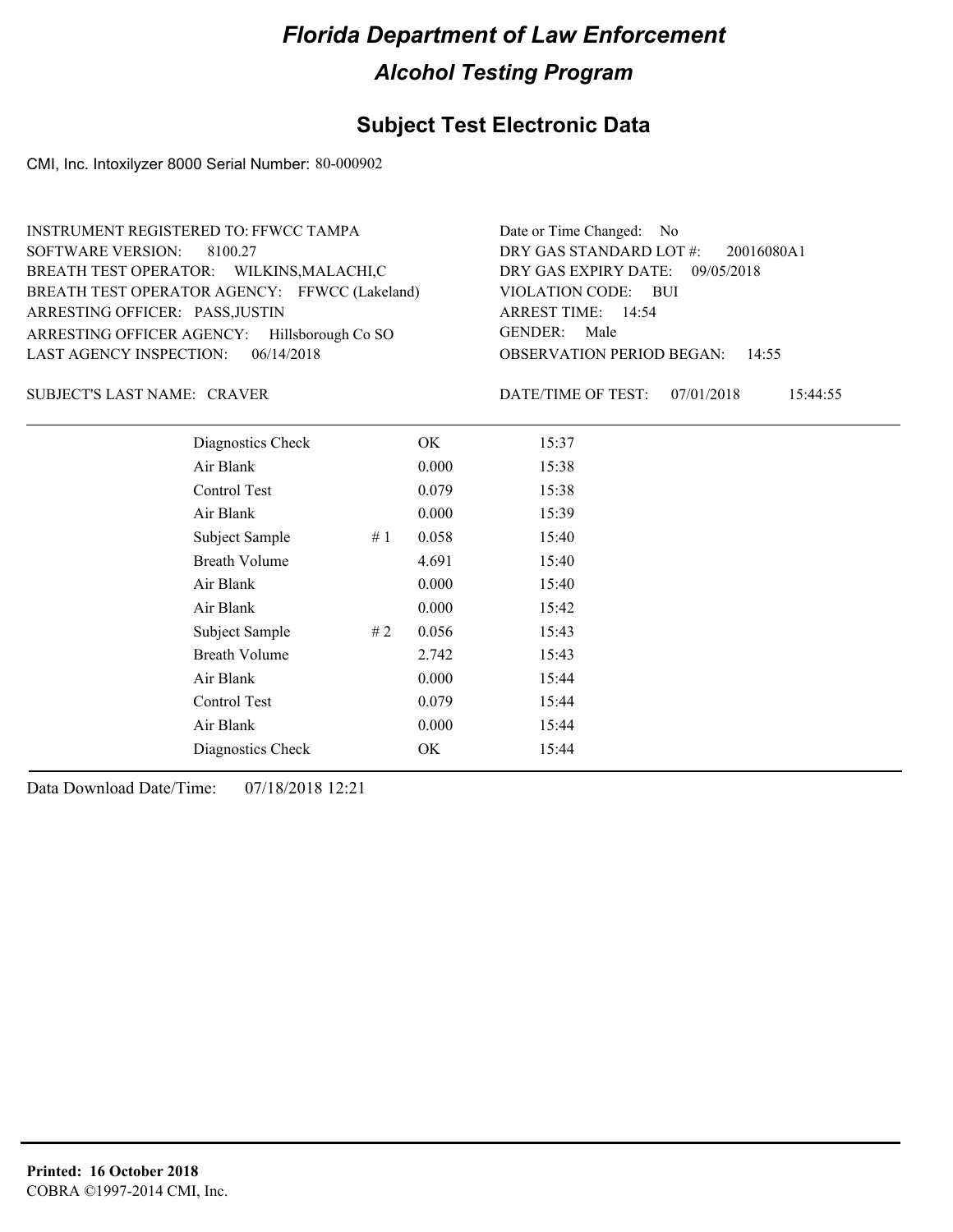# Florida Department of Law Enforcement

## Alcohol Testing Program

## Subject Test Electronic Data

CMI, Inc. Intoxilyzer 8000 Serial Number: 80-000902

INSTRUMENT REGISTERED TO: FFWCC TAMPA
SOFTWARE VERSION: 8100.27
BREATH TEST OPERATOR: WILKINS,MALACHI,C
BREATH TEST OPERATOR AGENCY: FFWCC (Lakeland)
ARRESTING OFFICER: PASS,JUSTIN
ARRESTING OFFICER AGENCY: Hillsborough Co SO
LAST AGENCY INSPECTION: 06/14/2018

Date or Time Changed: No
DRY GAS STANDARD LOT #: 20016080A1
DRY GAS EXPIRY DATE: 09/05/2018
VIOLATION CODE: BUI
ARREST TIME: 14:54
GENDER: Male
OBSERVATION PERIOD BEGAN: 14:55

SUBJECT'S LAST NAME: CRAVER

DATE/TIME OF TEST: 07/01/2018 15:44:55

| | | | |
|---|---|---|---|
| Diagnostics Check | | OK | 15:37 |
| Air Blank | | 0.000 | 15:38 |
| Control Test | | 0.079 | 15:38 |
| Air Blank | | 0.000 | 15:39 |
| Subject Sample | # 1 | 0.058 | 15:40 |
| Breath Volume | | 4.691 | 15:40 |
| Air Blank | | 0.000 | 15:40 |
| Air Blank | | 0.000 | 15:42 |
| Subject Sample | # 2 | 0.056 | 15:43 |
| Breath Volume | | 2.742 | 15:43 |
| Air Blank | | 0.000 | 15:44 |
| Control Test | | 0.079 | 15:44 |
| Air Blank | | 0.000 | 15:44 |
| Diagnostics Check | | OK | 15:44 |

Data Download Date/Time: 07/18/2018 12:21

**Printed: 16 October 2018**
COBRA ©1997-2014 CMI, Inc.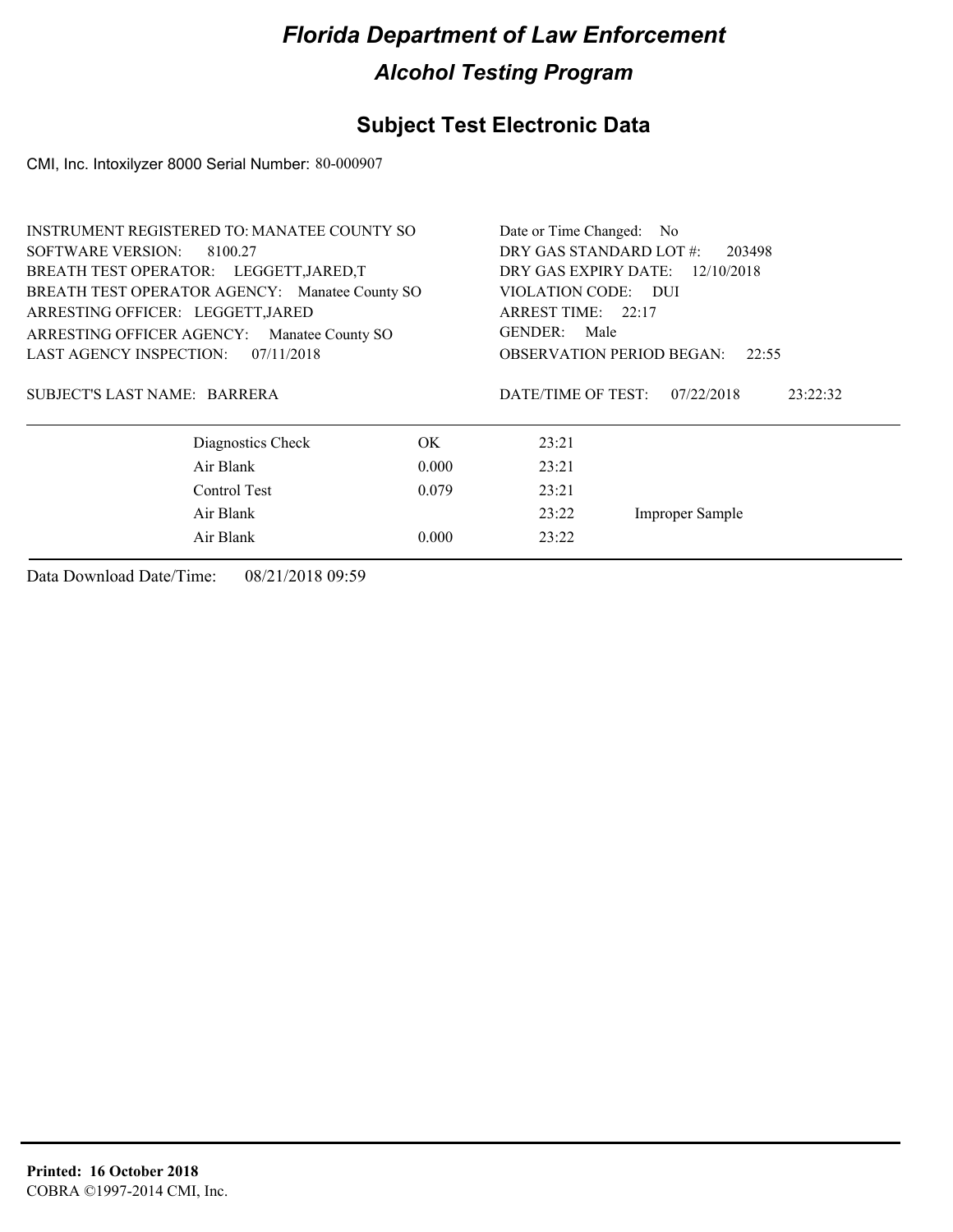# Florida Department of Law Enforcement

## Alcohol Testing Program

## Subject Test Electronic Data

CMI, Inc. Intoxilyzer 8000 Serial Number: 80-000907

INSTRUMENT REGISTERED TO: MANATEE COUNTY SO
SOFTWARE VERSION: 8100.27
BREATH TEST OPERATOR: LEGGETT,JARED,T
BREATH TEST OPERATOR AGENCY: Manatee County SO
ARRESTING OFFICER: LEGGETT,JARED
ARRESTING OFFICER AGENCY: Manatee County SO
LAST AGENCY INSPECTION: 07/11/2018

Date or Time Changed: No
DRY GAS STANDARD LOT #: 203498
DRY GAS EXPIRY DATE: 12/10/2018
VIOLATION CODE: DUI
ARREST TIME: 22:17
GENDER: Male
OBSERVATION PERIOD BEGAN: 22:55

SUBJECT'S LAST NAME: BARRERA

DATE/TIME OF TEST: 07/22/2018 23:22:32

| | | | |
|---|---|---|---|
| Diagnostics Check | OK | 23:21 | |
| Air Blank | 0.000 | 23:21 | |
| Control Test | 0.079 | 23:21 | |
| Air Blank | | 23:22 | Improper Sample |
| Air Blank | 0.000 | 23:22 | |

Data Download Date/Time: 08/21/2018 09:59

**Printed: 16 October 2018**
COBRA ©1997-2014 CMI, Inc.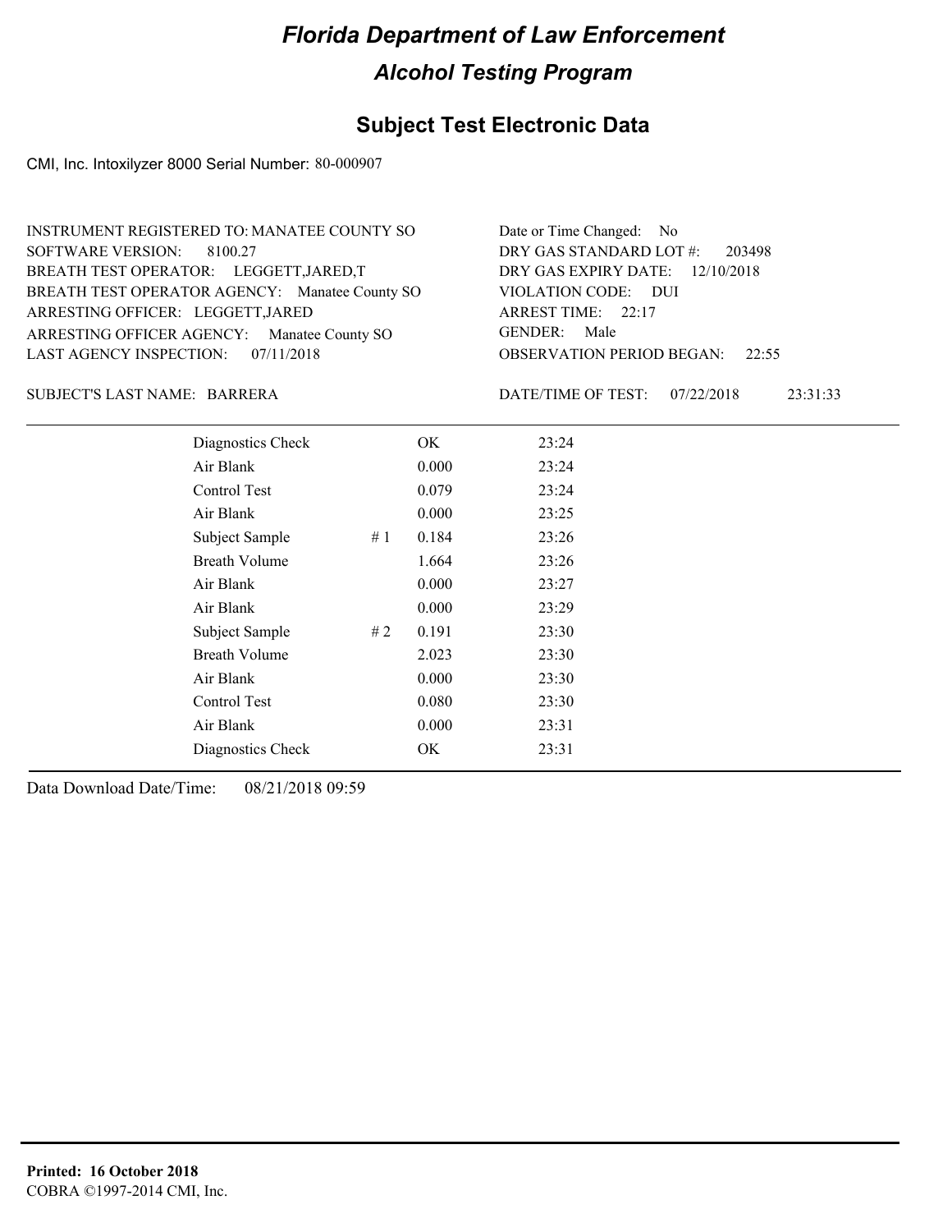# Florida Department of Law Enforcement

## Alcohol Testing Program

### Subject Test Electronic Data

CMI, Inc. Intoxilyzer 8000 Serial Number: 80-000907

INSTRUMENT REGISTERED TO: MANATEE COUNTY SO
SOFTWARE VERSION: 8100.27
BREATH TEST OPERATOR: LEGGETT,JARED,T
BREATH TEST OPERATOR AGENCY: Manatee County SO
ARRESTING OFFICER: LEGGETT,JARED
ARRESTING OFFICER AGENCY: Manatee County SO
LAST AGENCY INSPECTION: 07/11/2018

Date or Time Changed: No
DRY GAS STANDARD LOT #: 203498
DRY GAS EXPIRY DATE: 12/10/2018
VIOLATION CODE: DUI
ARREST TIME: 22:17
GENDER: Male
OBSERVATION PERIOD BEGAN: 22:55

SUBJECT'S LAST NAME: BARRERA

DATE/TIME OF TEST: 07/22/2018 23:31:33

| | | | |
|---|---|---|---|
| Diagnostics Check | | OK | 23:24 |
| Air Blank | | 0.000 | 23:24 |
| Control Test | | 0.079 | 23:24 |
| Air Blank | | 0.000 | 23:25 |
| Subject Sample | # 1 | 0.184 | 23:26 |
| Breath Volume | | 1.664 | 23:26 |
| Air Blank | | 0.000 | 23:27 |
| Air Blank | | 0.000 | 23:29 |
| Subject Sample | # 2 | 0.191 | 23:30 |
| Breath Volume | | 2.023 | 23:30 |
| Air Blank | | 0.000 | 23:30 |
| Control Test | | 0.080 | 23:30 |
| Air Blank | | 0.000 | 23:31 |
| Diagnostics Check | | OK | 23:31 |

Data Download Date/Time: 08/21/2018 09:59

**Printed: 16 October 2018**
COBRA ©1997-2014 CMI, Inc.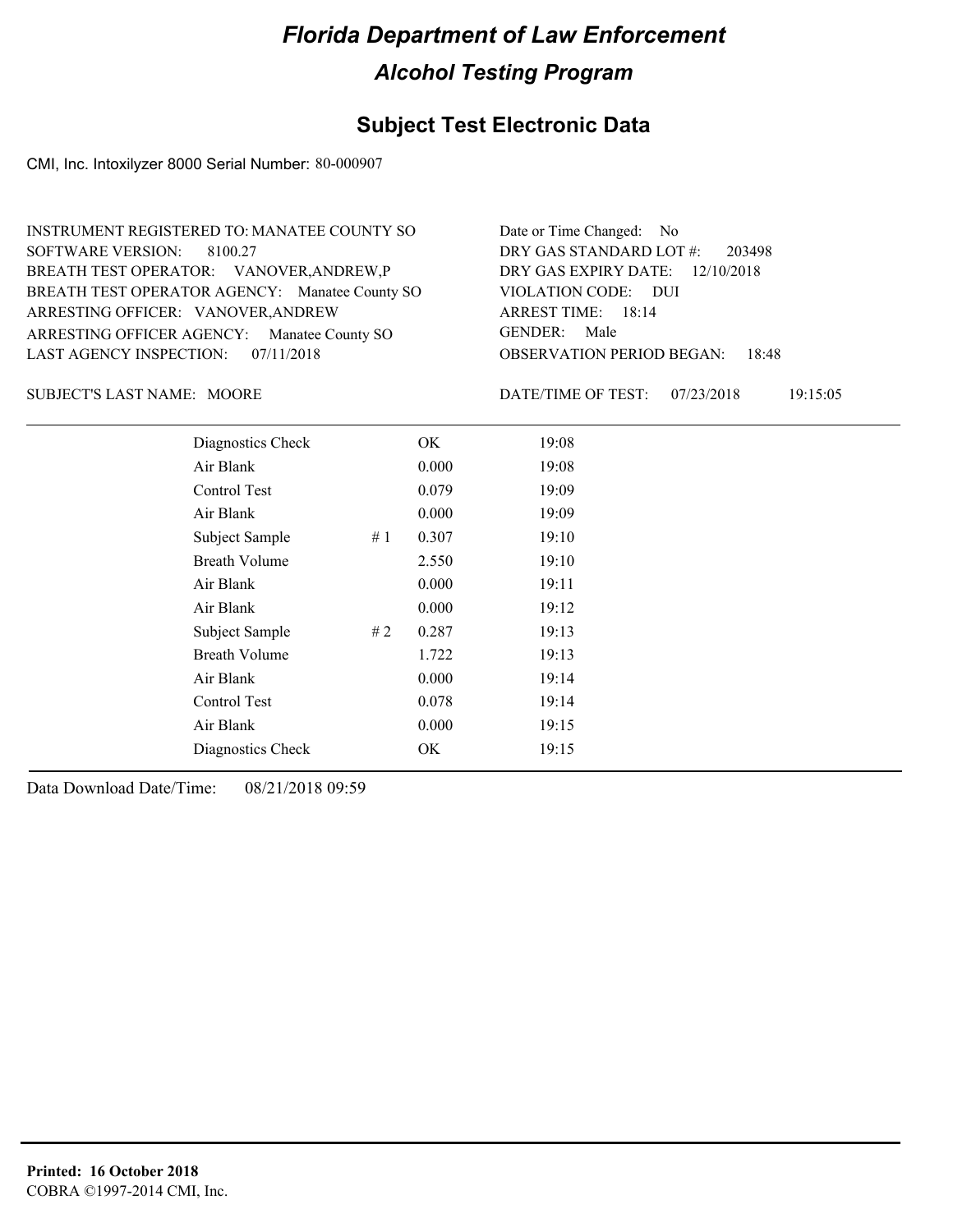# Florida Department of Law Enforcement

## Alcohol Testing Program

## Subject Test Electronic Data

CMI, Inc. Intoxilyzer 8000 Serial Number: 80-000907

INSTRUMENT REGISTERED TO: MANATEE COUNTY SO
SOFTWARE VERSION: 8100.27
BREATH TEST OPERATOR: VANOVER,ANDREW,P
BREATH TEST OPERATOR AGENCY: Manatee County SO
ARRESTING OFFICER: VANOVER,ANDREW
ARRESTING OFFICER AGENCY: Manatee County SO
LAST AGENCY INSPECTION: 07/11/2018

Date or Time Changed: No
DRY GAS STANDARD LOT #: 203498
DRY GAS EXPIRY DATE: 12/10/2018
VIOLATION CODE: DUI
ARREST TIME: 18:14
GENDER: Male
OBSERVATION PERIOD BEGAN: 18:48

SUBJECT'S LAST NAME: MOORE

DATE/TIME OF TEST: 07/23/2018 19:15:05

| | | | |
|---|---|---|---|
| Diagnostics Check | | OK | 19:08 |
| Air Blank | | 0.000 | 19:08 |
| Control Test | | 0.079 | 19:09 |
| Air Blank | | 0.000 | 19:09 |
| Subject Sample | # 1 | 0.307 | 19:10 |
| Breath Volume | | 2.550 | 19:10 |
| Air Blank | | 0.000 | 19:11 |
| Air Blank | | 0.000 | 19:12 |
| Subject Sample | # 2 | 0.287 | 19:13 |
| Breath Volume | | 1.722 | 19:13 |
| Air Blank | | 0.000 | 19:14 |
| Control Test | | 0.078 | 19:14 |
| Air Blank | | 0.000 | 19:15 |
| Diagnostics Check | | OK | 19:15 |

Data Download Date/Time: 08/21/2018 09:59

**Printed: 16 October 2018**
COBRA ©1997-2014 CMI, Inc.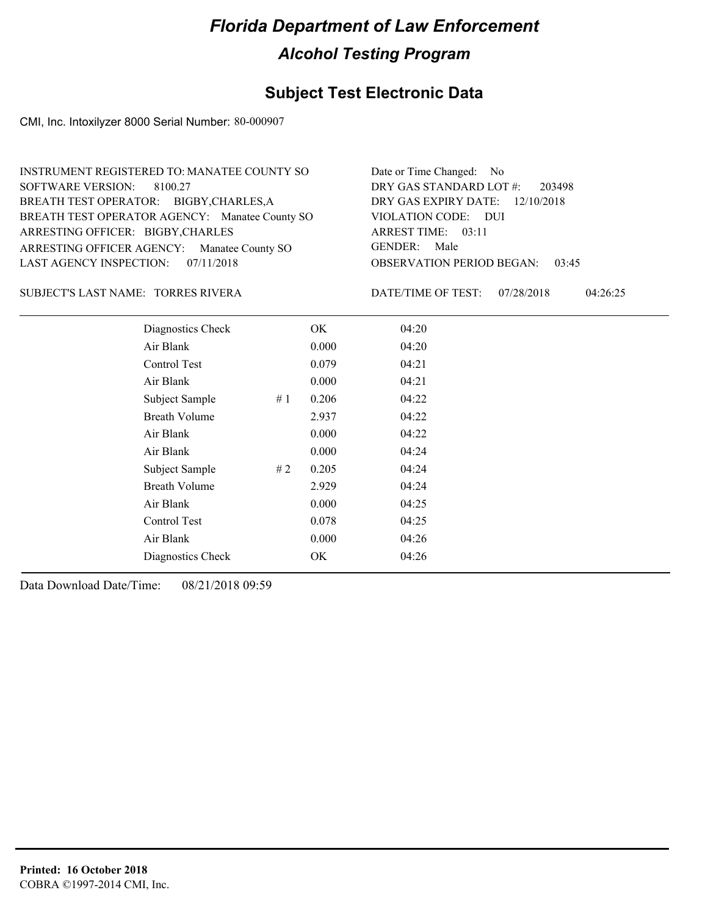# Florida Department of Law Enforcement

## Alcohol Testing Program

### Subject Test Electronic Data

CMI, Inc. Intoxilyzer 8000 Serial Number: 80-000907

INSTRUMENT REGISTERED TO: MANATEE COUNTY SO
SOFTWARE VERSION: 8100.27
BREATH TEST OPERATOR: BIGBY,CHARLES,A
BREATH TEST OPERATOR AGENCY: Manatee County SO
ARRESTING OFFICER: BIGBY,CHARLES
ARRESTING OFFICER AGENCY: Manatee County SO
LAST AGENCY INSPECTION: 07/11/2018

Date or Time Changed: No
DRY GAS STANDARD LOT #: 203498
DRY GAS EXPIRY DATE: 12/10/2018
VIOLATION CODE: DUI
ARREST TIME: 03:11
GENDER: Male
OBSERVATION PERIOD BEGAN: 03:45

SUBJECT'S LAST NAME: TORRES RIVERA

DATE/TIME OF TEST: 07/28/2018 04:26:25

| | | | |
|---|---|---|---|
| Diagnostics Check | | OK | 04:20 |
| Air Blank | | 0.000 | 04:20 |
| Control Test | | 0.079 | 04:21 |
| Air Blank | | 0.000 | 04:21 |
| Subject Sample | # 1 | 0.206 | 04:22 |
| Breath Volume | | 2.937 | 04:22 |
| Air Blank | | 0.000 | 04:22 |
| Air Blank | | 0.000 | 04:24 |
| Subject Sample | # 2 | 0.205 | 04:24 |
| Breath Volume | | 2.929 | 04:24 |
| Air Blank | | 0.000 | 04:25 |
| Control Test | | 0.078 | 04:25 |
| Air Blank | | 0.000 | 04:26 |
| Diagnostics Check | | OK | 04:26 |

Data Download Date/Time: 08/21/2018 09:59

**Printed: 16 October 2018**
COBRA ©1997-2014 CMI, Inc.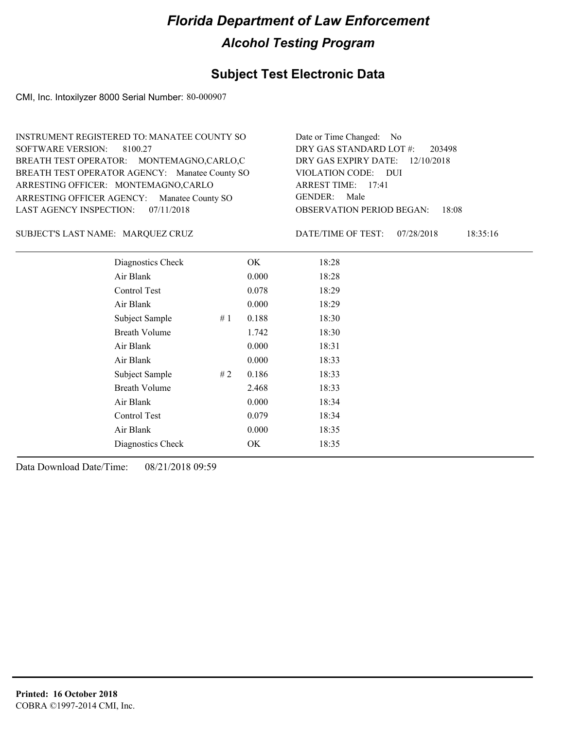# Florida Department of Law Enforcement

## Alcohol Testing Program

### Subject Test Electronic Data

CMI, Inc. Intoxilyzer 8000 Serial Number: 80-000907

INSTRUMENT REGISTERED TO: MANATEE COUNTY SO
SOFTWARE VERSION: 8100.27
BREATH TEST OPERATOR: MONTEMAGNO,CARLO,C
BREATH TEST OPERATOR AGENCY: Manatee County SO
ARRESTING OFFICER: MONTEMAGNO,CARLO
ARRESTING OFFICER AGENCY: Manatee County SO
LAST AGENCY INSPECTION: 07/11/2018

Date or Time Changed: No
DRY GAS STANDARD LOT #: 203498
DRY GAS EXPIRY DATE: 12/10/2018
VIOLATION CODE: DUI
ARREST TIME: 17:41
GENDER: Male
OBSERVATION PERIOD BEGAN: 18:08

SUBJECT'S LAST NAME: MARQUEZ CRUZ

DATE/TIME OF TEST: 07/28/2018 18:35:16

| | | | |
|---|---|---|---|
| Diagnostics Check | | OK | 18:28 |
| Air Blank | | 0.000 | 18:28 |
| Control Test | | 0.078 | 18:29 |
| Air Blank | | 0.000 | 18:29 |
| Subject Sample | # 1 | 0.188 | 18:30 |
| Breath Volume | | 1.742 | 18:30 |
| Air Blank | | 0.000 | 18:31 |
| Air Blank | | 0.000 | 18:33 |
| Subject Sample | # 2 | 0.186 | 18:33 |
| Breath Volume | | 2.468 | 18:33 |
| Air Blank | | 0.000 | 18:34 |
| Control Test | | 0.079 | 18:34 |
| Air Blank | | 0.000 | 18:35 |
| Diagnostics Check | | OK | 18:35 |

Data Download Date/Time: 08/21/2018 09:59

**Printed: 16 October 2018**
COBRA ©1997-2014 CMI, Inc.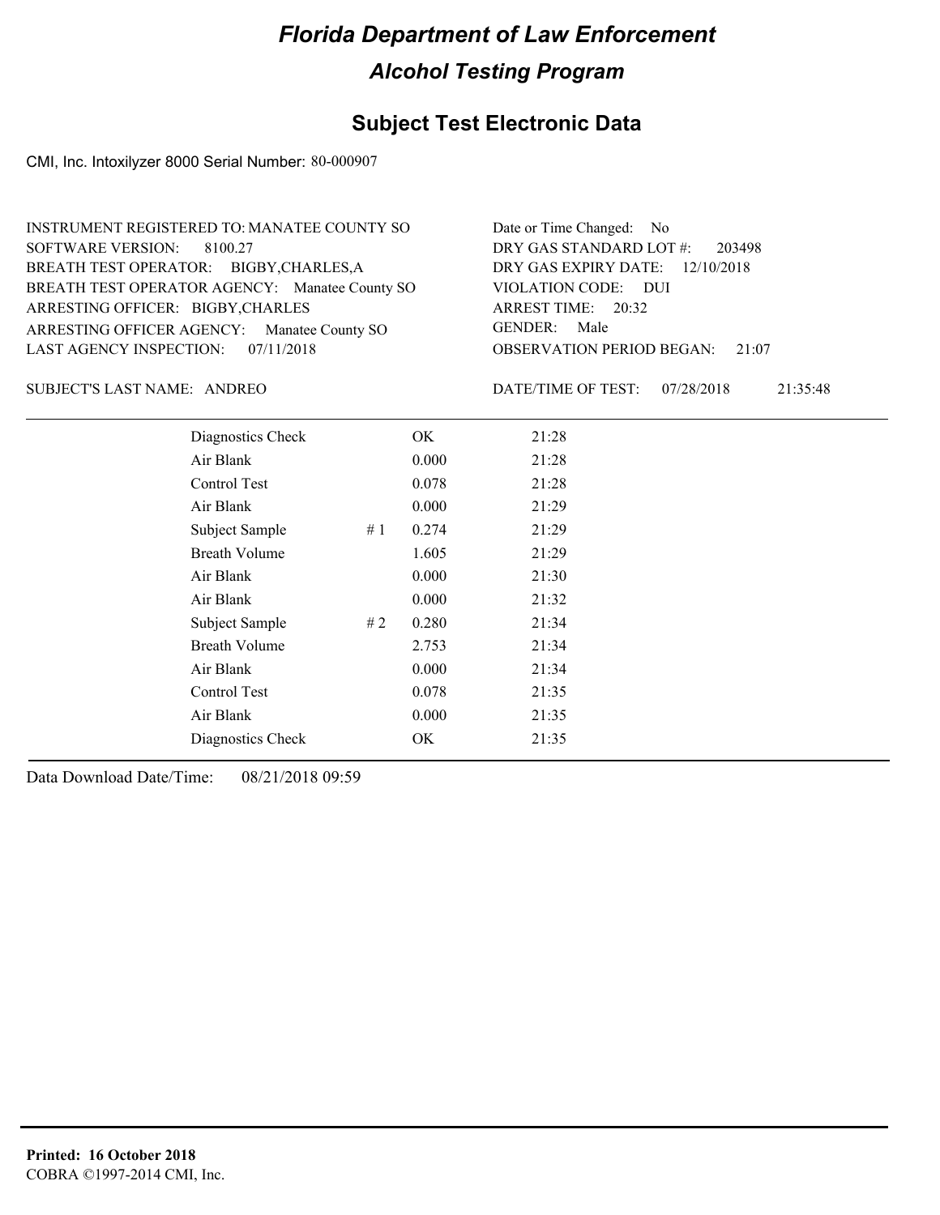# Florida Department of Law Enforcement

## Alcohol Testing Program

### Subject Test Electronic Data

CMI, Inc. Intoxilyzer 8000 Serial Number: 80-000907

INSTRUMENT REGISTERED TO: MANATEE COUNTY SO
SOFTWARE VERSION: 8100.27
BREATH TEST OPERATOR: BIGBY,CHARLES,A
BREATH TEST OPERATOR AGENCY: Manatee County SO
ARRESTING OFFICER: BIGBY,CHARLES
ARRESTING OFFICER AGENCY: Manatee County SO
LAST AGENCY INSPECTION: 07/11/2018

Date or Time Changed: No
DRY GAS STANDARD LOT #: 203498
DRY GAS EXPIRY DATE: 12/10/2018
VIOLATION CODE: DUI
ARREST TIME: 20:32
GENDER: Male
OBSERVATION PERIOD BEGAN: 21:07

SUBJECT'S LAST NAME: ANDREO

DATE/TIME OF TEST: 07/28/2018 21:35:48

| | | | |
|---|---|---|---|
| Diagnostics Check | | OK | 21:28 |
| Air Blank | | 0.000 | 21:28 |
| Control Test | | 0.078 | 21:28 |
| Air Blank | | 0.000 | 21:29 |
| Subject Sample | # 1 | 0.274 | 21:29 |
| Breath Volume | | 1.605 | 21:29 |
| Air Blank | | 0.000 | 21:30 |
| Air Blank | | 0.000 | 21:32 |
| Subject Sample | # 2 | 0.280 | 21:34 |
| Breath Volume | | 2.753 | 21:34 |
| Air Blank | | 0.000 | 21:34 |
| Control Test | | 0.078 | 21:35 |
| Air Blank | | 0.000 | 21:35 |
| Diagnostics Check | | OK | 21:35 |

Data Download Date/Time: 08/21/2018 09:59

**Printed: 16 October 2018**
COBRA ©1997-2014 CMI, Inc.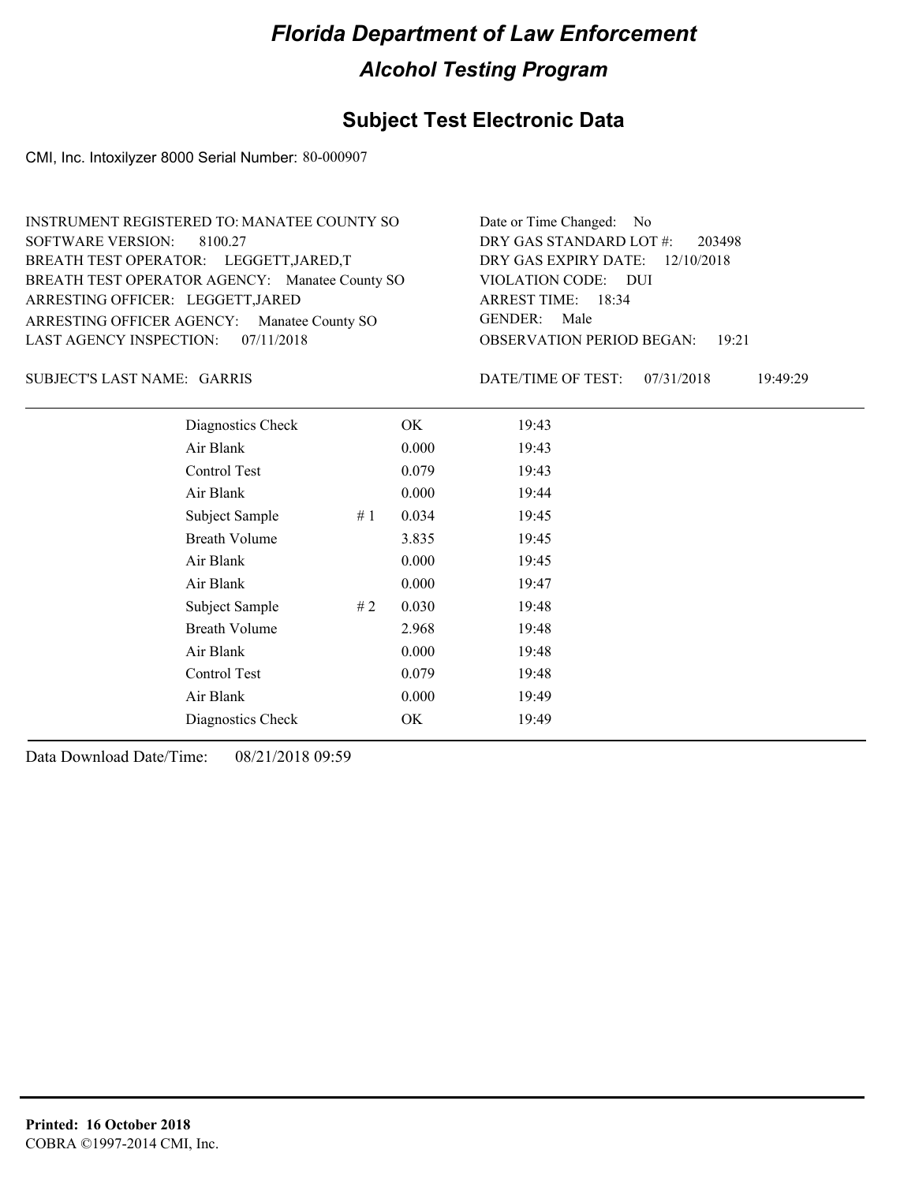# Florida Department of Law Enforcement

## Alcohol Testing Program

### Subject Test Electronic Data

CMI, Inc. Intoxilyzer 8000 Serial Number: 80-000907

INSTRUMENT REGISTERED TO: MANATEE COUNTY SO
SOFTWARE VERSION: 8100.27
BREATH TEST OPERATOR: LEGGETT,JARED,T
BREATH TEST OPERATOR AGENCY: Manatee County SO
ARRESTING OFFICER: LEGGETT,JARED
ARRESTING OFFICER AGENCY: Manatee County SO
LAST AGENCY INSPECTION: 07/11/2018

Date or Time Changed: No
DRY GAS STANDARD LOT #: 203498
DRY GAS EXPIRY DATE: 12/10/2018
VIOLATION CODE: DUI
ARREST TIME: 18:34
GENDER: Male
OBSERVATION PERIOD BEGAN: 19:21

SUBJECT'S LAST NAME: GARRIS

DATE/TIME OF TEST: 07/31/2018 19:49:29

| | | | |
|---|---|---|---|
| Diagnostics Check | | OK | 19:43 |
| Air Blank | | 0.000 | 19:43 |
| Control Test | | 0.079 | 19:43 |
| Air Blank | | 0.000 | 19:44 |
| Subject Sample | # 1 | 0.034 | 19:45 |
| Breath Volume | | 3.835 | 19:45 |
| Air Blank | | 0.000 | 19:45 |
| Air Blank | | 0.000 | 19:47 |
| Subject Sample | # 2 | 0.030 | 19:48 |
| Breath Volume | | 2.968 | 19:48 |
| Air Blank | | 0.000 | 19:48 |
| Control Test | | 0.079 | 19:48 |
| Air Blank | | 0.000 | 19:49 |
| Diagnostics Check | | OK | 19:49 |

Data Download Date/Time: 08/21/2018 09:59

**Printed: 16 October 2018**
COBRA ©1997-2014 CMI, Inc.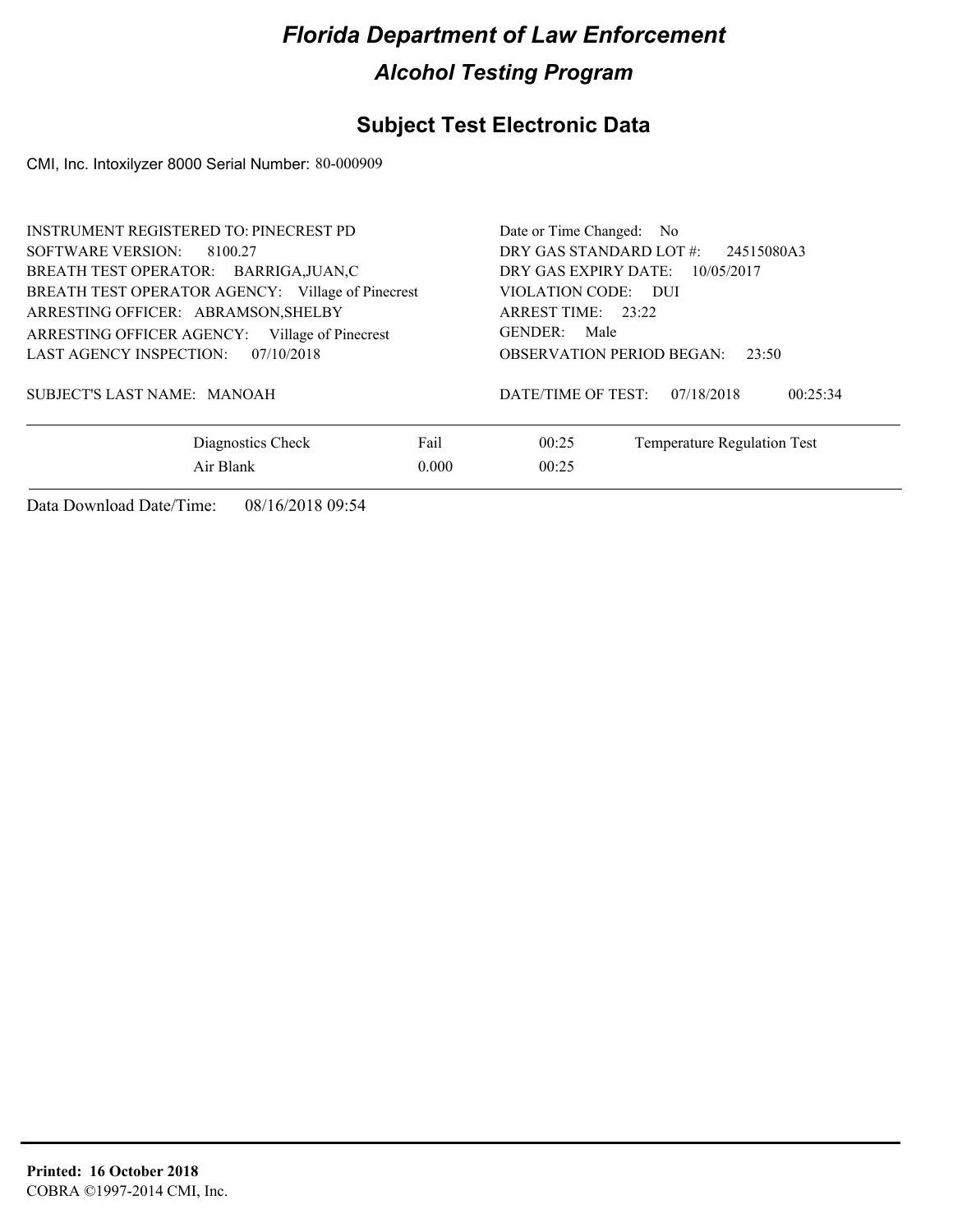# *Florida Department of Law Enforcement*

## *Alcohol Testing Program*

## Subject Test Electronic Data

CMI, Inc. Intoxilyzer 8000 Serial Number: 80-000909

INSTRUMENT REGISTERED TO: PINECREST PD
SOFTWARE VERSION: 8100.27
BREATH TEST OPERATOR: BARRIGA,JUAN,C
BREATH TEST OPERATOR AGENCY: Village of Pinecrest
ARRESTING OFFICER: ABRAMSON,SHELBY
ARRESTING OFFICER AGENCY: Village of Pinecrest
LAST AGENCY INSPECTION: 07/10/2018

Date or Time Changed: No
DRY GAS STANDARD LOT #: 24515080A3
DRY GAS EXPIRY DATE: 10/05/2017
VIOLATION CODE: DUI
ARREST TIME: 23:22
GENDER: Male
OBSERVATION PERIOD BEGAN: 23:50

SUBJECT'S LAST NAME: MANOAH

DATE/TIME OF TEST: 07/18/2018 00:25:34

| | | | |
|---|---|---|---|
| Diagnostics Check | Fail | 00:25 | Temperature Regulation Test |
| Air Blank | 0.000 | 00:25 | |

Data Download Date/Time: 08/16/2018 09:54

**Printed: 16 October 2018**
COBRA ©1997-2014 CMI, Inc.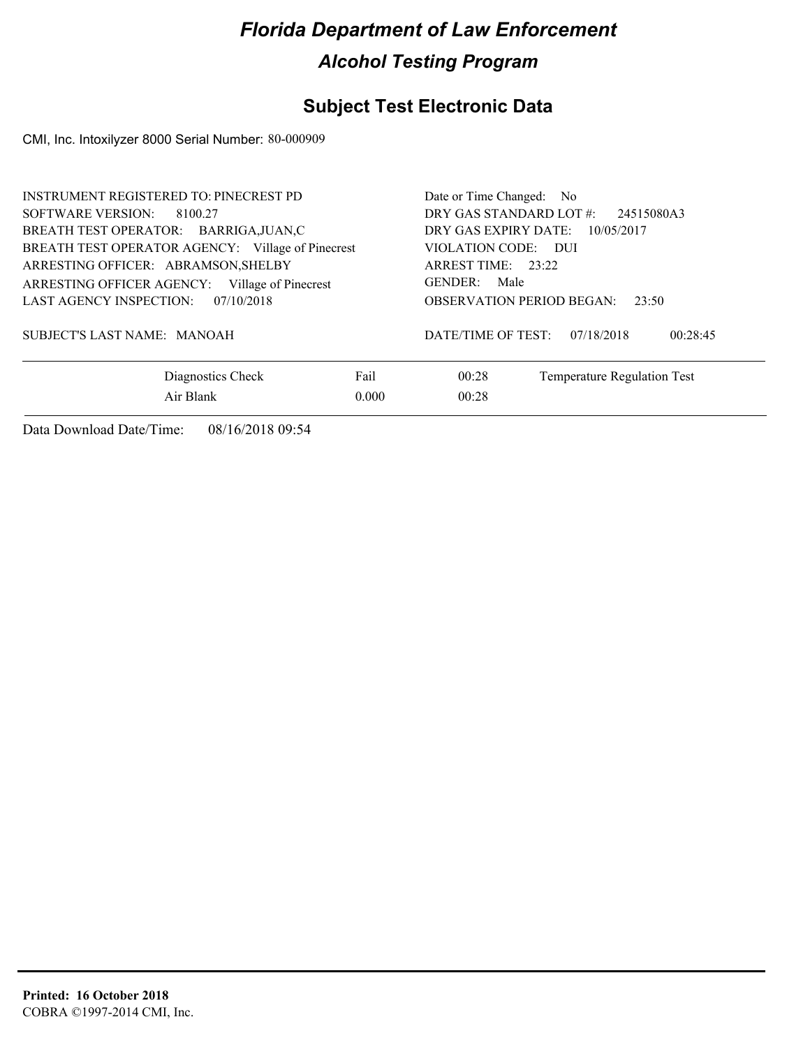# Florida Department of Law Enforcement

## Alcohol Testing Program

## Subject Test Electronic Data

CMI, Inc. Intoxilyzer 8000 Serial Number: 80-000909

INSTRUMENT REGISTERED TO: PINECREST PD
SOFTWARE VERSION: 8100.27
BREATH TEST OPERATOR: BARRIGA,JUAN,C
BREATH TEST OPERATOR AGENCY: Village of Pinecrest
ARRESTING OFFICER: ABRAMSON,SHELBY
ARRESTING OFFICER AGENCY: Village of Pinecrest
LAST AGENCY INSPECTION: 07/10/2018

SUBJECT'S LAST NAME: MANOAH

Date or Time Changed: No
DRY GAS STANDARD LOT #: 24515080A3
DRY GAS EXPIRY DATE: 10/05/2017
VIOLATION CODE: DUI
ARREST TIME: 23:22
GENDER: Male
OBSERVATION PERIOD BEGAN: 23:50

DATE/TIME OF TEST: 07/18/2018 00:28:45

| | | | |
|---|---|---|---|
| Diagnostics Check | Fail | 00:28 | Temperature Regulation Test |
| Air Blank | 0.000 | 00:28 | |

Data Download Date/Time: 08/16/2018 09:54

**Printed: 16 October 2018**
COBRA ©1997-2014 CMI, Inc.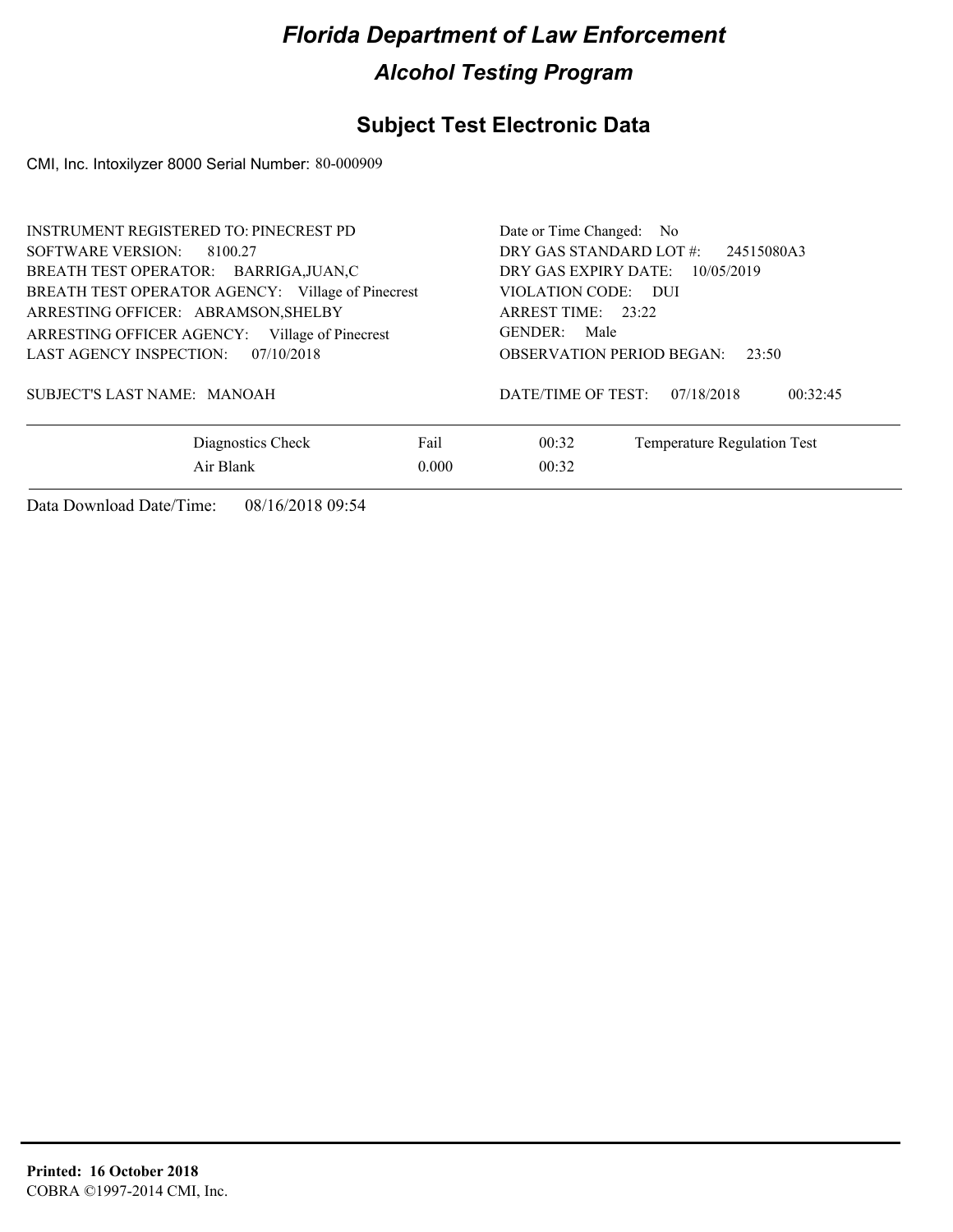# Florida Department of Law Enforcement

## Alcohol Testing Program

### Subject Test Electronic Data

CMI, Inc. Intoxilyzer 8000 Serial Number: 80-000909

INSTRUMENT REGISTERED TO: PINECREST PD
SOFTWARE VERSION: 8100.27
BREATH TEST OPERATOR: BARRIGA,JUAN,C
BREATH TEST OPERATOR AGENCY: Village of Pinecrest
ARRESTING OFFICER: ABRAMSON,SHELBY
ARRESTING OFFICER AGENCY: Village of Pinecrest
LAST AGENCY INSPECTION: 07/10/2018

Date or Time Changed: No
DRY GAS STANDARD LOT #: 24515080A3
DRY GAS EXPIRY DATE: 10/05/2019
VIOLATION CODE: DUI
ARREST TIME: 23:22
GENDER: Male
OBSERVATION PERIOD BEGAN: 23:50

SUBJECT'S LAST NAME: MANOAH

DATE/TIME OF TEST: 07/18/2018 00:32:45

| | | | |
|---|---|---|---|
| Diagnostics Check | Fail | 00:32 | Temperature Regulation Test |
| Air Blank | 0.000 | 00:32 | |

Data Download Date/Time: 08/16/2018 09:54

**Printed: 16 October 2018**
COBRA ©1997-2014 CMI, Inc.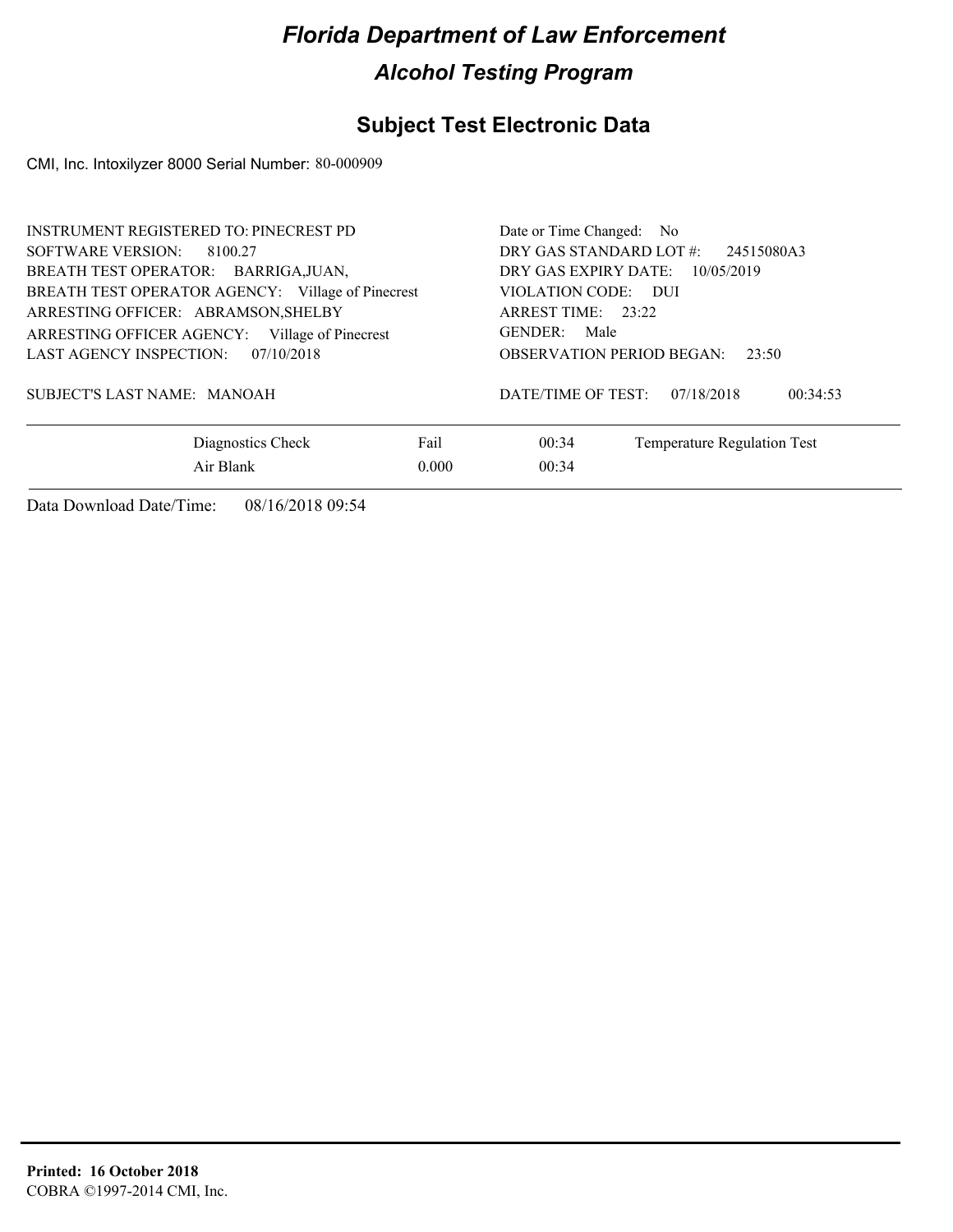# Florida Department of Law Enforcement

## Alcohol Testing Program

## Subject Test Electronic Data

CMI, Inc. Intoxilyzer 8000 Serial Number: 80-000909

INSTRUMENT REGISTERED TO: PINECREST PD
SOFTWARE VERSION: 8100.27
BREATH TEST OPERATOR: BARRIGA,JUAN,
BREATH TEST OPERATOR AGENCY: Village of Pinecrest
ARRESTING OFFICER: ABRAMSON,SHELBY
ARRESTING OFFICER AGENCY: Village of Pinecrest
LAST AGENCY INSPECTION: 07/10/2018

Date or Time Changed: No
DRY GAS STANDARD LOT #: 24515080A3
DRY GAS EXPIRY DATE: 10/05/2019
VIOLATION CODE: DUI
ARREST TIME: 23:22
GENDER: Male
OBSERVATION PERIOD BEGAN: 23:50

SUBJECT'S LAST NAME: MANOAH

DATE/TIME OF TEST: 07/18/2018 00:34:53

| | | | |
|---|---|---|---|
| Diagnostics Check | Fail | 00:34 | Temperature Regulation Test |
| Air Blank | 0.000 | 00:34 | |

Data Download Date/Time: 08/16/2018 09:54

**Printed: 16 October 2018**
COBRA ©1997-2014 CMI, Inc.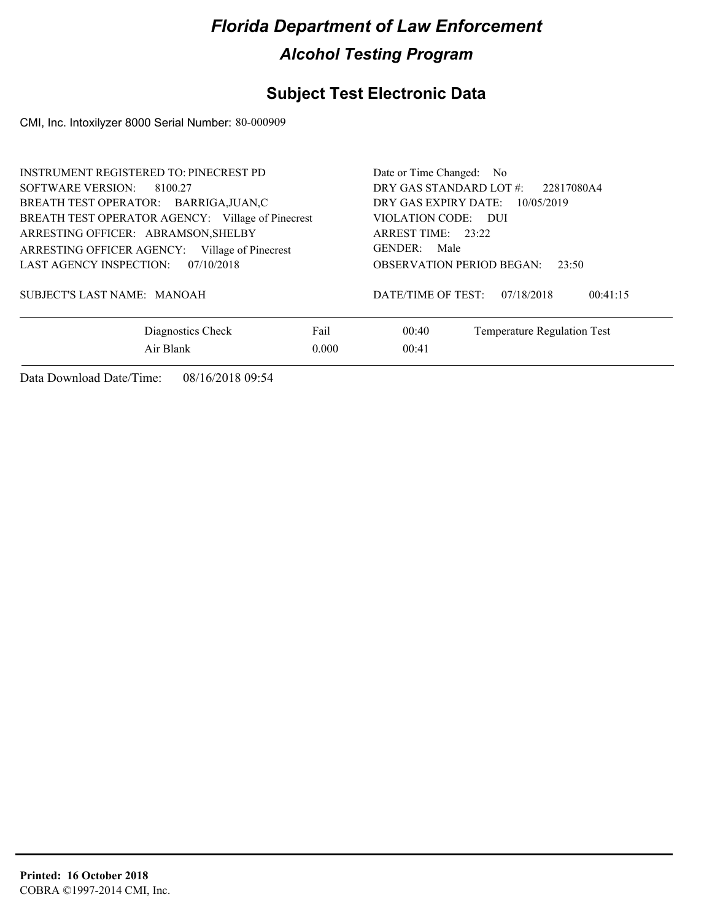# Florida Department of Law Enforcement

## Alcohol Testing Program

## Subject Test Electronic Data

CMI, Inc. Intoxilyzer 8000 Serial Number: 80-000909

INSTRUMENT REGISTERED TO: PINECREST PD
SOFTWARE VERSION: 8100.27
BREATH TEST OPERATOR: BARRIGA,JUAN,C
BREATH TEST OPERATOR AGENCY: Village of Pinecrest
ARRESTING OFFICER: ABRAMSON,SHELBY
ARRESTING OFFICER AGENCY: Village of Pinecrest
LAST AGENCY INSPECTION: 07/10/2018

Date or Time Changed: No
DRY GAS STANDARD LOT #: 22817080A4
DRY GAS EXPIRY DATE: 10/05/2019
VIOLATION CODE: DUI
ARREST TIME: 23:22
GENDER: Male
OBSERVATION PERIOD BEGAN: 23:50

SUBJECT'S LAST NAME: MANOAH

DATE/TIME OF TEST: 07/18/2018 00:41:15

| | | | |
|---|---|---|---|
| Diagnostics Check | Fail | 00:40 | Temperature Regulation Test |
| Air Blank | 0.000 | 00:41 | |

Data Download Date/Time: 08/16/2018 09:54

**Printed: 16 October 2018**
COBRA ©1997-2014 CMI, Inc.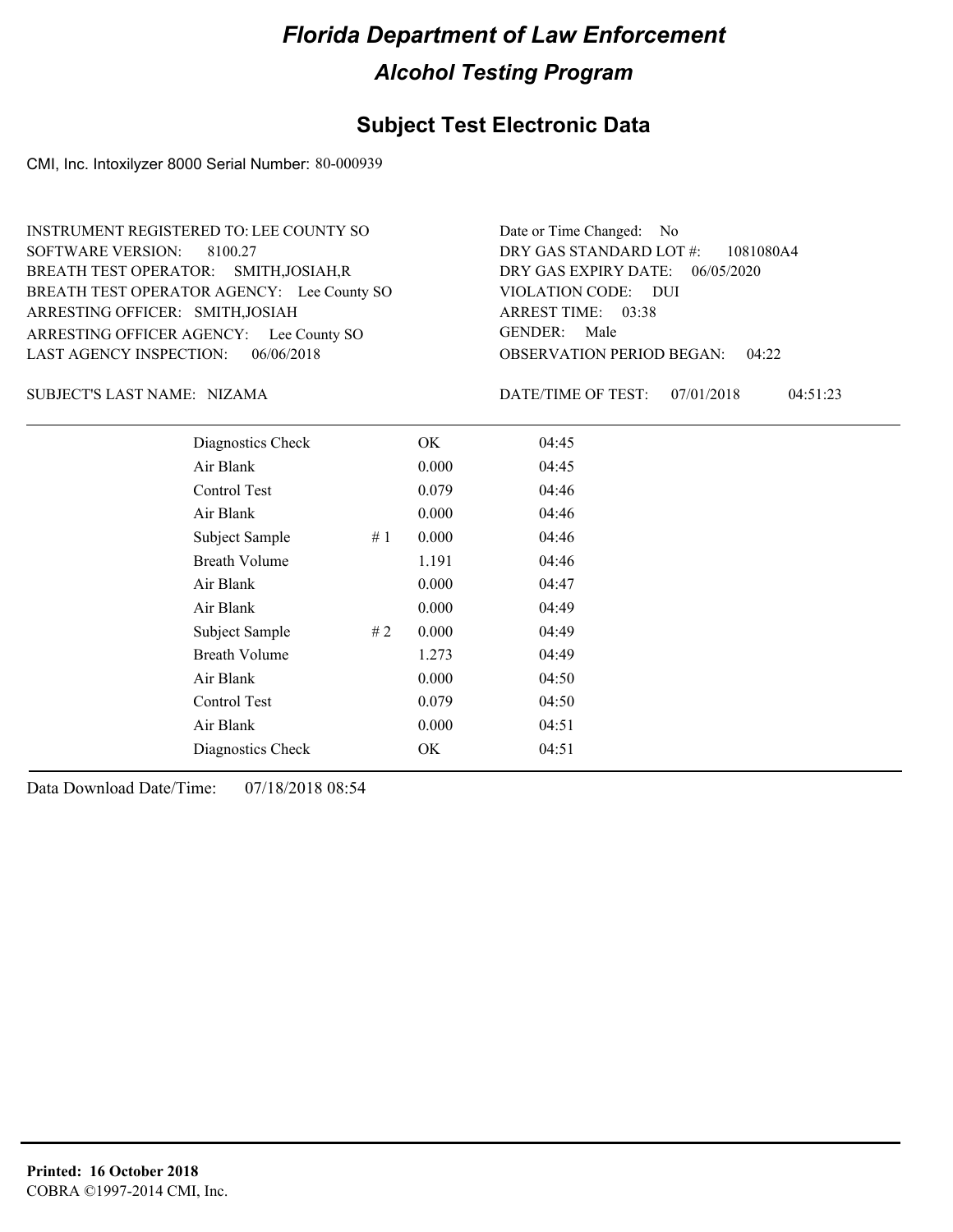# Florida Department of Law Enforcement

## Alcohol Testing Program

### Subject Test Electronic Data

CMI, Inc. Intoxilyzer 8000 Serial Number: 80-000939

INSTRUMENT REGISTERED TO: LEE COUNTY SO
SOFTWARE VERSION: 8100.27
BREATH TEST OPERATOR: SMITH,JOSIAH,R
BREATH TEST OPERATOR AGENCY: Lee County SO
ARRESTING OFFICER: SMITH,JOSIAH
ARRESTING OFFICER AGENCY: Lee County SO
LAST AGENCY INSPECTION: 06/06/2018

Date or Time Changed: No
DRY GAS STANDARD LOT #: 1081080A4
DRY GAS EXPIRY DATE: 06/05/2020
VIOLATION CODE: DUI
ARREST TIME: 03:38
GENDER: Male
OBSERVATION PERIOD BEGAN: 04:22

SUBJECT'S LAST NAME: NIZAMA

DATE/TIME OF TEST: 07/01/2018 04:51:23

| | | | |
|---|---|---|---|
| Diagnostics Check | | OK | 04:45 |
| Air Blank | | 0.000 | 04:45 |
| Control Test | | 0.079 | 04:46 |
| Air Blank | | 0.000 | 04:46 |
| Subject Sample | # 1 | 0.000 | 04:46 |
| Breath Volume | | 1.191 | 04:46 |
| Air Blank | | 0.000 | 04:47 |
| Air Blank | | 0.000 | 04:49 |
| Subject Sample | # 2 | 0.000 | 04:49 |
| Breath Volume | | 1.273 | 04:49 |
| Air Blank | | 0.000 | 04:50 |
| Control Test | | 0.079 | 04:50 |
| Air Blank | | 0.000 | 04:51 |
| Diagnostics Check | | OK | 04:51 |

Data Download Date/Time: 07/18/2018 08:54

**Printed: 16 October 2018**
COBRA ©1997-2014 CMI, Inc.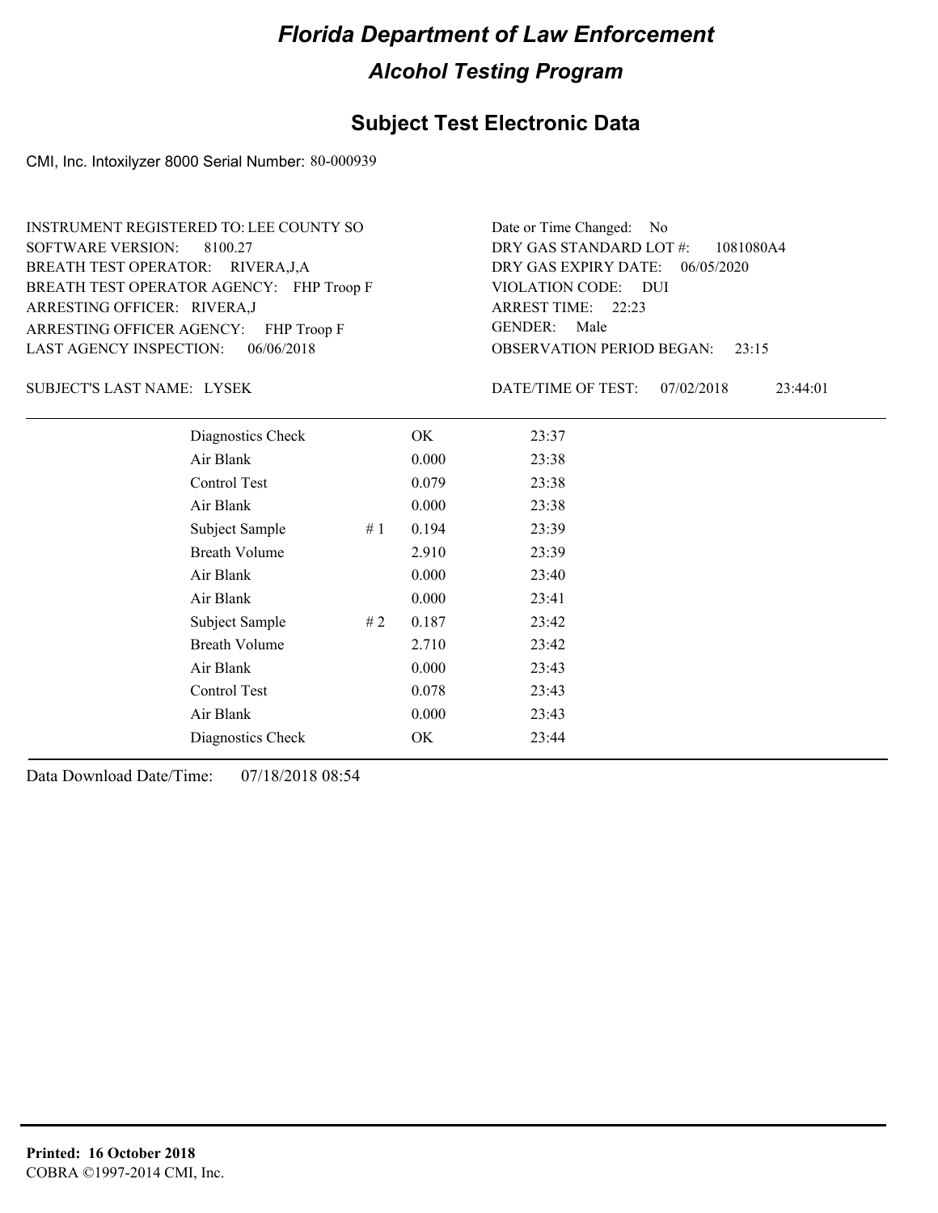# Florida Department of Law Enforcement

## Alcohol Testing Program

## Subject Test Electronic Data

CMI, Inc. Intoxilyzer 8000 Serial Number: 80-000939

INSTRUMENT REGISTERED TO: LEE COUNTY SO
SOFTWARE VERSION: 8100.27
BREATH TEST OPERATOR: RIVERA,J,A
BREATH TEST OPERATOR AGENCY: FHP Troop F
ARRESTING OFFICER: RIVERA,J
ARRESTING OFFICER AGENCY: FHP Troop F
LAST AGENCY INSPECTION: 06/06/2018

Date or Time Changed: No
DRY GAS STANDARD LOT #: 1081080A4
DRY GAS EXPIRY DATE: 06/05/2020
VIOLATION CODE: DUI
ARREST TIME: 22:23
GENDER: Male
OBSERVATION PERIOD BEGAN: 23:15

SUBJECT'S LAST NAME: LYSEK

DATE/TIME OF TEST: 07/02/2018 23:44:01

| | | | |
|---|---|---|---|
| Diagnostics Check | | OK | 23:37 |
| Air Blank | | 0.000 | 23:38 |
| Control Test | | 0.079 | 23:38 |
| Air Blank | | 0.000 | 23:38 |
| Subject Sample | # 1 | 0.194 | 23:39 |
| Breath Volume | | 2.910 | 23:39 |
| Air Blank | | 0.000 | 23:40 |
| Air Blank | | 0.000 | 23:41 |
| Subject Sample | # 2 | 0.187 | 23:42 |
| Breath Volume | | 2.710 | 23:42 |
| Air Blank | | 0.000 | 23:43 |
| Control Test | | 0.078 | 23:43 |
| Air Blank | | 0.000 | 23:43 |
| Diagnostics Check | | OK | 23:44 |

Data Download Date/Time: 07/18/2018 08:54

**Printed: 16 October 2018**
COBRA ©1997-2014 CMI, Inc.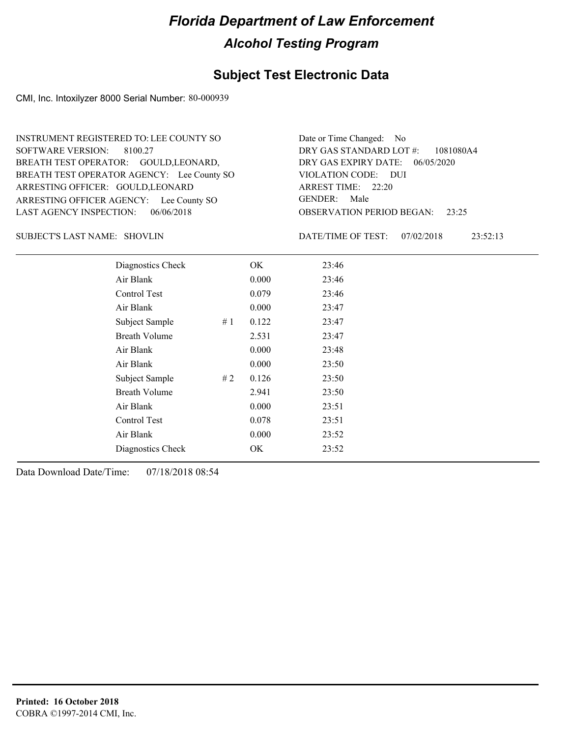# Florida Department of Law Enforcement

## Alcohol Testing Program

## Subject Test Electronic Data

CMI, Inc. Intoxilyzer 8000 Serial Number: 80-000939

INSTRUMENT REGISTERED TO: LEE COUNTY SO
SOFTWARE VERSION: 8100.27
BREATH TEST OPERATOR: GOULD,LEONARD,
BREATH TEST OPERATOR AGENCY: Lee County SO
ARRESTING OFFICER: GOULD,LEONARD
ARRESTING OFFICER AGENCY: Lee County SO
LAST AGENCY INSPECTION: 06/06/2018

Date or Time Changed: No
DRY GAS STANDARD LOT #: 1081080A4
DRY GAS EXPIRY DATE: 06/05/2020
VIOLATION CODE: DUI
ARREST TIME: 22:20
GENDER: Male
OBSERVATION PERIOD BEGAN: 23:25

SUBJECT'S LAST NAME: SHOVLIN

DATE/TIME OF TEST: 07/02/2018 23:52:13

| | | | |
|---|---|---|---|
| Diagnostics Check | | OK | 23:46 |
| Air Blank | | 0.000 | 23:46 |
| Control Test | | 0.079 | 23:46 |
| Air Blank | | 0.000 | 23:47 |
| Subject Sample | # 1 | 0.122 | 23:47 |
| Breath Volume | | 2.531 | 23:47 |
| Air Blank | | 0.000 | 23:48 |
| Air Blank | | 0.000 | 23:50 |
| Subject Sample | # 2 | 0.126 | 23:50 |
| Breath Volume | | 2.941 | 23:50 |
| Air Blank | | 0.000 | 23:51 |
| Control Test | | 0.078 | 23:51 |
| Air Blank | | 0.000 | 23:52 |
| Diagnostics Check | | OK | 23:52 |

Data Download Date/Time: 07/18/2018 08:54

**Printed: 16 October 2018**
COBRA ©1997-2014 CMI, Inc.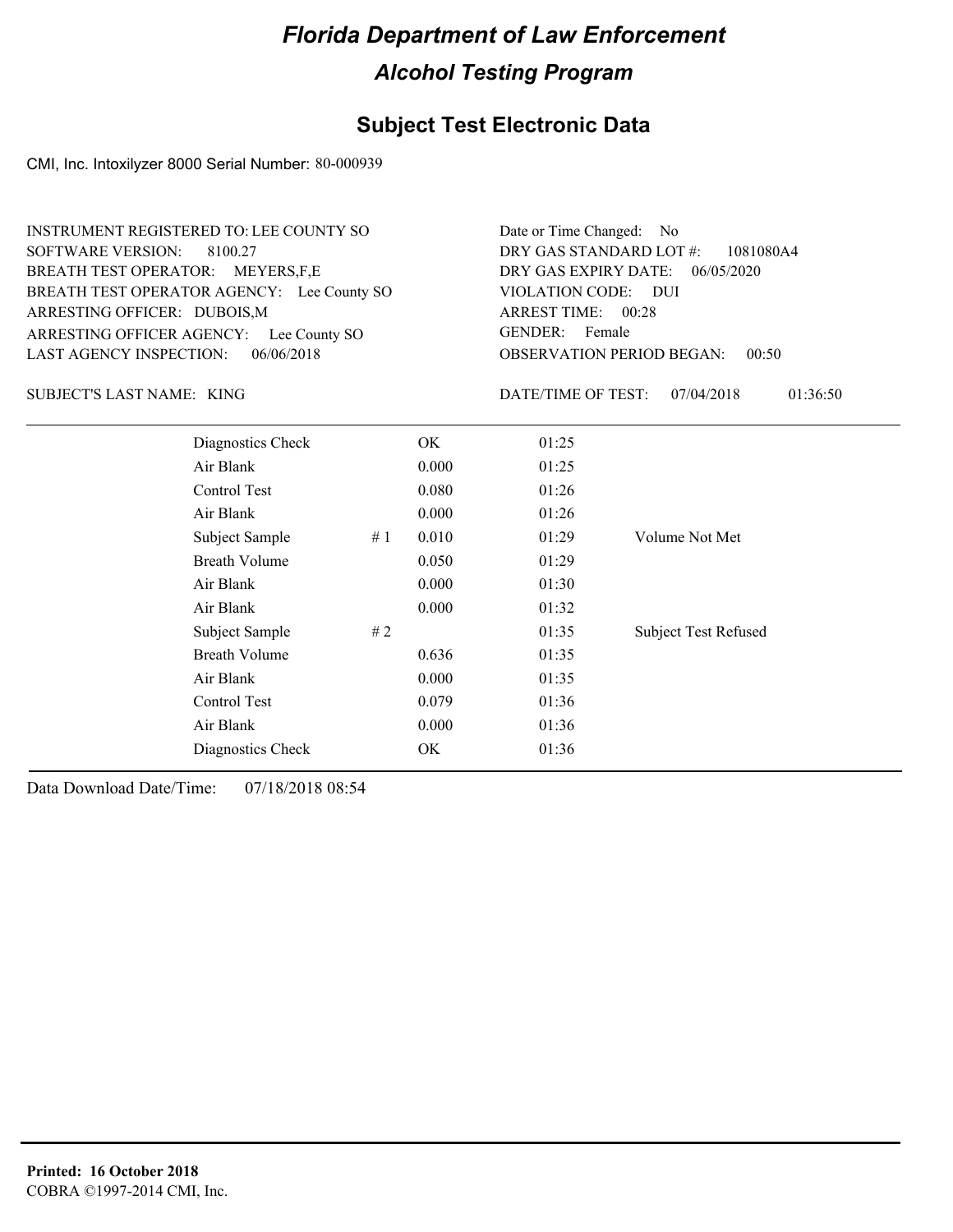# Florida Department of Law Enforcement

## Alcohol Testing Program

## Subject Test Electronic Data

CMI, Inc. Intoxilyzer 8000 Serial Number: 80-000939

INSTRUMENT REGISTERED TO: LEE COUNTY SO
SOFTWARE VERSION: 8100.27
BREATH TEST OPERATOR: MEYERS,F,E
BREATH TEST OPERATOR AGENCY: Lee County SO
ARRESTING OFFICER: DUBOIS,M
ARRESTING OFFICER AGENCY: Lee County SO
LAST AGENCY INSPECTION: 06/06/2018

Date or Time Changed: No
DRY GAS STANDARD LOT #: 1081080A4
DRY GAS EXPIRY DATE: 06/05/2020
VIOLATION CODE: DUI
ARREST TIME: 00:28
GENDER: Female
OBSERVATION PERIOD BEGAN: 00:50

SUBJECT'S LAST NAME: KING

DATE/TIME OF TEST: 07/04/2018 01:36:50

| | | | | |
|---|---|---|---|---|
| Diagnostics Check | | OK | 01:25 | |
| Air Blank | | 0.000 | 01:25 | |
| Control Test | | 0.080 | 01:26 | |
| Air Blank | | 0.000 | 01:26 | |
| Subject Sample | # 1 | 0.010 | 01:29 | Volume Not Met |
| Breath Volume | | 0.050 | 01:29 | |
| Air Blank | | 0.000 | 01:30 | |
| Air Blank | | 0.000 | 01:32 | |
| Subject Sample | # 2 | | 01:35 | Subject Test Refused |
| Breath Volume | | 0.636 | 01:35 | |
| Air Blank | | 0.000 | 01:35 | |
| Control Test | | 0.079 | 01:36 | |
| Air Blank | | 0.000 | 01:36 | |
| Diagnostics Check | | OK | 01:36 | |

Data Download Date/Time: 07/18/2018 08:54

**Printed: 16 October 2018**
COBRA ©1997-2014 CMI, Inc.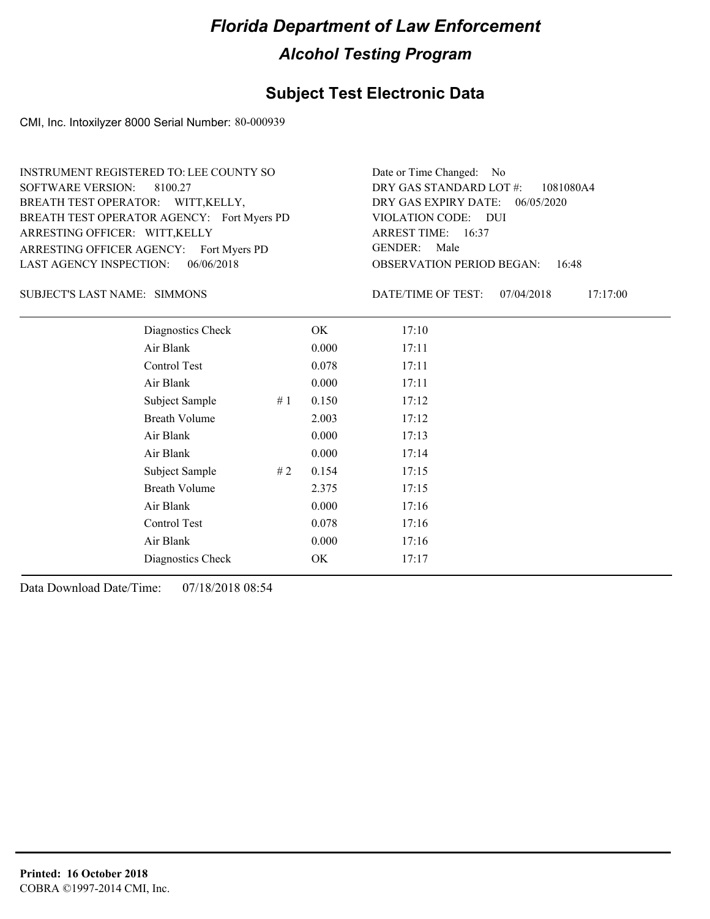# Florida Department of Law Enforcement

## Alcohol Testing Program

## Subject Test Electronic Data

CMI, Inc. Intoxilyzer 8000 Serial Number: 80-000939

INSTRUMENT REGISTERED TO: LEE COUNTY SO
SOFTWARE VERSION: 8100.27
BREATH TEST OPERATOR: WITT,KELLY,
BREATH TEST OPERATOR AGENCY: Fort Myers PD
ARRESTING OFFICER: WITT,KELLY
ARRESTING OFFICER AGENCY: Fort Myers PD
LAST AGENCY INSPECTION: 06/06/2018

Date or Time Changed: No
DRY GAS STANDARD LOT #: 1081080A4
DRY GAS EXPIRY DATE: 06/05/2020
VIOLATION CODE: DUI
ARREST TIME: 16:37
GENDER: Male
OBSERVATION PERIOD BEGAN: 16:48

SUBJECT'S LAST NAME: SIMMONS

DATE/TIME OF TEST: 07/04/2018 17:17:00

| | | | |
|---|---|---|---|
| Diagnostics Check | | OK | 17:10 |
| Air Blank | | 0.000 | 17:11 |
| Control Test | | 0.078 | 17:11 |
| Air Blank | | 0.000 | 17:11 |
| Subject Sample | # 1 | 0.150 | 17:12 |
| Breath Volume | | 2.003 | 17:12 |
| Air Blank | | 0.000 | 17:13 |
| Air Blank | | 0.000 | 17:14 |
| Subject Sample | # 2 | 0.154 | 17:15 |
| Breath Volume | | 2.375 | 17:15 |
| Air Blank | | 0.000 | 17:16 |
| Control Test | | 0.078 | 17:16 |
| Air Blank | | 0.000 | 17:16 |
| Diagnostics Check | | OK | 17:17 |

Data Download Date/Time: 07/18/2018 08:54

**Printed: 16 October 2018**
COBRA ©1997-2014 CMI, Inc.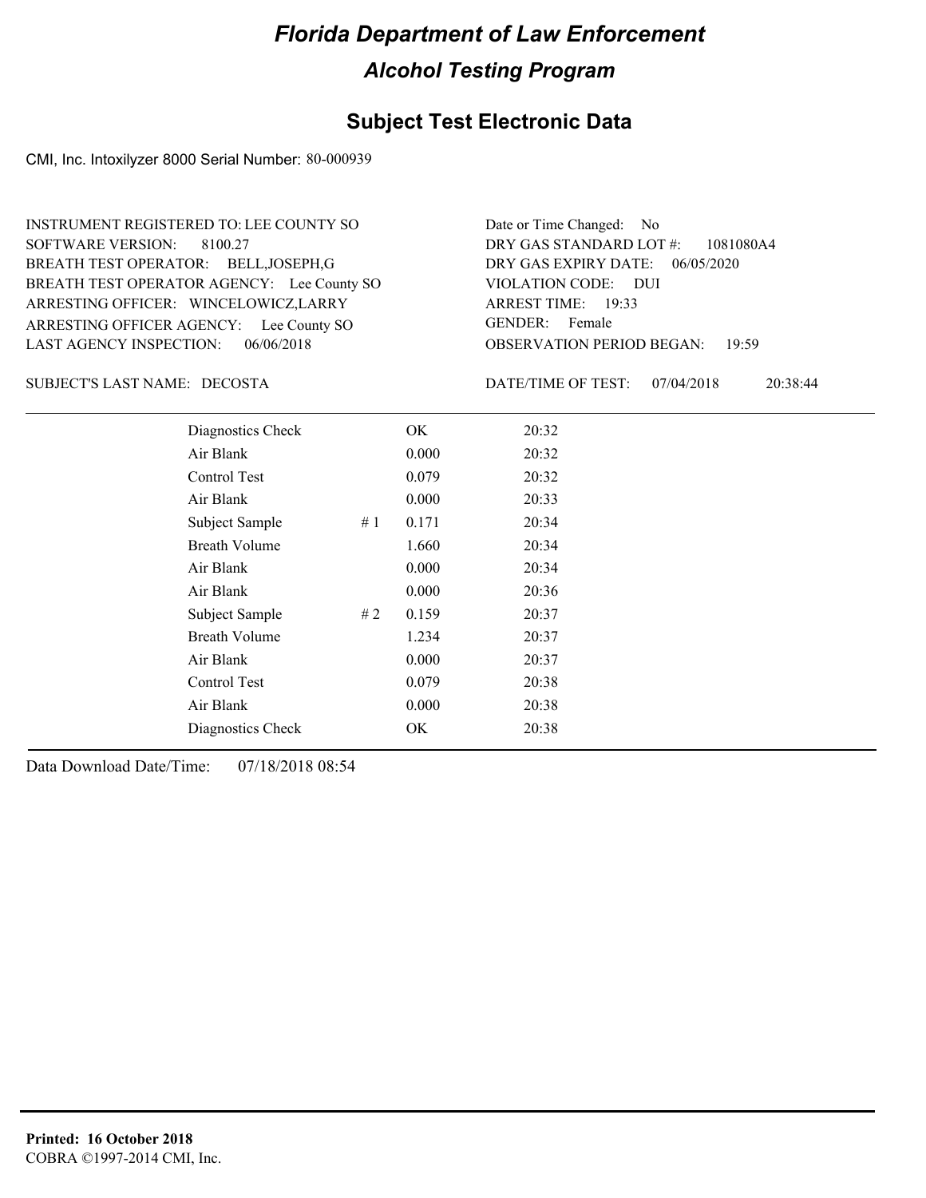# Florida Department of Law Enforcement

## Alcohol Testing Program

## Subject Test Electronic Data

CMI, Inc. Intoxilyzer 8000 Serial Number: 80-000939

INSTRUMENT REGISTERED TO: LEE COUNTY SO
SOFTWARE VERSION: 8100.27
BREATH TEST OPERATOR: BELL,JOSEPH,G
BREATH TEST OPERATOR AGENCY: Lee County SO
ARRESTING OFFICER: WINCELOWICZ,LARRY
ARRESTING OFFICER AGENCY: Lee County SO
LAST AGENCY INSPECTION: 06/06/2018

Date or Time Changed: No
DRY GAS STANDARD LOT #: 1081080A4
DRY GAS EXPIRY DATE: 06/05/2020
VIOLATION CODE: DUI
ARREST TIME: 19:33
GENDER: Female
OBSERVATION PERIOD BEGAN: 19:59

SUBJECT'S LAST NAME: DECOSTA

DATE/TIME OF TEST: 07/04/2018 20:38:44

| | | | |
|---|---|---|---|
| Diagnostics Check | | OK | 20:32 |
| Air Blank | | 0.000 | 20:32 |
| Control Test | | 0.079 | 20:32 |
| Air Blank | | 0.000 | 20:33 |
| Subject Sample | # 1 | 0.171 | 20:34 |
| Breath Volume | | 1.660 | 20:34 |
| Air Blank | | 0.000 | 20:34 |
| Air Blank | | 0.000 | 20:36 |
| Subject Sample | # 2 | 0.159 | 20:37 |
| Breath Volume | | 1.234 | 20:37 |
| Air Blank | | 0.000 | 20:37 |
| Control Test | | 0.079 | 20:38 |
| Air Blank | | 0.000 | 20:38 |
| Diagnostics Check | | OK | 20:38 |

Data Download Date/Time: 07/18/2018 08:54

**Printed: 16 October 2018**
COBRA ©1997-2014 CMI, Inc.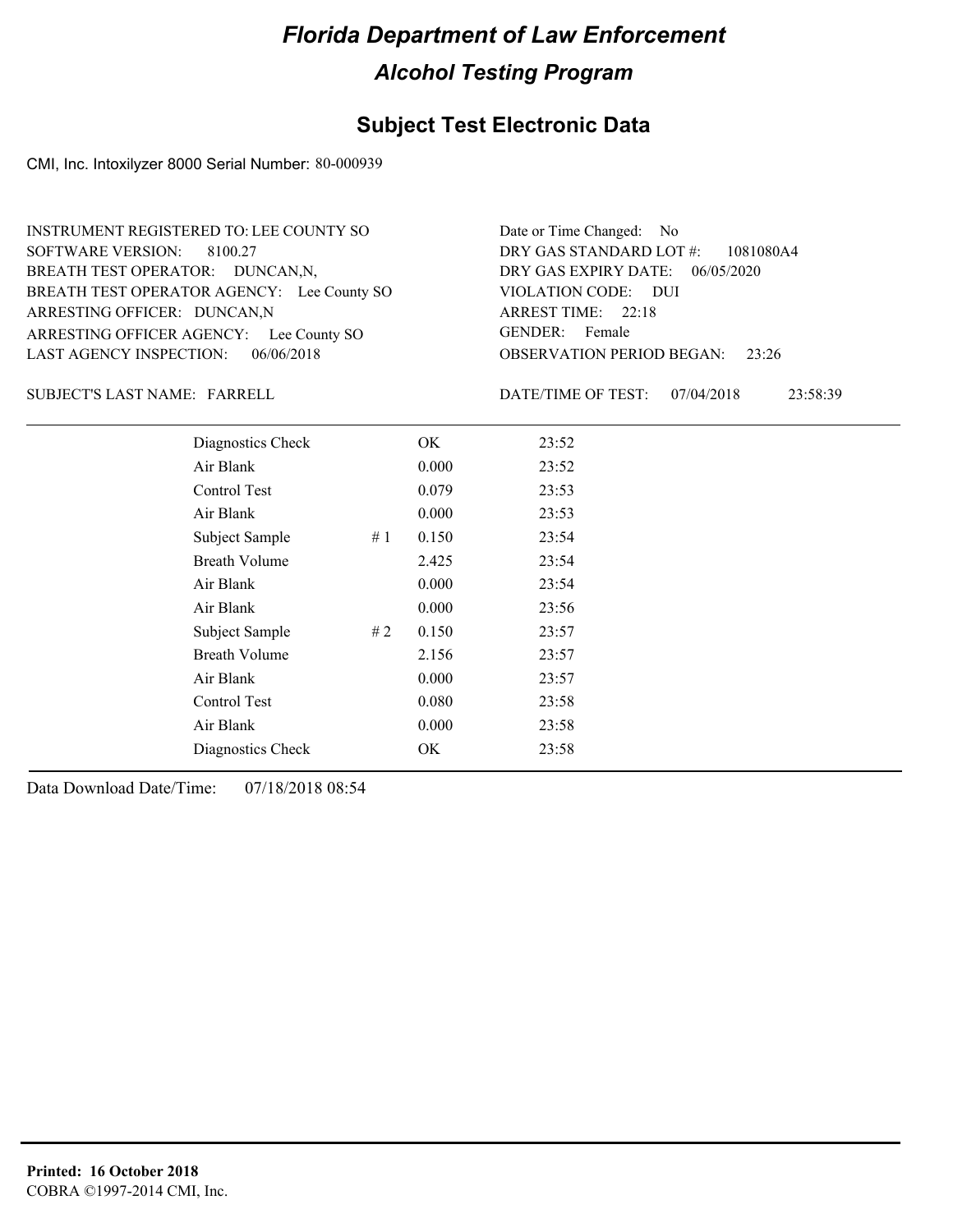# Florida Department of Law Enforcement

## Alcohol Testing Program

### Subject Test Electronic Data

CMI, Inc. Intoxilyzer 8000 Serial Number: 80-000939

INSTRUMENT REGISTERED TO: LEE COUNTY SO
SOFTWARE VERSION: 8100.27
BREATH TEST OPERATOR: DUNCAN,N,
BREATH TEST OPERATOR AGENCY: Lee County SO
ARRESTING OFFICER: DUNCAN,N
ARRESTING OFFICER AGENCY: Lee County SO
LAST AGENCY INSPECTION: 06/06/2018

Date or Time Changed: No
DRY GAS STANDARD LOT #: 1081080A4
DRY GAS EXPIRY DATE: 06/05/2020
VIOLATION CODE: DUI
ARREST TIME: 22:18
GENDER: Female
OBSERVATION PERIOD BEGAN: 23:26

SUBJECT'S LAST NAME: FARRELL

DATE/TIME OF TEST: 07/04/2018 23:58:39

| | | | |
|---|---|---|---|
| Diagnostics Check | | OK | 23:52 |
| Air Blank | | 0.000 | 23:52 |
| Control Test | | 0.079 | 23:53 |
| Air Blank | | 0.000 | 23:53 |
| Subject Sample | # 1 | 0.150 | 23:54 |
| Breath Volume | | 2.425 | 23:54 |
| Air Blank | | 0.000 | 23:54 |
| Air Blank | | 0.000 | 23:56 |
| Subject Sample | # 2 | 0.150 | 23:57 |
| Breath Volume | | 2.156 | 23:57 |
| Air Blank | | 0.000 | 23:57 |
| Control Test | | 0.080 | 23:58 |
| Air Blank | | 0.000 | 23:58 |
| Diagnostics Check | | OK | 23:58 |

Data Download Date/Time: 07/18/2018 08:54

**Printed: 16 October 2018**
COBRA ©1997-2014 CMI, Inc.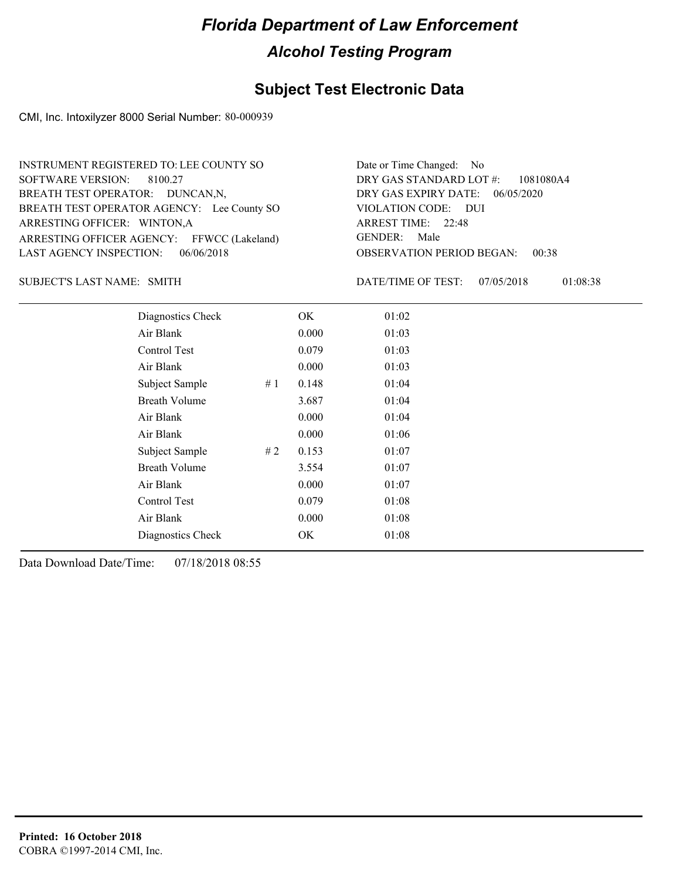# Florida Department of Law Enforcement

## Alcohol Testing Program

### Subject Test Electronic Data

CMI, Inc. Intoxilyzer 8000 Serial Number: 80-000939

INSTRUMENT REGISTERED TO: LEE COUNTY SO
SOFTWARE VERSION: 8100.27
BREATH TEST OPERATOR: DUNCAN,N,
BREATH TEST OPERATOR AGENCY: Lee County SO
ARRESTING OFFICER: WINTON,A
ARRESTING OFFICER AGENCY: FFWCC (Lakeland)
LAST AGENCY INSPECTION: 06/06/2018

Date or Time Changed: No
DRY GAS STANDARD LOT #: 1081080A4
DRY GAS EXPIRY DATE: 06/05/2020
VIOLATION CODE: DUI
ARREST TIME: 22:48
GENDER: Male
OBSERVATION PERIOD BEGAN: 00:38

SUBJECT'S LAST NAME: SMITH

DATE/TIME OF TEST: 07/05/2018 01:08:38

| | | | |
|---|---|---|---|
| Diagnostics Check | | OK | 01:02 |
| Air Blank | | 0.000 | 01:03 |
| Control Test | | 0.079 | 01:03 |
| Air Blank | | 0.000 | 01:03 |
| Subject Sample | # 1 | 0.148 | 01:04 |
| Breath Volume | | 3.687 | 01:04 |
| Air Blank | | 0.000 | 01:04 |
| Air Blank | | 0.000 | 01:06 |
| Subject Sample | # 2 | 0.153 | 01:07 |
| Breath Volume | | 3.554 | 01:07 |
| Air Blank | | 0.000 | 01:07 |
| Control Test | | 0.079 | 01:08 |
| Air Blank | | 0.000 | 01:08 |
| Diagnostics Check | | OK | 01:08 |

Data Download Date/Time: 07/18/2018 08:55

**Printed: 16 October 2018**
COBRA ©1997-2014 CMI, Inc.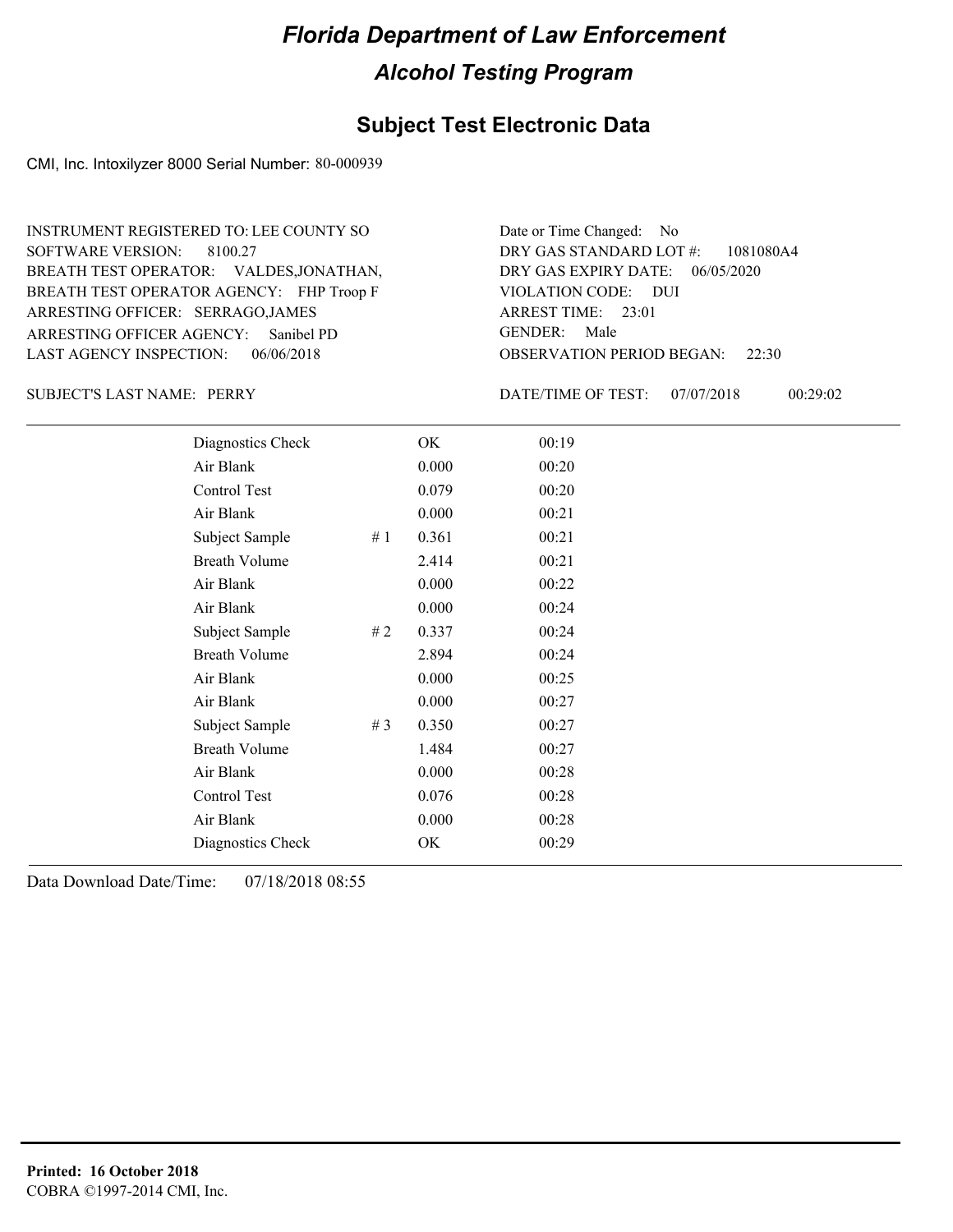# Florida Department of Law Enforcement

## Alcohol Testing Program

### Subject Test Electronic Data

CMI, Inc. Intoxilyzer 8000 Serial Number: 80-000939

INSTRUMENT REGISTERED TO: LEE COUNTY SO
SOFTWARE VERSION: 8100.27
BREATH TEST OPERATOR: VALDES,JONATHAN,
BREATH TEST OPERATOR AGENCY: FHP Troop F
ARRESTING OFFICER: SERRAGO,JAMES
ARRESTING OFFICER AGENCY: Sanibel PD
LAST AGENCY INSPECTION: 06/06/2018

Date or Time Changed: No
DRY GAS STANDARD LOT #: 1081080A4
DRY GAS EXPIRY DATE: 06/05/2020
VIOLATION CODE: DUI
ARREST TIME: 23:01
GENDER: Male
OBSERVATION PERIOD BEGAN: 22:30

SUBJECT'S LAST NAME: PERRY

DATE/TIME OF TEST: 07/07/2018 00:29:02

| | | | |
|---|---|---|---|
| Diagnostics Check | | OK | 00:19 |
| Air Blank | | 0.000 | 00:20 |
| Control Test | | 0.079 | 00:20 |
| Air Blank | | 0.000 | 00:21 |
| Subject Sample | # 1 | 0.361 | 00:21 |
| Breath Volume | | 2.414 | 00:21 |
| Air Blank | | 0.000 | 00:22 |
| Air Blank | | 0.000 | 00:24 |
| Subject Sample | # 2 | 0.337 | 00:24 |
| Breath Volume | | 2.894 | 00:24 |
| Air Blank | | 0.000 | 00:25 |
| Air Blank | | 0.000 | 00:27 |
| Subject Sample | # 3 | 0.350 | 00:27 |
| Breath Volume | | 1.484 | 00:27 |
| Air Blank | | 0.000 | 00:28 |
| Control Test | | 0.076 | 00:28 |
| Air Blank | | 0.000 | 00:28 |
| Diagnostics Check | | OK | 00:29 |

Data Download Date/Time: 07/18/2018 08:55

**Printed: 16 October 2018**
COBRA ©1997-2014 CMI, Inc.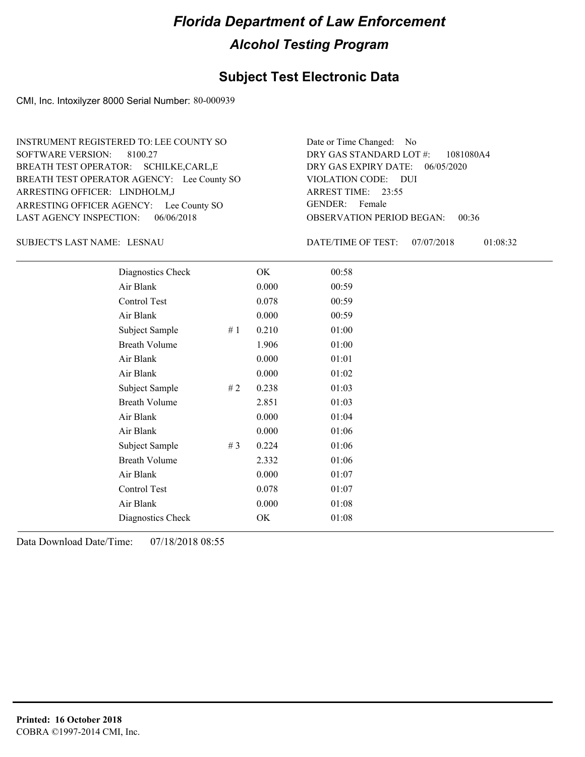# Florida Department of Law Enforcement

## Alcohol Testing Program

## Subject Test Electronic Data

CMI, Inc. Intoxilyzer 8000 Serial Number: 80-000939

INSTRUMENT REGISTERED TO: LEE COUNTY SO
SOFTWARE VERSION: 8100.27
BREATH TEST OPERATOR: SCHILKE,CARL,E
BREATH TEST OPERATOR AGENCY: Lee County SO
ARRESTING OFFICER: LINDHOLM,J
ARRESTING OFFICER AGENCY: Lee County SO
LAST AGENCY INSPECTION: 06/06/2018

Date or Time Changed: No
DRY GAS STANDARD LOT #: 1081080A4
DRY GAS EXPIRY DATE: 06/05/2020
VIOLATION CODE: DUI
ARREST TIME: 23:55
GENDER: Female
OBSERVATION PERIOD BEGAN: 00:36

SUBJECT'S LAST NAME: LESNAU

DATE/TIME OF TEST: 07/07/2018 01:08:32

| | | | |
|---|---|---|---|
| Diagnostics Check | | OK | 00:58 |
| Air Blank | | 0.000 | 00:59 |
| Control Test | | 0.078 | 00:59 |
| Air Blank | | 0.000 | 00:59 |
| Subject Sample | # 1 | 0.210 | 01:00 |
| Breath Volume | | 1.906 | 01:00 |
| Air Blank | | 0.000 | 01:01 |
| Air Blank | | 0.000 | 01:02 |
| Subject Sample | # 2 | 0.238 | 01:03 |
| Breath Volume | | 2.851 | 01:03 |
| Air Blank | | 0.000 | 01:04 |
| Air Blank | | 0.000 | 01:06 |
| Subject Sample | # 3 | 0.224 | 01:06 |
| Breath Volume | | 2.332 | 01:06 |
| Air Blank | | 0.000 | 01:07 |
| Control Test | | 0.078 | 01:07 |
| Air Blank | | 0.000 | 01:08 |
| Diagnostics Check | | OK | 01:08 |

Data Download Date/Time: 07/18/2018 08:55

**Printed: 16 October 2018**
COBRA ©1997-2014 CMI, Inc.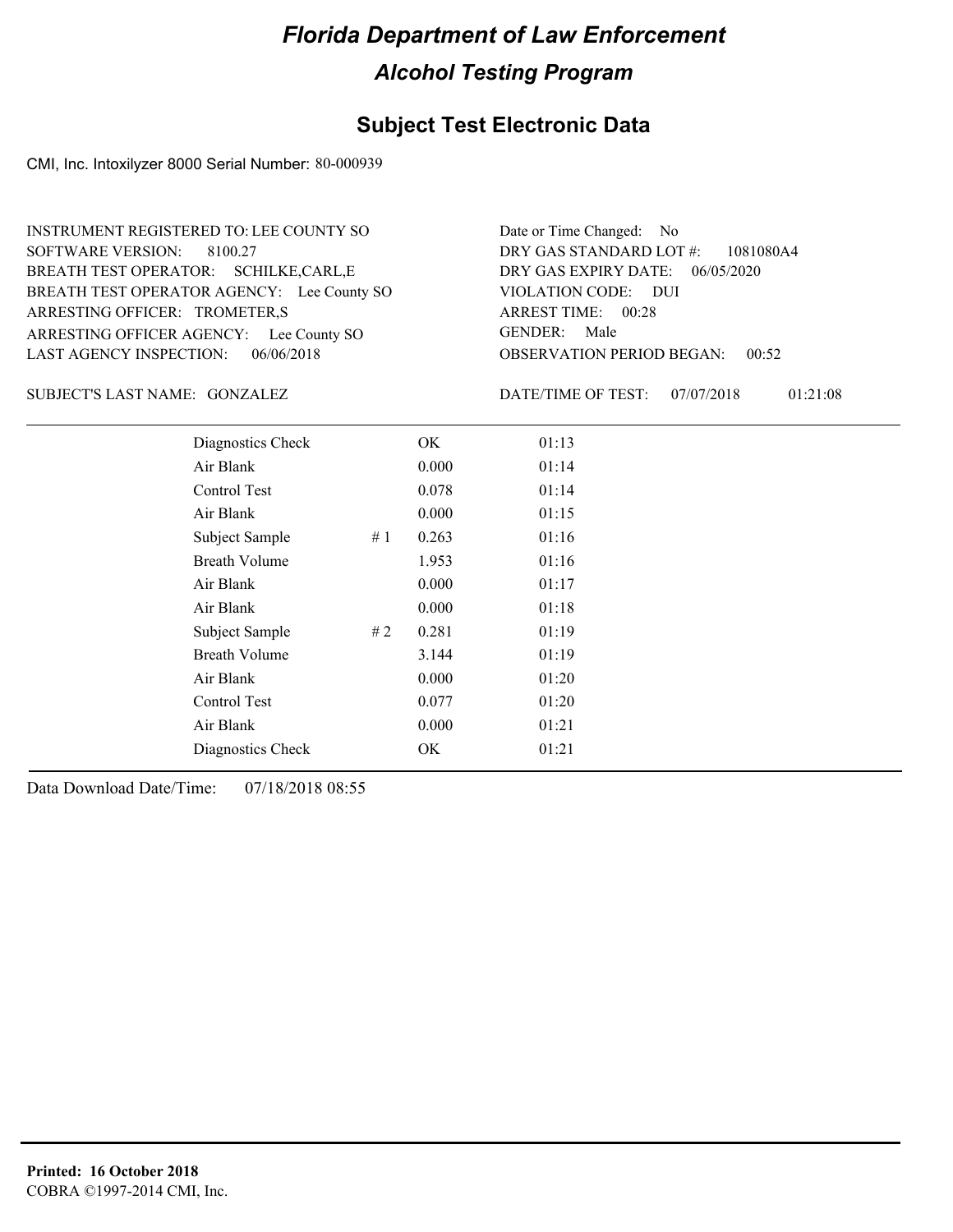# *Florida Department of Law Enforcement*

## *Alcohol Testing Program*

## Subject Test Electronic Data

CMI, Inc. Intoxilyzer 8000 Serial Number: 80-000939

INSTRUMENT REGISTERED TO: LEE COUNTY SO
SOFTWARE VERSION: 8100.27
BREATH TEST OPERATOR: SCHILKE,CARL,E
BREATH TEST OPERATOR AGENCY: Lee County SO
ARRESTING OFFICER: TROMETER,S
ARRESTING OFFICER AGENCY: Lee County SO
LAST AGENCY INSPECTION: 06/06/2018

Date or Time Changed: No
DRY GAS STANDARD LOT #: 1081080A4
DRY GAS EXPIRY DATE: 06/05/2020
VIOLATION CODE: DUI
ARREST TIME: 00:28
GENDER: Male
OBSERVATION PERIOD BEGAN: 00:52

SUBJECT'S LAST NAME: GONZALEZ

DATE/TIME OF TEST: 07/07/2018 01:21:08

| | | | |
|---|---|---|---|
| Diagnostics Check | | OK | 01:13 |
| Air Blank | | 0.000 | 01:14 |
| Control Test | | 0.078 | 01:14 |
| Air Blank | | 0.000 | 01:15 |
| Subject Sample | # 1 | 0.263 | 01:16 |
| Breath Volume | | 1.953 | 01:16 |
| Air Blank | | 0.000 | 01:17 |
| Air Blank | | 0.000 | 01:18 |
| Subject Sample | # 2 | 0.281 | 01:19 |
| Breath Volume | | 3.144 | 01:19 |
| Air Blank | | 0.000 | 01:20 |
| Control Test | | 0.077 | 01:20 |
| Air Blank | | 0.000 | 01:21 |
| Diagnostics Check | | OK | 01:21 |

Data Download Date/Time: 07/18/2018 08:55

**Printed: 16 October 2018**
COBRA ©1997-2014 CMI, Inc.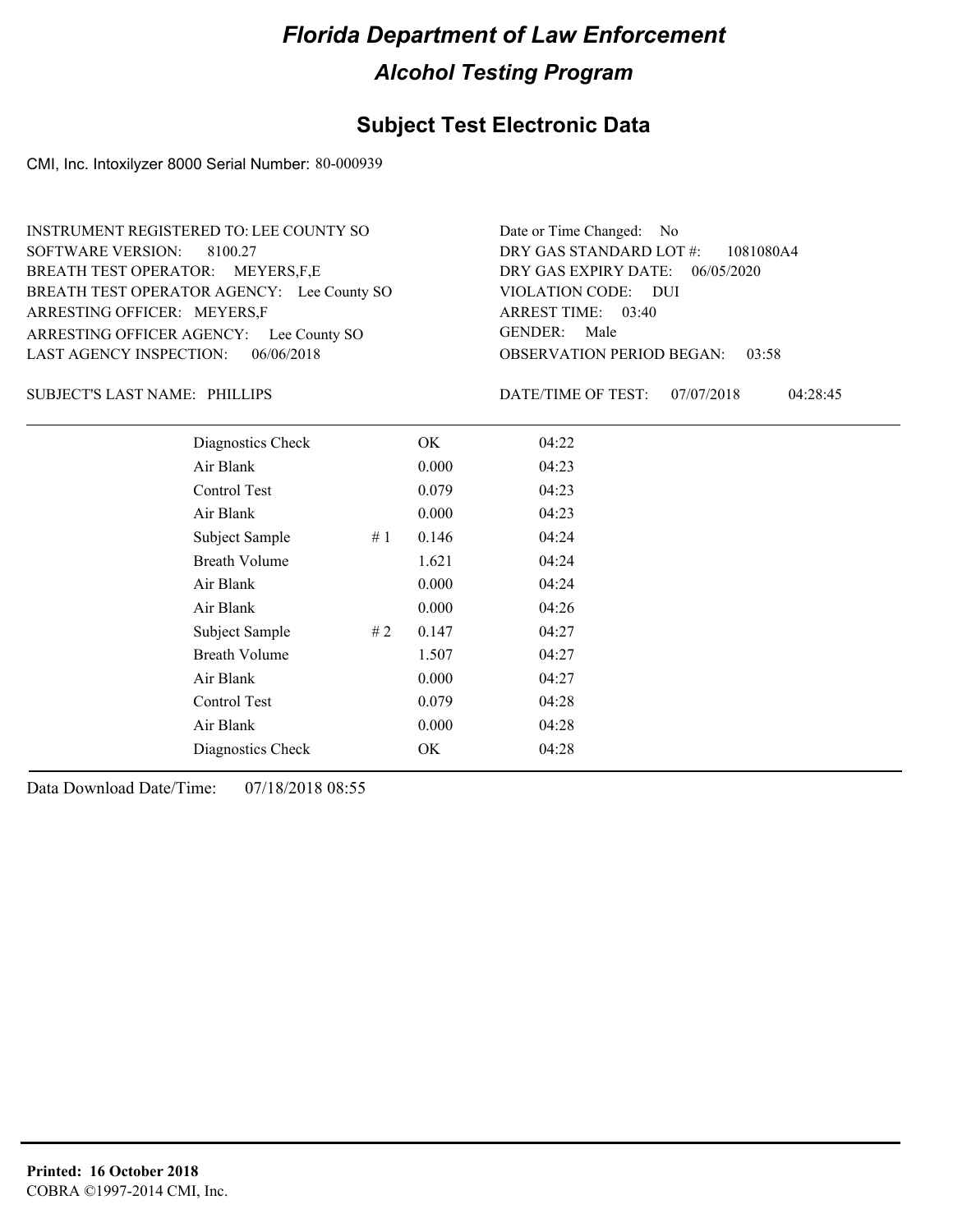# Florida Department of Law Enforcement

## Alcohol Testing Program

### Subject Test Electronic Data

CMI, Inc. Intoxilyzer 8000 Serial Number: 80-000939

INSTRUMENT REGISTERED TO: LEE COUNTY SO
SOFTWARE VERSION: 8100.27
BREATH TEST OPERATOR: MEYERS,F,E
BREATH TEST OPERATOR AGENCY: Lee County SO
ARRESTING OFFICER: MEYERS,F
ARRESTING OFFICER AGENCY: Lee County SO
LAST AGENCY INSPECTION: 06/06/2018

Date or Time Changed: No
DRY GAS STANDARD LOT #: 1081080A4
DRY GAS EXPIRY DATE: 06/05/2020
VIOLATION CODE: DUI
ARREST TIME: 03:40
GENDER: Male
OBSERVATION PERIOD BEGAN: 03:58

SUBJECT'S LAST NAME: PHILLIPS

DATE/TIME OF TEST: 07/07/2018 04:28:45

| | | | |
|---|---|---|---|
| Diagnostics Check | | OK | 04:22 |
| Air Blank | | 0.000 | 04:23 |
| Control Test | | 0.079 | 04:23 |
| Air Blank | | 0.000 | 04:23 |
| Subject Sample | # 1 | 0.146 | 04:24 |
| Breath Volume | | 1.621 | 04:24 |
| Air Blank | | 0.000 | 04:24 |
| Air Blank | | 0.000 | 04:26 |
| Subject Sample | # 2 | 0.147 | 04:27 |
| Breath Volume | | 1.507 | 04:27 |
| Air Blank | | 0.000 | 04:27 |
| Control Test | | 0.079 | 04:28 |
| Air Blank | | 0.000 | 04:28 |
| Diagnostics Check | | OK | 04:28 |

Data Download Date/Time: 07/18/2018 08:55

**Printed: 16 October 2018**
COBRA ©1997-2014 CMI, Inc.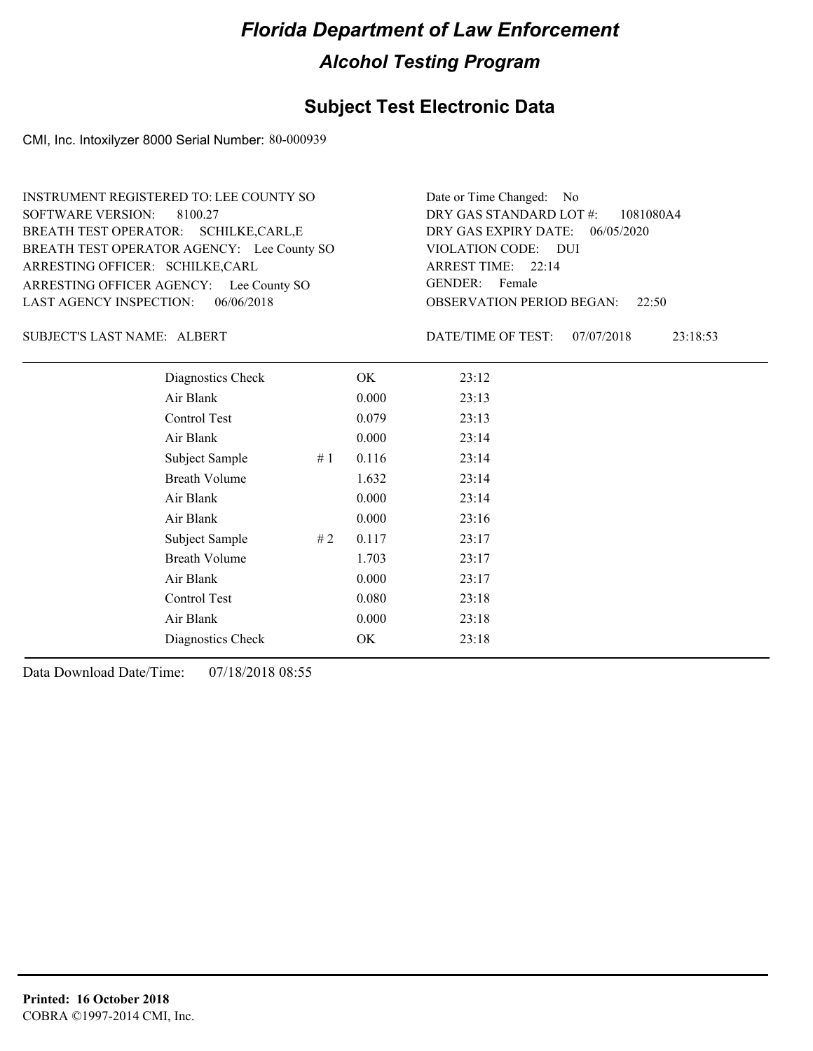# Florida Department of Law Enforcement

## Alcohol Testing Program

### Subject Test Electronic Data

CMI, Inc. Intoxilyzer 8000 Serial Number: 80-000939

INSTRUMENT REGISTERED TO: LEE COUNTY SO
SOFTWARE VERSION: 8100.27
BREATH TEST OPERATOR: SCHILKE,CARL,E
BREATH TEST OPERATOR AGENCY: Lee County SO
ARRESTING OFFICER: SCHILKE,CARL
ARRESTING OFFICER AGENCY: Lee County SO
LAST AGENCY INSPECTION: 06/06/2018

Date or Time Changed: No
DRY GAS STANDARD LOT #: 1081080A4
DRY GAS EXPIRY DATE: 06/05/2020
VIOLATION CODE: DUI
ARREST TIME: 22:14
GENDER: Female
OBSERVATION PERIOD BEGAN: 22:50

SUBJECT'S LAST NAME: ALBERT

DATE/TIME OF TEST: 07/07/2018 23:18:53

| | | | |
|---|---|---|---|
| Diagnostics Check | | OK | 23:12 |
| Air Blank | | 0.000 | 23:13 |
| Control Test | | 0.079 | 23:13 |
| Air Blank | | 0.000 | 23:14 |
| Subject Sample | # 1 | 0.116 | 23:14 |
| Breath Volume | | 1.632 | 23:14 |
| Air Blank | | 0.000 | 23:14 |
| Air Blank | | 0.000 | 23:16 |
| Subject Sample | # 2 | 0.117 | 23:17 |
| Breath Volume | | 1.703 | 23:17 |
| Air Blank | | 0.000 | 23:17 |
| Control Test | | 0.080 | 23:18 |
| Air Blank | | 0.000 | 23:18 |
| Diagnostics Check | | OK | 23:18 |

Data Download Date/Time: 07/18/2018 08:55

**Printed: 16 October 2018**
COBRA ©1997-2014 CMI, Inc.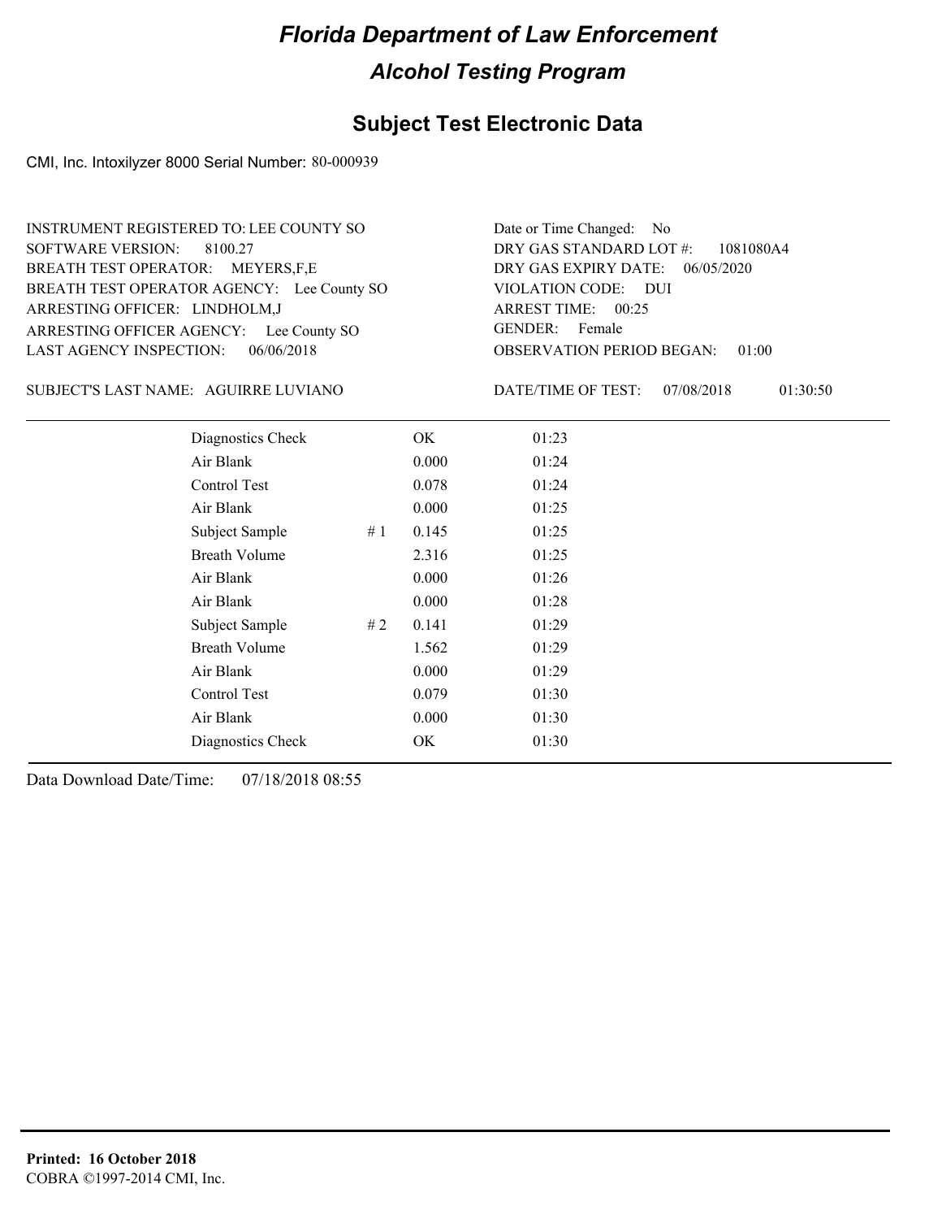# Florida Department of Law Enforcement

## Alcohol Testing Program

### Subject Test Electronic Data

CMI, Inc. Intoxilyzer 8000 Serial Number: 80-000939

INSTRUMENT REGISTERED TO: LEE COUNTY SO
SOFTWARE VERSION: 8100.27
BREATH TEST OPERATOR: MEYERS,F,E
BREATH TEST OPERATOR AGENCY: Lee County SO
ARRESTING OFFICER: LINDHOLM,J
ARRESTING OFFICER AGENCY: Lee County SO
LAST AGENCY INSPECTION: 06/06/2018

Date or Time Changed: No
DRY GAS STANDARD LOT #: 1081080A4
DRY GAS EXPIRY DATE: 06/05/2020
VIOLATION CODE: DUI
ARREST TIME: 00:25
GENDER: Female
OBSERVATION PERIOD BEGAN: 01:00

SUBJECT'S LAST NAME: AGUIRRE LUVIANO

DATE/TIME OF TEST: 07/08/2018 01:30:50

| | | | |
|---|---|---|---|
| Diagnostics Check | | OK | 01:23 |
| Air Blank | | 0.000 | 01:24 |
| Control Test | | 0.078 | 01:24 |
| Air Blank | | 0.000 | 01:25 |
| Subject Sample | # 1 | 0.145 | 01:25 |
| Breath Volume | | 2.316 | 01:25 |
| Air Blank | | 0.000 | 01:26 |
| Air Blank | | 0.000 | 01:28 |
| Subject Sample | # 2 | 0.141 | 01:29 |
| Breath Volume | | 1.562 | 01:29 |
| Air Blank | | 0.000 | 01:29 |
| Control Test | | 0.079 | 01:30 |
| Air Blank | | 0.000 | 01:30 |
| Diagnostics Check | | OK | 01:30 |

Data Download Date/Time: 07/18/2018 08:55

**Printed: 16 October 2018**
COBRA ©1997-2014 CMI, Inc.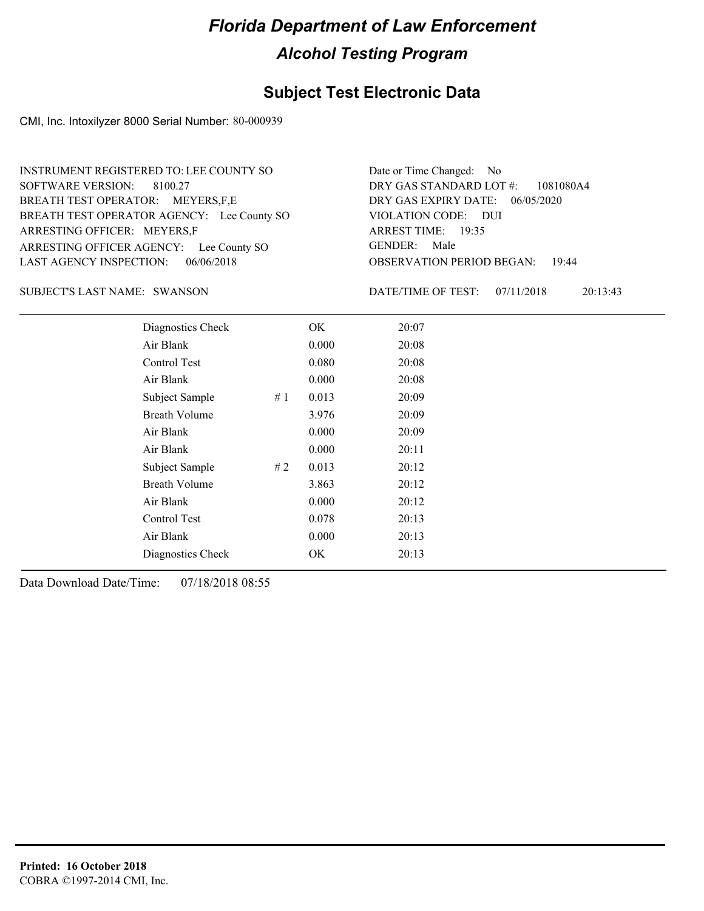# Florida Department of Law Enforcement

## Alcohol Testing Program

### Subject Test Electronic Data

CMI, Inc. Intoxilyzer 8000 Serial Number: 80-000939

INSTRUMENT REGISTERED TO: LEE COUNTY SO
SOFTWARE VERSION: 8100.27
BREATH TEST OPERATOR: MEYERS,F,E
BREATH TEST OPERATOR AGENCY: Lee County SO
ARRESTING OFFICER: MEYERS,F
ARRESTING OFFICER AGENCY: Lee County SO
LAST AGENCY INSPECTION: 06/06/2018

Date or Time Changed: No
DRY GAS STANDARD LOT #: 1081080A4
DRY GAS EXPIRY DATE: 06/05/2020
VIOLATION CODE: DUI
ARREST TIME: 19:35
GENDER: Male
OBSERVATION PERIOD BEGAN: 19:44

SUBJECT'S LAST NAME: SWANSON

DATE/TIME OF TEST: 07/11/2018 20:13:43

| | | | |
|---|---|---|---|
| Diagnostics Check | | OK | 20:07 |
| Air Blank | | 0.000 | 20:08 |
| Control Test | | 0.080 | 20:08 |
| Air Blank | | 0.000 | 20:08 |
| Subject Sample | # 1 | 0.013 | 20:09 |
| Breath Volume | | 3.976 | 20:09 |
| Air Blank | | 0.000 | 20:09 |
| Air Blank | | 0.000 | 20:11 |
| Subject Sample | # 2 | 0.013 | 20:12 |
| Breath Volume | | 3.863 | 20:12 |
| Air Blank | | 0.000 | 20:12 |
| Control Test | | 0.078 | 20:13 |
| Air Blank | | 0.000 | 20:13 |
| Diagnostics Check | | OK | 20:13 |

Data Download Date/Time: 07/18/2018 08:55

**Printed: 16 October 2018**
COBRA ©1997-2014 CMI, Inc.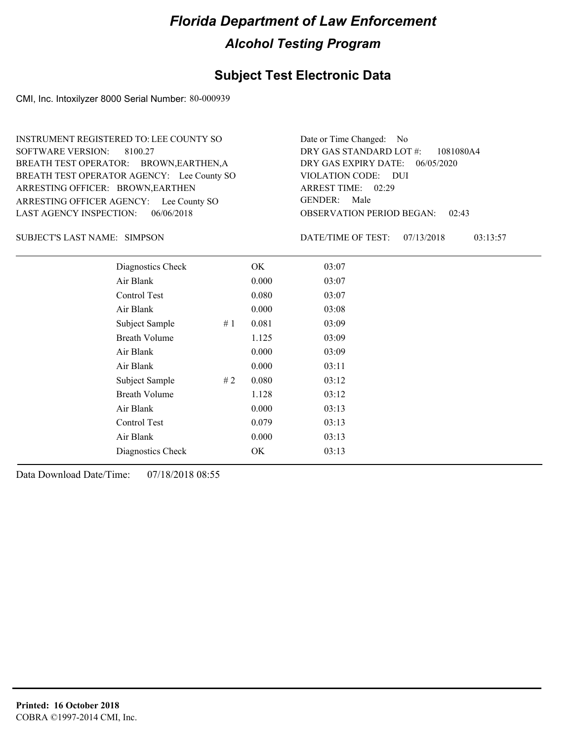# Florida Department of Law Enforcement

## Alcohol Testing Program

### Subject Test Electronic Data

CMI, Inc. Intoxilyzer 8000 Serial Number: 80-000939

INSTRUMENT REGISTERED TO: LEE COUNTY SO
SOFTWARE VERSION: 8100.27
BREATH TEST OPERATOR: BROWN,EARTHEN,A
BREATH TEST OPERATOR AGENCY: Lee County SO
ARRESTING OFFICER: BROWN,EARTHEN
ARRESTING OFFICER AGENCY: Lee County SO
LAST AGENCY INSPECTION: 06/06/2018

Date or Time Changed: No
DRY GAS STANDARD LOT #: 1081080A4
DRY GAS EXPIRY DATE: 06/05/2020
VIOLATION CODE: DUI
ARREST TIME: 02:29
GENDER: Male
OBSERVATION PERIOD BEGAN: 02:43

SUBJECT'S LAST NAME: SIMPSON

DATE/TIME OF TEST: 07/13/2018 03:13:57

| | | | |
|---|---|---|---|
| Diagnostics Check | | OK | 03:07 |
| Air Blank | | 0.000 | 03:07 |
| Control Test | | 0.080 | 03:07 |
| Air Blank | | 0.000 | 03:08 |
| Subject Sample | # 1 | 0.081 | 03:09 |
| Breath Volume | | 1.125 | 03:09 |
| Air Blank | | 0.000 | 03:09 |
| Air Blank | | 0.000 | 03:11 |
| Subject Sample | # 2 | 0.080 | 03:12 |
| Breath Volume | | 1.128 | 03:12 |
| Air Blank | | 0.000 | 03:13 |
| Control Test | | 0.079 | 03:13 |
| Air Blank | | 0.000 | 03:13 |
| Diagnostics Check | | OK | 03:13 |

Data Download Date/Time: 07/18/2018 08:55

**Printed: 16 October 2018**
COBRA ©1997-2014 CMI, Inc.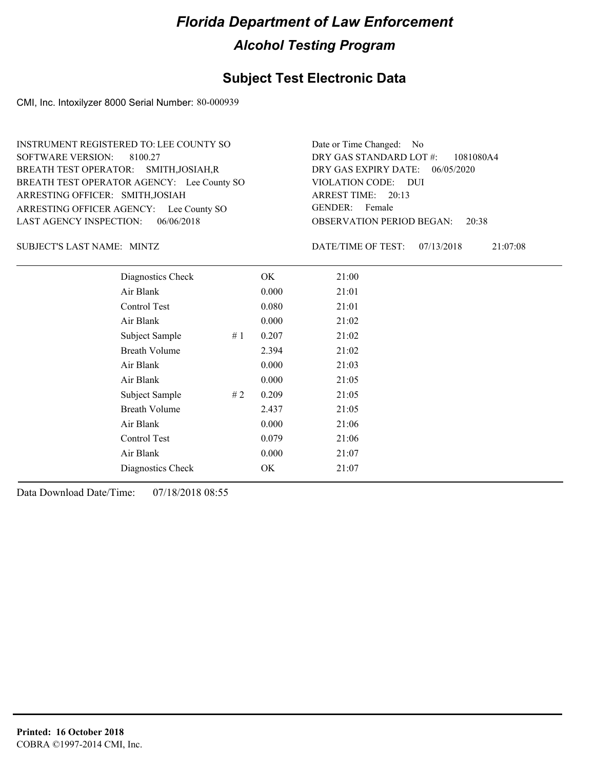# Florida Department of Law Enforcement

## Alcohol Testing Program

### Subject Test Electronic Data

CMI, Inc. Intoxilyzer 8000 Serial Number: 80-000939

INSTRUMENT REGISTERED TO: LEE COUNTY SO
SOFTWARE VERSION: 8100.27
BREATH TEST OPERATOR: SMITH,JOSIAH,R
BREATH TEST OPERATOR AGENCY: Lee County SO
ARRESTING OFFICER: SMITH,JOSIAH
ARRESTING OFFICER AGENCY: Lee County SO
LAST AGENCY INSPECTION: 06/06/2018

Date or Time Changed: No
DRY GAS STANDARD LOT #: 1081080A4
DRY GAS EXPIRY DATE: 06/05/2020
VIOLATION CODE: DUI
ARREST TIME: 20:13
GENDER: Female
OBSERVATION PERIOD BEGAN: 20:38

SUBJECT'S LAST NAME: MINTZ

DATE/TIME OF TEST: 07/13/2018 21:07:08

| | | | |
|---|---|---|---|
| Diagnostics Check | | OK | 21:00 |
| Air Blank | | 0.000 | 21:01 |
| Control Test | | 0.080 | 21:01 |
| Air Blank | | 0.000 | 21:02 |
| Subject Sample | # 1 | 0.207 | 21:02 |
| Breath Volume | | 2.394 | 21:02 |
| Air Blank | | 0.000 | 21:03 |
| Air Blank | | 0.000 | 21:05 |
| Subject Sample | # 2 | 0.209 | 21:05 |
| Breath Volume | | 2.437 | 21:05 |
| Air Blank | | 0.000 | 21:06 |
| Control Test | | 0.079 | 21:06 |
| Air Blank | | 0.000 | 21:07 |
| Diagnostics Check | | OK | 21:07 |

Data Download Date/Time: 07/18/2018 08:55

**Printed: 16 October 2018**
COBRA ©1997-2014 CMI, Inc.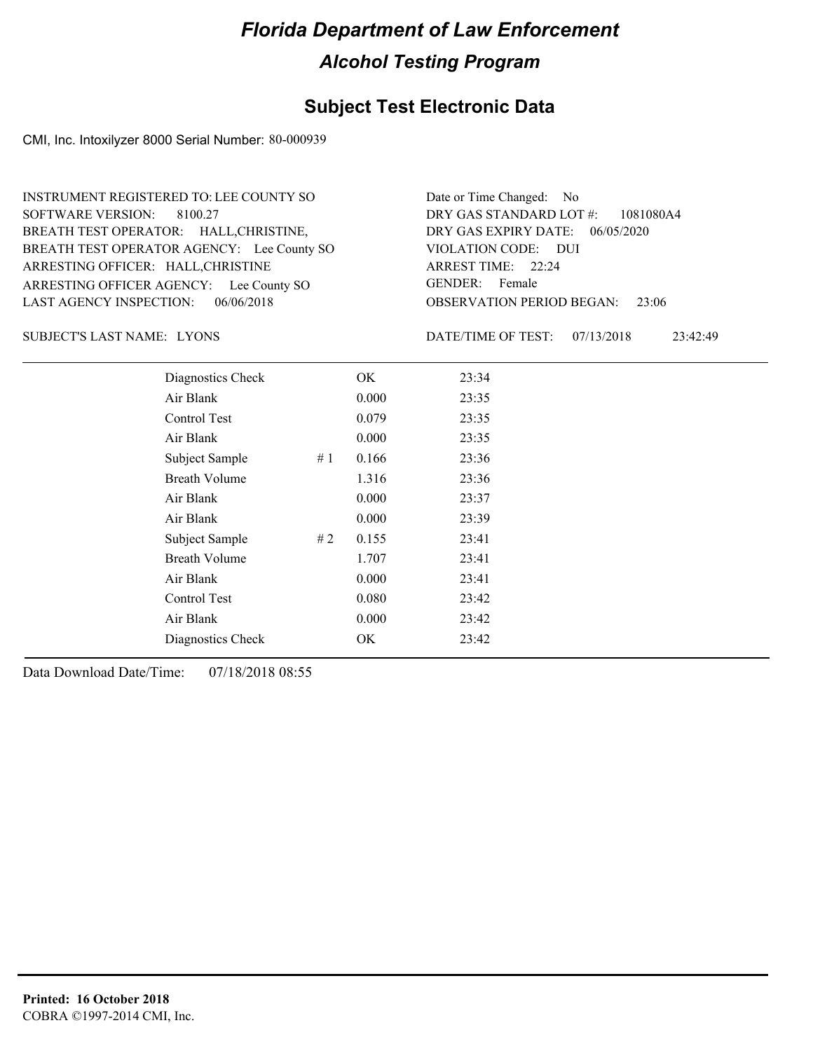# Florida Department of Law Enforcement

## Alcohol Testing Program

### Subject Test Electronic Data

CMI, Inc. Intoxilyzer 8000 Serial Number: 80-000939

INSTRUMENT REGISTERED TO: LEE COUNTY SO
SOFTWARE VERSION: 8100.27
BREATH TEST OPERATOR: HALL,CHRISTINE,
BREATH TEST OPERATOR AGENCY: Lee County SO
ARRESTING OFFICER: HALL,CHRISTINE
ARRESTING OFFICER AGENCY: Lee County SO
LAST AGENCY INSPECTION: 06/06/2018

Date or Time Changed: No
DRY GAS STANDARD LOT #: 1081080A4
DRY GAS EXPIRY DATE: 06/05/2020
VIOLATION CODE: DUI
ARREST TIME: 22:24
GENDER: Female
OBSERVATION PERIOD BEGAN: 23:06

SUBJECT'S LAST NAME: LYONS

DATE/TIME OF TEST: 07/13/2018 23:42:49

| | | | |
|---|---|---|---|
| Diagnostics Check | | OK | 23:34 |
| Air Blank | | 0.000 | 23:35 |
| Control Test | | 0.079 | 23:35 |
| Air Blank | | 0.000 | 23:35 |
| Subject Sample | # 1 | 0.166 | 23:36 |
| Breath Volume | | 1.316 | 23:36 |
| Air Blank | | 0.000 | 23:37 |
| Air Blank | | 0.000 | 23:39 |
| Subject Sample | # 2 | 0.155 | 23:41 |
| Breath Volume | | 1.707 | 23:41 |
| Air Blank | | 0.000 | 23:41 |
| Control Test | | 0.080 | 23:42 |
| Air Blank | | 0.000 | 23:42 |
| Diagnostics Check | | OK | 23:42 |

Data Download Date/Time: 07/18/2018 08:55

**Printed: 16 October 2018**
COBRA ©1997-2014 CMI, Inc.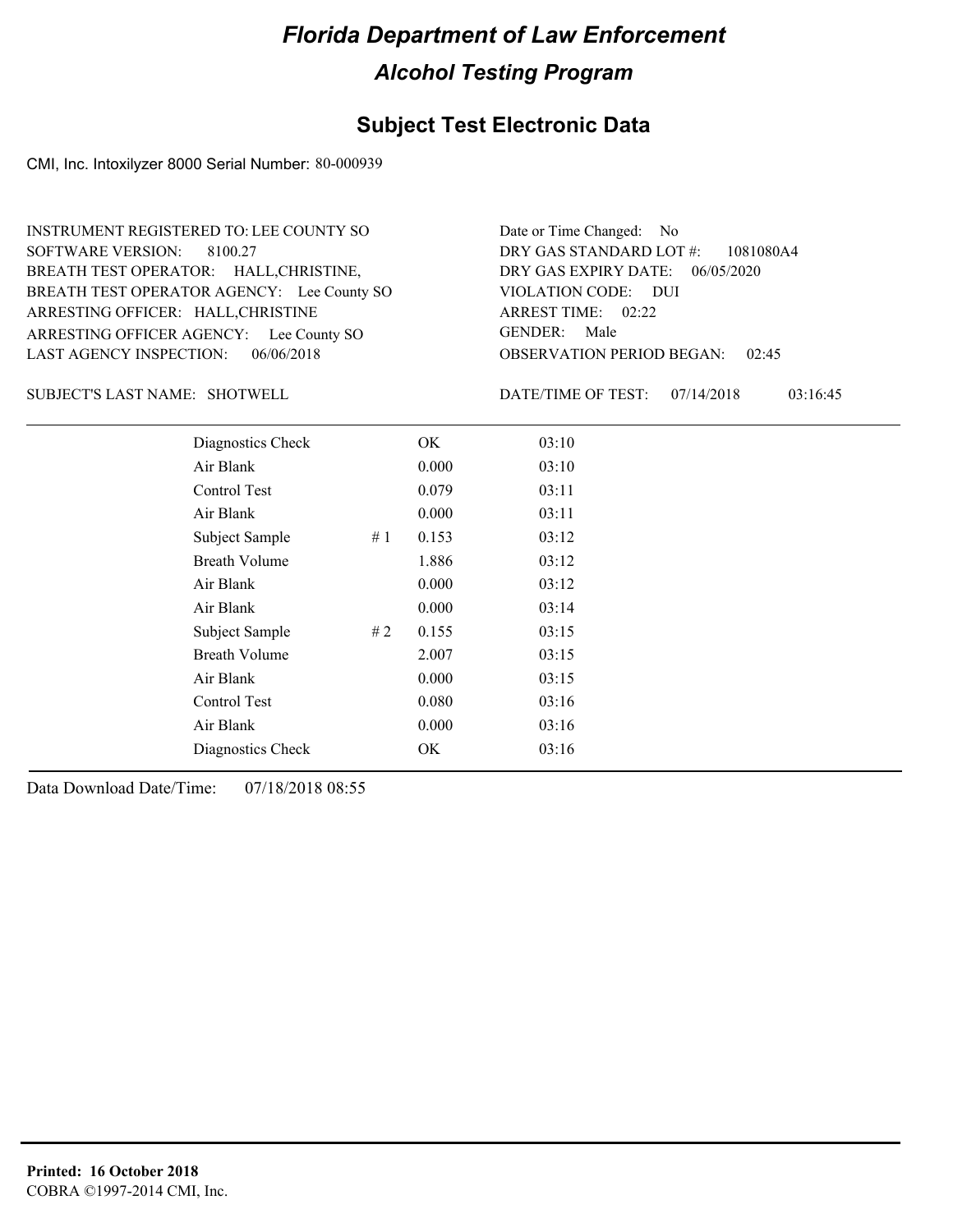# Florida Department of Law Enforcement

## Alcohol Testing Program

## Subject Test Electronic Data

CMI, Inc. Intoxilyzer 8000 Serial Number: 80-000939

INSTRUMENT REGISTERED TO: LEE COUNTY SO
SOFTWARE VERSION: 8100.27
BREATH TEST OPERATOR: HALL,CHRISTINE,
BREATH TEST OPERATOR AGENCY: Lee County SO
ARRESTING OFFICER: HALL,CHRISTINE
ARRESTING OFFICER AGENCY: Lee County SO
LAST AGENCY INSPECTION: 06/06/2018

Date or Time Changed: No
DRY GAS STANDARD LOT #: 1081080A4
DRY GAS EXPIRY DATE: 06/05/2020
VIOLATION CODE: DUI
ARREST TIME: 02:22
GENDER: Male
OBSERVATION PERIOD BEGAN: 02:45

SUBJECT'S LAST NAME: SHOTWELL

DATE/TIME OF TEST: 07/14/2018 03:16:45

| | | | |
|---|---|---|---|
| Diagnostics Check | | OK | 03:10 |
| Air Blank | | 0.000 | 03:10 |
| Control Test | | 0.079 | 03:11 |
| Air Blank | | 0.000 | 03:11 |
| Subject Sample | # 1 | 0.153 | 03:12 |
| Breath Volume | | 1.886 | 03:12 |
| Air Blank | | 0.000 | 03:12 |
| Air Blank | | 0.000 | 03:14 |
| Subject Sample | # 2 | 0.155 | 03:15 |
| Breath Volume | | 2.007 | 03:15 |
| Air Blank | | 0.000 | 03:15 |
| Control Test | | 0.080 | 03:16 |
| Air Blank | | 0.000 | 03:16 |
| Diagnostics Check | | OK | 03:16 |

Data Download Date/Time: 07/18/2018 08:55

**Printed: 16 October 2018**
COBRA ©1997-2014 CMI, Inc.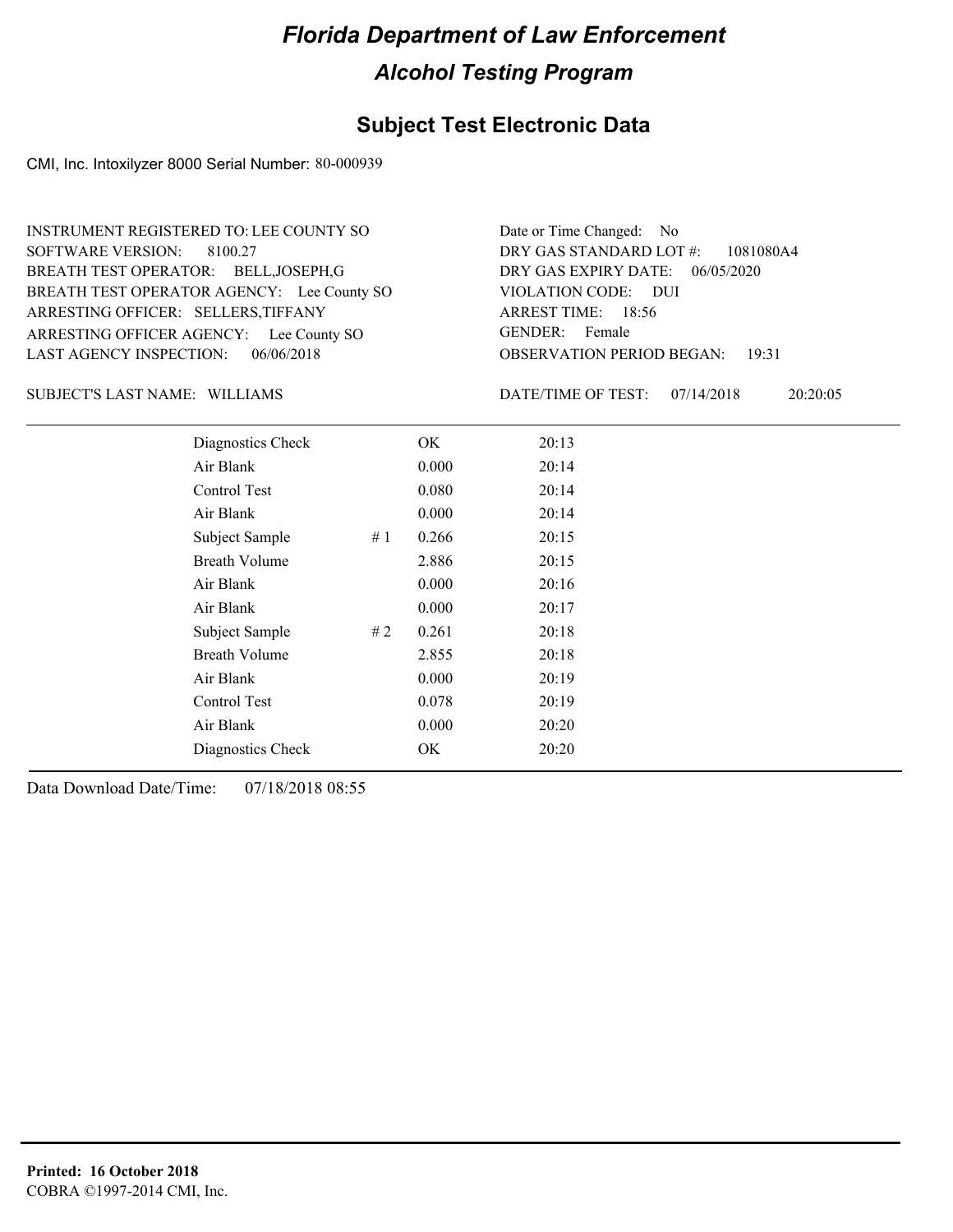# Florida Department of Law Enforcement

## Alcohol Testing Program

### Subject Test Electronic Data

CMI, Inc. Intoxilyzer 8000 Serial Number: 80-000939

INSTRUMENT REGISTERED TO: LEE COUNTY SO
SOFTWARE VERSION: 8100.27
BREATH TEST OPERATOR: BELL,JOSEPH,G
BREATH TEST OPERATOR AGENCY: Lee County SO
ARRESTING OFFICER: SELLERS,TIFFANY
ARRESTING OFFICER AGENCY: Lee County SO
LAST AGENCY INSPECTION: 06/06/2018

Date or Time Changed: No
DRY GAS STANDARD LOT #: 1081080A4
DRY GAS EXPIRY DATE: 06/05/2020
VIOLATION CODE: DUI
ARREST TIME: 18:56
GENDER: Female
OBSERVATION PERIOD BEGAN: 19:31

SUBJECT'S LAST NAME: WILLIAMS

DATE/TIME OF TEST: 07/14/2018 20:20:05

| | | | |
|---|---|---|---|
| Diagnostics Check | | OK | 20:13 |
| Air Blank | | 0.000 | 20:14 |
| Control Test | | 0.080 | 20:14 |
| Air Blank | | 0.000 | 20:14 |
| Subject Sample | # 1 | 0.266 | 20:15 |
| Breath Volume | | 2.886 | 20:15 |
| Air Blank | | 0.000 | 20:16 |
| Air Blank | | 0.000 | 20:17 |
| Subject Sample | # 2 | 0.261 | 20:18 |
| Breath Volume | | 2.855 | 20:18 |
| Air Blank | | 0.000 | 20:19 |
| Control Test | | 0.078 | 20:19 |
| Air Blank | | 0.000 | 20:20 |
| Diagnostics Check | | OK | 20:20 |

Data Download Date/Time: 07/18/2018 08:55

**Printed: 16 October 2018**
COBRA ©1997-2014 CMI, Inc.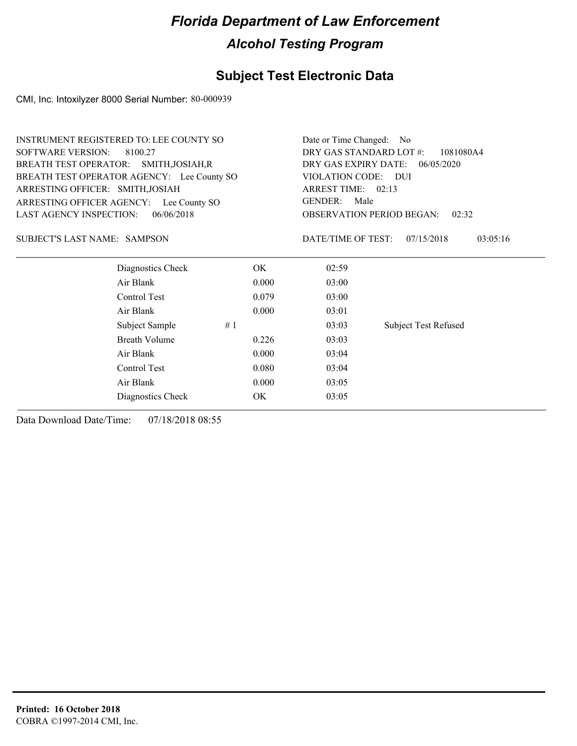# Florida Department of Law Enforcement

## Alcohol Testing Program

### Subject Test Electronic Data

CMI, Inc. Intoxilyzer 8000 Serial Number: 80-000939

INSTRUMENT REGISTERED TO: LEE COUNTY SO
SOFTWARE VERSION: 8100.27
BREATH TEST OPERATOR: SMITH,JOSIAH,R
BREATH TEST OPERATOR AGENCY: Lee County SO
ARRESTING OFFICER: SMITH,JOSIAH
ARRESTING OFFICER AGENCY: Lee County SO
LAST AGENCY INSPECTION: 06/06/2018

Date or Time Changed: No
DRY GAS STANDARD LOT #: 1081080A4
DRY GAS EXPIRY DATE: 06/05/2020
VIOLATION CODE: DUI
ARREST TIME: 02:13
GENDER: Male
OBSERVATION PERIOD BEGAN: 02:32

SUBJECT'S LAST NAME: SAMPSON

DATE/TIME OF TEST: 07/15/2018 03:05:16

| | | | | |
|---|---|---|---|---|
| Diagnostics Check | | OK | 02:59 | |
| Air Blank | | 0.000 | 03:00 | |
| Control Test | | 0.079 | 03:00 | |
| Air Blank | | 0.000 | 03:01 | |
| Subject Sample | # 1 | | 03:03 | Subject Test Refused |
| Breath Volume | | 0.226 | 03:03 | |
| Air Blank | | 0.000 | 03:04 | |
| Control Test | | 0.080 | 03:04 | |
| Air Blank | | 0.000 | 03:05 | |
| Diagnostics Check | | OK | 03:05 | |

Data Download Date/Time: 07/18/2018 08:55

**Printed: 16 October 2018**
COBRA ©1997-2014 CMI, Inc.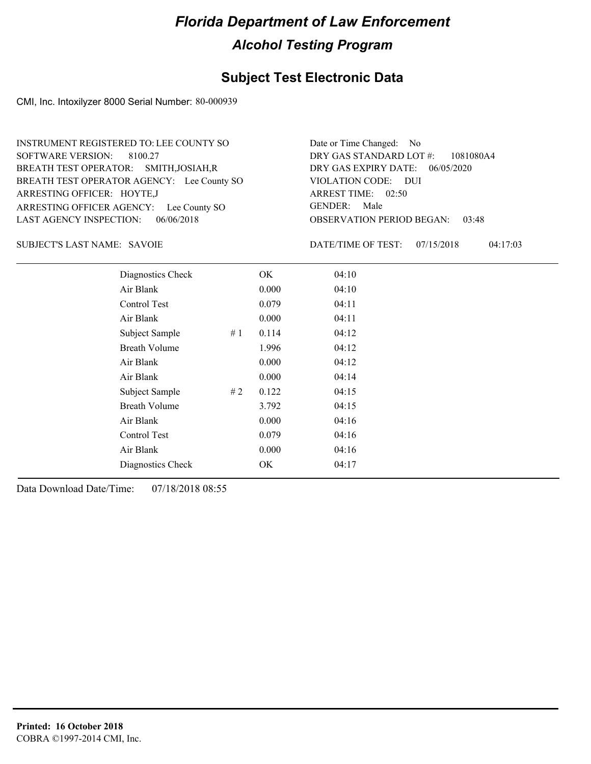# *Florida Department of Law Enforcement*

## *Alcohol Testing Program*

## Subject Test Electronic Data

CMI, Inc. Intoxilyzer 8000 Serial Number: 80-000939

INSTRUMENT REGISTERED TO: LEE COUNTY SO
SOFTWARE VERSION: 8100.27
BREATH TEST OPERATOR: SMITH,JOSIAH,R
BREATH TEST OPERATOR AGENCY: Lee County SO
ARRESTING OFFICER: HOYTE,J
ARRESTING OFFICER AGENCY: Lee County SO
LAST AGENCY INSPECTION: 06/06/2018

Date or Time Changed: No
DRY GAS STANDARD LOT #: 1081080A4
DRY GAS EXPIRY DATE: 06/05/2020
VIOLATION CODE: DUI
ARREST TIME: 02:50
GENDER: Male
OBSERVATION PERIOD BEGAN: 03:48

SUBJECT'S LAST NAME: SAVOIE

DATE/TIME OF TEST: 07/15/2018 04:17:03

| | | | |
|---|---|---|---|
| Diagnostics Check | | OK | 04:10 |
| Air Blank | | 0.000 | 04:10 |
| Control Test | | 0.079 | 04:11 |
| Air Blank | | 0.000 | 04:11 |
| Subject Sample | # 1 | 0.114 | 04:12 |
| Breath Volume | | 1.996 | 04:12 |
| Air Blank | | 0.000 | 04:12 |
| Air Blank | | 0.000 | 04:14 |
| Subject Sample | # 2 | 0.122 | 04:15 |
| Breath Volume | | 3.792 | 04:15 |
| Air Blank | | 0.000 | 04:16 |
| Control Test | | 0.079 | 04:16 |
| Air Blank | | 0.000 | 04:16 |
| Diagnostics Check | | OK | 04:17 |

Data Download Date/Time: 07/18/2018 08:55

**Printed: 16 October 2018**
COBRA ©1997-2014 CMI, Inc.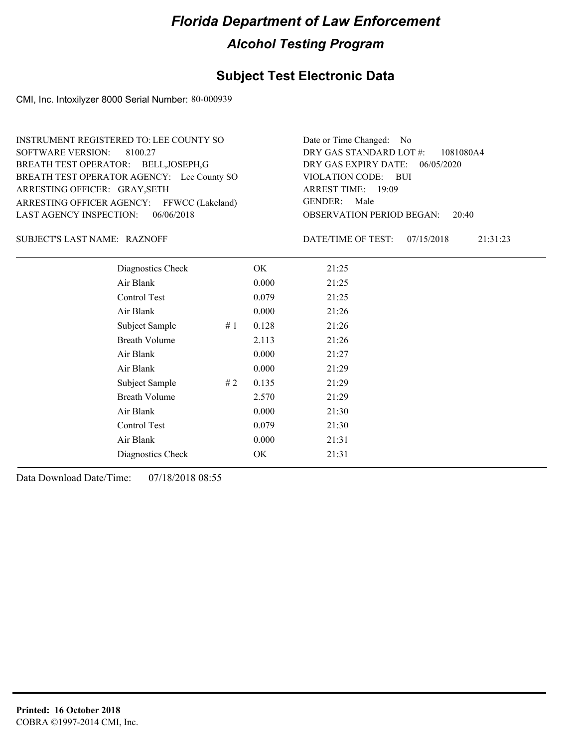# Florida Department of Law Enforcement

## Alcohol Testing Program

### Subject Test Electronic Data

CMI, Inc. Intoxilyzer 8000 Serial Number: 80-000939

INSTRUMENT REGISTERED TO: LEE COUNTY SO
SOFTWARE VERSION: 8100.27
BREATH TEST OPERATOR: BELL,JOSEPH,G
BREATH TEST OPERATOR AGENCY: Lee County SO
ARRESTING OFFICER: GRAY,SETH
ARRESTING OFFICER AGENCY: FFWCC (Lakeland)
LAST AGENCY INSPECTION: 06/06/2018

Date or Time Changed: No
DRY GAS STANDARD LOT #: 1081080A4
DRY GAS EXPIRY DATE: 06/05/2020
VIOLATION CODE: BUI
ARREST TIME: 19:09
GENDER: Male
OBSERVATION PERIOD BEGAN: 20:40

SUBJECT'S LAST NAME: RAZNOFF

DATE/TIME OF TEST: 07/15/2018 21:31:23

| | | | |
|---|---|---|---|
| Diagnostics Check | | OK | 21:25 |
| Air Blank | | 0.000 | 21:25 |
| Control Test | | 0.079 | 21:25 |
| Air Blank | | 0.000 | 21:26 |
| Subject Sample | # 1 | 0.128 | 21:26 |
| Breath Volume | | 2.113 | 21:26 |
| Air Blank | | 0.000 | 21:27 |
| Air Blank | | 0.000 | 21:29 |
| Subject Sample | # 2 | 0.135 | 21:29 |
| Breath Volume | | 2.570 | 21:29 |
| Air Blank | | 0.000 | 21:30 |
| Control Test | | 0.079 | 21:30 |
| Air Blank | | 0.000 | 21:31 |
| Diagnostics Check | | OK | 21:31 |

Data Download Date/Time: 07/18/2018 08:55

**Printed: 16 October 2018**
COBRA ©1997-2014 CMI, Inc.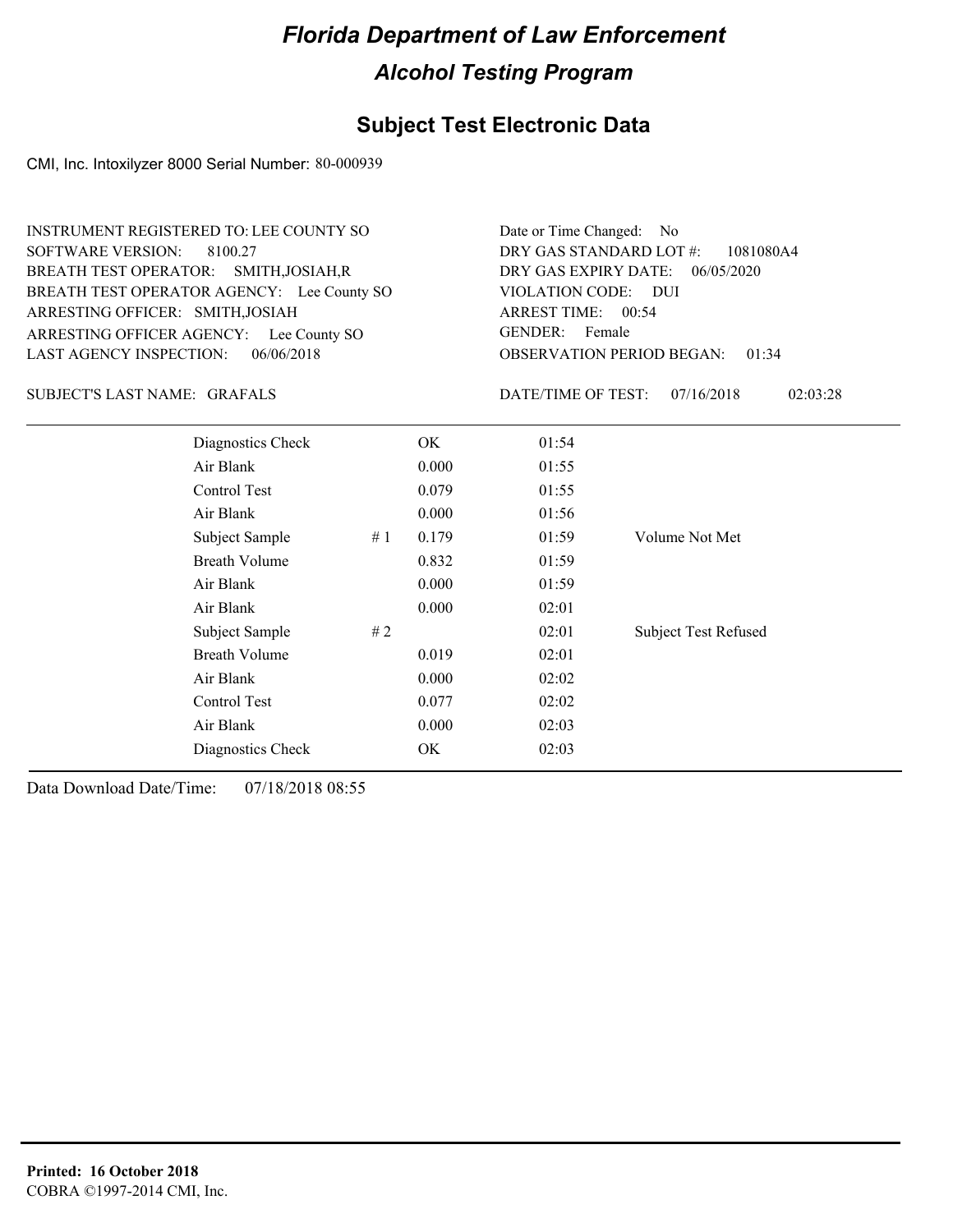# Florida Department of Law Enforcement

## Alcohol Testing Program

### Subject Test Electronic Data

CMI, Inc. Intoxilyzer 8000 Serial Number: 80-000939

INSTRUMENT REGISTERED TO: LEE COUNTY SO
SOFTWARE VERSION: 8100.27
BREATH TEST OPERATOR: SMITH,JOSIAH,R
BREATH TEST OPERATOR AGENCY: Lee County SO
ARRESTING OFFICER: SMITH,JOSIAH
ARRESTING OFFICER AGENCY: Lee County SO
LAST AGENCY INSPECTION: 06/06/2018

Date or Time Changed: No
DRY GAS STANDARD LOT #: 1081080A4
DRY GAS EXPIRY DATE: 06/05/2020
VIOLATION CODE: DUI
ARREST TIME: 00:54
GENDER: Female
OBSERVATION PERIOD BEGAN: 01:34

SUBJECT'S LAST NAME: GRAFALS

DATE/TIME OF TEST: 07/16/2018 02:03:28

| Test | # | Result | Time | Note |
|---|---|---|---|---|
| Diagnostics Check | | OK | 01:54 | |
| Air Blank | | 0.000 | 01:55 | |
| Control Test | | 0.079 | 01:55 | |
| Air Blank | | 0.000 | 01:56 | |
| Subject Sample | # 1 | 0.179 | 01:59 | Volume Not Met |
| Breath Volume | | 0.832 | 01:59 | |
| Air Blank | | 0.000 | 01:59 | |
| Air Blank | | 0.000 | 02:01 | |
| Subject Sample | # 2 | | 02:01 | Subject Test Refused |
| Breath Volume | | 0.019 | 02:01 | |
| Air Blank | | 0.000 | 02:02 | |
| Control Test | | 0.077 | 02:02 | |
| Air Blank | | 0.000 | 02:03 | |
| Diagnostics Check | | OK | 02:03 | |

Data Download Date/Time: 07/18/2018 08:55

**Printed: 16 October 2018**
COBRA ©1997-2014 CMI, Inc.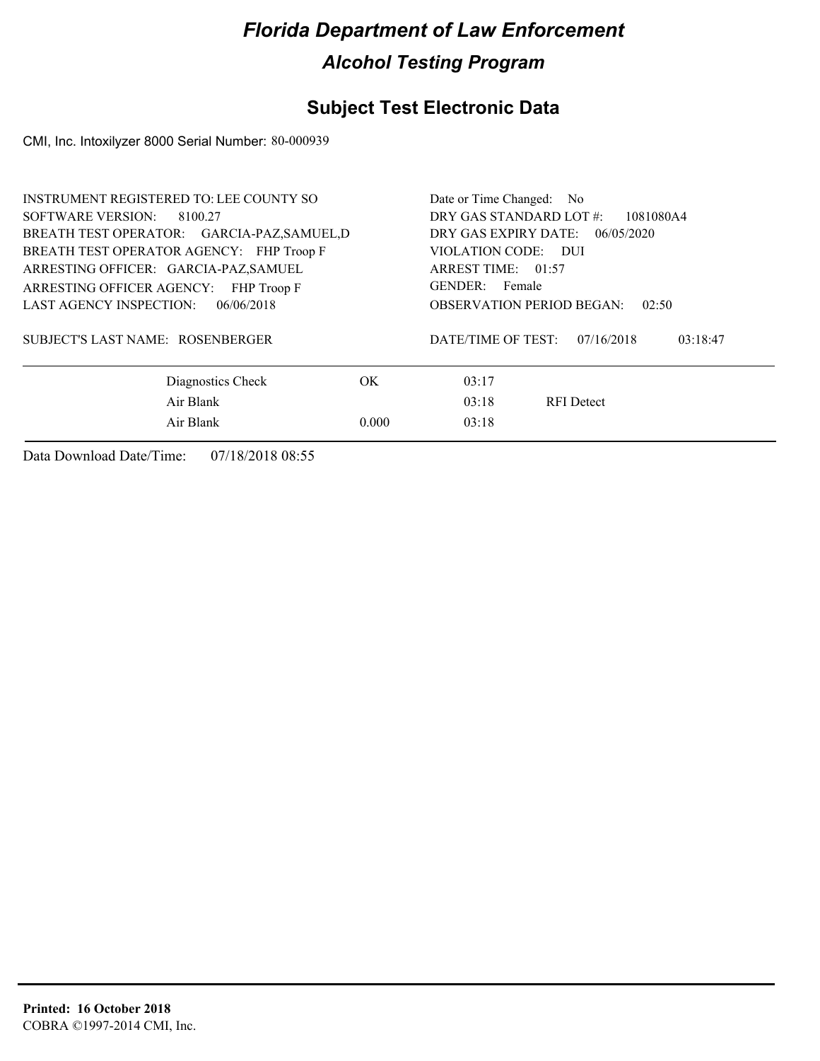# Florida Department of Law Enforcement

## Alcohol Testing Program

## Subject Test Electronic Data

CMI, Inc. Intoxilyzer 8000 Serial Number: 80-000939

INSTRUMENT REGISTERED TO: LEE COUNTY SO
SOFTWARE VERSION: 8100.27
BREATH TEST OPERATOR: GARCIA-PAZ,SAMUEL,D
BREATH TEST OPERATOR AGENCY: FHP Troop F
ARRESTING OFFICER: GARCIA-PAZ,SAMUEL
ARRESTING OFFICER AGENCY: FHP Troop F
LAST AGENCY INSPECTION: 06/06/2018

Date or Time Changed: No
DRY GAS STANDARD LOT #: 1081080A4
DRY GAS EXPIRY DATE: 06/05/2020
VIOLATION CODE: DUI
ARREST TIME: 01:57
GENDER: Female
OBSERVATION PERIOD BEGAN: 02:50

SUBJECT'S LAST NAME: ROSENBERGER

DATE/TIME OF TEST: 07/16/2018 03:18:47

| | | | |
|---|---|---|---|
| Diagnostics Check | OK | 03:17 | |
| Air Blank | | 03:18 | RFI Detect |
| Air Blank | 0.000 | 03:18 | |

Data Download Date/Time: 07/18/2018 08:55

**Printed: 16 October 2018**
COBRA ©1997-2014 CMI, Inc.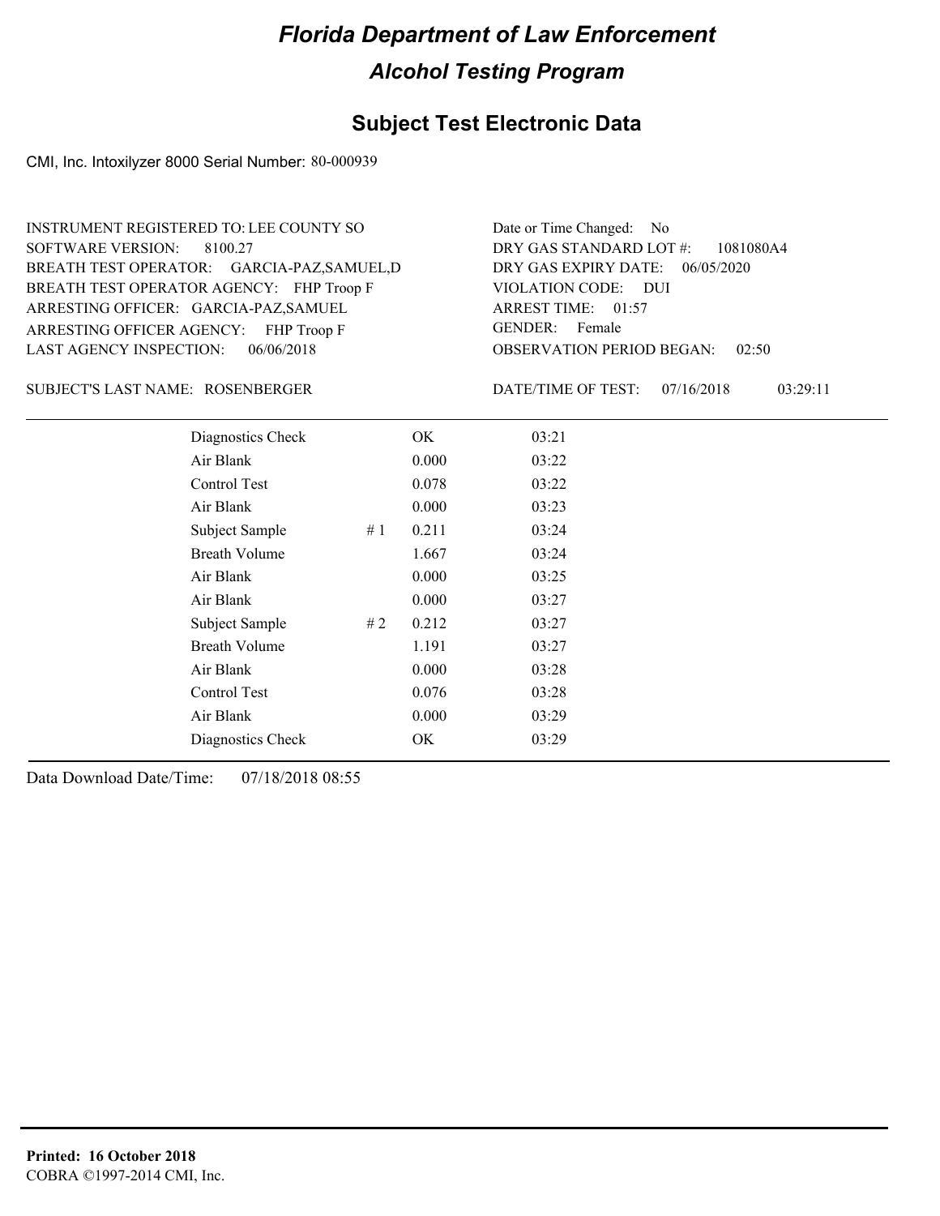# Florida Department of Law Enforcement

## Alcohol Testing Program

## Subject Test Electronic Data

CMI, Inc. Intoxilyzer 8000 Serial Number: 80-000939

INSTRUMENT REGISTERED TO: LEE COUNTY SO
SOFTWARE VERSION: 8100.27
BREATH TEST OPERATOR: GARCIA-PAZ,SAMUEL,D
BREATH TEST OPERATOR AGENCY: FHP Troop F
ARRESTING OFFICER: GARCIA-PAZ,SAMUEL
ARRESTING OFFICER AGENCY: FHP Troop F
LAST AGENCY INSPECTION: 06/06/2018

Date or Time Changed: No
DRY GAS STANDARD LOT #: 1081080A4
DRY GAS EXPIRY DATE: 06/05/2020
VIOLATION CODE: DUI
ARREST TIME: 01:57
GENDER: Female
OBSERVATION PERIOD BEGAN: 02:50

SUBJECT'S LAST NAME: ROSENBERGER

DATE/TIME OF TEST: 07/16/2018 03:29:11

| | | | |
|---|---|---|---|
| Diagnostics Check | | OK | 03:21 |
| Air Blank | | 0.000 | 03:22 |
| Control Test | | 0.078 | 03:22 |
| Air Blank | | 0.000 | 03:23 |
| Subject Sample | # 1 | 0.211 | 03:24 |
| Breath Volume | | 1.667 | 03:24 |
| Air Blank | | 0.000 | 03:25 |
| Air Blank | | 0.000 | 03:27 |
| Subject Sample | # 2 | 0.212 | 03:27 |
| Breath Volume | | 1.191 | 03:27 |
| Air Blank | | 0.000 | 03:28 |
| Control Test | | 0.076 | 03:28 |
| Air Blank | | 0.000 | 03:29 |
| Diagnostics Check | | OK | 03:29 |

Data Download Date/Time: 07/18/2018 08:55

**Printed: 16 October 2018**
COBRA ©1997-2014 CMI, Inc.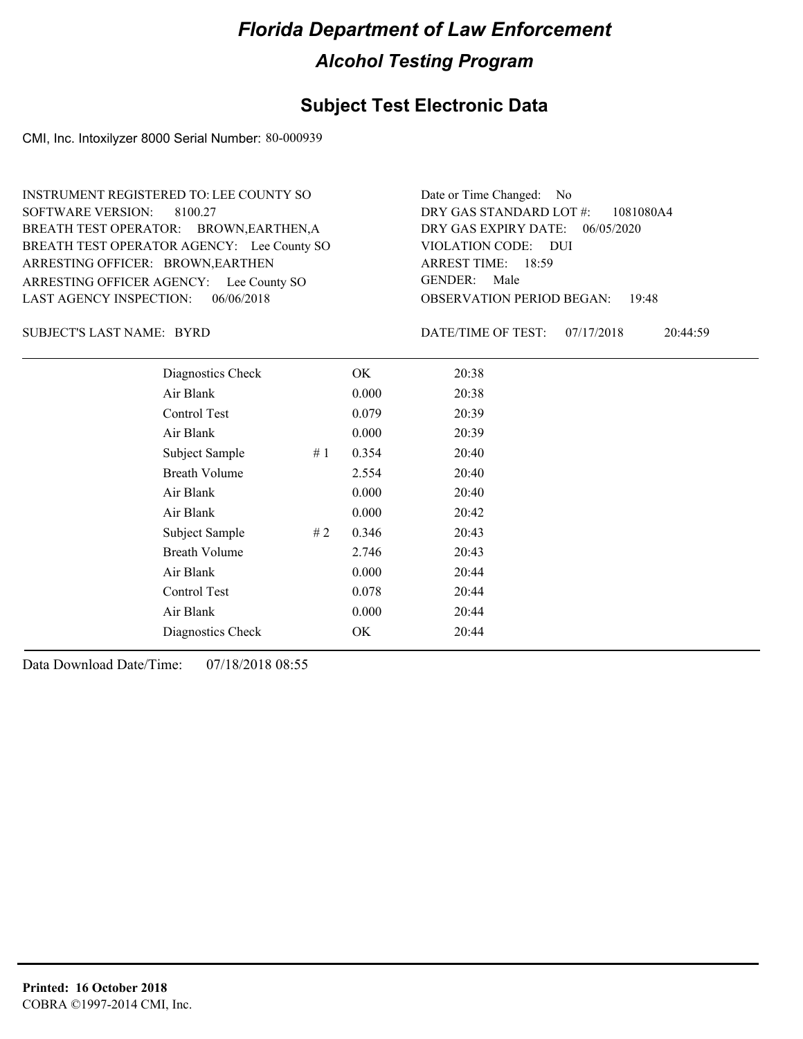# Florida Department of Law Enforcement

## Alcohol Testing Program

### Subject Test Electronic Data

CMI, Inc. Intoxilyzer 8000 Serial Number: 80-000939

INSTRUMENT REGISTERED TO: LEE COUNTY SO
SOFTWARE VERSION: 8100.27
BREATH TEST OPERATOR: BROWN,EARTHEN,A
BREATH TEST OPERATOR AGENCY: Lee County SO
ARRESTING OFFICER: BROWN,EARTHEN
ARRESTING OFFICER AGENCY: Lee County SO
LAST AGENCY INSPECTION: 06/06/2018

Date or Time Changed: No
DRY GAS STANDARD LOT #: 1081080A4
DRY GAS EXPIRY DATE: 06/05/2020
VIOLATION CODE: DUI
ARREST TIME: 18:59
GENDER: Male
OBSERVATION PERIOD BEGAN: 19:48

SUBJECT'S LAST NAME: BYRD

DATE/TIME OF TEST: 07/17/2018 20:44:59

| | | | |
|---|---|---|---|
| Diagnostics Check | | OK | 20:38 |
| Air Blank | | 0.000 | 20:38 |
| Control Test | | 0.079 | 20:39 |
| Air Blank | | 0.000 | 20:39 |
| Subject Sample | # 1 | 0.354 | 20:40 |
| Breath Volume | | 2.554 | 20:40 |
| Air Blank | | 0.000 | 20:40 |
| Air Blank | | 0.000 | 20:42 |
| Subject Sample | # 2 | 0.346 | 20:43 |
| Breath Volume | | 2.746 | 20:43 |
| Air Blank | | 0.000 | 20:44 |
| Control Test | | 0.078 | 20:44 |
| Air Blank | | 0.000 | 20:44 |
| Diagnostics Check | | OK | 20:44 |

Data Download Date/Time: 07/18/2018 08:55

**Printed: 16 October 2018**
COBRA ©1997-2014 CMI, Inc.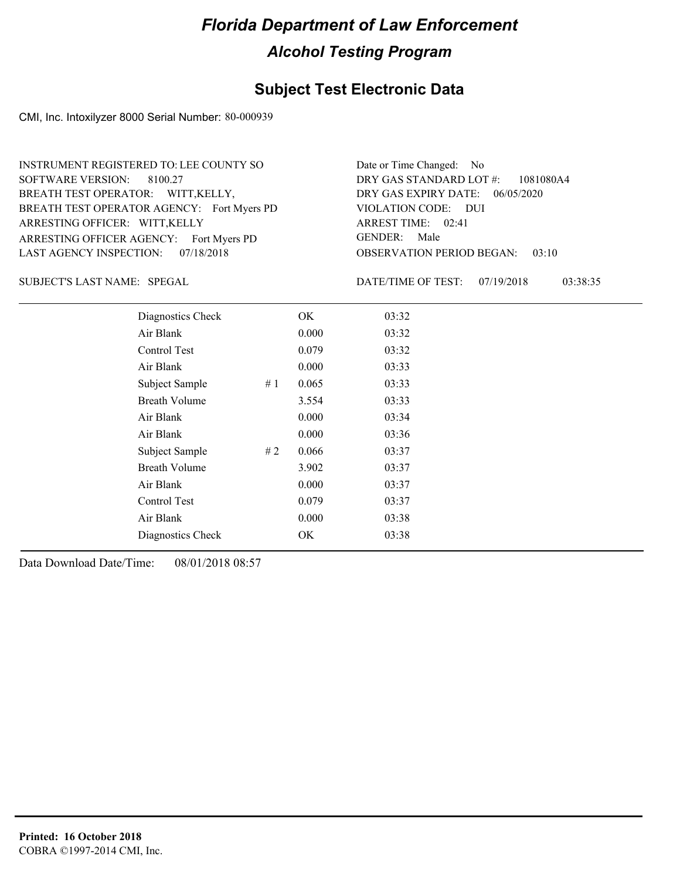# Florida Department of Law Enforcement

## Alcohol Testing Program

### Subject Test Electronic Data

CMI, Inc. Intoxilyzer 8000 Serial Number: 80-000939

INSTRUMENT REGISTERED TO: LEE COUNTY SO
SOFTWARE VERSION: 8100.27
BREATH TEST OPERATOR: WITT,KELLY,
BREATH TEST OPERATOR AGENCY: Fort Myers PD
ARRESTING OFFICER: WITT,KELLY
ARRESTING OFFICER AGENCY: Fort Myers PD
LAST AGENCY INSPECTION: 07/18/2018

Date or Time Changed: No
DRY GAS STANDARD LOT #: 1081080A4
DRY GAS EXPIRY DATE: 06/05/2020
VIOLATION CODE: DUI
ARREST TIME: 02:41
GENDER: Male
OBSERVATION PERIOD BEGAN: 03:10

SUBJECT'S LAST NAME: SPEGAL

DATE/TIME OF TEST: 07/19/2018 03:38:35

| | | | |
|---|---|---|---|
| Diagnostics Check | | OK | 03:32 |
| Air Blank | | 0.000 | 03:32 |
| Control Test | | 0.079 | 03:32 |
| Air Blank | | 0.000 | 03:33 |
| Subject Sample | # 1 | 0.065 | 03:33 |
| Breath Volume | | 3.554 | 03:33 |
| Air Blank | | 0.000 | 03:34 |
| Air Blank | | 0.000 | 03:36 |
| Subject Sample | # 2 | 0.066 | 03:37 |
| Breath Volume | | 3.902 | 03:37 |
| Air Blank | | 0.000 | 03:37 |
| Control Test | | 0.079 | 03:37 |
| Air Blank | | 0.000 | 03:38 |
| Diagnostics Check | | OK | 03:38 |

Data Download Date/Time: 08/01/2018 08:57

**Printed: 16 October 2018**
COBRA ©1997-2014 CMI, Inc.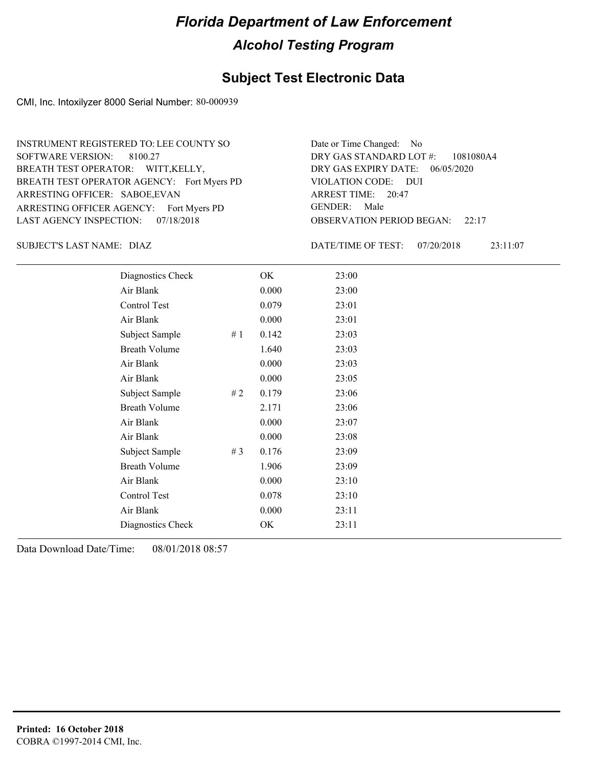# Florida Department of Law Enforcement

## Alcohol Testing Program

## Subject Test Electronic Data

CMI, Inc. Intoxilyzer 8000 Serial Number: 80-000939

INSTRUMENT REGISTERED TO: LEE COUNTY SO
SOFTWARE VERSION: 8100.27
BREATH TEST OPERATOR: WITT,KELLY,
BREATH TEST OPERATOR AGENCY: Fort Myers PD
ARRESTING OFFICER: SABOE,EVAN
ARRESTING OFFICER AGENCY: Fort Myers PD
LAST AGENCY INSPECTION: 07/18/2018

Date or Time Changed: No
DRY GAS STANDARD LOT #: 1081080A4
DRY GAS EXPIRY DATE: 06/05/2020
VIOLATION CODE: DUI
ARREST TIME: 20:47
GENDER: Male
OBSERVATION PERIOD BEGAN: 22:17

SUBJECT'S LAST NAME: DIAZ

DATE/TIME OF TEST: 07/20/2018 23:11:07

| | | | |
|---|---|---|---|
| Diagnostics Check | | OK | 23:00 |
| Air Blank | | 0.000 | 23:00 |
| Control Test | | 0.079 | 23:01 |
| Air Blank | | 0.000 | 23:01 |
| Subject Sample | # 1 | 0.142 | 23:03 |
| Breath Volume | | 1.640 | 23:03 |
| Air Blank | | 0.000 | 23:03 |
| Air Blank | | 0.000 | 23:05 |
| Subject Sample | # 2 | 0.179 | 23:06 |
| Breath Volume | | 2.171 | 23:06 |
| Air Blank | | 0.000 | 23:07 |
| Air Blank | | 0.000 | 23:08 |
| Subject Sample | # 3 | 0.176 | 23:09 |
| Breath Volume | | 1.906 | 23:09 |
| Air Blank | | 0.000 | 23:10 |
| Control Test | | 0.078 | 23:10 |
| Air Blank | | 0.000 | 23:11 |
| Diagnostics Check | | OK | 23:11 |

Data Download Date/Time: 08/01/2018 08:57

**Printed: 16 October 2018**
COBRA ©1997-2014 CMI, Inc.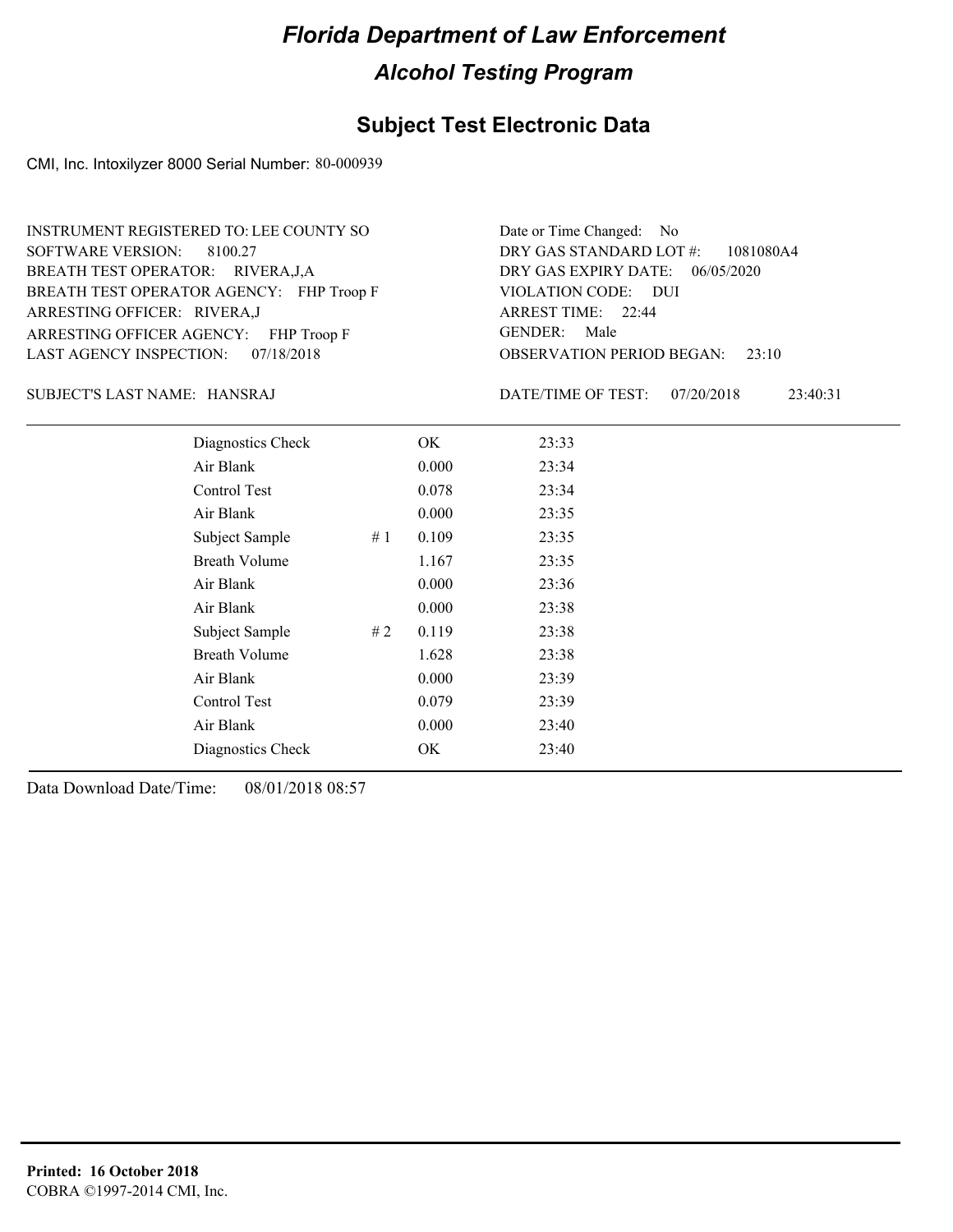# Florida Department of Law Enforcement

## Alcohol Testing Program

## Subject Test Electronic Data

CMI, Inc. Intoxilyzer 8000 Serial Number: 80-000939

INSTRUMENT REGISTERED TO: LEE COUNTY SO
SOFTWARE VERSION: 8100.27
BREATH TEST OPERATOR: RIVERA,J,A
BREATH TEST OPERATOR AGENCY: FHP Troop F
ARRESTING OFFICER: RIVERA,J
ARRESTING OFFICER AGENCY: FHP Troop F
LAST AGENCY INSPECTION: 07/18/2018

Date or Time Changed: No
DRY GAS STANDARD LOT #: 1081080A4
DRY GAS EXPIRY DATE: 06/05/2020
VIOLATION CODE: DUI
ARREST TIME: 22:44
GENDER: Male
OBSERVATION PERIOD BEGAN: 23:10

SUBJECT'S LAST NAME: HANSRAJ

DATE/TIME OF TEST: 07/20/2018 23:40:31

| | | | |
|---|---|---|---|
| Diagnostics Check | | OK | 23:33 |
| Air Blank | | 0.000 | 23:34 |
| Control Test | | 0.078 | 23:34 |
| Air Blank | | 0.000 | 23:35 |
| Subject Sample | # 1 | 0.109 | 23:35 |
| Breath Volume | | 1.167 | 23:35 |
| Air Blank | | 0.000 | 23:36 |
| Air Blank | | 0.000 | 23:38 |
| Subject Sample | # 2 | 0.119 | 23:38 |
| Breath Volume | | 1.628 | 23:38 |
| Air Blank | | 0.000 | 23:39 |
| Control Test | | 0.079 | 23:39 |
| Air Blank | | 0.000 | 23:40 |
| Diagnostics Check | | OK | 23:40 |

Data Download Date/Time: 08/01/2018 08:57

**Printed: 16 October 2018**
COBRA ©1997-2014 CMI, Inc.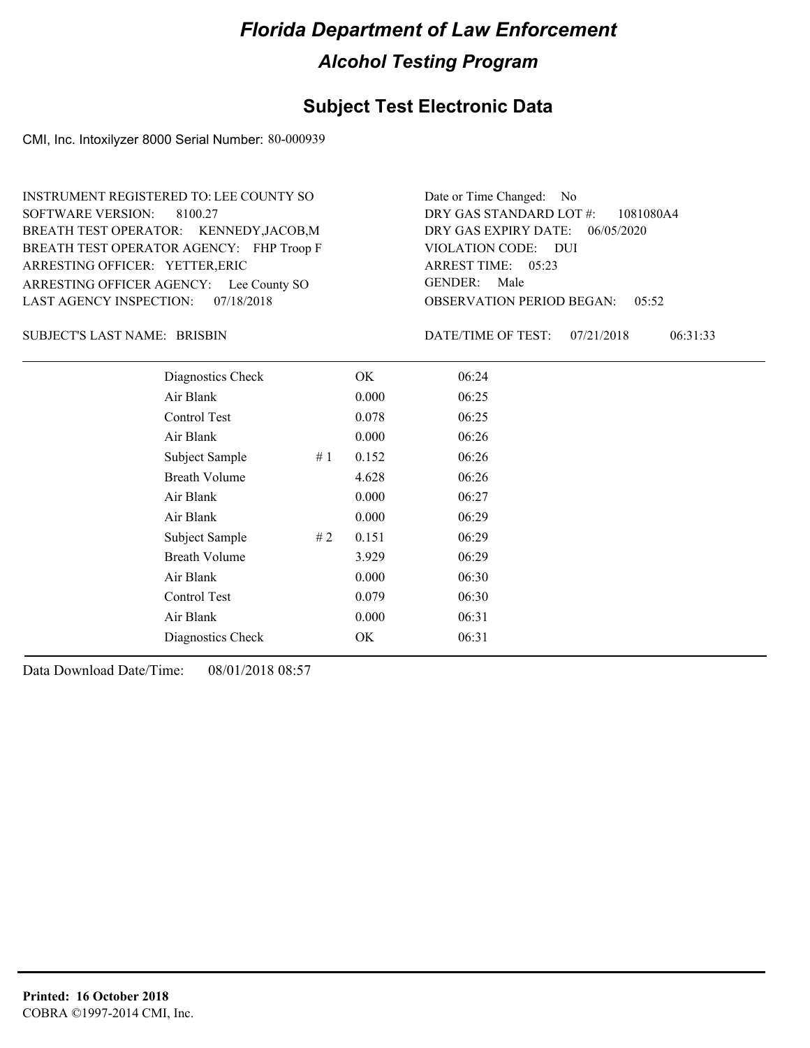# Florida Department of Law Enforcement

## Alcohol Testing Program

### Subject Test Electronic Data

CMI, Inc. Intoxilyzer 8000 Serial Number: 80-000939

INSTRUMENT REGISTERED TO: LEE COUNTY SO
SOFTWARE VERSION: 8100.27
BREATH TEST OPERATOR: KENNEDY,JACOB,M
BREATH TEST OPERATOR AGENCY: FHP Troop F
ARRESTING OFFICER: YETTER,ERIC
ARRESTING OFFICER AGENCY: Lee County SO
LAST AGENCY INSPECTION: 07/18/2018

Date or Time Changed: No
DRY GAS STANDARD LOT #: 1081080A4
DRY GAS EXPIRY DATE: 06/05/2020
VIOLATION CODE: DUI
ARREST TIME: 05:23
GENDER: Male
OBSERVATION PERIOD BEGAN: 05:52

SUBJECT'S LAST NAME: BRISBIN

DATE/TIME OF TEST: 07/21/2018 06:31:33

| | | | |
|---|---|---|---|
| Diagnostics Check | | OK | 06:24 |
| Air Blank | | 0.000 | 06:25 |
| Control Test | | 0.078 | 06:25 |
| Air Blank | | 0.000 | 06:26 |
| Subject Sample | # 1 | 0.152 | 06:26 |
| Breath Volume | | 4.628 | 06:26 |
| Air Blank | | 0.000 | 06:27 |
| Air Blank | | 0.000 | 06:29 |
| Subject Sample | # 2 | 0.151 | 06:29 |
| Breath Volume | | 3.929 | 06:29 |
| Air Blank | | 0.000 | 06:30 |
| Control Test | | 0.079 | 06:30 |
| Air Blank | | 0.000 | 06:31 |
| Diagnostics Check | | OK | 06:31 |

Data Download Date/Time: 08/01/2018 08:57

**Printed: 16 October 2018**
COBRA ©1997-2014 CMI, Inc.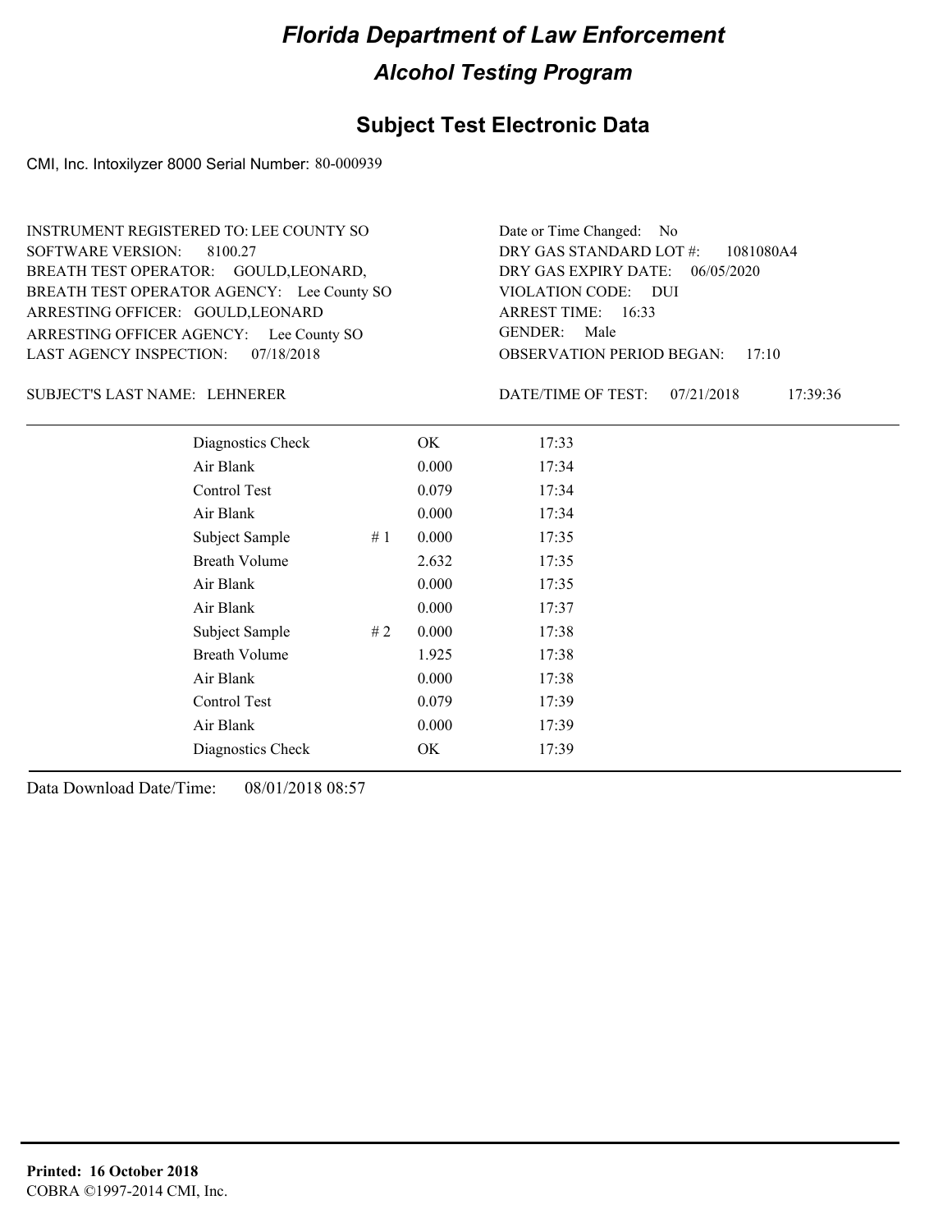# Florida Department of Law Enforcement

## Alcohol Testing Program

### Subject Test Electronic Data

CMI, Inc. Intoxilyzer 8000 Serial Number: 80-000939

INSTRUMENT REGISTERED TO: LEE COUNTY SO
SOFTWARE VERSION: 8100.27
BREATH TEST OPERATOR: GOULD,LEONARD,
BREATH TEST OPERATOR AGENCY: Lee County SO
ARRESTING OFFICER: GOULD,LEONARD
ARRESTING OFFICER AGENCY: Lee County SO
LAST AGENCY INSPECTION: 07/18/2018

Date or Time Changed: No
DRY GAS STANDARD LOT #: 1081080A4
DRY GAS EXPIRY DATE: 06/05/2020
VIOLATION CODE: DUI
ARREST TIME: 16:33
GENDER: Male
OBSERVATION PERIOD BEGAN: 17:10

SUBJECT'S LAST NAME: LEHNERER

DATE/TIME OF TEST: 07/21/2018 17:39:36

| | | | |
|---|---|---|---|
| Diagnostics Check | | OK | 17:33 |
| Air Blank | | 0.000 | 17:34 |
| Control Test | | 0.079 | 17:34 |
| Air Blank | | 0.000 | 17:34 |
| Subject Sample | # 1 | 0.000 | 17:35 |
| Breath Volume | | 2.632 | 17:35 |
| Air Blank | | 0.000 | 17:35 |
| Air Blank | | 0.000 | 17:37 |
| Subject Sample | # 2 | 0.000 | 17:38 |
| Breath Volume | | 1.925 | 17:38 |
| Air Blank | | 0.000 | 17:38 |
| Control Test | | 0.079 | 17:39 |
| Air Blank | | 0.000 | 17:39 |
| Diagnostics Check | | OK | 17:39 |

Data Download Date/Time: 08/01/2018 08:57

**Printed: 16 October 2018**
COBRA ©1997-2014 CMI, Inc.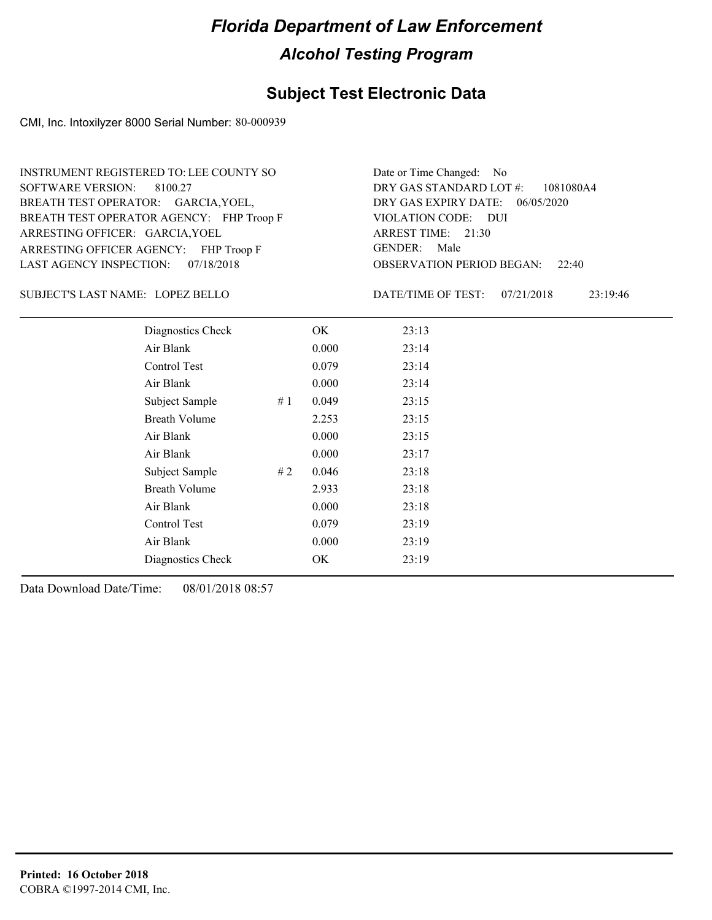# Florida Department of Law Enforcement

## Alcohol Testing Program

## Subject Test Electronic Data

CMI, Inc. Intoxilyzer 8000 Serial Number: 80-000939

INSTRUMENT REGISTERED TO: LEE COUNTY SO
SOFTWARE VERSION: 8100.27
BREATH TEST OPERATOR: GARCIA,YOEL,
BREATH TEST OPERATOR AGENCY: FHP Troop F
ARRESTING OFFICER: GARCIA,YOEL
ARRESTING OFFICER AGENCY: FHP Troop F
LAST AGENCY INSPECTION: 07/18/2018

Date or Time Changed: No
DRY GAS STANDARD LOT #: 1081080A4
DRY GAS EXPIRY DATE: 06/05/2020
VIOLATION CODE: DUI
ARREST TIME: 21:30
GENDER: Male
OBSERVATION PERIOD BEGAN: 22:40

SUBJECT'S LAST NAME: LOPEZ BELLO

DATE/TIME OF TEST: 07/21/2018 23:19:46

| | | | |
|---|---|---|---|
| Diagnostics Check | | OK | 23:13 |
| Air Blank | | 0.000 | 23:14 |
| Control Test | | 0.079 | 23:14 |
| Air Blank | | 0.000 | 23:14 |
| Subject Sample | # 1 | 0.049 | 23:15 |
| Breath Volume | | 2.253 | 23:15 |
| Air Blank | | 0.000 | 23:15 |
| Air Blank | | 0.000 | 23:17 |
| Subject Sample | # 2 | 0.046 | 23:18 |
| Breath Volume | | 2.933 | 23:18 |
| Air Blank | | 0.000 | 23:18 |
| Control Test | | 0.079 | 23:19 |
| Air Blank | | 0.000 | 23:19 |
| Diagnostics Check | | OK | 23:19 |

Data Download Date/Time: 08/01/2018 08:57

**Printed: 16 October 2018**
COBRA ©1997-2014 CMI, Inc.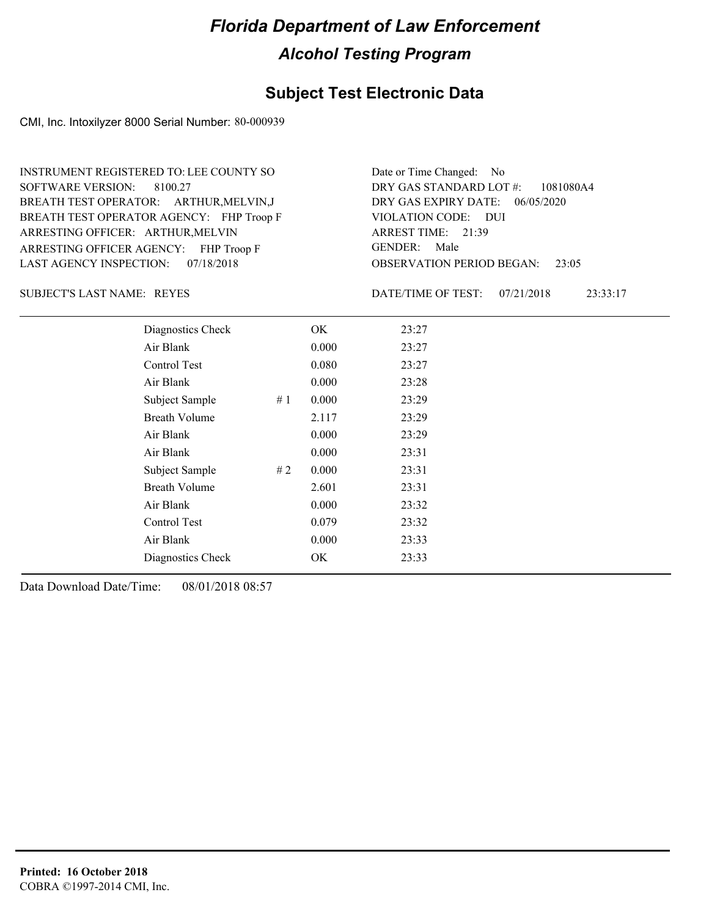# Florida Department of Law Enforcement

## Alcohol Testing Program

## Subject Test Electronic Data

CMI, Inc. Intoxilyzer 8000 Serial Number: 80-000939

INSTRUMENT REGISTERED TO: LEE COUNTY SO
SOFTWARE VERSION: 8100.27
BREATH TEST OPERATOR: ARTHUR,MELVIN,J
BREATH TEST OPERATOR AGENCY: FHP Troop F
ARRESTING OFFICER: ARTHUR,MELVIN
ARRESTING OFFICER AGENCY: FHP Troop F
LAST AGENCY INSPECTION: 07/18/2018

Date or Time Changed: No
DRY GAS STANDARD LOT #: 1081080A4
DRY GAS EXPIRY DATE: 06/05/2020
VIOLATION CODE: DUI
ARREST TIME: 21:39
GENDER: Male
OBSERVATION PERIOD BEGAN: 23:05

SUBJECT'S LAST NAME: REYES

DATE/TIME OF TEST: 07/21/2018 23:33:17

| | | | |
|---|---|---|---|
| Diagnostics Check | | OK | 23:27 |
| Air Blank | | 0.000 | 23:27 |
| Control Test | | 0.080 | 23:27 |
| Air Blank | | 0.000 | 23:28 |
| Subject Sample | # 1 | 0.000 | 23:29 |
| Breath Volume | | 2.117 | 23:29 |
| Air Blank | | 0.000 | 23:29 |
| Air Blank | | 0.000 | 23:31 |
| Subject Sample | # 2 | 0.000 | 23:31 |
| Breath Volume | | 2.601 | 23:31 |
| Air Blank | | 0.000 | 23:32 |
| Control Test | | 0.079 | 23:32 |
| Air Blank | | 0.000 | 23:33 |
| Diagnostics Check | | OK | 23:33 |

Data Download Date/Time: 08/01/2018 08:57

**Printed: 16 October 2018**
COBRA ©1997-2014 CMI, Inc.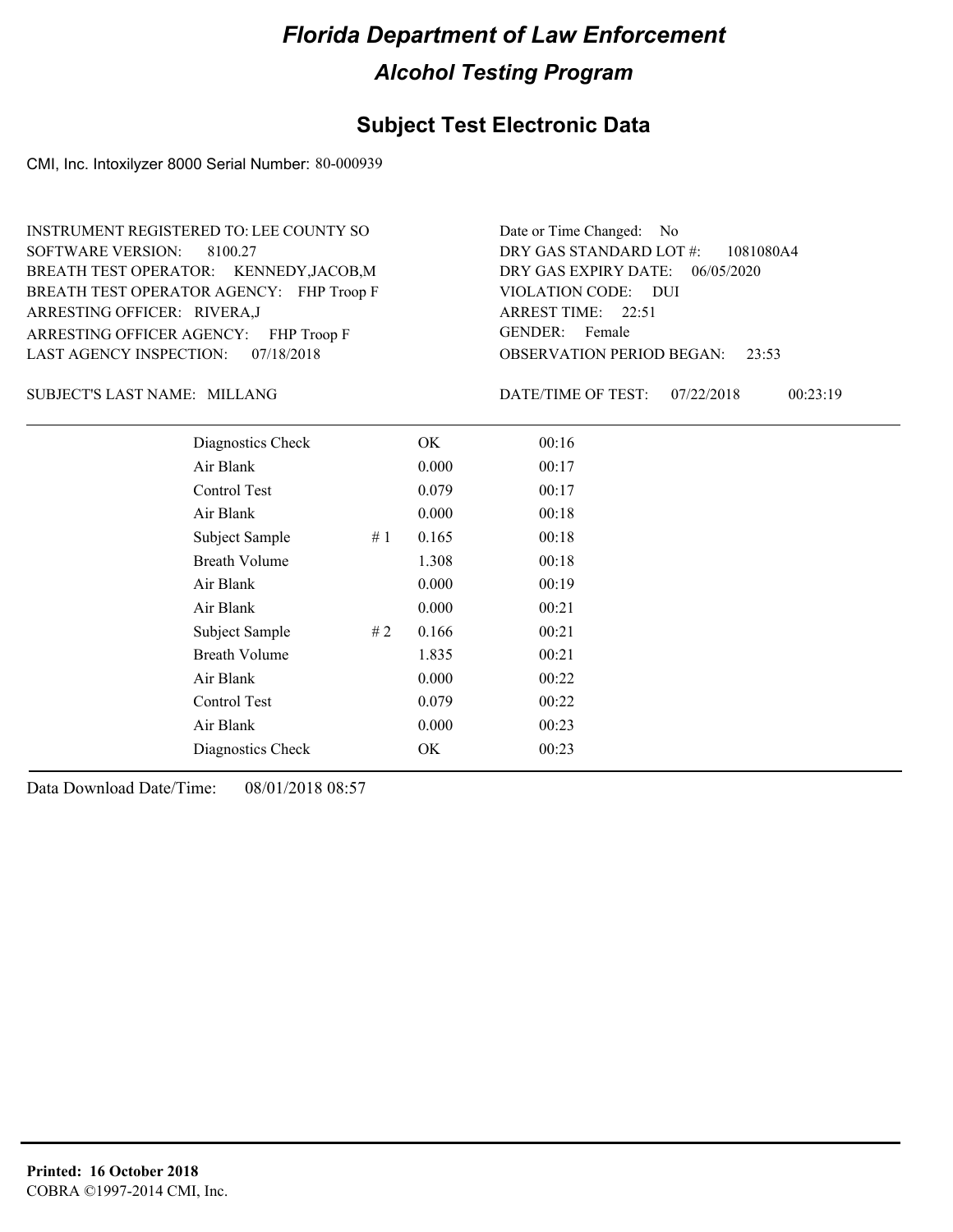# Florida Department of Law Enforcement

## Alcohol Testing Program

## Subject Test Electronic Data

CMI, Inc. Intoxilyzer 8000 Serial Number: 80-000939

INSTRUMENT REGISTERED TO: LEE COUNTY SO
SOFTWARE VERSION: 8100.27
BREATH TEST OPERATOR: KENNEDY,JACOB,M
BREATH TEST OPERATOR AGENCY: FHP Troop F
ARRESTING OFFICER: RIVERA,J
ARRESTING OFFICER AGENCY: FHP Troop F
LAST AGENCY INSPECTION: 07/18/2018

Date or Time Changed: No
DRY GAS STANDARD LOT #: 1081080A4
DRY GAS EXPIRY DATE: 06/05/2020
VIOLATION CODE: DUI
ARREST TIME: 22:51
GENDER: Female
OBSERVATION PERIOD BEGAN: 23:53

SUBJECT'S LAST NAME: MILLANG

DATE/TIME OF TEST: 07/22/2018 00:23:19

| | | | |
|---|---|---|---|
| Diagnostics Check | | OK | 00:16 |
| Air Blank | | 0.000 | 00:17 |
| Control Test | | 0.079 | 00:17 |
| Air Blank | | 0.000 | 00:18 |
| Subject Sample | # 1 | 0.165 | 00:18 |
| Breath Volume | | 1.308 | 00:18 |
| Air Blank | | 0.000 | 00:19 |
| Air Blank | | 0.000 | 00:21 |
| Subject Sample | # 2 | 0.166 | 00:21 |
| Breath Volume | | 1.835 | 00:21 |
| Air Blank | | 0.000 | 00:22 |
| Control Test | | 0.079 | 00:22 |
| Air Blank | | 0.000 | 00:23 |
| Diagnostics Check | | OK | 00:23 |

Data Download Date/Time: 08/01/2018 08:57

**Printed: 16 October 2018**
COBRA ©1997-2014 CMI, Inc.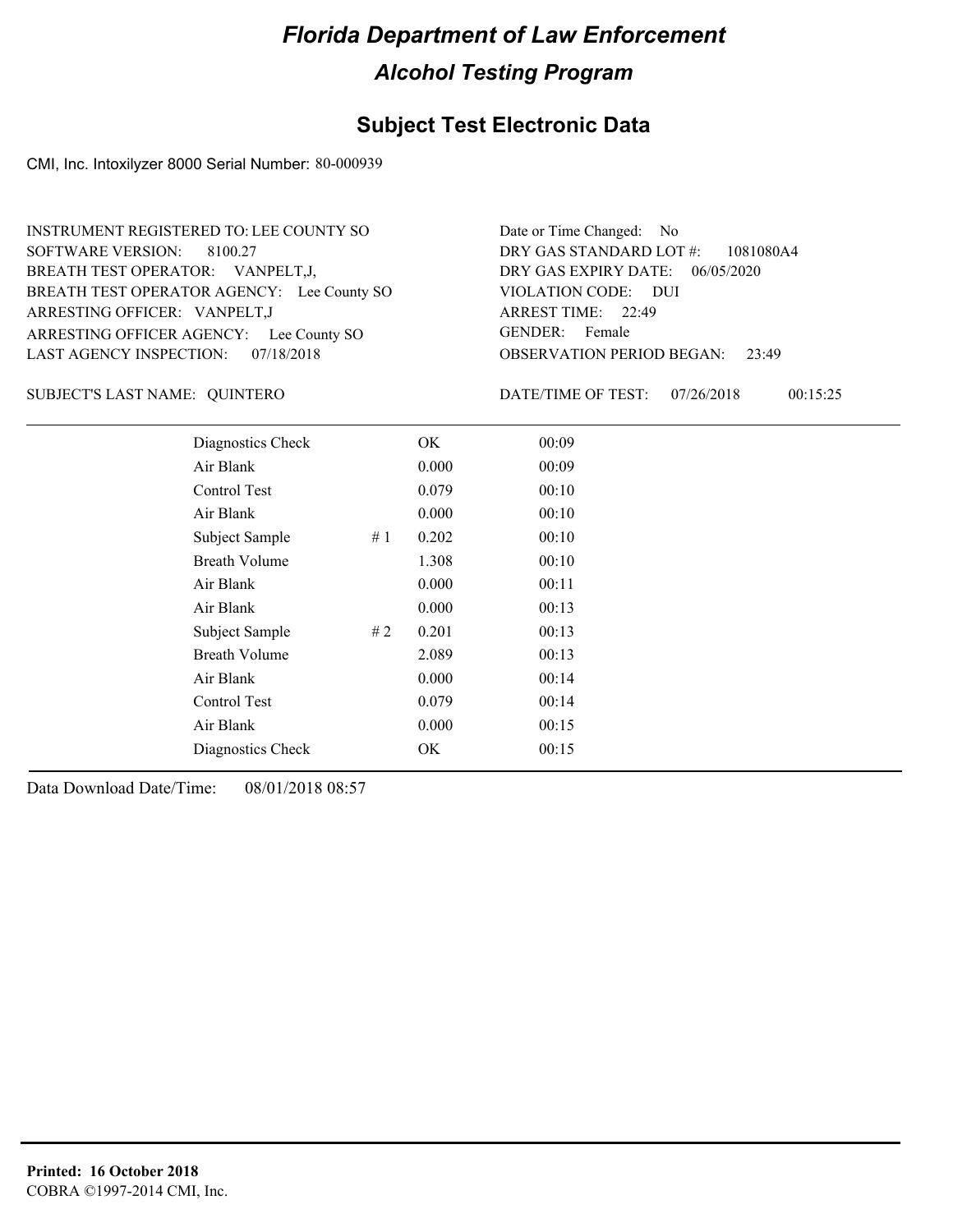# Florida Department of Law Enforcement

## Alcohol Testing Program

### Subject Test Electronic Data

CMI, Inc. Intoxilyzer 8000 Serial Number: 80-000939

INSTRUMENT REGISTERED TO: LEE COUNTY SO
SOFTWARE VERSION: 8100.27
BREATH TEST OPERATOR: VANPELT,J,
BREATH TEST OPERATOR AGENCY: Lee County SO
ARRESTING OFFICER: VANPELT,J
ARRESTING OFFICER AGENCY: Lee County SO
LAST AGENCY INSPECTION: 07/18/2018

Date or Time Changed: No
DRY GAS STANDARD LOT #: 1081080A4
DRY GAS EXPIRY DATE: 06/05/2020
VIOLATION CODE: DUI
ARREST TIME: 22:49
GENDER: Female
OBSERVATION PERIOD BEGAN: 23:49

SUBJECT'S LAST NAME: QUINTERO

DATE/TIME OF TEST: 07/26/2018 00:15:25

| | | | |
|---|---|---|---|
| Diagnostics Check | | OK | 00:09 |
| Air Blank | | 0.000 | 00:09 |
| Control Test | | 0.079 | 00:10 |
| Air Blank | | 0.000 | 00:10 |
| Subject Sample | # 1 | 0.202 | 00:10 |
| Breath Volume | | 1.308 | 00:10 |
| Air Blank | | 0.000 | 00:11 |
| Air Blank | | 0.000 | 00:13 |
| Subject Sample | # 2 | 0.201 | 00:13 |
| Breath Volume | | 2.089 | 00:13 |
| Air Blank | | 0.000 | 00:14 |
| Control Test | | 0.079 | 00:14 |
| Air Blank | | 0.000 | 00:15 |
| Diagnostics Check | | OK | 00:15 |

Data Download Date/Time: 08/01/2018 08:57

**Printed: 16 October 2018**
COBRA ©1997-2014 CMI, Inc.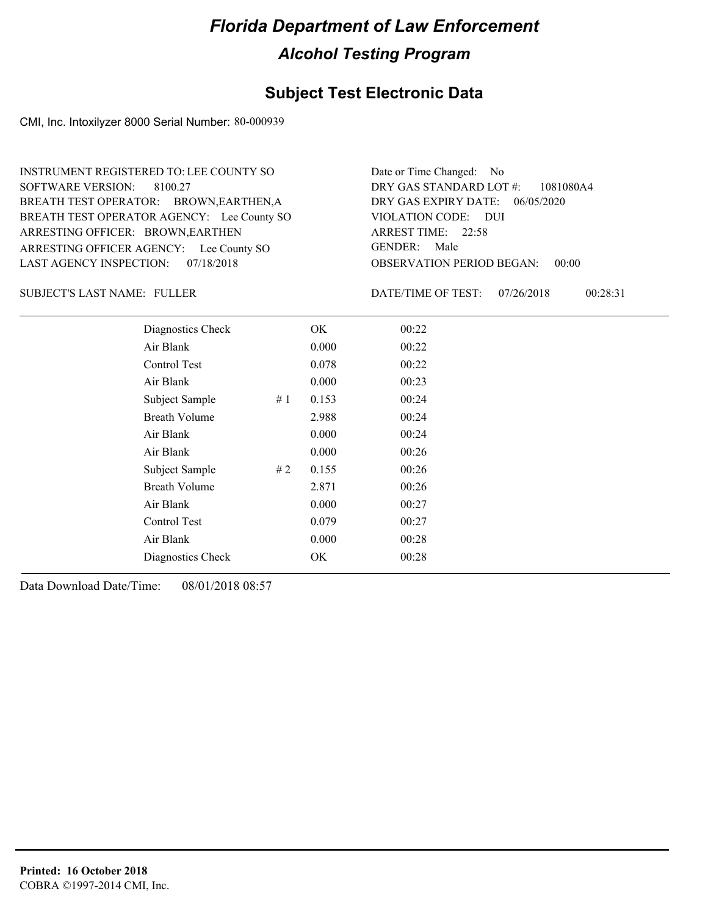# Florida Department of Law Enforcement

## Alcohol Testing Program

## Subject Test Electronic Data

CMI, Inc. Intoxilyzer 8000 Serial Number: 80-000939

INSTRUMENT REGISTERED TO: LEE COUNTY SO
SOFTWARE VERSION: 8100.27
BREATH TEST OPERATOR: BROWN,EARTHEN,A
BREATH TEST OPERATOR AGENCY: Lee County SO
ARRESTING OFFICER: BROWN,EARTHEN
ARRESTING OFFICER AGENCY: Lee County SO
LAST AGENCY INSPECTION: 07/18/2018

Date or Time Changed: No
DRY GAS STANDARD LOT #: 1081080A4
DRY GAS EXPIRY DATE: 06/05/2020
VIOLATION CODE: DUI
ARREST TIME: 22:58
GENDER: Male
OBSERVATION PERIOD BEGAN: 00:00

SUBJECT'S LAST NAME: FULLER

DATE/TIME OF TEST: 07/26/2018 00:28:31

| | | | |
|---|---|---|---|
| Diagnostics Check | | OK | 00:22 |
| Air Blank | | 0.000 | 00:22 |
| Control Test | | 0.078 | 00:22 |
| Air Blank | | 0.000 | 00:23 |
| Subject Sample | # 1 | 0.153 | 00:24 |
| Breath Volume | | 2.988 | 00:24 |
| Air Blank | | 0.000 | 00:24 |
| Air Blank | | 0.000 | 00:26 |
| Subject Sample | # 2 | 0.155 | 00:26 |
| Breath Volume | | 2.871 | 00:26 |
| Air Blank | | 0.000 | 00:27 |
| Control Test | | 0.079 | 00:27 |
| Air Blank | | 0.000 | 00:28 |
| Diagnostics Check | | OK | 00:28 |

Data Download Date/Time: 08/01/2018 08:57

**Printed: 16 October 2018**
COBRA ©1997-2014 CMI, Inc.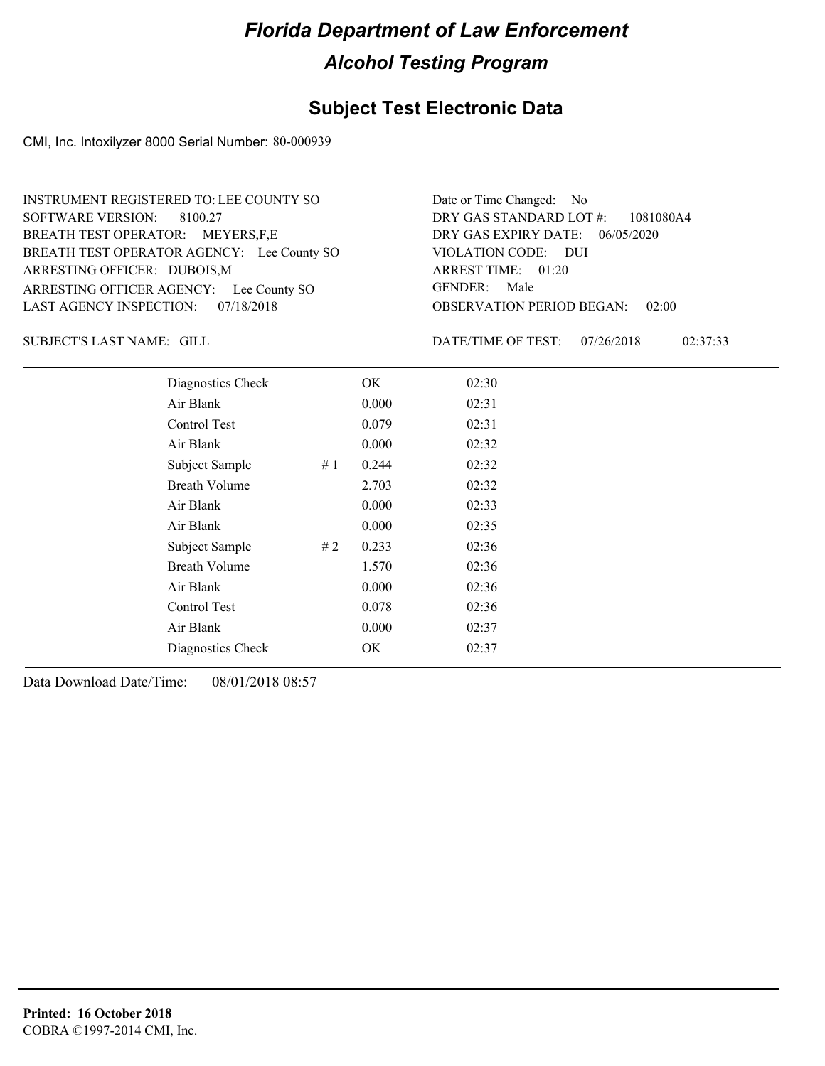# Florida Department of Law Enforcement

## Alcohol Testing Program

## Subject Test Electronic Data

CMI, Inc. Intoxilyzer 8000 Serial Number: 80-000939

INSTRUMENT REGISTERED TO: LEE COUNTY SO
SOFTWARE VERSION: 8100.27
BREATH TEST OPERATOR: MEYERS,F,E
BREATH TEST OPERATOR AGENCY: Lee County SO
ARRESTING OFFICER: DUBOIS,M
ARRESTING OFFICER AGENCY: Lee County SO
LAST AGENCY INSPECTION: 07/18/2018

Date or Time Changed: No
DRY GAS STANDARD LOT #: 1081080A4
DRY GAS EXPIRY DATE: 06/05/2020
VIOLATION CODE: DUI
ARREST TIME: 01:20
GENDER: Male
OBSERVATION PERIOD BEGAN: 02:00

SUBJECT'S LAST NAME: GILL

DATE/TIME OF TEST: 07/26/2018 02:37:33

| | | | |
|---|---|---|---|
| Diagnostics Check | | OK | 02:30 |
| Air Blank | | 0.000 | 02:31 |
| Control Test | | 0.079 | 02:31 |
| Air Blank | | 0.000 | 02:32 |
| Subject Sample | # 1 | 0.244 | 02:32 |
| Breath Volume | | 2.703 | 02:32 |
| Air Blank | | 0.000 | 02:33 |
| Air Blank | | 0.000 | 02:35 |
| Subject Sample | # 2 | 0.233 | 02:36 |
| Breath Volume | | 1.570 | 02:36 |
| Air Blank | | 0.000 | 02:36 |
| Control Test | | 0.078 | 02:36 |
| Air Blank | | 0.000 | 02:37 |
| Diagnostics Check | | OK | 02:37 |

Data Download Date/Time: 08/01/2018 08:57

**Printed: 16 October 2018**
COBRA ©1997-2014 CMI, Inc.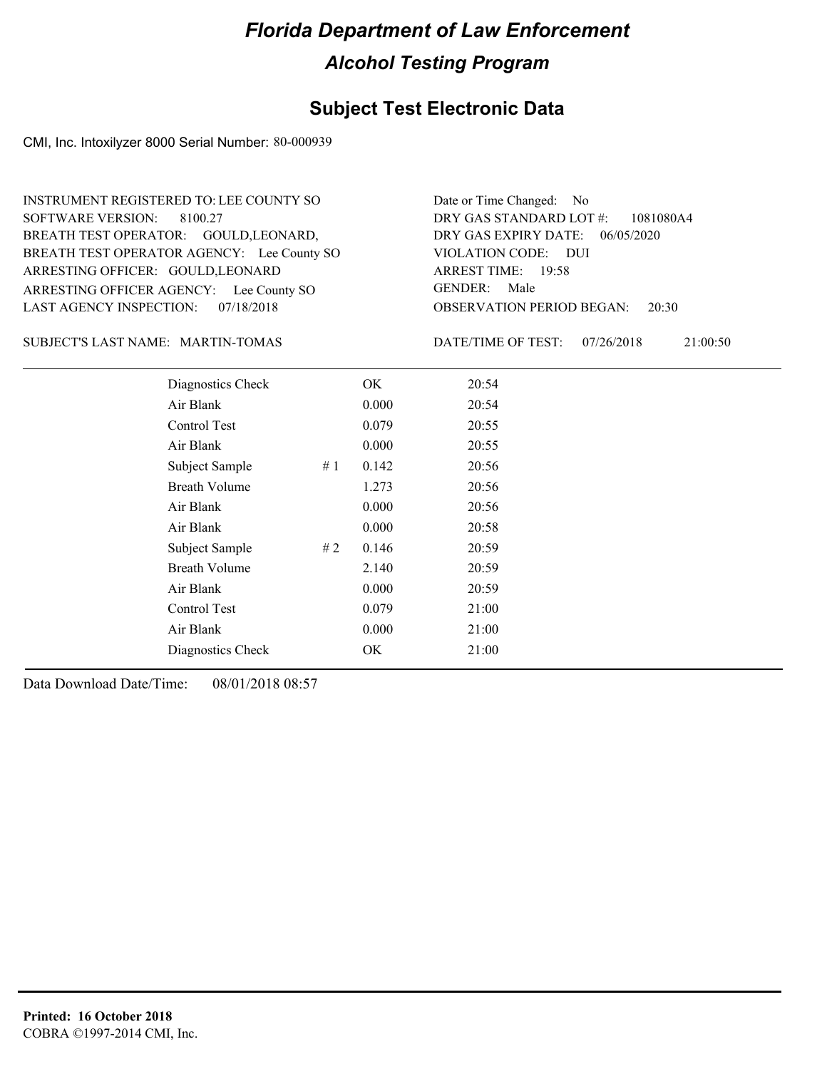# Florida Department of Law Enforcement

## Alcohol Testing Program

### Subject Test Electronic Data

CMI, Inc. Intoxilyzer 8000 Serial Number: 80-000939

INSTRUMENT REGISTERED TO: LEE COUNTY SO
SOFTWARE VERSION: 8100.27
BREATH TEST OPERATOR: GOULD,LEONARD,
BREATH TEST OPERATOR AGENCY: Lee County SO
ARRESTING OFFICER: GOULD,LEONARD
ARRESTING OFFICER AGENCY: Lee County SO
LAST AGENCY INSPECTION: 07/18/2018

Date or Time Changed: No
DRY GAS STANDARD LOT #: 1081080A4
DRY GAS EXPIRY DATE: 06/05/2020
VIOLATION CODE: DUI
ARREST TIME: 19:58
GENDER: Male
OBSERVATION PERIOD BEGAN: 20:30

SUBJECT'S LAST NAME: MARTIN-TOMAS

DATE/TIME OF TEST: 07/26/2018 21:00:50

| | | | |
|---|---|---|---|
| Diagnostics Check | | OK | 20:54 |
| Air Blank | | 0.000 | 20:54 |
| Control Test | | 0.079 | 20:55 |
| Air Blank | | 0.000 | 20:55 |
| Subject Sample | # 1 | 0.142 | 20:56 |
| Breath Volume | | 1.273 | 20:56 |
| Air Blank | | 0.000 | 20:56 |
| Air Blank | | 0.000 | 20:58 |
| Subject Sample | # 2 | 0.146 | 20:59 |
| Breath Volume | | 2.140 | 20:59 |
| Air Blank | | 0.000 | 20:59 |
| Control Test | | 0.079 | 21:00 |
| Air Blank | | 0.000 | 21:00 |
| Diagnostics Check | | OK | 21:00 |

Data Download Date/Time: 08/01/2018 08:57

**Printed: 16 October 2018**
COBRA ©1997-2014 CMI, Inc.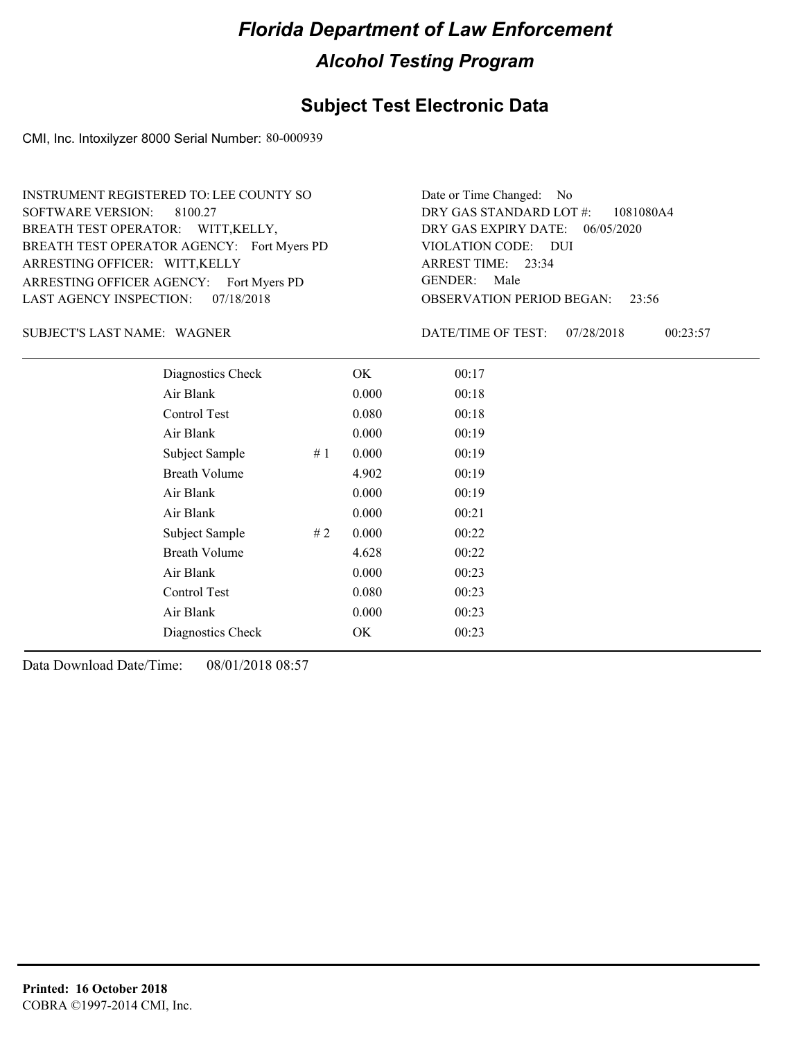# Florida Department of Law Enforcement

## Alcohol Testing Program

### Subject Test Electronic Data

CMI, Inc. Intoxilyzer 8000 Serial Number: 80-000939

INSTRUMENT REGISTERED TO: LEE COUNTY SO
SOFTWARE VERSION: 8100.27
BREATH TEST OPERATOR: WITT,KELLY,
BREATH TEST OPERATOR AGENCY: Fort Myers PD
ARRESTING OFFICER: WITT,KELLY
ARRESTING OFFICER AGENCY: Fort Myers PD
LAST AGENCY INSPECTION: 07/18/2018

Date or Time Changed: No
DRY GAS STANDARD LOT #: 1081080A4
DRY GAS EXPIRY DATE: 06/05/2020
VIOLATION CODE: DUI
ARREST TIME: 23:34
GENDER: Male
OBSERVATION PERIOD BEGAN: 23:56

SUBJECT'S LAST NAME: WAGNER

DATE/TIME OF TEST: 07/28/2018 00:23:57

| Test | | Result | Time |
|---|---|---|---|
| Diagnostics Check | | OK | 00:17 |
| Air Blank | | 0.000 | 00:18 |
| Control Test | | 0.080 | 00:18 |
| Air Blank | | 0.000 | 00:19 |
| Subject Sample | # 1 | 0.000 | 00:19 |
| Breath Volume | | 4.902 | 00:19 |
| Air Blank | | 0.000 | 00:19 |
| Air Blank | | 0.000 | 00:21 |
| Subject Sample | # 2 | 0.000 | 00:22 |
| Breath Volume | | 4.628 | 00:22 |
| Air Blank | | 0.000 | 00:23 |
| Control Test | | 0.080 | 00:23 |
| Air Blank | | 0.000 | 00:23 |
| Diagnostics Check | | OK | 00:23 |

Data Download Date/Time: 08/01/2018 08:57

**Printed: 16 October 2018**
COBRA ©1997-2014 CMI, Inc.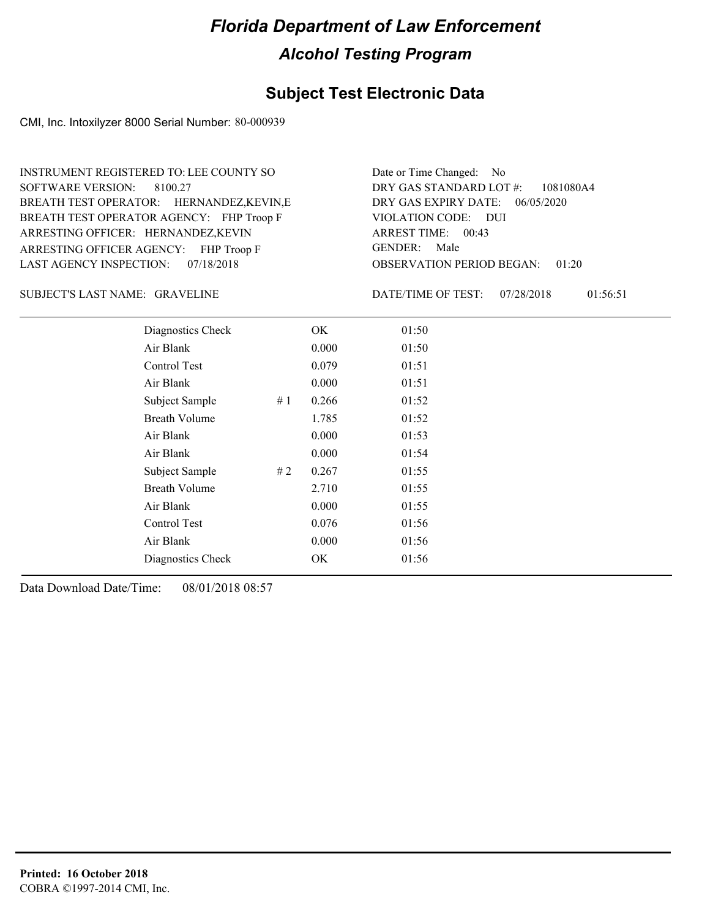# Florida Department of Law Enforcement

## Alcohol Testing Program

### Subject Test Electronic Data

CMI, Inc. Intoxilyzer 8000 Serial Number: 80-000939

INSTRUMENT REGISTERED TO: LEE COUNTY SO
SOFTWARE VERSION: 8100.27
BREATH TEST OPERATOR: HERNANDEZ,KEVIN,E
BREATH TEST OPERATOR AGENCY: FHP Troop F
ARRESTING OFFICER: HERNANDEZ,KEVIN
ARRESTING OFFICER AGENCY: FHP Troop F
LAST AGENCY INSPECTION: 07/18/2018

Date or Time Changed: No
DRY GAS STANDARD LOT #: 1081080A4
DRY GAS EXPIRY DATE: 06/05/2020
VIOLATION CODE: DUI
ARREST TIME: 00:43
GENDER: Male
OBSERVATION PERIOD BEGAN: 01:20

SUBJECT'S LAST NAME: GRAVELINE

DATE/TIME OF TEST: 07/28/2018 01:56:51

| Test | | Result | Time |
|---|---|---|---|
| Diagnostics Check | | OK | 01:50 |
| Air Blank | | 0.000 | 01:50 |
| Control Test | | 0.079 | 01:51 |
| Air Blank | | 0.000 | 01:51 |
| Subject Sample | # 1 | 0.266 | 01:52 |
| Breath Volume | | 1.785 | 01:52 |
| Air Blank | | 0.000 | 01:53 |
| Air Blank | | 0.000 | 01:54 |
| Subject Sample | # 2 | 0.267 | 01:55 |
| Breath Volume | | 2.710 | 01:55 |
| Air Blank | | 0.000 | 01:55 |
| Control Test | | 0.076 | 01:56 |
| Air Blank | | 0.000 | 01:56 |
| Diagnostics Check | | OK | 01:56 |

Data Download Date/Time: 08/01/2018 08:57

**Printed: 16 October 2018**
COBRA ©1997-2014 CMI, Inc.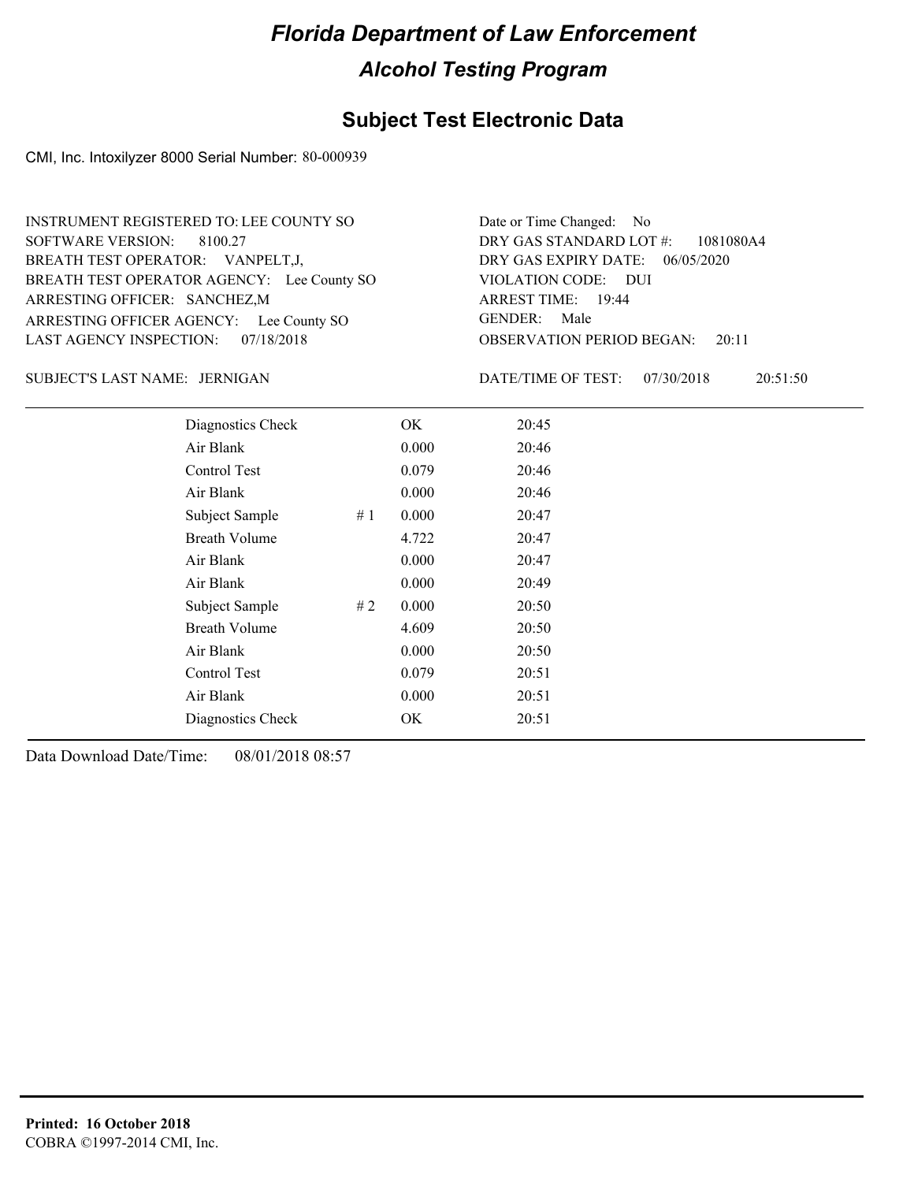# Florida Department of Law Enforcement

## Alcohol Testing Program

### Subject Test Electronic Data

CMI, Inc. Intoxilyzer 8000 Serial Number: 80-000939

INSTRUMENT REGISTERED TO: LEE COUNTY SO
SOFTWARE VERSION: 8100.27
BREATH TEST OPERATOR: VANPELT,J,
BREATH TEST OPERATOR AGENCY: Lee County SO
ARRESTING OFFICER: SANCHEZ,M
ARRESTING OFFICER AGENCY: Lee County SO
LAST AGENCY INSPECTION: 07/18/2018

Date or Time Changed: No
DRY GAS STANDARD LOT #: 1081080A4
DRY GAS EXPIRY DATE: 06/05/2020
VIOLATION CODE: DUI
ARREST TIME: 19:44
GENDER: Male
OBSERVATION PERIOD BEGAN: 20:11

SUBJECT'S LAST NAME: JERNIGAN

DATE/TIME OF TEST: 07/30/2018 20:51:50

| | | | |
|---|---|---|---|
| Diagnostics Check | | OK | 20:45 |
| Air Blank | | 0.000 | 20:46 |
| Control Test | | 0.079 | 20:46 |
| Air Blank | | 0.000 | 20:46 |
| Subject Sample | # 1 | 0.000 | 20:47 |
| Breath Volume | | 4.722 | 20:47 |
| Air Blank | | 0.000 | 20:47 |
| Air Blank | | 0.000 | 20:49 |
| Subject Sample | # 2 | 0.000 | 20:50 |
| Breath Volume | | 4.609 | 20:50 |
| Air Blank | | 0.000 | 20:50 |
| Control Test | | 0.079 | 20:51 |
| Air Blank | | 0.000 | 20:51 |
| Diagnostics Check | | OK | 20:51 |

Data Download Date/Time: 08/01/2018 08:57

**Printed: 16 October 2018**
COBRA ©1997-2014 CMI, Inc.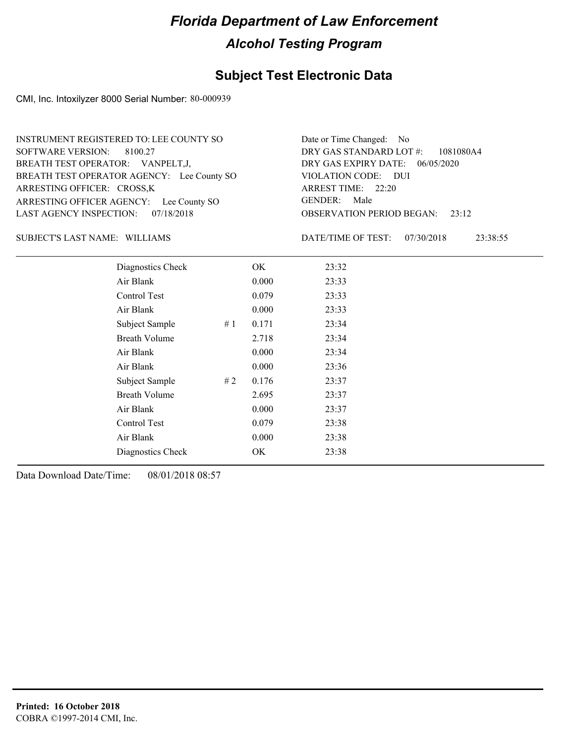# Florida Department of Law Enforcement

## Alcohol Testing Program

### Subject Test Electronic Data

CMI, Inc. Intoxilyzer 8000 Serial Number: 80-000939

INSTRUMENT REGISTERED TO: LEE COUNTY SO
SOFTWARE VERSION: 8100.27
BREATH TEST OPERATOR: VANPELT,J,
BREATH TEST OPERATOR AGENCY: Lee County SO
ARRESTING OFFICER: CROSS,K
ARRESTING OFFICER AGENCY: Lee County SO
LAST AGENCY INSPECTION: 07/18/2018

Date or Time Changed: No
DRY GAS STANDARD LOT #: 1081080A4
DRY GAS EXPIRY DATE: 06/05/2020
VIOLATION CODE: DUI
ARREST TIME: 22:20
GENDER: Male
OBSERVATION PERIOD BEGAN: 23:12

SUBJECT'S LAST NAME: WILLIAMS

DATE/TIME OF TEST: 07/30/2018 23:38:55

| | | | |
|---|---|---|---|
| Diagnostics Check | | OK | 23:32 |
| Air Blank | | 0.000 | 23:33 |
| Control Test | | 0.079 | 23:33 |
| Air Blank | | 0.000 | 23:33 |
| Subject Sample | # 1 | 0.171 | 23:34 |
| Breath Volume | | 2.718 | 23:34 |
| Air Blank | | 0.000 | 23:34 |
| Air Blank | | 0.000 | 23:36 |
| Subject Sample | # 2 | 0.176 | 23:37 |
| Breath Volume | | 2.695 | 23:37 |
| Air Blank | | 0.000 | 23:37 |
| Control Test | | 0.079 | 23:38 |
| Air Blank | | 0.000 | 23:38 |
| Diagnostics Check | | OK | 23:38 |

Data Download Date/Time: 08/01/2018 08:57

**Printed: 16 October 2018**
COBRA ©1997-2014 CMI, Inc.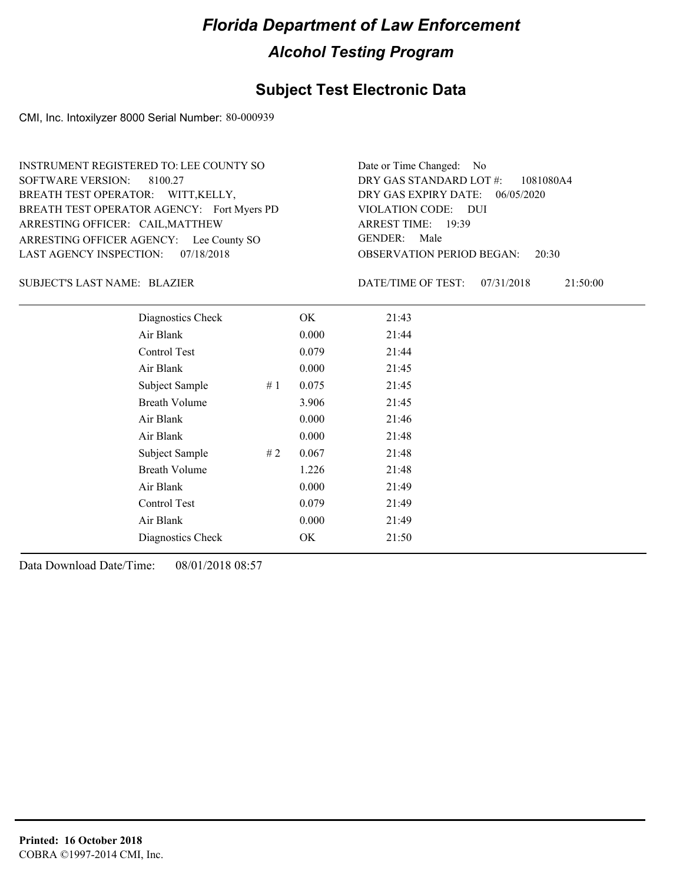# Florida Department of Law Enforcement

## Alcohol Testing Program

## Subject Test Electronic Data

CMI, Inc. Intoxilyzer 8000 Serial Number: 80-000939

INSTRUMENT REGISTERED TO: LEE COUNTY SO
SOFTWARE VERSION: 8100.27
BREATH TEST OPERATOR: WITT,KELLY,
BREATH TEST OPERATOR AGENCY: Fort Myers PD
ARRESTING OFFICER: CAIL,MATTHEW
ARRESTING OFFICER AGENCY: Lee County SO
LAST AGENCY INSPECTION: 07/18/2018

Date or Time Changed: No
DRY GAS STANDARD LOT #: 1081080A4
DRY GAS EXPIRY DATE: 06/05/2020
VIOLATION CODE: DUI
ARREST TIME: 19:39
GENDER: Male
OBSERVATION PERIOD BEGAN: 20:30

SUBJECT'S LAST NAME: BLAZIER

DATE/TIME OF TEST: 07/31/2018 21:50:00

| | | | |
|---|---|---|---|
| Diagnostics Check | | OK | 21:43 |
| Air Blank | | 0.000 | 21:44 |
| Control Test | | 0.079 | 21:44 |
| Air Blank | | 0.000 | 21:45 |
| Subject Sample | # 1 | 0.075 | 21:45 |
| Breath Volume | | 3.906 | 21:45 |
| Air Blank | | 0.000 | 21:46 |
| Air Blank | | 0.000 | 21:48 |
| Subject Sample | # 2 | 0.067 | 21:48 |
| Breath Volume | | 1.226 | 21:48 |
| Air Blank | | 0.000 | 21:49 |
| Control Test | | 0.079 | 21:49 |
| Air Blank | | 0.000 | 21:49 |
| Diagnostics Check | | OK | 21:50 |

Data Download Date/Time: 08/01/2018 08:57

**Printed: 16 October 2018**
COBRA ©1997-2014 CMI, Inc.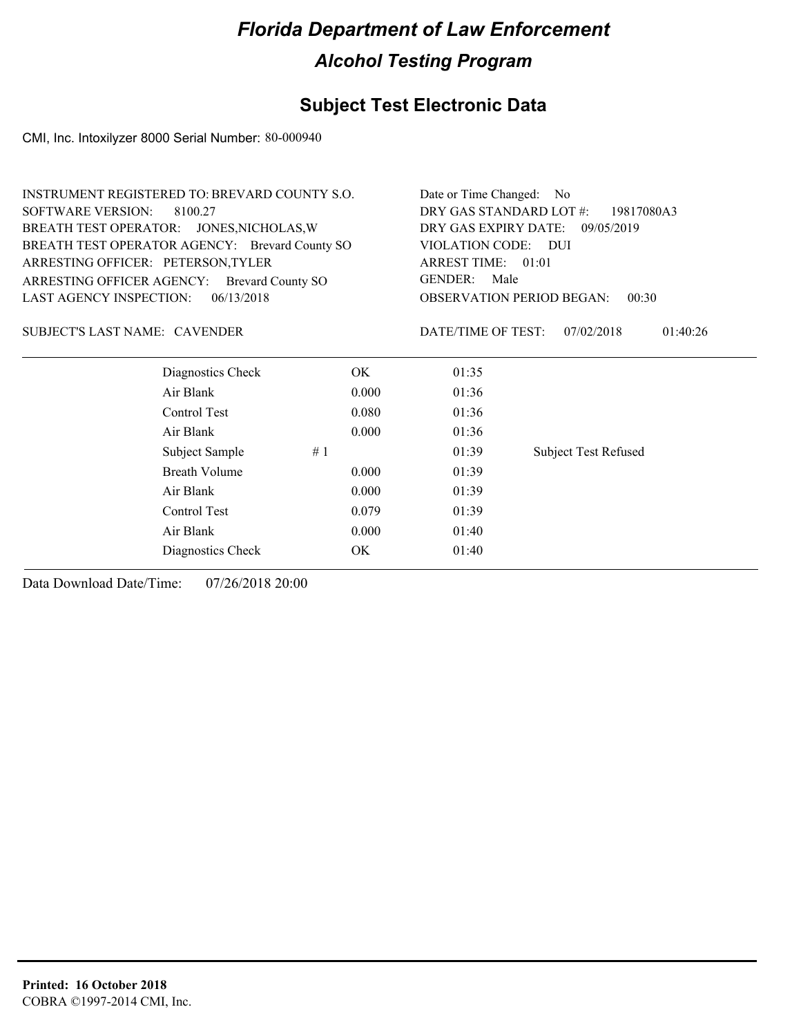# Florida Department of Law Enforcement

## Alcohol Testing Program

## Subject Test Electronic Data

CMI, Inc. Intoxilyzer 8000 Serial Number: 80-000940

INSTRUMENT REGISTERED TO: BREVARD COUNTY S.O.
SOFTWARE VERSION: 8100.27
BREATH TEST OPERATOR: JONES,NICHOLAS,W
BREATH TEST OPERATOR AGENCY: Brevard County SO
ARRESTING OFFICER: PETERSON,TYLER
ARRESTING OFFICER AGENCY: Brevard County SO
LAST AGENCY INSPECTION: 06/13/2018

Date or Time Changed: No
DRY GAS STANDARD LOT #: 19817080A3
DRY GAS EXPIRY DATE: 09/05/2019
VIOLATION CODE: DUI
ARREST TIME: 01:01
GENDER: Male
OBSERVATION PERIOD BEGAN: 00:30

SUBJECT'S LAST NAME: CAVENDER

DATE/TIME OF TEST: 07/02/2018 01:40:26

| | | | |
|---|---|---|---|
| Diagnostics Check | OK | 01:35 | |
| Air Blank | 0.000 | 01:36 | |
| Control Test | 0.080 | 01:36 | |
| Air Blank | 0.000 | 01:36 | |
| Subject Sample # 1 | | 01:39 | Subject Test Refused |
| Breath Volume | 0.000 | 01:39 | |
| Air Blank | 0.000 | 01:39 | |
| Control Test | 0.079 | 01:39 | |
| Air Blank | 0.000 | 01:40 | |
| Diagnostics Check | OK | 01:40 | |

Data Download Date/Time: 07/26/2018 20:00

**Printed: 16 October 2018**
COBRA ©1997-2014 CMI, Inc.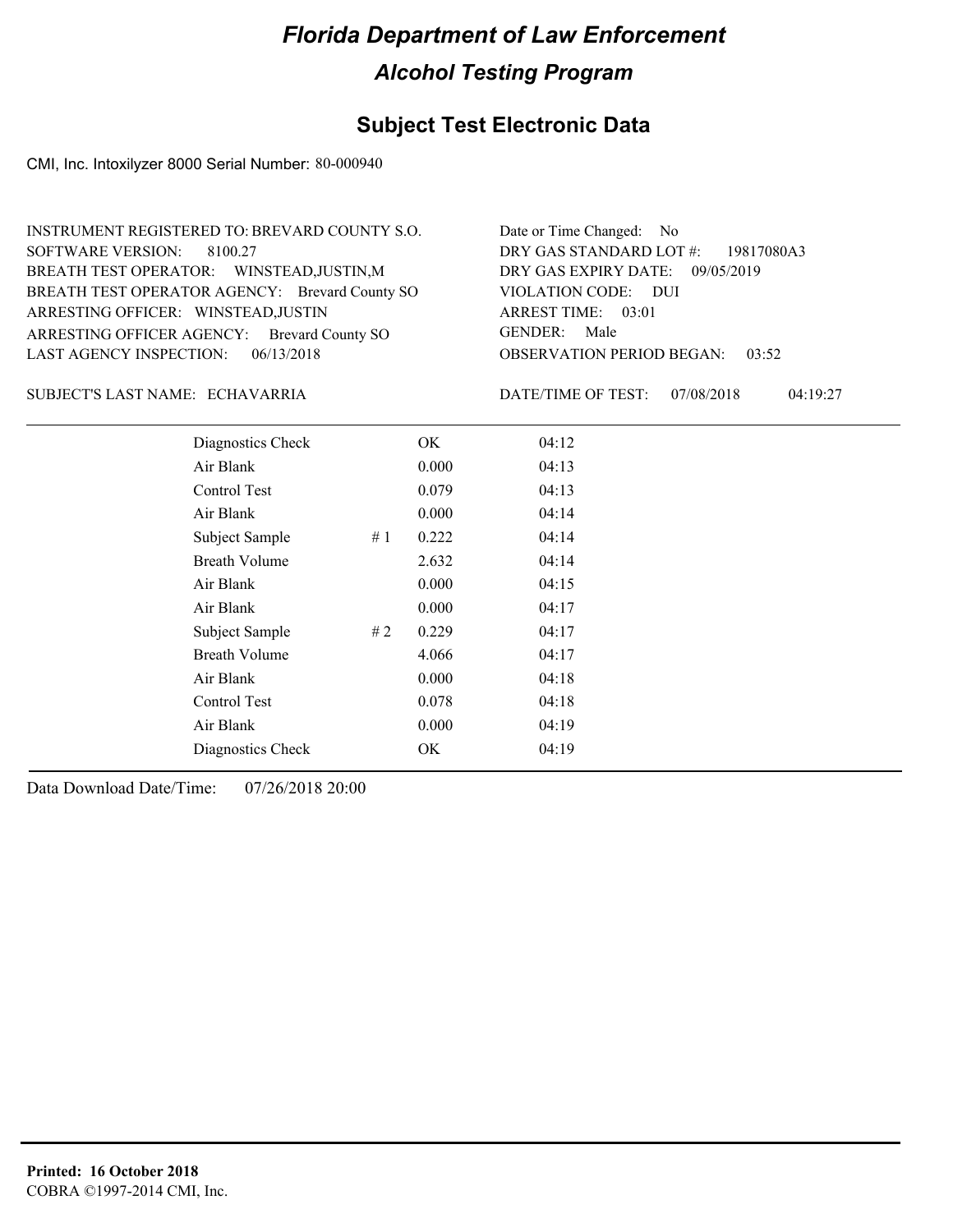# Florida Department of Law Enforcement

## Alcohol Testing Program

## Subject Test Electronic Data

CMI, Inc. Intoxilyzer 8000 Serial Number: 80-000940

INSTRUMENT REGISTERED TO: BREVARD COUNTY S.O.
SOFTWARE VERSION: 8100.27
BREATH TEST OPERATOR: WINSTEAD,JUSTIN,M
BREATH TEST OPERATOR AGENCY: Brevard County SO
ARRESTING OFFICER: WINSTEAD,JUSTIN
ARRESTING OFFICER AGENCY: Brevard County SO
LAST AGENCY INSPECTION: 06/13/2018

Date or Time Changed: No
DRY GAS STANDARD LOT #: 19817080A3
DRY GAS EXPIRY DATE: 09/05/2019
VIOLATION CODE: DUI
ARREST TIME: 03:01
GENDER: Male
OBSERVATION PERIOD BEGAN: 03:52

SUBJECT'S LAST NAME: ECHAVARRIA

DATE/TIME OF TEST: 07/08/2018 04:19:27

| | | | |
|---|---|---|---|
| Diagnostics Check | | OK | 04:12 |
| Air Blank | | 0.000 | 04:13 |
| Control Test | | 0.079 | 04:13 |
| Air Blank | | 0.000 | 04:14 |
| Subject Sample | # 1 | 0.222 | 04:14 |
| Breath Volume | | 2.632 | 04:14 |
| Air Blank | | 0.000 | 04:15 |
| Air Blank | | 0.000 | 04:17 |
| Subject Sample | # 2 | 0.229 | 04:17 |
| Breath Volume | | 4.066 | 04:17 |
| Air Blank | | 0.000 | 04:18 |
| Control Test | | 0.078 | 04:18 |
| Air Blank | | 0.000 | 04:19 |
| Diagnostics Check | | OK | 04:19 |

Data Download Date/Time: 07/26/2018 20:00

**Printed: 16 October 2018**
COBRA ©1997-2014 CMI, Inc.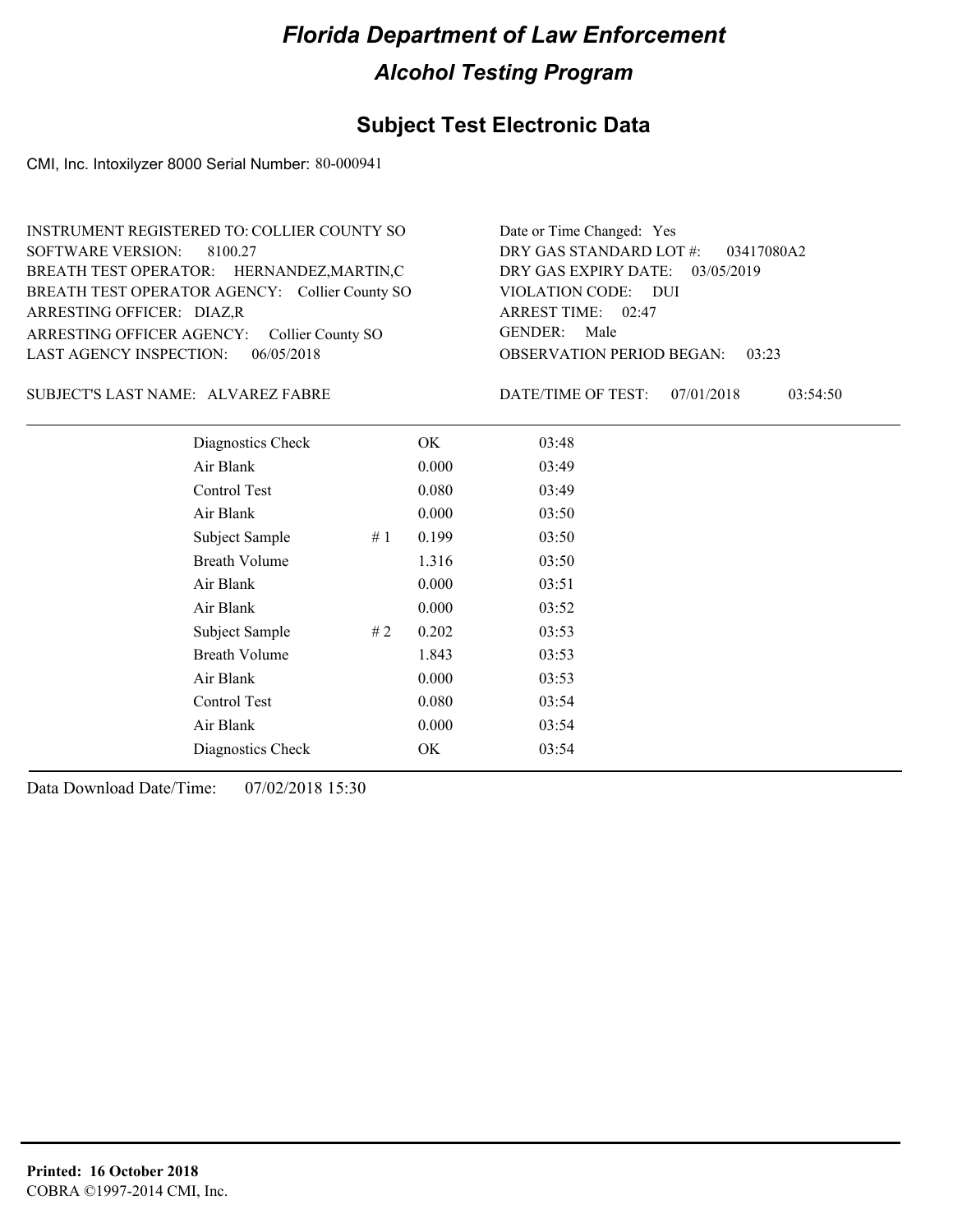# Florida Department of Law Enforcement

## Alcohol Testing Program

### Subject Test Electronic Data

CMI, Inc. Intoxilyzer 8000 Serial Number: 80-000941

INSTRUMENT REGISTERED TO: COLLIER COUNTY SO
SOFTWARE VERSION: 8100.27
BREATH TEST OPERATOR: HERNANDEZ,MARTIN,C
BREATH TEST OPERATOR AGENCY: Collier County SO
ARRESTING OFFICER: DIAZ,R
ARRESTING OFFICER AGENCY: Collier County SO
LAST AGENCY INSPECTION: 06/05/2018

Date or Time Changed: Yes
DRY GAS STANDARD LOT #: 03417080A2
DRY GAS EXPIRY DATE: 03/05/2019
VIOLATION CODE: DUI
ARREST TIME: 02:47
GENDER: Male
OBSERVATION PERIOD BEGAN: 03:23

SUBJECT'S LAST NAME: ALVAREZ FABRE

DATE/TIME OF TEST: 07/01/2018 03:54:50

| | | | |
|---|---|---|---|
| Diagnostics Check | | OK | 03:48 |
| Air Blank | | 0.000 | 03:49 |
| Control Test | | 0.080 | 03:49 |
| Air Blank | | 0.000 | 03:50 |
| Subject Sample | # 1 | 0.199 | 03:50 |
| Breath Volume | | 1.316 | 03:50 |
| Air Blank | | 0.000 | 03:51 |
| Air Blank | | 0.000 | 03:52 |
| Subject Sample | # 2 | 0.202 | 03:53 |
| Breath Volume | | 1.843 | 03:53 |
| Air Blank | | 0.000 | 03:53 |
| Control Test | | 0.080 | 03:54 |
| Air Blank | | 0.000 | 03:54 |
| Diagnostics Check | | OK | 03:54 |

Data Download Date/Time: 07/02/2018 15:30

**Printed: 16 October 2018**
COBRA ©1997-2014 CMI, Inc.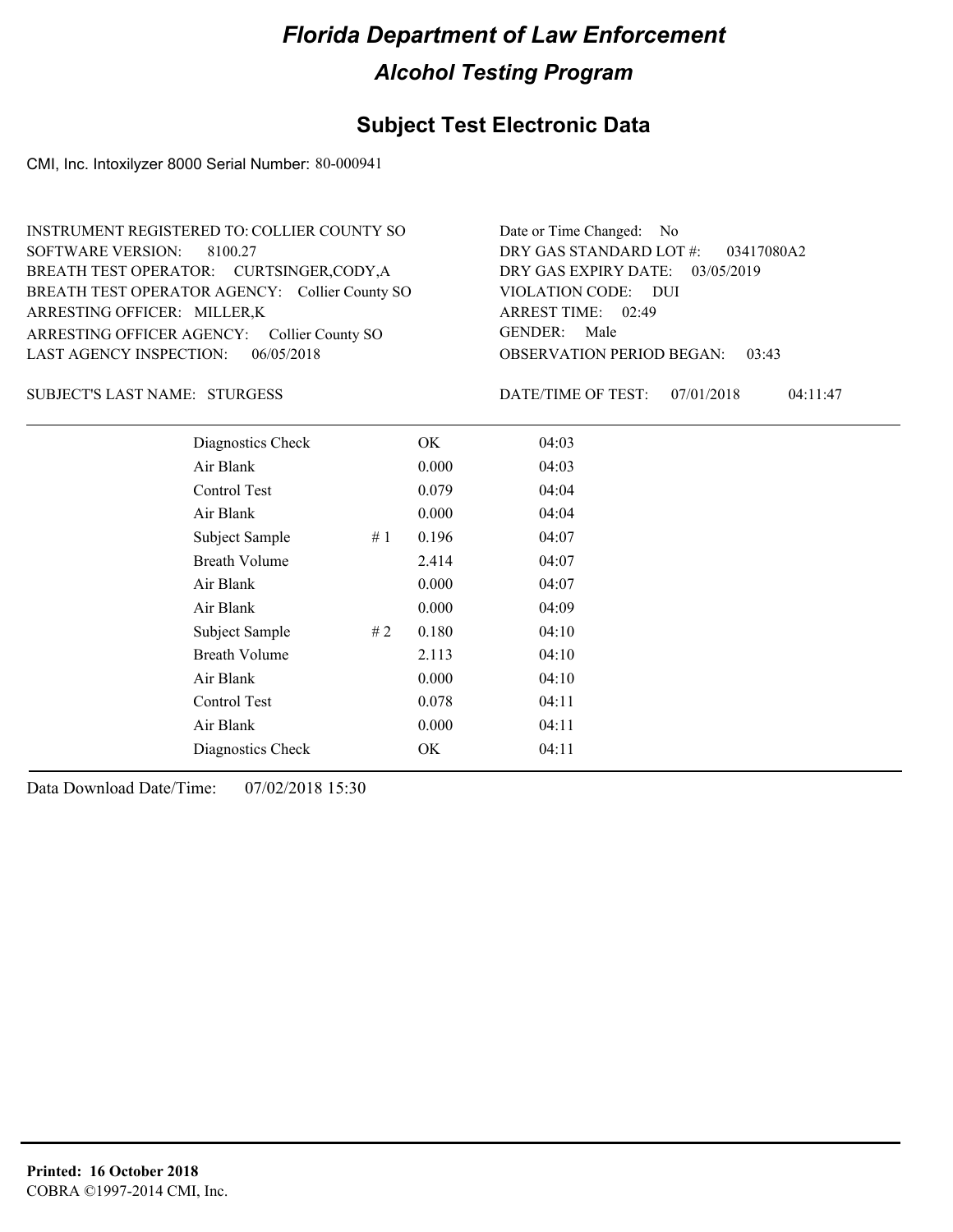# Florida Department of Law Enforcement

## Alcohol Testing Program

### Subject Test Electronic Data

CMI, Inc. Intoxilyzer 8000 Serial Number: 80-000941

INSTRUMENT REGISTERED TO: COLLIER COUNTY SO
SOFTWARE VERSION: 8100.27
BREATH TEST OPERATOR: CURTSINGER,CODY,A
BREATH TEST OPERATOR AGENCY: Collier County SO
ARRESTING OFFICER: MILLER,K
ARRESTING OFFICER AGENCY: Collier County SO
LAST AGENCY INSPECTION: 06/05/2018

Date or Time Changed: No
DRY GAS STANDARD LOT #: 03417080A2
DRY GAS EXPIRY DATE: 03/05/2019
VIOLATION CODE: DUI
ARREST TIME: 02:49
GENDER: Male
OBSERVATION PERIOD BEGAN: 03:43

SUBJECT'S LAST NAME: STURGESS

DATE/TIME OF TEST: 07/01/2018 04:11:47

| Test | # | Result | Time |
|---|---|---|---|
| Diagnostics Check | | OK | 04:03 |
| Air Blank | | 0.000 | 04:03 |
| Control Test | | 0.079 | 04:04 |
| Air Blank | | 0.000 | 04:04 |
| Subject Sample | # 1 | 0.196 | 04:07 |
| Breath Volume | | 2.414 | 04:07 |
| Air Blank | | 0.000 | 04:07 |
| Air Blank | | 0.000 | 04:09 |
| Subject Sample | # 2 | 0.180 | 04:10 |
| Breath Volume | | 2.113 | 04:10 |
| Air Blank | | 0.000 | 04:10 |
| Control Test | | 0.078 | 04:11 |
| Air Blank | | 0.000 | 04:11 |
| Diagnostics Check | | OK | 04:11 |

Data Download Date/Time: 07/02/2018 15:30

**Printed: 16 October 2018**
COBRA ©1997-2014 CMI, Inc.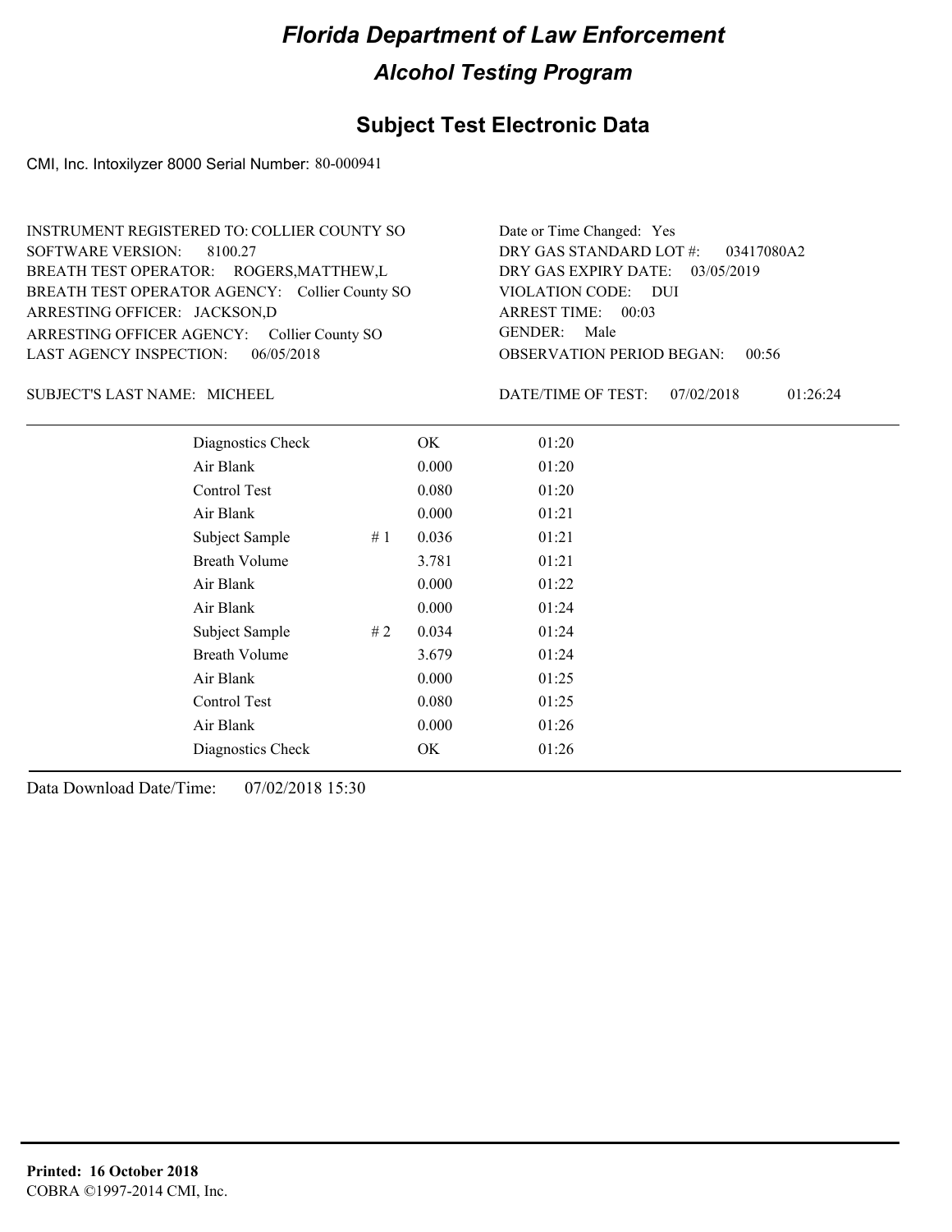# Florida Department of Law Enforcement

## Alcohol Testing Program

### Subject Test Electronic Data

CMI, Inc. Intoxilyzer 8000 Serial Number: 80-000941

INSTRUMENT REGISTERED TO: COLLIER COUNTY SO
SOFTWARE VERSION: 8100.27
BREATH TEST OPERATOR: ROGERS,MATTHEW,L
BREATH TEST OPERATOR AGENCY: Collier County SO
ARRESTING OFFICER: JACKSON,D
ARRESTING OFFICER AGENCY: Collier County SO
LAST AGENCY INSPECTION: 06/05/2018

Date or Time Changed: Yes
DRY GAS STANDARD LOT #: 03417080A2
DRY GAS EXPIRY DATE: 03/05/2019
VIOLATION CODE: DUI
ARREST TIME: 00:03
GENDER: Male
OBSERVATION PERIOD BEGAN: 00:56

SUBJECT'S LAST NAME: MICHEEL

DATE/TIME OF TEST: 07/02/2018 01:26:24

| | | | |
|---|---|---|---|
| Diagnostics Check | | OK | 01:20 |
| Air Blank | | 0.000 | 01:20 |
| Control Test | | 0.080 | 01:20 |
| Air Blank | | 0.000 | 01:21 |
| Subject Sample | # 1 | 0.036 | 01:21 |
| Breath Volume | | 3.781 | 01:21 |
| Air Blank | | 0.000 | 01:22 |
| Air Blank | | 0.000 | 01:24 |
| Subject Sample | # 2 | 0.034 | 01:24 |
| Breath Volume | | 3.679 | 01:24 |
| Air Blank | | 0.000 | 01:25 |
| Control Test | | 0.080 | 01:25 |
| Air Blank | | 0.000 | 01:26 |
| Diagnostics Check | | OK | 01:26 |

Data Download Date/Time: 07/02/2018 15:30

**Printed: 16 October 2018**
COBRA ©1997-2014 CMI, Inc.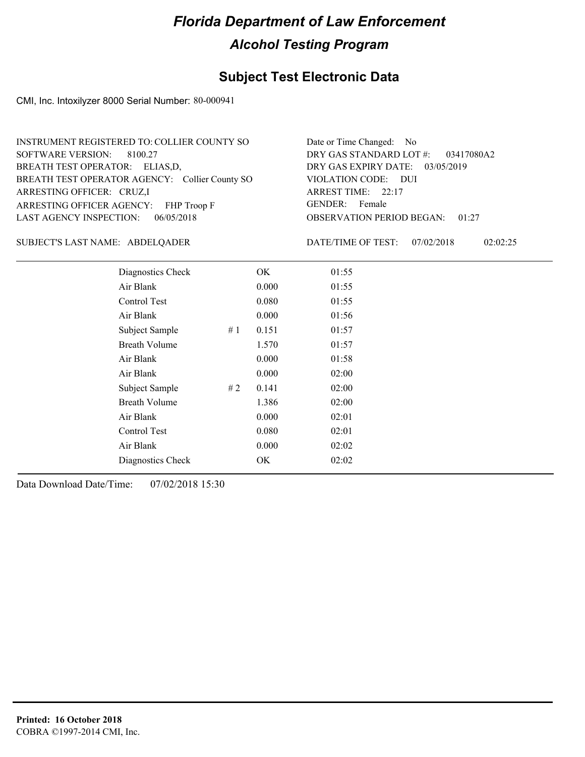# Florida Department of Law Enforcement

## Alcohol Testing Program

### Subject Test Electronic Data

CMI, Inc. Intoxilyzer 8000 Serial Number: 80-000941

INSTRUMENT REGISTERED TO: COLLIER COUNTY SO
SOFTWARE VERSION: 8100.27
BREATH TEST OPERATOR: ELIAS,D,
BREATH TEST OPERATOR AGENCY: Collier County SO
ARRESTING OFFICER: CRUZ,I
ARRESTING OFFICER AGENCY: FHP Troop F
LAST AGENCY INSPECTION: 06/05/2018

Date or Time Changed: No
DRY GAS STANDARD LOT #: 03417080A2
DRY GAS EXPIRY DATE: 03/05/2019
VIOLATION CODE: DUI
ARREST TIME: 22:17
GENDER: Female
OBSERVATION PERIOD BEGAN: 01:27

SUBJECT'S LAST NAME: ABDELQADER

DATE/TIME OF TEST: 07/02/2018 02:02:25

| | | | |
|---|---|---|---|
| Diagnostics Check | | OK | 01:55 |
| Air Blank | | 0.000 | 01:55 |
| Control Test | | 0.080 | 01:55 |
| Air Blank | | 0.000 | 01:56 |
| Subject Sample | # 1 | 0.151 | 01:57 |
| Breath Volume | | 1.570 | 01:57 |
| Air Blank | | 0.000 | 01:58 |
| Air Blank | | 0.000 | 02:00 |
| Subject Sample | # 2 | 0.141 | 02:00 |
| Breath Volume | | 1.386 | 02:00 |
| Air Blank | | 0.000 | 02:01 |
| Control Test | | 0.080 | 02:01 |
| Air Blank | | 0.000 | 02:02 |
| Diagnostics Check | | OK | 02:02 |

Data Download Date/Time: 07/02/2018 15:30

**Printed: 16 October 2018**
COBRA ©1997-2014 CMI, Inc.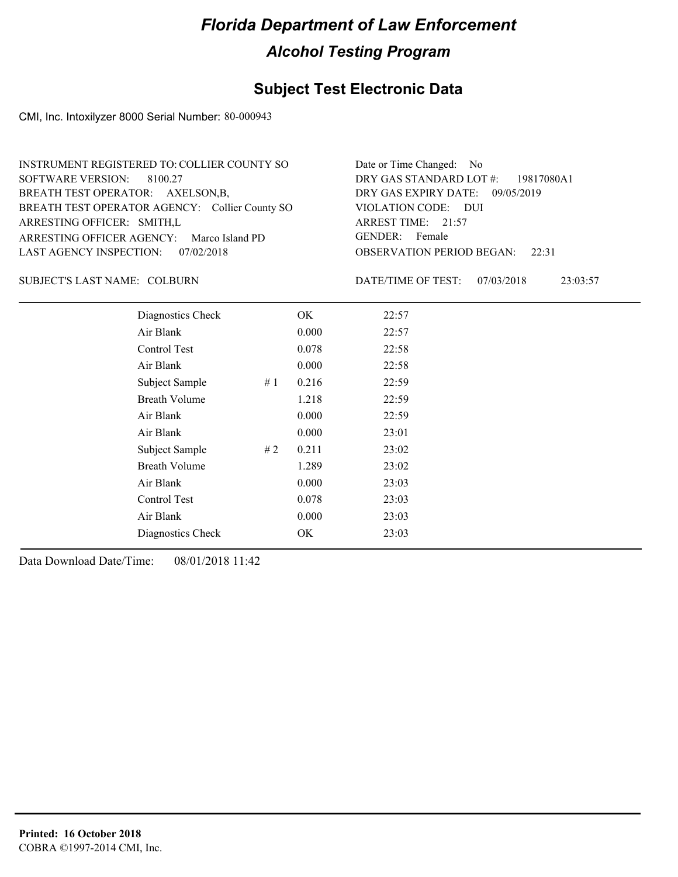# Florida Department of Law Enforcement

## Alcohol Testing Program

### Subject Test Electronic Data

CMI, Inc. Intoxilyzer 8000 Serial Number: 80-000943

INSTRUMENT REGISTERED TO: COLLIER COUNTY SO
SOFTWARE VERSION: 8100.27
BREATH TEST OPERATOR: AXELSON,B,
BREATH TEST OPERATOR AGENCY: Collier County SO
ARRESTING OFFICER: SMITH,L
ARRESTING OFFICER AGENCY: Marco Island PD
LAST AGENCY INSPECTION: 07/02/2018

Date or Time Changed: No
DRY GAS STANDARD LOT #: 19817080A1
DRY GAS EXPIRY DATE: 09/05/2019
VIOLATION CODE: DUI
ARREST TIME: 21:57
GENDER: Female
OBSERVATION PERIOD BEGAN: 22:31

SUBJECT'S LAST NAME: COLBURN

DATE/TIME OF TEST: 07/03/2018 23:03:57

| | | | |
|---|---|---|---|
| Diagnostics Check | | OK | 22:57 |
| Air Blank | | 0.000 | 22:57 |
| Control Test | | 0.078 | 22:58 |
| Air Blank | | 0.000 | 22:58 |
| Subject Sample | # 1 | 0.216 | 22:59 |
| Breath Volume | | 1.218 | 22:59 |
| Air Blank | | 0.000 | 22:59 |
| Air Blank | | 0.000 | 23:01 |
| Subject Sample | # 2 | 0.211 | 23:02 |
| Breath Volume | | 1.289 | 23:02 |
| Air Blank | | 0.000 | 23:03 |
| Control Test | | 0.078 | 23:03 |
| Air Blank | | 0.000 | 23:03 |
| Diagnostics Check | | OK | 23:03 |

Data Download Date/Time: 08/01/2018 11:42

**Printed: 16 October 2018**
COBRA ©1997-2014 CMI, Inc.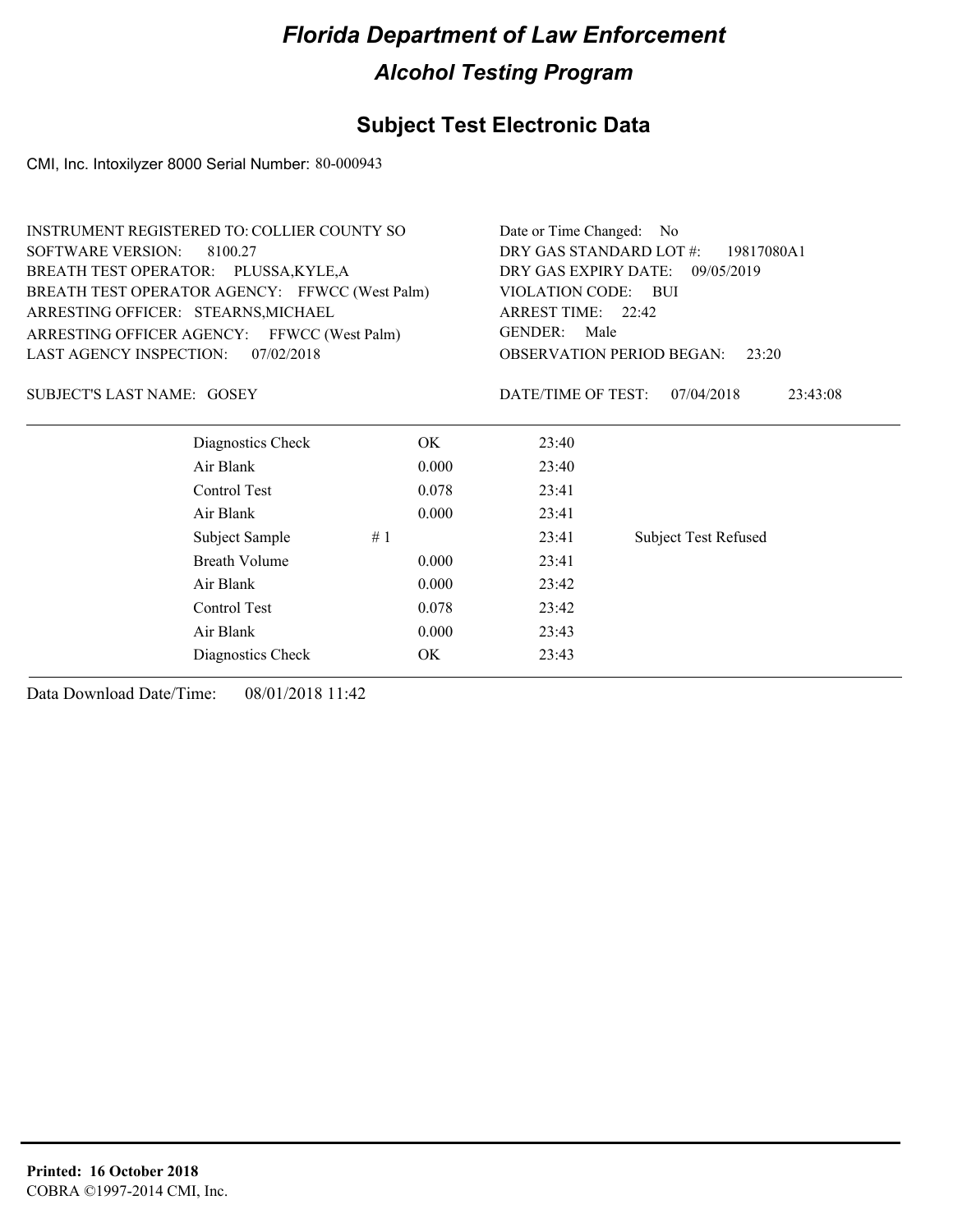# Florida Department of Law Enforcement

## Alcohol Testing Program

### Subject Test Electronic Data

CMI, Inc. Intoxilyzer 8000 Serial Number: 80-000943

INSTRUMENT REGISTERED TO: COLLIER COUNTY SO
SOFTWARE VERSION: 8100.27
BREATH TEST OPERATOR: PLUSSA,KYLE,A
BREATH TEST OPERATOR AGENCY: FFWCC (West Palm)
ARRESTING OFFICER: STEARNS,MICHAEL
ARRESTING OFFICER AGENCY: FFWCC (West Palm)
LAST AGENCY INSPECTION: 07/02/2018

Date or Time Changed: No
DRY GAS STANDARD LOT #: 19817080A1
DRY GAS EXPIRY DATE: 09/05/2019
VIOLATION CODE: BUI
ARREST TIME: 22:42
GENDER: Male
OBSERVATION PERIOD BEGAN: 23:20

SUBJECT'S LAST NAME: GOSEY

DATE/TIME OF TEST: 07/04/2018 23:43:08

| | | | |
|---|---|---|---|
| Diagnostics Check | OK | 23:40 | |
| Air Blank | 0.000 | 23:40 | |
| Control Test | 0.078 | 23:41 | |
| Air Blank | 0.000 | 23:41 | |
| Subject Sample | # 1 | 23:41 | Subject Test Refused |
| Breath Volume | 0.000 | 23:41 | |
| Air Blank | 0.000 | 23:42 | |
| Control Test | 0.078 | 23:42 | |
| Air Blank | 0.000 | 23:43 | |
| Diagnostics Check | OK | 23:43 | |

Data Download Date/Time: 08/01/2018 11:42

**Printed: 16 October 2018**
COBRA ©1997-2014 CMI, Inc.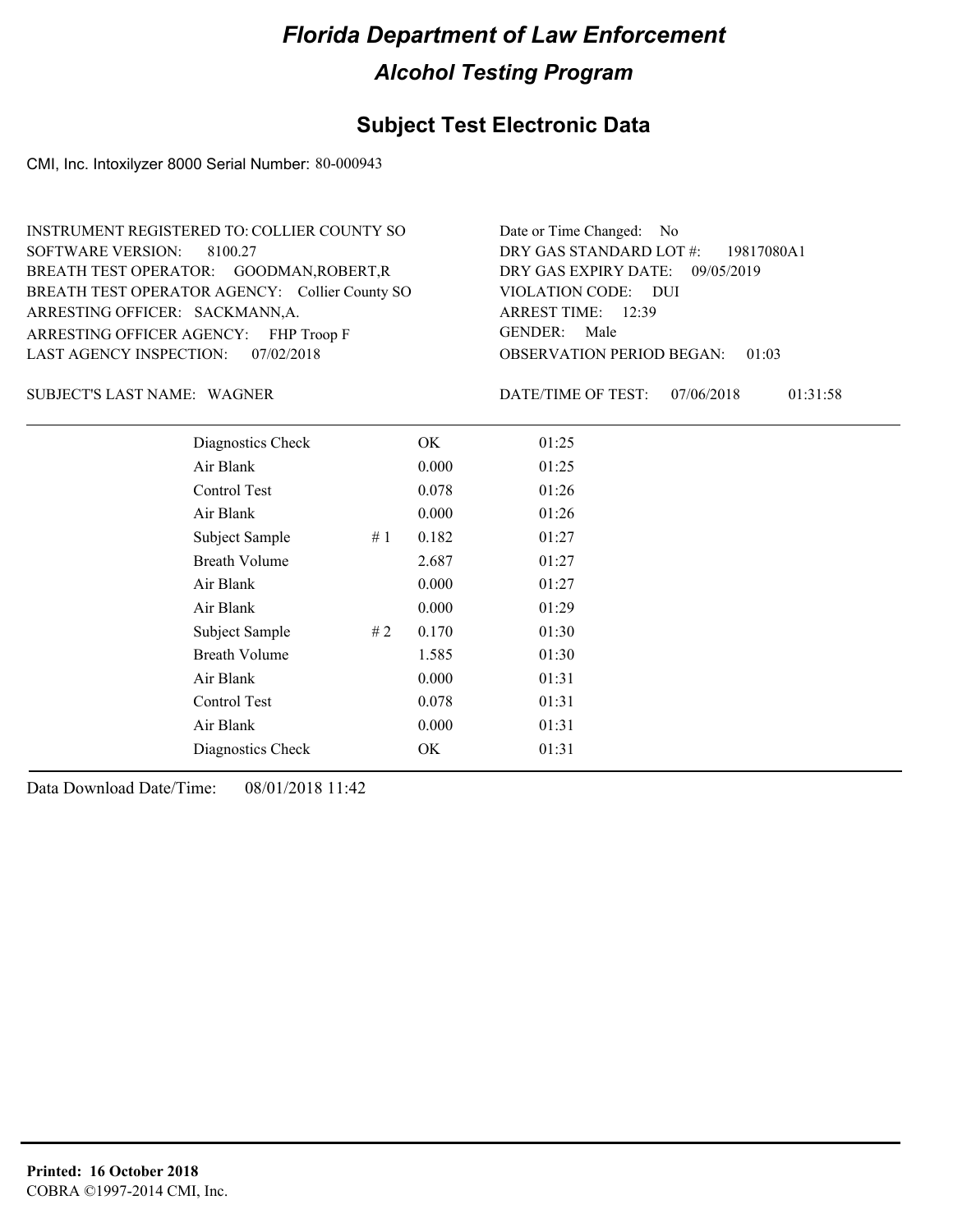# Florida Department of Law Enforcement

## Alcohol Testing Program

### Subject Test Electronic Data

CMI, Inc. Intoxilyzer 8000 Serial Number: 80-000943

INSTRUMENT REGISTERED TO: COLLIER COUNTY SO
SOFTWARE VERSION: 8100.27
BREATH TEST OPERATOR: GOODMAN,ROBERT,R
BREATH TEST OPERATOR AGENCY: Collier County SO
ARRESTING OFFICER: SACKMANN,A.
ARRESTING OFFICER AGENCY: FHP Troop F
LAST AGENCY INSPECTION: 07/02/2018

Date or Time Changed: No
DRY GAS STANDARD LOT #: 19817080A1
DRY GAS EXPIRY DATE: 09/05/2019
VIOLATION CODE: DUI
ARREST TIME: 12:39
GENDER: Male
OBSERVATION PERIOD BEGAN: 01:03

SUBJECT'S LAST NAME: WAGNER

DATE/TIME OF TEST: 07/06/2018 01:31:58

| | | | |
|---|---|---|---|
| Diagnostics Check | | OK | 01:25 |
| Air Blank | | 0.000 | 01:25 |
| Control Test | | 0.078 | 01:26 |
| Air Blank | | 0.000 | 01:26 |
| Subject Sample | # 1 | 0.182 | 01:27 |
| Breath Volume | | 2.687 | 01:27 |
| Air Blank | | 0.000 | 01:27 |
| Air Blank | | 0.000 | 01:29 |
| Subject Sample | # 2 | 0.170 | 01:30 |
| Breath Volume | | 1.585 | 01:30 |
| Air Blank | | 0.000 | 01:31 |
| Control Test | | 0.078 | 01:31 |
| Air Blank | | 0.000 | 01:31 |
| Diagnostics Check | | OK | 01:31 |

Data Download Date/Time: 08/01/2018 11:42

**Printed: 16 October 2018**
COBRA ©1997-2014 CMI, Inc.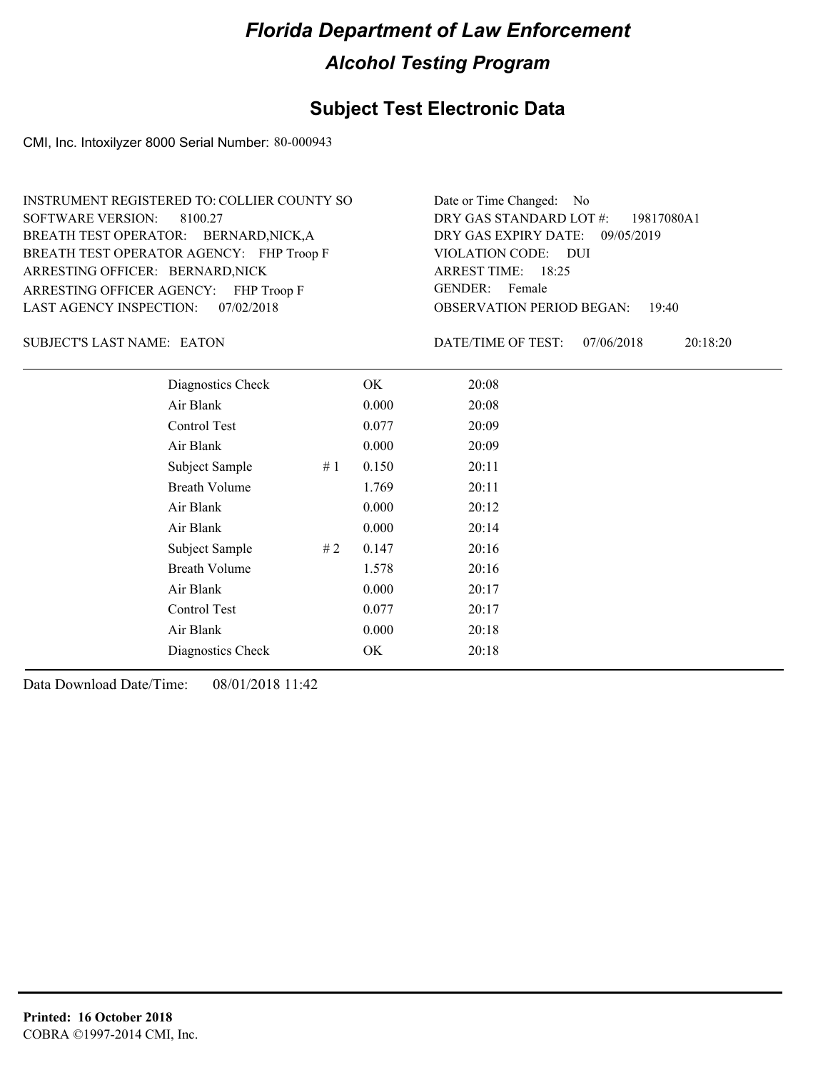# Florida Department of Law Enforcement

## Alcohol Testing Program

### Subject Test Electronic Data

CMI, Inc. Intoxilyzer 8000 Serial Number: 80-000943

INSTRUMENT REGISTERED TO: COLLIER COUNTY SO
SOFTWARE VERSION: 8100.27
BREATH TEST OPERATOR: BERNARD,NICK,A
BREATH TEST OPERATOR AGENCY: FHP Troop F
ARRESTING OFFICER: BERNARD,NICK
ARRESTING OFFICER AGENCY: FHP Troop F
LAST AGENCY INSPECTION: 07/02/2018

Date or Time Changed: No
DRY GAS STANDARD LOT #: 19817080A1
DRY GAS EXPIRY DATE: 09/05/2019
VIOLATION CODE: DUI
ARREST TIME: 18:25
GENDER: Female
OBSERVATION PERIOD BEGAN: 19:40

SUBJECT'S LAST NAME: EATON

DATE/TIME OF TEST: 07/06/2018 20:18:20

| | | | |
|---|---|---|---|
| Diagnostics Check | | OK | 20:08 |
| Air Blank | | 0.000 | 20:08 |
| Control Test | | 0.077 | 20:09 |
| Air Blank | | 0.000 | 20:09 |
| Subject Sample | # 1 | 0.150 | 20:11 |
| Breath Volume | | 1.769 | 20:11 |
| Air Blank | | 0.000 | 20:12 |
| Air Blank | | 0.000 | 20:14 |
| Subject Sample | # 2 | 0.147 | 20:16 |
| Breath Volume | | 1.578 | 20:16 |
| Air Blank | | 0.000 | 20:17 |
| Control Test | | 0.077 | 20:17 |
| Air Blank | | 0.000 | 20:18 |
| Diagnostics Check | | OK | 20:18 |

Data Download Date/Time: 08/01/2018 11:42

**Printed: 16 October 2018**
COBRA ©1997-2014 CMI, Inc.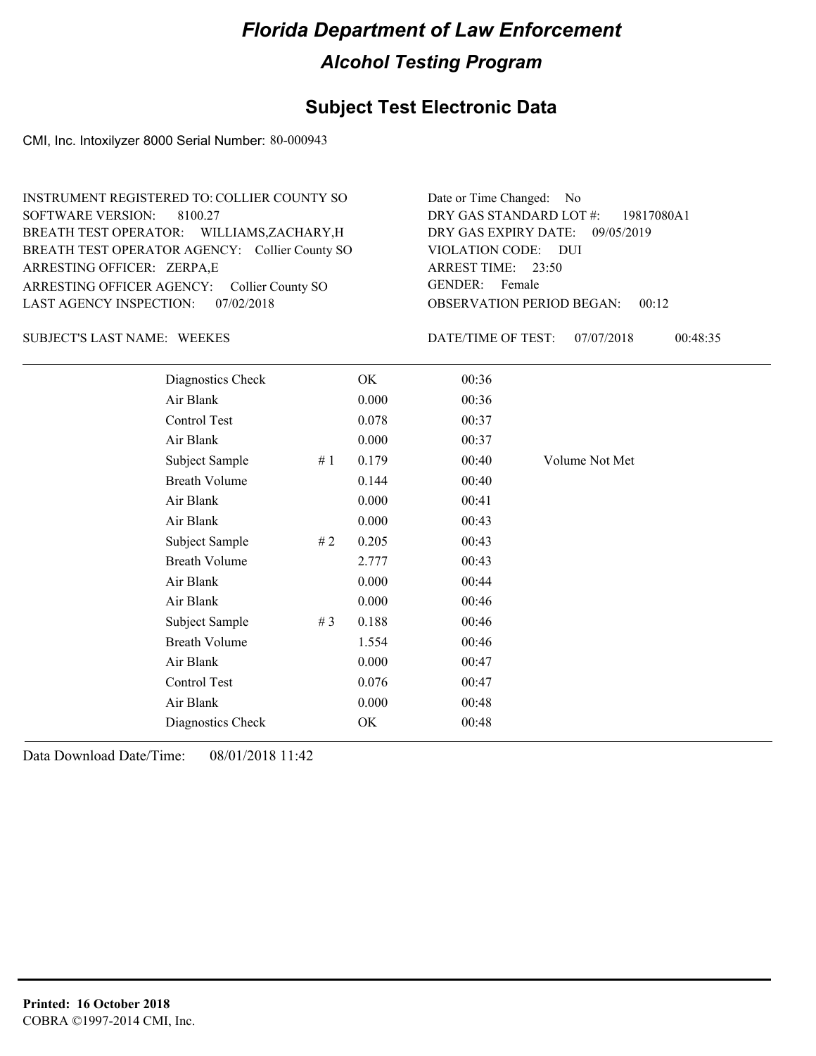# Florida Department of Law Enforcement

## Alcohol Testing Program

### Subject Test Electronic Data

CMI, Inc. Intoxilyzer 8000 Serial Number: 80-000943

INSTRUMENT REGISTERED TO: COLLIER COUNTY SO
SOFTWARE VERSION: 8100.27
BREATH TEST OPERATOR: WILLIAMS,ZACHARY,H
BREATH TEST OPERATOR AGENCY: Collier County SO
ARRESTING OFFICER: ZERPA,E
ARRESTING OFFICER AGENCY: Collier County SO
LAST AGENCY INSPECTION: 07/02/2018

Date or Time Changed: No
DRY GAS STANDARD LOT #: 19817080A1
DRY GAS EXPIRY DATE: 09/05/2019
VIOLATION CODE: DUI
ARREST TIME: 23:50
GENDER: Female
OBSERVATION PERIOD BEGAN: 00:12

SUBJECT'S LAST NAME: WEEKES

DATE/TIME OF TEST: 07/07/2018 00:48:35

| | | | | |
|---|---|---|---|---|
| Diagnostics Check | | OK | 00:36 | |
| Air Blank | | 0.000 | 00:36 | |
| Control Test | | 0.078 | 00:37 | |
| Air Blank | | 0.000 | 00:37 | |
| Subject Sample | # 1 | 0.179 | 00:40 | Volume Not Met |
| Breath Volume | | 0.144 | 00:40 | |
| Air Blank | | 0.000 | 00:41 | |
| Air Blank | | 0.000 | 00:43 | |
| Subject Sample | # 2 | 0.205 | 00:43 | |
| Breath Volume | | 2.777 | 00:43 | |
| Air Blank | | 0.000 | 00:44 | |
| Air Blank | | 0.000 | 00:46 | |
| Subject Sample | # 3 | 0.188 | 00:46 | |
| Breath Volume | | 1.554 | 00:46 | |
| Air Blank | | 0.000 | 00:47 | |
| Control Test | | 0.076 | 00:47 | |
| Air Blank | | 0.000 | 00:48 | |
| Diagnostics Check | | OK | 00:48 | |

Data Download Date/Time: 08/01/2018 11:42

**Printed: 16 October 2018**
COBRA ©1997-2014 CMI, Inc.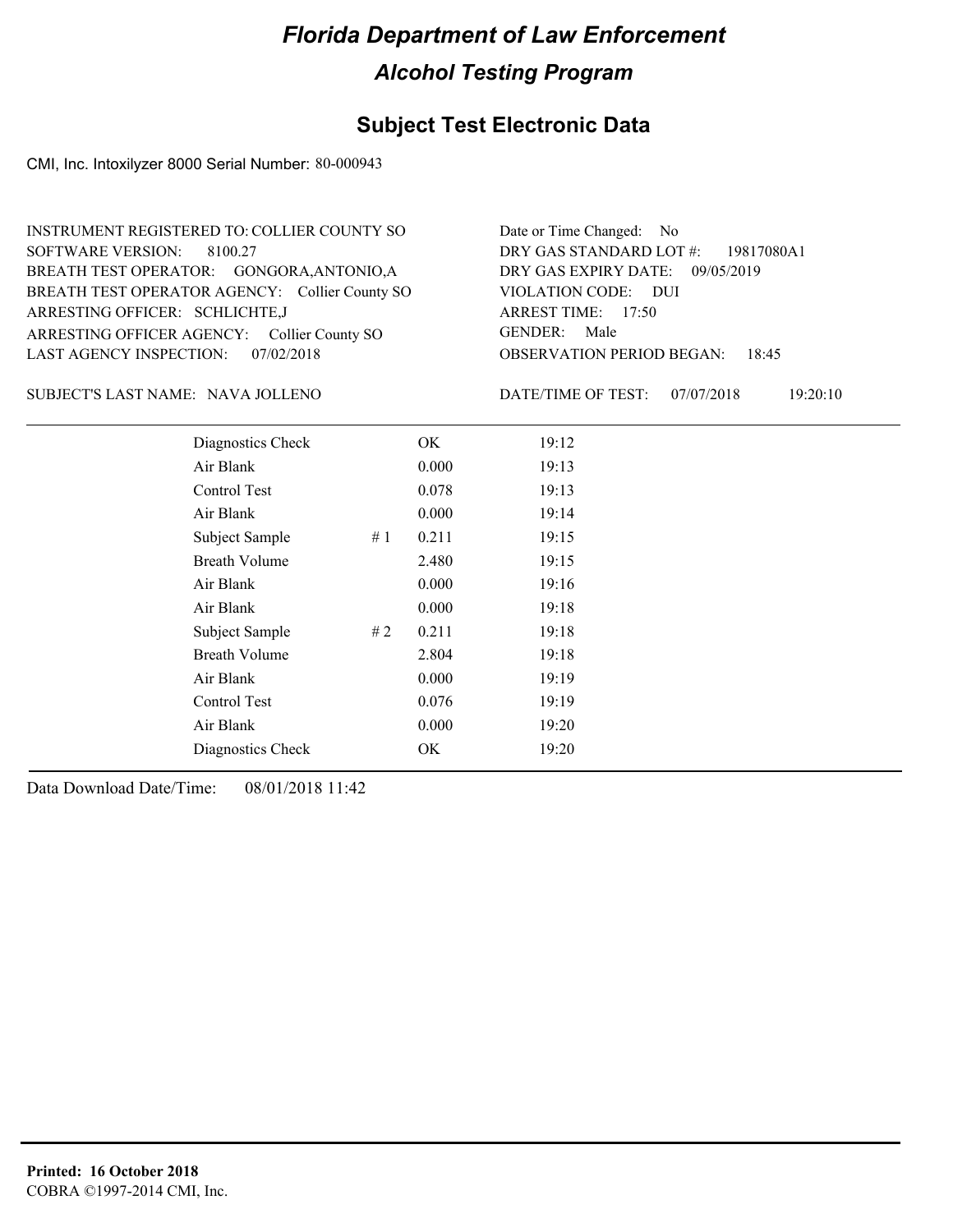# Florida Department of Law Enforcement

## Alcohol Testing Program

### Subject Test Electronic Data

CMI, Inc. Intoxilyzer 8000 Serial Number: 80-000943

INSTRUMENT REGISTERED TO: COLLIER COUNTY SO
SOFTWARE VERSION: 8100.27
BREATH TEST OPERATOR: GONGORA,ANTONIO,A
BREATH TEST OPERATOR AGENCY: Collier County SO
ARRESTING OFFICER: SCHLICHTE,J
ARRESTING OFFICER AGENCY: Collier County SO
LAST AGENCY INSPECTION: 07/02/2018

Date or Time Changed: No
DRY GAS STANDARD LOT #: 19817080A1
DRY GAS EXPIRY DATE: 09/05/2019
VIOLATION CODE: DUI
ARREST TIME: 17:50
GENDER: Male
OBSERVATION PERIOD BEGAN: 18:45

SUBJECT'S LAST NAME: NAVA JOLLENO

DATE/TIME OF TEST: 07/07/2018 19:20:10

| | | | |
|---|---|---|---|
| Diagnostics Check | | OK | 19:12 |
| Air Blank | | 0.000 | 19:13 |
| Control Test | | 0.078 | 19:13 |
| Air Blank | | 0.000 | 19:14 |
| Subject Sample | # 1 | 0.211 | 19:15 |
| Breath Volume | | 2.480 | 19:15 |
| Air Blank | | 0.000 | 19:16 |
| Air Blank | | 0.000 | 19:18 |
| Subject Sample | # 2 | 0.211 | 19:18 |
| Breath Volume | | 2.804 | 19:18 |
| Air Blank | | 0.000 | 19:19 |
| Control Test | | 0.076 | 19:19 |
| Air Blank | | 0.000 | 19:20 |
| Diagnostics Check | | OK | 19:20 |

Data Download Date/Time: 08/01/2018 11:42

**Printed: 16 October 2018**
COBRA ©1997-2014 CMI, Inc.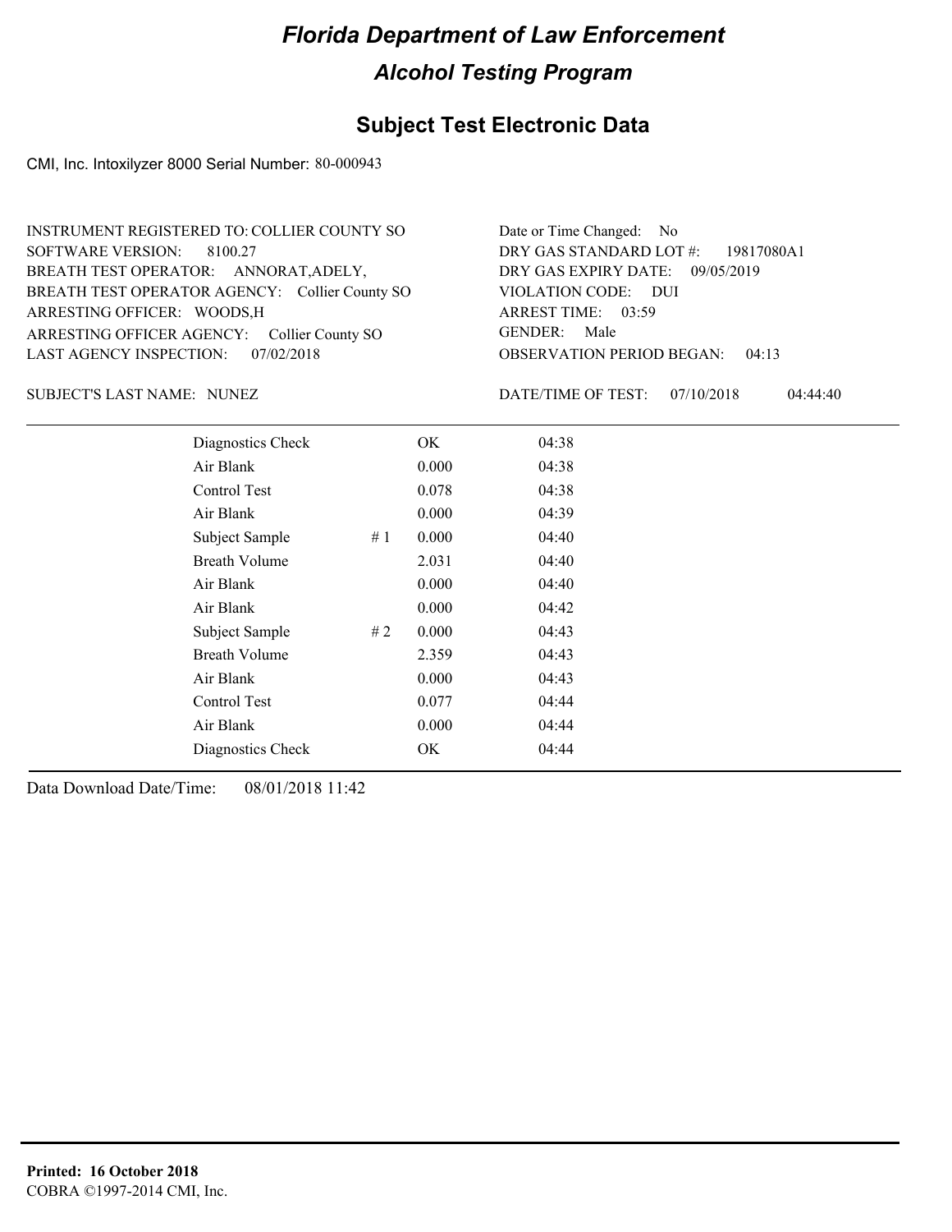# Florida Department of Law Enforcement

## Alcohol Testing Program

### Subject Test Electronic Data

CMI, Inc. Intoxilyzer 8000 Serial Number: 80-000943

INSTRUMENT REGISTERED TO: COLLIER COUNTY SO
SOFTWARE VERSION: 8100.27
BREATH TEST OPERATOR: ANNORAT,ADELY,
BREATH TEST OPERATOR AGENCY: Collier County SO
ARRESTING OFFICER: WOODS,H
ARRESTING OFFICER AGENCY: Collier County SO
LAST AGENCY INSPECTION: 07/02/2018

Date or Time Changed: No
DRY GAS STANDARD LOT #: 19817080A1
DRY GAS EXPIRY DATE: 09/05/2019
VIOLATION CODE: DUI
ARREST TIME: 03:59
GENDER: Male
OBSERVATION PERIOD BEGAN: 04:13

SUBJECT'S LAST NAME: NUNEZ

DATE/TIME OF TEST: 07/10/2018 04:44:40

| Test | # | Result | Time |
|---|---|---|---|
| Diagnostics Check | | OK | 04:38 |
| Air Blank | | 0.000 | 04:38 |
| Control Test | | 0.078 | 04:38 |
| Air Blank | | 0.000 | 04:39 |
| Subject Sample | # 1 | 0.000 | 04:40 |
| Breath Volume | | 2.031 | 04:40 |
| Air Blank | | 0.000 | 04:40 |
| Air Blank | | 0.000 | 04:42 |
| Subject Sample | # 2 | 0.000 | 04:43 |
| Breath Volume | | 2.359 | 04:43 |
| Air Blank | | 0.000 | 04:43 |
| Control Test | | 0.077 | 04:44 |
| Air Blank | | 0.000 | 04:44 |
| Diagnostics Check | | OK | 04:44 |

Data Download Date/Time: 08/01/2018 11:42

**Printed: 16 October 2018**
COBRA ©1997-2014 CMI, Inc.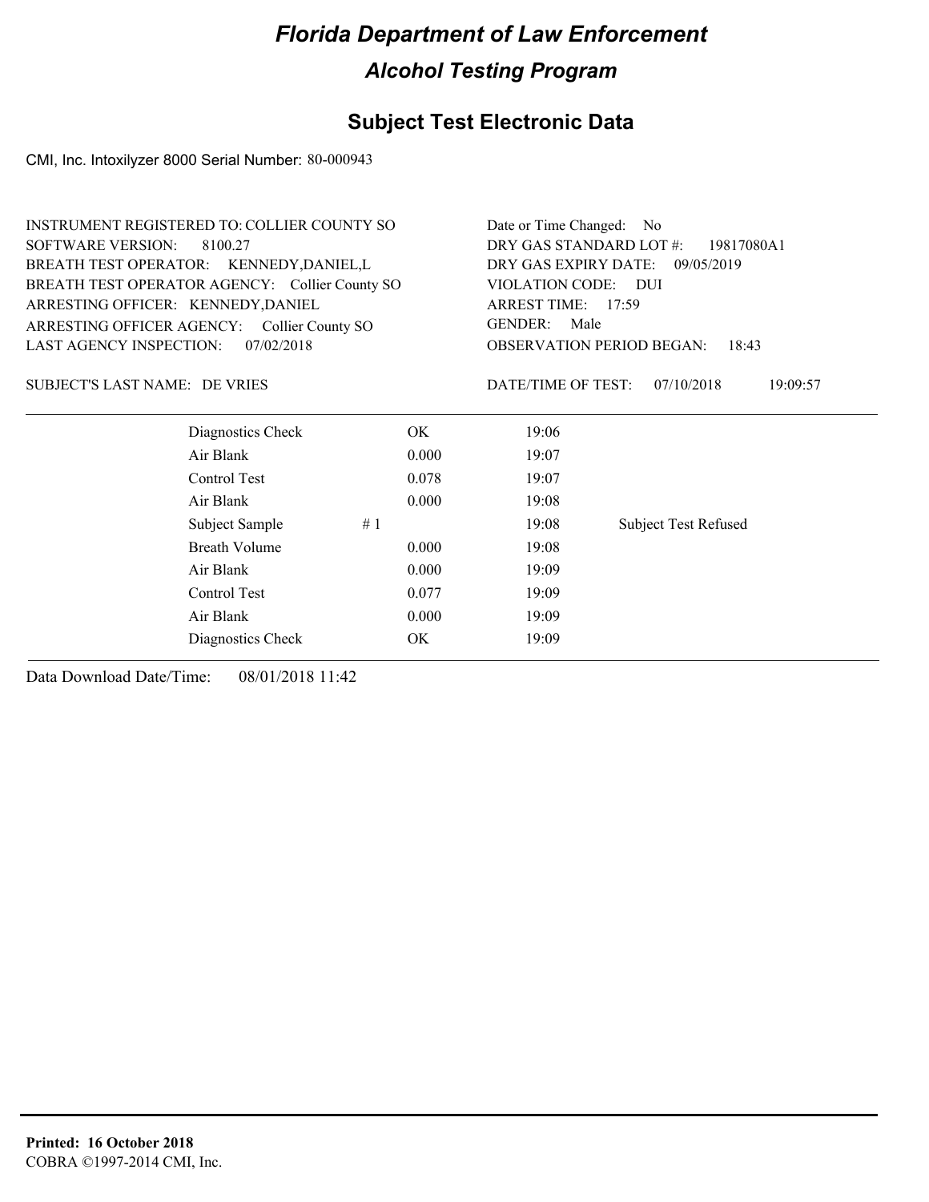# Florida Department of Law Enforcement

## Alcohol Testing Program

### Subject Test Electronic Data

CMI, Inc. Intoxilyzer 8000 Serial Number: 80-000943

INSTRUMENT REGISTERED TO: COLLIER COUNTY SO
SOFTWARE VERSION: 8100.27
BREATH TEST OPERATOR: KENNEDY,DANIEL,L
BREATH TEST OPERATOR AGENCY: Collier County SO
ARRESTING OFFICER: KENNEDY,DANIEL
ARRESTING OFFICER AGENCY: Collier County SO
LAST AGENCY INSPECTION: 07/02/2018

Date or Time Changed: No
DRY GAS STANDARD LOT #: 19817080A1
DRY GAS EXPIRY DATE: 09/05/2019
VIOLATION CODE: DUI
ARREST TIME: 17:59
GENDER: Male
OBSERVATION PERIOD BEGAN: 18:43

SUBJECT'S LAST NAME: DE VRIES

DATE/TIME OF TEST: 07/10/2018 19:09:57

| | | | | |
|---|---|---|---|---|
| Diagnostics Check | | OK | 19:06 | |
| Air Blank | | 0.000 | 19:07 | |
| Control Test | | 0.078 | 19:07 | |
| Air Blank | | 0.000 | 19:08 | |
| Subject Sample | # 1 | | 19:08 | Subject Test Refused |
| Breath Volume | | 0.000 | 19:08 | |
| Air Blank | | 0.000 | 19:09 | |
| Control Test | | 0.077 | 19:09 | |
| Air Blank | | 0.000 | 19:09 | |
| Diagnostics Check | | OK | 19:09 | |

Data Download Date/Time: 08/01/2018 11:42

**Printed: 16 October 2018**
COBRA ©1997-2014 CMI, Inc.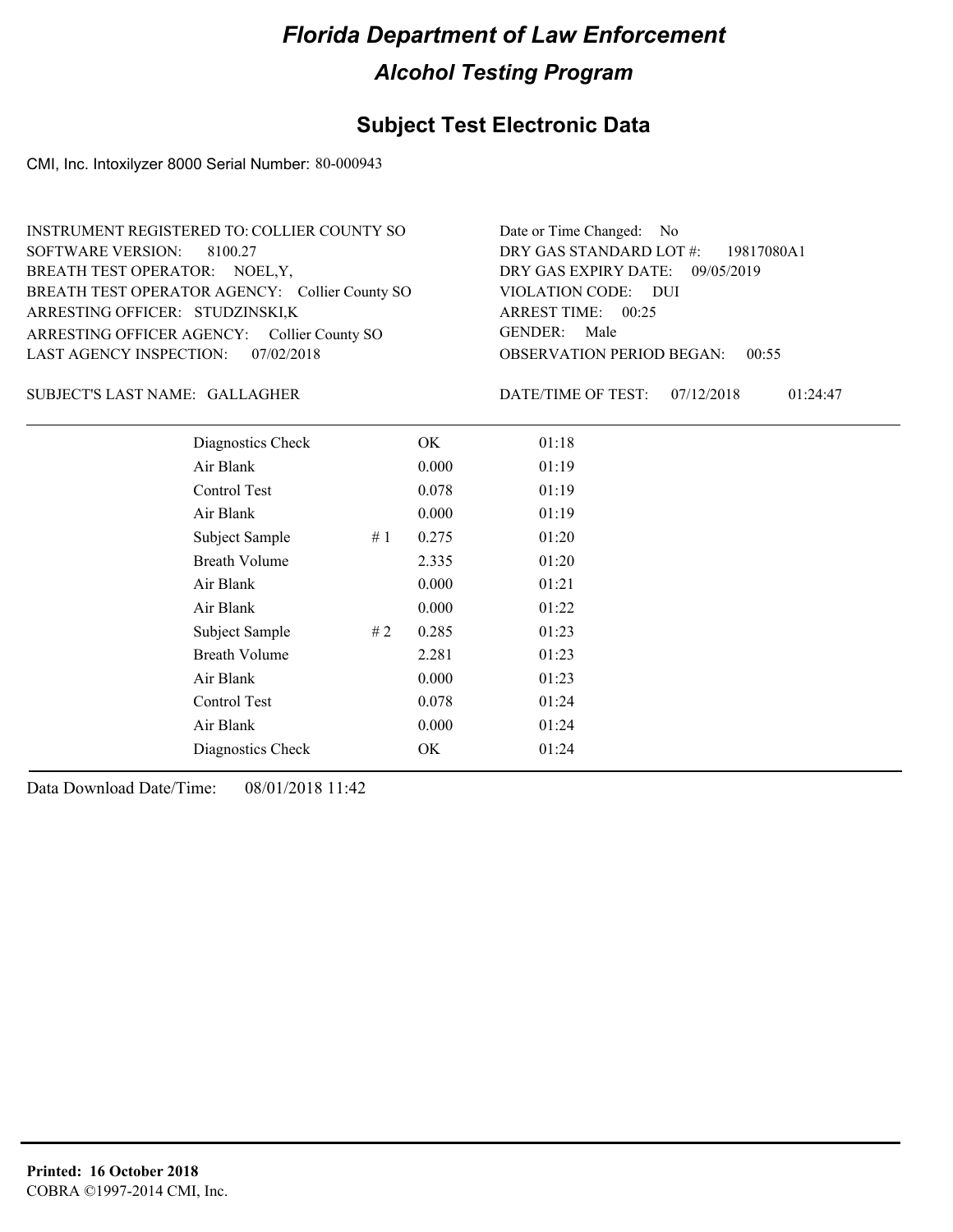# Florida Department of Law Enforcement

## Alcohol Testing Program

## Subject Test Electronic Data

CMI, Inc. Intoxilyzer 8000 Serial Number: 80-000943

INSTRUMENT REGISTERED TO: COLLIER COUNTY SO
SOFTWARE VERSION: 8100.27
BREATH TEST OPERATOR: NOEL,Y,
BREATH TEST OPERATOR AGENCY: Collier County SO
ARRESTING OFFICER: STUDZINSKI,K
ARRESTING OFFICER AGENCY: Collier County SO
LAST AGENCY INSPECTION: 07/02/2018

Date or Time Changed: No
DRY GAS STANDARD LOT #: 19817080A1
DRY GAS EXPIRY DATE: 09/05/2019
VIOLATION CODE: DUI
ARREST TIME: 00:25
GENDER: Male
OBSERVATION PERIOD BEGAN: 00:55

SUBJECT'S LAST NAME: GALLAGHER

DATE/TIME OF TEST: 07/12/2018 01:24:47

| Test | | Result | Time |
|---|---|---|---|
| Diagnostics Check | | OK | 01:18 |
| Air Blank | | 0.000 | 01:19 |
| Control Test | | 0.078 | 01:19 |
| Air Blank | | 0.000 | 01:19 |
| Subject Sample | # 1 | 0.275 | 01:20 |
| Breath Volume | | 2.335 | 01:20 |
| Air Blank | | 0.000 | 01:21 |
| Air Blank | | 0.000 | 01:22 |
| Subject Sample | # 2 | 0.285 | 01:23 |
| Breath Volume | | 2.281 | 01:23 |
| Air Blank | | 0.000 | 01:23 |
| Control Test | | 0.078 | 01:24 |
| Air Blank | | 0.000 | 01:24 |
| Diagnostics Check | | OK | 01:24 |

Data Download Date/Time: 08/01/2018 11:42

**Printed: 16 October 2018**
COBRA ©1997-2014 CMI, Inc.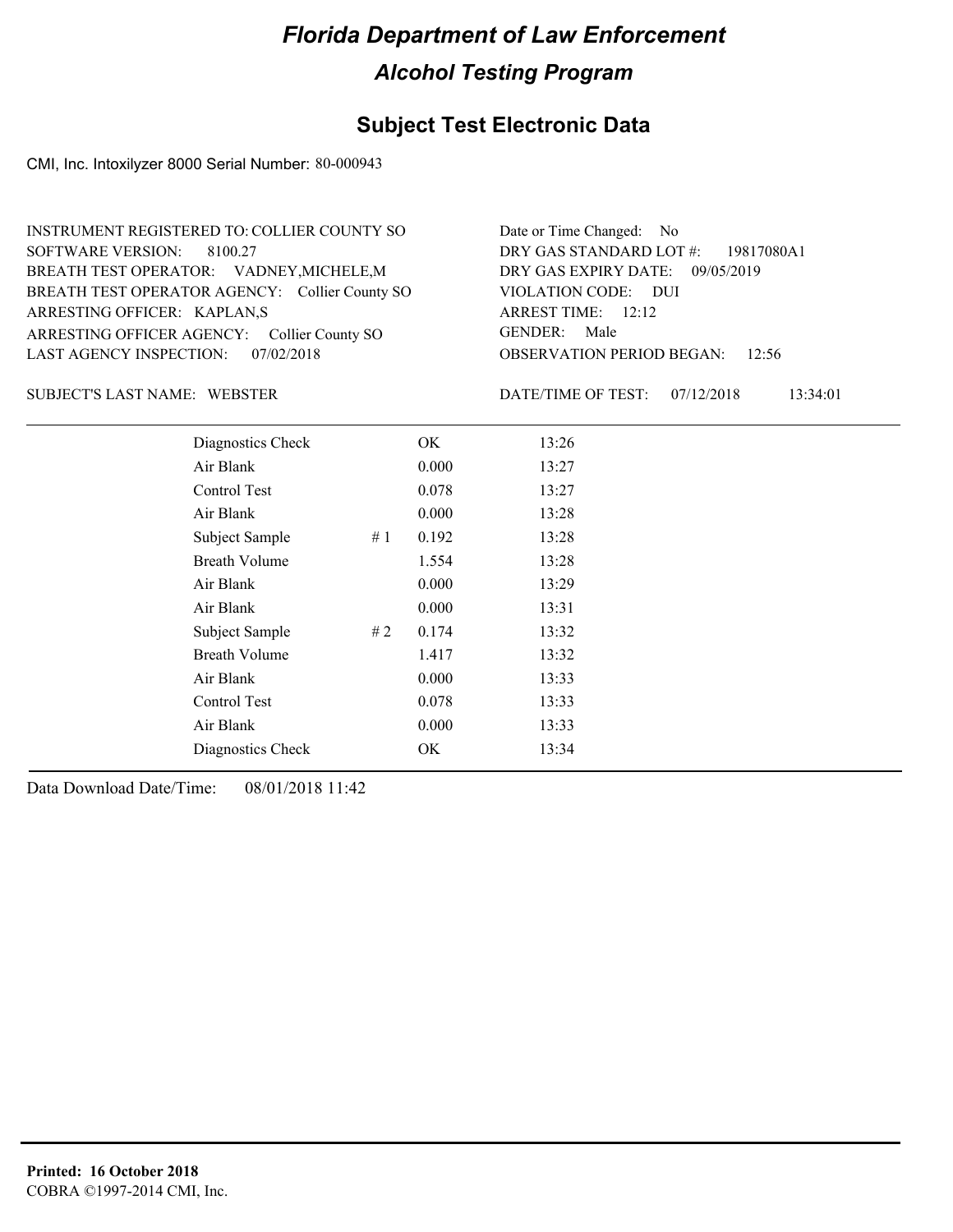# Florida Department of Law Enforcement

## Alcohol Testing Program

## Subject Test Electronic Data

CMI, Inc. Intoxilyzer 8000 Serial Number: 80-000943

INSTRUMENT REGISTERED TO: COLLIER COUNTY SO
SOFTWARE VERSION: 8100.27
BREATH TEST OPERATOR: VADNEY,MICHELE,M
BREATH TEST OPERATOR AGENCY: Collier County SO
ARRESTING OFFICER: KAPLAN,S
ARRESTING OFFICER AGENCY: Collier County SO
LAST AGENCY INSPECTION: 07/02/2018

Date or Time Changed: No
DRY GAS STANDARD LOT #: 19817080A1
DRY GAS EXPIRY DATE: 09/05/2019
VIOLATION CODE: DUI
ARREST TIME: 12:12
GENDER: Male
OBSERVATION PERIOD BEGAN: 12:56

SUBJECT'S LAST NAME: WEBSTER

DATE/TIME OF TEST: 07/12/2018 13:34:01

| | | | |
|---|---|---|---|
| Diagnostics Check | | OK | 13:26 |
| Air Blank | | 0.000 | 13:27 |
| Control Test | | 0.078 | 13:27 |
| Air Blank | | 0.000 | 13:28 |
| Subject Sample | # 1 | 0.192 | 13:28 |
| Breath Volume | | 1.554 | 13:28 |
| Air Blank | | 0.000 | 13:29 |
| Air Blank | | 0.000 | 13:31 |
| Subject Sample | # 2 | 0.174 | 13:32 |
| Breath Volume | | 1.417 | 13:32 |
| Air Blank | | 0.000 | 13:33 |
| Control Test | | 0.078 | 13:33 |
| Air Blank | | 0.000 | 13:33 |
| Diagnostics Check | | OK | 13:34 |

Data Download Date/Time: 08/01/2018 11:42

**Printed: 16 October 2018**
COBRA ©1997-2014 CMI, Inc.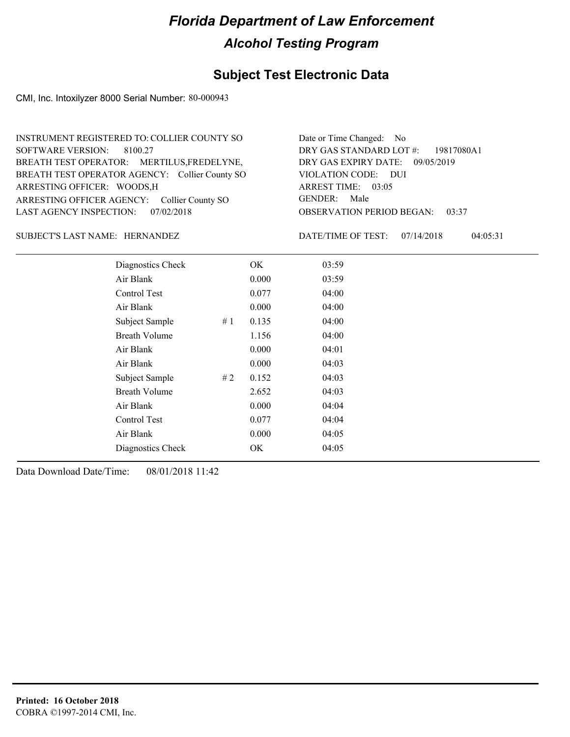# Florida Department of Law Enforcement

## Alcohol Testing Program

## Subject Test Electronic Data

CMI, Inc. Intoxilyzer 8000 Serial Number: 80-000943

INSTRUMENT REGISTERED TO: COLLIER COUNTY SO
SOFTWARE VERSION: 8100.27
BREATH TEST OPERATOR: MERTILUS,FREDELYNE,
BREATH TEST OPERATOR AGENCY: Collier County SO
ARRESTING OFFICER: WOODS,H
ARRESTING OFFICER AGENCY: Collier County SO
LAST AGENCY INSPECTION: 07/02/2018

Date or Time Changed: No
DRY GAS STANDARD LOT #: 19817080A1
DRY GAS EXPIRY DATE: 09/05/2019
VIOLATION CODE: DUI
ARREST TIME: 03:05
GENDER: Male
OBSERVATION PERIOD BEGAN: 03:37

SUBJECT'S LAST NAME: HERNANDEZ

DATE/TIME OF TEST: 07/14/2018 04:05:31

| | | | |
|---|---|---|---|
| Diagnostics Check | | OK | 03:59 |
| Air Blank | | 0.000 | 03:59 |
| Control Test | | 0.077 | 04:00 |
| Air Blank | | 0.000 | 04:00 |
| Subject Sample | # 1 | 0.135 | 04:00 |
| Breath Volume | | 1.156 | 04:00 |
| Air Blank | | 0.000 | 04:01 |
| Air Blank | | 0.000 | 04:03 |
| Subject Sample | # 2 | 0.152 | 04:03 |
| Breath Volume | | 2.652 | 04:03 |
| Air Blank | | 0.000 | 04:04 |
| Control Test | | 0.077 | 04:04 |
| Air Blank | | 0.000 | 04:05 |
| Diagnostics Check | | OK | 04:05 |

Data Download Date/Time: 08/01/2018 11:42

**Printed: 16 October 2018**
COBRA ©1997-2014 CMI, Inc.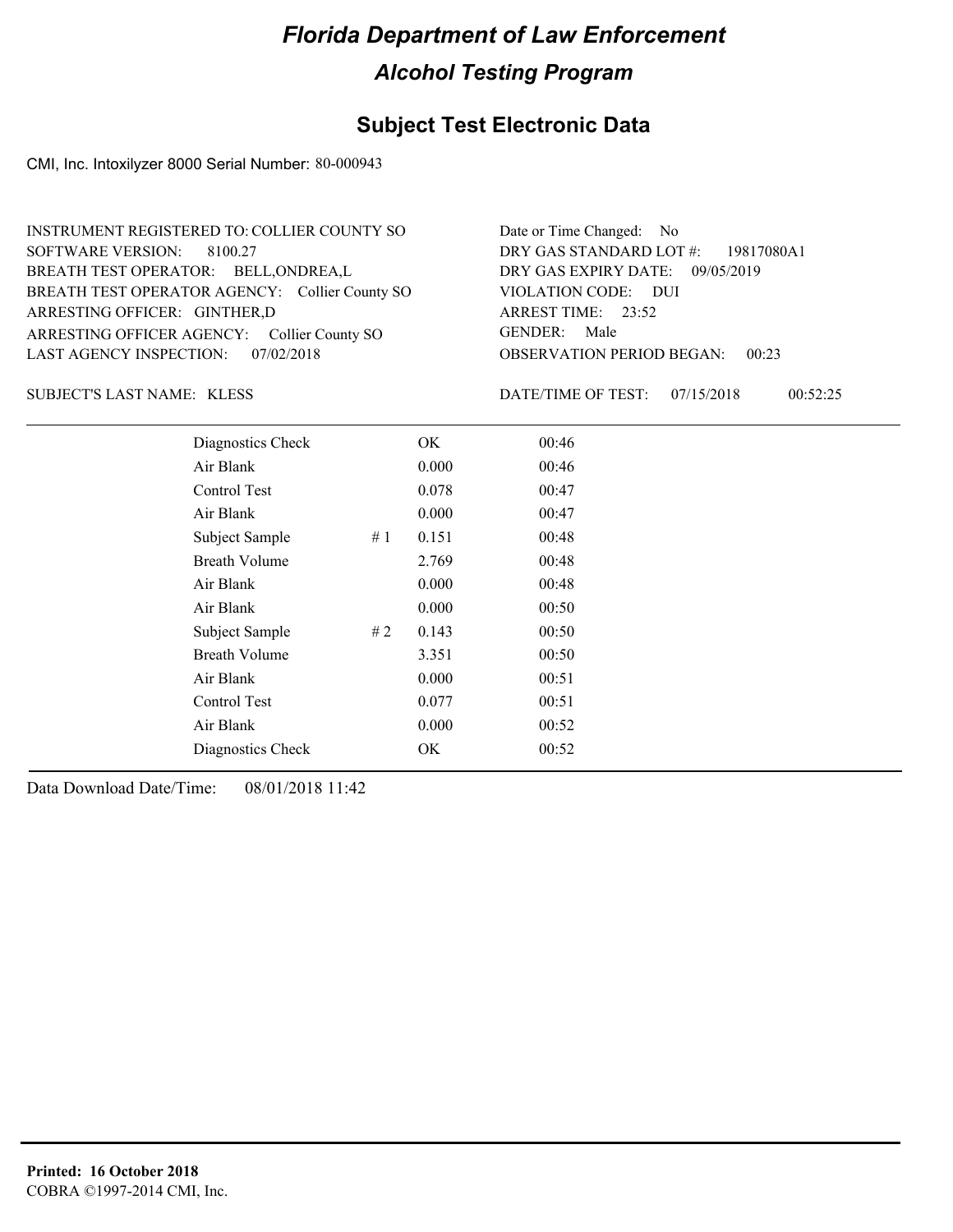# Florida Department of Law Enforcement

## Alcohol Testing Program

### Subject Test Electronic Data

CMI, Inc. Intoxilyzer 8000 Serial Number: 80-000943

INSTRUMENT REGISTERED TO: COLLIER COUNTY SO
SOFTWARE VERSION: 8100.27
BREATH TEST OPERATOR: BELL,ONDREA,L
BREATH TEST OPERATOR AGENCY: Collier County SO
ARRESTING OFFICER: GINTHER,D
ARRESTING OFFICER AGENCY: Collier County SO
LAST AGENCY INSPECTION: 07/02/2018

Date or Time Changed: No
DRY GAS STANDARD LOT #: 19817080A1
DRY GAS EXPIRY DATE: 09/05/2019
VIOLATION CODE: DUI
ARREST TIME: 23:52
GENDER: Male
OBSERVATION PERIOD BEGAN: 00:23

SUBJECT'S LAST NAME: KLESS

DATE/TIME OF TEST: 07/15/2018 00:52:25

| | | | |
|---|---|---|---|
| Diagnostics Check | | OK | 00:46 |
| Air Blank | | 0.000 | 00:46 |
| Control Test | | 0.078 | 00:47 |
| Air Blank | | 0.000 | 00:47 |
| Subject Sample | # 1 | 0.151 | 00:48 |
| Breath Volume | | 2.769 | 00:48 |
| Air Blank | | 0.000 | 00:48 |
| Air Blank | | 0.000 | 00:50 |
| Subject Sample | # 2 | 0.143 | 00:50 |
| Breath Volume | | 3.351 | 00:50 |
| Air Blank | | 0.000 | 00:51 |
| Control Test | | 0.077 | 00:51 |
| Air Blank | | 0.000 | 00:52 |
| Diagnostics Check | | OK | 00:52 |

Data Download Date/Time: 08/01/2018 11:42

**Printed: 16 October 2018**
COBRA ©1997-2014 CMI, Inc.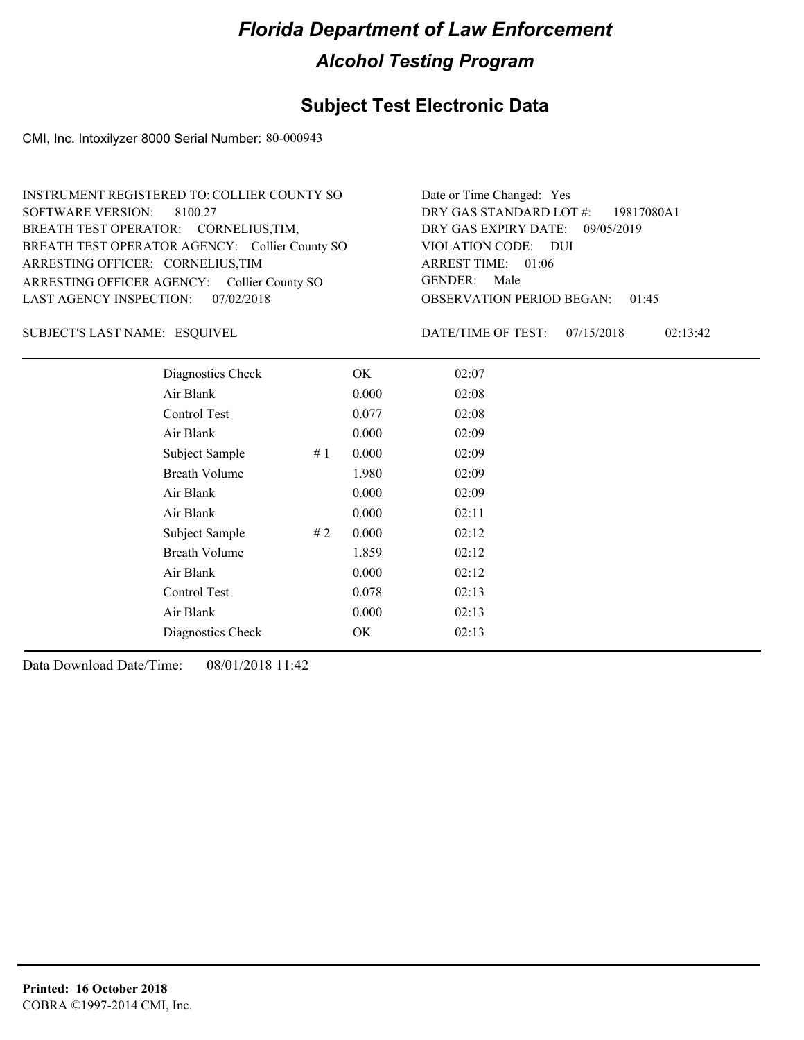# Florida Department of Law Enforcement

## Alcohol Testing Program

### Subject Test Electronic Data

CMI, Inc. Intoxilyzer 8000 Serial Number: 80-000943

INSTRUMENT REGISTERED TO: COLLIER COUNTY SO
SOFTWARE VERSION: 8100.27
BREATH TEST OPERATOR: CORNELIUS,TIM,
BREATH TEST OPERATOR AGENCY: Collier County SO
ARRESTING OFFICER: CORNELIUS,TIM
ARRESTING OFFICER AGENCY: Collier County SO
LAST AGENCY INSPECTION: 07/02/2018

Date or Time Changed: Yes
DRY GAS STANDARD LOT #: 19817080A1
DRY GAS EXPIRY DATE: 09/05/2019
VIOLATION CODE: DUI
ARREST TIME: 01:06
GENDER: Male
OBSERVATION PERIOD BEGAN: 01:45

SUBJECT'S LAST NAME: ESQUIVEL

DATE/TIME OF TEST: 07/15/2018 02:13:42

| | | | |
|---|---|---|---|
| Diagnostics Check | | OK | 02:07 |
| Air Blank | | 0.000 | 02:08 |
| Control Test | | 0.077 | 02:08 |
| Air Blank | | 0.000 | 02:09 |
| Subject Sample | # 1 | 0.000 | 02:09 |
| Breath Volume | | 1.980 | 02:09 |
| Air Blank | | 0.000 | 02:09 |
| Air Blank | | 0.000 | 02:11 |
| Subject Sample | # 2 | 0.000 | 02:12 |
| Breath Volume | | 1.859 | 02:12 |
| Air Blank | | 0.000 | 02:12 |
| Control Test | | 0.078 | 02:13 |
| Air Blank | | 0.000 | 02:13 |
| Diagnostics Check | | OK | 02:13 |

Data Download Date/Time: 08/01/2018 11:42

**Printed: 16 October 2018**
COBRA ©1997-2014 CMI, Inc.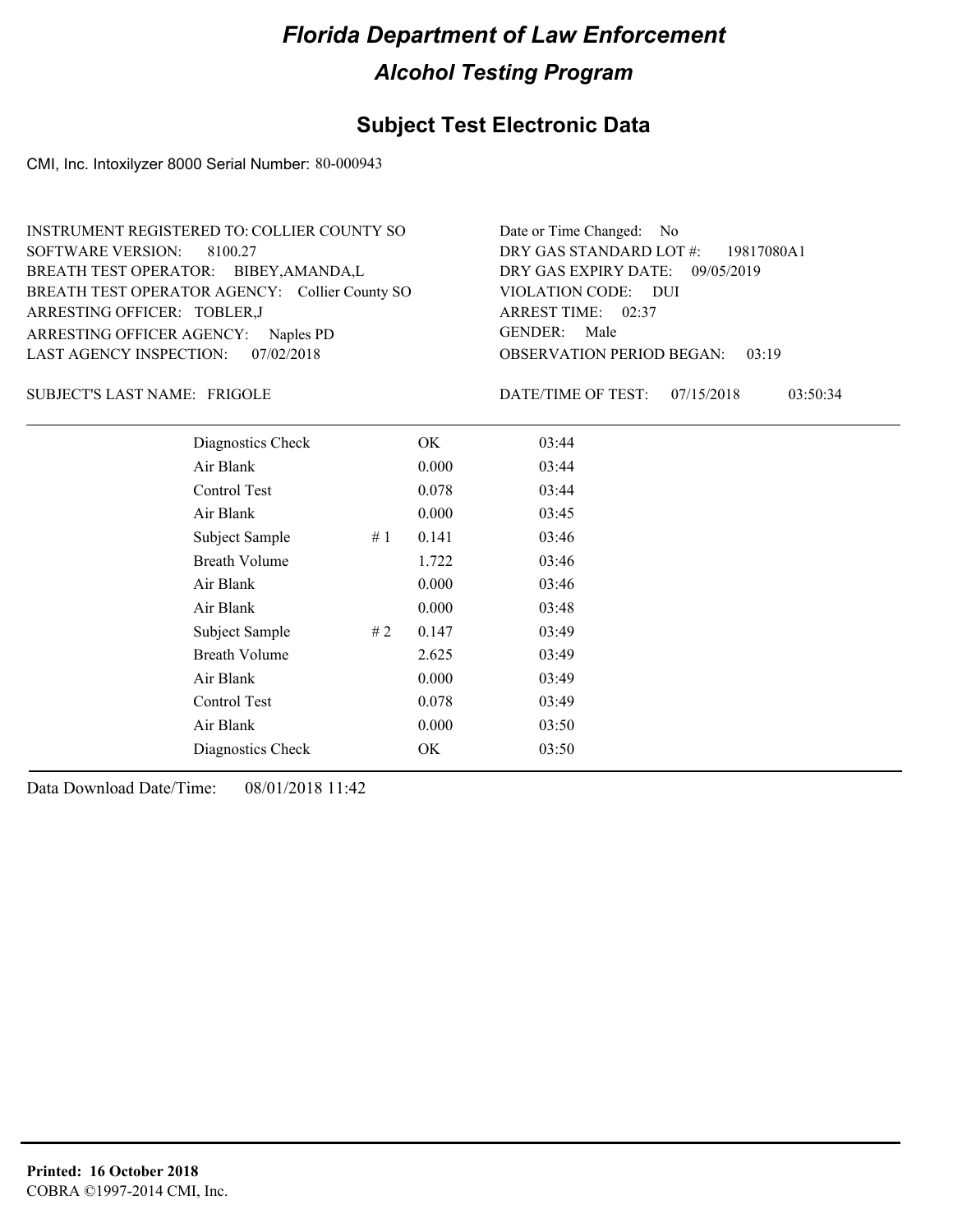# Florida Department of Law Enforcement

## Alcohol Testing Program

### Subject Test Electronic Data

CMI, Inc. Intoxilyzer 8000 Serial Number: 80-000943

INSTRUMENT REGISTERED TO: COLLIER COUNTY SO
SOFTWARE VERSION: 8100.27
BREATH TEST OPERATOR: BIBEY,AMANDA,L
BREATH TEST OPERATOR AGENCY: Collier County SO
ARRESTING OFFICER: TOBLER,J
ARRESTING OFFICER AGENCY: Naples PD
LAST AGENCY INSPECTION: 07/02/2018

Date or Time Changed: No
DRY GAS STANDARD LOT #: 19817080A1
DRY GAS EXPIRY DATE: 09/05/2019
VIOLATION CODE: DUI
ARREST TIME: 02:37
GENDER: Male
OBSERVATION PERIOD BEGAN: 03:19

SUBJECT'S LAST NAME: FRIGOLE

DATE/TIME OF TEST: 07/15/2018 03:50:34

| | | | |
|---|---|---|---|
| Diagnostics Check | | OK | 03:44 |
| Air Blank | | 0.000 | 03:44 |
| Control Test | | 0.078 | 03:44 |
| Air Blank | | 0.000 | 03:45 |
| Subject Sample | # 1 | 0.141 | 03:46 |
| Breath Volume | | 1.722 | 03:46 |
| Air Blank | | 0.000 | 03:46 |
| Air Blank | | 0.000 | 03:48 |
| Subject Sample | # 2 | 0.147 | 03:49 |
| Breath Volume | | 2.625 | 03:49 |
| Air Blank | | 0.000 | 03:49 |
| Control Test | | 0.078 | 03:49 |
| Air Blank | | 0.000 | 03:50 |
| Diagnostics Check | | OK | 03:50 |

Data Download Date/Time: 08/01/2018 11:42

**Printed: 16 October 2018**
COBRA ©1997-2014 CMI, Inc.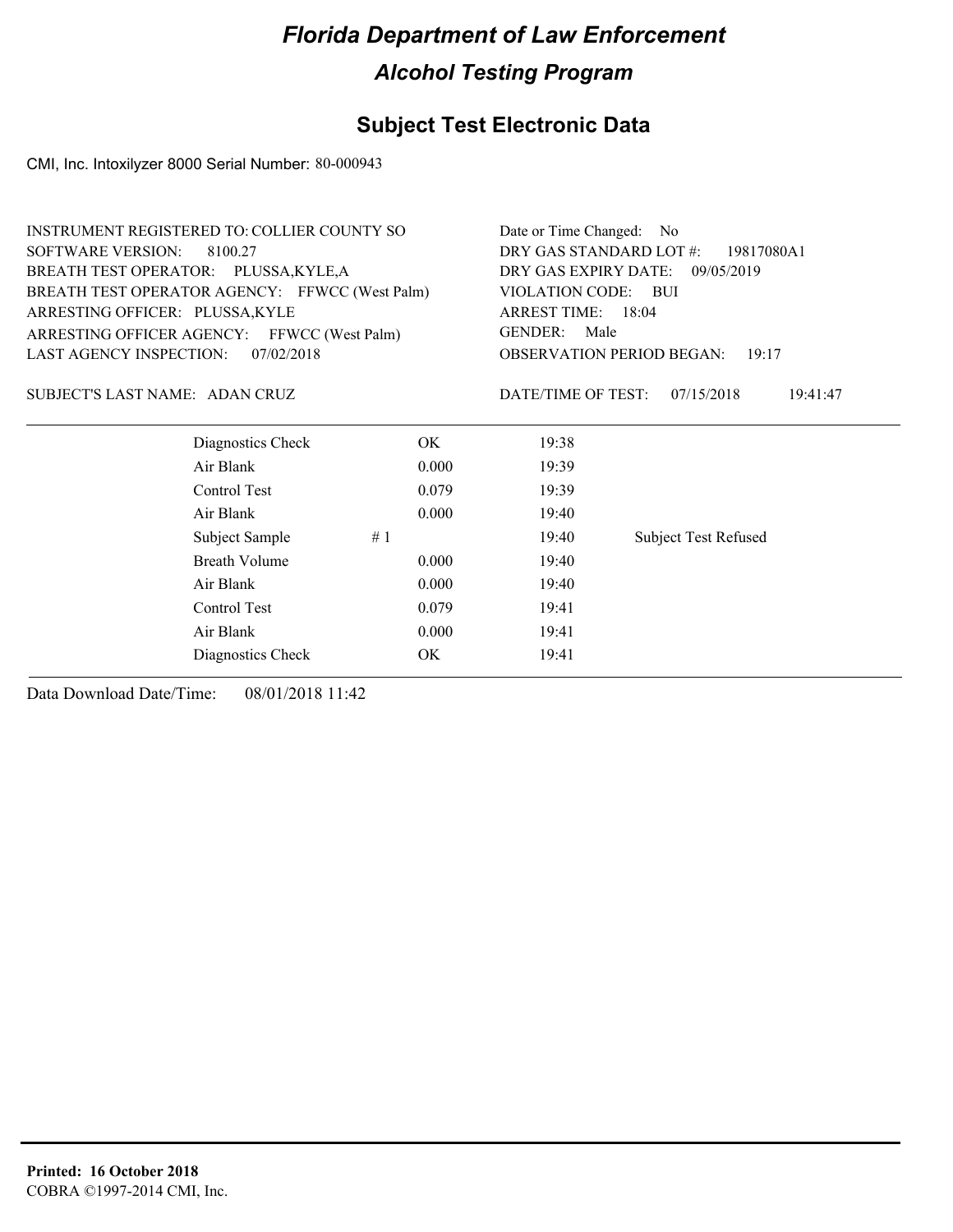# Florida Department of Law Enforcement

## Alcohol Testing Program

### Subject Test Electronic Data

CMI, Inc. Intoxilyzer 8000 Serial Number: 80-000943

INSTRUMENT REGISTERED TO: COLLIER COUNTY SO
SOFTWARE VERSION: 8100.27
BREATH TEST OPERATOR: PLUSSA,KYLE,A
BREATH TEST OPERATOR AGENCY: FFWCC (West Palm)
ARRESTING OFFICER: PLUSSA,KYLE
ARRESTING OFFICER AGENCY: FFWCC (West Palm)
LAST AGENCY INSPECTION: 07/02/2018

Date or Time Changed: No
DRY GAS STANDARD LOT #: 19817080A1
DRY GAS EXPIRY DATE: 09/05/2019
VIOLATION CODE: BUI
ARREST TIME: 18:04
GENDER: Male
OBSERVATION PERIOD BEGAN: 19:17

SUBJECT'S LAST NAME: ADAN CRUZ

DATE/TIME OF TEST: 07/15/2018 19:41:47

| | | | | |
|---|---|---|---|---|
| Diagnostics Check | | OK | 19:38 | |
| Air Blank | | 0.000 | 19:39 | |
| Control Test | | 0.079 | 19:39 | |
| Air Blank | | 0.000 | 19:40 | |
| Subject Sample | # 1 | | 19:40 | Subject Test Refused |
| Breath Volume | | 0.000 | 19:40 | |
| Air Blank | | 0.000 | 19:40 | |
| Control Test | | 0.079 | 19:41 | |
| Air Blank | | 0.000 | 19:41 | |
| Diagnostics Check | | OK | 19:41 | |

Data Download Date/Time: 08/01/2018 11:42

**Printed: 16 October 2018**
COBRA ©1997-2014 CMI, Inc.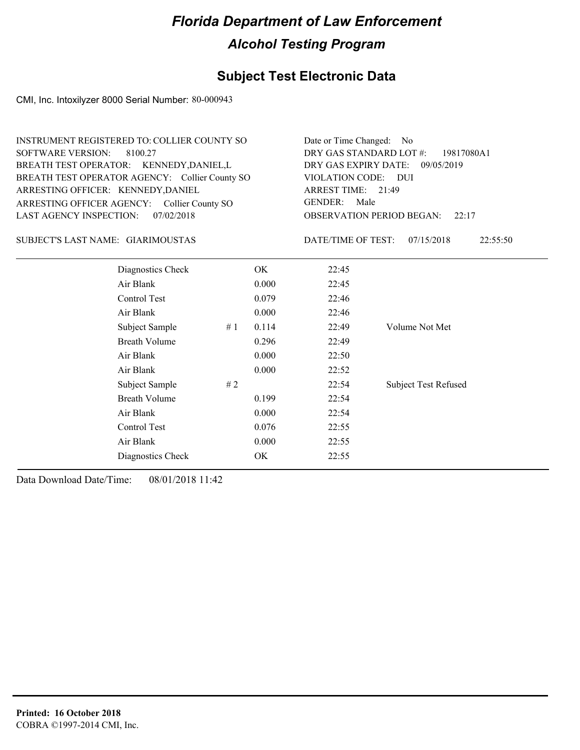# Florida Department of Law Enforcement

## Alcohol Testing Program

### Subject Test Electronic Data

CMI, Inc. Intoxilyzer 8000 Serial Number: 80-000943

INSTRUMENT REGISTERED TO: COLLIER COUNTY SO
SOFTWARE VERSION: 8100.27
BREATH TEST OPERATOR: KENNEDY,DANIEL,L
BREATH TEST OPERATOR AGENCY: Collier County SO
ARRESTING OFFICER: KENNEDY,DANIEL
ARRESTING OFFICER AGENCY: Collier County SO
LAST AGENCY INSPECTION: 07/02/2018

Date or Time Changed: No
DRY GAS STANDARD LOT #: 19817080A1
DRY GAS EXPIRY DATE: 09/05/2019
VIOLATION CODE: DUI
ARREST TIME: 21:49
GENDER: Male
OBSERVATION PERIOD BEGAN: 22:17

SUBJECT'S LAST NAME: GIARIMOUSTAS

DATE/TIME OF TEST: 07/15/2018 22:55:50

| | | | | |
|---|---|---|---|---|
| Diagnostics Check | | OK | 22:45 | |
| Air Blank | | 0.000 | 22:45 | |
| Control Test | | 0.079 | 22:46 | |
| Air Blank | | 0.000 | 22:46 | |
| Subject Sample | # 1 | 0.114 | 22:49 | Volume Not Met |
| Breath Volume | | 0.296 | 22:49 | |
| Air Blank | | 0.000 | 22:50 | |
| Air Blank | | 0.000 | 22:52 | |
| Subject Sample | # 2 | | 22:54 | Subject Test Refused |
| Breath Volume | | 0.199 | 22:54 | |
| Air Blank | | 0.000 | 22:54 | |
| Control Test | | 0.076 | 22:55 | |
| Air Blank | | 0.000 | 22:55 | |
| Diagnostics Check | | OK | 22:55 | |

Data Download Date/Time: 08/01/2018 11:42

**Printed: 16 October 2018**
COBRA ©1997-2014 CMI, Inc.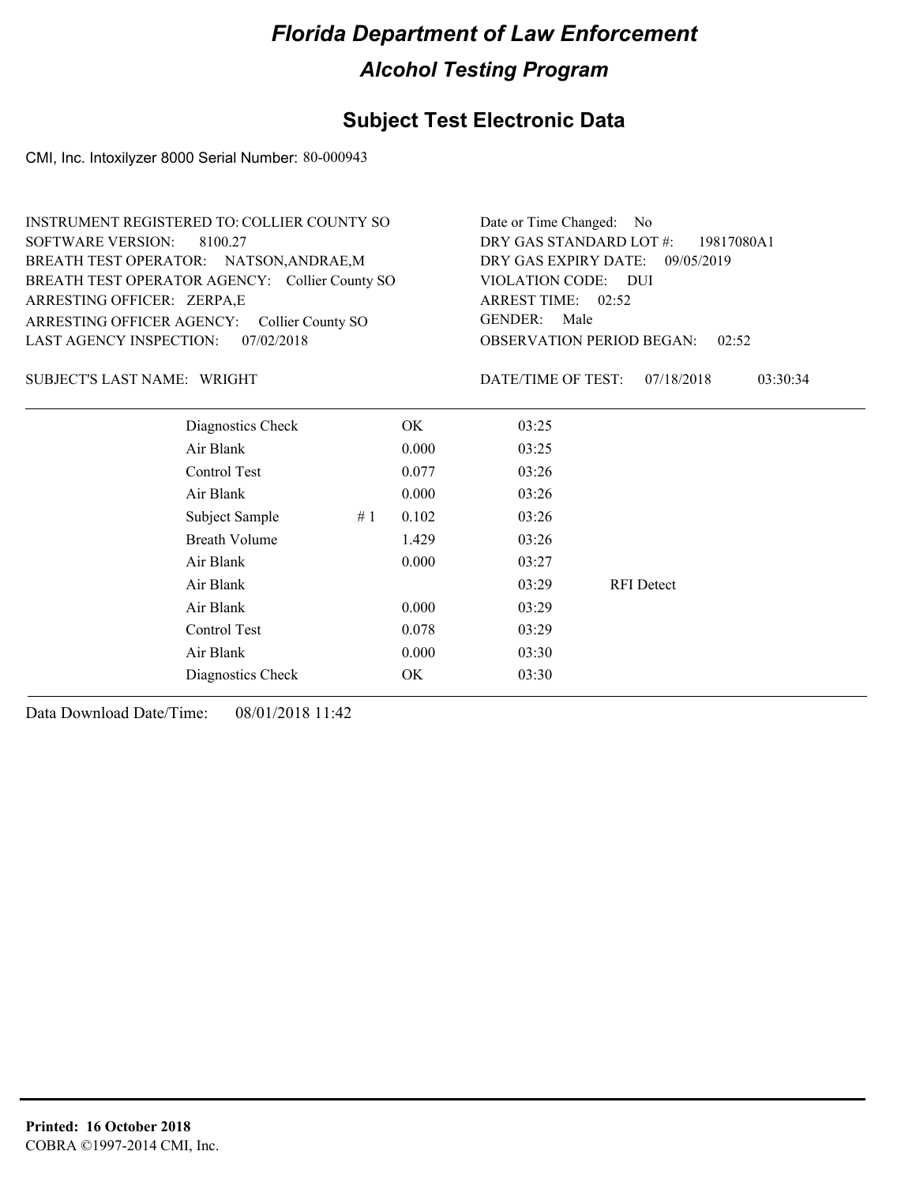# Florida Department of Law Enforcement

## Alcohol Testing Program

### Subject Test Electronic Data

CMI, Inc. Intoxilyzer 8000 Serial Number: 80-000943

INSTRUMENT REGISTERED TO: COLLIER COUNTY SO
SOFTWARE VERSION: 8100.27
BREATH TEST OPERATOR: NATSON,ANDRAE,M
BREATH TEST OPERATOR AGENCY: Collier County SO
ARRESTING OFFICER: ZERPA,E
ARRESTING OFFICER AGENCY: Collier County SO
LAST AGENCY INSPECTION: 07/02/2018

Date or Time Changed: No
DRY GAS STANDARD LOT #: 19817080A1
DRY GAS EXPIRY DATE: 09/05/2019
VIOLATION CODE: DUI
ARREST TIME: 02:52
GENDER: Male
OBSERVATION PERIOD BEGAN: 02:52

SUBJECT'S LAST NAME: WRIGHT

DATE/TIME OF TEST: 07/18/2018 03:30:34

| | | | | |
|---|---|---|---|---|
| Diagnostics Check | | OK | 03:25 | |
| Air Blank | | 0.000 | 03:25 | |
| Control Test | | 0.077 | 03:26 | |
| Air Blank | | 0.000 | 03:26 | |
| Subject Sample | # 1 | 0.102 | 03:26 | |
| Breath Volume | | 1.429 | 03:26 | |
| Air Blank | | 0.000 | 03:27 | |
| Air Blank | | | 03:29 | RFI Detect |
| Air Blank | | 0.000 | 03:29 | |
| Control Test | | 0.078 | 03:29 | |
| Air Blank | | 0.000 | 03:30 | |
| Diagnostics Check | | OK | 03:30 | |

Data Download Date/Time: 08/01/2018 11:42

**Printed: 16 October 2018**
COBRA ©1997-2014 CMI, Inc.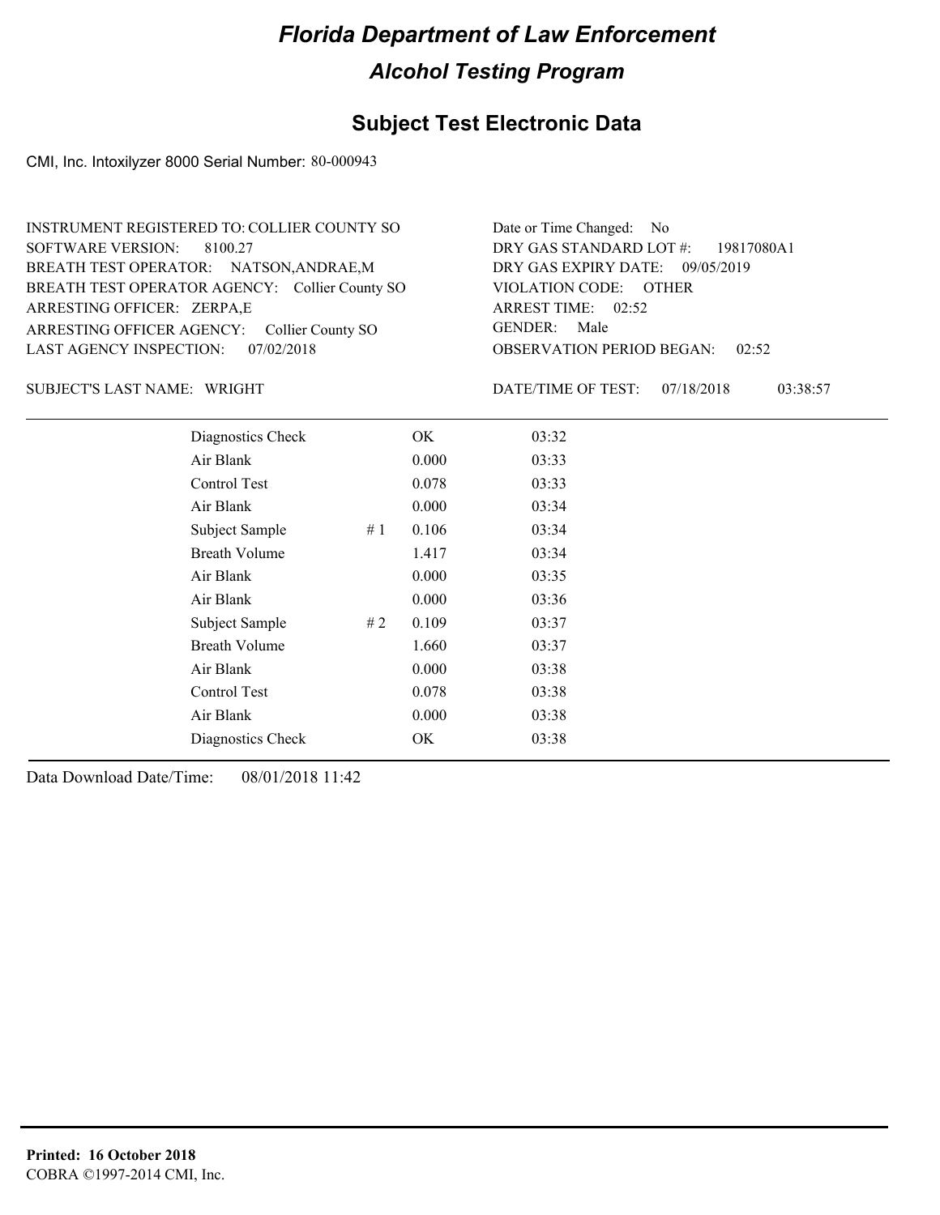# Florida Department of Law Enforcement

## Alcohol Testing Program

### Subject Test Electronic Data

CMI, Inc. Intoxilyzer 8000 Serial Number: 80-000943

INSTRUMENT REGISTERED TO: COLLIER COUNTY SO
SOFTWARE VERSION: 8100.27
BREATH TEST OPERATOR: NATSON,ANDRAE,M
BREATH TEST OPERATOR AGENCY: Collier County SO
ARRESTING OFFICER: ZERPA,E
ARRESTING OFFICER AGENCY: Collier County SO
LAST AGENCY INSPECTION: 07/02/2018

Date or Time Changed: No
DRY GAS STANDARD LOT #: 19817080A1
DRY GAS EXPIRY DATE: 09/05/2019
VIOLATION CODE: OTHER
ARREST TIME: 02:52
GENDER: Male
OBSERVATION PERIOD BEGAN: 02:52

SUBJECT'S LAST NAME: WRIGHT

DATE/TIME OF TEST: 07/18/2018 03:38:57

| | | | |
|---|---|---|---|
| Diagnostics Check | | OK | 03:32 |
| Air Blank | | 0.000 | 03:33 |
| Control Test | | 0.078 | 03:33 |
| Air Blank | | 0.000 | 03:34 |
| Subject Sample | # 1 | 0.106 | 03:34 |
| Breath Volume | | 1.417 | 03:34 |
| Air Blank | | 0.000 | 03:35 |
| Air Blank | | 0.000 | 03:36 |
| Subject Sample | # 2 | 0.109 | 03:37 |
| Breath Volume | | 1.660 | 03:37 |
| Air Blank | | 0.000 | 03:38 |
| Control Test | | 0.078 | 03:38 |
| Air Blank | | 0.000 | 03:38 |
| Diagnostics Check | | OK | 03:38 |

Data Download Date/Time: 08/01/2018 11:42

**Printed: 16 October 2018**
COBRA ©1997-2014 CMI, Inc.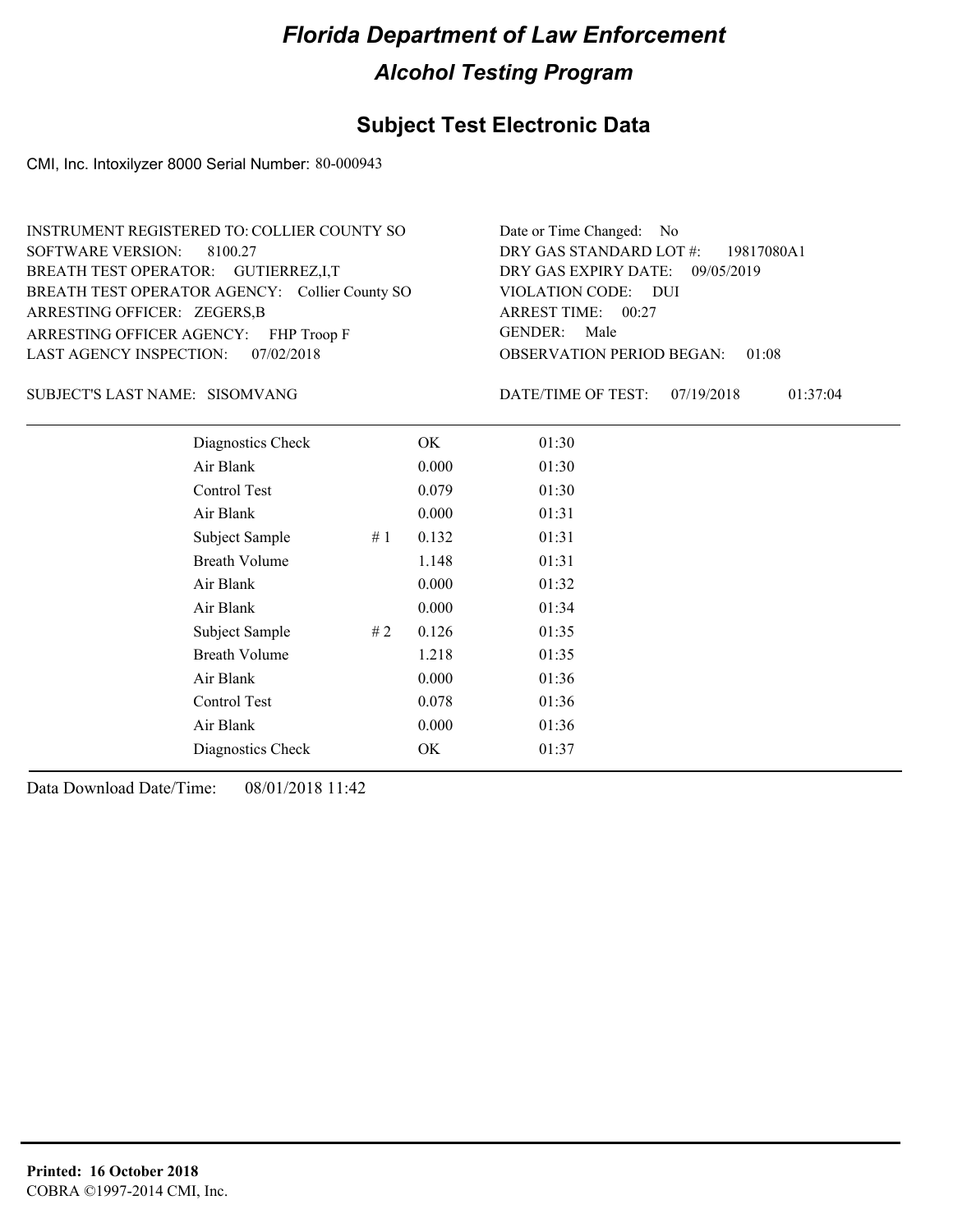# Florida Department of Law Enforcement

## Alcohol Testing Program

## Subject Test Electronic Data

CMI, Inc. Intoxilyzer 8000 Serial Number: 80-000943

INSTRUMENT REGISTERED TO: COLLIER COUNTY SO
SOFTWARE VERSION: 8100.27
BREATH TEST OPERATOR: GUTIERREZ,I,T
BREATH TEST OPERATOR AGENCY: Collier County SO
ARRESTING OFFICER: ZEGERS,B
ARRESTING OFFICER AGENCY: FHP Troop F
LAST AGENCY INSPECTION: 07/02/2018

Date or Time Changed: No
DRY GAS STANDARD LOT #: 19817080A1
DRY GAS EXPIRY DATE: 09/05/2019
VIOLATION CODE: DUI
ARREST TIME: 00:27
GENDER: Male
OBSERVATION PERIOD BEGAN: 01:08

SUBJECT'S LAST NAME: SISOMVANG

DATE/TIME OF TEST: 07/19/2018 01:37:04

| | | | |
|---|---|---|---|
| Diagnostics Check | | OK | 01:30 |
| Air Blank | | 0.000 | 01:30 |
| Control Test | | 0.079 | 01:30 |
| Air Blank | | 0.000 | 01:31 |
| Subject Sample | # 1 | 0.132 | 01:31 |
| Breath Volume | | 1.148 | 01:31 |
| Air Blank | | 0.000 | 01:32 |
| Air Blank | | 0.000 | 01:34 |
| Subject Sample | # 2 | 0.126 | 01:35 |
| Breath Volume | | 1.218 | 01:35 |
| Air Blank | | 0.000 | 01:36 |
| Control Test | | 0.078 | 01:36 |
| Air Blank | | 0.000 | 01:36 |
| Diagnostics Check | | OK | 01:37 |

Data Download Date/Time: 08/01/2018 11:42

**Printed: 16 October 2018**
COBRA ©1997-2014 CMI, Inc.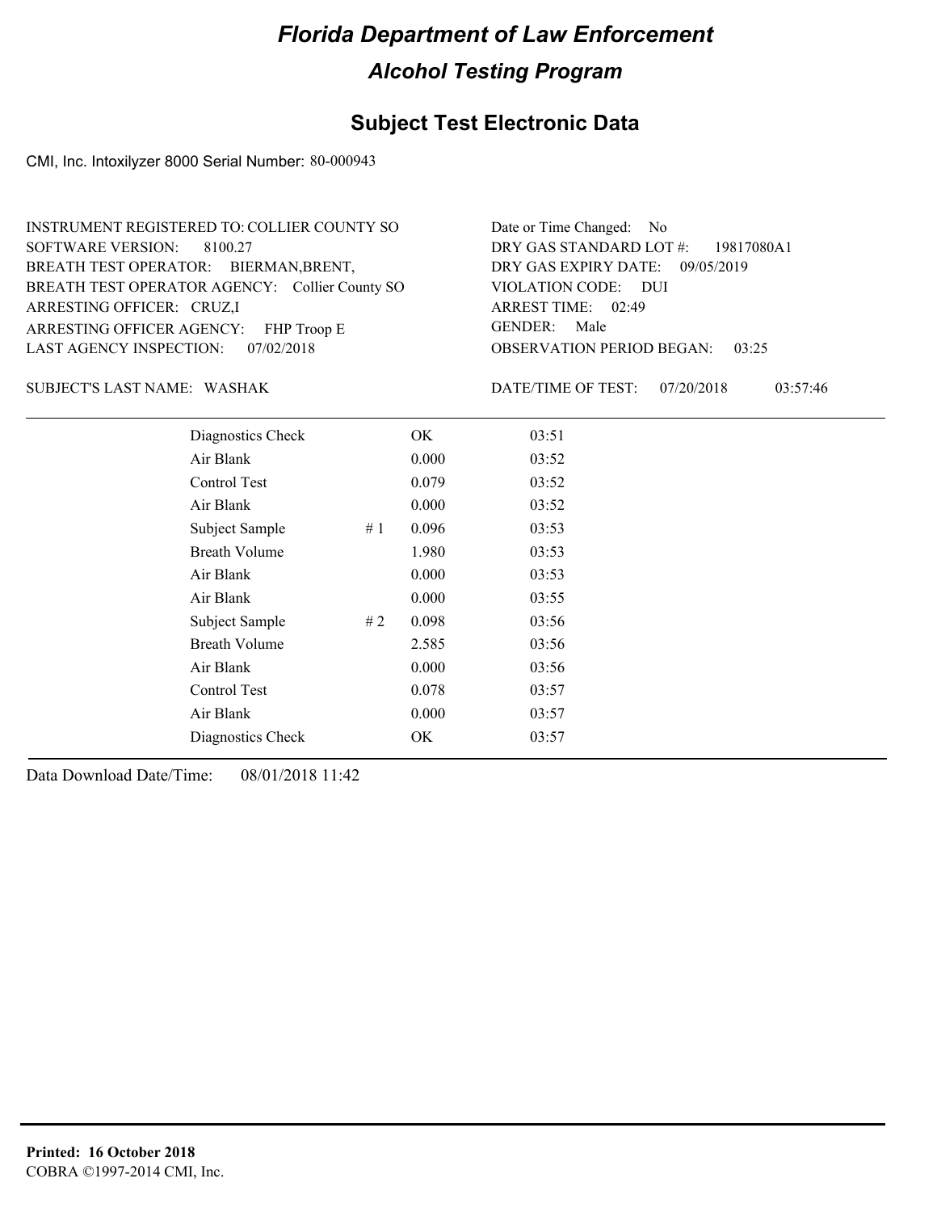# Florida Department of Law Enforcement

## Alcohol Testing Program

### Subject Test Electronic Data

CMI, Inc. Intoxilyzer 8000 Serial Number: 80-000943

INSTRUMENT REGISTERED TO: COLLIER COUNTY SO
SOFTWARE VERSION: 8100.27
BREATH TEST OPERATOR: BIERMAN,BRENT,
BREATH TEST OPERATOR AGENCY: Collier County SO
ARRESTING OFFICER: CRUZ,I
ARRESTING OFFICER AGENCY: FHP Troop E
LAST AGENCY INSPECTION: 07/02/2018

Date or Time Changed: No
DRY GAS STANDARD LOT #: 19817080A1
DRY GAS EXPIRY DATE: 09/05/2019
VIOLATION CODE: DUI
ARREST TIME: 02:49
GENDER: Male
OBSERVATION PERIOD BEGAN: 03:25

SUBJECT'S LAST NAME: WASHAK

DATE/TIME OF TEST: 07/20/2018 03:57:46

| | | | |
|---|---|---|---|
| Diagnostics Check | | OK | 03:51 |
| Air Blank | | 0.000 | 03:52 |
| Control Test | | 0.079 | 03:52 |
| Air Blank | | 0.000 | 03:52 |
| Subject Sample | # 1 | 0.096 | 03:53 |
| Breath Volume | | 1.980 | 03:53 |
| Air Blank | | 0.000 | 03:53 |
| Air Blank | | 0.000 | 03:55 |
| Subject Sample | # 2 | 0.098 | 03:56 |
| Breath Volume | | 2.585 | 03:56 |
| Air Blank | | 0.000 | 03:56 |
| Control Test | | 0.078 | 03:57 |
| Air Blank | | 0.000 | 03:57 |
| Diagnostics Check | | OK | 03:57 |

Data Download Date/Time: 08/01/2018 11:42

**Printed: 16 October 2018**
COBRA ©1997-2014 CMI, Inc.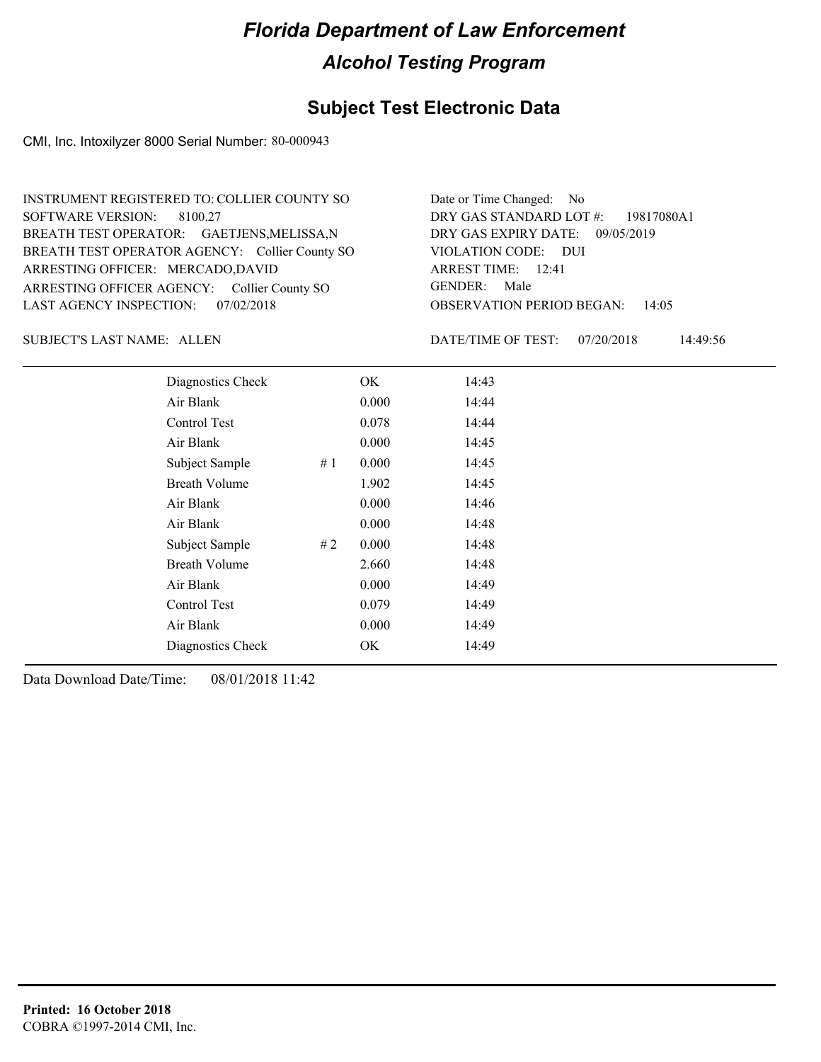# Florida Department of Law Enforcement

## Alcohol Testing Program

### Subject Test Electronic Data

CMI, Inc. Intoxilyzer 8000 Serial Number: 80-000943

INSTRUMENT REGISTERED TO: COLLIER COUNTY SO
SOFTWARE VERSION: 8100.27
BREATH TEST OPERATOR: GAETJENS,MELISSA,N
BREATH TEST OPERATOR AGENCY: Collier County SO
ARRESTING OFFICER: MERCADO,DAVID
ARRESTING OFFICER AGENCY: Collier County SO
LAST AGENCY INSPECTION: 07/02/2018

Date or Time Changed: No
DRY GAS STANDARD LOT #: 19817080A1
DRY GAS EXPIRY DATE: 09/05/2019
VIOLATION CODE: DUI
ARREST TIME: 12:41
GENDER: Male
OBSERVATION PERIOD BEGAN: 14:05

SUBJECT'S LAST NAME: ALLEN

DATE/TIME OF TEST: 07/20/2018 14:49:56

| | | | |
|---|---|---|---|
| Diagnostics Check | | OK | 14:43 |
| Air Blank | | 0.000 | 14:44 |
| Control Test | | 0.078 | 14:44 |
| Air Blank | | 0.000 | 14:45 |
| Subject Sample | # 1 | 0.000 | 14:45 |
| Breath Volume | | 1.902 | 14:45 |
| Air Blank | | 0.000 | 14:46 |
| Air Blank | | 0.000 | 14:48 |
| Subject Sample | # 2 | 0.000 | 14:48 |
| Breath Volume | | 2.660 | 14:48 |
| Air Blank | | 0.000 | 14:49 |
| Control Test | | 0.079 | 14:49 |
| Air Blank | | 0.000 | 14:49 |
| Diagnostics Check | | OK | 14:49 |

Data Download Date/Time: 08/01/2018 11:42

**Printed: 16 October 2018**
COBRA ©1997-2014 CMI, Inc.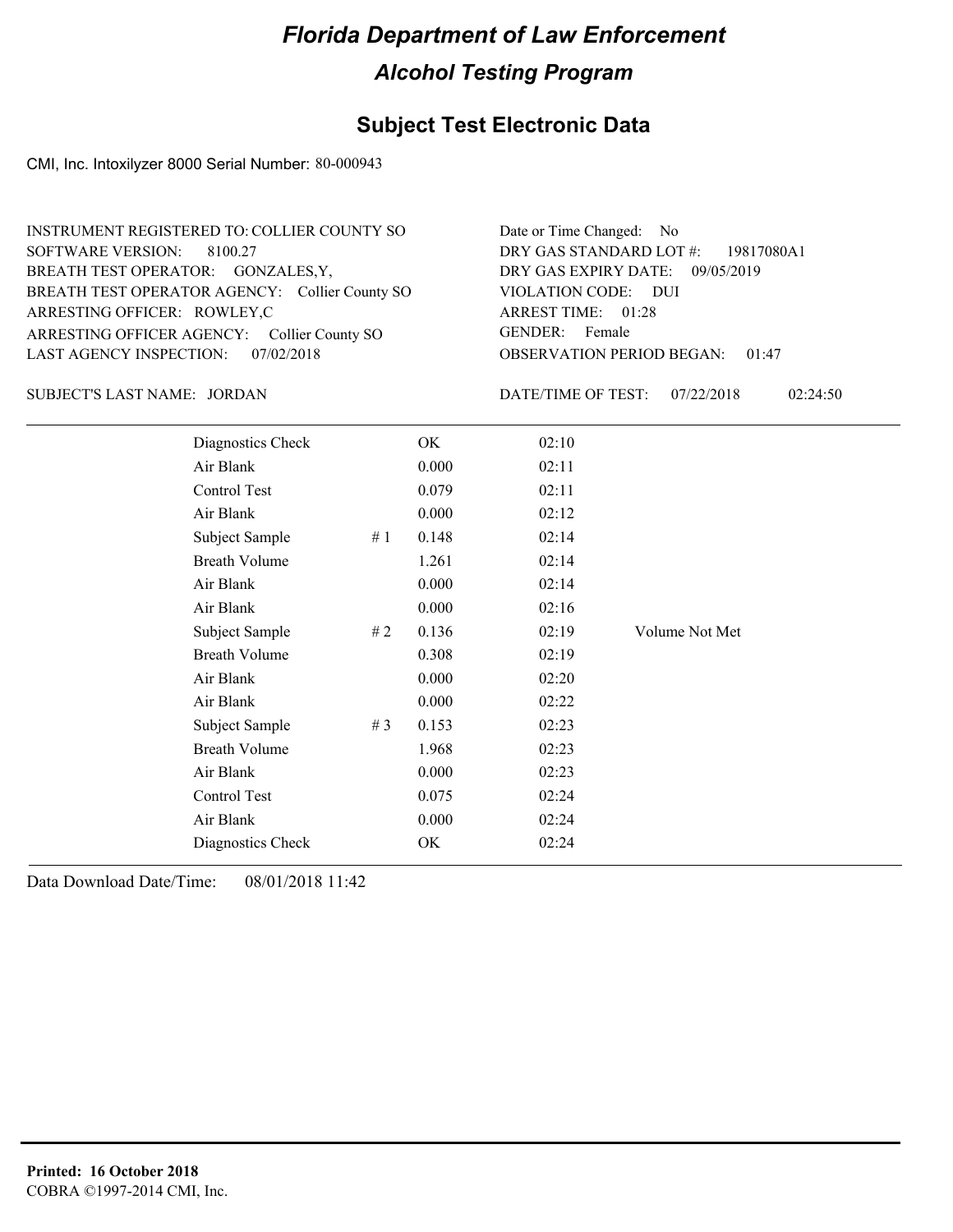# Florida Department of Law Enforcement

## Alcohol Testing Program

### Subject Test Electronic Data

CMI, Inc. Intoxilyzer 8000 Serial Number: 80-000943

INSTRUMENT REGISTERED TO: COLLIER COUNTY SO
SOFTWARE VERSION: 8100.27
BREATH TEST OPERATOR: GONZALES,Y,
BREATH TEST OPERATOR AGENCY: Collier County SO
ARRESTING OFFICER: ROWLEY,C
ARRESTING OFFICER AGENCY: Collier County SO
LAST AGENCY INSPECTION: 07/02/2018

Date or Time Changed: No
DRY GAS STANDARD LOT #: 19817080A1
DRY GAS EXPIRY DATE: 09/05/2019
VIOLATION CODE: DUI
ARREST TIME: 01:28
GENDER: Female
OBSERVATION PERIOD BEGAN: 01:47

SUBJECT'S LAST NAME: JORDAN

DATE/TIME OF TEST: 07/22/2018 02:24:50

| | | | | |
|---|---|---|---|---|
| Diagnostics Check | | OK | 02:10 | |
| Air Blank | | 0.000 | 02:11 | |
| Control Test | | 0.079 | 02:11 | |
| Air Blank | | 0.000 | 02:12 | |
| Subject Sample | # 1 | 0.148 | 02:14 | |
| Breath Volume | | 1.261 | 02:14 | |
| Air Blank | | 0.000 | 02:14 | |
| Air Blank | | 0.000 | 02:16 | |
| Subject Sample | # 2 | 0.136 | 02:19 | Volume Not Met |
| Breath Volume | | 0.308 | 02:19 | |
| Air Blank | | 0.000 | 02:20 | |
| Air Blank | | 0.000 | 02:22 | |
| Subject Sample | # 3 | 0.153 | 02:23 | |
| Breath Volume | | 1.968 | 02:23 | |
| Air Blank | | 0.000 | 02:23 | |
| Control Test | | 0.075 | 02:24 | |
| Air Blank | | 0.000 | 02:24 | |
| Diagnostics Check | | OK | 02:24 | |

Data Download Date/Time: 08/01/2018 11:42

**Printed: 16 October 2018**
COBRA ©1997-2014 CMI, Inc.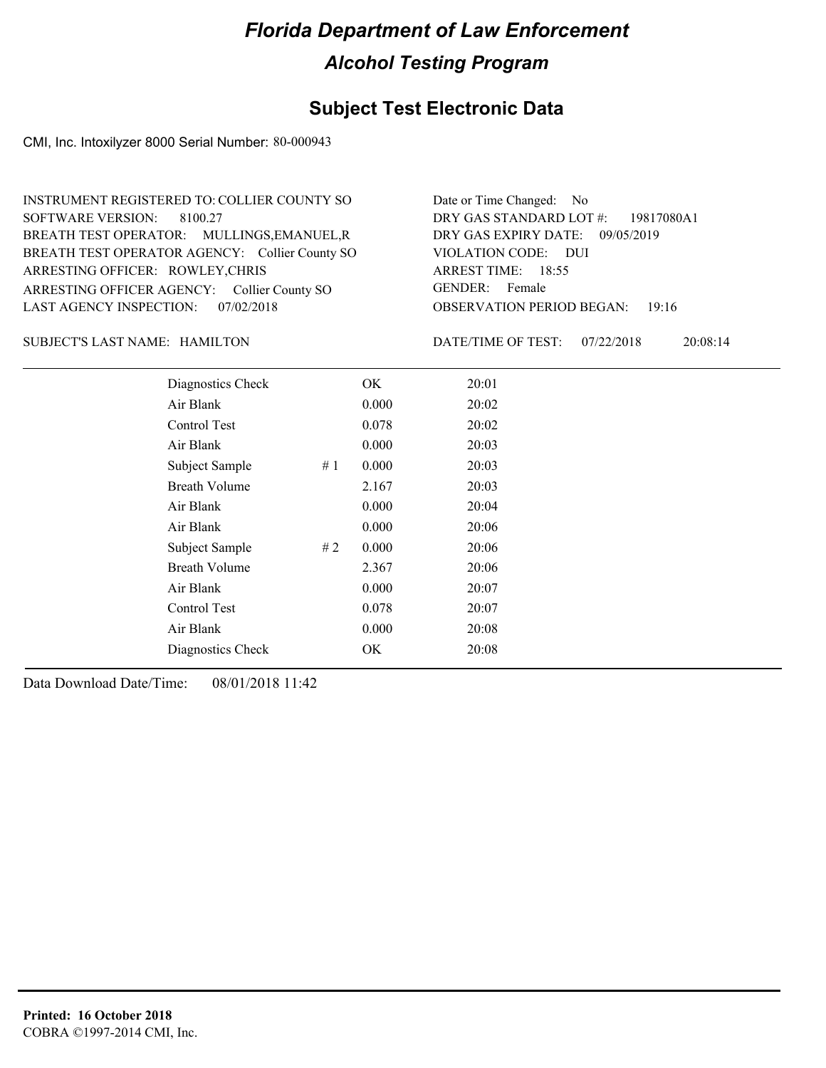# Florida Department of Law Enforcement

## Alcohol Testing Program

## Subject Test Electronic Data

CMI, Inc. Intoxilyzer 8000 Serial Number: 80-000943

INSTRUMENT REGISTERED TO: COLLIER COUNTY SO
SOFTWARE VERSION: 8100.27
BREATH TEST OPERATOR: MULLINGS,EMANUEL,R
BREATH TEST OPERATOR AGENCY: Collier County SO
ARRESTING OFFICER: ROWLEY,CHRIS
ARRESTING OFFICER AGENCY: Collier County SO
LAST AGENCY INSPECTION: 07/02/2018

Date or Time Changed: No
DRY GAS STANDARD LOT #: 19817080A1
DRY GAS EXPIRY DATE: 09/05/2019
VIOLATION CODE: DUI
ARREST TIME: 18:55
GENDER: Female
OBSERVATION PERIOD BEGAN: 19:16

SUBJECT'S LAST NAME: HAMILTON

DATE/TIME OF TEST: 07/22/2018 20:08:14

| | | | |
|---|---|---|---|
| Diagnostics Check | | OK | 20:01 |
| Air Blank | | 0.000 | 20:02 |
| Control Test | | 0.078 | 20:02 |
| Air Blank | | 0.000 | 20:03 |
| Subject Sample | # 1 | 0.000 | 20:03 |
| Breath Volume | | 2.167 | 20:03 |
| Air Blank | | 0.000 | 20:04 |
| Air Blank | | 0.000 | 20:06 |
| Subject Sample | # 2 | 0.000 | 20:06 |
| Breath Volume | | 2.367 | 20:06 |
| Air Blank | | 0.000 | 20:07 |
| Control Test | | 0.078 | 20:07 |
| Air Blank | | 0.000 | 20:08 |
| Diagnostics Check | | OK | 20:08 |

Data Download Date/Time: 08/01/2018 11:42

**Printed: 16 October 2018**
COBRA ©1997-2014 CMI, Inc.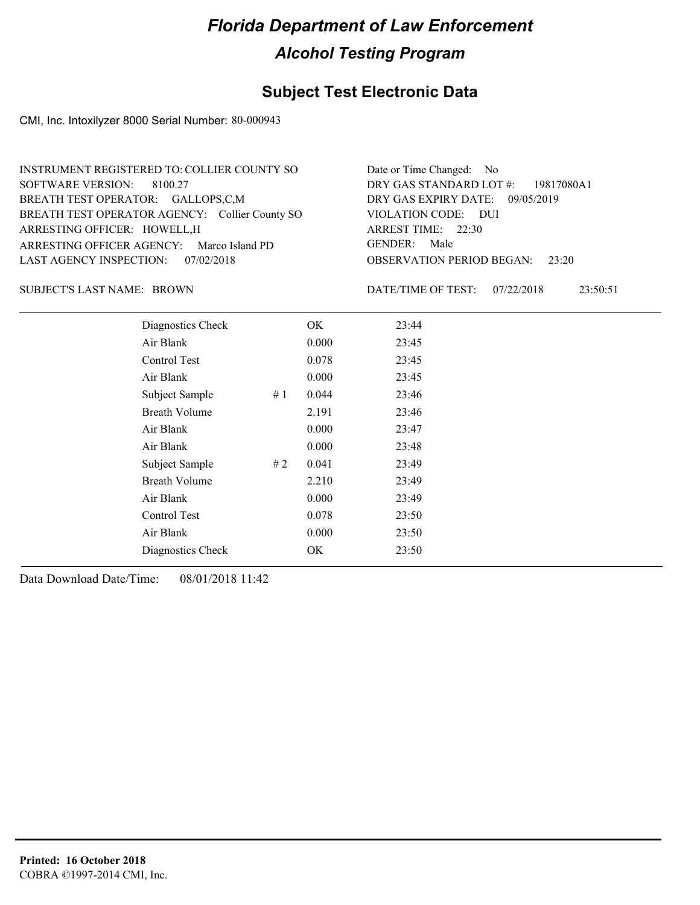# Florida Department of Law Enforcement

## Alcohol Testing Program

## Subject Test Electronic Data

CMI, Inc. Intoxilyzer 8000 Serial Number: 80-000943

INSTRUMENT REGISTERED TO: COLLIER COUNTY SO
SOFTWARE VERSION: 8100.27
BREATH TEST OPERATOR: GALLOPS,C,M
BREATH TEST OPERATOR AGENCY: Collier County SO
ARRESTING OFFICER: HOWELL,H
ARRESTING OFFICER AGENCY: Marco Island PD
LAST AGENCY INSPECTION: 07/02/2018

Date or Time Changed: No
DRY GAS STANDARD LOT #: 19817080A1
DRY GAS EXPIRY DATE: 09/05/2019
VIOLATION CODE: DUI
ARREST TIME: 22:30
GENDER: Male
OBSERVATION PERIOD BEGAN: 23:20

SUBJECT'S LAST NAME: BROWN

DATE/TIME OF TEST: 07/22/2018 23:50:51

| | | | |
|---|---|---|---|
| Diagnostics Check | | OK | 23:44 |
| Air Blank | | 0.000 | 23:45 |
| Control Test | | 0.078 | 23:45 |
| Air Blank | | 0.000 | 23:45 |
| Subject Sample | # 1 | 0.044 | 23:46 |
| Breath Volume | | 2.191 | 23:46 |
| Air Blank | | 0.000 | 23:47 |
| Air Blank | | 0.000 | 23:48 |
| Subject Sample | # 2 | 0.041 | 23:49 |
| Breath Volume | | 2.210 | 23:49 |
| Air Blank | | 0.000 | 23:49 |
| Control Test | | 0.078 | 23:50 |
| Air Blank | | 0.000 | 23:50 |
| Diagnostics Check | | OK | 23:50 |

Data Download Date/Time: 08/01/2018 11:42

**Printed: 16 October 2018**
COBRA ©1997-2014 CMI, Inc.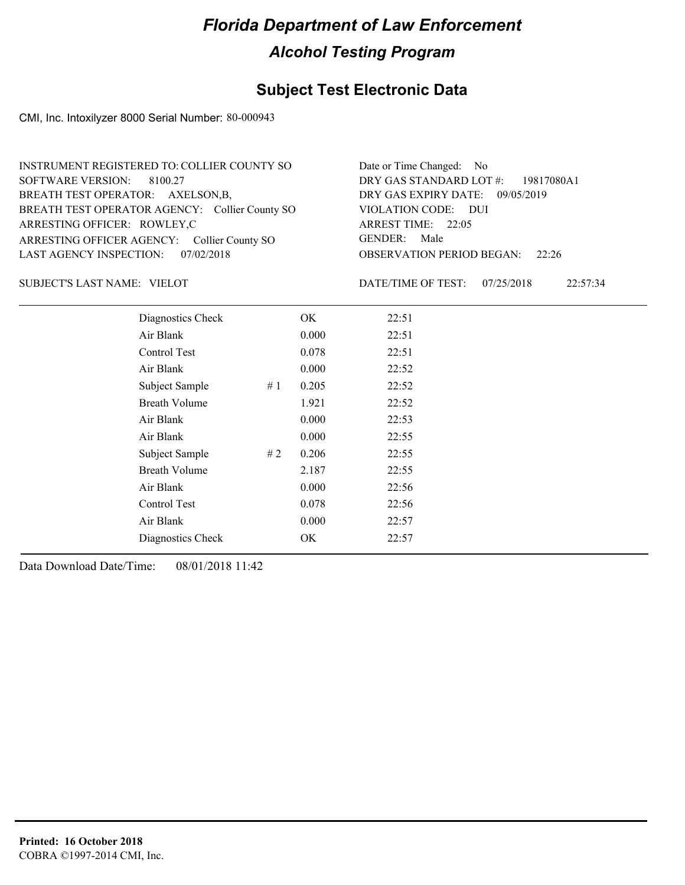# Florida Department of Law Enforcement

## Alcohol Testing Program

### Subject Test Electronic Data

CMI, Inc. Intoxilyzer 8000 Serial Number: 80-000943

INSTRUMENT REGISTERED TO: COLLIER COUNTY SO
SOFTWARE VERSION: 8100.27
BREATH TEST OPERATOR: AXELSON,B,
BREATH TEST OPERATOR AGENCY: Collier County SO
ARRESTING OFFICER: ROWLEY,C
ARRESTING OFFICER AGENCY: Collier County SO
LAST AGENCY INSPECTION: 07/02/2018

Date or Time Changed: No
DRY GAS STANDARD LOT #: 19817080A1
DRY GAS EXPIRY DATE: 09/05/2019
VIOLATION CODE: DUI
ARREST TIME: 22:05
GENDER: Male
OBSERVATION PERIOD BEGAN: 22:26

SUBJECT'S LAST NAME: VIELOT

DATE/TIME OF TEST: 07/25/2018 22:57:34

| | | | |
|---|---|---|---|
| Diagnostics Check | | OK | 22:51 |
| Air Blank | | 0.000 | 22:51 |
| Control Test | | 0.078 | 22:51 |
| Air Blank | | 0.000 | 22:52 |
| Subject Sample | # 1 | 0.205 | 22:52 |
| Breath Volume | | 1.921 | 22:52 |
| Air Blank | | 0.000 | 22:53 |
| Air Blank | | 0.000 | 22:55 |
| Subject Sample | # 2 | 0.206 | 22:55 |
| Breath Volume | | 2.187 | 22:55 |
| Air Blank | | 0.000 | 22:56 |
| Control Test | | 0.078 | 22:56 |
| Air Blank | | 0.000 | 22:57 |
| Diagnostics Check | | OK | 22:57 |

Data Download Date/Time: 08/01/2018 11:42

**Printed: 16 October 2018**
COBRA ©1997-2014 CMI, Inc.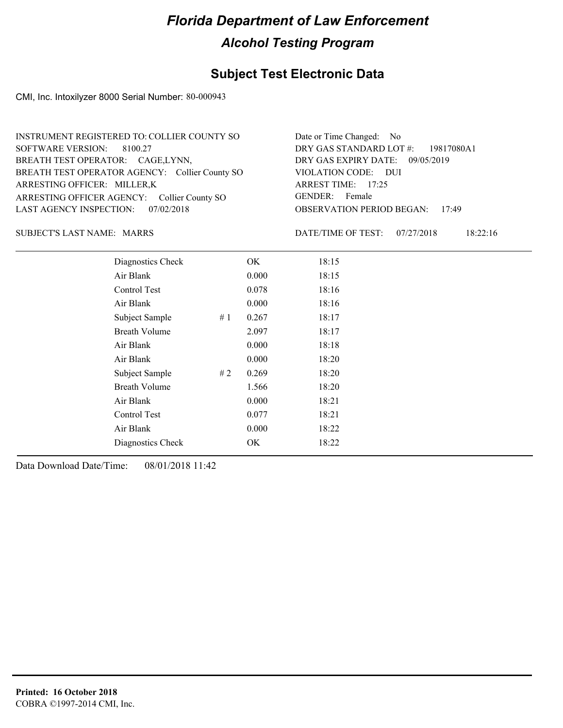# Florida Department of Law Enforcement

## Alcohol Testing Program

## Subject Test Electronic Data

CMI, Inc. Intoxilyzer 8000 Serial Number: 80-000943

INSTRUMENT REGISTERED TO: COLLIER COUNTY SO
SOFTWARE VERSION: 8100.27
BREATH TEST OPERATOR: CAGE,LYNN,
BREATH TEST OPERATOR AGENCY: Collier County SO
ARRESTING OFFICER: MILLER,K
ARRESTING OFFICER AGENCY: Collier County SO
LAST AGENCY INSPECTION: 07/02/2018

Date or Time Changed: No
DRY GAS STANDARD LOT #: 19817080A1
DRY GAS EXPIRY DATE: 09/05/2019
VIOLATION CODE: DUI
ARREST TIME: 17:25
GENDER: Female
OBSERVATION PERIOD BEGAN: 17:49

SUBJECT'S LAST NAME: MARRS

DATE/TIME OF TEST: 07/27/2018 18:22:16

| | | | |
|---|---|---|---|
| Diagnostics Check | | OK | 18:15 |
| Air Blank | | 0.000 | 18:15 |
| Control Test | | 0.078 | 18:16 |
| Air Blank | | 0.000 | 18:16 |
| Subject Sample | # 1 | 0.267 | 18:17 |
| Breath Volume | | 2.097 | 18:17 |
| Air Blank | | 0.000 | 18:18 |
| Air Blank | | 0.000 | 18:20 |
| Subject Sample | # 2 | 0.269 | 18:20 |
| Breath Volume | | 1.566 | 18:20 |
| Air Blank | | 0.000 | 18:21 |
| Control Test | | 0.077 | 18:21 |
| Air Blank | | 0.000 | 18:22 |
| Diagnostics Check | | OK | 18:22 |

Data Download Date/Time: 08/01/2018 11:42

**Printed: 16 October 2018**
COBRA ©1997-2014 CMI, Inc.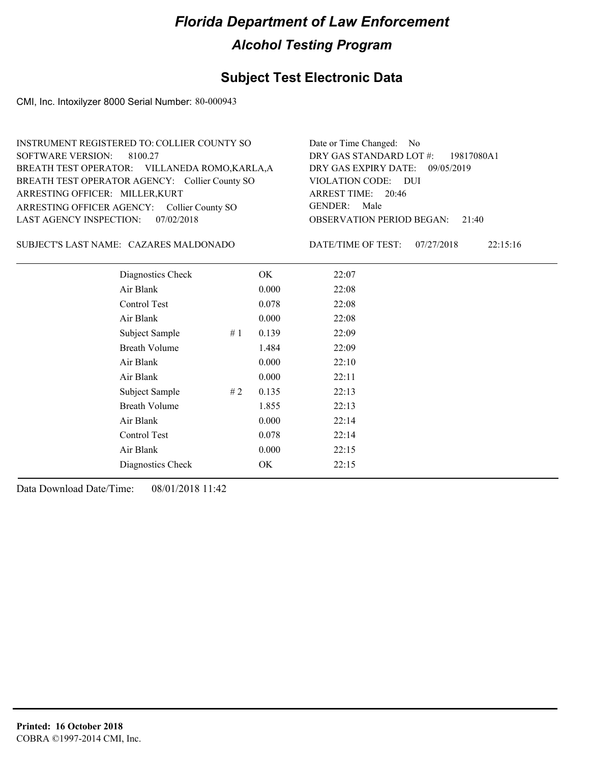# Florida Department of Law Enforcement

## Alcohol Testing Program

### Subject Test Electronic Data

CMI, Inc. Intoxilyzer 8000 Serial Number: 80-000943

INSTRUMENT REGISTERED TO: COLLIER COUNTY SO
SOFTWARE VERSION: 8100.27
BREATH TEST OPERATOR: VILLANEDA ROMO,KARLA,A
BREATH TEST OPERATOR AGENCY: Collier County SO
ARRESTING OFFICER: MILLER,KURT
ARRESTING OFFICER AGENCY: Collier County SO
LAST AGENCY INSPECTION: 07/02/2018

Date or Time Changed: No
DRY GAS STANDARD LOT #: 19817080A1
DRY GAS EXPIRY DATE: 09/05/2019
VIOLATION CODE: DUI
ARREST TIME: 20:46
GENDER: Male
OBSERVATION PERIOD BEGAN: 21:40

SUBJECT'S LAST NAME: CAZARES MALDONADO

DATE/TIME OF TEST: 07/27/2018 22:15:16

| | | | |
|---|---|---|---|
| Diagnostics Check | | OK | 22:07 |
| Air Blank | | 0.000 | 22:08 |
| Control Test | | 0.078 | 22:08 |
| Air Blank | | 0.000 | 22:08 |
| Subject Sample | # 1 | 0.139 | 22:09 |
| Breath Volume | | 1.484 | 22:09 |
| Air Blank | | 0.000 | 22:10 |
| Air Blank | | 0.000 | 22:11 |
| Subject Sample | # 2 | 0.135 | 22:13 |
| Breath Volume | | 1.855 | 22:13 |
| Air Blank | | 0.000 | 22:14 |
| Control Test | | 0.078 | 22:14 |
| Air Blank | | 0.000 | 22:15 |
| Diagnostics Check | | OK | 22:15 |

Data Download Date/Time: 08/01/2018 11:42

**Printed: 16 October 2018**
COBRA ©1997-2014 CMI, Inc.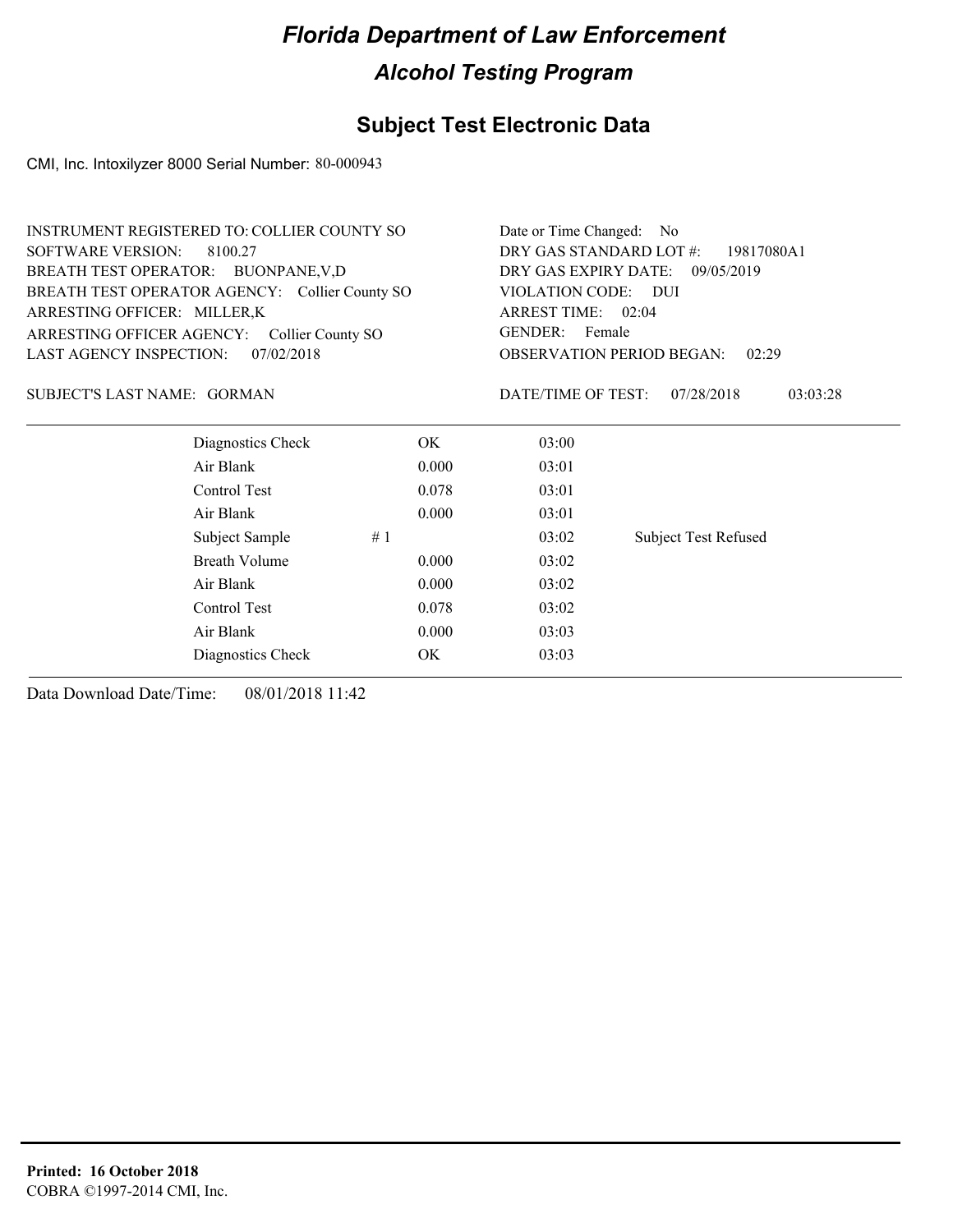# Florida Department of Law Enforcement

## Alcohol Testing Program

### Subject Test Electronic Data

CMI, Inc. Intoxilyzer 8000 Serial Number: 80-000943

INSTRUMENT REGISTERED TO: COLLIER COUNTY SO
SOFTWARE VERSION: 8100.27
BREATH TEST OPERATOR: BUONPANE,V,D
BREATH TEST OPERATOR AGENCY: Collier County SO
ARRESTING OFFICER: MILLER,K
ARRESTING OFFICER AGENCY: Collier County SO
LAST AGENCY INSPECTION: 07/02/2018

Date or Time Changed: No
DRY GAS STANDARD LOT #: 19817080A1
DRY GAS EXPIRY DATE: 09/05/2019
VIOLATION CODE: DUI
ARREST TIME: 02:04
GENDER: Female
OBSERVATION PERIOD BEGAN: 02:29

SUBJECT'S LAST NAME: GORMAN

DATE/TIME OF TEST: 07/28/2018 03:03:28

| | | | | |
|---|---|---|---|---|
| Diagnostics Check | | OK | 03:00 | |
| Air Blank | | 0.000 | 03:01 | |
| Control Test | | 0.078 | 03:01 | |
| Air Blank | | 0.000 | 03:01 | |
| Subject Sample | # 1 | | 03:02 | Subject Test Refused |
| Breath Volume | | 0.000 | 03:02 | |
| Air Blank | | 0.000 | 03:02 | |
| Control Test | | 0.078 | 03:02 | |
| Air Blank | | 0.000 | 03:03 | |
| Diagnostics Check | | OK | 03:03 | |

Data Download Date/Time: 08/01/2018 11:42

**Printed: 16 October 2018**
COBRA ©1997-2014 CMI, Inc.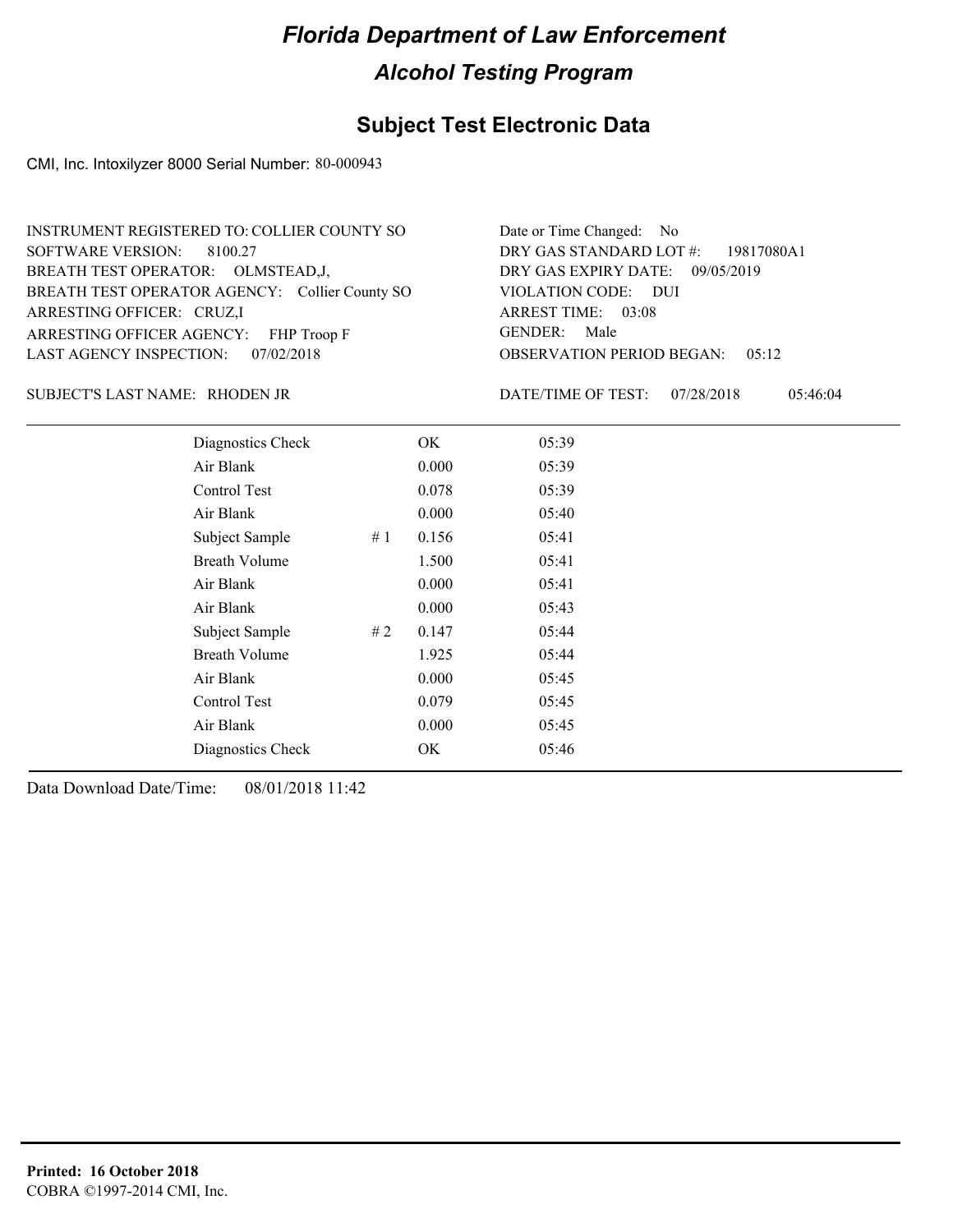# Florida Department of Law Enforcement

## Alcohol Testing Program

### Subject Test Electronic Data

CMI, Inc. Intoxilyzer 8000 Serial Number: 80-000943

INSTRUMENT REGISTERED TO: COLLIER COUNTY SO
SOFTWARE VERSION: 8100.27
BREATH TEST OPERATOR: OLMSTEAD,J,
BREATH TEST OPERATOR AGENCY: Collier County SO
ARRESTING OFFICER: CRUZ,I
ARRESTING OFFICER AGENCY: FHP Troop F
LAST AGENCY INSPECTION: 07/02/2018

Date or Time Changed: No
DRY GAS STANDARD LOT #: 19817080A1
DRY GAS EXPIRY DATE: 09/05/2019
VIOLATION CODE: DUI
ARREST TIME: 03:08
GENDER: Male
OBSERVATION PERIOD BEGAN: 05:12

SUBJECT'S LAST NAME: RHODEN JR

DATE/TIME OF TEST: 07/28/2018 05:46:04

| | | | |
|---|---|---|---|
| Diagnostics Check | | OK | 05:39 |
| Air Blank | | 0.000 | 05:39 |
| Control Test | | 0.078 | 05:39 |
| Air Blank | | 0.000 | 05:40 |
| Subject Sample | # 1 | 0.156 | 05:41 |
| Breath Volume | | 1.500 | 05:41 |
| Air Blank | | 0.000 | 05:41 |
| Air Blank | | 0.000 | 05:43 |
| Subject Sample | # 2 | 0.147 | 05:44 |
| Breath Volume | | 1.925 | 05:44 |
| Air Blank | | 0.000 | 05:45 |
| Control Test | | 0.079 | 05:45 |
| Air Blank | | 0.000 | 05:45 |
| Diagnostics Check | | OK | 05:46 |

Data Download Date/Time: 08/01/2018 11:42

**Printed: 16 October 2018**
COBRA ©1997-2014 CMI, Inc.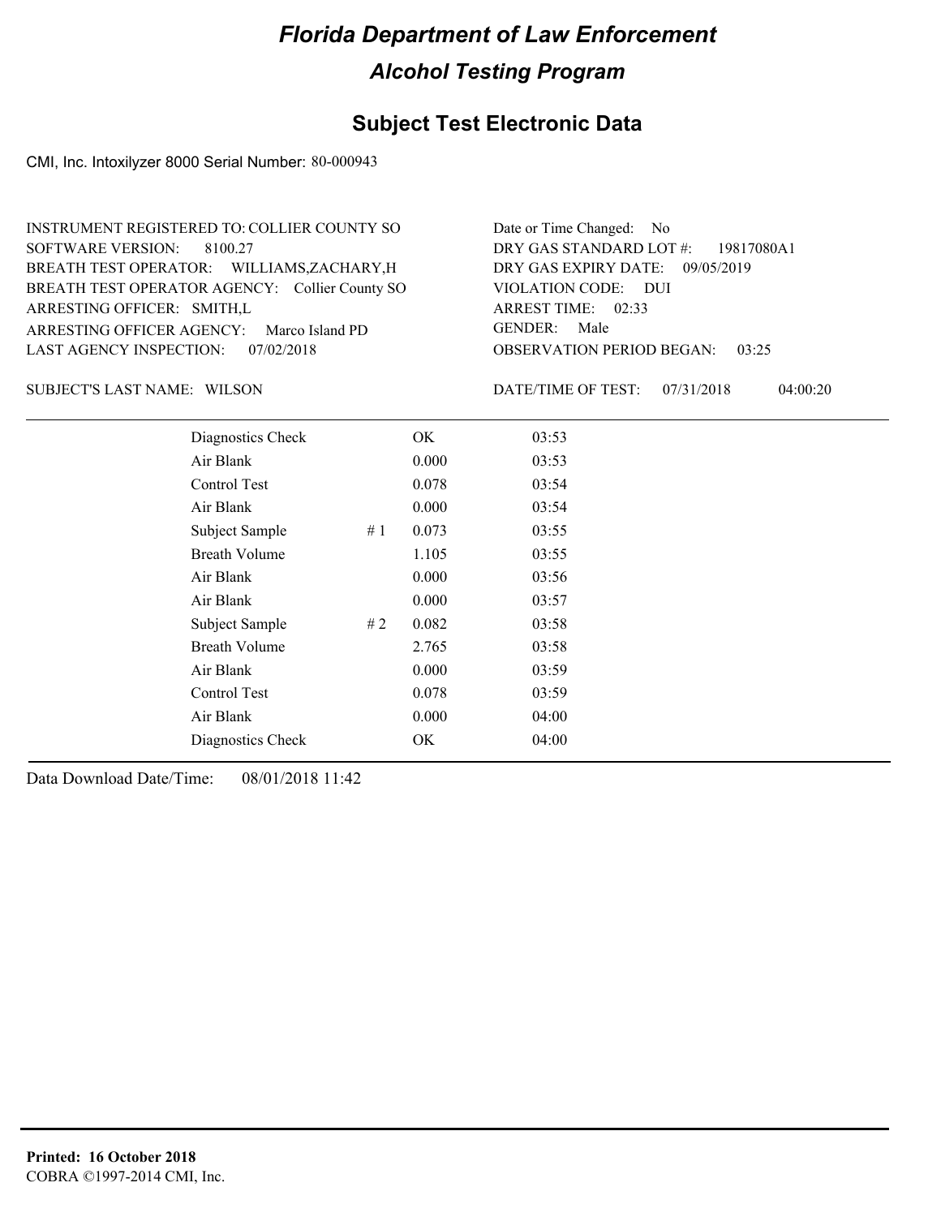# Florida Department of Law Enforcement

## Alcohol Testing Program

## Subject Test Electronic Data

CMI, Inc. Intoxilyzer 8000 Serial Number: 80-000943

INSTRUMENT REGISTERED TO: COLLIER COUNTY SO
SOFTWARE VERSION: 8100.27
BREATH TEST OPERATOR: WILLIAMS,ZACHARY,H
BREATH TEST OPERATOR AGENCY: Collier County SO
ARRESTING OFFICER: SMITH,L
ARRESTING OFFICER AGENCY: Marco Island PD
LAST AGENCY INSPECTION: 07/02/2018

Date or Time Changed: No
DRY GAS STANDARD LOT #: 19817080A1
DRY GAS EXPIRY DATE: 09/05/2019
VIOLATION CODE: DUI
ARREST TIME: 02:33
GENDER: Male
OBSERVATION PERIOD BEGAN: 03:25

SUBJECT'S LAST NAME: WILSON

DATE/TIME OF TEST: 07/31/2018 04:00:20

| | | | |
|---|---|---|---|
| Diagnostics Check | | OK | 03:53 |
| Air Blank | | 0.000 | 03:53 |
| Control Test | | 0.078 | 03:54 |
| Air Blank | | 0.000 | 03:54 |
| Subject Sample | # 1 | 0.073 | 03:55 |
| Breath Volume | | 1.105 | 03:55 |
| Air Blank | | 0.000 | 03:56 |
| Air Blank | | 0.000 | 03:57 |
| Subject Sample | # 2 | 0.082 | 03:58 |
| Breath Volume | | 2.765 | 03:58 |
| Air Blank | | 0.000 | 03:59 |
| Control Test | | 0.078 | 03:59 |
| Air Blank | | 0.000 | 04:00 |
| Diagnostics Check | | OK | 04:00 |

Data Download Date/Time: 08/01/2018 11:42

**Printed: 16 October 2018**
COBRA ©1997-2014 CMI, Inc.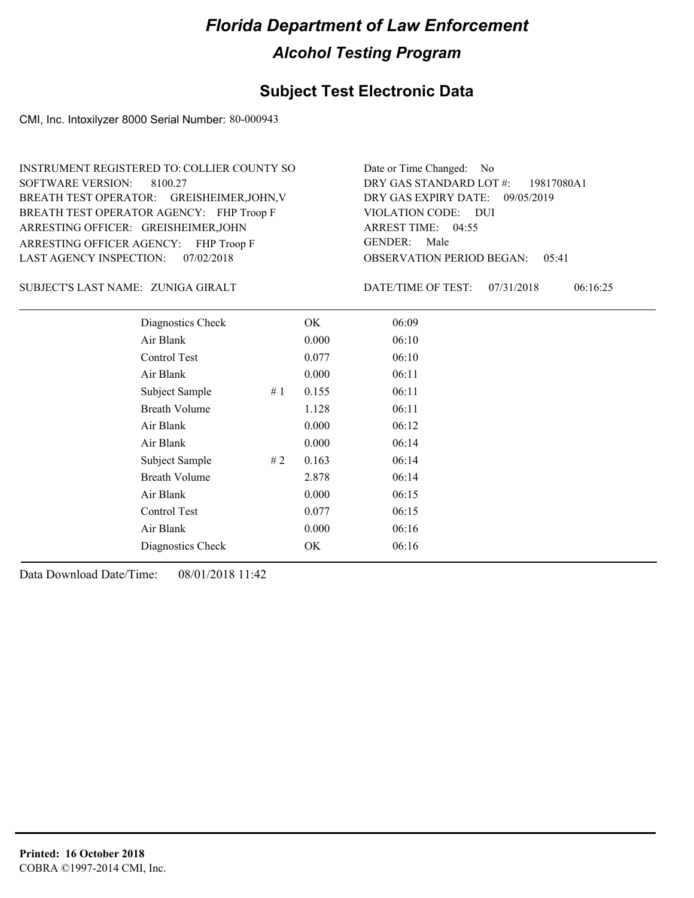# Florida Department of Law Enforcement

## Alcohol Testing Program

## Subject Test Electronic Data

CMI, Inc. Intoxilyzer 8000 Serial Number: 80-000943

INSTRUMENT REGISTERED TO: COLLIER COUNTY SO
SOFTWARE VERSION: 8100.27
BREATH TEST OPERATOR: GREISHEIMER,JOHN,V
BREATH TEST OPERATOR AGENCY: FHP Troop F
ARRESTING OFFICER: GREISHEIMER,JOHN
ARRESTING OFFICER AGENCY: FHP Troop F
LAST AGENCY INSPECTION: 07/02/2018

Date or Time Changed: No
DRY GAS STANDARD LOT #: 19817080A1
DRY GAS EXPIRY DATE: 09/05/2019
VIOLATION CODE: DUI
ARREST TIME: 04:55
GENDER: Male
OBSERVATION PERIOD BEGAN: 05:41

SUBJECT'S LAST NAME: ZUNIGA GIRALT

DATE/TIME OF TEST: 07/31/2018 06:16:25

| Test | # | Result | Time |
|---|---|---|---|
| Diagnostics Check | | OK | 06:09 |
| Air Blank | | 0.000 | 06:10 |
| Control Test | | 0.077 | 06:10 |
| Air Blank | | 0.000 | 06:11 |
| Subject Sample | # 1 | 0.155 | 06:11 |
| Breath Volume | | 1.128 | 06:11 |
| Air Blank | | 0.000 | 06:12 |
| Air Blank | | 0.000 | 06:14 |
| Subject Sample | # 2 | 0.163 | 06:14 |
| Breath Volume | | 2.878 | 06:14 |
| Air Blank | | 0.000 | 06:15 |
| Control Test | | 0.077 | 06:15 |
| Air Blank | | 0.000 | 06:16 |
| Diagnostics Check | | OK | 06:16 |

Data Download Date/Time: 08/01/2018 11:42

**Printed: 16 October 2018**
COBRA ©1997-2014 CMI, Inc.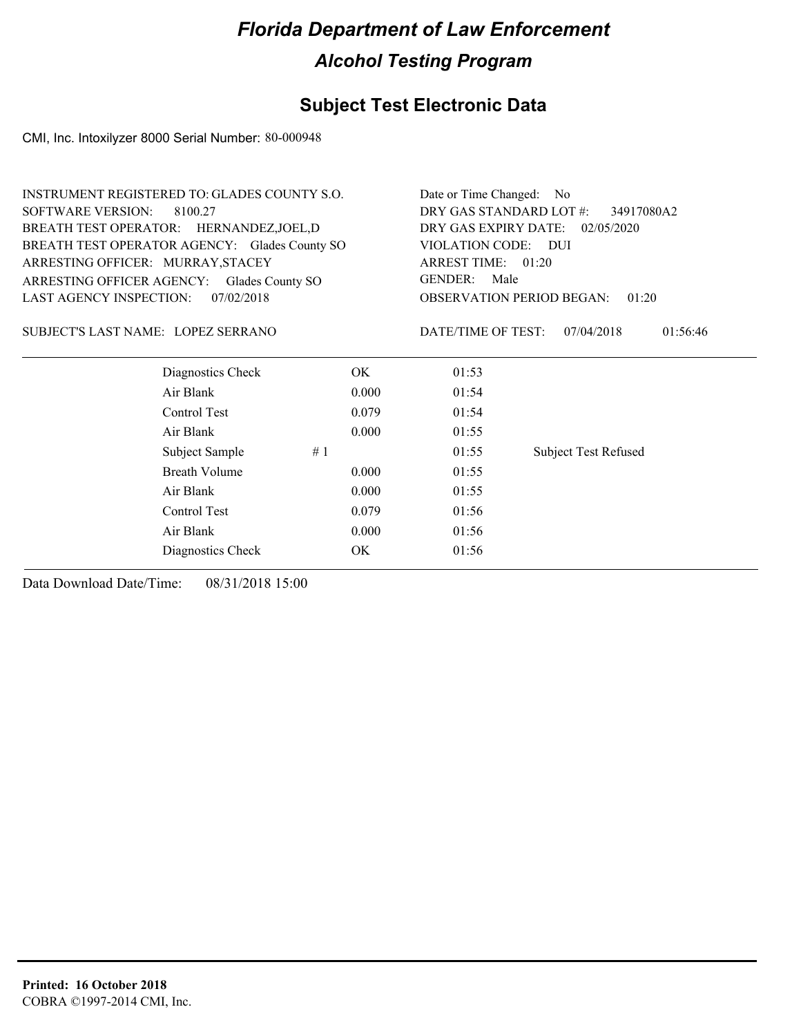# Florida Department of Law Enforcement

## Alcohol Testing Program

### Subject Test Electronic Data

CMI, Inc. Intoxilyzer 8000 Serial Number: 80-000948

INSTRUMENT REGISTERED TO: GLADES COUNTY S.O.
SOFTWARE VERSION: 8100.27
BREATH TEST OPERATOR: HERNANDEZ,JOEL,D
BREATH TEST OPERATOR AGENCY: Glades County SO
ARRESTING OFFICER: MURRAY,STACEY
ARRESTING OFFICER AGENCY: Glades County SO
LAST AGENCY INSPECTION: 07/02/2018

Date or Time Changed: No
DRY GAS STANDARD LOT #: 34917080A2
DRY GAS EXPIRY DATE: 02/05/2020
VIOLATION CODE: DUI
ARREST TIME: 01:20
GENDER: Male
OBSERVATION PERIOD BEGAN: 01:20

SUBJECT'S LAST NAME: LOPEZ SERRANO

DATE/TIME OF TEST: 07/04/2018 01:56:46

| | | | | |
|---|---|---|---|---|
| Diagnostics Check | | OK | 01:53 | |
| Air Blank | | 0.000 | 01:54 | |
| Control Test | | 0.079 | 01:54 | |
| Air Blank | | 0.000 | 01:55 | |
| Subject Sample | # 1 | | 01:55 | Subject Test Refused |
| Breath Volume | | 0.000 | 01:55 | |
| Air Blank | | 0.000 | 01:55 | |
| Control Test | | 0.079 | 01:56 | |
| Air Blank | | 0.000 | 01:56 | |
| Diagnostics Check | | OK | 01:56 | |

Data Download Date/Time: 08/31/2018 15:00

**Printed: 16 October 2018**
COBRA ©1997-2014 CMI, Inc.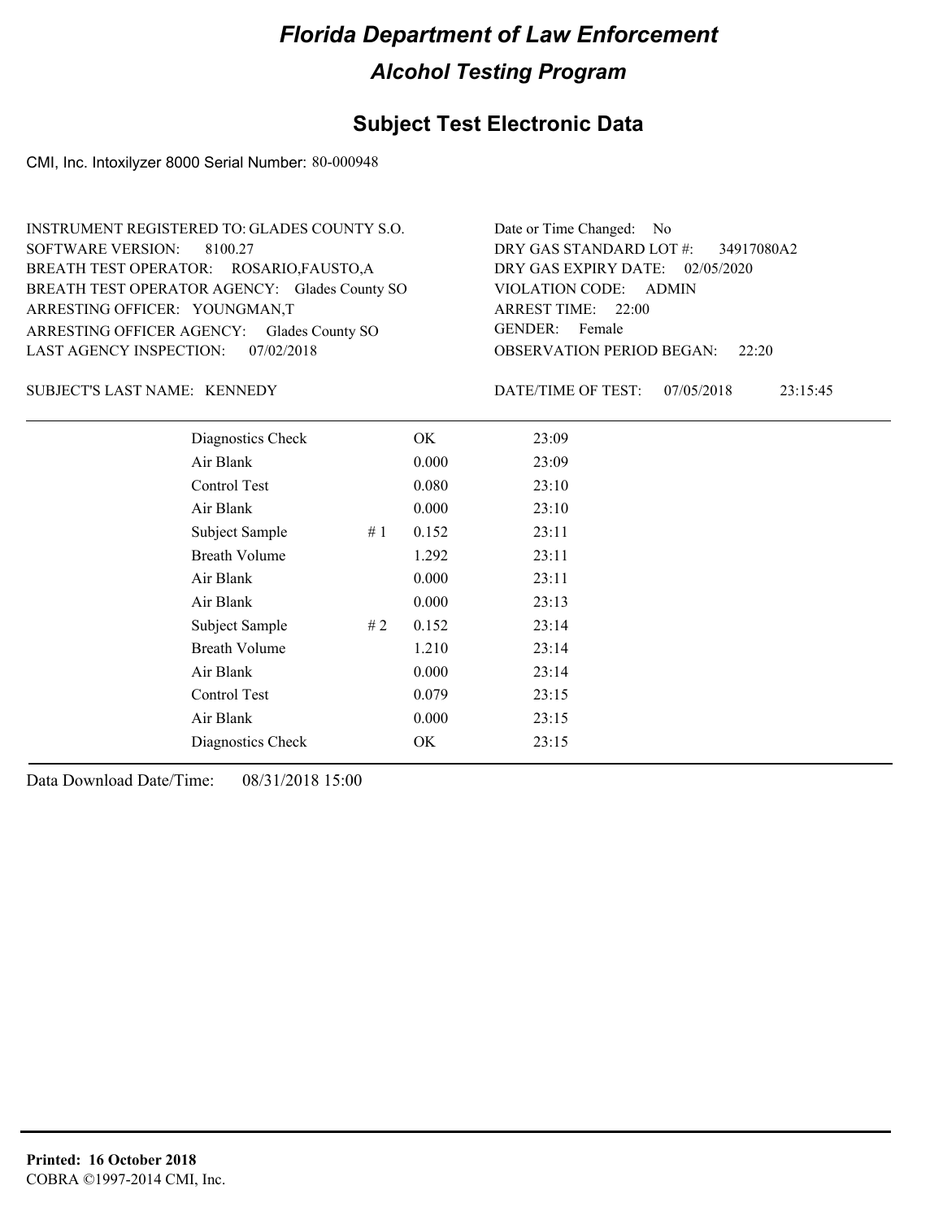# Florida Department of Law Enforcement

## Alcohol Testing Program

### Subject Test Electronic Data

CMI, Inc. Intoxilyzer 8000 Serial Number: 80-000948

INSTRUMENT REGISTERED TO: GLADES COUNTY S.O.
SOFTWARE VERSION: 8100.27
BREATH TEST OPERATOR: ROSARIO,FAUSTO,A
BREATH TEST OPERATOR AGENCY: Glades County SO
ARRESTING OFFICER: YOUNGMAN,T
ARRESTING OFFICER AGENCY: Glades County SO
LAST AGENCY INSPECTION: 07/02/2018

Date or Time Changed: No
DRY GAS STANDARD LOT #: 34917080A2
DRY GAS EXPIRY DATE: 02/05/2020
VIOLATION CODE: ADMIN
ARREST TIME: 22:00
GENDER: Female
OBSERVATION PERIOD BEGAN: 22:20

SUBJECT'S LAST NAME: KENNEDY

DATE/TIME OF TEST: 07/05/2018 23:15:45

| | | | |
|---|---|---|---|
| Diagnostics Check | | OK | 23:09 |
| Air Blank | | 0.000 | 23:09 |
| Control Test | | 0.080 | 23:10 |
| Air Blank | | 0.000 | 23:10 |
| Subject Sample | # 1 | 0.152 | 23:11 |
| Breath Volume | | 1.292 | 23:11 |
| Air Blank | | 0.000 | 23:11 |
| Air Blank | | 0.000 | 23:13 |
| Subject Sample | # 2 | 0.152 | 23:14 |
| Breath Volume | | 1.210 | 23:14 |
| Air Blank | | 0.000 | 23:14 |
| Control Test | | 0.079 | 23:15 |
| Air Blank | | 0.000 | 23:15 |
| Diagnostics Check | | OK | 23:15 |

Data Download Date/Time: 08/31/2018 15:00

**Printed: 16 October 2018**
COBRA ©1997-2014 CMI, Inc.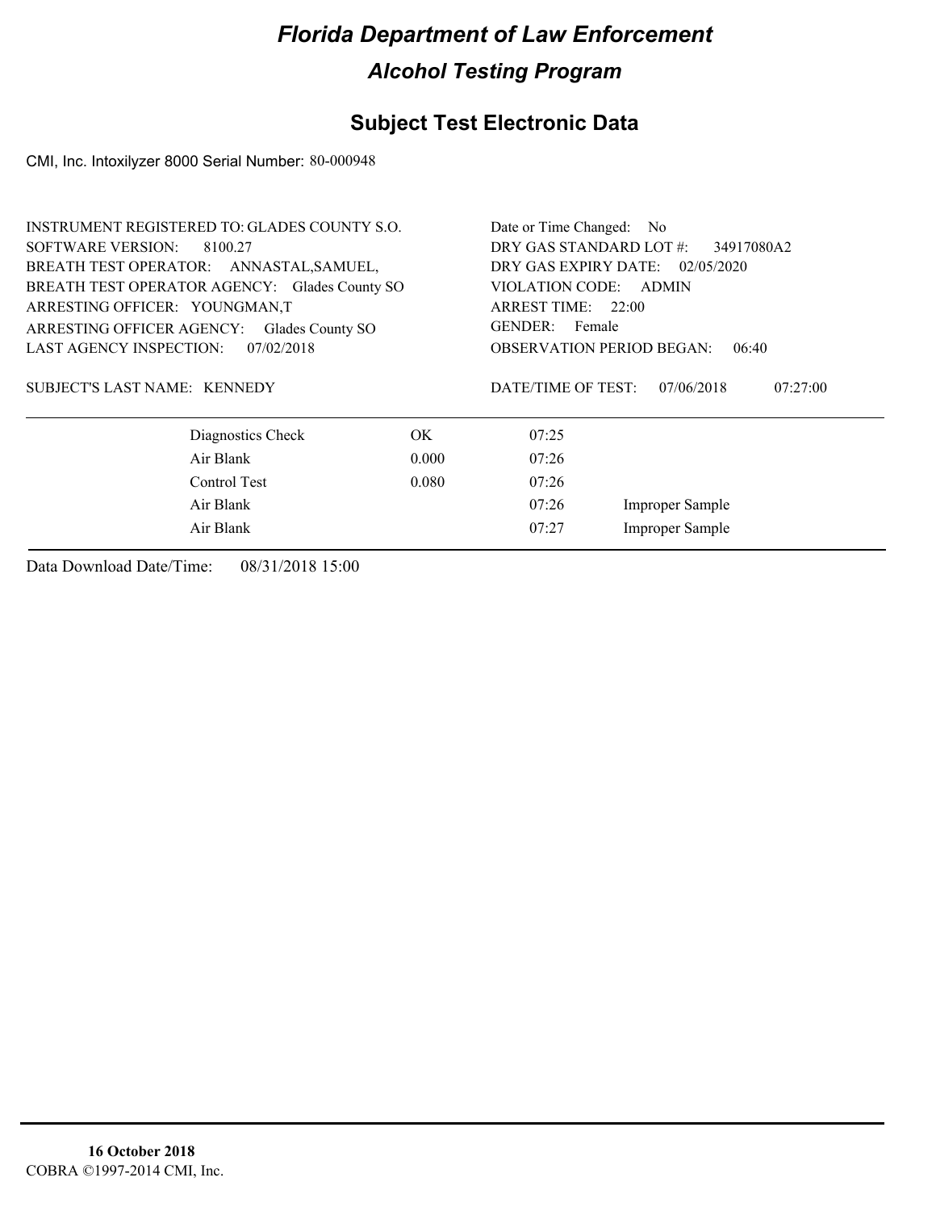# Florida Department of Law Enforcement

## Alcohol Testing Program

## Subject Test Electronic Data

CMI, Inc. Intoxilyzer 8000 Serial Number: 80-000948

INSTRUMENT REGISTERED TO: GLADES COUNTY S.O.
SOFTWARE VERSION: 8100.27
BREATH TEST OPERATOR: ANNASTAL,SAMUEL,
BREATH TEST OPERATOR AGENCY: Glades County SO
ARRESTING OFFICER: YOUNGMAN,T
ARRESTING OFFICER AGENCY: Glades County SO
LAST AGENCY INSPECTION: 07/02/2018

Date or Time Changed: No
DRY GAS STANDARD LOT #: 34917080A2
DRY GAS EXPIRY DATE: 02/05/2020
VIOLATION CODE: ADMIN
ARREST TIME: 22:00
GENDER: Female
OBSERVATION PERIOD BEGAN: 06:40

SUBJECT'S LAST NAME: KENNEDY

DATE/TIME OF TEST: 07/06/2018 07:27:00

| | | | |
|---|---|---|---|
| Diagnostics Check | OK | 07:25 | |
| Air Blank | 0.000 | 07:26 | |
| Control Test | 0.080 | 07:26 | |
| Air Blank | | 07:26 | Improper Sample |
| Air Blank | | 07:27 | Improper Sample |

Data Download Date/Time: 08/31/2018 15:00

**16 October 2018**
COBRA ©1997-2014 CMI, Inc.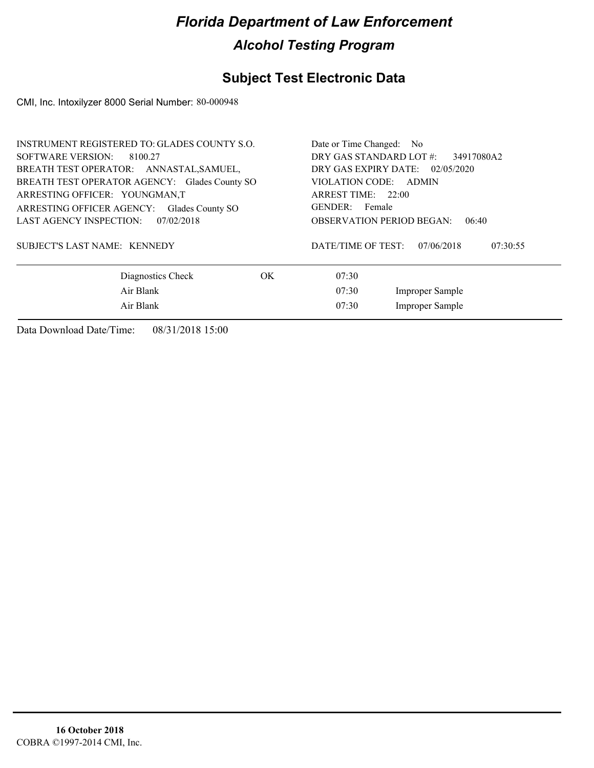# Florida Department of Law Enforcement

## Alcohol Testing Program

## Subject Test Electronic Data

CMI, Inc. Intoxilyzer 8000 Serial Number: 80-000948

INSTRUMENT REGISTERED TO: GLADES COUNTY S.O.
SOFTWARE VERSION: 8100.27
BREATH TEST OPERATOR: ANNASTAL,SAMUEL,
BREATH TEST OPERATOR AGENCY: Glades County SO
ARRESTING OFFICER: YOUNGMAN,T
ARRESTING OFFICER AGENCY: Glades County SO
LAST AGENCY INSPECTION: 07/02/2018

SUBJECT'S LAST NAME: KENNEDY

Date or Time Changed: No
DRY GAS STANDARD LOT #: 34917080A2
DRY GAS EXPIRY DATE: 02/05/2020
VIOLATION CODE: ADMIN
ARREST TIME: 22:00
GENDER: Female
OBSERVATION PERIOD BEGAN: 06:40

DATE/TIME OF TEST: 07/06/2018 07:30:55

| | | | |
|---|---|---|---|
| Diagnostics Check | OK | 07:30 | |
| Air Blank | | 07:30 | Improper Sample |
| Air Blank | | 07:30 | Improper Sample |

Data Download Date/Time: 08/31/2018 15:00

**16 October 2018**
COBRA ©1997-2014 CMI, Inc.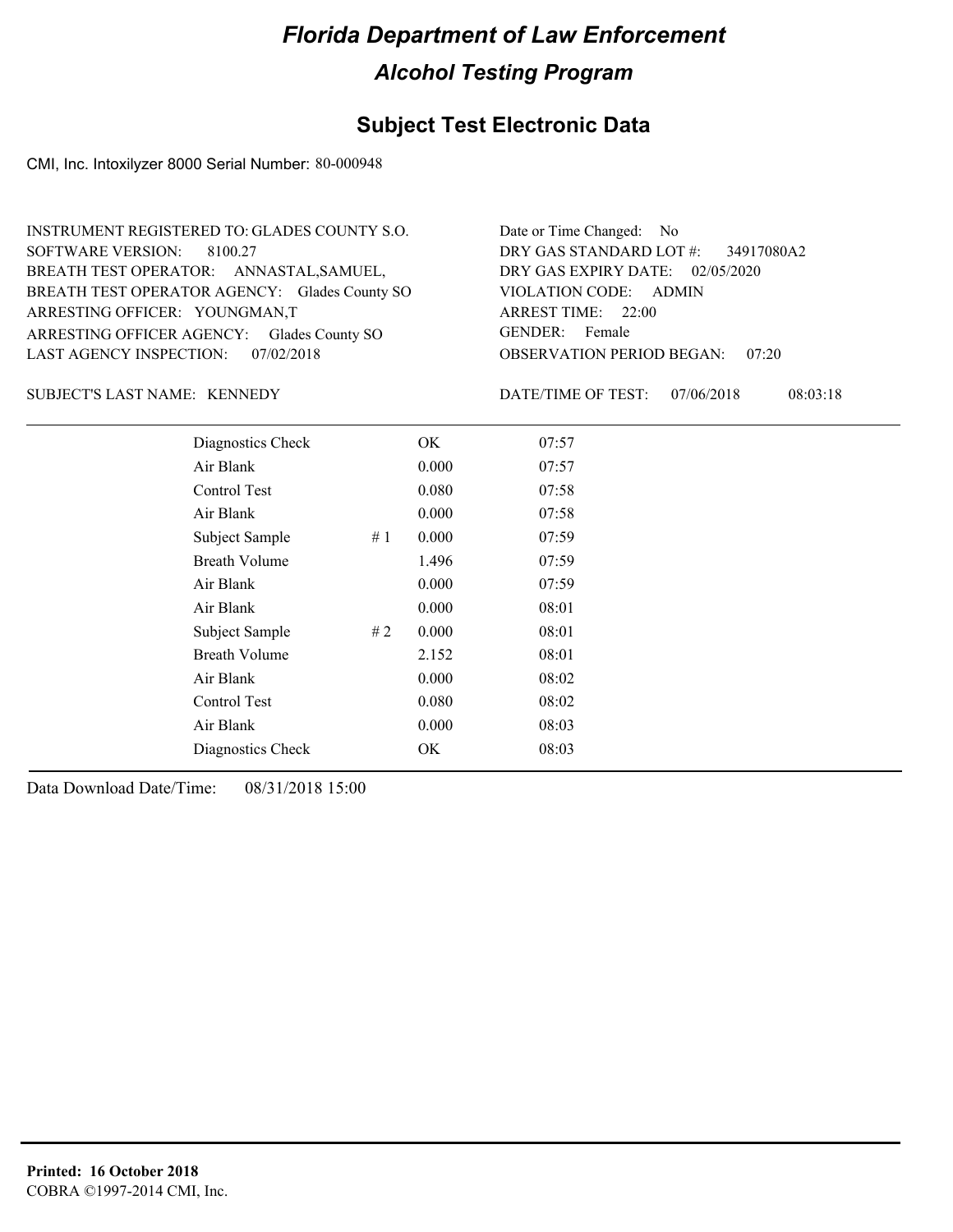# Florida Department of Law Enforcement

## Alcohol Testing Program

### Subject Test Electronic Data

CMI, Inc. Intoxilyzer 8000 Serial Number: 80-000948

INSTRUMENT REGISTERED TO: GLADES COUNTY S.O.
SOFTWARE VERSION: 8100.27
BREATH TEST OPERATOR: ANNASTAL,SAMUEL,
BREATH TEST OPERATOR AGENCY: Glades County SO
ARRESTING OFFICER: YOUNGMAN,T
ARRESTING OFFICER AGENCY: Glades County SO
LAST AGENCY INSPECTION: 07/02/2018

Date or Time Changed: No
DRY GAS STANDARD LOT #: 34917080A2
DRY GAS EXPIRY DATE: 02/05/2020
VIOLATION CODE: ADMIN
ARREST TIME: 22:00
GENDER: Female
OBSERVATION PERIOD BEGAN: 07:20

SUBJECT'S LAST NAME: KENNEDY

DATE/TIME OF TEST: 07/06/2018 08:03:18

| Test | # | Result | Time |
|---|---|---|---|
| Diagnostics Check | | OK | 07:57 |
| Air Blank | | 0.000 | 07:57 |
| Control Test | | 0.080 | 07:58 |
| Air Blank | | 0.000 | 07:58 |
| Subject Sample | # 1 | 0.000 | 07:59 |
| Breath Volume | | 1.496 | 07:59 |
| Air Blank | | 0.000 | 07:59 |
| Air Blank | | 0.000 | 08:01 |
| Subject Sample | # 2 | 0.000 | 08:01 |
| Breath Volume | | 2.152 | 08:01 |
| Air Blank | | 0.000 | 08:02 |
| Control Test | | 0.080 | 08:02 |
| Air Blank | | 0.000 | 08:03 |
| Diagnostics Check | | OK | 08:03 |

Data Download Date/Time: 08/31/2018 15:00

**Printed: 16 October 2018**
COBRA ©1997-2014 CMI, Inc.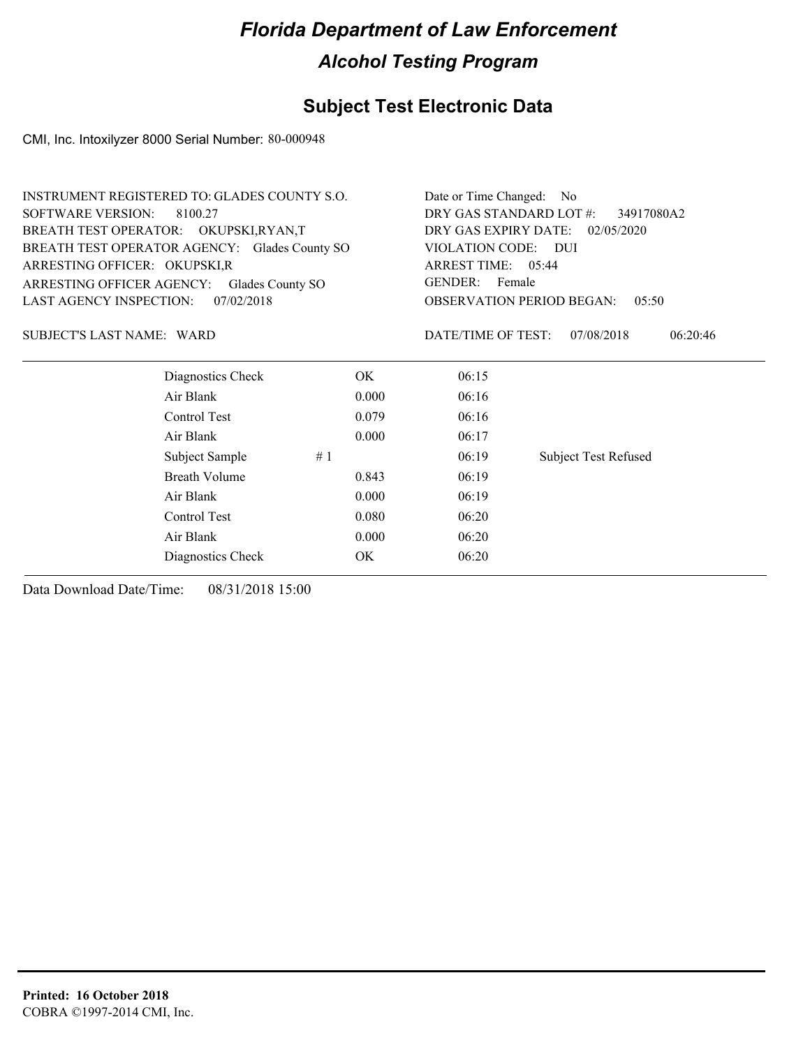# Florida Department of Law Enforcement

## Alcohol Testing Program

### Subject Test Electronic Data

CMI, Inc. Intoxilyzer 8000 Serial Number: 80-000948

INSTRUMENT REGISTERED TO: GLADES COUNTY S.O.
SOFTWARE VERSION: 8100.27
BREATH TEST OPERATOR: OKUPSKI,RYAN,T
BREATH TEST OPERATOR AGENCY: Glades County SO
ARRESTING OFFICER: OKUPSKI,R
ARRESTING OFFICER AGENCY: Glades County SO
LAST AGENCY INSPECTION: 07/02/2018

Date or Time Changed: No
DRY GAS STANDARD LOT #: 34917080A2
DRY GAS EXPIRY DATE: 02/05/2020
VIOLATION CODE: DUI
ARREST TIME: 05:44
GENDER: Female
OBSERVATION PERIOD BEGAN: 05:50

SUBJECT'S LAST NAME: WARD

DATE/TIME OF TEST: 07/08/2018 06:20:46

| | | | | |
|---|---|---|---|---|
| Diagnostics Check | | OK | 06:15 | |
| Air Blank | | 0.000 | 06:16 | |
| Control Test | | 0.079 | 06:16 | |
| Air Blank | | 0.000 | 06:17 | |
| Subject Sample | # 1 | | 06:19 | Subject Test Refused |
| Breath Volume | | 0.843 | 06:19 | |
| Air Blank | | 0.000 | 06:19 | |
| Control Test | | 0.080 | 06:20 | |
| Air Blank | | 0.000 | 06:20 | |
| Diagnostics Check | | OK | 06:20 | |

Data Download Date/Time: 08/31/2018 15:00

**Printed: 16 October 2018**
COBRA ©1997-2014 CMI, Inc.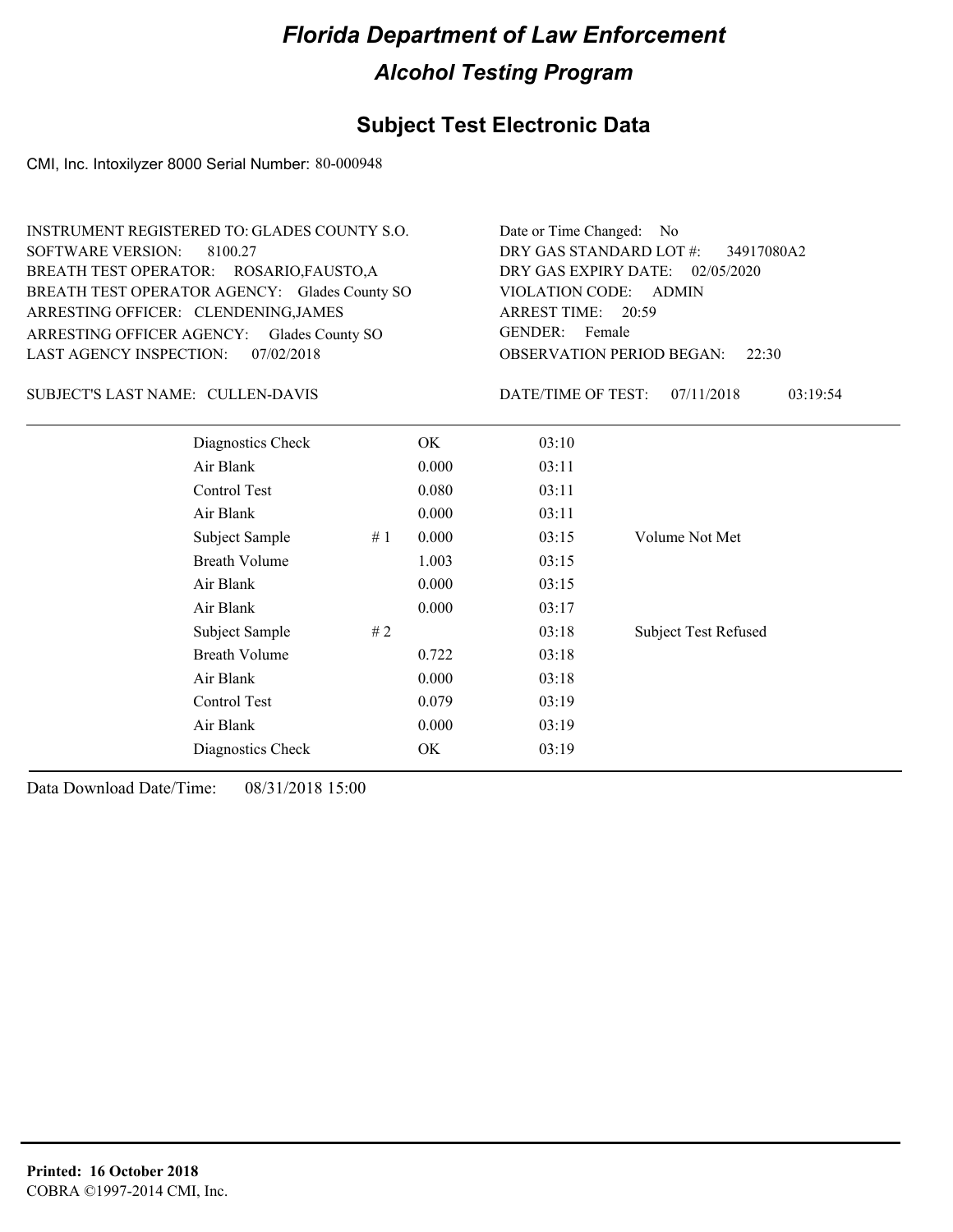# *Florida Department of Law Enforcement*

## *Alcohol Testing Program*

## Subject Test Electronic Data

CMI, Inc. Intoxilyzer 8000 Serial Number: 80-000948

INSTRUMENT REGISTERED TO: GLADES COUNTY S.O.
SOFTWARE VERSION: 8100.27
BREATH TEST OPERATOR: ROSARIO,FAUSTO,A
BREATH TEST OPERATOR AGENCY: Glades County SO
ARRESTING OFFICER: CLENDENING,JAMES
ARRESTING OFFICER AGENCY: Glades County SO
LAST AGENCY INSPECTION: 07/02/2018

Date or Time Changed: No
DRY GAS STANDARD LOT #: 34917080A2
DRY GAS EXPIRY DATE: 02/05/2020
VIOLATION CODE: ADMIN
ARREST TIME: 20:59
GENDER: Female
OBSERVATION PERIOD BEGAN: 22:30

SUBJECT'S LAST NAME: CULLEN-DAVIS

DATE/TIME OF TEST: 07/11/2018 03:19:54

| | | | | |
|---|---|---|---|---|
| Diagnostics Check | | OK | 03:10 | |
| Air Blank | | 0.000 | 03:11 | |
| Control Test | | 0.080 | 03:11 | |
| Air Blank | | 0.000 | 03:11 | |
| Subject Sample | # 1 | 0.000 | 03:15 | Volume Not Met |
| Breath Volume | | 1.003 | 03:15 | |
| Air Blank | | 0.000 | 03:15 | |
| Air Blank | | 0.000 | 03:17 | |
| Subject Sample | # 2 | | 03:18 | Subject Test Refused |
| Breath Volume | | 0.722 | 03:18 | |
| Air Blank | | 0.000 | 03:18 | |
| Control Test | | 0.079 | 03:19 | |
| Air Blank | | 0.000 | 03:19 | |
| Diagnostics Check | | OK | 03:19 | |

Data Download Date/Time: 08/31/2018 15:00

**Printed: 16 October 2018**
COBRA ©1997-2014 CMI, Inc.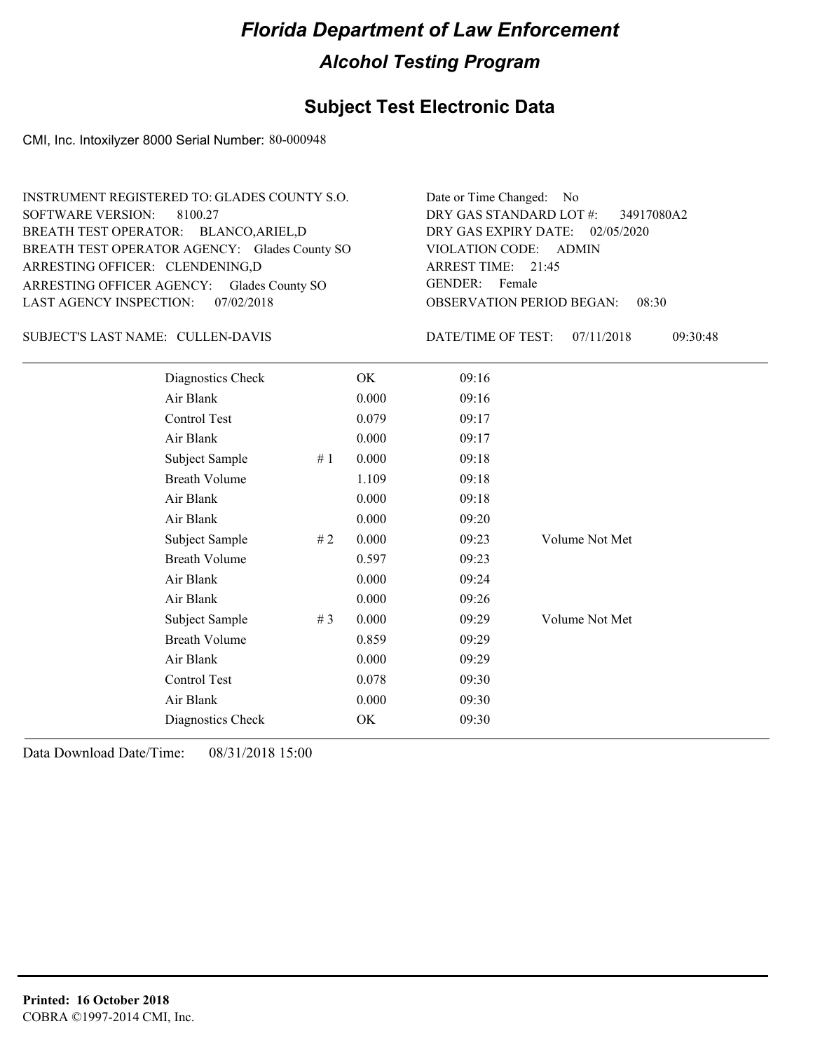# Florida Department of Law Enforcement

## Alcohol Testing Program

### Subject Test Electronic Data

CMI, Inc. Intoxilyzer 8000 Serial Number: 80-000948

INSTRUMENT REGISTERED TO: GLADES COUNTY S.O.
SOFTWARE VERSION: 8100.27
BREATH TEST OPERATOR: BLANCO,ARIEL,D
BREATH TEST OPERATOR AGENCY: Glades County SO
ARRESTING OFFICER: CLENDENING,D
ARRESTING OFFICER AGENCY: Glades County SO
LAST AGENCY INSPECTION: 07/02/2018

Date or Time Changed: No
DRY GAS STANDARD LOT #: 34917080A2
DRY GAS EXPIRY DATE: 02/05/2020
VIOLATION CODE: ADMIN
ARREST TIME: 21:45
GENDER: Female
OBSERVATION PERIOD BEGAN: 08:30

SUBJECT'S LAST NAME: CULLEN-DAVIS

DATE/TIME OF TEST: 07/11/2018 09:30:48

| | | | | |
|---|---|---|---|---|
| Diagnostics Check | | OK | 09:16 | |
| Air Blank | | 0.000 | 09:16 | |
| Control Test | | 0.079 | 09:17 | |
| Air Blank | | 0.000 | 09:17 | |
| Subject Sample | # 1 | 0.000 | 09:18 | |
| Breath Volume | | 1.109 | 09:18 | |
| Air Blank | | 0.000 | 09:18 | |
| Air Blank | | 0.000 | 09:20 | |
| Subject Sample | # 2 | 0.000 | 09:23 | Volume Not Met |
| Breath Volume | | 0.597 | 09:23 | |
| Air Blank | | 0.000 | 09:24 | |
| Air Blank | | 0.000 | 09:26 | |
| Subject Sample | # 3 | 0.000 | 09:29 | Volume Not Met |
| Breath Volume | | 0.859 | 09:29 | |
| Air Blank | | 0.000 | 09:29 | |
| Control Test | | 0.078 | 09:30 | |
| Air Blank | | 0.000 | 09:30 | |
| Diagnostics Check | | OK | 09:30 | |

Data Download Date/Time: 08/31/2018 15:00

**Printed: 16 October 2018**
COBRA ©1997-2014 CMI, Inc.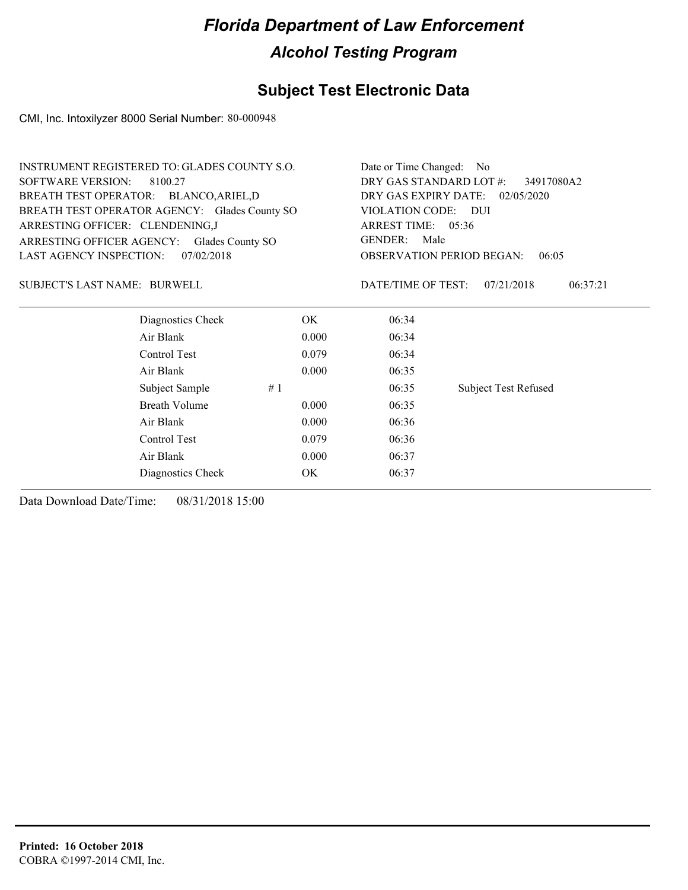# Florida Department of Law Enforcement

## Alcohol Testing Program

### Subject Test Electronic Data

CMI, Inc. Intoxilyzer 8000 Serial Number: 80-000948

INSTRUMENT REGISTERED TO: GLADES COUNTY S.O.
SOFTWARE VERSION: 8100.27
BREATH TEST OPERATOR: BLANCO,ARIEL,D
BREATH TEST OPERATOR AGENCY: Glades County SO
ARRESTING OFFICER: CLENDENING,J
ARRESTING OFFICER AGENCY: Glades County SO
LAST AGENCY INSPECTION: 07/02/2018

Date or Time Changed: No
DRY GAS STANDARD LOT #: 34917080A2
DRY GAS EXPIRY DATE: 02/05/2020
VIOLATION CODE: DUI
ARREST TIME: 05:36
GENDER: Male
OBSERVATION PERIOD BEGAN: 06:05

SUBJECT'S LAST NAME: BURWELL

DATE/TIME OF TEST: 07/21/2018 06:37:21

| | | | | |
|---|---|---|---|---|
| Diagnostics Check | | OK | 06:34 | |
| Air Blank | | 0.000 | 06:34 | |
| Control Test | | 0.079 | 06:34 | |
| Air Blank | | 0.000 | 06:35 | |
| Subject Sample | # 1 | | 06:35 | Subject Test Refused |
| Breath Volume | | 0.000 | 06:35 | |
| Air Blank | | 0.000 | 06:36 | |
| Control Test | | 0.079 | 06:36 | |
| Air Blank | | 0.000 | 06:37 | |
| Diagnostics Check | | OK | 06:37 | |

Data Download Date/Time: 08/31/2018 15:00

**Printed: 16 October 2018**
COBRA ©1997-2014 CMI, Inc.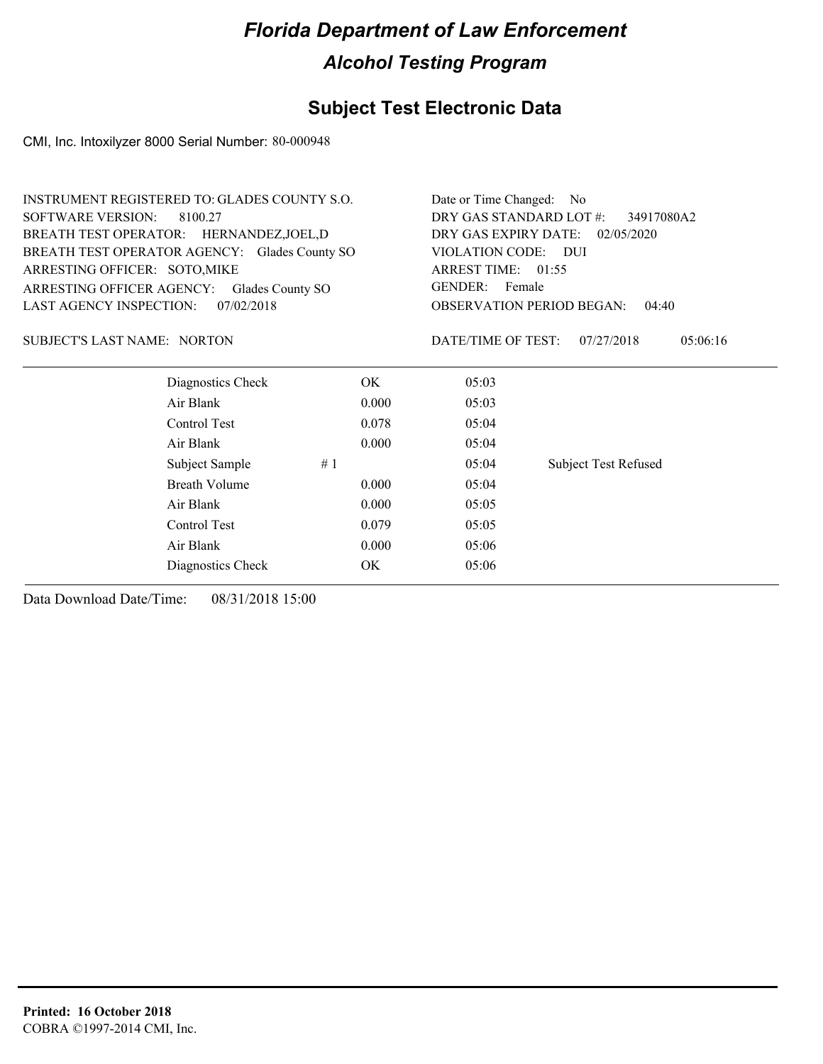# Florida Department of Law Enforcement

## Alcohol Testing Program

## Subject Test Electronic Data

CMI, Inc. Intoxilyzer 8000 Serial Number: 80-000948

INSTRUMENT REGISTERED TO: GLADES COUNTY S.O.
SOFTWARE VERSION: 8100.27
BREATH TEST OPERATOR: HERNANDEZ,JOEL,D
BREATH TEST OPERATOR AGENCY: Glades County SO
ARRESTING OFFICER: SOTO,MIKE
ARRESTING OFFICER AGENCY: Glades County SO
LAST AGENCY INSPECTION: 07/02/2018

Date or Time Changed: No
DRY GAS STANDARD LOT #: 34917080A2
DRY GAS EXPIRY DATE: 02/05/2020
VIOLATION CODE: DUI
ARREST TIME: 01:55
GENDER: Female
OBSERVATION PERIOD BEGAN: 04:40

SUBJECT'S LAST NAME: NORTON

DATE/TIME OF TEST: 07/27/2018 05:06:16

| | | | | |
|---|---|---|---|---|
| Diagnostics Check | | OK | 05:03 | |
| Air Blank | | 0.000 | 05:03 | |
| Control Test | | 0.078 | 05:04 | |
| Air Blank | | 0.000 | 05:04 | |
| Subject Sample | # 1 | | 05:04 | Subject Test Refused |
| Breath Volume | | 0.000 | 05:04 | |
| Air Blank | | 0.000 | 05:05 | |
| Control Test | | 0.079 | 05:05 | |
| Air Blank | | 0.000 | 05:06 | |
| Diagnostics Check | | OK | 05:06 | |

Data Download Date/Time: 08/31/2018 15:00

**Printed: 16 October 2018**
COBRA ©1997-2014 CMI, Inc.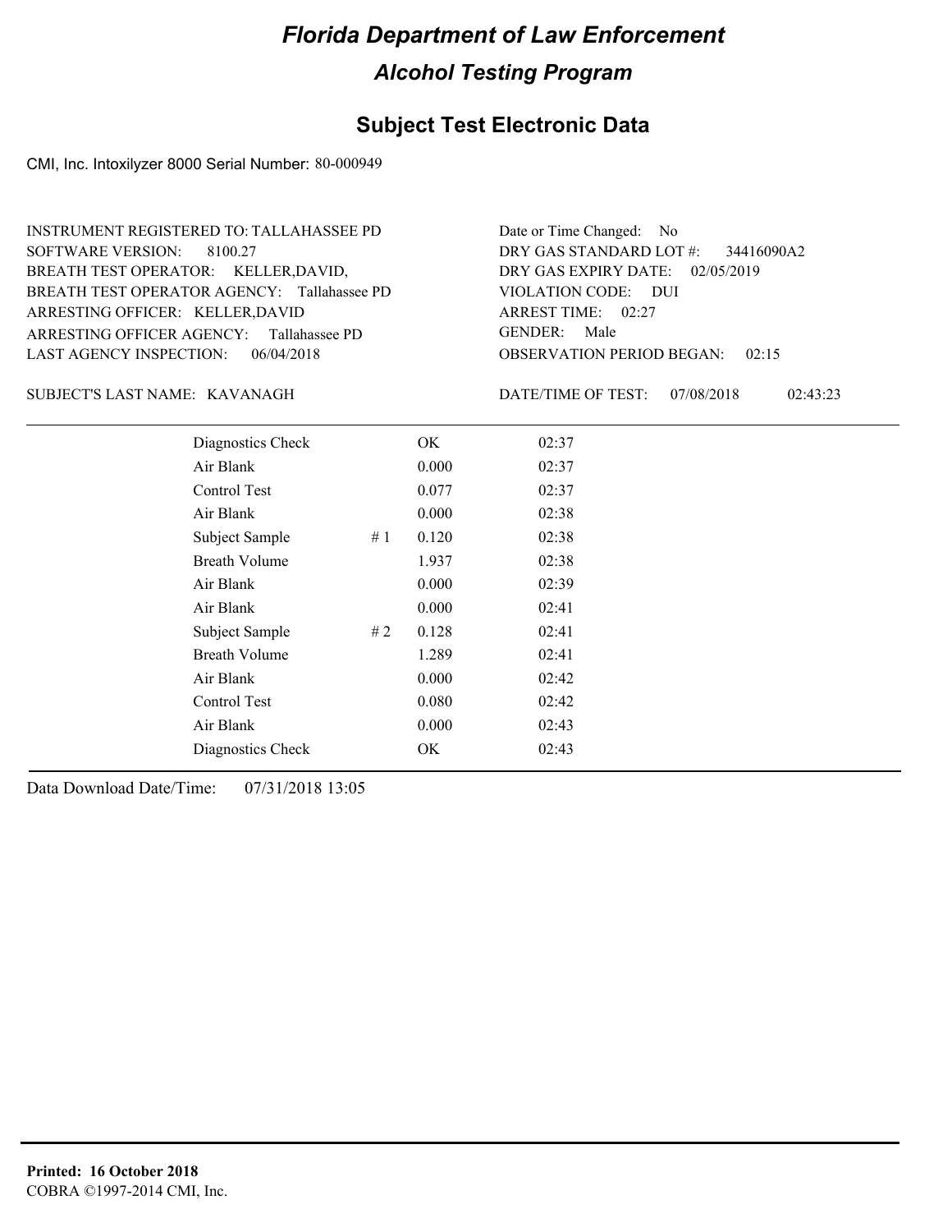# Florida Department of Law Enforcement

## Alcohol Testing Program

## Subject Test Electronic Data

CMI, Inc. Intoxilyzer 8000 Serial Number: 80-000949

INSTRUMENT REGISTERED TO: TALLAHASSEE PD
SOFTWARE VERSION: 8100.27
BREATH TEST OPERATOR: KELLER,DAVID,
BREATH TEST OPERATOR AGENCY: Tallahassee PD
ARRESTING OFFICER: KELLER,DAVID
ARRESTING OFFICER AGENCY: Tallahassee PD
LAST AGENCY INSPECTION: 06/04/2018

Date or Time Changed: No
DRY GAS STANDARD LOT #: 34416090A2
DRY GAS EXPIRY DATE: 02/05/2019
VIOLATION CODE: DUI
ARREST TIME: 02:27
GENDER: Male
OBSERVATION PERIOD BEGAN: 02:15

SUBJECT'S LAST NAME: KAVANAGH

DATE/TIME OF TEST: 07/08/2018 02:43:23

| | | | |
|---|---|---|---|
| Diagnostics Check | | OK | 02:37 |
| Air Blank | | 0.000 | 02:37 |
| Control Test | | 0.077 | 02:37 |
| Air Blank | | 0.000 | 02:38 |
| Subject Sample | # 1 | 0.120 | 02:38 |
| Breath Volume | | 1.937 | 02:38 |
| Air Blank | | 0.000 | 02:39 |
| Air Blank | | 0.000 | 02:41 |
| Subject Sample | # 2 | 0.128 | 02:41 |
| Breath Volume | | 1.289 | 02:41 |
| Air Blank | | 0.000 | 02:42 |
| Control Test | | 0.080 | 02:42 |
| Air Blank | | 0.000 | 02:43 |
| Diagnostics Check | | OK | 02:43 |

Data Download Date/Time: 07/31/2018 13:05

**Printed: 16 October 2018**
COBRA ©1997-2014 CMI, Inc.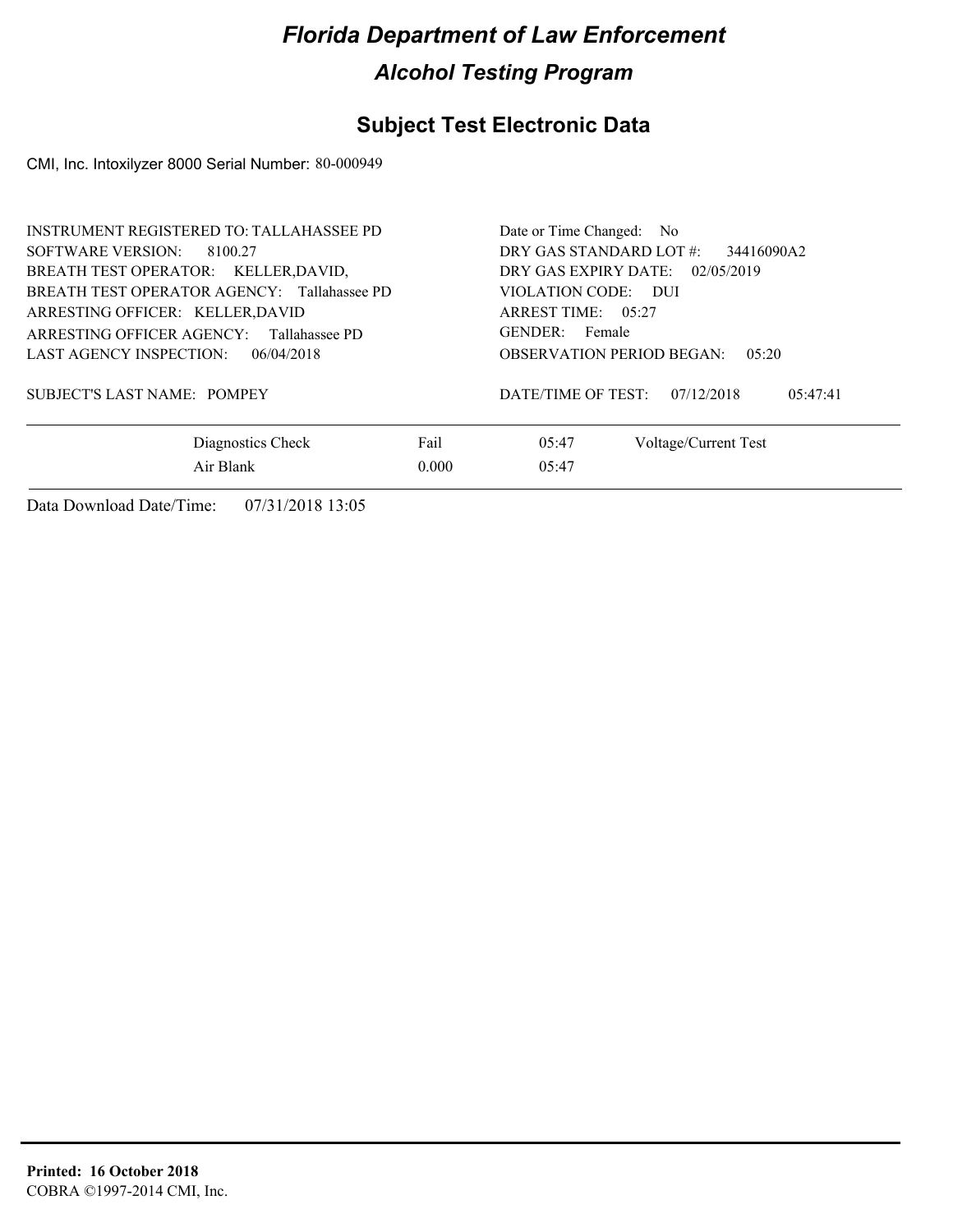# Florida Department of Law Enforcement

## Alcohol Testing Program

### Subject Test Electronic Data

CMI, Inc. Intoxilyzer 8000 Serial Number: 80-000949

INSTRUMENT REGISTERED TO: TALLAHASSEE PD
SOFTWARE VERSION: 8100.27
BREATH TEST OPERATOR: KELLER,DAVID,
BREATH TEST OPERATOR AGENCY: Tallahassee PD
ARRESTING OFFICER: KELLER,DAVID
ARRESTING OFFICER AGENCY: Tallahassee PD
LAST AGENCY INSPECTION: 06/04/2018

SUBJECT'S LAST NAME: POMPEY

Date or Time Changed: No
DRY GAS STANDARD LOT #: 34416090A2
DRY GAS EXPIRY DATE: 02/05/2019
VIOLATION CODE: DUI
ARREST TIME: 05:27
GENDER: Female
OBSERVATION PERIOD BEGAN: 05:20

DATE/TIME OF TEST: 07/12/2018 05:47:41

| | | | |
|---|---|---|---|
| Diagnostics Check | Fail | 05:47 | Voltage/Current Test |
| Air Blank | 0.000 | 05:47 | |

Data Download Date/Time: 07/31/2018 13:05

**Printed: 16 October 2018**
COBRA ©1997-2014 CMI, Inc.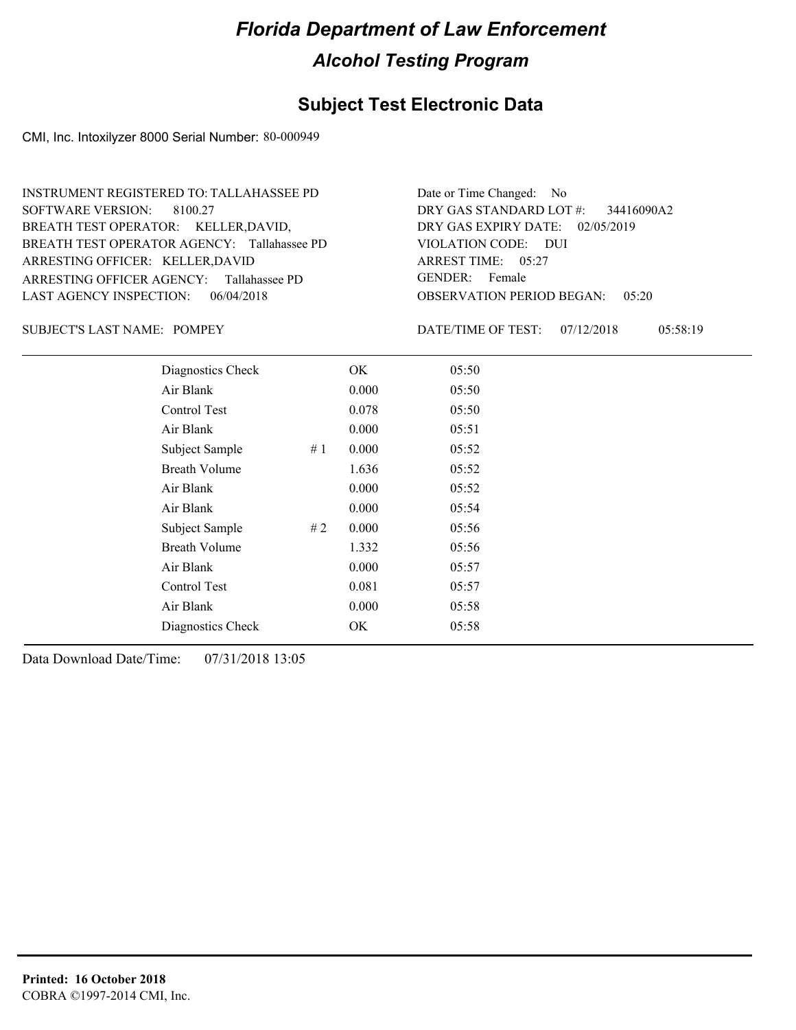# Florida Department of Law Enforcement

## Alcohol Testing Program

### Subject Test Electronic Data

CMI, Inc. Intoxilyzer 8000 Serial Number: 80-000949

INSTRUMENT REGISTERED TO: TALLAHASSEE PD
SOFTWARE VERSION: 8100.27
BREATH TEST OPERATOR: KELLER,DAVID,
BREATH TEST OPERATOR AGENCY: Tallahassee PD
ARRESTING OFFICER: KELLER,DAVID
ARRESTING OFFICER AGENCY: Tallahassee PD
LAST AGENCY INSPECTION: 06/04/2018

Date or Time Changed: No
DRY GAS STANDARD LOT #: 34416090A2
DRY GAS EXPIRY DATE: 02/05/2019
VIOLATION CODE: DUI
ARREST TIME: 05:27
GENDER: Female
OBSERVATION PERIOD BEGAN: 05:20

SUBJECT'S LAST NAME: POMPEY

DATE/TIME OF TEST: 07/12/2018 05:58:19

| | | | |
|---|---|---|---|
| Diagnostics Check | | OK | 05:50 |
| Air Blank | | 0.000 | 05:50 |
| Control Test | | 0.078 | 05:50 |
| Air Blank | | 0.000 | 05:51 |
| Subject Sample | # 1 | 0.000 | 05:52 |
| Breath Volume | | 1.636 | 05:52 |
| Air Blank | | 0.000 | 05:52 |
| Air Blank | | 0.000 | 05:54 |
| Subject Sample | # 2 | 0.000 | 05:56 |
| Breath Volume | | 1.332 | 05:56 |
| Air Blank | | 0.000 | 05:57 |
| Control Test | | 0.081 | 05:57 |
| Air Blank | | 0.000 | 05:58 |
| Diagnostics Check | | OK | 05:58 |

Data Download Date/Time: 07/31/2018 13:05

**Printed: 16 October 2018**
COBRA ©1997-2014 CMI, Inc.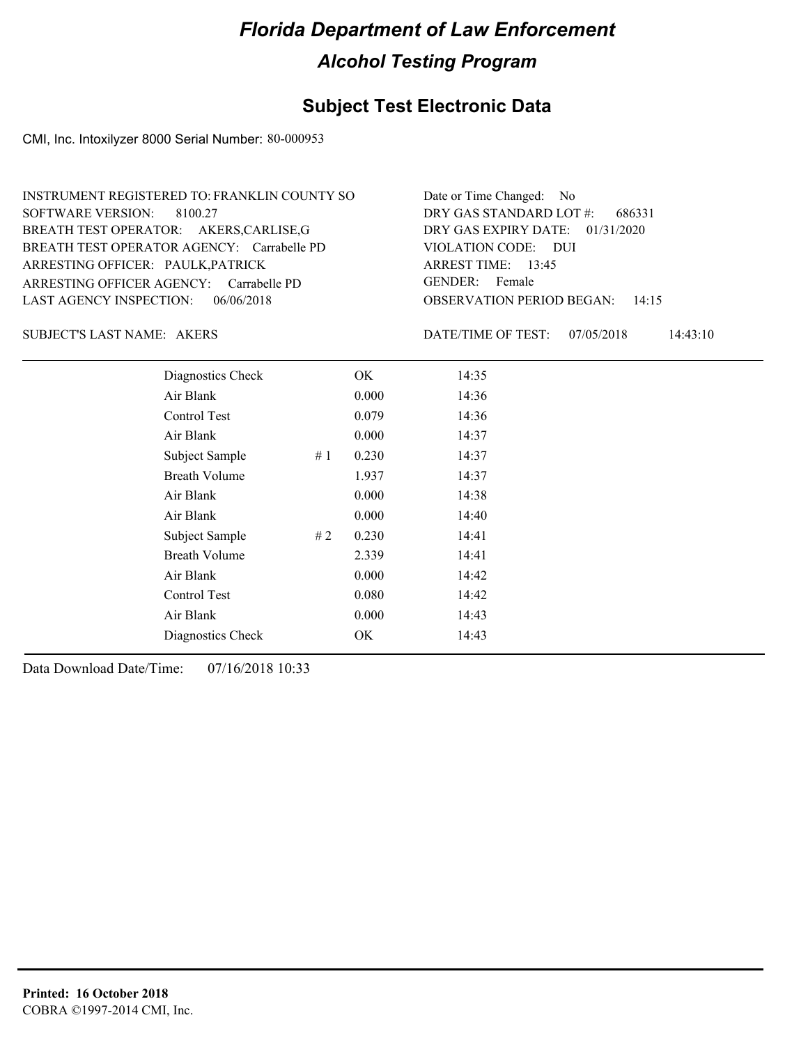# Florida Department of Law Enforcement

## Alcohol Testing Program

## Subject Test Electronic Data

CMI, Inc. Intoxilyzer 8000 Serial Number: 80-000953

INSTRUMENT REGISTERED TO: FRANKLIN COUNTY SO
SOFTWARE VERSION: 8100.27
BREATH TEST OPERATOR: AKERS,CARLISE,G
BREATH TEST OPERATOR AGENCY: Carrabelle PD
ARRESTING OFFICER: PAULK,PATRICK
ARRESTING OFFICER AGENCY: Carrabelle PD
LAST AGENCY INSPECTION: 06/06/2018

Date or Time Changed: No
DRY GAS STANDARD LOT #: 686331
DRY GAS EXPIRY DATE: 01/31/2020
VIOLATION CODE: DUI
ARREST TIME: 13:45
GENDER: Female
OBSERVATION PERIOD BEGAN: 14:15

SUBJECT'S LAST NAME: AKERS

DATE/TIME OF TEST: 07/05/2018 14:43:10

| | | | |
|---|---|---|---|
| Diagnostics Check | | OK | 14:35 |
| Air Blank | | 0.000 | 14:36 |
| Control Test | | 0.079 | 14:36 |
| Air Blank | | 0.000 | 14:37 |
| Subject Sample | # 1 | 0.230 | 14:37 |
| Breath Volume | | 1.937 | 14:37 |
| Air Blank | | 0.000 | 14:38 |
| Air Blank | | 0.000 | 14:40 |
| Subject Sample | # 2 | 0.230 | 14:41 |
| Breath Volume | | 2.339 | 14:41 |
| Air Blank | | 0.000 | 14:42 |
| Control Test | | 0.080 | 14:42 |
| Air Blank | | 0.000 | 14:43 |
| Diagnostics Check | | OK | 14:43 |

Data Download Date/Time: 07/16/2018 10:33

**Printed: 16 October 2018**
COBRA ©1997-2014 CMI, Inc.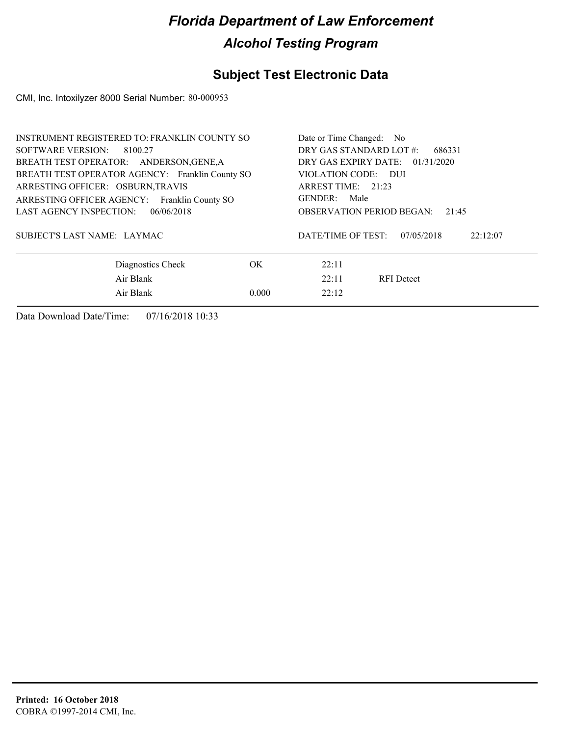# Florida Department of Law Enforcement

## Alcohol Testing Program

## Subject Test Electronic Data

CMI, Inc. Intoxilyzer 8000 Serial Number: 80-000953

INSTRUMENT REGISTERED TO: FRANKLIN COUNTY SO
SOFTWARE VERSION: 8100.27
BREATH TEST OPERATOR: ANDERSON,GENE,A
BREATH TEST OPERATOR AGENCY: Franklin County SO
ARRESTING OFFICER: OSBURN,TRAVIS
ARRESTING OFFICER AGENCY: Franklin County SO
LAST AGENCY INSPECTION: 06/06/2018

Date or Time Changed: No
DRY GAS STANDARD LOT #: 686331
DRY GAS EXPIRY DATE: 01/31/2020
VIOLATION CODE: DUI
ARREST TIME: 21:23
GENDER: Male
OBSERVATION PERIOD BEGAN: 21:45

SUBJECT'S LAST NAME: LAYMAC

DATE/TIME OF TEST: 07/05/2018 22:12:07

| | | | |
|---|---|---|---|
| Diagnostics Check | OK | 22:11 | |
| Air Blank | | 22:11 | RFI Detect |
| Air Blank | 0.000 | 22:12 | |

Data Download Date/Time: 07/16/2018 10:33

**Printed: 16 October 2018**
COBRA ©1997-2014 CMI, Inc.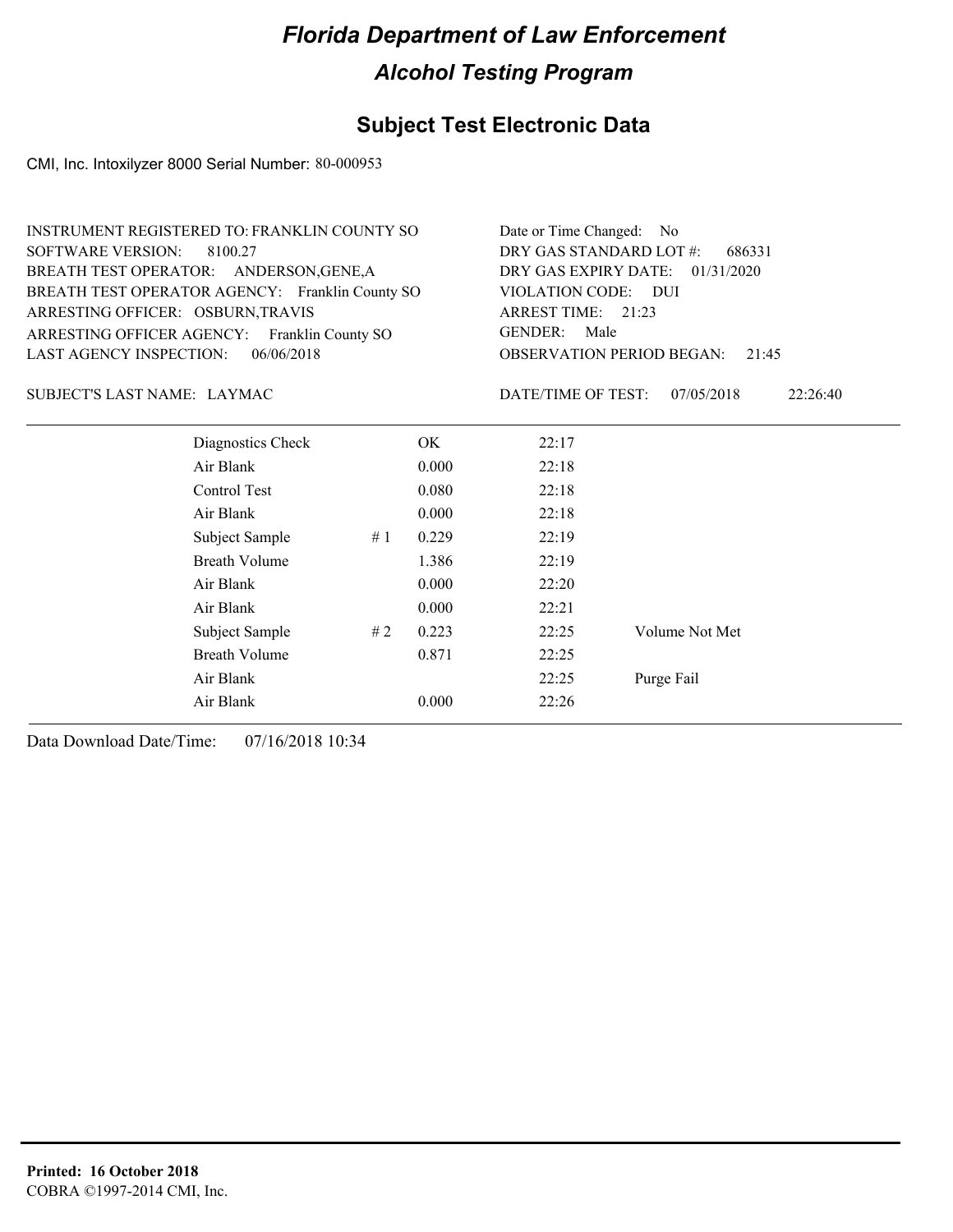# Florida Department of Law Enforcement

## Alcohol Testing Program

### Subject Test Electronic Data

CMI, Inc. Intoxilyzer 8000 Serial Number: 80-000953

INSTRUMENT REGISTERED TO: FRANKLIN COUNTY SO
SOFTWARE VERSION: 8100.27
BREATH TEST OPERATOR: ANDERSON,GENE,A
BREATH TEST OPERATOR AGENCY: Franklin County SO
ARRESTING OFFICER: OSBURN,TRAVIS
ARRESTING OFFICER AGENCY: Franklin County SO
LAST AGENCY INSPECTION: 06/06/2018

Date or Time Changed: No
DRY GAS STANDARD LOT #: 686331
DRY GAS EXPIRY DATE: 01/31/2020
VIOLATION CODE: DUI
ARREST TIME: 21:23
GENDER: Male
OBSERVATION PERIOD BEGAN: 21:45

SUBJECT'S LAST NAME: LAYMAC

DATE/TIME OF TEST: 07/05/2018 22:26:40

| | | | | |
|---|---|---|---|---|
| Diagnostics Check | | OK | 22:17 | |
| Air Blank | | 0.000 | 22:18 | |
| Control Test | | 0.080 | 22:18 | |
| Air Blank | | 0.000 | 22:18 | |
| Subject Sample | # 1 | 0.229 | 22:19 | |
| Breath Volume | | 1.386 | 22:19 | |
| Air Blank | | 0.000 | 22:20 | |
| Air Blank | | 0.000 | 22:21 | |
| Subject Sample | # 2 | 0.223 | 22:25 | Volume Not Met |
| Breath Volume | | 0.871 | 22:25 | |
| Air Blank | | | 22:25 | Purge Fail |
| Air Blank | | 0.000 | 22:26 | |

Data Download Date/Time: 07/16/2018 10:34

**Printed: 16 October 2018**
COBRA ©1997-2014 CMI, Inc.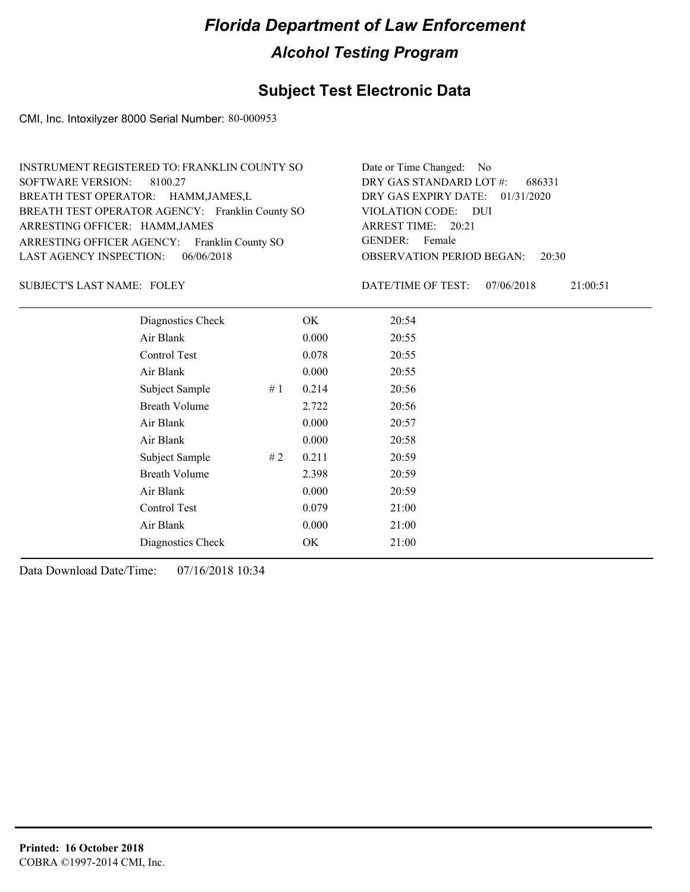# Florida Department of Law Enforcement

## Alcohol Testing Program

## Subject Test Electronic Data

CMI, Inc. Intoxilyzer 8000 Serial Number: 80-000953

INSTRUMENT REGISTERED TO: FRANKLIN COUNTY SO
SOFTWARE VERSION: 8100.27
BREATH TEST OPERATOR: HAMM,JAMES,L
BREATH TEST OPERATOR AGENCY: Franklin County SO
ARRESTING OFFICER: HAMM,JAMES
ARRESTING OFFICER AGENCY: Franklin County SO
LAST AGENCY INSPECTION: 06/06/2018

Date or Time Changed: No
DRY GAS STANDARD LOT #: 686331
DRY GAS EXPIRY DATE: 01/31/2020
VIOLATION CODE: DUI
ARREST TIME: 20:21
GENDER: Female
OBSERVATION PERIOD BEGAN: 20:30

SUBJECT'S LAST NAME: FOLEY

DATE/TIME OF TEST: 07/06/2018 21:00:51

| Test | | Result | Time |
|---|---|---|---|
| Diagnostics Check | | OK | 20:54 |
| Air Blank | | 0.000 | 20:55 |
| Control Test | | 0.078 | 20:55 |
| Air Blank | | 0.000 | 20:55 |
| Subject Sample | # 1 | 0.214 | 20:56 |
| Breath Volume | | 2.722 | 20:56 |
| Air Blank | | 0.000 | 20:57 |
| Air Blank | | 0.000 | 20:58 |
| Subject Sample | # 2 | 0.211 | 20:59 |
| Breath Volume | | 2.398 | 20:59 |
| Air Blank | | 0.000 | 20:59 |
| Control Test | | 0.079 | 21:00 |
| Air Blank | | 0.000 | 21:00 |
| Diagnostics Check | | OK | 21:00 |

Data Download Date/Time: 07/16/2018 10:34

**Printed: 16 October 2018**
COBRA ©1997-2014 CMI, Inc.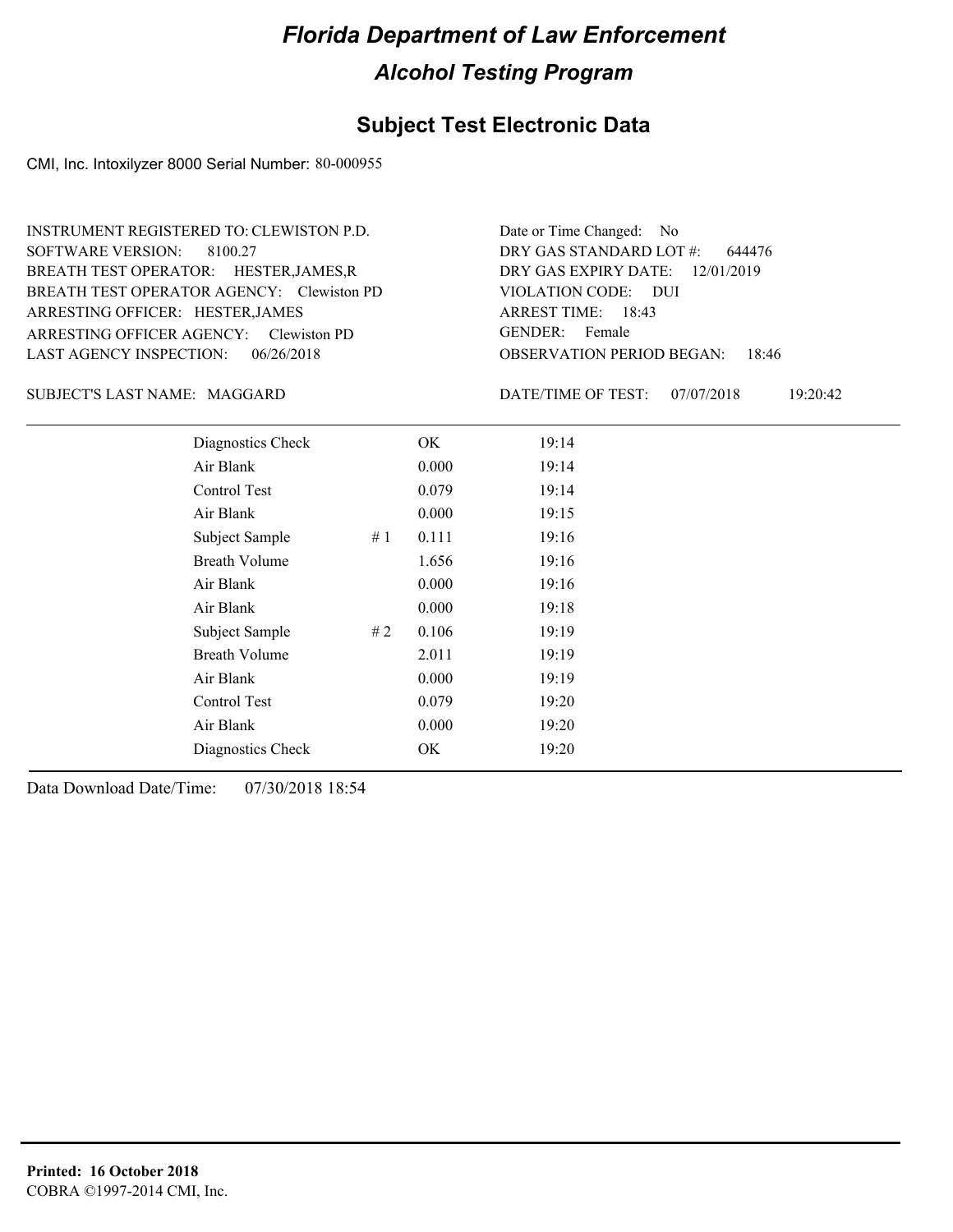# Florida Department of Law Enforcement

## Alcohol Testing Program

## Subject Test Electronic Data

CMI, Inc. Intoxilyzer 8000 Serial Number: 80-000955

INSTRUMENT REGISTERED TO: CLEWISTON P.D.
SOFTWARE VERSION: 8100.27
BREATH TEST OPERATOR: HESTER,JAMES,R
BREATH TEST OPERATOR AGENCY: Clewiston PD
ARRESTING OFFICER: HESTER,JAMES
ARRESTING OFFICER AGENCY: Clewiston PD
LAST AGENCY INSPECTION: 06/26/2018

Date or Time Changed: No
DRY GAS STANDARD LOT #: 644476
DRY GAS EXPIRY DATE: 12/01/2019
VIOLATION CODE: DUI
ARREST TIME: 18:43
GENDER: Female
OBSERVATION PERIOD BEGAN: 18:46

SUBJECT'S LAST NAME: MAGGARD

DATE/TIME OF TEST: 07/07/2018 19:20:42

| | | | |
|---|---|---|---|
| Diagnostics Check | | OK | 19:14 |
| Air Blank | | 0.000 | 19:14 |
| Control Test | | 0.079 | 19:14 |
| Air Blank | | 0.000 | 19:15 |
| Subject Sample | # 1 | 0.111 | 19:16 |
| Breath Volume | | 1.656 | 19:16 |
| Air Blank | | 0.000 | 19:16 |
| Air Blank | | 0.000 | 19:18 |
| Subject Sample | # 2 | 0.106 | 19:19 |
| Breath Volume | | 2.011 | 19:19 |
| Air Blank | | 0.000 | 19:19 |
| Control Test | | 0.079 | 19:20 |
| Air Blank | | 0.000 | 19:20 |
| Diagnostics Check | | OK | 19:20 |

Data Download Date/Time: 07/30/2018 18:54

**Printed: 16 October 2018**
COBRA ©1997-2014 CMI, Inc.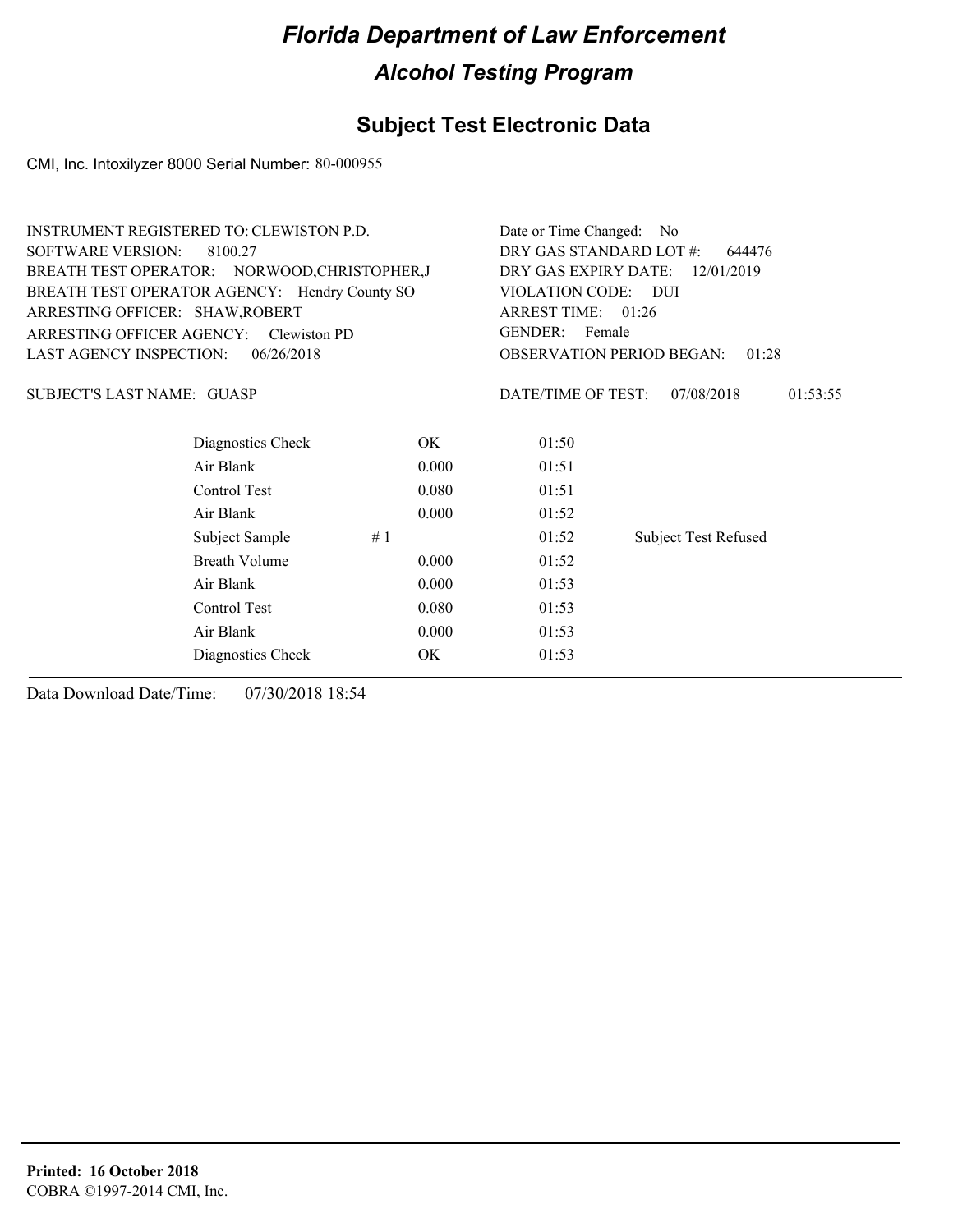# Florida Department of Law Enforcement

## Alcohol Testing Program

### Subject Test Electronic Data

CMI, Inc. Intoxilyzer 8000 Serial Number: 80-000955

INSTRUMENT REGISTERED TO: CLEWISTON P.D.
SOFTWARE VERSION: 8100.27
BREATH TEST OPERATOR: NORWOOD,CHRISTOPHER,J
BREATH TEST OPERATOR AGENCY: Hendry County SO
ARRESTING OFFICER: SHAW,ROBERT
ARRESTING OFFICER AGENCY: Clewiston PD
LAST AGENCY INSPECTION: 06/26/2018

Date or Time Changed: No
DRY GAS STANDARD LOT #: 644476
DRY GAS EXPIRY DATE: 12/01/2019
VIOLATION CODE: DUI
ARREST TIME: 01:26
GENDER: Female
OBSERVATION PERIOD BEGAN: 01:28

SUBJECT'S LAST NAME: GUASP

DATE/TIME OF TEST: 07/08/2018 01:53:55

| | | | |
|---|---|---|---|
| Diagnostics Check | OK | 01:50 | |
| Air Blank | 0.000 | 01:51 | |
| Control Test | 0.080 | 01:51 | |
| Air Blank | 0.000 | 01:52 | |
| Subject Sample | # 1 | 01:52 | Subject Test Refused |
| Breath Volume | 0.000 | 01:52 | |
| Air Blank | 0.000 | 01:53 | |
| Control Test | 0.080 | 01:53 | |
| Air Blank | 0.000 | 01:53 | |
| Diagnostics Check | OK | 01:53 | |

Data Download Date/Time: 07/30/2018 18:54

**Printed: 16 October 2018**
COBRA ©1997-2014 CMI, Inc.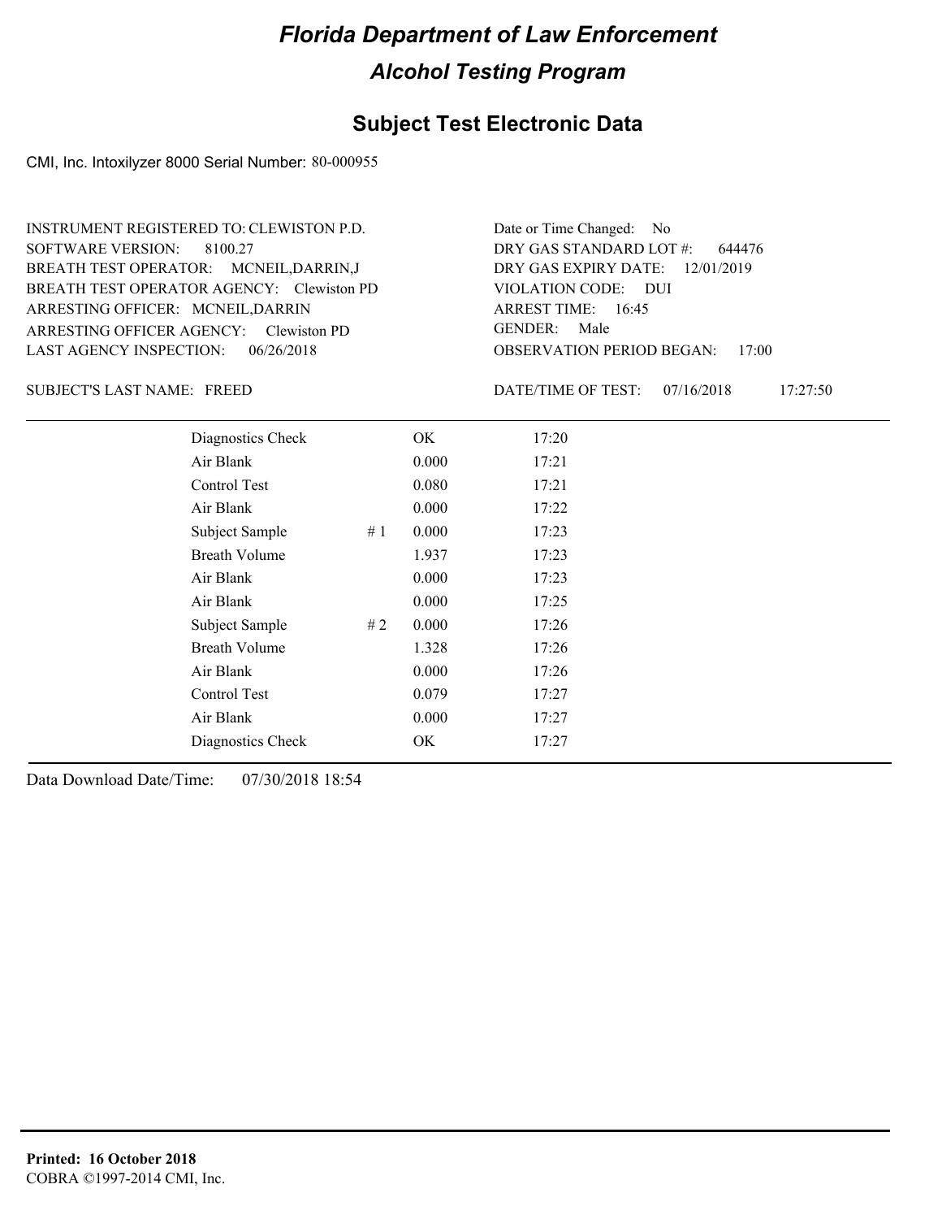# Florida Department of Law Enforcement

## Alcohol Testing Program

### Subject Test Electronic Data

CMI, Inc. Intoxilyzer 8000 Serial Number: 80-000955

INSTRUMENT REGISTERED TO: CLEWISTON P.D.
SOFTWARE VERSION: 8100.27
BREATH TEST OPERATOR: MCNEIL,DARRIN,J
BREATH TEST OPERATOR AGENCY: Clewiston PD
ARRESTING OFFICER: MCNEIL,DARRIN
ARRESTING OFFICER AGENCY: Clewiston PD
LAST AGENCY INSPECTION: 06/26/2018

Date or Time Changed: No
DRY GAS STANDARD LOT #: 644476
DRY GAS EXPIRY DATE: 12/01/2019
VIOLATION CODE: DUI
ARREST TIME: 16:45
GENDER: Male
OBSERVATION PERIOD BEGAN: 17:00

SUBJECT'S LAST NAME: FREED

DATE/TIME OF TEST: 07/16/2018 17:27:50

| | | | |
|---|---|---|---|
| Diagnostics Check | | OK | 17:20 |
| Air Blank | | 0.000 | 17:21 |
| Control Test | | 0.080 | 17:21 |
| Air Blank | | 0.000 | 17:22 |
| Subject Sample | # 1 | 0.000 | 17:23 |
| Breath Volume | | 1.937 | 17:23 |
| Air Blank | | 0.000 | 17:23 |
| Air Blank | | 0.000 | 17:25 |
| Subject Sample | # 2 | 0.000 | 17:26 |
| Breath Volume | | 1.328 | 17:26 |
| Air Blank | | 0.000 | 17:26 |
| Control Test | | 0.079 | 17:27 |
| Air Blank | | 0.000 | 17:27 |
| Diagnostics Check | | OK | 17:27 |

Data Download Date/Time: 07/30/2018 18:54

**Printed: 16 October 2018**
COBRA ©1997-2014 CMI, Inc.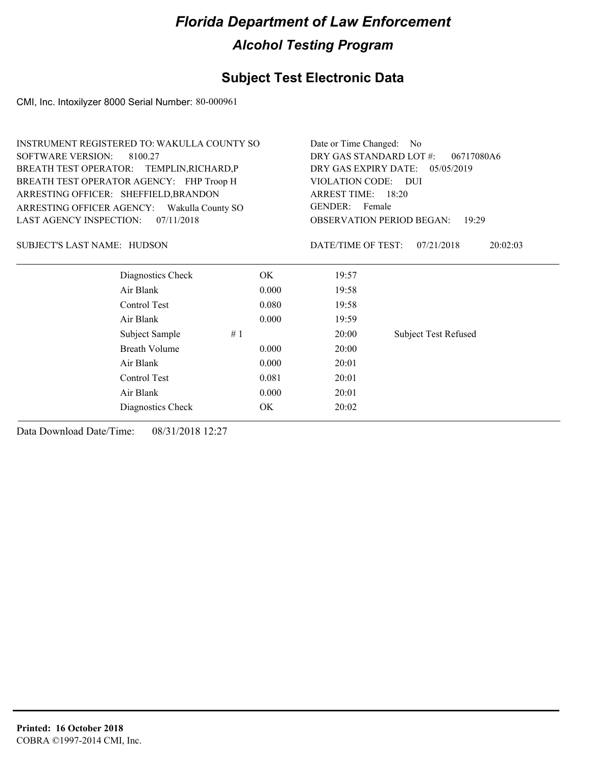# Florida Department of Law Enforcement

## Alcohol Testing Program

### Subject Test Electronic Data

CMI, Inc. Intoxilyzer 8000 Serial Number: 80-000961

INSTRUMENT REGISTERED TO: WAKULLA COUNTY SO
SOFTWARE VERSION: 8100.27
BREATH TEST OPERATOR: TEMPLIN,RICHARD,P
BREATH TEST OPERATOR AGENCY: FHP Troop H
ARRESTING OFFICER: SHEFFIELD,BRANDON
ARRESTING OFFICER AGENCY: Wakulla County SO
LAST AGENCY INSPECTION: 07/11/2018

Date or Time Changed: No
DRY GAS STANDARD LOT #: 06717080A6
DRY GAS EXPIRY DATE: 05/05/2019
VIOLATION CODE: DUI
ARREST TIME: 18:20
GENDER: Female
OBSERVATION PERIOD BEGAN: 19:29

SUBJECT'S LAST NAME: HUDSON

DATE/TIME OF TEST: 07/21/2018 20:02:03

| | | | | |
|---|---|---|---|---|
| Diagnostics Check | | OK | 19:57 | |
| Air Blank | | 0.000 | 19:58 | |
| Control Test | | 0.080 | 19:58 | |
| Air Blank | | 0.000 | 19:59 | |
| Subject Sample | # 1 | | 20:00 | Subject Test Refused |
| Breath Volume | | 0.000 | 20:00 | |
| Air Blank | | 0.000 | 20:01 | |
| Control Test | | 0.081 | 20:01 | |
| Air Blank | | 0.000 | 20:01 | |
| Diagnostics Check | | OK | 20:02 | |

Data Download Date/Time: 08/31/2018 12:27

**Printed: 16 October 2018**
COBRA ©1997-2014 CMI, Inc.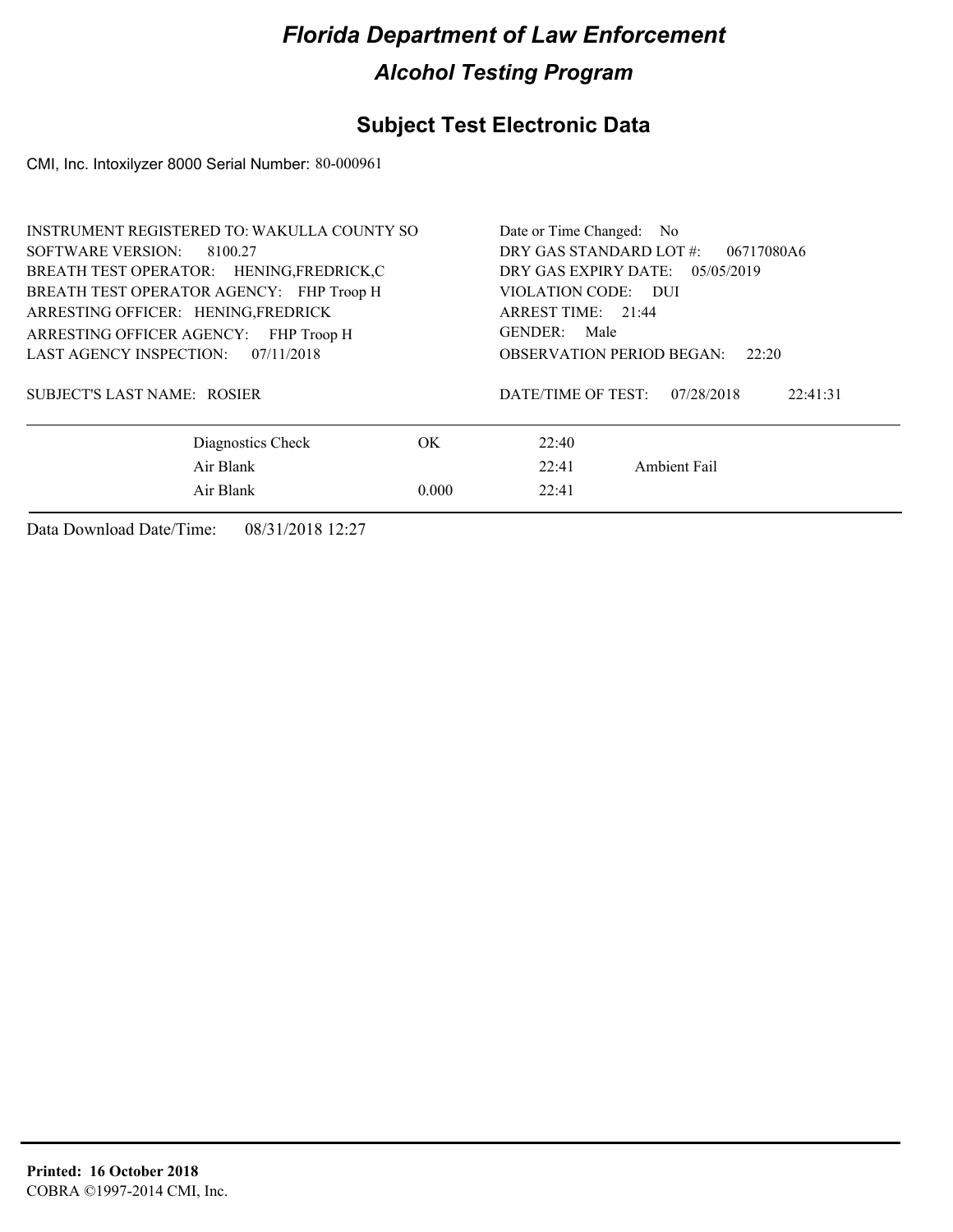# Florida Department of Law Enforcement

## Alcohol Testing Program

## Subject Test Electronic Data

CMI, Inc. Intoxilyzer 8000 Serial Number: 80-000961

INSTRUMENT REGISTERED TO: WAKULLA COUNTY SO
SOFTWARE VERSION: 8100.27
BREATH TEST OPERATOR: HENING,FREDRICK,C
BREATH TEST OPERATOR AGENCY: FHP Troop H
ARRESTING OFFICER: HENING,FREDRICK
ARRESTING OFFICER AGENCY: FHP Troop H
LAST AGENCY INSPECTION: 07/11/2018

SUBJECT'S LAST NAME: ROSIER

Date or Time Changed: No
DRY GAS STANDARD LOT #: 06717080A6
DRY GAS EXPIRY DATE: 05/05/2019
VIOLATION CODE: DUI
ARREST TIME: 21:44
GENDER: Male
OBSERVATION PERIOD BEGAN: 22:20

DATE/TIME OF TEST: 07/28/2018 22:41:31

| | | | |
|---|---|---|---|
| Diagnostics Check | OK | 22:40 | |
| Air Blank | | 22:41 | Ambient Fail |
| Air Blank | 0.000 | 22:41 | |

Data Download Date/Time: 08/31/2018 12:27

**Printed: 16 October 2018**
COBRA ©1997-2014 CMI, Inc.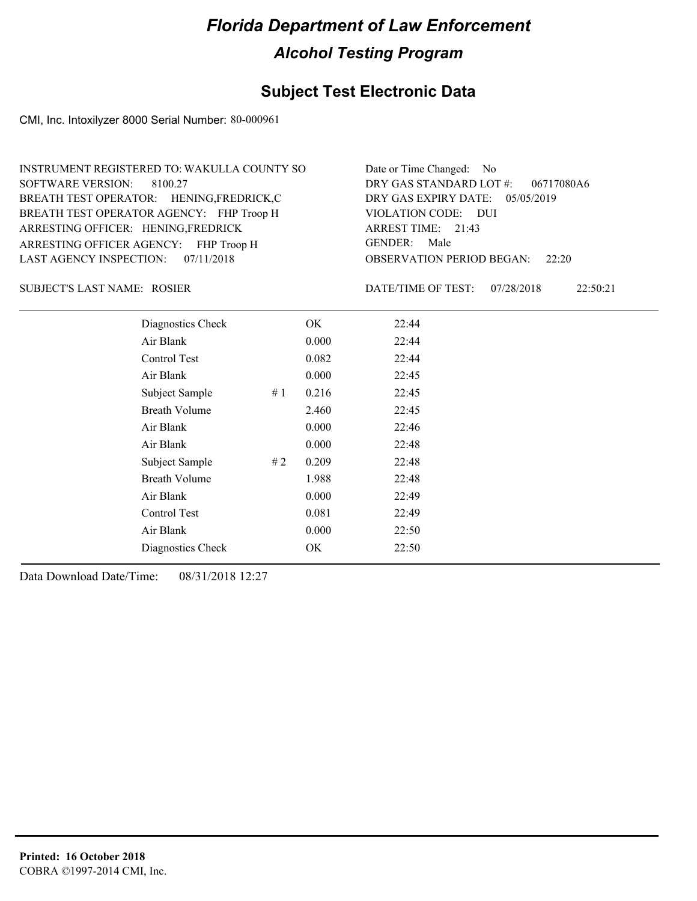# Florida Department of Law Enforcement

## Alcohol Testing Program

### Subject Test Electronic Data

CMI, Inc. Intoxilyzer 8000 Serial Number: 80-000961

INSTRUMENT REGISTERED TO: WAKULLA COUNTY SO
SOFTWARE VERSION: 8100.27
BREATH TEST OPERATOR: HENING,FREDRICK,C
BREATH TEST OPERATOR AGENCY: FHP Troop H
ARRESTING OFFICER: HENING,FREDRICK
ARRESTING OFFICER AGENCY: FHP Troop H
LAST AGENCY INSPECTION: 07/11/2018

Date or Time Changed: No
DRY GAS STANDARD LOT #: 06717080A6
DRY GAS EXPIRY DATE: 05/05/2019
VIOLATION CODE: DUI
ARREST TIME: 21:43
GENDER: Male
OBSERVATION PERIOD BEGAN: 22:20

SUBJECT'S LAST NAME: ROSIER

DATE/TIME OF TEST: 07/28/2018 22:50:21

| | | | |
|---|---|---|---|
| Diagnostics Check | | OK | 22:44 |
| Air Blank | | 0.000 | 22:44 |
| Control Test | | 0.082 | 22:44 |
| Air Blank | | 0.000 | 22:45 |
| Subject Sample | # 1 | 0.216 | 22:45 |
| Breath Volume | | 2.460 | 22:45 |
| Air Blank | | 0.000 | 22:46 |
| Air Blank | | 0.000 | 22:48 |
| Subject Sample | # 2 | 0.209 | 22:48 |
| Breath Volume | | 1.988 | 22:48 |
| Air Blank | | 0.000 | 22:49 |
| Control Test | | 0.081 | 22:49 |
| Air Blank | | 0.000 | 22:50 |
| Diagnostics Check | | OK | 22:50 |

Data Download Date/Time: 08/31/2018 12:27

**Printed: 16 October 2018**
COBRA ©1997-2014 CMI, Inc.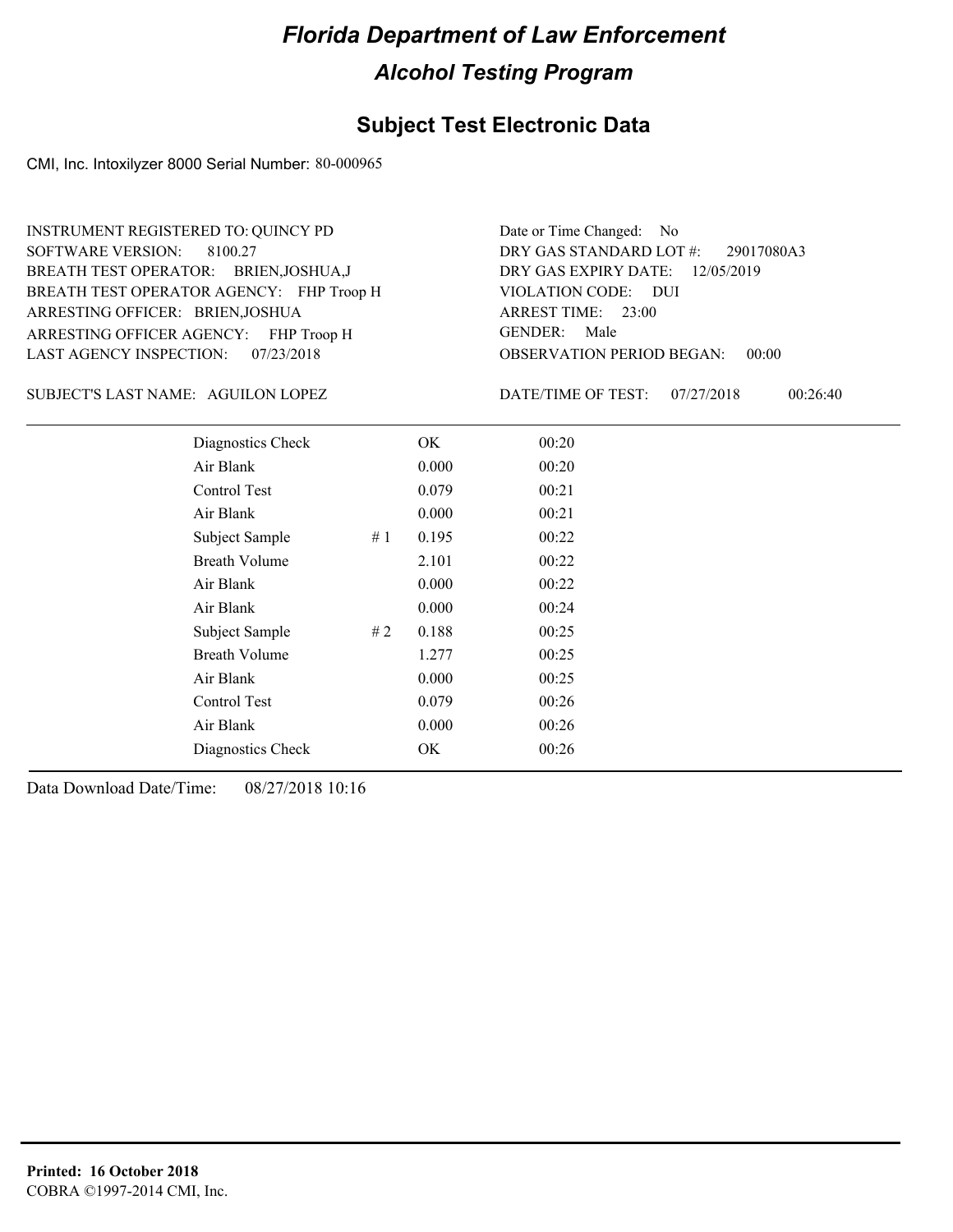# Florida Department of Law Enforcement

## Alcohol Testing Program

## Subject Test Electronic Data

CMI, Inc. Intoxilyzer 8000 Serial Number: 80-000965

INSTRUMENT REGISTERED TO: QUINCY PD
SOFTWARE VERSION: 8100.27
BREATH TEST OPERATOR: BRIEN,JOSHUA,J
BREATH TEST OPERATOR AGENCY: FHP Troop H
ARRESTING OFFICER: BRIEN,JOSHUA
ARRESTING OFFICER AGENCY: FHP Troop H
LAST AGENCY INSPECTION: 07/23/2018

Date or Time Changed: No
DRY GAS STANDARD LOT #: 29017080A3
DRY GAS EXPIRY DATE: 12/05/2019
VIOLATION CODE: DUI
ARREST TIME: 23:00
GENDER: Male
OBSERVATION PERIOD BEGAN: 00:00

SUBJECT'S LAST NAME: AGUILON LOPEZ

DATE/TIME OF TEST: 07/27/2018 00:26:40

| | | | |
|---|---|---|---|
| Diagnostics Check | | OK | 00:20 |
| Air Blank | | 0.000 | 00:20 |
| Control Test | | 0.079 | 00:21 |
| Air Blank | | 0.000 | 00:21 |
| Subject Sample | # 1 | 0.195 | 00:22 |
| Breath Volume | | 2.101 | 00:22 |
| Air Blank | | 0.000 | 00:22 |
| Air Blank | | 0.000 | 00:24 |
| Subject Sample | # 2 | 0.188 | 00:25 |
| Breath Volume | | 1.277 | 00:25 |
| Air Blank | | 0.000 | 00:25 |
| Control Test | | 0.079 | 00:26 |
| Air Blank | | 0.000 | 00:26 |
| Diagnostics Check | | OK | 00:26 |

Data Download Date/Time: 08/27/2018 10:16

**Printed: 16 October 2018**
COBRA ©1997-2014 CMI, Inc.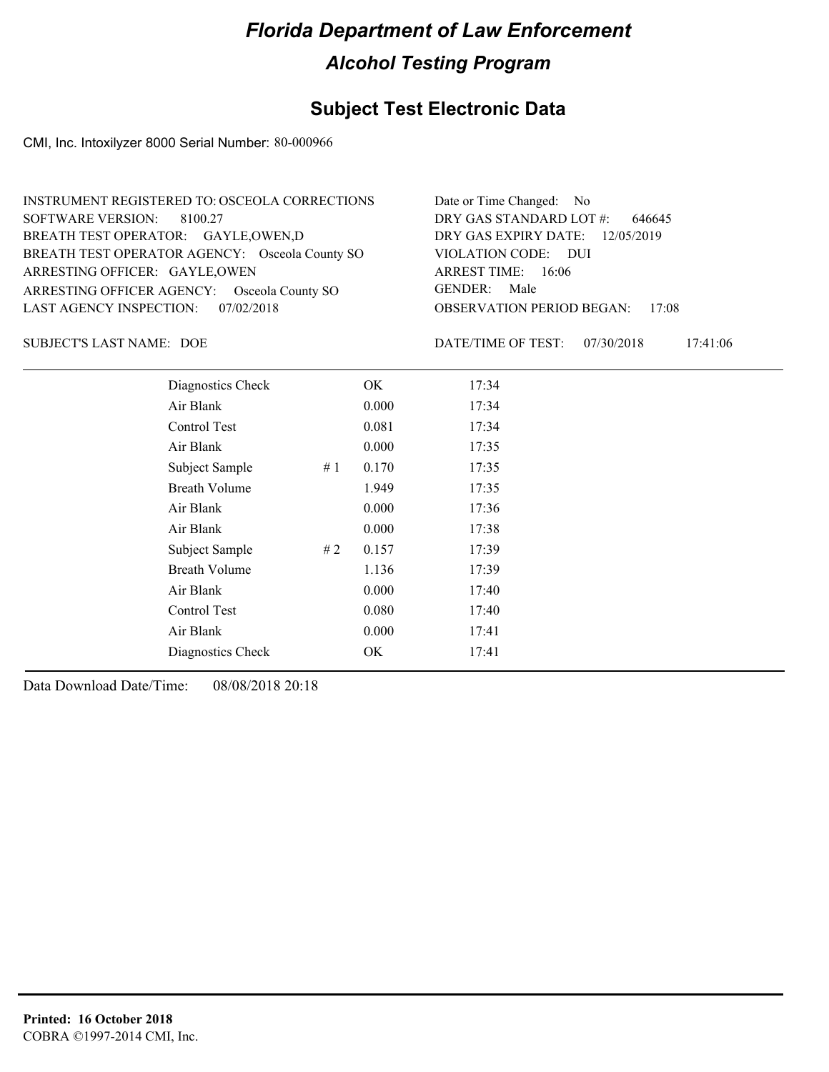# Florida Department of Law Enforcement

## Alcohol Testing Program

### Subject Test Electronic Data

CMI, Inc. Intoxilyzer 8000 Serial Number: 80-000966

INSTRUMENT REGISTERED TO: OSCEOLA CORRECTIONS
SOFTWARE VERSION: 8100.27
BREATH TEST OPERATOR: GAYLE,OWEN,D
BREATH TEST OPERATOR AGENCY: Osceola County SO
ARRESTING OFFICER: GAYLE,OWEN
ARRESTING OFFICER AGENCY: Osceola County SO
LAST AGENCY INSPECTION: 07/02/2018

Date or Time Changed: No
DRY GAS STANDARD LOT #: 646645
DRY GAS EXPIRY DATE: 12/05/2019
VIOLATION CODE: DUI
ARREST TIME: 16:06
GENDER: Male
OBSERVATION PERIOD BEGAN: 17:08

SUBJECT'S LAST NAME: DOE

DATE/TIME OF TEST: 07/30/2018 17:41:06

| | | | |
|---|---|---|---|
| Diagnostics Check | | OK | 17:34 |
| Air Blank | | 0.000 | 17:34 |
| Control Test | | 0.081 | 17:34 |
| Air Blank | | 0.000 | 17:35 |
| Subject Sample | # 1 | 0.170 | 17:35 |
| Breath Volume | | 1.949 | 17:35 |
| Air Blank | | 0.000 | 17:36 |
| Air Blank | | 0.000 | 17:38 |
| Subject Sample | # 2 | 0.157 | 17:39 |
| Breath Volume | | 1.136 | 17:39 |
| Air Blank | | 0.000 | 17:40 |
| Control Test | | 0.080 | 17:40 |
| Air Blank | | 0.000 | 17:41 |
| Diagnostics Check | | OK | 17:41 |

Data Download Date/Time: 08/08/2018 20:18

**Printed: 16 October 2018**
COBRA ©1997-2014 CMI, Inc.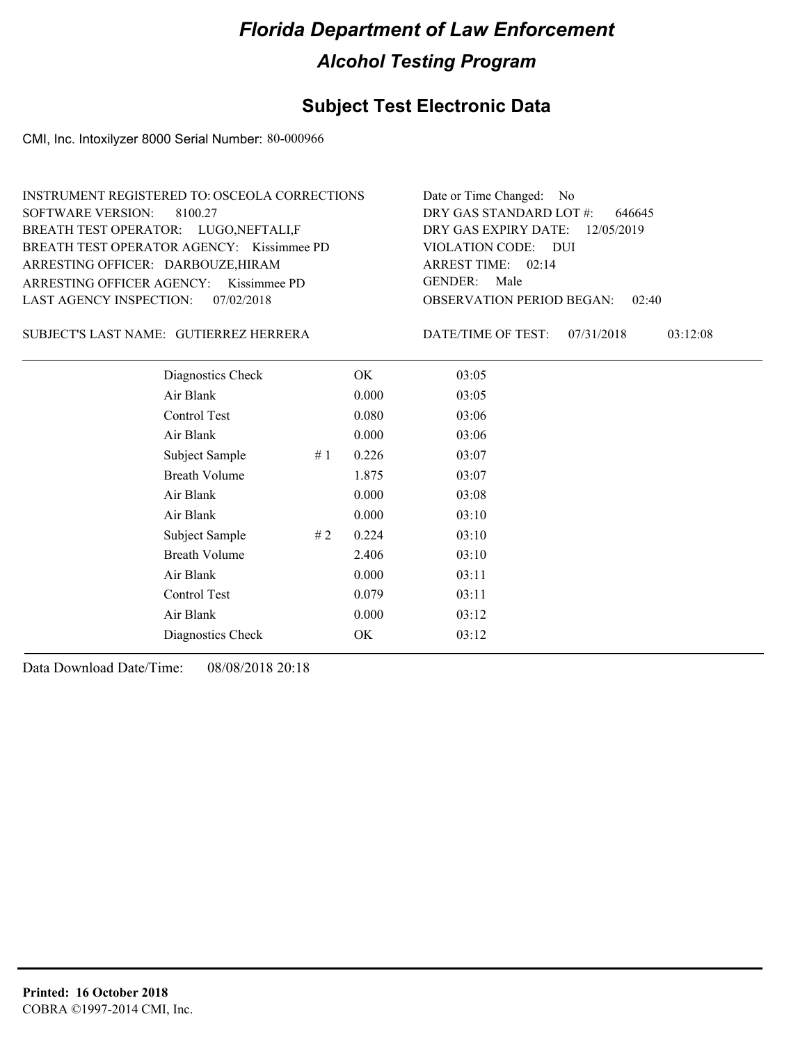# Florida Department of Law Enforcement

## Alcohol Testing Program

## Subject Test Electronic Data

CMI, Inc. Intoxilyzer 8000 Serial Number: 80-000966

INSTRUMENT REGISTERED TO: OSCEOLA CORRECTIONS
SOFTWARE VERSION: 8100.27
BREATH TEST OPERATOR: LUGO,NEFTALI,F
BREATH TEST OPERATOR AGENCY: Kissimmee PD
ARRESTING OFFICER: DARBOUZE,HIRAM
ARRESTING OFFICER AGENCY: Kissimmee PD
LAST AGENCY INSPECTION: 07/02/2018

Date or Time Changed: No
DRY GAS STANDARD LOT #: 646645
DRY GAS EXPIRY DATE: 12/05/2019
VIOLATION CODE: DUI
ARREST TIME: 02:14
GENDER: Male
OBSERVATION PERIOD BEGAN: 02:40

SUBJECT'S LAST NAME: GUTIERREZ HERRERA

DATE/TIME OF TEST: 07/31/2018 03:12:08

| | | | |
|---|---|---|---|
| Diagnostics Check | | OK | 03:05 |
| Air Blank | | 0.000 | 03:05 |
| Control Test | | 0.080 | 03:06 |
| Air Blank | | 0.000 | 03:06 |
| Subject Sample | # 1 | 0.226 | 03:07 |
| Breath Volume | | 1.875 | 03:07 |
| Air Blank | | 0.000 | 03:08 |
| Air Blank | | 0.000 | 03:10 |
| Subject Sample | # 2 | 0.224 | 03:10 |
| Breath Volume | | 2.406 | 03:10 |
| Air Blank | | 0.000 | 03:11 |
| Control Test | | 0.079 | 03:11 |
| Air Blank | | 0.000 | 03:12 |
| Diagnostics Check | | OK | 03:12 |

Data Download Date/Time: 08/08/2018 20:18

**Printed: 16 October 2018**
COBRA ©1997-2014 CMI, Inc.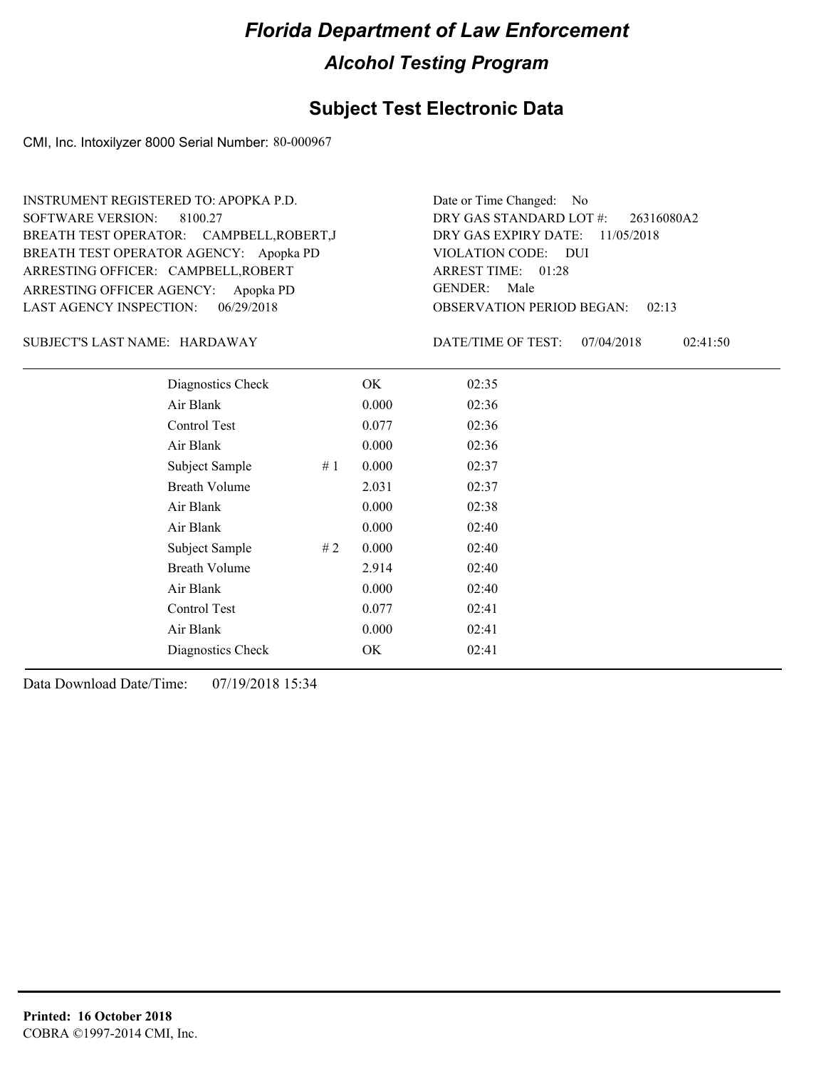# Florida Department of Law Enforcement

## Alcohol Testing Program

## Subject Test Electronic Data

CMI, Inc. Intoxilyzer 8000 Serial Number: 80-000967

INSTRUMENT REGISTERED TO: APOPKA P.D.
SOFTWARE VERSION: 8100.27
BREATH TEST OPERATOR: CAMPBELL,ROBERT,J
BREATH TEST OPERATOR AGENCY: Apopka PD
ARRESTING OFFICER: CAMPBELL,ROBERT
ARRESTING OFFICER AGENCY: Apopka PD
LAST AGENCY INSPECTION: 06/29/2018

Date or Time Changed: No
DRY GAS STANDARD LOT #: 26316080A2
DRY GAS EXPIRY DATE: 11/05/2018
VIOLATION CODE: DUI
ARREST TIME: 01:28
GENDER: Male
OBSERVATION PERIOD BEGAN: 02:13

SUBJECT'S LAST NAME: HARDAWAY

DATE/TIME OF TEST: 07/04/2018 02:41:50

| | | | |
|---|---|---|---|
| Diagnostics Check | | OK | 02:35 |
| Air Blank | | 0.000 | 02:36 |
| Control Test | | 0.077 | 02:36 |
| Air Blank | | 0.000 | 02:36 |
| Subject Sample | # 1 | 0.000 | 02:37 |
| Breath Volume | | 2.031 | 02:37 |
| Air Blank | | 0.000 | 02:38 |
| Air Blank | | 0.000 | 02:40 |
| Subject Sample | # 2 | 0.000 | 02:40 |
| Breath Volume | | 2.914 | 02:40 |
| Air Blank | | 0.000 | 02:40 |
| Control Test | | 0.077 | 02:41 |
| Air Blank | | 0.000 | 02:41 |
| Diagnostics Check | | OK | 02:41 |

Data Download Date/Time: 07/19/2018 15:34

**Printed: 16 October 2018**
COBRA ©1997-2014 CMI, Inc.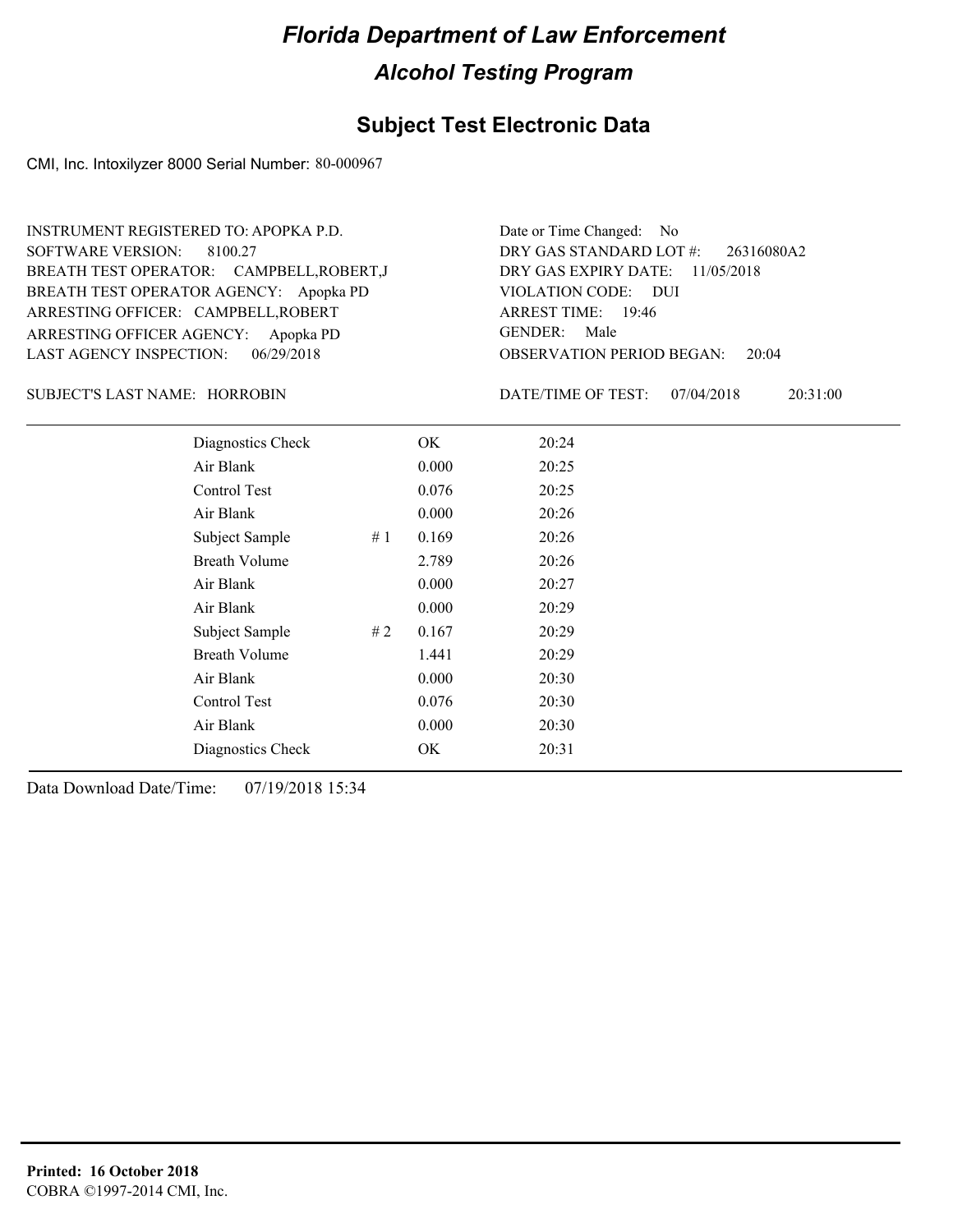# Florida Department of Law Enforcement

## Alcohol Testing Program

## Subject Test Electronic Data

CMI, Inc. Intoxilyzer 8000 Serial Number: 80-000967

INSTRUMENT REGISTERED TO: APOPKA P.D.
SOFTWARE VERSION: 8100.27
BREATH TEST OPERATOR: CAMPBELL,ROBERT,J
BREATH TEST OPERATOR AGENCY: Apopka PD
ARRESTING OFFICER: CAMPBELL,ROBERT
ARRESTING OFFICER AGENCY: Apopka PD
LAST AGENCY INSPECTION: 06/29/2018

Date or Time Changed: No
DRY GAS STANDARD LOT #: 26316080A2
DRY GAS EXPIRY DATE: 11/05/2018
VIOLATION CODE: DUI
ARREST TIME: 19:46
GENDER: Male
OBSERVATION PERIOD BEGAN: 20:04

SUBJECT'S LAST NAME: HORROBIN

DATE/TIME OF TEST: 07/04/2018 20:31:00

| | | | |
|---|---|---|---|
| Diagnostics Check | | OK | 20:24 |
| Air Blank | | 0.000 | 20:25 |
| Control Test | | 0.076 | 20:25 |
| Air Blank | | 0.000 | 20:26 |
| Subject Sample | # 1 | 0.169 | 20:26 |
| Breath Volume | | 2.789 | 20:26 |
| Air Blank | | 0.000 | 20:27 |
| Air Blank | | 0.000 | 20:29 |
| Subject Sample | # 2 | 0.167 | 20:29 |
| Breath Volume | | 1.441 | 20:29 |
| Air Blank | | 0.000 | 20:30 |
| Control Test | | 0.076 | 20:30 |
| Air Blank | | 0.000 | 20:30 |
| Diagnostics Check | | OK | 20:31 |

Data Download Date/Time: 07/19/2018 15:34

**Printed: 16 October 2018**
COBRA ©1997-2014 CMI, Inc.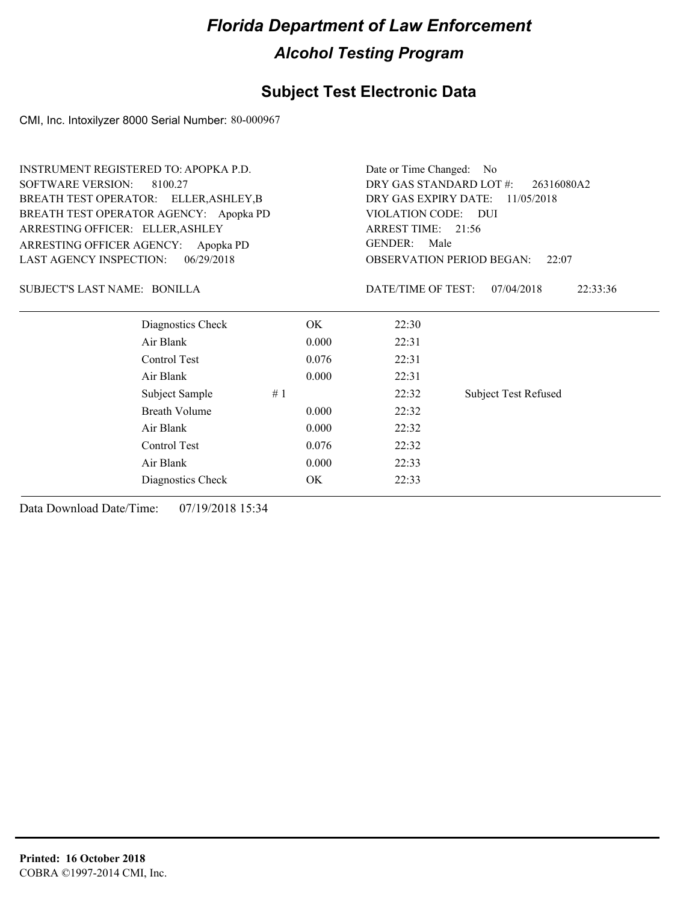# Florida Department of Law Enforcement

## Alcohol Testing Program

## Subject Test Electronic Data

CMI, Inc. Intoxilyzer 8000 Serial Number: 80-000967

INSTRUMENT REGISTERED TO: APOPKA P.D.
SOFTWARE VERSION: 8100.27
BREATH TEST OPERATOR: ELLER,ASHLEY,B
BREATH TEST OPERATOR AGENCY: Apopka PD
ARRESTING OFFICER: ELLER,ASHLEY
ARRESTING OFFICER AGENCY: Apopka PD
LAST AGENCY INSPECTION: 06/29/2018

Date or Time Changed: No
DRY GAS STANDARD LOT #: 26316080A2
DRY GAS EXPIRY DATE: 11/05/2018
VIOLATION CODE: DUI
ARREST TIME: 21:56
GENDER: Male
OBSERVATION PERIOD BEGAN: 22:07

SUBJECT'S LAST NAME: BONILLA

DATE/TIME OF TEST: 07/04/2018 22:33:36

| | | | | |
|---|---|---|---|---|
| Diagnostics Check | | OK | 22:30 | |
| Air Blank | | 0.000 | 22:31 | |
| Control Test | | 0.076 | 22:31 | |
| Air Blank | | 0.000 | 22:31 | |
| Subject Sample | # 1 | | 22:32 | Subject Test Refused |
| Breath Volume | | 0.000 | 22:32 | |
| Air Blank | | 0.000 | 22:32 | |
| Control Test | | 0.076 | 22:32 | |
| Air Blank | | 0.000 | 22:33 | |
| Diagnostics Check | | OK | 22:33 | |

Data Download Date/Time: 07/19/2018 15:34

**Printed: 16 October 2018**
COBRA ©1997-2014 CMI, Inc.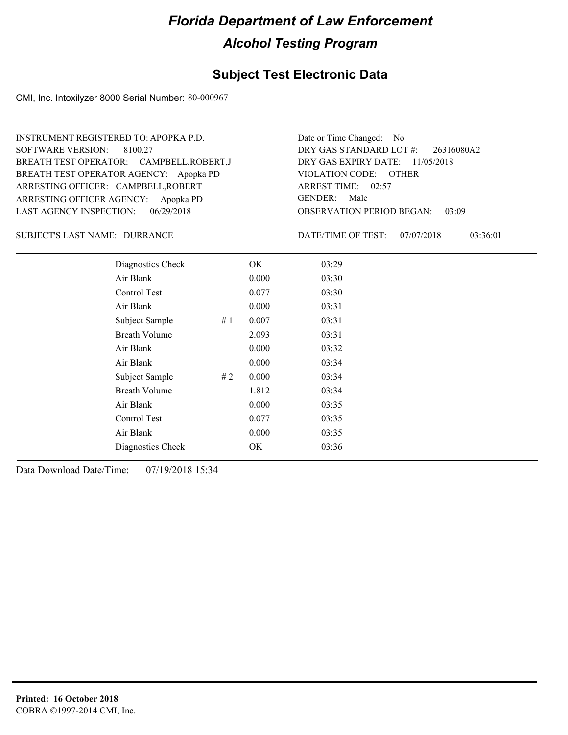# Florida Department of Law Enforcement

## Alcohol Testing Program

## Subject Test Electronic Data

CMI, Inc. Intoxilyzer 8000 Serial Number: 80-000967

INSTRUMENT REGISTERED TO: APOPKA P.D.
SOFTWARE VERSION: 8100.27
BREATH TEST OPERATOR: CAMPBELL,ROBERT,J
BREATH TEST OPERATOR AGENCY: Apopka PD
ARRESTING OFFICER: CAMPBELL,ROBERT
ARRESTING OFFICER AGENCY: Apopka PD
LAST AGENCY INSPECTION: 06/29/2018

Date or Time Changed: No
DRY GAS STANDARD LOT #: 26316080A2
DRY GAS EXPIRY DATE: 11/05/2018
VIOLATION CODE: OTHER
ARREST TIME: 02:57
GENDER: Male
OBSERVATION PERIOD BEGAN: 03:09

SUBJECT'S LAST NAME: DURRANCE

DATE/TIME OF TEST: 07/07/2018 03:36:01

| | | | |
|---|---|---|---|
| Diagnostics Check | | OK | 03:29 |
| Air Blank | | 0.000 | 03:30 |
| Control Test | | 0.077 | 03:30 |
| Air Blank | | 0.000 | 03:31 |
| Subject Sample | # 1 | 0.007 | 03:31 |
| Breath Volume | | 2.093 | 03:31 |
| Air Blank | | 0.000 | 03:32 |
| Air Blank | | 0.000 | 03:34 |
| Subject Sample | # 2 | 0.000 | 03:34 |
| Breath Volume | | 1.812 | 03:34 |
| Air Blank | | 0.000 | 03:35 |
| Control Test | | 0.077 | 03:35 |
| Air Blank | | 0.000 | 03:35 |
| Diagnostics Check | | OK | 03:36 |

Data Download Date/Time: 07/19/2018 15:34

**Printed: 16 October 2018**
COBRA ©1997-2014 CMI, Inc.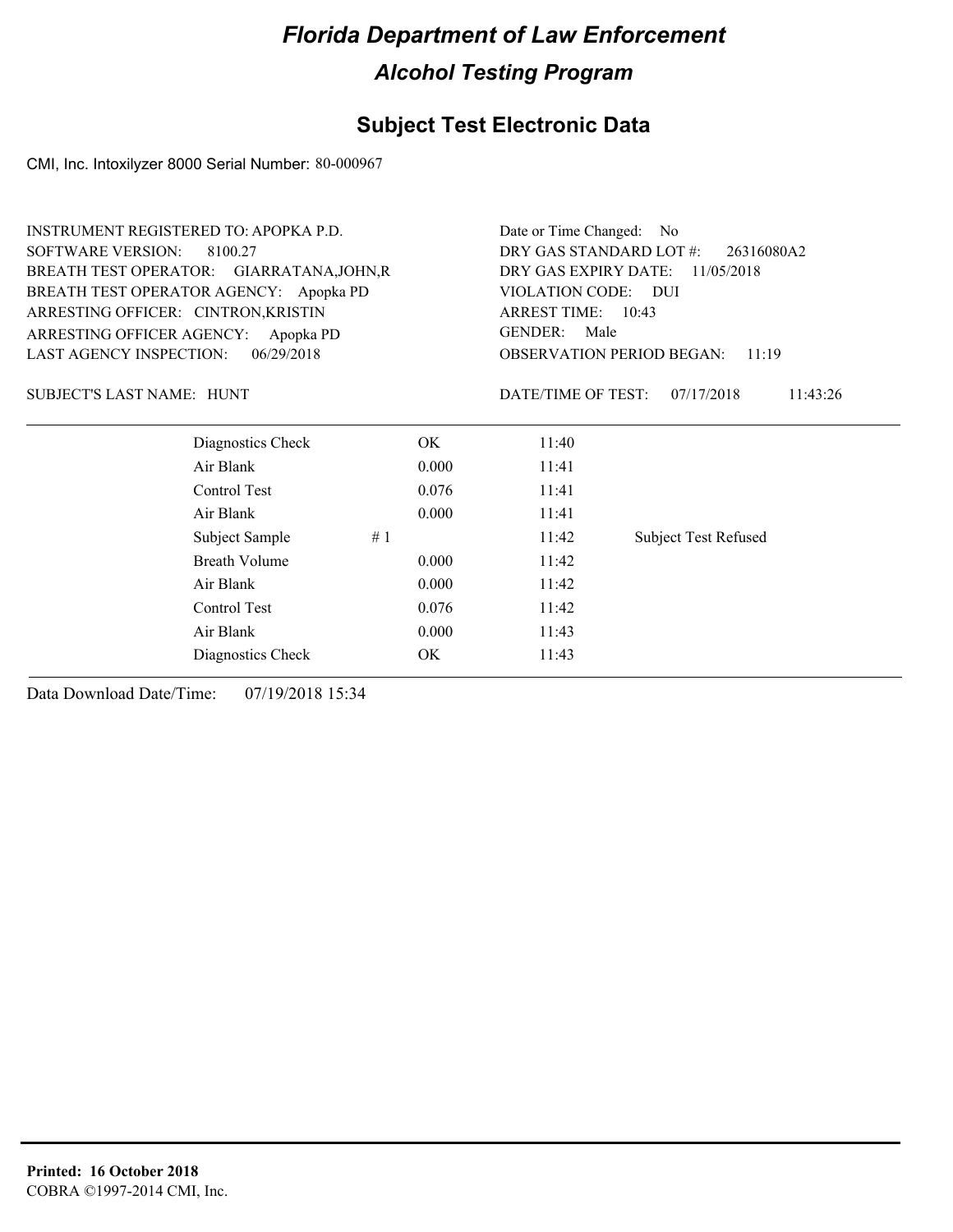# Florida Department of Law Enforcement

## Alcohol Testing Program

### Subject Test Electronic Data

CMI, Inc. Intoxilyzer 8000 Serial Number: 80-000967

INSTRUMENT REGISTERED TO: APOPKA P.D.
SOFTWARE VERSION: 8100.27
BREATH TEST OPERATOR: GIARRATANA,JOHN,R
BREATH TEST OPERATOR AGENCY: Apopka PD
ARRESTING OFFICER: CINTRON,KRISTIN
ARRESTING OFFICER AGENCY: Apopka PD
LAST AGENCY INSPECTION: 06/29/2018

Date or Time Changed: No
DRY GAS STANDARD LOT #: 26316080A2
DRY GAS EXPIRY DATE: 11/05/2018
VIOLATION CODE: DUI
ARREST TIME: 10:43
GENDER: Male
OBSERVATION PERIOD BEGAN: 11:19

SUBJECT'S LAST NAME: HUNT

DATE/TIME OF TEST: 07/17/2018 11:43:26

| | | | | |
|---|---|---|---|---|
| Diagnostics Check | | OK | 11:40 | |
| Air Blank | | 0.000 | 11:41 | |
| Control Test | | 0.076 | 11:41 | |
| Air Blank | | 0.000 | 11:41 | |
| Subject Sample | # 1 | | 11:42 | Subject Test Refused |
| Breath Volume | | 0.000 | 11:42 | |
| Air Blank | | 0.000 | 11:42 | |
| Control Test | | 0.076 | 11:42 | |
| Air Blank | | 0.000 | 11:43 | |
| Diagnostics Check | | OK | 11:43 | |

Data Download Date/Time: 07/19/2018 15:34

**Printed: 16 October 2018**
COBRA ©1997-2014 CMI, Inc.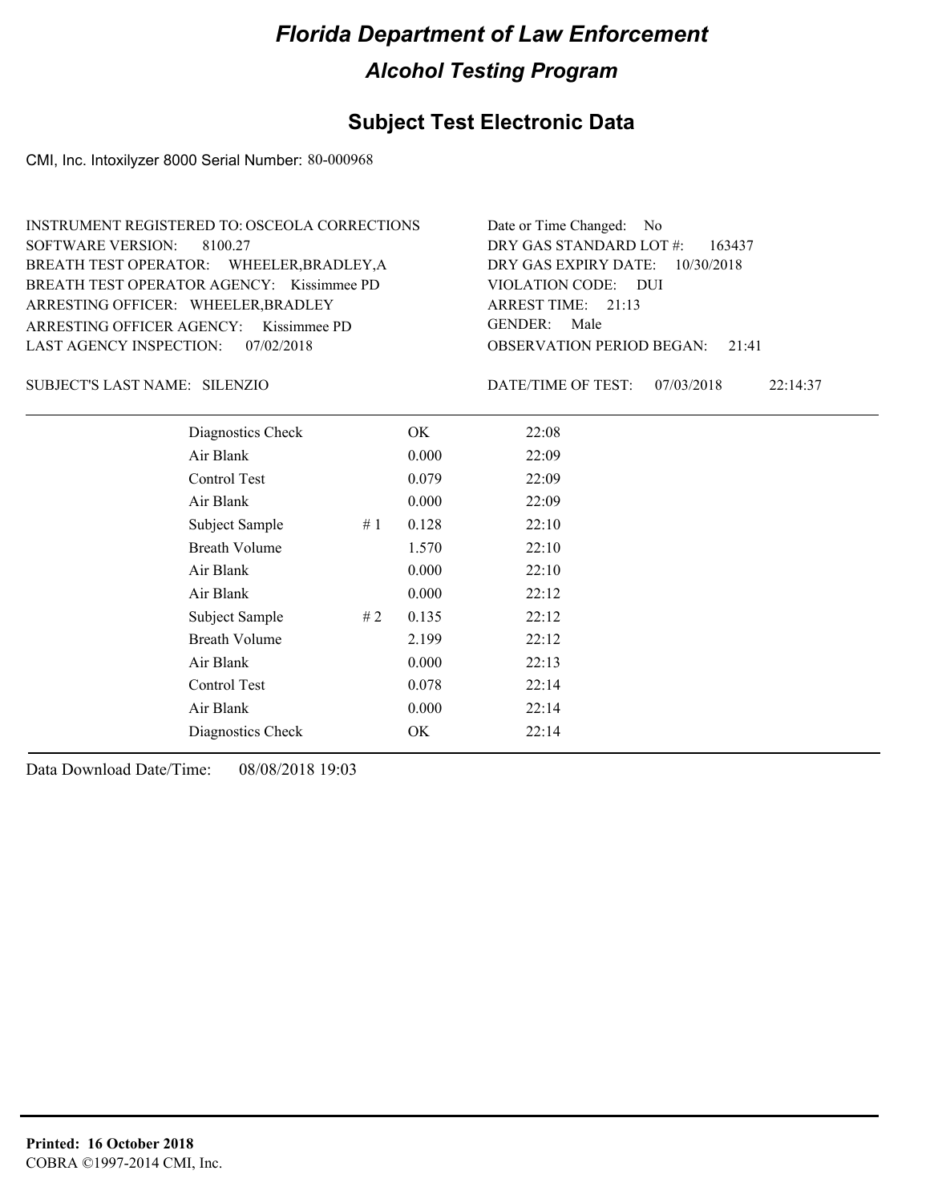# Florida Department of Law Enforcement

## Alcohol Testing Program

## Subject Test Electronic Data

CMI, Inc. Intoxilyzer 8000 Serial Number: 80-000968

INSTRUMENT REGISTERED TO: OSCEOLA CORRECTIONS
SOFTWARE VERSION: 8100.27
BREATH TEST OPERATOR: WHEELER,BRADLEY,A
BREATH TEST OPERATOR AGENCY: Kissimmee PD
ARRESTING OFFICER: WHEELER,BRADLEY
ARRESTING OFFICER AGENCY: Kissimmee PD
LAST AGENCY INSPECTION: 07/02/2018

Date or Time Changed: No
DRY GAS STANDARD LOT #: 163437
DRY GAS EXPIRY DATE: 10/30/2018
VIOLATION CODE: DUI
ARREST TIME: 21:13
GENDER: Male
OBSERVATION PERIOD BEGAN: 21:41

SUBJECT'S LAST NAME: SILENZIO

DATE/TIME OF TEST: 07/03/2018 22:14:37

| | | | |
|---|---|---|---|
| Diagnostics Check | | OK | 22:08 |
| Air Blank | | 0.000 | 22:09 |
| Control Test | | 0.079 | 22:09 |
| Air Blank | | 0.000 | 22:09 |
| Subject Sample | # 1 | 0.128 | 22:10 |
| Breath Volume | | 1.570 | 22:10 |
| Air Blank | | 0.000 | 22:10 |
| Air Blank | | 0.000 | 22:12 |
| Subject Sample | # 2 | 0.135 | 22:12 |
| Breath Volume | | 2.199 | 22:12 |
| Air Blank | | 0.000 | 22:13 |
| Control Test | | 0.078 | 22:14 |
| Air Blank | | 0.000 | 22:14 |
| Diagnostics Check | | OK | 22:14 |

Data Download Date/Time: 08/08/2018 19:03

**Printed: 16 October 2018**
COBRA ©1997-2014 CMI, Inc.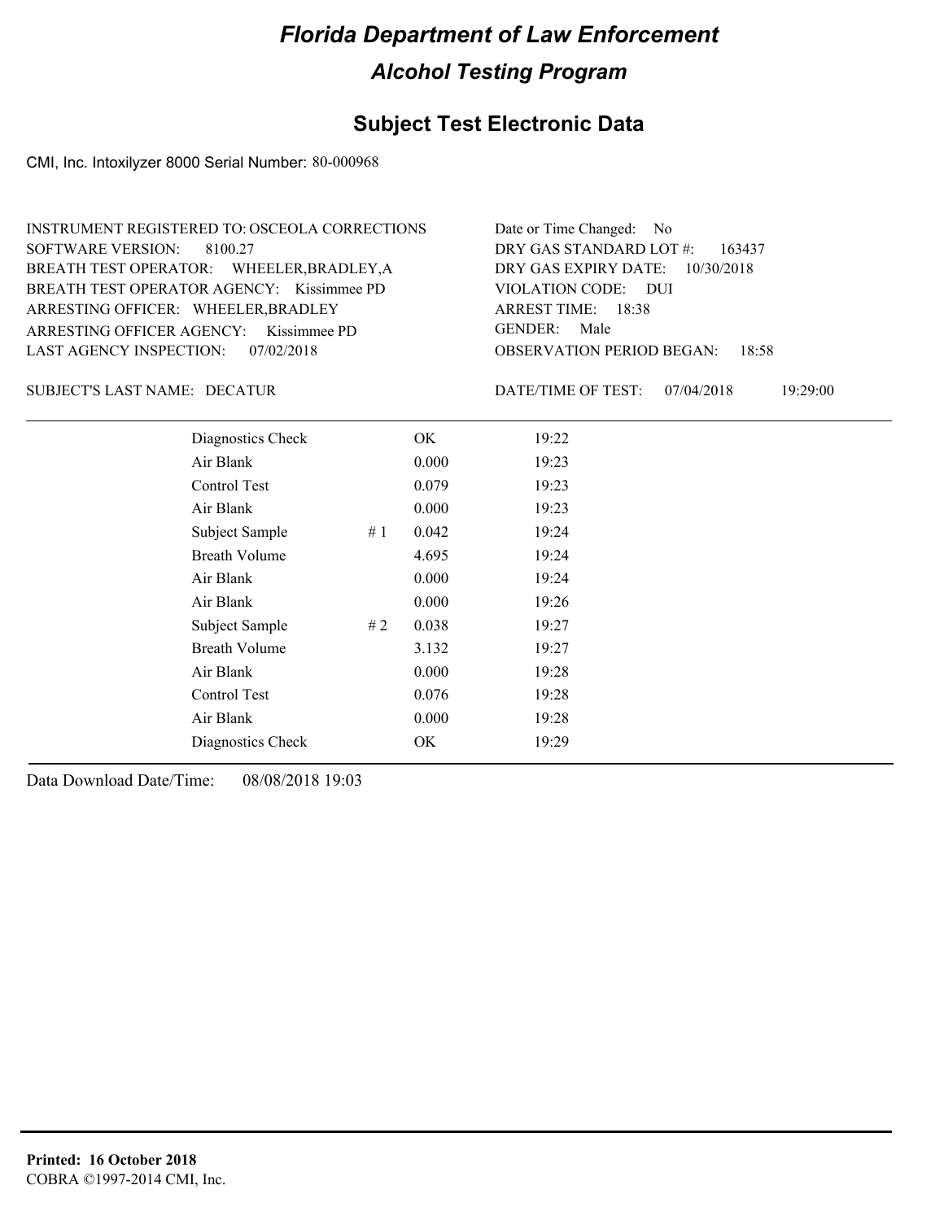# Florida Department of Law Enforcement

## Alcohol Testing Program

### Subject Test Electronic Data

CMI, Inc. Intoxilyzer 8000 Serial Number: 80-000968

INSTRUMENT REGISTERED TO: OSCEOLA CORRECTIONS
SOFTWARE VERSION: 8100.27
BREATH TEST OPERATOR: WHEELER,BRADLEY,A
BREATH TEST OPERATOR AGENCY: Kissimmee PD
ARRESTING OFFICER: WHEELER,BRADLEY
ARRESTING OFFICER AGENCY: Kissimmee PD
LAST AGENCY INSPECTION: 07/02/2018

Date or Time Changed: No
DRY GAS STANDARD LOT #: 163437
DRY GAS EXPIRY DATE: 10/30/2018
VIOLATION CODE: DUI
ARREST TIME: 18:38
GENDER: Male
OBSERVATION PERIOD BEGAN: 18:58

SUBJECT'S LAST NAME: DECATUR

DATE/TIME OF TEST: 07/04/2018 19:29:00

| | | | |
|---|---|---|---|
| Diagnostics Check | | OK | 19:22 |
| Air Blank | | 0.000 | 19:23 |
| Control Test | | 0.079 | 19:23 |
| Air Blank | | 0.000 | 19:23 |
| Subject Sample | # 1 | 0.042 | 19:24 |
| Breath Volume | | 4.695 | 19:24 |
| Air Blank | | 0.000 | 19:24 |
| Air Blank | | 0.000 | 19:26 |
| Subject Sample | # 2 | 0.038 | 19:27 |
| Breath Volume | | 3.132 | 19:27 |
| Air Blank | | 0.000 | 19:28 |
| Control Test | | 0.076 | 19:28 |
| Air Blank | | 0.000 | 19:28 |
| Diagnostics Check | | OK | 19:29 |

Data Download Date/Time: 08/08/2018 19:03

**Printed: 16 October 2018**
COBRA ©1997-2014 CMI, Inc.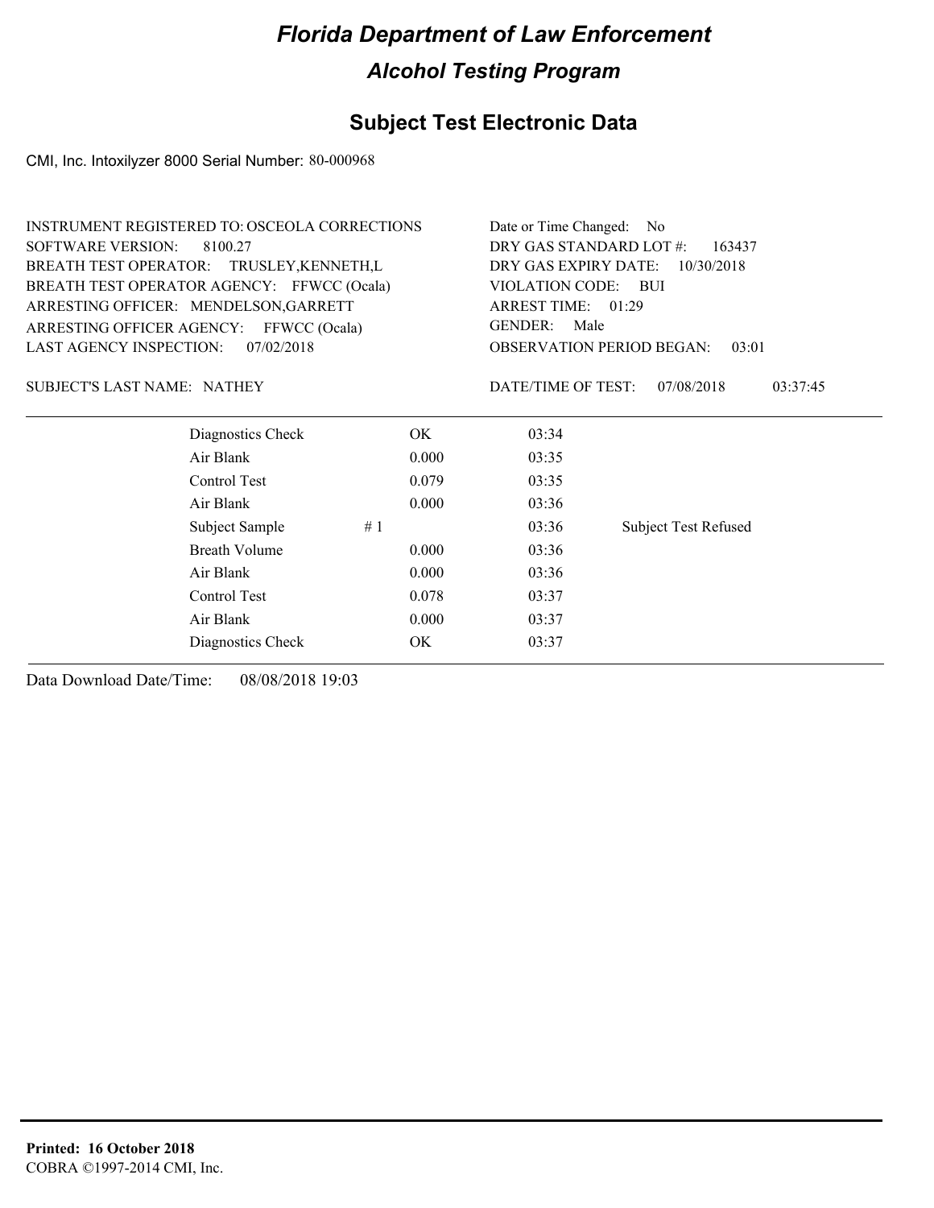# Florida Department of Law Enforcement

## Alcohol Testing Program

### Subject Test Electronic Data

CMI, Inc. Intoxilyzer 8000 Serial Number: 80-000968

INSTRUMENT REGISTERED TO: OSCEOLA CORRECTIONS
SOFTWARE VERSION: 8100.27
BREATH TEST OPERATOR: TRUSLEY,KENNETH,L
BREATH TEST OPERATOR AGENCY: FFWCC (Ocala)
ARRESTING OFFICER: MENDELSON,GARRETT
ARRESTING OFFICER AGENCY: FFWCC (Ocala)
LAST AGENCY INSPECTION: 07/02/2018

Date or Time Changed: No
DRY GAS STANDARD LOT #: 163437
DRY GAS EXPIRY DATE: 10/30/2018
VIOLATION CODE: BUI
ARREST TIME: 01:29
GENDER: Male
OBSERVATION PERIOD BEGAN: 03:01

SUBJECT'S LAST NAME: NATHEY

DATE/TIME OF TEST: 07/08/2018 03:37:45

| | | | | |
|---|---|---|---|---|
| Diagnostics Check | | OK | 03:34 | |
| Air Blank | | 0.000 | 03:35 | |
| Control Test | | 0.079 | 03:35 | |
| Air Blank | | 0.000 | 03:36 | |
| Subject Sample | # 1 | | 03:36 | Subject Test Refused |
| Breath Volume | | 0.000 | 03:36 | |
| Air Blank | | 0.000 | 03:36 | |
| Control Test | | 0.078 | 03:37 | |
| Air Blank | | 0.000 | 03:37 | |
| Diagnostics Check | | OK | 03:37 | |

Data Download Date/Time: 08/08/2018 19:03

**Printed: 16 October 2018**
COBRA ©1997-2014 CMI, Inc.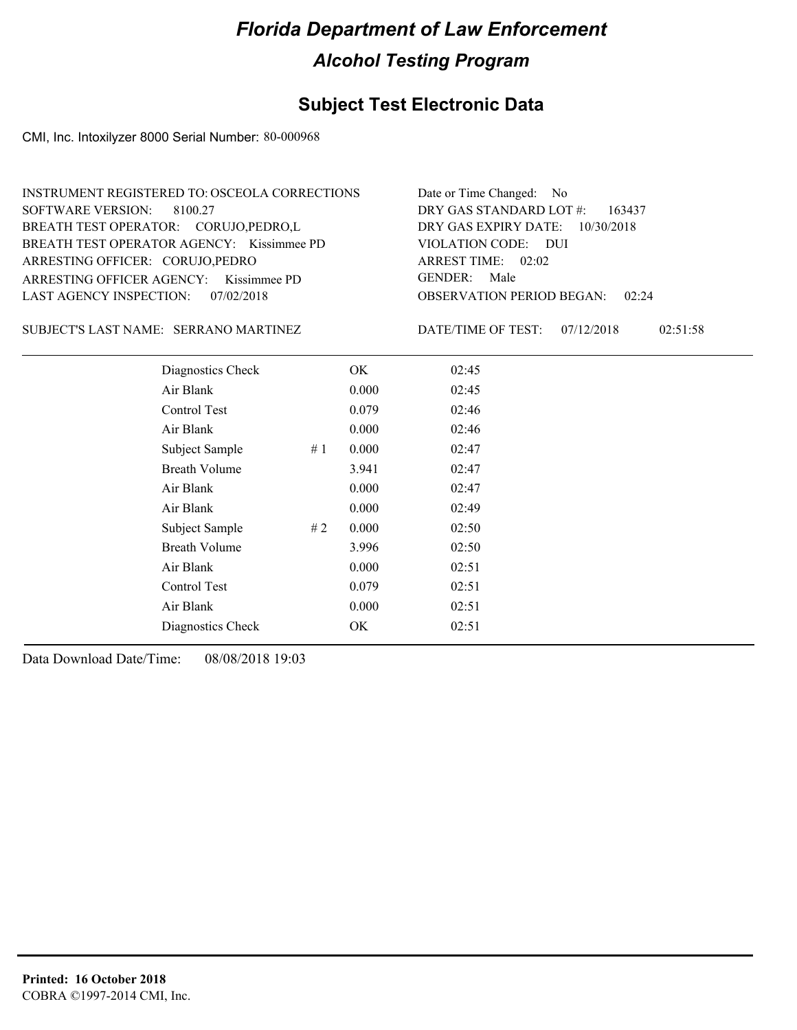# Florida Department of Law Enforcement

## Alcohol Testing Program

## Subject Test Electronic Data

CMI, Inc. Intoxilyzer 8000 Serial Number: 80-000968

INSTRUMENT REGISTERED TO: OSCEOLA CORRECTIONS
SOFTWARE VERSION: 8100.27
BREATH TEST OPERATOR: CORUJO,PEDRO,L
BREATH TEST OPERATOR AGENCY: Kissimmee PD
ARRESTING OFFICER: CORUJO,PEDRO
ARRESTING OFFICER AGENCY: Kissimmee PD
LAST AGENCY INSPECTION: 07/02/2018

Date or Time Changed: No
DRY GAS STANDARD LOT #: 163437
DRY GAS EXPIRY DATE: 10/30/2018
VIOLATION CODE: DUI
ARREST TIME: 02:02
GENDER: Male
OBSERVATION PERIOD BEGAN: 02:24

SUBJECT'S LAST NAME: SERRANO MARTINEZ

DATE/TIME OF TEST: 07/12/2018 02:51:58

| | | | |
|---|---|---|---|
| Diagnostics Check | | OK | 02:45 |
| Air Blank | | 0.000 | 02:45 |
| Control Test | | 0.079 | 02:46 |
| Air Blank | | 0.000 | 02:46 |
| Subject Sample | # 1 | 0.000 | 02:47 |
| Breath Volume | | 3.941 | 02:47 |
| Air Blank | | 0.000 | 02:47 |
| Air Blank | | 0.000 | 02:49 |
| Subject Sample | # 2 | 0.000 | 02:50 |
| Breath Volume | | 3.996 | 02:50 |
| Air Blank | | 0.000 | 02:51 |
| Control Test | | 0.079 | 02:51 |
| Air Blank | | 0.000 | 02:51 |
| Diagnostics Check | | OK | 02:51 |

Data Download Date/Time: 08/08/2018 19:03

**Printed: 16 October 2018**
COBRA ©1997-2014 CMI, Inc.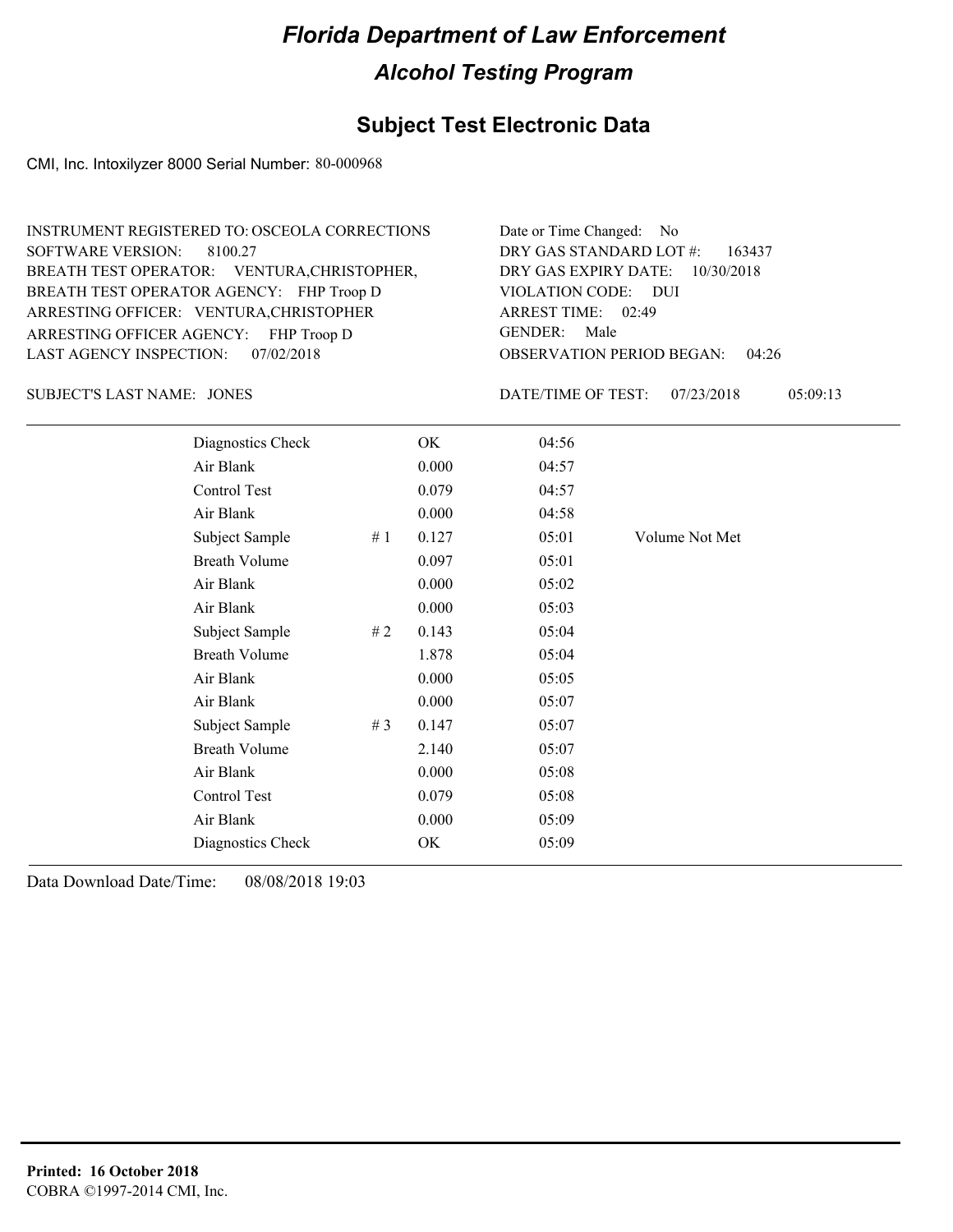# Florida Department of Law Enforcement

## Alcohol Testing Program

## Subject Test Electronic Data

CMI, Inc. Intoxilyzer 8000 Serial Number: 80-000968

INSTRUMENT REGISTERED TO: OSCEOLA CORRECTIONS
SOFTWARE VERSION: 8100.27
BREATH TEST OPERATOR: VENTURA,CHRISTOPHER,
BREATH TEST OPERATOR AGENCY: FHP Troop D
ARRESTING OFFICER: VENTURA,CHRISTOPHER
ARRESTING OFFICER AGENCY: FHP Troop D
LAST AGENCY INSPECTION: 07/02/2018

Date or Time Changed: No
DRY GAS STANDARD LOT #: 163437
DRY GAS EXPIRY DATE: 10/30/2018
VIOLATION CODE: DUI
ARREST TIME: 02:49
GENDER: Male
OBSERVATION PERIOD BEGAN: 04:26

SUBJECT'S LAST NAME: JONES

DATE/TIME OF TEST: 07/23/2018 05:09:13

| | | | | |
|---|---|---|---|---|
| Diagnostics Check | | OK | 04:56 | |
| Air Blank | | 0.000 | 04:57 | |
| Control Test | | 0.079 | 04:57 | |
| Air Blank | | 0.000 | 04:58 | |
| Subject Sample | # 1 | 0.127 | 05:01 | Volume Not Met |
| Breath Volume | | 0.097 | 05:01 | |
| Air Blank | | 0.000 | 05:02 | |
| Air Blank | | 0.000 | 05:03 | |
| Subject Sample | # 2 | 0.143 | 05:04 | |
| Breath Volume | | 1.878 | 05:04 | |
| Air Blank | | 0.000 | 05:05 | |
| Air Blank | | 0.000 | 05:07 | |
| Subject Sample | # 3 | 0.147 | 05:07 | |
| Breath Volume | | 2.140 | 05:07 | |
| Air Blank | | 0.000 | 05:08 | |
| Control Test | | 0.079 | 05:08 | |
| Air Blank | | 0.000 | 05:09 | |
| Diagnostics Check | | OK | 05:09 | |

Data Download Date/Time: 08/08/2018 19:03

**Printed: 16 October 2018**
COBRA ©1997-2014 CMI, Inc.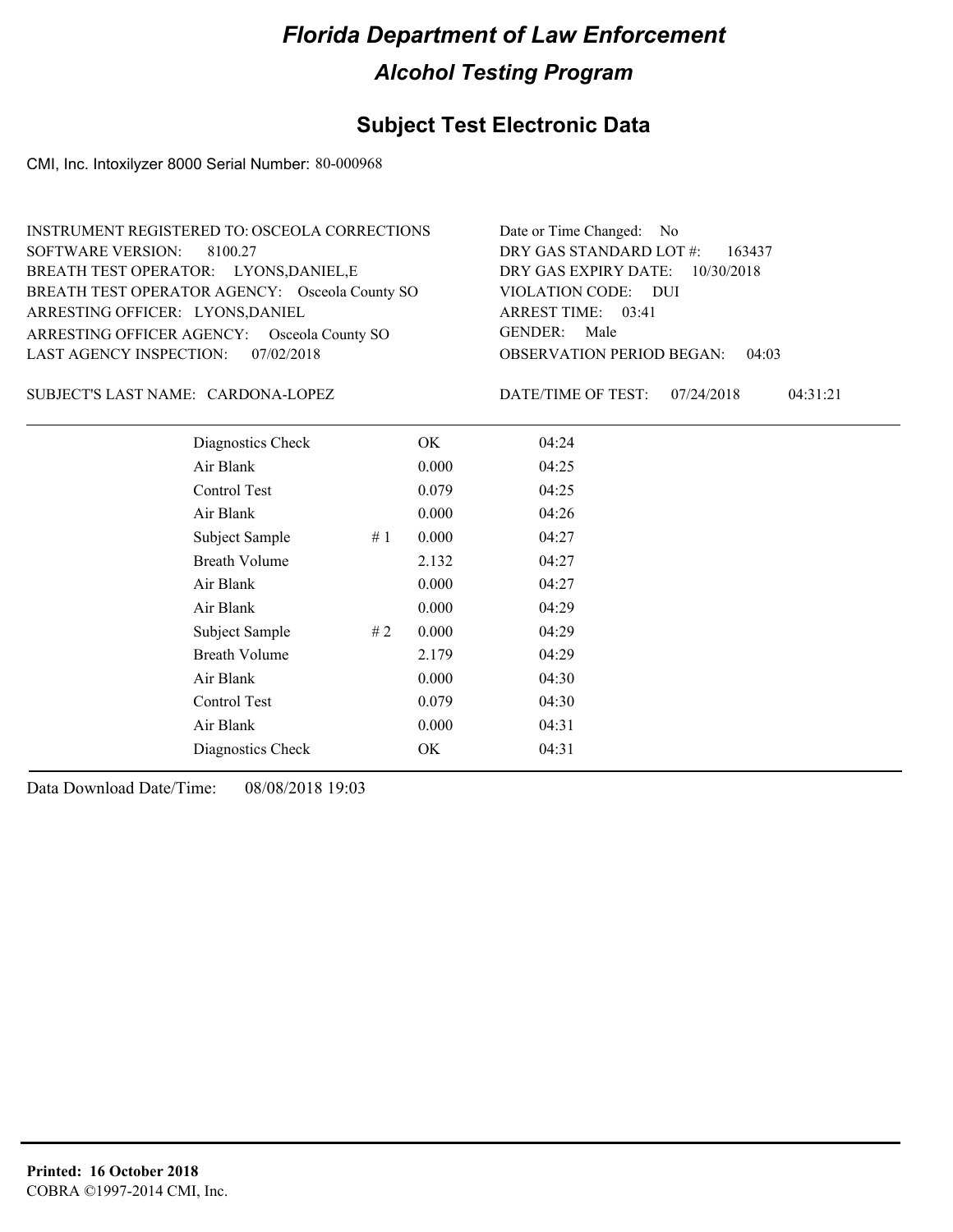# Florida Department of Law Enforcement

## Alcohol Testing Program

### Subject Test Electronic Data

CMI, Inc. Intoxilyzer 8000 Serial Number: 80-000968

INSTRUMENT REGISTERED TO: OSCEOLA CORRECTIONS
SOFTWARE VERSION: 8100.27
BREATH TEST OPERATOR: LYONS,DANIEL,E
BREATH TEST OPERATOR AGENCY: Osceola County SO
ARRESTING OFFICER: LYONS,DANIEL
ARRESTING OFFICER AGENCY: Osceola County SO
LAST AGENCY INSPECTION: 07/02/2018

Date or Time Changed: No
DRY GAS STANDARD LOT #: 163437
DRY GAS EXPIRY DATE: 10/30/2018
VIOLATION CODE: DUI
ARREST TIME: 03:41
GENDER: Male
OBSERVATION PERIOD BEGAN: 04:03

SUBJECT'S LAST NAME: CARDONA-LOPEZ

DATE/TIME OF TEST: 07/24/2018 04:31:21

| | | | |
|---|---|---|---|
| Diagnostics Check | | OK | 04:24 |
| Air Blank | | 0.000 | 04:25 |
| Control Test | | 0.079 | 04:25 |
| Air Blank | | 0.000 | 04:26 |
| Subject Sample | # 1 | 0.000 | 04:27 |
| Breath Volume | | 2.132 | 04:27 |
| Air Blank | | 0.000 | 04:27 |
| Air Blank | | 0.000 | 04:29 |
| Subject Sample | # 2 | 0.000 | 04:29 |
| Breath Volume | | 2.179 | 04:29 |
| Air Blank | | 0.000 | 04:30 |
| Control Test | | 0.079 | 04:30 |
| Air Blank | | 0.000 | 04:31 |
| Diagnostics Check | | OK | 04:31 |

Data Download Date/Time: 08/08/2018 19:03

**Printed: 16 October 2018**
COBRA ©1997-2014 CMI, Inc.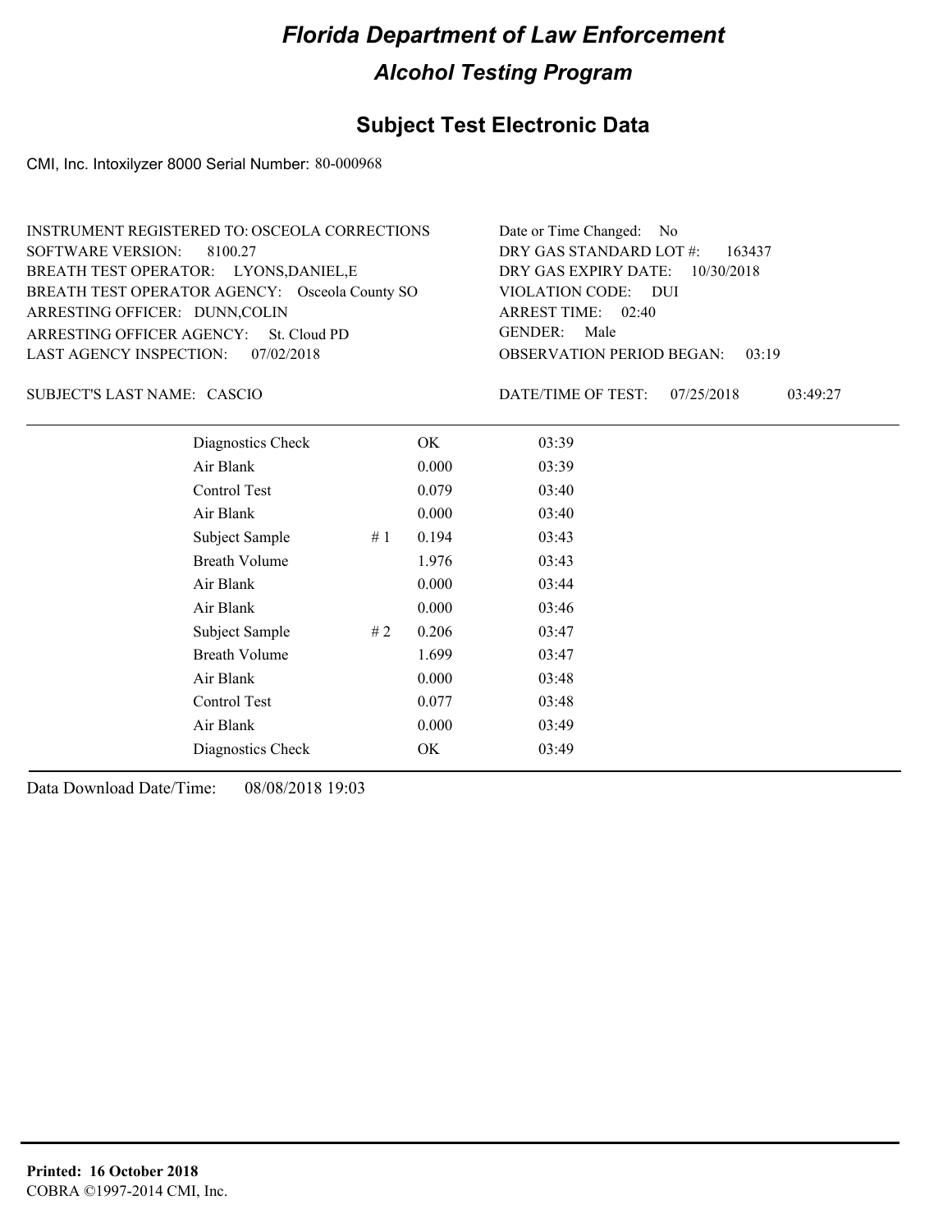# Florida Department of Law Enforcement

## Alcohol Testing Program

## Subject Test Electronic Data

CMI, Inc. Intoxilyzer 8000 Serial Number: 80-000968

INSTRUMENT REGISTERED TO: OSCEOLA CORRECTIONS
SOFTWARE VERSION: 8100.27
BREATH TEST OPERATOR: LYONS,DANIEL,E
BREATH TEST OPERATOR AGENCY: Osceola County SO
ARRESTING OFFICER: DUNN,COLIN
ARRESTING OFFICER AGENCY: St. Cloud PD
LAST AGENCY INSPECTION: 07/02/2018

Date or Time Changed: No
DRY GAS STANDARD LOT #: 163437
DRY GAS EXPIRY DATE: 10/30/2018
VIOLATION CODE: DUI
ARREST TIME: 02:40
GENDER: Male
OBSERVATION PERIOD BEGAN: 03:19

SUBJECT'S LAST NAME: CASCIO

DATE/TIME OF TEST: 07/25/2018 03:49:27

| | | | |
|---|---|---|---|
| Diagnostics Check | | OK | 03:39 |
| Air Blank | | 0.000 | 03:39 |
| Control Test | | 0.079 | 03:40 |
| Air Blank | | 0.000 | 03:40 |
| Subject Sample | # 1 | 0.194 | 03:43 |
| Breath Volume | | 1.976 | 03:43 |
| Air Blank | | 0.000 | 03:44 |
| Air Blank | | 0.000 | 03:46 |
| Subject Sample | # 2 | 0.206 | 03:47 |
| Breath Volume | | 1.699 | 03:47 |
| Air Blank | | 0.000 | 03:48 |
| Control Test | | 0.077 | 03:48 |
| Air Blank | | 0.000 | 03:49 |
| Diagnostics Check | | OK | 03:49 |

Data Download Date/Time: 08/08/2018 19:03

**Printed: 16 October 2018**
COBRA ©1997-2014 CMI, Inc.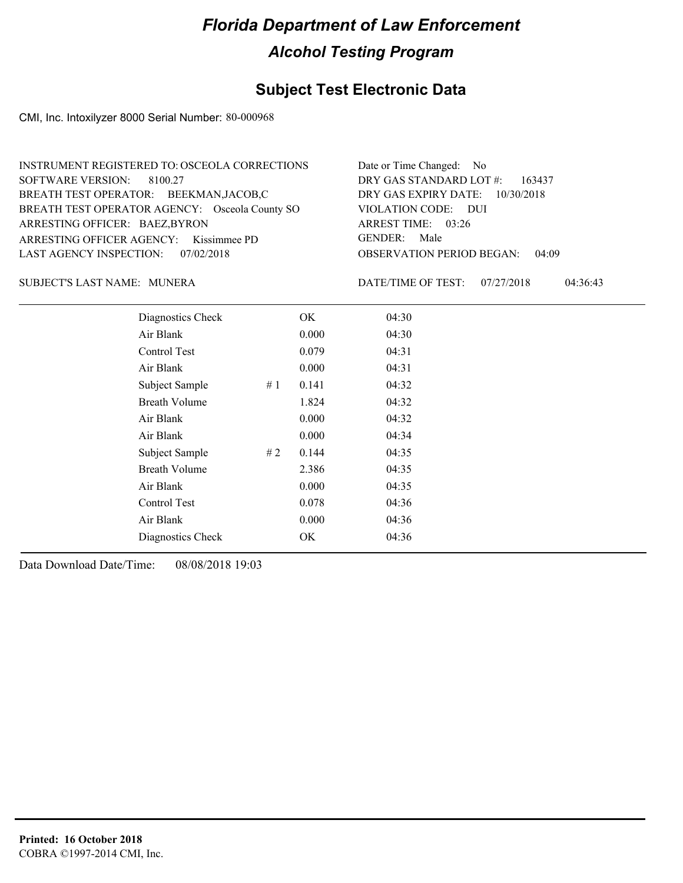# Florida Department of Law Enforcement

## Alcohol Testing Program

### Subject Test Electronic Data

CMI, Inc. Intoxilyzer 8000 Serial Number: 80-000968

INSTRUMENT REGISTERED TO: OSCEOLA CORRECTIONS
SOFTWARE VERSION: 8100.27
BREATH TEST OPERATOR: BEEKMAN,JACOB,C
BREATH TEST OPERATOR AGENCY: Osceola County SO
ARRESTING OFFICER: BAEZ,BYRON
ARRESTING OFFICER AGENCY: Kissimmee PD
LAST AGENCY INSPECTION: 07/02/2018

Date or Time Changed: No
DRY GAS STANDARD LOT #: 163437
DRY GAS EXPIRY DATE: 10/30/2018
VIOLATION CODE: DUI
ARREST TIME: 03:26
GENDER: Male
OBSERVATION PERIOD BEGAN: 04:09

SUBJECT'S LAST NAME: MUNERA

DATE/TIME OF TEST: 07/27/2018 04:36:43

| Test | # | Result | Time |
|---|---|---|---|
| Diagnostics Check | | OK | 04:30 |
| Air Blank | | 0.000 | 04:30 |
| Control Test | | 0.079 | 04:31 |
| Air Blank | | 0.000 | 04:31 |
| Subject Sample | # 1 | 0.141 | 04:32 |
| Breath Volume | | 1.824 | 04:32 |
| Air Blank | | 0.000 | 04:32 |
| Air Blank | | 0.000 | 04:34 |
| Subject Sample | # 2 | 0.144 | 04:35 |
| Breath Volume | | 2.386 | 04:35 |
| Air Blank | | 0.000 | 04:35 |
| Control Test | | 0.078 | 04:36 |
| Air Blank | | 0.000 | 04:36 |
| Diagnostics Check | | OK | 04:36 |

Data Download Date/Time: 08/08/2018 19:03

**Printed: 16 October 2018**
COBRA ©1997-2014 CMI, Inc.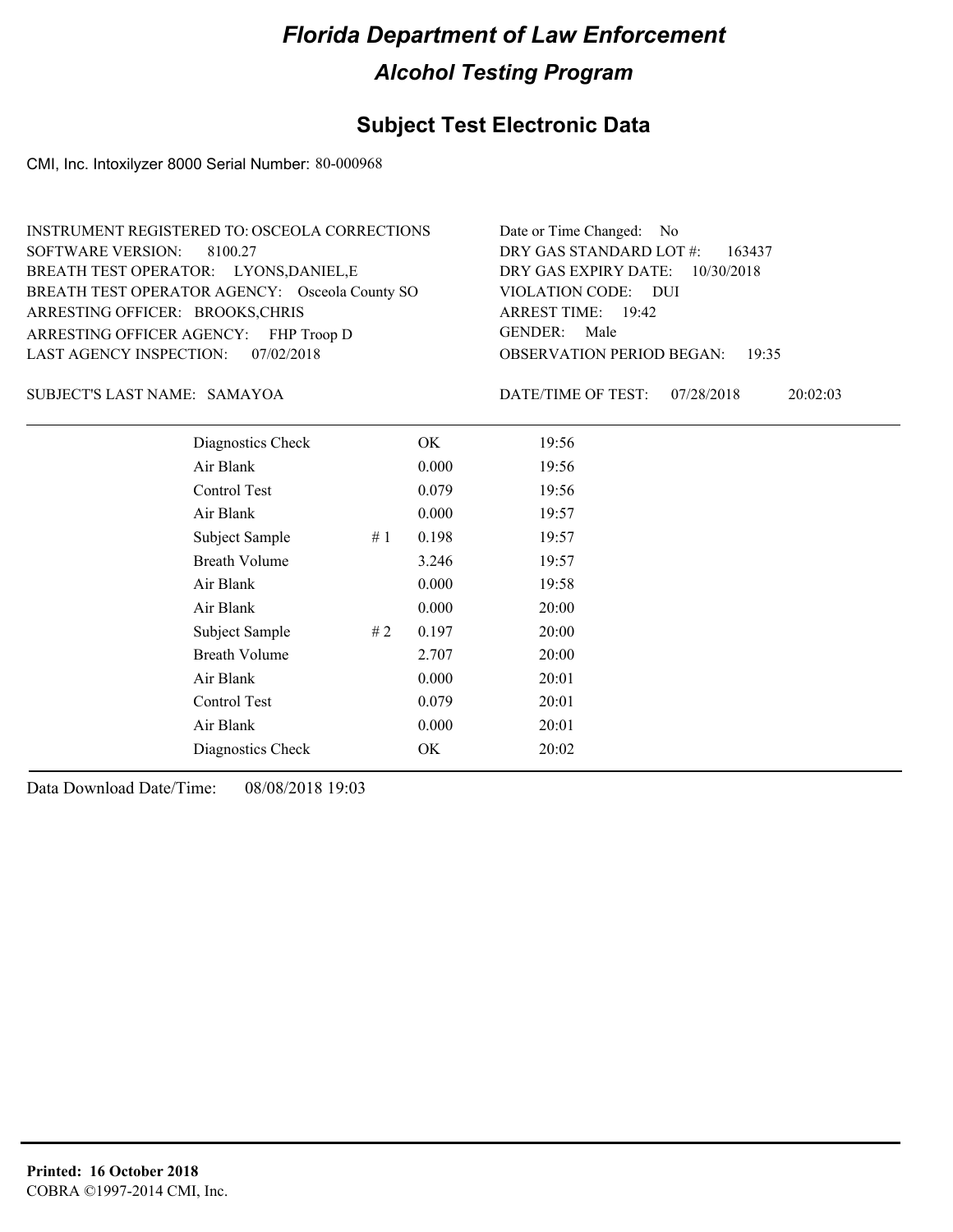# Florida Department of Law Enforcement

## Alcohol Testing Program

### Subject Test Electronic Data

CMI, Inc. Intoxilyzer 8000 Serial Number: 80-000968

INSTRUMENT REGISTERED TO: OSCEOLA CORRECTIONS
SOFTWARE VERSION: 8100.27
BREATH TEST OPERATOR: LYONS,DANIEL,E
BREATH TEST OPERATOR AGENCY: Osceola County SO
ARRESTING OFFICER: BROOKS,CHRIS
ARRESTING OFFICER AGENCY: FHP Troop D
LAST AGENCY INSPECTION: 07/02/2018

Date or Time Changed: No
DRY GAS STANDARD LOT #: 163437
DRY GAS EXPIRY DATE: 10/30/2018
VIOLATION CODE: DUI
ARREST TIME: 19:42
GENDER: Male
OBSERVATION PERIOD BEGAN: 19:35

SUBJECT'S LAST NAME: SAMAYOA

DATE/TIME OF TEST: 07/28/2018 20:02:03

| | | | |
|---|---|---|---|
| Diagnostics Check | | OK | 19:56 |
| Air Blank | | 0.000 | 19:56 |
| Control Test | | 0.079 | 19:56 |
| Air Blank | | 0.000 | 19:57 |
| Subject Sample | # 1 | 0.198 | 19:57 |
| Breath Volume | | 3.246 | 19:57 |
| Air Blank | | 0.000 | 19:58 |
| Air Blank | | 0.000 | 20:00 |
| Subject Sample | # 2 | 0.197 | 20:00 |
| Breath Volume | | 2.707 | 20:00 |
| Air Blank | | 0.000 | 20:01 |
| Control Test | | 0.079 | 20:01 |
| Air Blank | | 0.000 | 20:01 |
| Diagnostics Check | | OK | 20:02 |

Data Download Date/Time: 08/08/2018 19:03

**Printed: 16 October 2018**
COBRA ©1997-2014 CMI, Inc.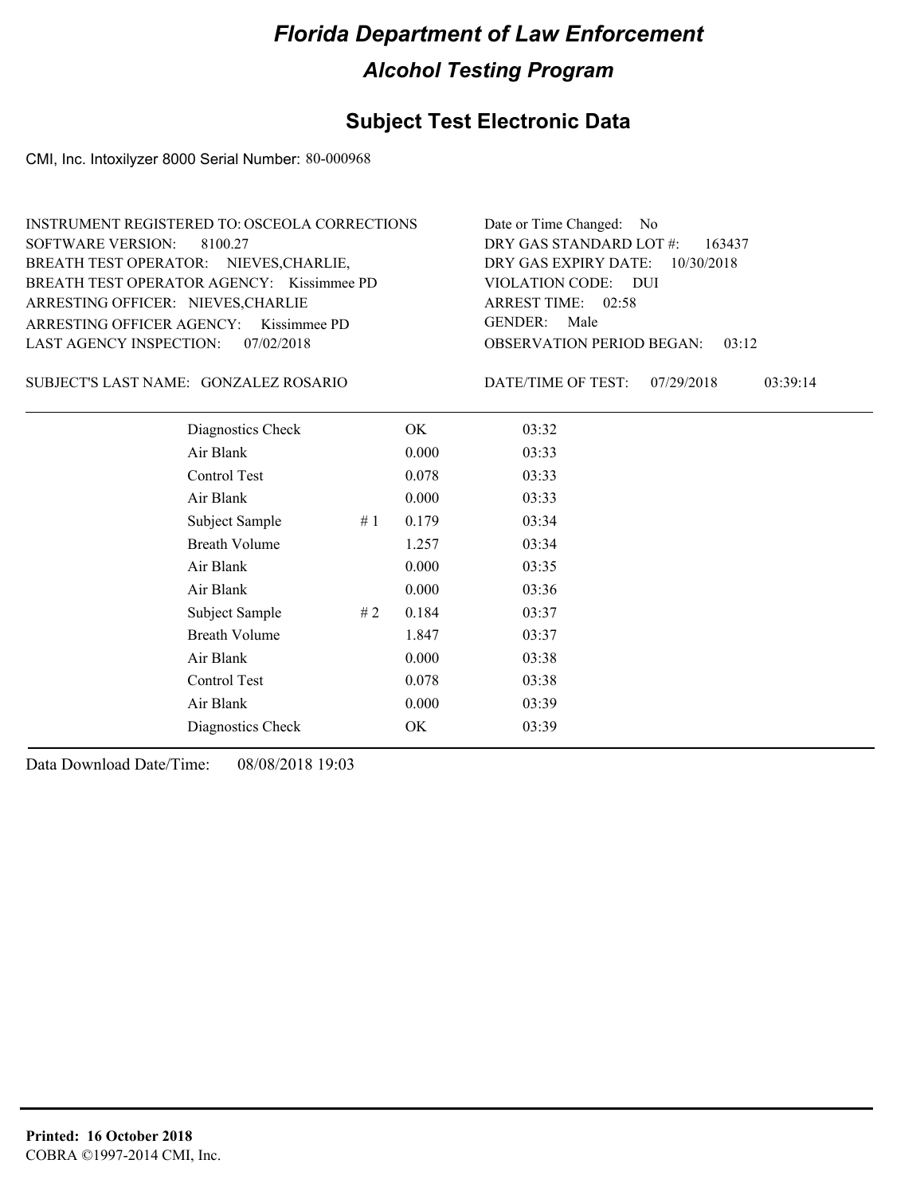# Florida Department of Law Enforcement

## Alcohol Testing Program

## Subject Test Electronic Data

CMI, Inc. Intoxilyzer 8000 Serial Number: 80-000968

INSTRUMENT REGISTERED TO: OSCEOLA CORRECTIONS
SOFTWARE VERSION: 8100.27
BREATH TEST OPERATOR: NIEVES,CHARLIE,
BREATH TEST OPERATOR AGENCY: Kissimmee PD
ARRESTING OFFICER: NIEVES,CHARLIE
ARRESTING OFFICER AGENCY: Kissimmee PD
LAST AGENCY INSPECTION: 07/02/2018

Date or Time Changed: No
DRY GAS STANDARD LOT #: 163437
DRY GAS EXPIRY DATE: 10/30/2018
VIOLATION CODE: DUI
ARREST TIME: 02:58
GENDER: Male
OBSERVATION PERIOD BEGAN: 03:12

SUBJECT'S LAST NAME: GONZALEZ ROSARIO

DATE/TIME OF TEST: 07/29/2018 03:39:14

| | | | |
|---|---|---|---|
| Diagnostics Check | | OK | 03:32 |
| Air Blank | | 0.000 | 03:33 |
| Control Test | | 0.078 | 03:33 |
| Air Blank | | 0.000 | 03:33 |
| Subject Sample | # 1 | 0.179 | 03:34 |
| Breath Volume | | 1.257 | 03:34 |
| Air Blank | | 0.000 | 03:35 |
| Air Blank | | 0.000 | 03:36 |
| Subject Sample | # 2 | 0.184 | 03:37 |
| Breath Volume | | 1.847 | 03:37 |
| Air Blank | | 0.000 | 03:38 |
| Control Test | | 0.078 | 03:38 |
| Air Blank | | 0.000 | 03:39 |
| Diagnostics Check | | OK | 03:39 |

Data Download Date/Time: 08/08/2018 19:03

**Printed: 16 October 2018**
COBRA ©1997-2014 CMI, Inc.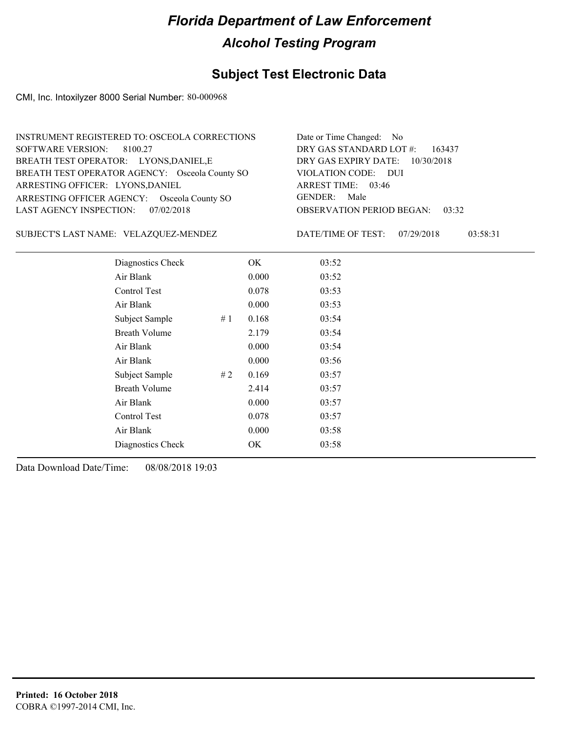# Florida Department of Law Enforcement

## Alcohol Testing Program

### Subject Test Electronic Data

CMI, Inc. Intoxilyzer 8000 Serial Number: 80-000968

INSTRUMENT REGISTERED TO: OSCEOLA CORRECTIONS
SOFTWARE VERSION: 8100.27
BREATH TEST OPERATOR: LYONS,DANIEL,E
BREATH TEST OPERATOR AGENCY: Osceola County SO
ARRESTING OFFICER: LYONS,DANIEL
ARRESTING OFFICER AGENCY: Osceola County SO
LAST AGENCY INSPECTION: 07/02/2018

Date or Time Changed: No
DRY GAS STANDARD LOT #: 163437
DRY GAS EXPIRY DATE: 10/30/2018
VIOLATION CODE: DUI
ARREST TIME: 03:46
GENDER: Male
OBSERVATION PERIOD BEGAN: 03:32

SUBJECT'S LAST NAME: VELAZQUEZ-MENDEZ

DATE/TIME OF TEST: 07/29/2018 03:58:31

| | | | |
|---|---|---|---|
| Diagnostics Check | | OK | 03:52 |
| Air Blank | | 0.000 | 03:52 |
| Control Test | | 0.078 | 03:53 |
| Air Blank | | 0.000 | 03:53 |
| Subject Sample | # 1 | 0.168 | 03:54 |
| Breath Volume | | 2.179 | 03:54 |
| Air Blank | | 0.000 | 03:54 |
| Air Blank | | 0.000 | 03:56 |
| Subject Sample | # 2 | 0.169 | 03:57 |
| Breath Volume | | 2.414 | 03:57 |
| Air Blank | | 0.000 | 03:57 |
| Control Test | | 0.078 | 03:57 |
| Air Blank | | 0.000 | 03:58 |
| Diagnostics Check | | OK | 03:58 |

Data Download Date/Time: 08/08/2018 19:03

**Printed: 16 October 2018**
COBRA ©1997-2014 CMI, Inc.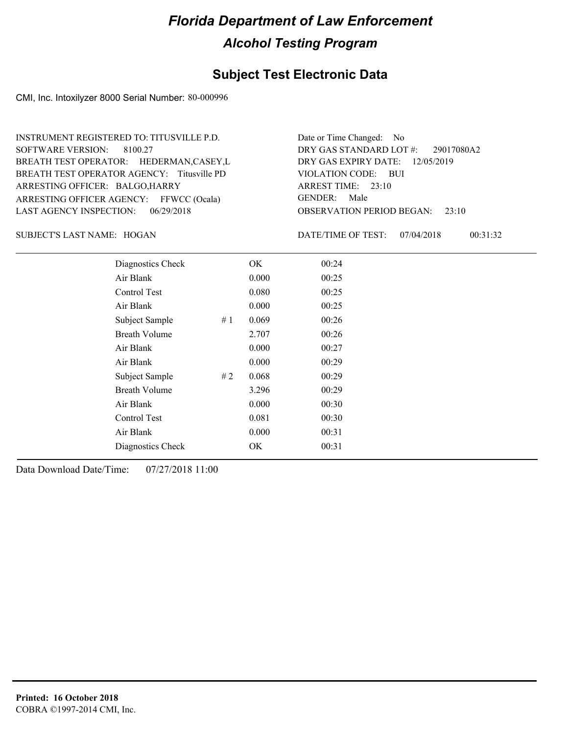# Florida Department of Law Enforcement

## Alcohol Testing Program

## Subject Test Electronic Data

CMI, Inc. Intoxilyzer 8000 Serial Number: 80-000996

INSTRUMENT REGISTERED TO: TITUSVILLE P.D.
SOFTWARE VERSION: 8100.27
BREATH TEST OPERATOR: HEDERMAN,CASEY,L
BREATH TEST OPERATOR AGENCY: Titusville PD
ARRESTING OFFICER: BALGO,HARRY
ARRESTING OFFICER AGENCY: FFWCC (Ocala)
LAST AGENCY INSPECTION: 06/29/2018

Date or Time Changed: No
DRY GAS STANDARD LOT #: 29017080A2
DRY GAS EXPIRY DATE: 12/05/2019
VIOLATION CODE: BUI
ARREST TIME: 23:10
GENDER: Male
OBSERVATION PERIOD BEGAN: 23:10

SUBJECT'S LAST NAME: HOGAN

DATE/TIME OF TEST: 07/04/2018 00:31:32

| | | | |
|---|---|---|---|
| Diagnostics Check | | OK | 00:24 |
| Air Blank | | 0.000 | 00:25 |
| Control Test | | 0.080 | 00:25 |
| Air Blank | | 0.000 | 00:25 |
| Subject Sample | # 1 | 0.069 | 00:26 |
| Breath Volume | | 2.707 | 00:26 |
| Air Blank | | 0.000 | 00:27 |
| Air Blank | | 0.000 | 00:29 |
| Subject Sample | # 2 | 0.068 | 00:29 |
| Breath Volume | | 3.296 | 00:29 |
| Air Blank | | 0.000 | 00:30 |
| Control Test | | 0.081 | 00:30 |
| Air Blank | | 0.000 | 00:31 |
| Diagnostics Check | | OK | 00:31 |

Data Download Date/Time: 07/27/2018 11:00

**Printed: 16 October 2018**
COBRA ©1997-2014 CMI, Inc.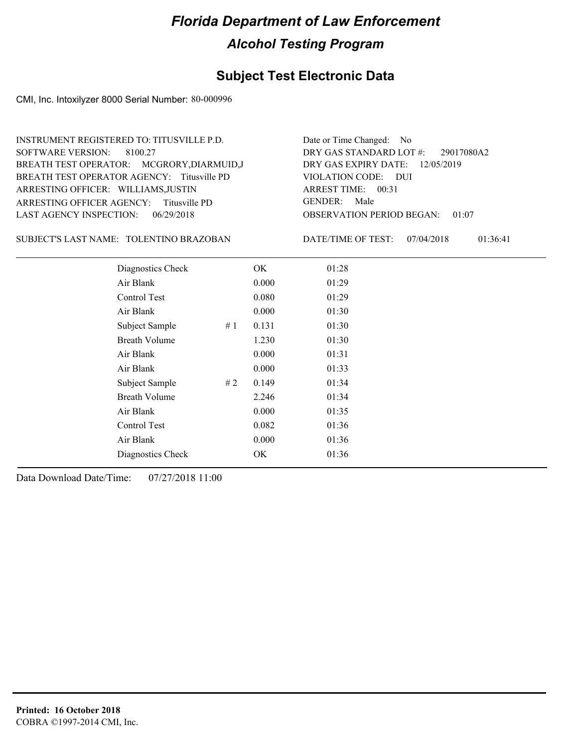# Florida Department of Law Enforcement

## Alcohol Testing Program

## Subject Test Electronic Data

CMI, Inc. Intoxilyzer 8000 Serial Number: 80-000996

INSTRUMENT REGISTERED TO: TITUSVILLE P.D.
SOFTWARE VERSION: 8100.27
BREATH TEST OPERATOR: MCGRORY,DIARMUID,J
BREATH TEST OPERATOR AGENCY: Titusville PD
ARRESTING OFFICER: WILLIAMS,JUSTIN
ARRESTING OFFICER AGENCY: Titusville PD
LAST AGENCY INSPECTION: 06/29/2018

Date or Time Changed: No
DRY GAS STANDARD LOT #: 29017080A2
DRY GAS EXPIRY DATE: 12/05/2019
VIOLATION CODE: DUI
ARREST TIME: 00:31
GENDER: Male
OBSERVATION PERIOD BEGAN: 01:07

SUBJECT'S LAST NAME: TOLENTINO BRAZOBAN

DATE/TIME OF TEST: 07/04/2018 01:36:41

| Test | # | Result | Time |
|---|---|---|---|
| Diagnostics Check | | OK | 01:28 |
| Air Blank | | 0.000 | 01:29 |
| Control Test | | 0.080 | 01:29 |
| Air Blank | | 0.000 | 01:30 |
| Subject Sample | # 1 | 0.131 | 01:30 |
| Breath Volume | | 1.230 | 01:30 |
| Air Blank | | 0.000 | 01:31 |
| Air Blank | | 0.000 | 01:33 |
| Subject Sample | # 2 | 0.149 | 01:34 |
| Breath Volume | | 2.246 | 01:34 |
| Air Blank | | 0.000 | 01:35 |
| Control Test | | 0.082 | 01:36 |
| Air Blank | | 0.000 | 01:36 |
| Diagnostics Check | | OK | 01:36 |

Data Download Date/Time: 07/27/2018 11:00

**Printed: 16 October 2018**
COBRA ©1997-2014 CMI, Inc.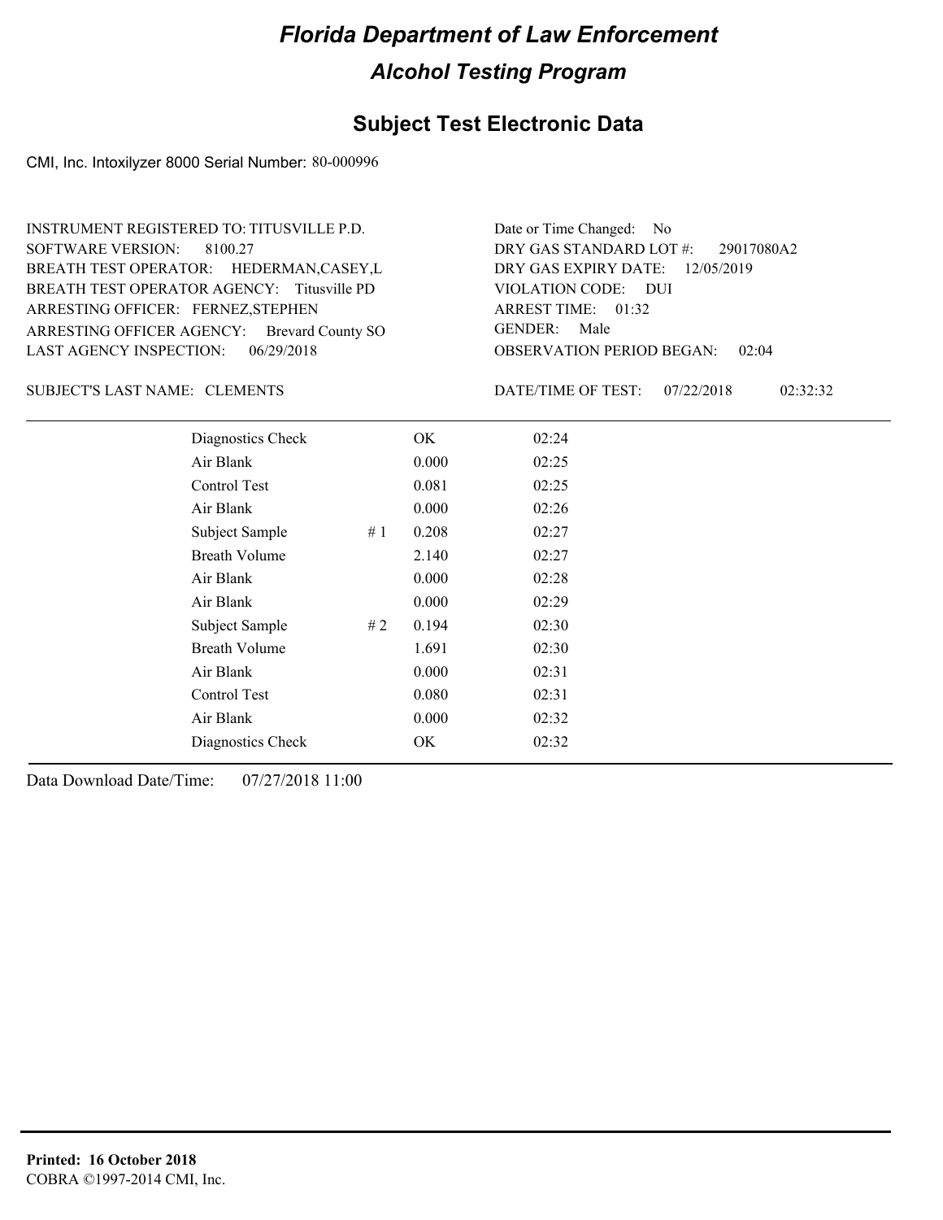# Florida Department of Law Enforcement

## Alcohol Testing Program

### Subject Test Electronic Data

CMI, Inc. Intoxilyzer 8000 Serial Number: 80-000996

INSTRUMENT REGISTERED TO: TITUSVILLE P.D.
SOFTWARE VERSION: 8100.27
BREATH TEST OPERATOR: HEDERMAN,CASEY,L
BREATH TEST OPERATOR AGENCY: Titusville PD
ARRESTING OFFICER: FERNEZ,STEPHEN
ARRESTING OFFICER AGENCY: Brevard County SO
LAST AGENCY INSPECTION: 06/29/2018

Date or Time Changed: No
DRY GAS STANDARD LOT #: 29017080A2
DRY GAS EXPIRY DATE: 12/05/2019
VIOLATION CODE: DUI
ARREST TIME: 01:32
GENDER: Male
OBSERVATION PERIOD BEGAN: 02:04

SUBJECT'S LAST NAME: CLEMENTS

DATE/TIME OF TEST: 07/22/2018 02:32:32

| Test | | Result | Time |
|---|---|---|---|
| Diagnostics Check | | OK | 02:24 |
| Air Blank | | 0.000 | 02:25 |
| Control Test | | 0.081 | 02:25 |
| Air Blank | | 0.000 | 02:26 |
| Subject Sample | # 1 | 0.208 | 02:27 |
| Breath Volume | | 2.140 | 02:27 |
| Air Blank | | 0.000 | 02:28 |
| Air Blank | | 0.000 | 02:29 |
| Subject Sample | # 2 | 0.194 | 02:30 |
| Breath Volume | | 1.691 | 02:30 |
| Air Blank | | 0.000 | 02:31 |
| Control Test | | 0.080 | 02:31 |
| Air Blank | | 0.000 | 02:32 |
| Diagnostics Check | | OK | 02:32 |

Data Download Date/Time: 07/27/2018 11:00

**Printed: 16 October 2018**
COBRA ©1997-2014 CMI, Inc.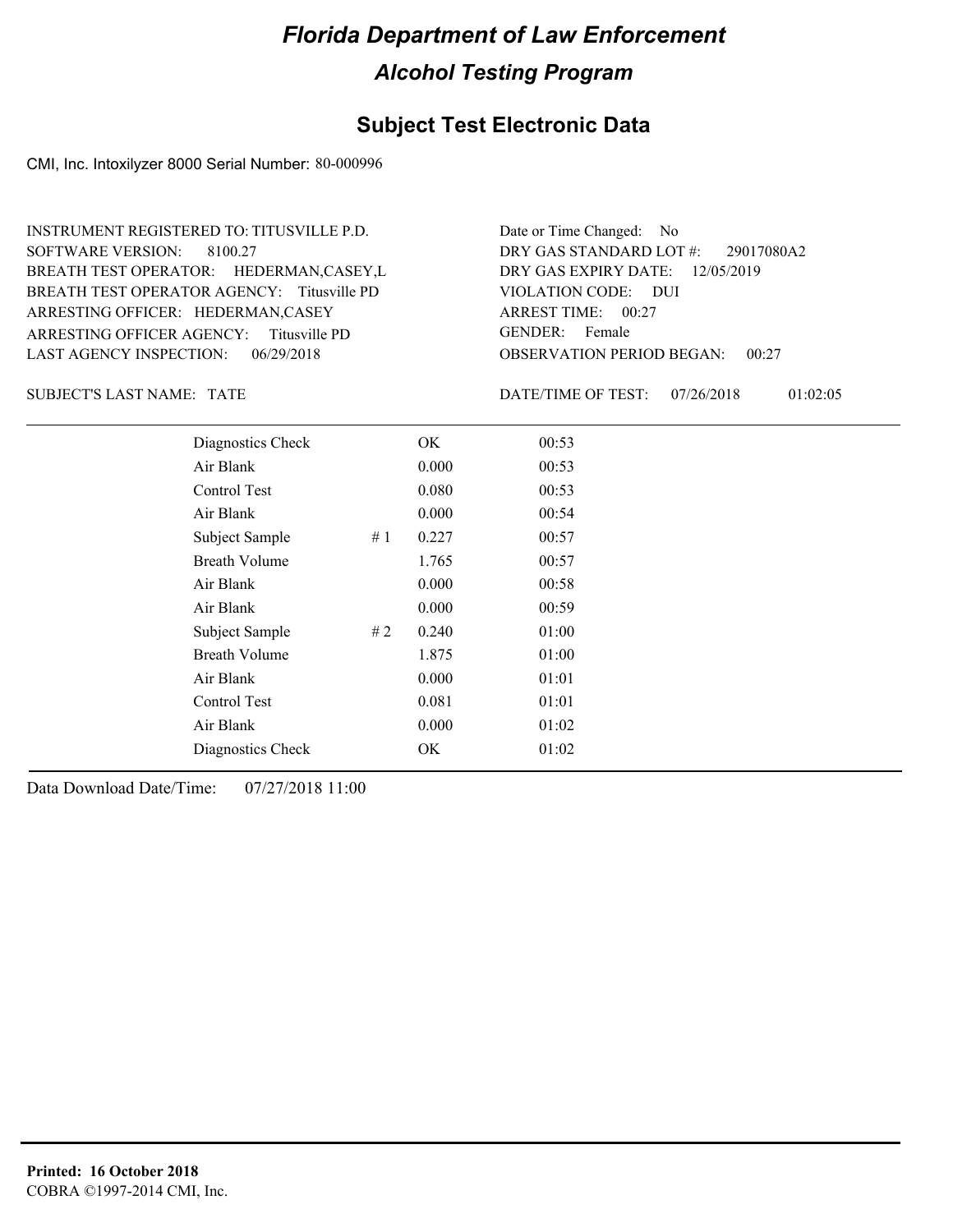# Florida Department of Law Enforcement

## Alcohol Testing Program

### Subject Test Electronic Data

CMI, Inc. Intoxilyzer 8000 Serial Number: 80-000996

INSTRUMENT REGISTERED TO: TITUSVILLE P.D.
SOFTWARE VERSION: 8100.27
BREATH TEST OPERATOR: HEDERMAN,CASEY,L
BREATH TEST OPERATOR AGENCY: Titusville PD
ARRESTING OFFICER: HEDERMAN,CASEY
ARRESTING OFFICER AGENCY: Titusville PD
LAST AGENCY INSPECTION: 06/29/2018

Date or Time Changed: No
DRY GAS STANDARD LOT #: 29017080A2
DRY GAS EXPIRY DATE: 12/05/2019
VIOLATION CODE: DUI
ARREST TIME: 00:27
GENDER: Female
OBSERVATION PERIOD BEGAN: 00:27

SUBJECT'S LAST NAME: TATE

DATE/TIME OF TEST: 07/26/2018 01:02:05

| | | | |
|---|---|---|---|
| Diagnostics Check | | OK | 00:53 |
| Air Blank | | 0.000 | 00:53 |
| Control Test | | 0.080 | 00:53 |
| Air Blank | | 0.000 | 00:54 |
| Subject Sample | # 1 | 0.227 | 00:57 |
| Breath Volume | | 1.765 | 00:57 |
| Air Blank | | 0.000 | 00:58 |
| Air Blank | | 0.000 | 00:59 |
| Subject Sample | # 2 | 0.240 | 01:00 |
| Breath Volume | | 1.875 | 01:00 |
| Air Blank | | 0.000 | 01:01 |
| Control Test | | 0.081 | 01:01 |
| Air Blank | | 0.000 | 01:02 |
| Diagnostics Check | | OK | 01:02 |

Data Download Date/Time: 07/27/2018 11:00

**Printed: 16 October 2018**
COBRA ©1997-2014 CMI, Inc.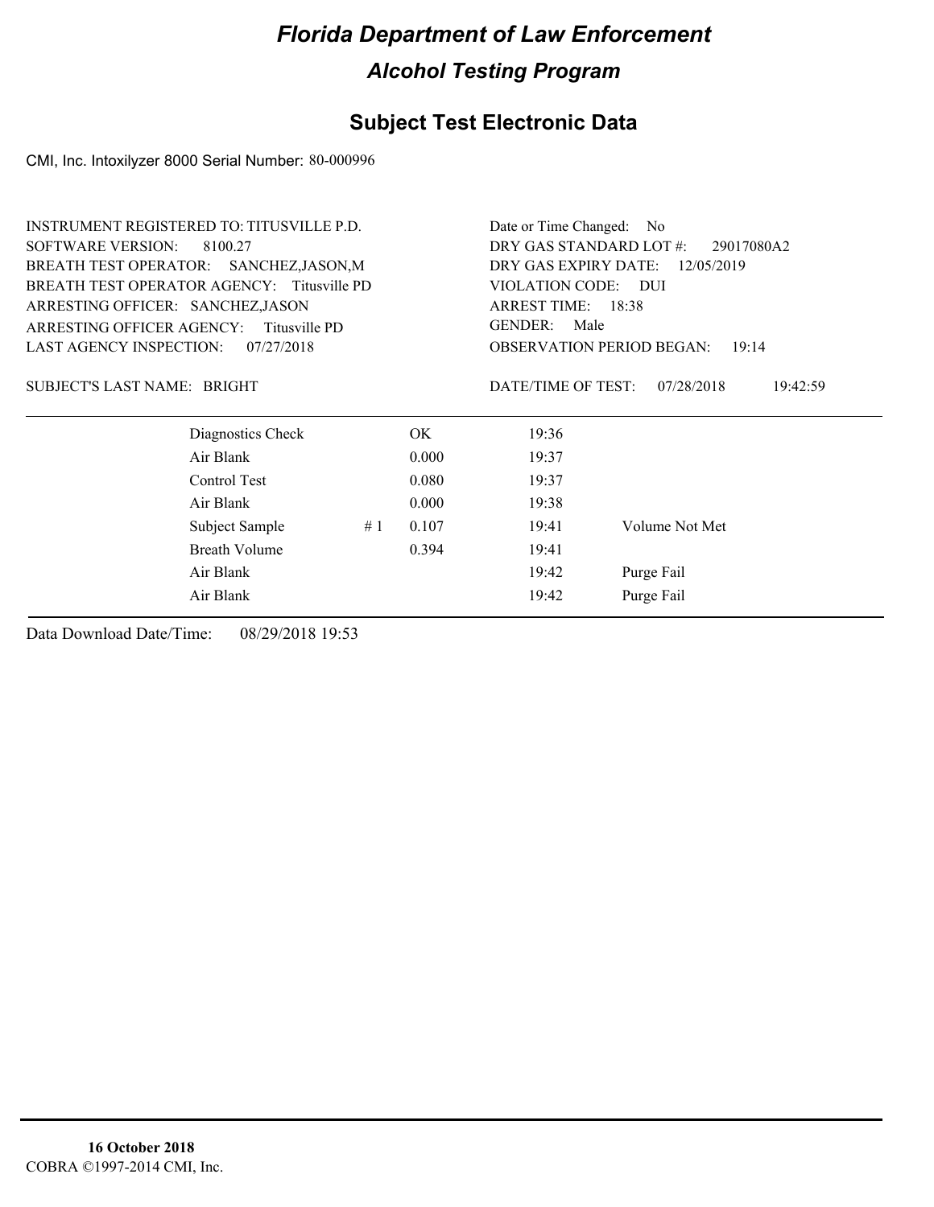# Florida Department of Law Enforcement

## Alcohol Testing Program

## Subject Test Electronic Data

CMI, Inc. Intoxilyzer 8000 Serial Number: 80-000996

INSTRUMENT REGISTERED TO: TITUSVILLE P.D.
SOFTWARE VERSION: 8100.27
BREATH TEST OPERATOR: SANCHEZ,JASON,M
BREATH TEST OPERATOR AGENCY: Titusville PD
ARRESTING OFFICER: SANCHEZ,JASON
ARRESTING OFFICER AGENCY: Titusville PD
LAST AGENCY INSPECTION: 07/27/2018

Date or Time Changed: No
DRY GAS STANDARD LOT #: 29017080A2
DRY GAS EXPIRY DATE: 12/05/2019
VIOLATION CODE: DUI
ARREST TIME: 18:38
GENDER: Male
OBSERVATION PERIOD BEGAN: 19:14

SUBJECT'S LAST NAME: BRIGHT

DATE/TIME OF TEST: 07/28/2018 19:42:59

| | | | | |
|---|---|---|---|---|
| Diagnostics Check | | OK | 19:36 | |
| Air Blank | | 0.000 | 19:37 | |
| Control Test | | 0.080 | 19:37 | |
| Air Blank | | 0.000 | 19:38 | |
| Subject Sample | # 1 | 0.107 | 19:41 | Volume Not Met |
| Breath Volume | | 0.394 | 19:41 | |
| Air Blank | | | 19:42 | Purge Fail |
| Air Blank | | | 19:42 | Purge Fail |

Data Download Date/Time: 08/29/2018 19:53

**16 October 2018**
COBRA ©1997-2014 CMI, Inc.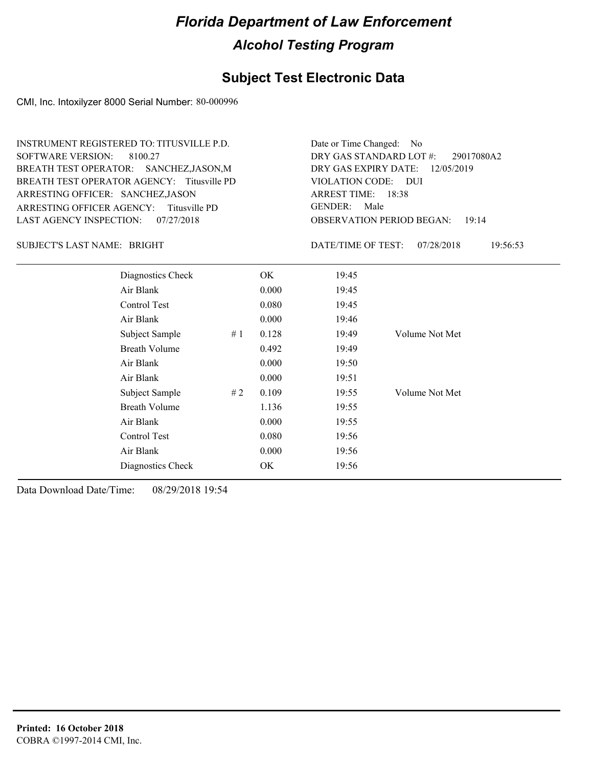# Florida Department of Law Enforcement

## Alcohol Testing Program

## Subject Test Electronic Data

CMI, Inc. Intoxilyzer 8000 Serial Number: 80-000996

INSTRUMENT REGISTERED TO: TITUSVILLE P.D.
SOFTWARE VERSION: 8100.27
BREATH TEST OPERATOR: SANCHEZ,JASON,M
BREATH TEST OPERATOR AGENCY: Titusville PD
ARRESTING OFFICER: SANCHEZ,JASON
ARRESTING OFFICER AGENCY: Titusville PD
LAST AGENCY INSPECTION: 07/27/2018

Date or Time Changed: No
DRY GAS STANDARD LOT #: 29017080A2
DRY GAS EXPIRY DATE: 12/05/2019
VIOLATION CODE: DUI
ARREST TIME: 18:38
GENDER: Male
OBSERVATION PERIOD BEGAN: 19:14

SUBJECT'S LAST NAME: BRIGHT

DATE/TIME OF TEST: 07/28/2018 19:56:53

| | | | | |
|---|---|---|---|---|
| Diagnostics Check | | OK | 19:45 | |
| Air Blank | | 0.000 | 19:45 | |
| Control Test | | 0.080 | 19:45 | |
| Air Blank | | 0.000 | 19:46 | |
| Subject Sample | # 1 | 0.128 | 19:49 | Volume Not Met |
| Breath Volume | | 0.492 | 19:49 | |
| Air Blank | | 0.000 | 19:50 | |
| Air Blank | | 0.000 | 19:51 | |
| Subject Sample | # 2 | 0.109 | 19:55 | Volume Not Met |
| Breath Volume | | 1.136 | 19:55 | |
| Air Blank | | 0.000 | 19:55 | |
| Control Test | | 0.080 | 19:56 | |
| Air Blank | | 0.000 | 19:56 | |
| Diagnostics Check | | OK | 19:56 | |

Data Download Date/Time: 08/29/2018 19:54

**Printed: 16 October 2018**
COBRA ©1997-2014 CMI, Inc.